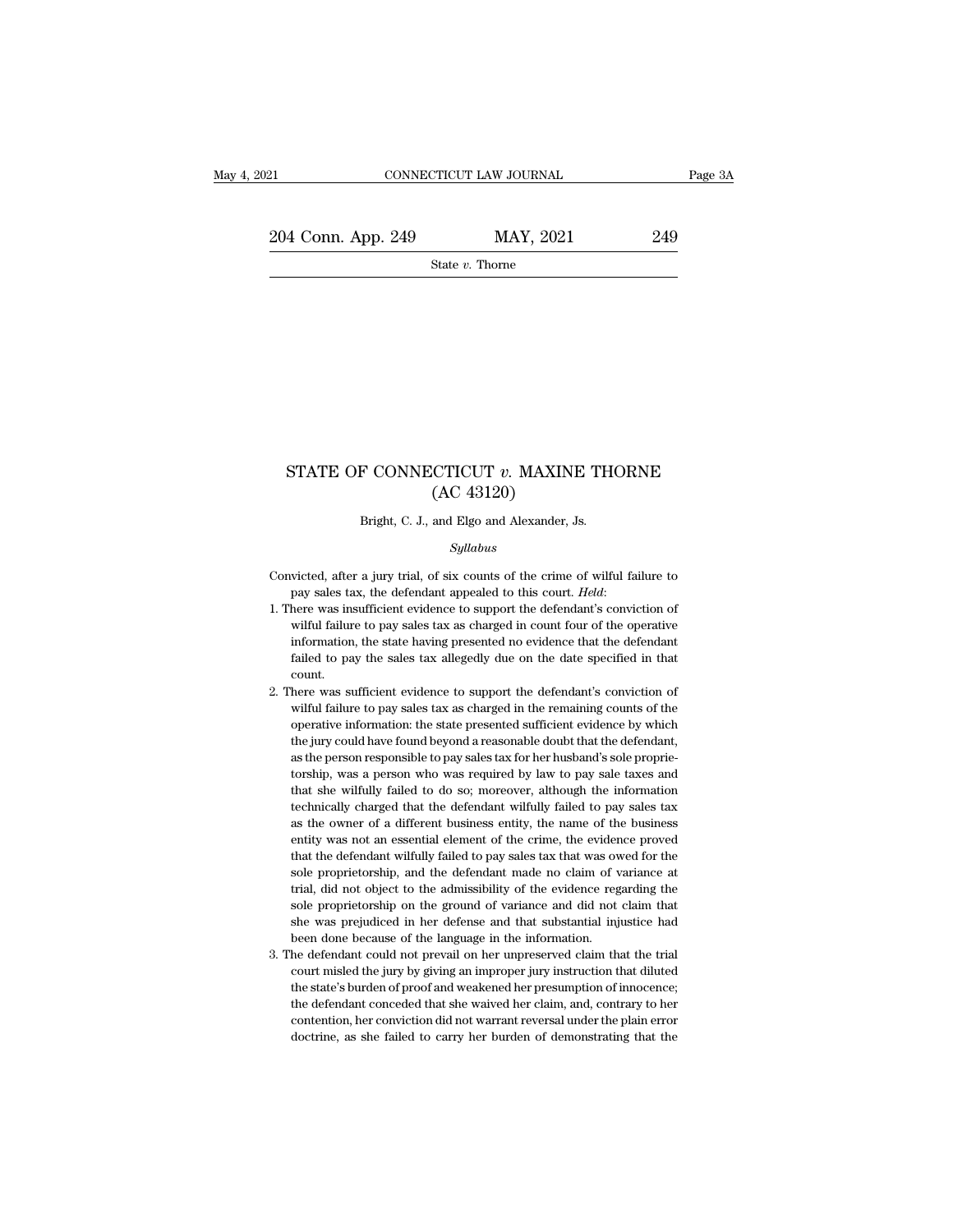# STATE OF CONNECTICUT *v.* MAXINE THORNE (AC 43120)

Bright, C. J., and Elgo and Alexander, Js.

*Syllabus*

Convicted, after a jury trial, of six counts of the crime of wilful failure to pay sales tax, the defendant appealed to this court. *Held*:

1. There was insufficient evidence to support the defendant's conviction of wilful failure to pay sales tax as charged in count four of the operative information, the state having presented no evidence that the defendant failed to pay the sales tax allegedly due on the date specified in that count.
2. There was sufficient evidence to support the defendant's conviction of wilful failure to pay sales tax as charged in the remaining counts of the operative information: the state presented sufficient evidence by which the jury could have found beyond a reasonable doubt that the defendant, as the person responsible to pay sales tax for her husband's sole proprietorship, was a person who was required by law to pay sale taxes and that she wilfully failed to do so; moreover, although the information technically charged that the defendant wilfully failed to pay sales tax as the owner of a different business entity, the name of the business entity was not an essential element of the crime, the evidence proved that the defendant wilfully failed to pay sales tax that was owed for the sole proprietorship, and the defendant made no claim of variance at trial, did not object to the admissibility of the evidence regarding the sole proprietorship on the ground of variance and did not claim that she was prejudiced in her defense and that substantial injustice had been done because of the language in the information.
3. The defendant could not prevail on her unpreserved claim that the trial court misled the jury by giving an improper jury instruction that diluted the state's burden of proof and weakened her presumption of innocence; the defendant conceded that she waived her claim, and, contrary to her contention, her conviction did not warrant reversal under the plain error doctrine, as she failed to carry her burden of demonstrating that the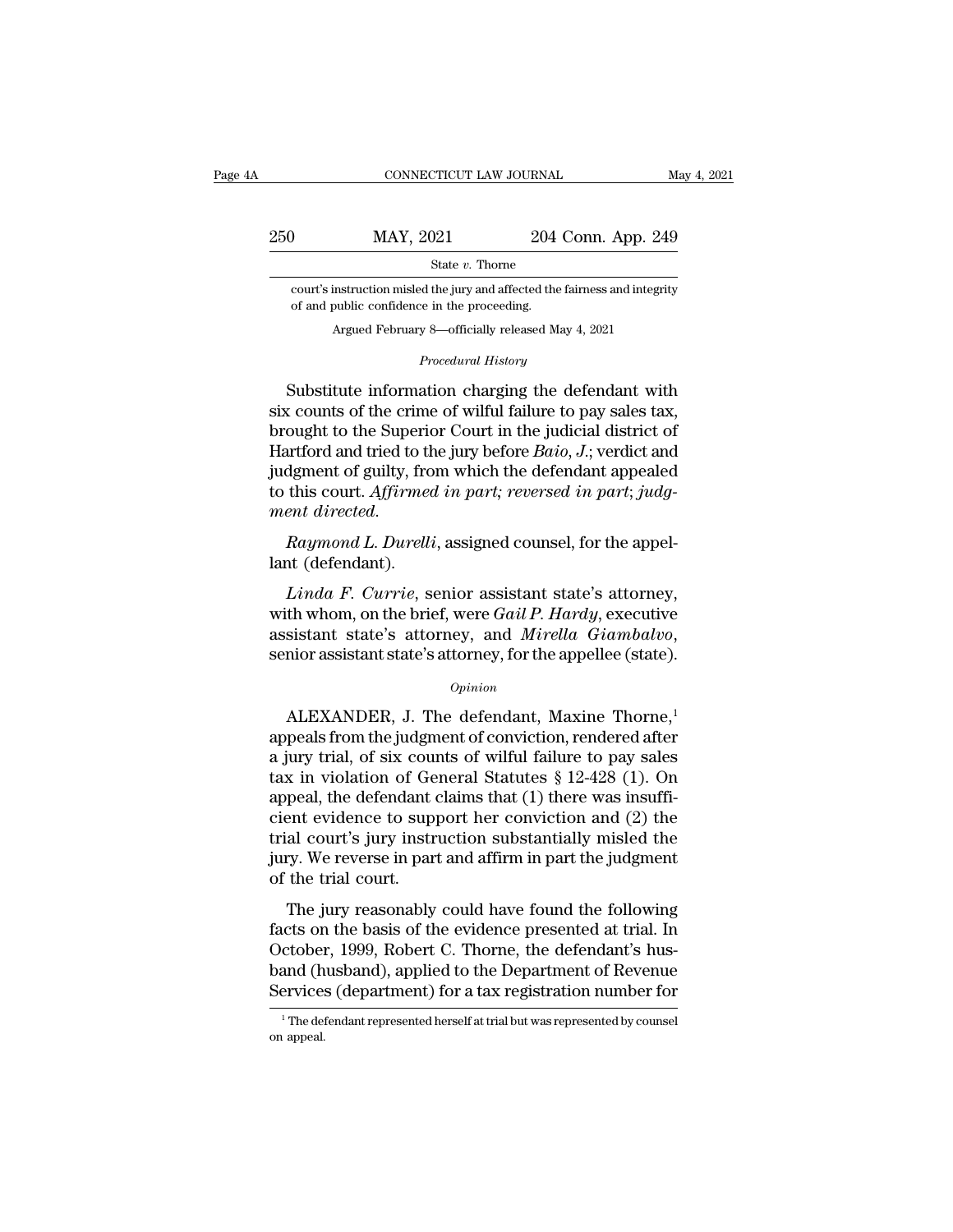court's instruction misled the jury and affected the fairness and integrity of and public confidence in the proceeding.

Argued February 8—officially released May 4, 2021

*Procedural History*

Substitute information charging the defendant with six counts of the crime of wilful failure to pay sales tax, brought to the Superior Court in the judicial district of Hartford and tried to the jury before *Baio, J.*; verdict and judgment of guilty, from which the defendant appealed to this court. *Affirmed in part; reversed in part; judgment directed.*

*Raymond L. Durelli*, assigned counsel, for the appellant (defendant).

*Linda F. Currie*, senior assistant state's attorney, with whom, on the brief, were *Gail P. Hardy*, executive assistant state's attorney, and *Mirella Giambalvo*, senior assistant state's attorney, for the appellee (state).

*Opinion*

ALEXANDER, J. The defendant, Maxine Thorne,[1] appeals from the judgment of conviction, rendered after a jury trial, of six counts of wilful failure to pay sales tax in violation of General Statutes § 12-428 (1). On appeal, the defendant claims that (1) there was insufficient evidence to support her conviction and (2) the trial court's jury instruction substantially misled the jury. We reverse in part and affirm in part the judgment of the trial court.

The jury reasonably could have found the following facts on the basis of the evidence presented at trial. In October, 1999, Robert C. Thorne, the defendant's husband (husband), applied to the Department of Revenue Services (department) for a tax registration number for

[1] The defendant represented herself at trial but was represented by counsel on appeal.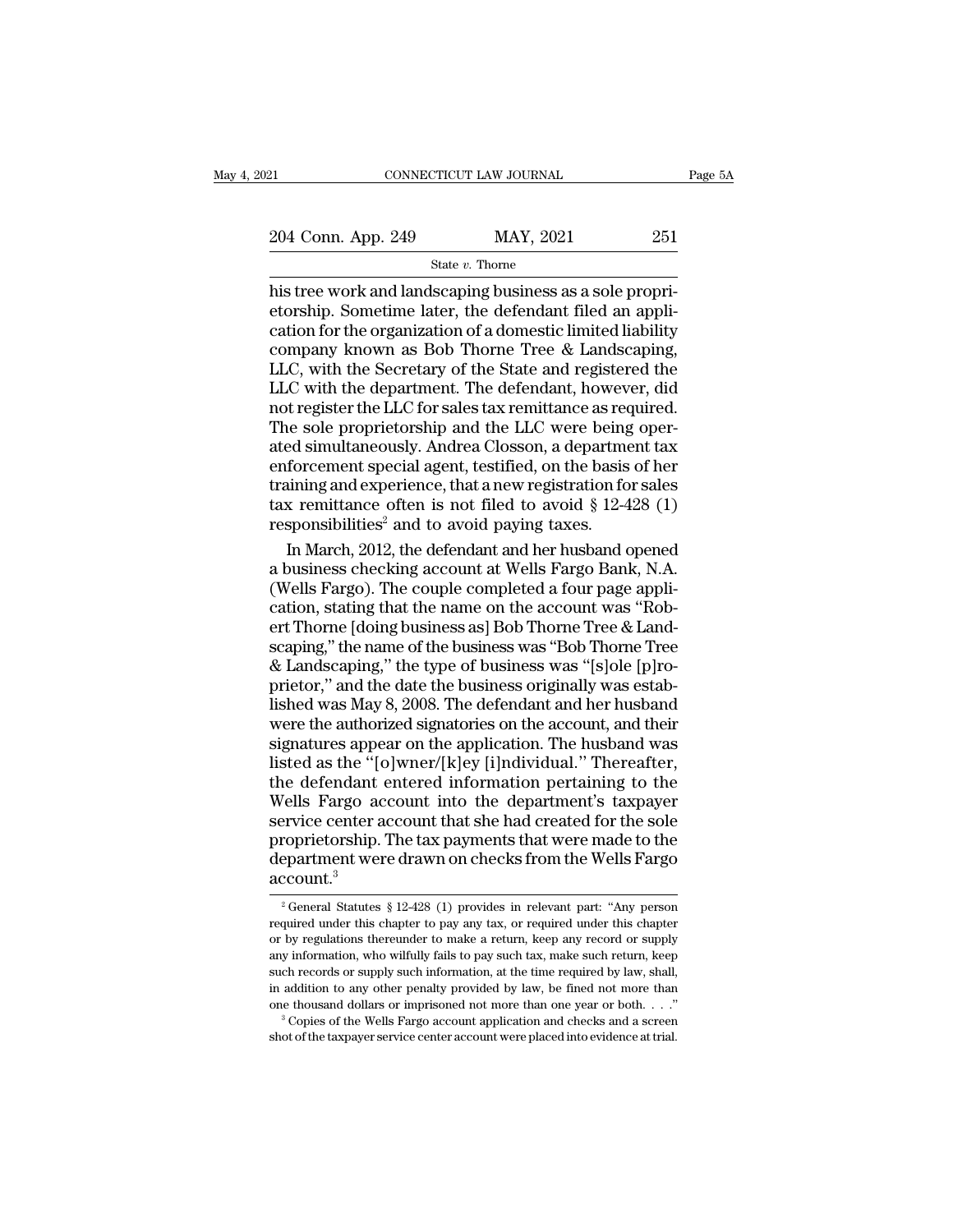his tree work and landscaping business as a sole proprietorship. Sometime later, the defendant filed an application for the organization of a domestic limited liability company known as Bob Thorne Tree & Landscaping, LLC, with the Secretary of the State and registered the LLC with the department. The defendant, however, did not register the LLC for sales tax remittance as required. The sole proprietorship and the LLC were being operated simultaneously. Andrea Closson, a department tax enforcement special agent, testified, on the basis of her training and experience, that a new registration for sales tax remittance often is not filed to avoid § 12-428 (1) responsibilities[2] and to avoid paying taxes.

In March, 2012, the defendant and her husband opened a business checking account at Wells Fargo Bank, N.A. (Wells Fargo). The couple completed a four page application, stating that the name on the account was "Robert Thorne [doing business as] Bob Thorne Tree & Landscaping," the name of the business was "Bob Thorne Tree & Landscaping," the type of business was "[s]ole [p]roprietor," and the date the business originally was established was May 8, 2008. The defendant and her husband were the authorized signatories on the account, and their signatures appear on the application. The husband was listed as the "[o]wner/[k]ey [i]ndividual." Thereafter, the defendant entered information pertaining to the Wells Fargo account into the department's taxpayer service center account that she had created for the sole proprietorship. The tax payments that were made to the department were drawn on checks from the Wells Fargo account.[3]

---

[2] General Statutes § 12-428 (1) provides in relevant part: "Any person required under this chapter to pay any tax, or required under this chapter or by regulations thereunder to make a return, keep any record or supply any information, who wilfully fails to pay such tax, make such return, keep such records or supply such information, at the time required by law, shall, in addition to any other penalty provided by law, be fined not more than one thousand dollars or imprisoned not more than one year or both. . . ."

[3] Copies of the Wells Fargo account application and checks and a screen shot of the taxpayer service center account were placed into evidence at trial.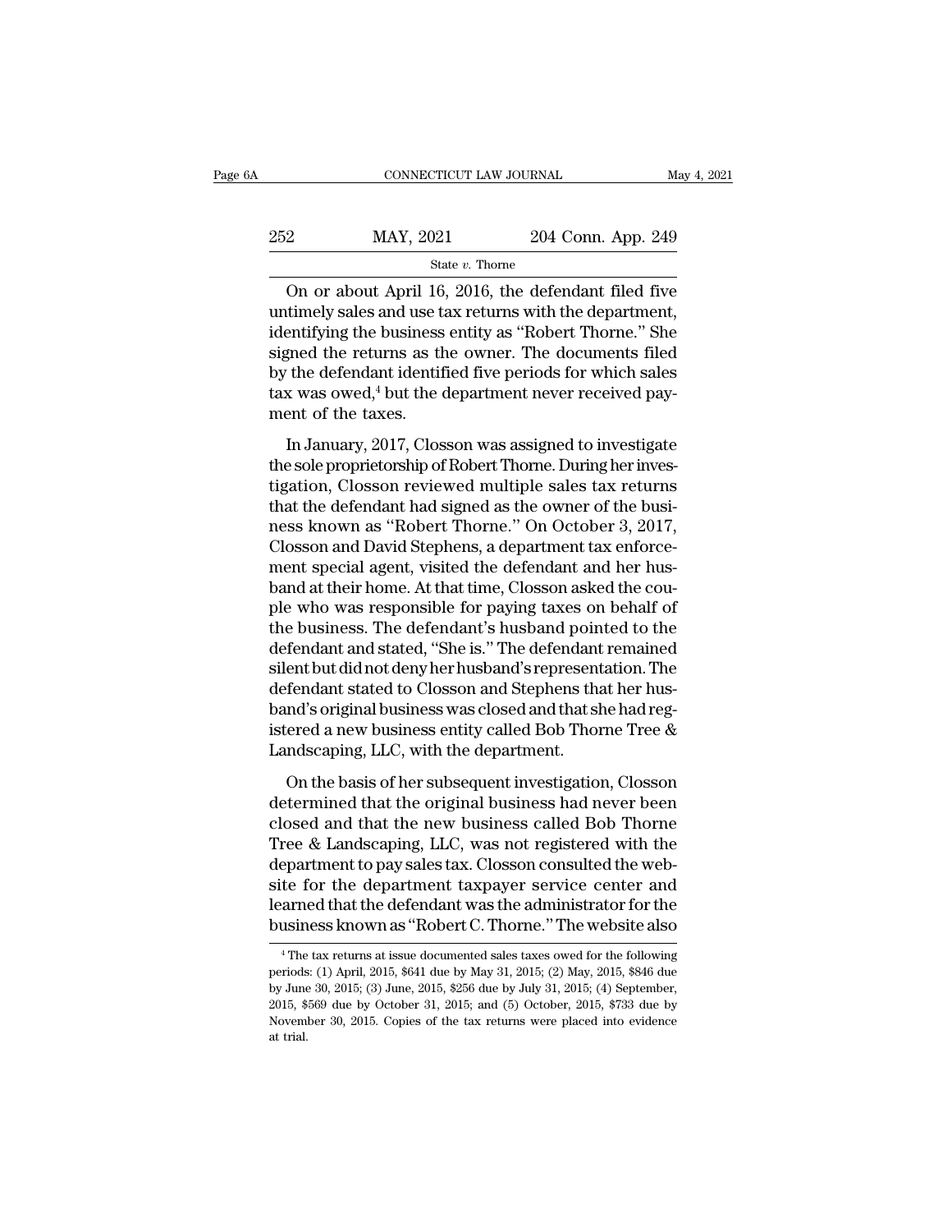On or about April 16, 2016, the defendant filed five untimely sales and use tax returns with the department, identifying the business entity as "Robert Thorne." She signed the returns as the owner. The documents filed by the defendant identified five periods for which sales tax was owed,[4] but the department never received payment of the taxes.

In January, 2017, Closson was assigned to investigate the sole proprietorship of Robert Thorne. During her investigation, Closson reviewed multiple sales tax returns that the defendant had signed as the owner of the business known as "Robert Thorne." On October 3, 2017, Closson and David Stephens, a department tax enforcement special agent, visited the defendant and her husband at their home. At that time, Closson asked the couple who was responsible for paying taxes on behalf of the business. The defendant's husband pointed to the defendant and stated, "She is." The defendant remained silent but did not deny her husband's representation. The defendant stated to Closson and Stephens that her husband's original business was closed and that she had registered a new business entity called Bob Thorne Tree & Landscaping, LLC, with the department.

On the basis of her subsequent investigation, Closson determined that the original business had never been closed and that the new business called Bob Thorne Tree & Landscaping, LLC, was not registered with the department to pay sales tax. Closson consulted the website for the department taxpayer service center and learned that the defendant was the administrator for the business known as "Robert C. Thorne." The website also

[4] The tax returns at issue documented sales taxes owed for the following periods: (1) April, 2015, $641 due by May 31, 2015; (2) May, 2015, $846 due by June 30, 2015; (3) June, 2015, $256 due by July 31, 2015; (4) September, 2015, $569 due by October 31, 2015; and (5) October, 2015, $733 due by November 30, 2015. Copies of the tax returns were placed into evidence at trial.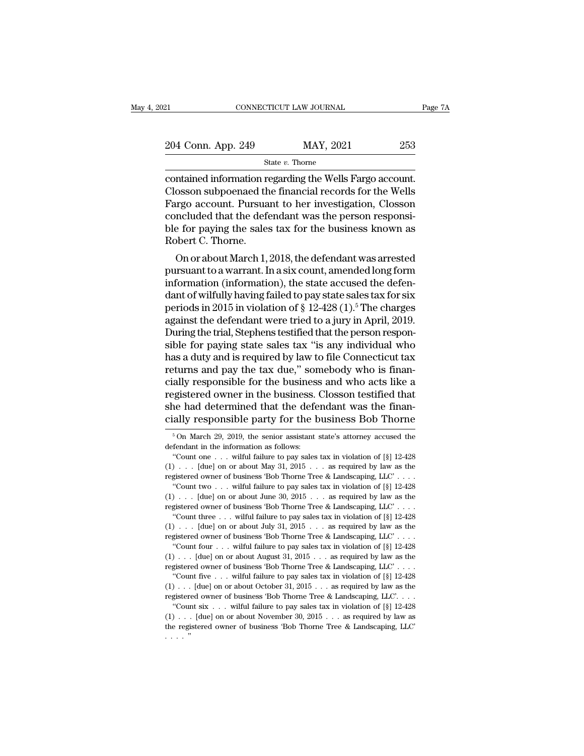contained information regarding the Wells Fargo account. Closson subpoenaed the financial records for the Wells Fargo account. Pursuant to her investigation, Closson concluded that the defendant was the person responsible for paying the sales tax for the business known as Robert C. Thorne.

On or about March 1, 2018, the defendant was arrested pursuant to a warrant. In a six count, amended long form information (information), the state accused the defendant of wilfully having failed to pay state sales tax for six periods in 2015 in violation of § 12-428 (1).[5] The charges against the defendant were tried to a jury in April, 2019. During the trial, Stephens testified that the person responsible for paying state sales tax "is any individual who has a duty and is required by law to file Connecticut tax returns and pay the tax due," somebody who is financially responsible for the business and who acts like a registered owner in the business. Closson testified that she had determined that the defendant was the financially responsible party for the business Bob Thorne

---

[5] On March 29, 2019, the senior assistant state's attorney accused the defendant in the information as follows:

"Count one . . . wilful failure to pay sales tax in violation of [§] 12-428 (1) . . . [due] on or about May 31, 2015 . . . as required by law as the registered owner of business 'Bob Thorne Tree & Landscaping, LLC' . . . .

"Count two . . . wilful failure to pay sales tax in violation of [§] 12-428 (1) . . . [due] on or about June 30, 2015 . . . as required by law as the registered owner of business 'Bob Thorne Tree & Landscaping, LLC' . . . .

"Count three . . . wilful failure to pay sales tax in violation of [§] 12-428 (1) . . . [due] on or about July 31, 2015 . . . as required by law as the registered owner of business 'Bob Thorne Tree & Landscaping, LLC' . . . .

"Count four . . . wilful failure to pay sales tax in violation of [§] 12-428 (1) . . . [due] on or about August 31, 2015 . . . as required by law as the registered owner of business 'Bob Thorne Tree & Landscaping, LLC' . . . .

"Count five . . . wilful failure to pay sales tax in violation of [§] 12-428 (1) . . . [due] on or about October 31, 2015 . . . as required by law as the registered owner of business 'Bob Thorne Tree & Landscaping, LLC'. . . .

"Count six . . . wilful failure to pay sales tax in violation of [§] 12-428 (1) . . . [due] on or about November 30, 2015 . . . as required by law as the registered owner of business 'Bob Thorne Tree & Landscaping, LLC' . . . ."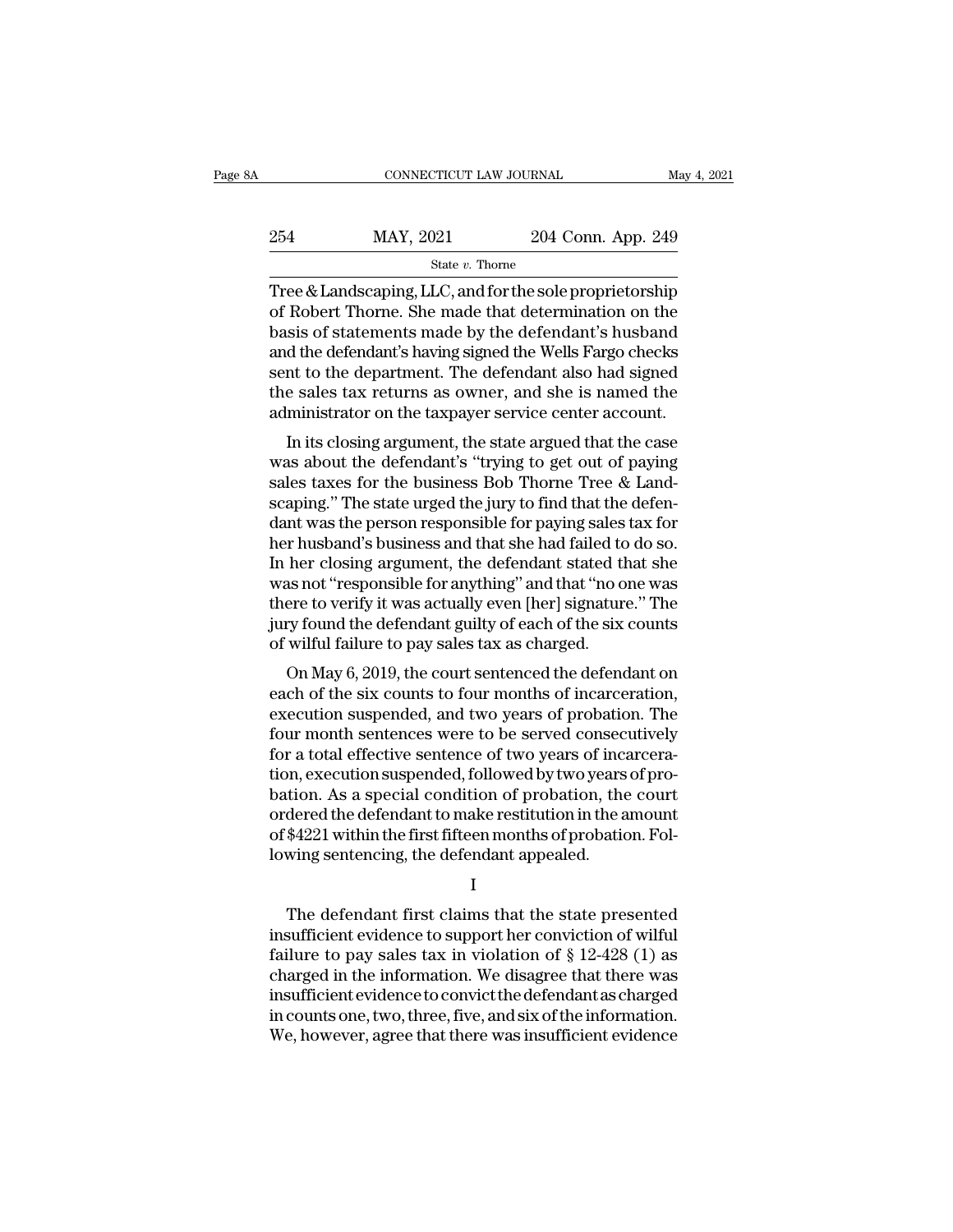Tree & Landscaping, LLC, and for the sole proprietorship of Robert Thorne. She made that determination on the basis of statements made by the defendant's husband and the defendant's having signed the Wells Fargo checks sent to the department. The defendant also had signed the sales tax returns as owner, and she is named the administrator on the taxpayer service center account.

In its closing argument, the state argued that the case was about the defendant's "trying to get out of paying sales taxes for the business Bob Thorne Tree & Landscaping." The state urged the jury to find that the defendant was the person responsible for paying sales tax for her husband's business and that she had failed to do so. In her closing argument, the defendant stated that she was not "responsible for anything" and that "no one was there to verify it was actually even [her] signature." The jury found the defendant guilty of each of the six counts of wilful failure to pay sales tax as charged.

On May 6, 2019, the court sentenced the defendant on each of the six counts to four months of incarceration, execution suspended, and two years of probation. The four month sentences were to be served consecutively for a total effective sentence of two years of incarceration, execution suspended, followed by two years of probation. As a special condition of probation, the court ordered the defendant to make restitution in the amount of $4221 within the first fifteen months of probation. Following sentencing, the defendant appealed.

I

The defendant first claims that the state presented insufficient evidence to support her conviction of wilful failure to pay sales tax in violation of § 12-428 (1) as charged in the information. We disagree that there was insufficient evidence to convict the defendant as charged in counts one, two, three, five, and six of the information. We, however, agree that there was insufficient evidence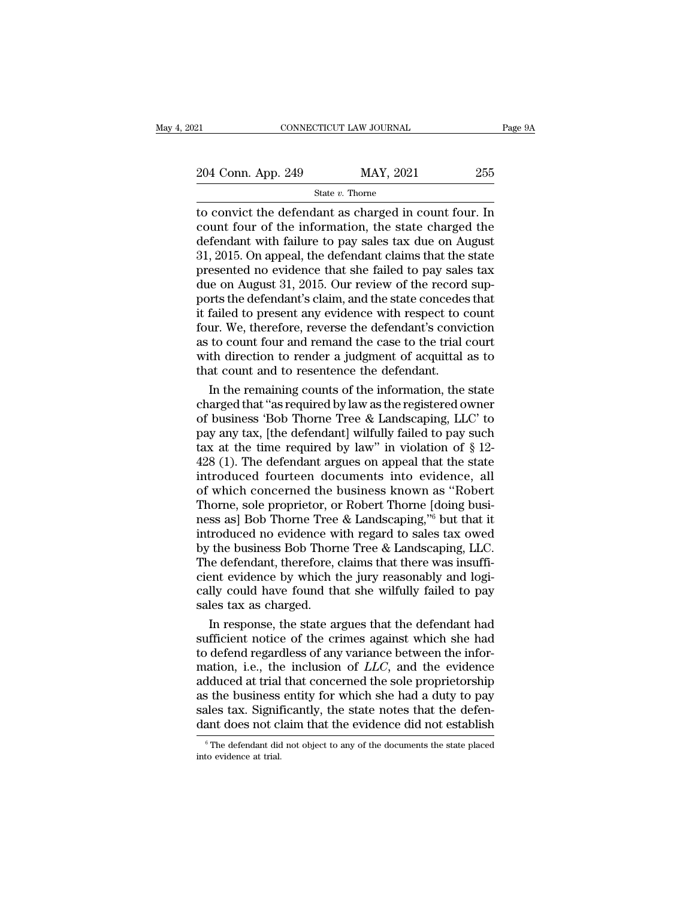to convict the defendant as charged in count four. In count four of the information, the state charged the defendant with failure to pay sales tax due on August 31, 2015. On appeal, the defendant claims that the state presented no evidence that she failed to pay sales tax due on August 31, 2015. Our review of the record supports the defendant's claim, and the state concedes that it failed to present any evidence with respect to count four. We, therefore, reverse the defendant's conviction as to count four and remand the case to the trial court with direction to render a judgment of acquittal as to that count and to resentence the defendant.

In the remaining counts of the information, the state charged that "as required by law as the registered owner of business 'Bob Thorne Tree & Landscaping, LLC' to pay any tax, [the defendant] wilfully failed to pay such tax at the time required by law" in violation of § 12-428 (1). The defendant argues on appeal that the state introduced fourteen documents into evidence, all of which concerned the business known as "Robert Thorne, sole proprietor, or Robert Thorne [doing business as] Bob Thorne Tree & Landscaping,"[6] but that it introduced no evidence with regard to sales tax owed by the business Bob Thorne Tree & Landscaping, LLC. The defendant, therefore, claims that there was insufficient evidence by which the jury reasonably and logically could have found that she wilfully failed to pay sales tax as charged.

In response, the state argues that the defendant had sufficient notice of the crimes against which she had to defend regardless of any variance between the information, i.e., the inclusion of *LLC*, and the evidence adduced at trial that concerned the sole proprietorship as the business entity for which she had a duty to pay sales tax. Significantly, the state notes that the defendant does not claim that the evidence did not establish

[6] The defendant did not object to any of the documents the state placed into evidence at trial.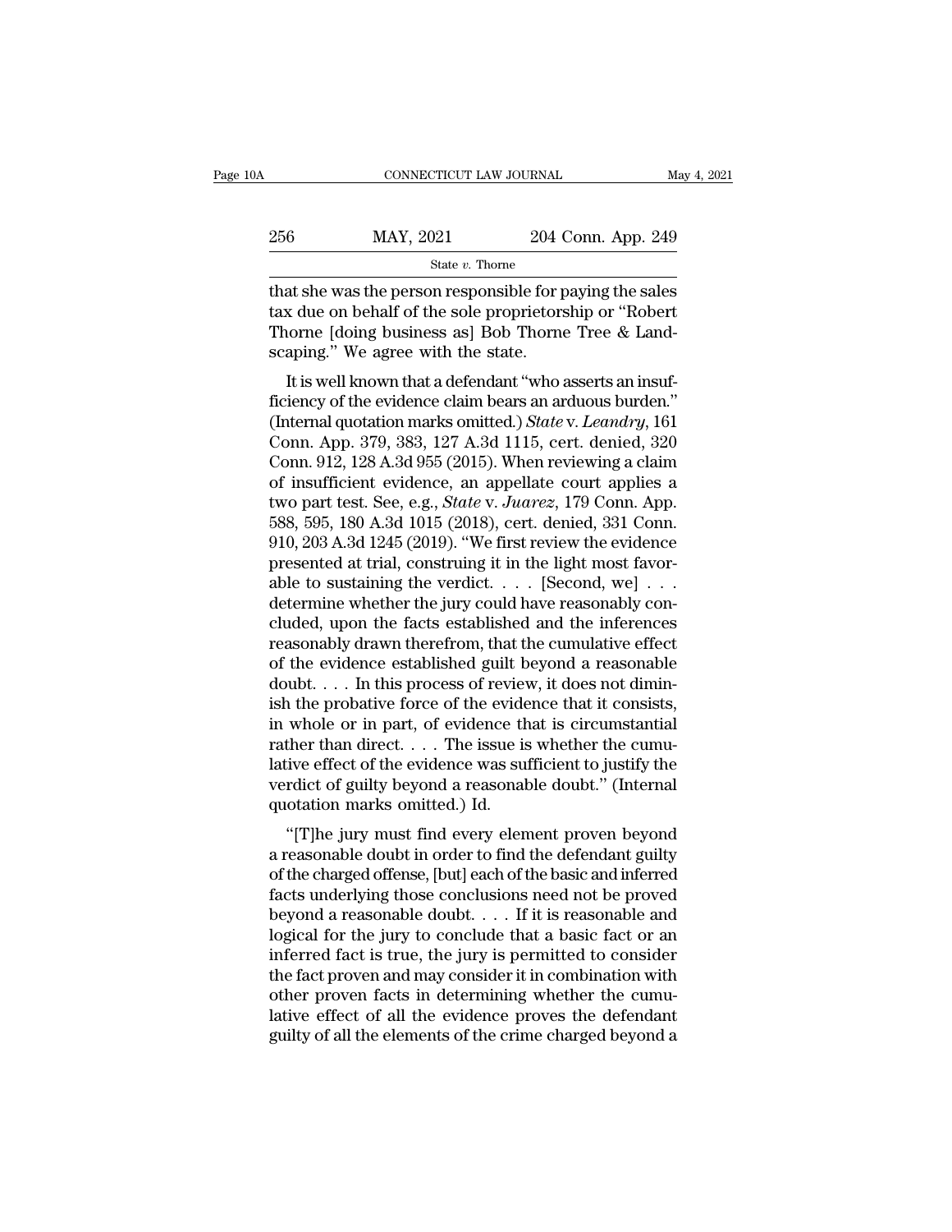that she was the person responsible for paying the sales tax due on behalf of the sole proprietorship or "Robert Thorne [doing business as] Bob Thorne Tree & Landscaping." We agree with the state.

It is well known that a defendant "who asserts an insufficiency of the evidence claim bears an arduous burden." (Internal quotation marks omitted.) *State* v. *Leandry*, 161 Conn. App. 379, 383, 127 A.3d 1115, cert. denied, 320 Conn. 912, 128 A.3d 955 (2015). When reviewing a claim of insufficient evidence, an appellate court applies a two part test. See, e.g., *State* v. *Juarez*, 179 Conn. App. 588, 595, 180 A.3d 1015 (2018), cert. denied, 331 Conn. 910, 203 A.3d 1245 (2019). "We first review the evidence presented at trial, construing it in the light most favorable to sustaining the verdict. . . . [Second, we] . . . determine whether the jury could have reasonably concluded, upon the facts established and the inferences reasonably drawn therefrom, that the cumulative effect of the evidence established guilt beyond a reasonable doubt. . . . In this process of review, it does not diminish the probative force of the evidence that it consists, in whole or in part, of evidence that is circumstantial rather than direct. . . . The issue is whether the cumulative effect of the evidence was sufficient to justify the verdict of guilty beyond a reasonable doubt." (Internal quotation marks omitted.) Id.

"[T]he jury must find every element proven beyond a reasonable doubt in order to find the defendant guilty of the charged offense, [but] each of the basic and inferred facts underlying those conclusions need not be proved beyond a reasonable doubt. . . . If it is reasonable and logical for the jury to conclude that a basic fact or an inferred fact is true, the jury is permitted to consider the fact proven and may consider it in combination with other proven facts in determining whether the cumulative effect of all the evidence proves the defendant guilty of all the elements of the crime charged beyond a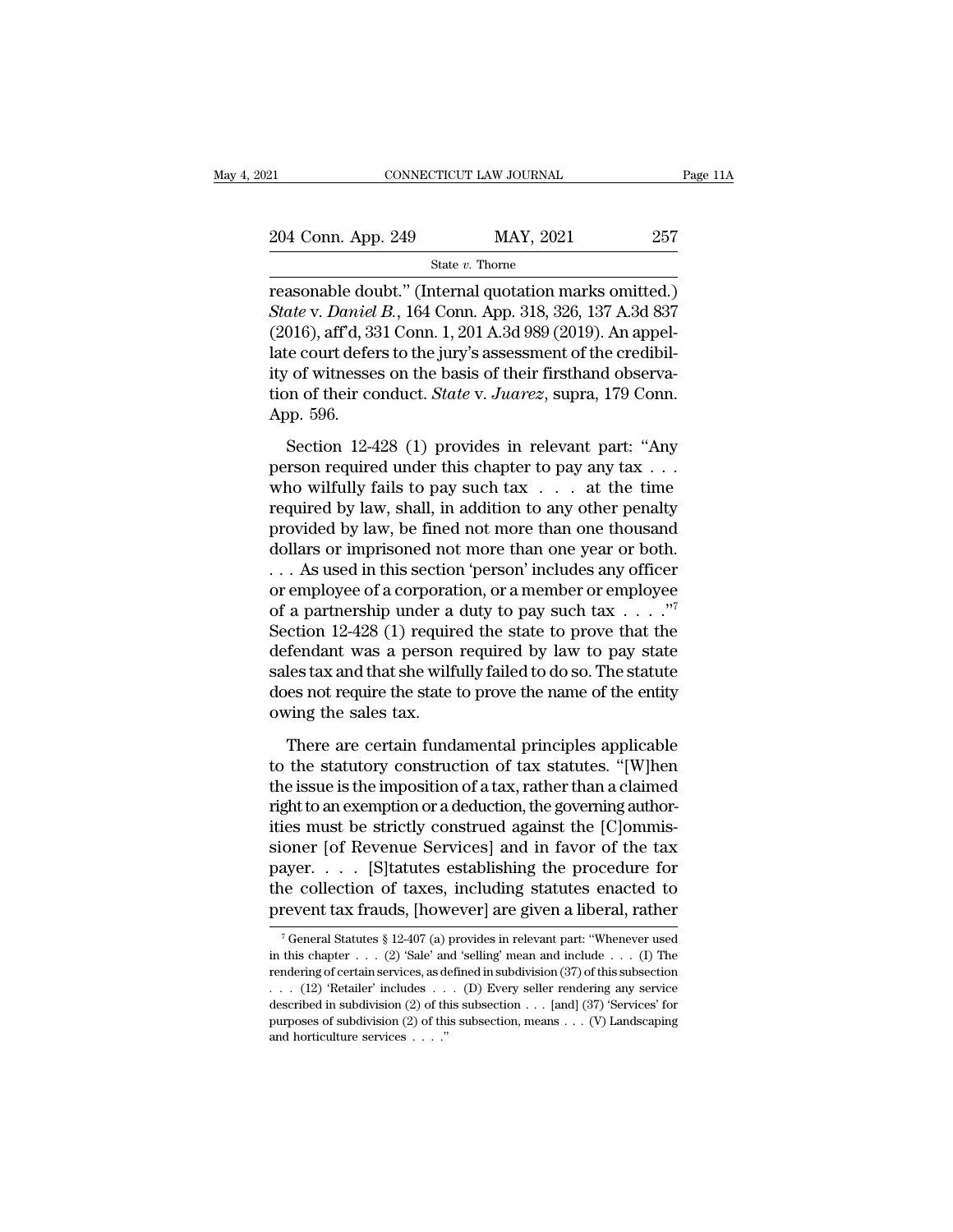reasonable doubt." (Internal quotation marks omitted.) *State* v. *Daniel B.*, 164 Conn. App. 318, 326, 137 A.3d 837 (2016), aff'd, 331 Conn. 1, 201 A.3d 989 (2019). An appellate court defers to the jury's assessment of the credibility of witnesses on the basis of their firsthand observation of their conduct. *State* v. *Juarez*, supra, 179 Conn. App. 596.

Section 12-428 (1) provides in relevant part: "Any person required under this chapter to pay any tax . . . who wilfully fails to pay such tax . . . at the time required by law, shall, in addition to any other penalty provided by law, be fined not more than one thousand dollars or imprisoned not more than one year or both. . . . As used in this section 'person' includes any officer or employee of a corporation, or a member or employee of a partnership under a duty to pay such tax . . . ."[7] Section 12-428 (1) required the state to prove that the defendant was a person required by law to pay state sales tax and that she wilfully failed to do so. The statute does not require the state to prove the name of the entity owing the sales tax.

There are certain fundamental principles applicable to the statutory construction of tax statutes. "[W]hen the issue is the imposition of a tax, rather than a claimed right to an exemption or a deduction, the governing authorities must be strictly construed against the [C]ommissioner [of Revenue Services] and in favor of the tax payer. . . . [S]tatutes establishing the procedure for the collection of taxes, including statutes enacted to prevent tax frauds, [however] are given a liberal, rather

[7] General Statutes § 12-407 (a) provides in relevant part: "Whenever used in this chapter . . . (2) 'Sale' and 'selling' mean and include . . . (I) The rendering of certain services, as defined in subdivision (37) of this subsection . . . (12) 'Retailer' includes . . . (D) Every seller rendering any service described in subdivision (2) of this subsection . . . [and] (37) 'Services' for purposes of subdivision (2) of this subsection, means . . . (V) Landscaping and horticulture services . . . ."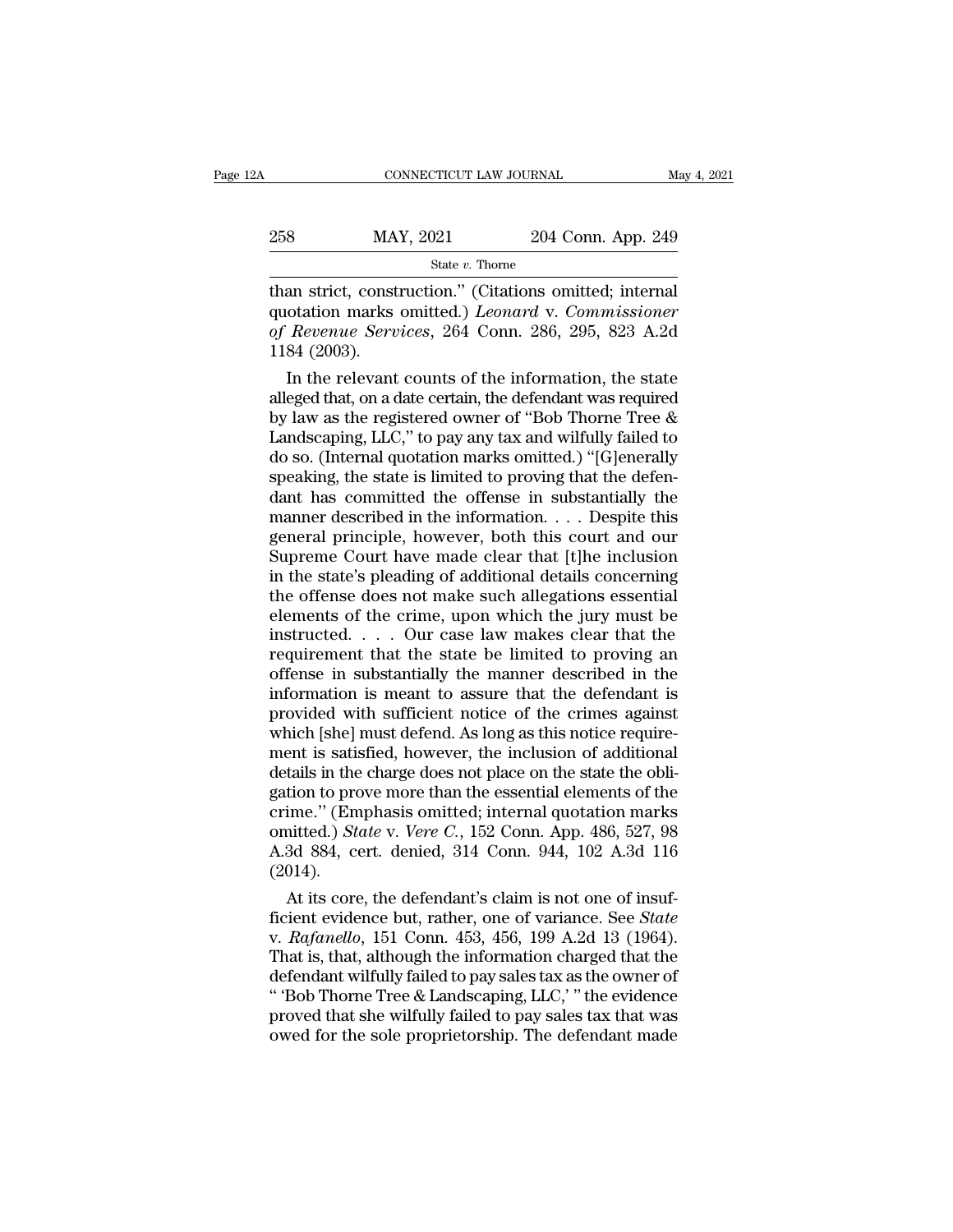than strict, construction." (Citations omitted; internal quotation marks omitted.) *Leonard* v. *Commissioner of Revenue Services*, 264 Conn. 286, 295, 823 A.2d 1184 (2003).

In the relevant counts of the information, the state alleged that, on a date certain, the defendant was required by law as the registered owner of "Bob Thorne Tree & Landscaping, LLC," to pay any tax and wilfully failed to do so. (Internal quotation marks omitted.) "[G]enerally speaking, the state is limited to proving that the defendant has committed the offense in substantially the manner described in the information. . . . Despite this general principle, however, both this court and our Supreme Court have made clear that [t]he inclusion in the state's pleading of additional details concerning the offense does not make such allegations essential elements of the crime, upon which the jury must be instructed. . . . Our case law makes clear that the requirement that the state be limited to proving an offense in substantially the manner described in the information is meant to assure that the defendant is provided with sufficient notice of the crimes against which [she] must defend. As long as this notice requirement is satisfied, however, the inclusion of additional details in the charge does not place on the state the obligation to prove more than the essential elements of the crime." (Emphasis omitted; internal quotation marks omitted.) *State* v. *Vere C.*, 152 Conn. App. 486, 527, 98 A.3d 884, cert. denied, 314 Conn. 944, 102 A.3d 116 (2014).

At its core, the defendant's claim is not one of insufficient evidence but, rather, one of variance. See *State* v. *Rafanello*, 151 Conn. 453, 456, 199 A.2d 13 (1964). That is, that, although the information charged that the defendant wilfully failed to pay sales tax as the owner of " 'Bob Thorne Tree & Landscaping, LLC,' " the evidence proved that she wilfully failed to pay sales tax that was owed for the sole proprietorship. The defendant made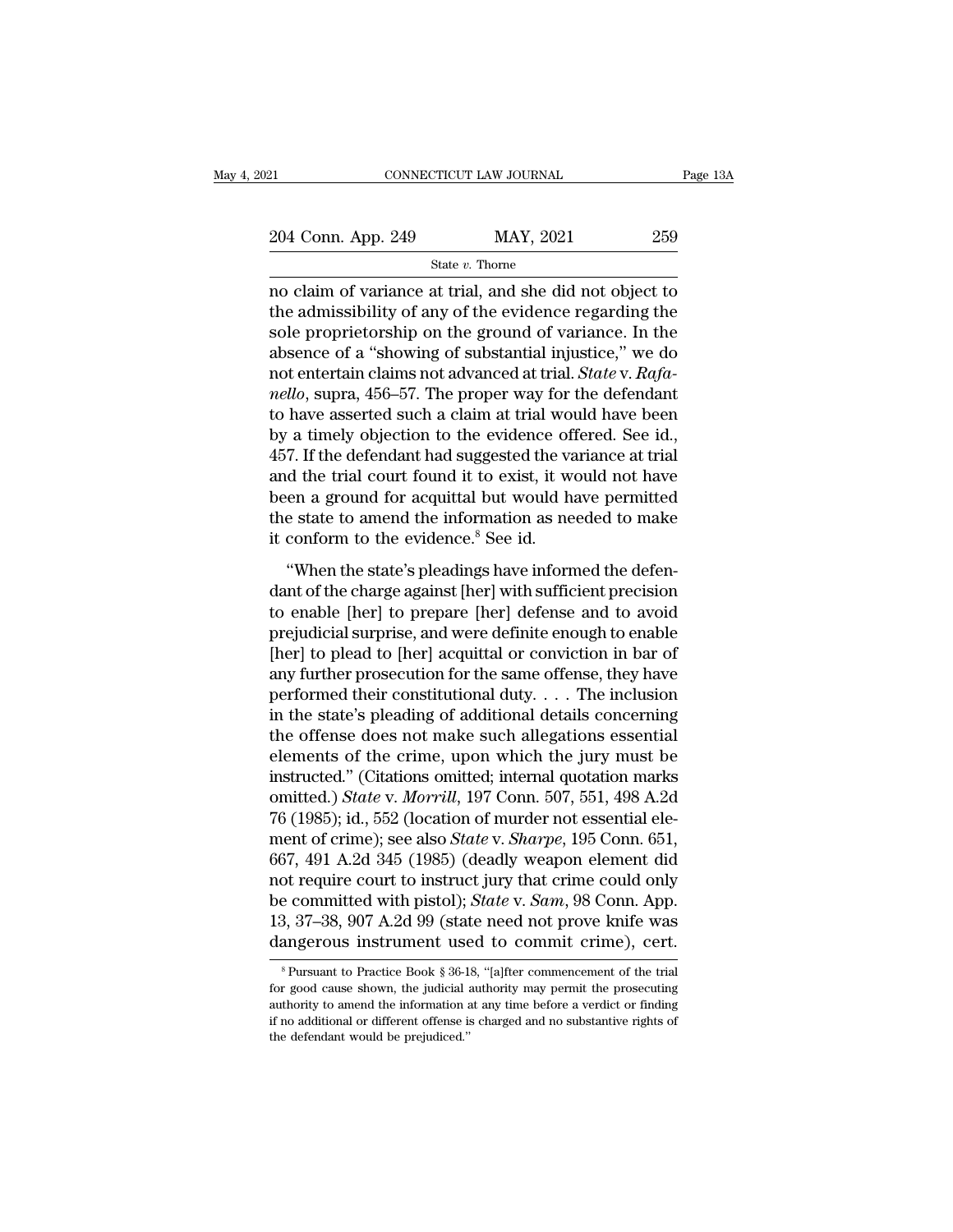no claim of variance at trial, and she did not object to the admissibility of any of the evidence regarding the sole proprietorship on the ground of variance. In the absence of a "showing of substantial injustice," we do not entertain claims not advanced at trial. *State* v. *Rafanello*, supra, 456–57. The proper way for the defendant to have asserted such a claim at trial would have been by a timely objection to the evidence offered. See id., 457. If the defendant had suggested the variance at trial and the trial court found it to exist, it would not have been a ground for acquittal but would have permitted the state to amend the information as needed to make it conform to the evidence.[8] See id.

"When the state's pleadings have informed the defendant of the charge against [her] with sufficient precision to enable [her] to prepare [her] defense and to avoid prejudicial surprise, and were definite enough to enable [her] to plead to [her] acquittal or conviction in bar of any further prosecution for the same offense, they have performed their constitutional duty. . . . The inclusion in the state's pleading of additional details concerning the offense does not make such allegations essential elements of the crime, upon which the jury must be instructed." (Citations omitted; internal quotation marks omitted.) *State* v. *Morrill*, 197 Conn. 507, 551, 498 A.2d 76 (1985); id., 552 (location of murder not essential element of crime); see also *State* v. *Sharpe*, 195 Conn. 651, 667, 491 A.2d 345 (1985) (deadly weapon element did not require court to instruct jury that crime could only be committed with pistol); *State* v. *Sam*, 98 Conn. App. 13, 37–38, 907 A.2d 99 (state need not prove knife was dangerous instrument used to commit crime), cert.

[8] Pursuant to Practice Book § 36-18, "[a]fter commencement of the trial for good cause shown, the judicial authority may permit the prosecuting authority to amend the information at any time before a verdict or finding if no additional or different offense is charged and no substantive rights of the defendant would be prejudiced."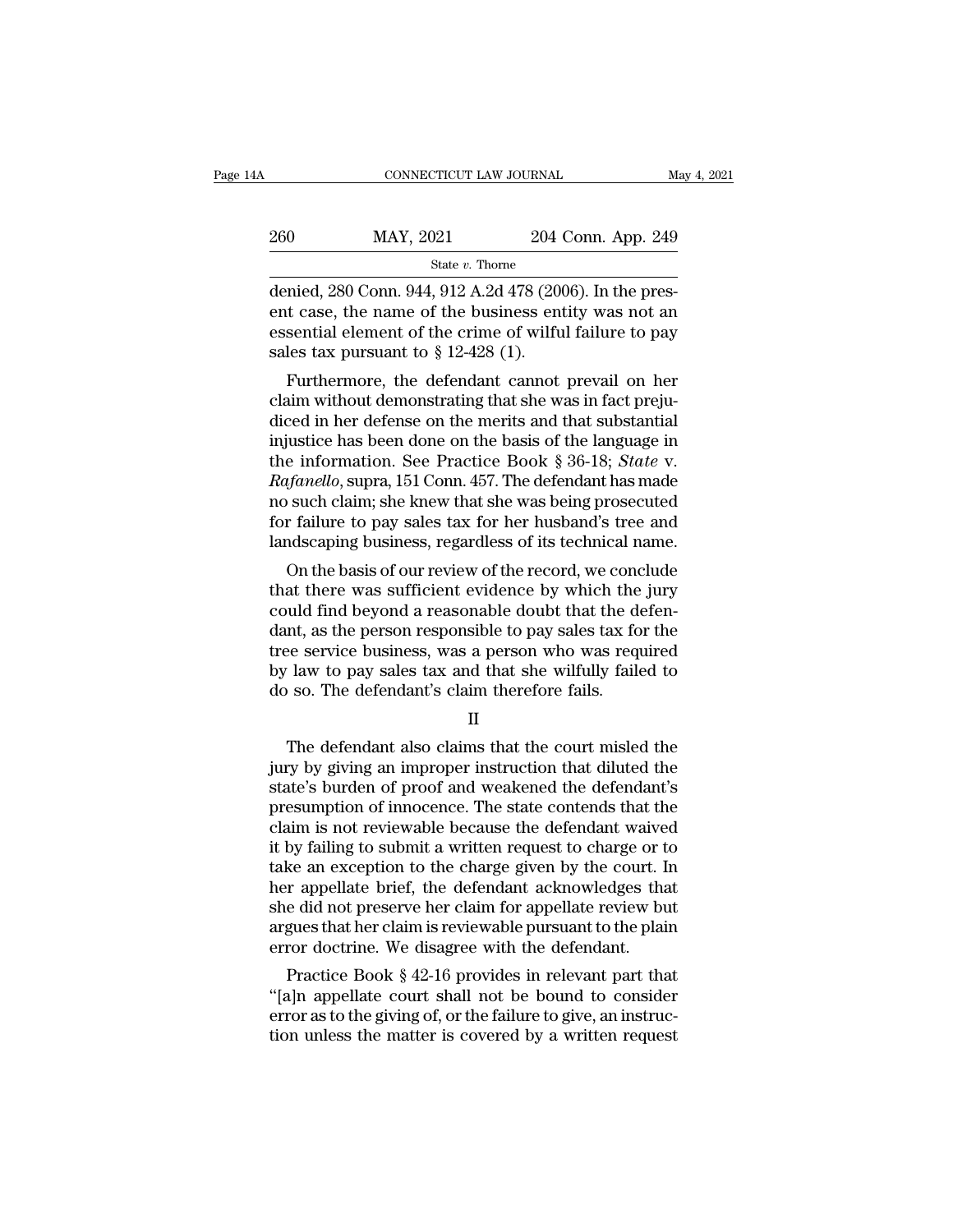denied, 280 Conn. 944, 912 A.2d 478 (2006). In the present case, the name of the business entity was not an essential element of the crime of wilful failure to pay sales tax pursuant to § 12-428 (1).

Furthermore, the defendant cannot prevail on her claim without demonstrating that she was in fact prejudiced in her defense on the merits and that substantial injustice has been done on the basis of the language in the information. See Practice Book § 36-18; *State* v. *Rafanello*, supra, 151 Conn. 457. The defendant has made no such claim; she knew that she was being prosecuted for failure to pay sales tax for her husband's tree and landscaping business, regardless of its technical name.

On the basis of our review of the record, we conclude that there was sufficient evidence by which the jury could find beyond a reasonable doubt that the defendant, as the person responsible to pay sales tax for the tree service business, was a person who was required by law to pay sales tax and that she wilfully failed to do so. The defendant's claim therefore fails.

II

The defendant also claims that the court misled the jury by giving an improper instruction that diluted the state's burden of proof and weakened the defendant's presumption of innocence. The state contends that the claim is not reviewable because the defendant waived it by failing to submit a written request to charge or to take an exception to the charge given by the court. In her appellate brief, the defendant acknowledges that she did not preserve her claim for appellate review but argues that her claim is reviewable pursuant to the plain error doctrine. We disagree with the defendant.

Practice Book § 42-16 provides in relevant part that "[a]n appellate court shall not be bound to consider error as to the giving of, or the failure to give, an instruction unless the matter is covered by a written request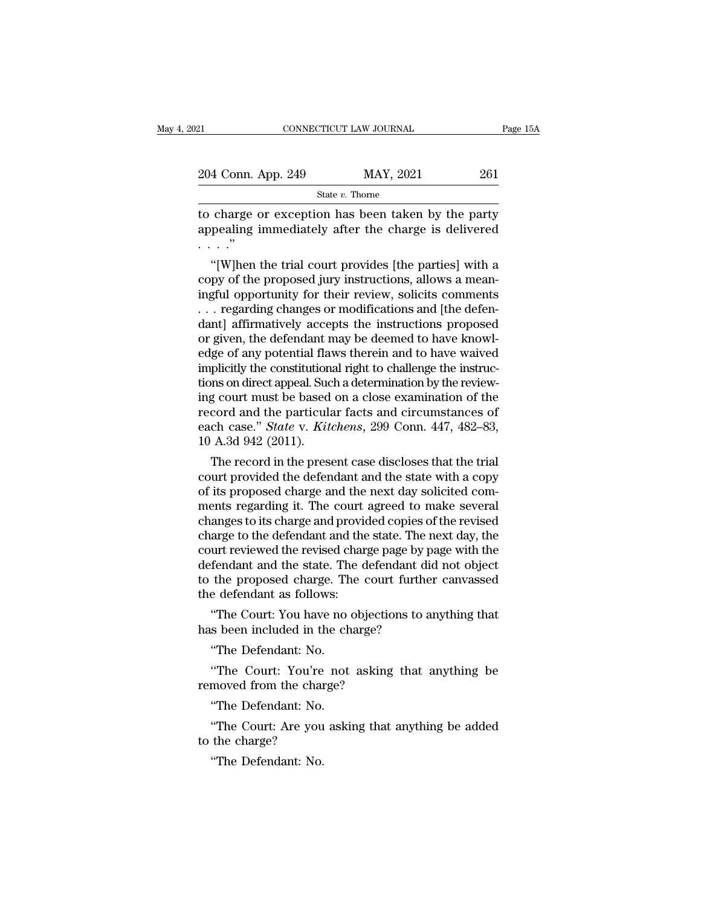to charge or exception has been taken by the party appealing immediately after the charge is delivered . . . ."

"[W]hen the trial court provides [the parties] with a copy of the proposed jury instructions, allows a meaningful opportunity for their review, solicits comments . . . regarding changes or modifications and [the defendant] affirmatively accepts the instructions proposed or given, the defendant may be deemed to have knowledge of any potential flaws therein and to have waived implicitly the constitutional right to challenge the instructions on direct appeal. Such a determination by the reviewing court must be based on a close examination of the record and the particular facts and circumstances of each case." *State* v. *Kitchens*, 299 Conn. 447, 482–83, 10 A.3d 942 (2011).

The record in the present case discloses that the trial court provided the defendant and the state with a copy of its proposed charge and the next day solicited comments regarding it. The court agreed to make several changes to its charge and provided copies of the revised charge to the defendant and the state. The next day, the court reviewed the revised charge page by page with the defendant and the state. The defendant did not object to the proposed charge. The court further canvassed the defendant as follows:

"The Court: You have no objections to anything that has been included in the charge?

"The Defendant: No.

"The Court: You're not asking that anything be removed from the charge?

"The Defendant: No.

"The Court: Are you asking that anything be added to the charge?

"The Defendant: No.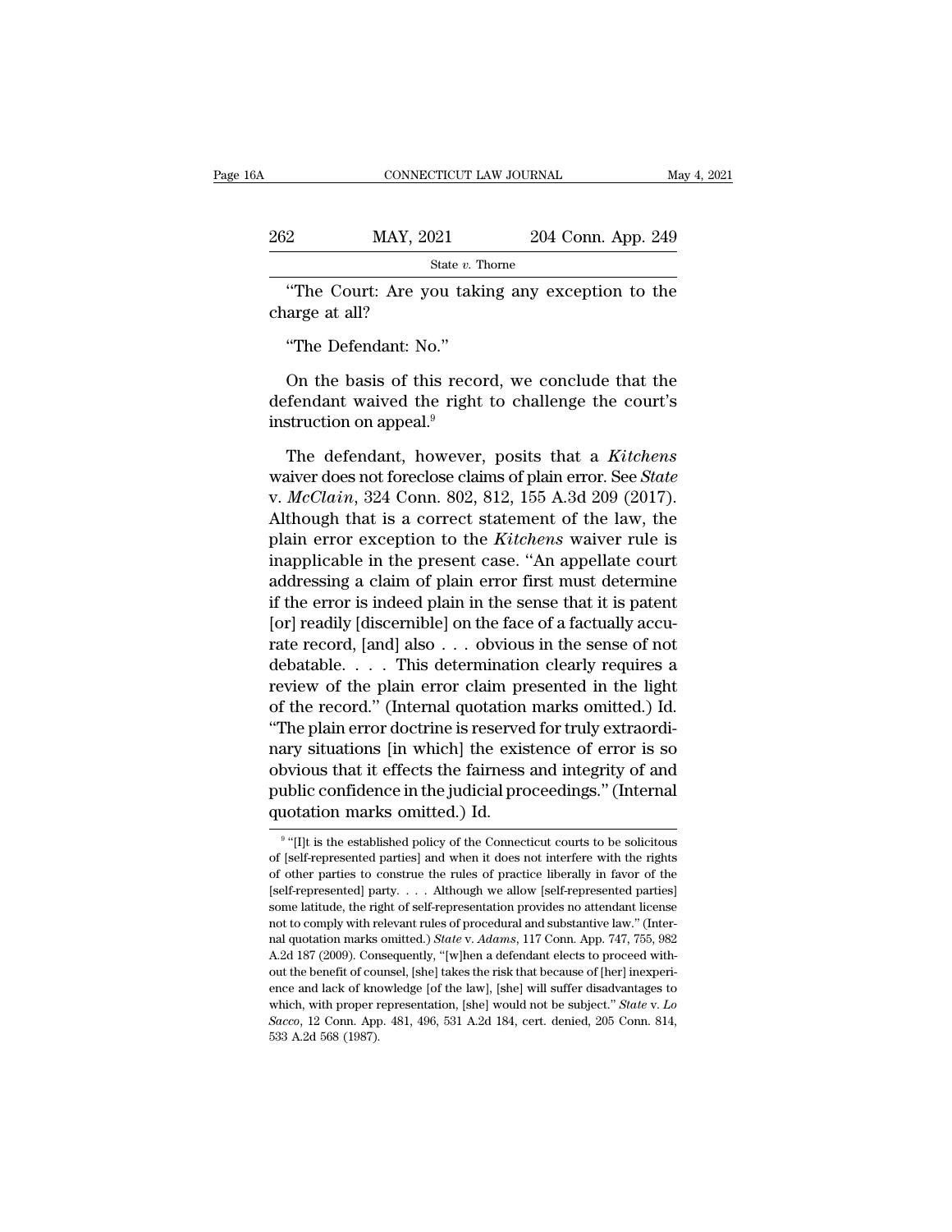"The Court: Are you taking any exception to the charge at all?

"The Defendant: No."

On the basis of this record, we conclude that the defendant waived the right to challenge the court's instruction on appeal.[9]

The defendant, however, posits that a *Kitchens* waiver does not foreclose claims of plain error. See *State* v. *McClain*, 324 Conn. 802, 812, 155 A.3d 209 (2017). Although that is a correct statement of the law, the plain error exception to the *Kitchens* waiver rule is inapplicable in the present case. "An appellate court addressing a claim of plain error first must determine if the error is indeed plain in the sense that it is patent [or] readily [discernible] on the face of a factually accurate record, [and] also . . . obvious in the sense of not debatable. . . . This determination clearly requires a review of the plain error claim presented in the light of the record." (Internal quotation marks omitted.) Id. "The plain error doctrine is reserved for truly extraordinary situations [in which] the existence of error is so obvious that it effects the fairness and integrity of and public confidence in the judicial proceedings." (Internal quotation marks omitted.) Id.

---

[9] "[I]t is the established policy of the Connecticut courts to be solicitous of [self-represented parties] and when it does not interfere with the rights of other parties to construe the rules of practice liberally in favor of the [self-represented] party. . . . Although we allow [self-represented parties] some latitude, the right of self-representation provides no attendant license not to comply with relevant rules of procedural and substantive law." (Internal quotation marks omitted.) *State* v. *Adams*, 117 Conn. App. 747, 755, 982 A.2d 187 (2009). Consequently, "[w]hen a defendant elects to proceed without the benefit of counsel, [she] takes the risk that because of [her] inexperience and lack of knowledge [of the law], [she] will suffer disadvantages to which, with proper representation, [she] would not be subject." *State* v. *Lo Sacco*, 12 Conn. App. 481, 496, 531 A.2d 184, cert. denied, 205 Conn. 814, 533 A.2d 568 (1987).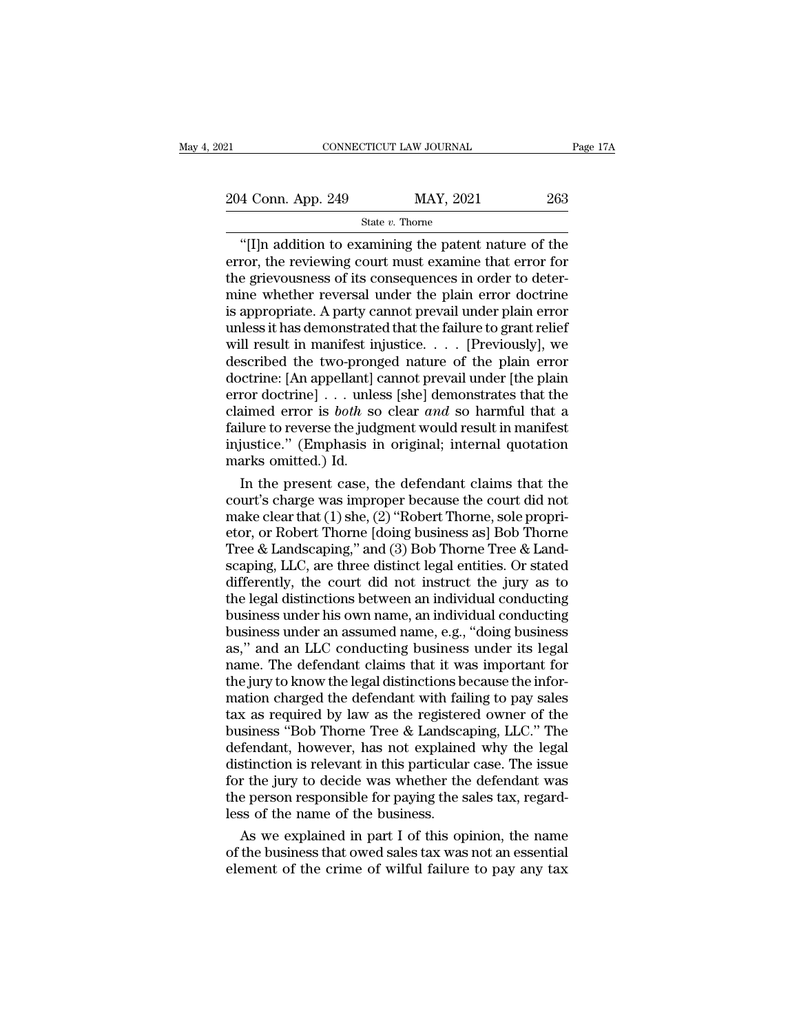"[I]n addition to examining the patent nature of the error, the reviewing court must examine that error for the grievousness of its consequences in order to determine whether reversal under the plain error doctrine is appropriate. A party cannot prevail under plain error unless it has demonstrated that the failure to grant relief will result in manifest injustice. . . . [Previously], we described the two-pronged nature of the plain error doctrine: [An appellant] cannot prevail under [the plain error doctrine] . . . unless [she] demonstrates that the claimed error is *both* so clear *and* so harmful that a failure to reverse the judgment would result in manifest injustice." (Emphasis in original; internal quotation marks omitted.) Id.

In the present case, the defendant claims that the court's charge was improper because the court did not make clear that (1) she, (2) "Robert Thorne, sole proprietor, or Robert Thorne [doing business as] Bob Thorne Tree & Landscaping," and (3) Bob Thorne Tree & Landscaping, LLC, are three distinct legal entities. Or stated differently, the court did not instruct the jury as to the legal distinctions between an individual conducting business under his own name, an individual conducting business under an assumed name, e.g., "doing business as," and an LLC conducting business under its legal name. The defendant claims that it was important for the jury to know the legal distinctions because the information charged the defendant with failing to pay sales tax as required by law as the registered owner of the business "Bob Thorne Tree & Landscaping, LLC." The defendant, however, has not explained why the legal distinction is relevant in this particular case. The issue for the jury to decide was whether the defendant was the person responsible for paying the sales tax, regardless of the name of the business.

As we explained in part I of this opinion, the name of the business that owed sales tax was not an essential element of the crime of wilful failure to pay any tax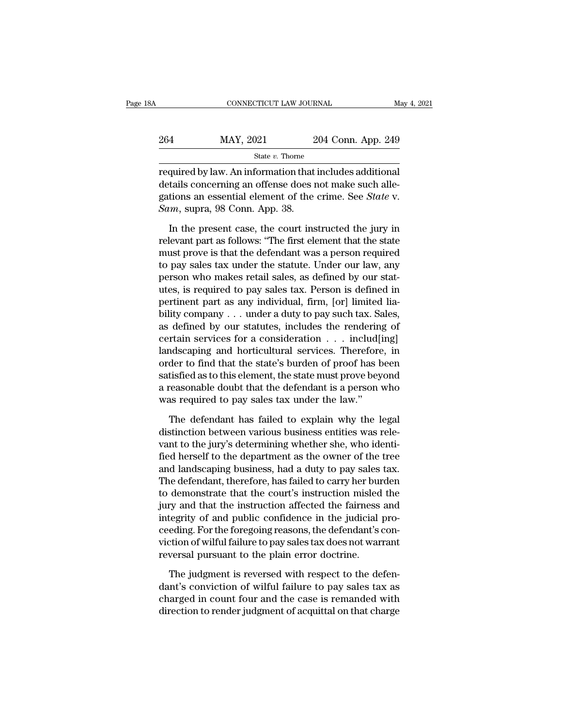required by law. An information that includes additional details concerning an offense does not make such allegations an essential element of the crime. See *State* v. *Sam*, supra, 98 Conn. App. 38.

In the present case, the court instructed the jury in relevant part as follows: "The first element that the state must prove is that the defendant was a person required to pay sales tax under the statute. Under our law, any person who makes retail sales, as defined by our statutes, is required to pay sales tax. Person is defined in pertinent part as any individual, firm, [or] limited liability company . . . under a duty to pay such tax. Sales, as defined by our statutes, includes the rendering of certain services for a consideration . . . includ[ing] landscaping and horticultural services. Therefore, in order to find that the state's burden of proof has been satisfied as to this element, the state must prove beyond a reasonable doubt that the defendant is a person who was required to pay sales tax under the law."

The defendant has failed to explain why the legal distinction between various business entities was relevant to the jury's determining whether she, who identified herself to the department as the owner of the tree and landscaping business, had a duty to pay sales tax. The defendant, therefore, has failed to carry her burden to demonstrate that the court's instruction misled the jury and that the instruction affected the fairness and integrity of and public confidence in the judicial proceeding. For the foregoing reasons, the defendant's conviction of wilful failure to pay sales tax does not warrant reversal pursuant to the plain error doctrine.

The judgment is reversed with respect to the defendant's conviction of wilful failure to pay sales tax as charged in count four and the case is remanded with direction to render judgment of acquittal on that charge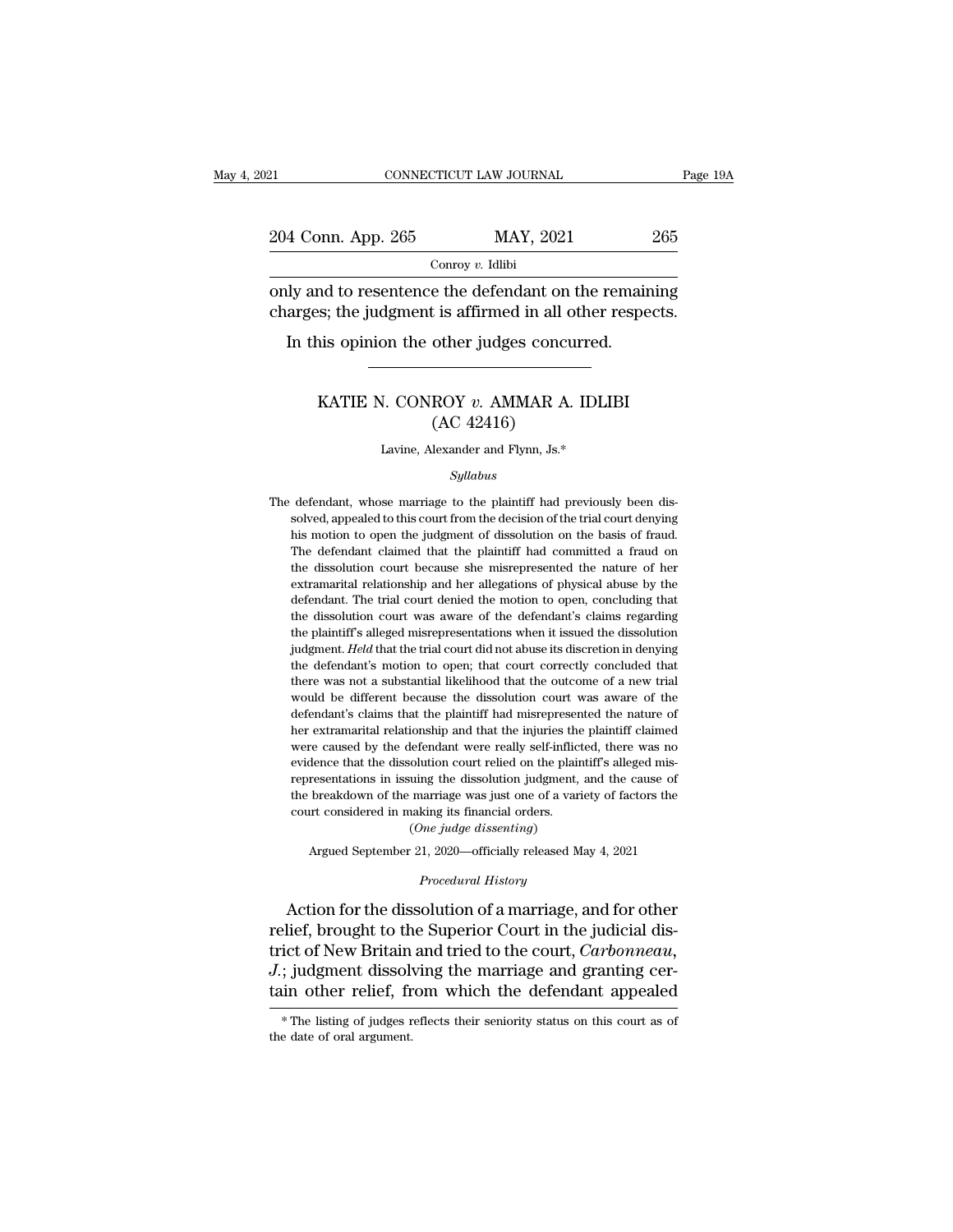only and to resentence the defendant on the remaining charges; the judgment is affirmed in all other respects.

In this opinion the other judges concurred.

## KATIE N. CONROY *v.* AMMAR A. IDLIBI
## (AC 42416)

Lavine, Alexander and Flynn, Js.*

*Syllabus*

The defendant, whose marriage to the plaintiff had previously been dissolved, appealed to this court from the decision of the trial court denying his motion to open the judgment of dissolution on the basis of fraud. The defendant claimed that the plaintiff had committed a fraud on the dissolution court because she misrepresented the nature of her extramarital relationship and her allegations of physical abuse by the defendant. The trial court denied the motion to open, concluding that the dissolution court was aware of the defendant's claims regarding the plaintiff's alleged misrepresentations when it issued the dissolution judgment. *Held* that the trial court did not abuse its discretion in denying the defendant's motion to open; that court correctly concluded that there was not a substantial likelihood that the outcome of a new trial would be different because the dissolution court was aware of the defendant's claims that the plaintiff had misrepresented the nature of her extramarital relationship and that the injuries the plaintiff claimed were caused by the defendant were really self-inflicted, there was no evidence that the dissolution court relied on the plaintiff's alleged misrepresentations in issuing the dissolution judgment, and the cause of the breakdown of the marriage was just one of a variety of factors the court considered in making its financial orders.

(*One judge dissenting*)

Argued September 21, 2020—officially released May 4, 2021

*Procedural History*

Action for the dissolution of a marriage, and for other relief, brought to the Superior Court in the judicial district of New Britain and tried to the court, *Carbonneau, J.*; judgment dissolving the marriage and granting certain other relief, from which the defendant appealed

---

* The listing of judges reflects their seniority status on this court as of the date of oral argument.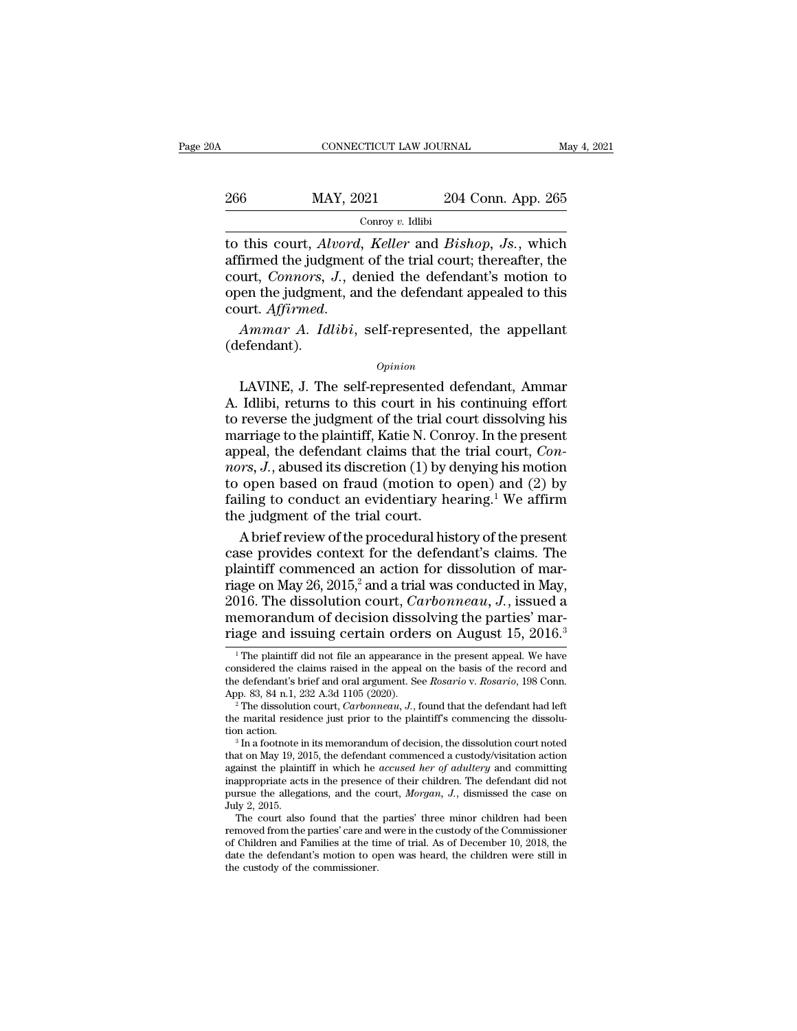to this court, *Alvord*, *Keller* and *Bishop*, *Js.*, which affirmed the judgment of the trial court; thereafter, the court, *Connors*, *J.*, denied the defendant's motion to open the judgment, and the defendant appealed to this court. *Affirmed*.

*Ammar A. Idlibi*, self-represented, the appellant (defendant).

*Opinion*

LAVINE, J. The self-represented defendant, Ammar A. Idlibi, returns to this court in his continuing effort to reverse the judgment of the trial court dissolving his marriage to the plaintiff, Katie N. Conroy. In the present appeal, the defendant claims that the trial court, *Connors*, *J.*, abused its discretion (1) by denying his motion to open based on fraud (motion to open) and (2) by failing to conduct an evidentiary hearing.[1] We affirm the judgment of the trial court.

A brief review of the procedural history of the present case provides context for the defendant's claims. The plaintiff commenced an action for dissolution of marriage on May 26, 2015,[2] and a trial was conducted in May, 2016. The dissolution court, *Carbonneau*, *J.*, issued a memorandum of decision dissolving the parties' marriage and issuing certain orders on August 15, 2016.[3]

---

[1] The plaintiff did not file an appearance in the present appeal. We have considered the claims raised in the appeal on the basis of the record and the defendant's brief and oral argument. See *Rosario* v. *Rosario*, 198 Conn. App. 83, 84 n.1, 232 A.3d 1105 (2020).

[2] The dissolution court, *Carbonneau*, *J.*, found that the defendant had left the marital residence just prior to the plaintiff's commencing the dissolution action.

[3] In a footnote in its memorandum of decision, the dissolution court noted that on May 19, 2015, the defendant commenced a custody/visitation action against the plaintiff in which he *accused her of adultery* and committing inappropriate acts in the presence of their children. The defendant did not pursue the allegations, and the court, *Morgan*, *J.*, dismissed the case on July 2, 2015.

The court also found that the parties' three minor children had been removed from the parties' care and were in the custody of the Commissioner of Children and Families at the time of trial. As of December 10, 2018, the date the defendant's motion to open was heard, the children were still in the custody of the commissioner.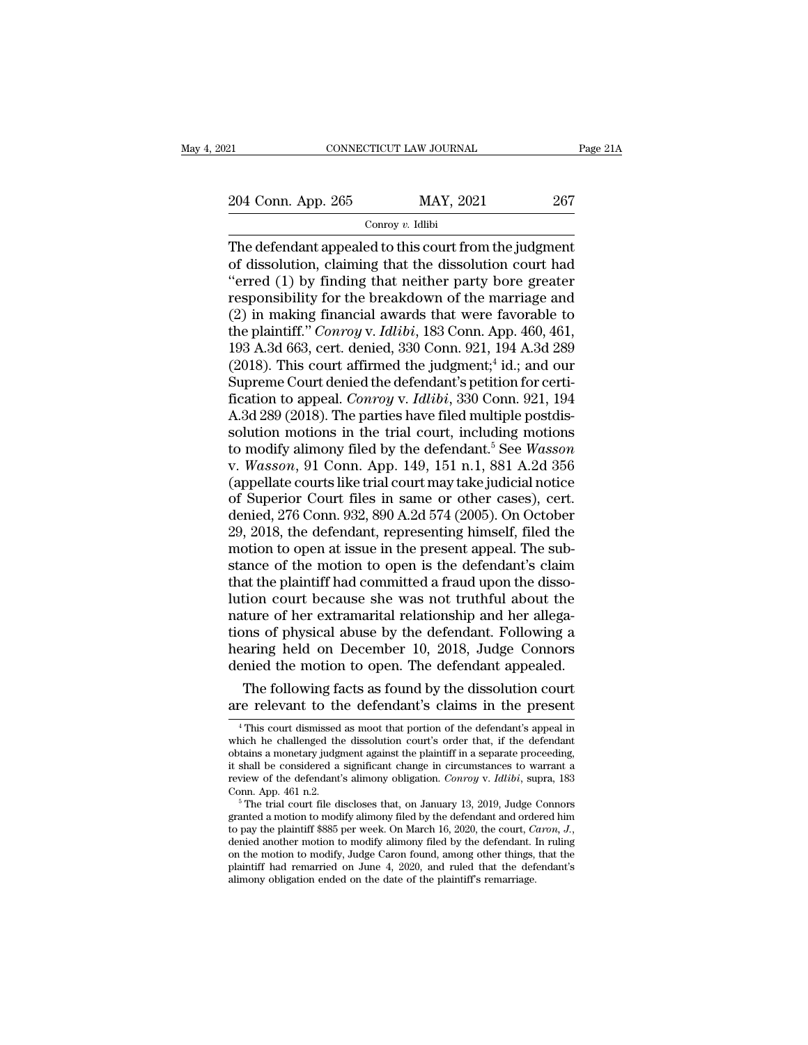The defendant appealed to this court from the judgment of dissolution, claiming that the dissolution court had "erred (1) by finding that neither party bore greater responsibility for the breakdown of the marriage and (2) in making financial awards that were favorable to the plaintiff." *Conroy* v. *Idlibi*, 183 Conn. App. 460, 461, 193 A.3d 663, cert. denied, 330 Conn. 921, 194 A.3d 289 (2018). This court affirmed the judgment;[4] id.; and our Supreme Court denied the defendant's petition for certification to appeal. *Conroy* v. *Idlibi*, 330 Conn. 921, 194 A.3d 289 (2018). The parties have filed multiple postdissolution motions in the trial court, including motions to modify alimony filed by the defendant.[5] See *Wasson* v. *Wasson*, 91 Conn. App. 149, 151 n.1, 881 A.2d 356 (appellate courts like trial court may take judicial notice of Superior Court files in same or other cases), cert. denied, 276 Conn. 932, 890 A.2d 574 (2005). On October 29, 2018, the defendant, representing himself, filed the motion to open at issue in the present appeal. The substance of the motion to open is the defendant's claim that the plaintiff had committed a fraud upon the dissolution court because she was not truthful about the nature of her extramarital relationship and her allegations of physical abuse by the defendant. Following a hearing held on December 10, 2018, Judge Connors denied the motion to open. The defendant appealed.

The following facts as found by the dissolution court are relevant to the defendant's claims in the present

---

[4] This court dismissed as moot that portion of the defendant's appeal in which he challenged the dissolution court's order that, if the defendant obtains a monetary judgment against the plaintiff in a separate proceeding, it shall be considered a significant change in circumstances to warrant a review of the defendant's alimony obligation. *Conroy* v. *Idlibi*, supra, 183 Conn. App. 461 n.2.

[5] The trial court file discloses that, on January 13, 2019, Judge Connors granted a motion to modify alimony filed by the defendant and ordered him to pay the plaintiff $885 per week. On March 16, 2020, the court, *Caron, J.*, denied another motion to modify alimony filed by the defendant. In ruling on the motion to modify, Judge Caron found, among other things, that the plaintiff had remarried on June 4, 2020, and ruled that the defendant's alimony obligation ended on the date of the plaintiff's remarriage.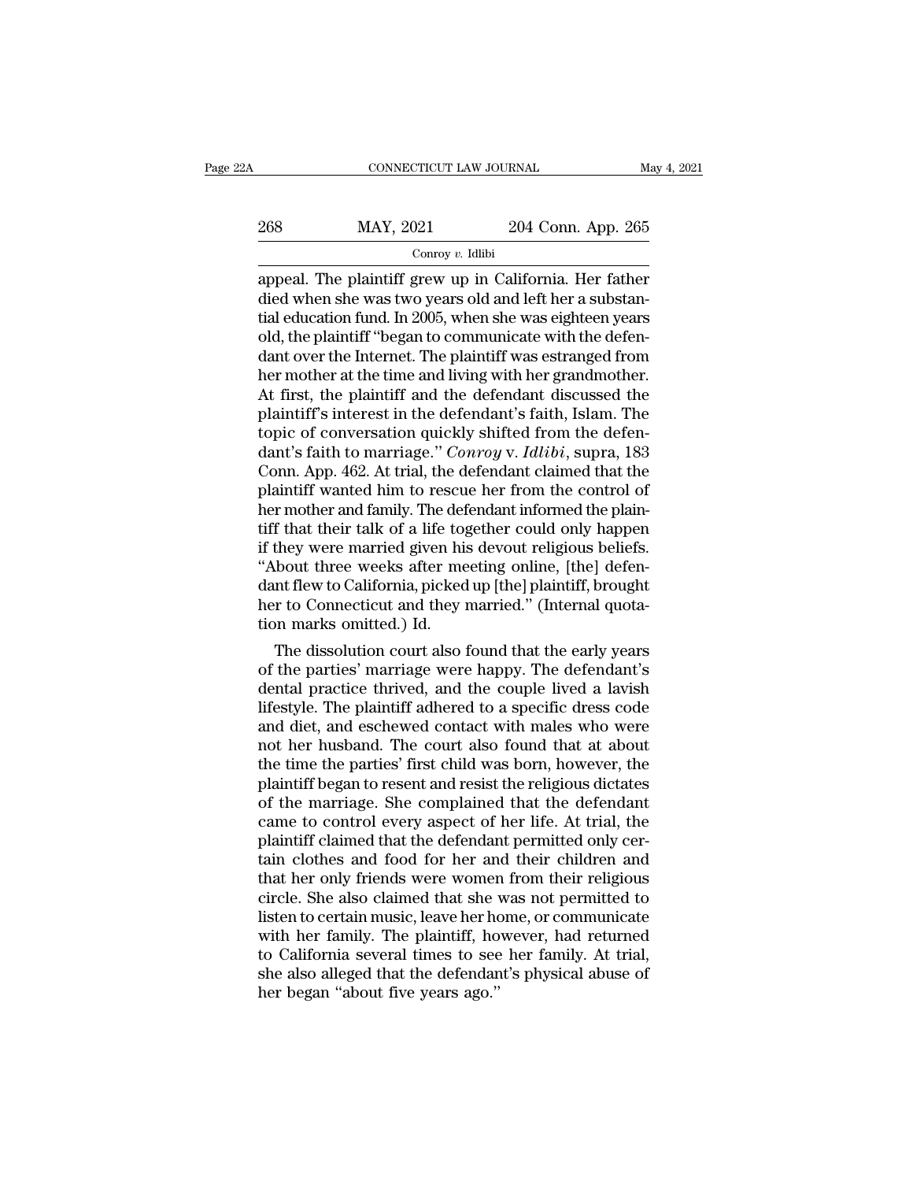appeal. The plaintiff grew up in California. Her father died when she was two years old and left her a substantial education fund. In 2005, when she was eighteen years old, the plaintiff "began to communicate with the defendant over the Internet. The plaintiff was estranged from her mother at the time and living with her grandmother. At first, the plaintiff and the defendant discussed the plaintiff's interest in the defendant's faith, Islam. The topic of conversation quickly shifted from the defendant's faith to marriage." *Conroy* v. *Idlibi*, supra, 183 Conn. App. 462. At trial, the defendant claimed that the plaintiff wanted him to rescue her from the control of her mother and family. The defendant informed the plaintiff that their talk of a life together could only happen if they were married given his devout religious beliefs. "About three weeks after meeting online, [the] defendant flew to California, picked up [the] plaintiff, brought her to Connecticut and they married." (Internal quotation marks omitted.) Id.

The dissolution court also found that the early years of the parties' marriage were happy. The defendant's dental practice thrived, and the couple lived a lavish lifestyle. The plaintiff adhered to a specific dress code and diet, and eschewed contact with males who were not her husband. The court also found that at about the time the parties' first child was born, however, the plaintiff began to resent and resist the religious dictates of the marriage. She complained that the defendant came to control every aspect of her life. At trial, the plaintiff claimed that the defendant permitted only certain clothes and food for her and their children and that her only friends were women from their religious circle. She also claimed that she was not permitted to listen to certain music, leave her home, or communicate with her family. The plaintiff, however, had returned to California several times to see her family. At trial, she also alleged that the defendant's physical abuse of her began "about five years ago."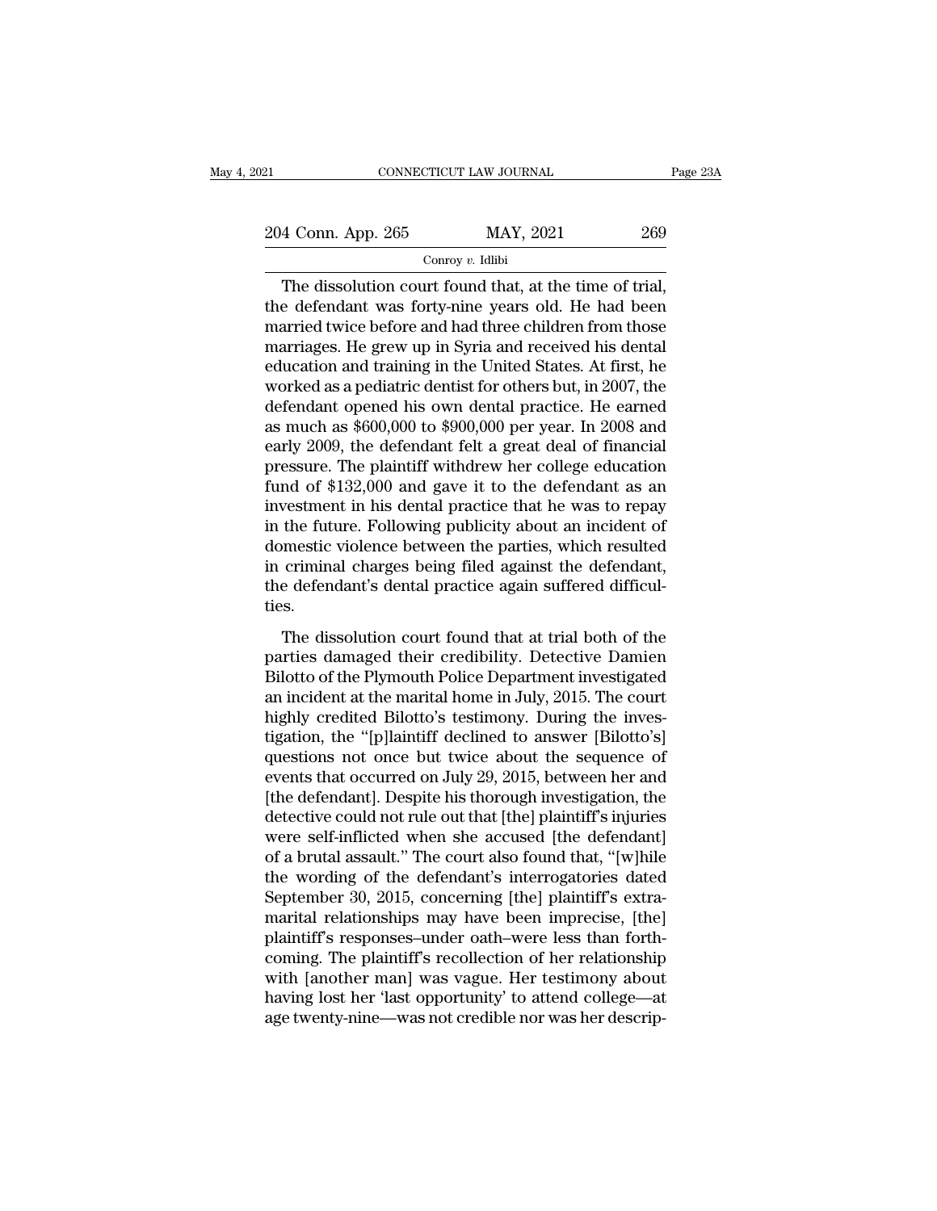The dissolution court found that, at the time of trial, the defendant was forty-nine years old. He had been married twice before and had three children from those marriages. He grew up in Syria and received his dental education and training in the United States. At first, he worked as a pediatric dentist for others but, in 2007, the defendant opened his own dental practice. He earned as much as $600,000 to $900,000 per year. In 2008 and early 2009, the defendant felt a great deal of financial pressure. The plaintiff withdrew her college education fund of $132,000 and gave it to the defendant as an investment in his dental practice that he was to repay in the future. Following publicity about an incident of domestic violence between the parties, which resulted in criminal charges being filed against the defendant, the defendant's dental practice again suffered difficulties.

The dissolution court found that at trial both of the parties damaged their credibility. Detective Damien Bilotto of the Plymouth Police Department investigated an incident at the marital home in July, 2015. The court highly credited Bilotto's testimony. During the investigation, the "[p]laintiff declined to answer [Bilotto's] questions not once but twice about the sequence of events that occurred on July 29, 2015, between her and [the defendant]. Despite his thorough investigation, the detective could not rule out that [the] plaintiff's injuries were self-inflicted when she accused [the defendant] of a brutal assault." The court also found that, "[w]hile the wording of the defendant's interrogatories dated September 30, 2015, concerning [the] plaintiff's extramarital relationships may have been imprecise, [the] plaintiff's responses–under oath–were less than forthcoming. The plaintiff's recollection of her relationship with [another man] was vague. Her testimony about having lost her 'last opportunity' to attend college—at age twenty-nine—was not credible nor was her descrip-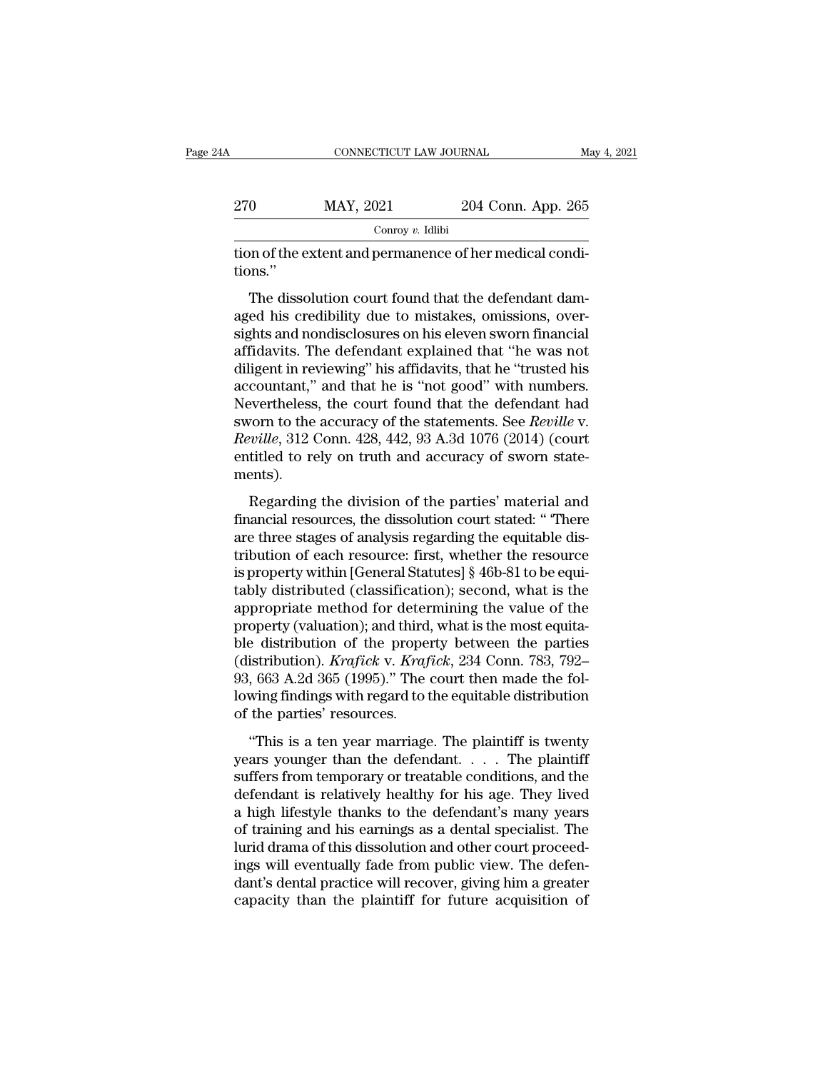tion of the extent and permanence of her medical conditions."

The dissolution court found that the defendant damaged his credibility due to mistakes, omissions, oversights and nondisclosures on his eleven sworn financial affidavits. The defendant explained that "he was not diligent in reviewing" his affidavits, that he "trusted his accountant," and that he is "not good" with numbers. Nevertheless, the court found that the defendant had sworn to the accuracy of the statements. See *Reville* v. *Reville*, 312 Conn. 428, 442, 93 A.3d 1076 (2014) (court entitled to rely on truth and accuracy of sworn statements).

Regarding the division of the parties' material and financial resources, the dissolution court stated: " 'There are three stages of analysis regarding the equitable distribution of each resource: first, whether the resource is property within [General Statutes] § 46b-81 to be equitably distributed (classification); second, what is the appropriate method for determining the value of the property (valuation); and third, what is the most equitable distribution of the property between the parties (distribution). *Krafick* v. *Krafick*, 234 Conn. 783, 792–93, 663 A.2d 365 (1995)." The court then made the following findings with regard to the equitable distribution of the parties' resources.

"This is a ten year marriage. The plaintiff is twenty years younger than the defendant. . . . The plaintiff suffers from temporary or treatable conditions, and the defendant is relatively healthy for his age. They lived a high lifestyle thanks to the defendant's many years of training and his earnings as a dental specialist. The lurid drama of this dissolution and other court proceedings will eventually fade from public view. The defendant's dental practice will recover, giving him a greater capacity than the plaintiff for future acquisition of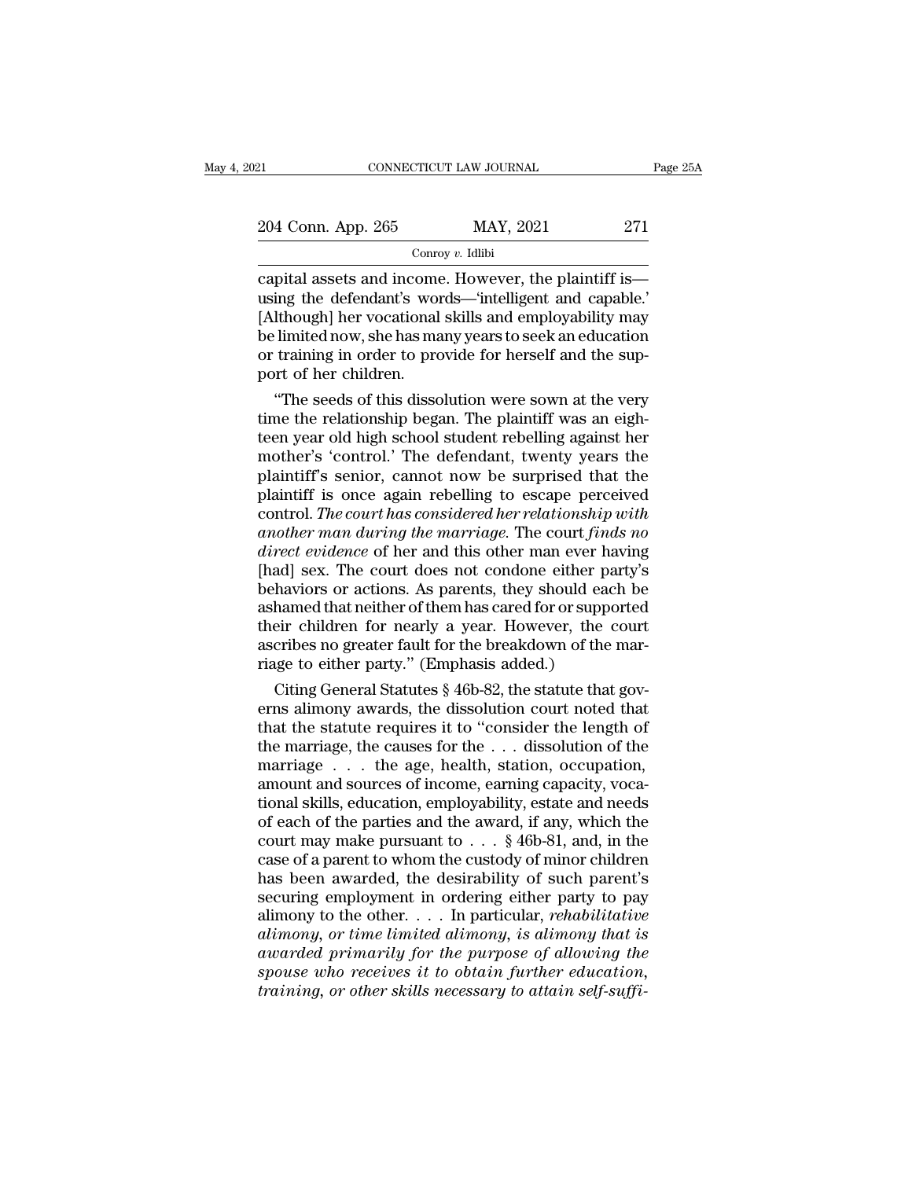capital assets and income. However, the plaintiff is—using the defendant's words—'intelligent and capable.' [Although] her vocational skills and employability may be limited now, she has many years to seek an education or training in order to provide for herself and the support of her children.

"The seeds of this dissolution were sown at the very time the relationship began. The plaintiff was an eighteen year old high school student rebelling against her mother's 'control.' The defendant, twenty years the plaintiff's senior, cannot now be surprised that the plaintiff is once again rebelling to escape perceived control. *The court has considered her relationship with another man during the marriage.* The court *finds no direct evidence* of her and this other man ever having [had] sex. The court does not condone either party's behaviors or actions. As parents, they should each be ashamed that neither of them has cared for or supported their children for nearly a year. However, the court ascribes no greater fault for the breakdown of the marriage to either party." (Emphasis added.)

Citing General Statutes § 46b-82, the statute that governs alimony awards, the dissolution court noted that that the statute requires it to "consider the length of the marriage, the causes for the . . . dissolution of the marriage . . . the age, health, station, occupation, amount and sources of income, earning capacity, vocational skills, education, employability, estate and needs of each of the parties and the award, if any, which the court may make pursuant to . . . § 46b-81, and, in the case of a parent to whom the custody of minor children has been awarded, the desirability of such parent's securing employment in ordering either party to pay alimony to the other. . . . In particular, *rehabilitative alimony, or time limited alimony, is alimony that is awarded primarily for the purpose of allowing the spouse who receives it to obtain further education, training, or other skills necessary to attain self-suffi-*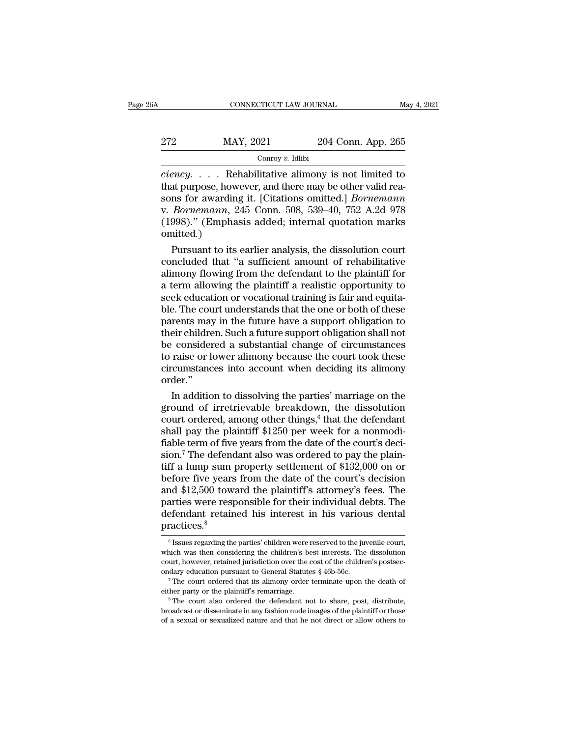*ciency*. . . . Rehabilitative alimony is not limited to that purpose, however, and there may be other valid reasons for awarding it. [Citations omitted.] *Bornemann* v. *Bornemann*, 245 Conn. 508, 539–40, 752 A.2d 978 (1998)." (Emphasis added; internal quotation marks omitted.)

Pursuant to its earlier analysis, the dissolution court concluded that "a sufficient amount of rehabilitative alimony flowing from the defendant to the plaintiff for a term allowing the plaintiff a realistic opportunity to seek education or vocational training is fair and equitable. The court understands that the one or both of these parents may in the future have a support obligation to their children. Such a future support obligation shall not be considered a substantial change of circumstances to raise or lower alimony because the court took these circumstances into account when deciding its alimony order."

In addition to dissolving the parties' marriage on the ground of irretrievable breakdown, the dissolution court ordered, among other things,[6] that the defendant shall pay the plaintiff $1250 per week for a nonmodifiable term of five years from the date of the court's decision.[7] The defendant also was ordered to pay the plaintiff a lump sum property settlement of $132,000 on or before five years from the date of the court's decision and $12,500 toward the plaintiff's attorney's fees. The parties were responsible for their individual debts. The defendant retained his interest in his various dental practices.[8]

---

[6] Issues regarding the parties' children were reserved to the juvenile court, which was then considering the children's best interests. The dissolution court, however, retained jurisdiction over the cost of the children's postsecondary education pursuant to General Statutes § 46b-56c.

[7] The court ordered that its alimony order terminate upon the death of either party or the plaintiff's remarriage.

[8] The court also ordered the defendant not to share, post, distribute, broadcast or disseminate in any fashion nude images of the plaintiff or those of a sexual or sexualized nature and that he not direct or allow others to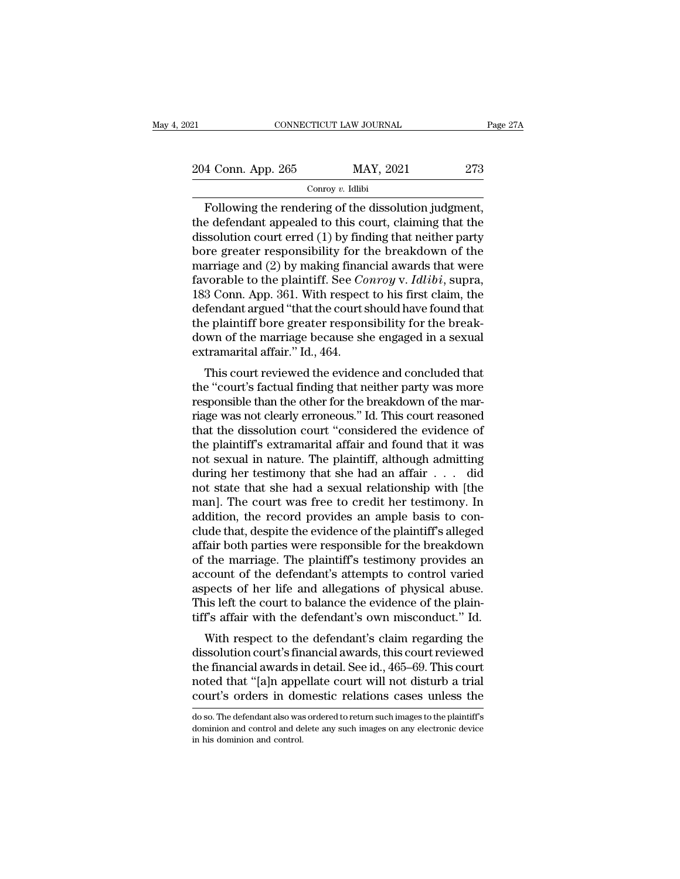Following the rendering of the dissolution judgment, the defendant appealed to this court, claiming that the dissolution court erred (1) by finding that neither party bore greater responsibility for the breakdown of the marriage and (2) by making financial awards that were favorable to the plaintiff. See *Conroy* v. *Idlibi*, supra, 183 Conn. App. 361. With respect to his first claim, the defendant argued "that the court should have found that the plaintiff bore greater responsibility for the breakdown of the marriage because she engaged in a sexual extramarital affair." Id., 464.

This court reviewed the evidence and concluded that the "court's factual finding that neither party was more responsible than the other for the breakdown of the marriage was not clearly erroneous." Id. This court reasoned that the dissolution court "considered the evidence of the plaintiff's extramarital affair and found that it was not sexual in nature. The plaintiff, although admitting during her testimony that she had an affair . . . did not state that she had a sexual relationship with [the man]. The court was free to credit her testimony. In addition, the record provides an ample basis to conclude that, despite the evidence of the plaintiff's alleged affair both parties were responsible for the breakdown of the marriage. The plaintiff's testimony provides an account of the defendant's attempts to control varied aspects of her life and allegations of physical abuse. This left the court to balance the evidence of the plaintiff's affair with the defendant's own misconduct." Id.

With respect to the defendant's claim regarding the dissolution court's financial awards, this court reviewed the financial awards in detail. See id., 465–69. This court noted that "[a]n appellate court will not disturb a trial court's orders in domestic relations cases unless the

do so. The defendant also was ordered to return such images to the plaintiff's dominion and control and delete any such images on any electronic device in his dominion and control.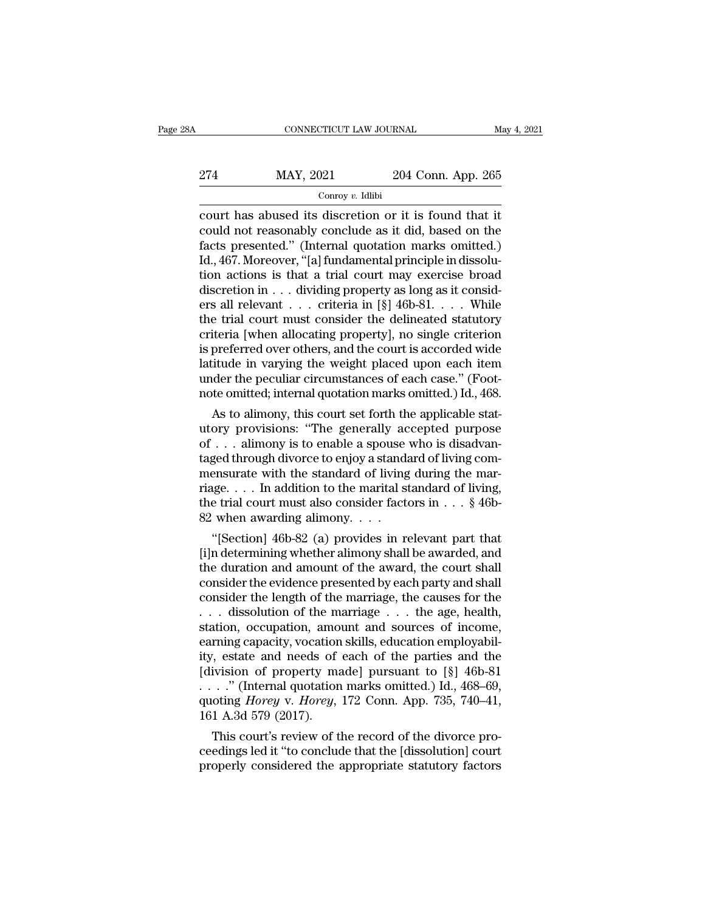court has abused its discretion or it is found that it could not reasonably conclude as it did, based on the facts presented." (Internal quotation marks omitted.) Id., 467. Moreover, "[a] fundamental principle in dissolution actions is that a trial court may exercise broad discretion in . . . dividing property as long as it considers all relevant . . . criteria in [§] 46b-81. . . . While the trial court must consider the delineated statutory criteria [when allocating property], no single criterion is preferred over others, and the court is accorded wide latitude in varying the weight placed upon each item under the peculiar circumstances of each case." (Footnote omitted; internal quotation marks omitted.) Id., 468.

As to alimony, this court set forth the applicable statutory provisions: "The generally accepted purpose of . . . alimony is to enable a spouse who is disadvantaged through divorce to enjoy a standard of living commensurate with the standard of living during the marriage. . . . In addition to the marital standard of living, the trial court must also consider factors in . . . § 46b-82 when awarding alimony. . . .

"[Section] 46b-82 (a) provides in relevant part that [i]n determining whether alimony shall be awarded, and the duration and amount of the award, the court shall consider the evidence presented by each party and shall consider the length of the marriage, the causes for the . . . dissolution of the marriage . . . the age, health, station, occupation, amount and sources of income, earning capacity, vocation skills, education employability, estate and needs of each of the parties and the [division of property made] pursuant to [§] 46b-81 . . . ." (Internal quotation marks omitted.) Id., 468–69, quoting *Horey* v. *Horey*, 172 Conn. App. 735, 740–41, 161 A.3d 579 (2017).

This court's review of the record of the divorce proceedings led it "to conclude that the [dissolution] court properly considered the appropriate statutory factors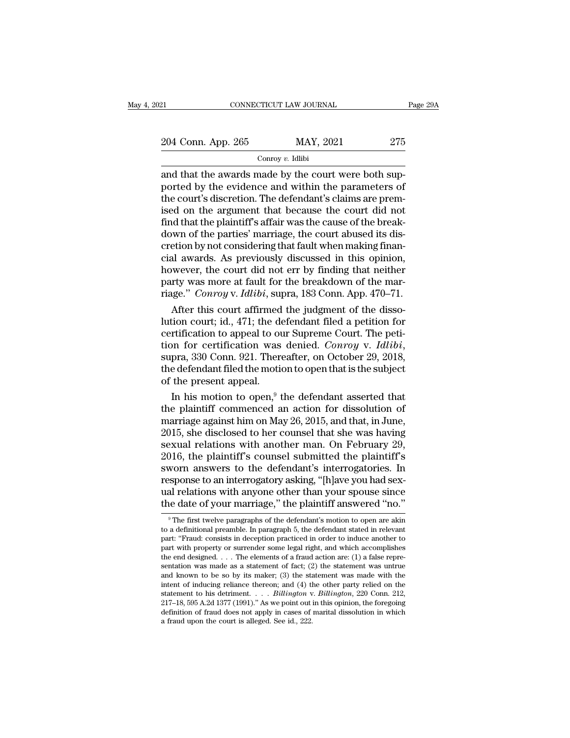and that the awards made by the court were both supported by the evidence and within the parameters of the court's discretion. The defendant's claims are premised on the argument that because the court did not find that the plaintiff's affair was the cause of the breakdown of the parties' marriage, the court abused its discretion by not considering that fault when making financial awards. As previously discussed in this opinion, however, the court did not err by finding that neither party was more at fault for the breakdown of the marriage." *Conroy* v. *Idlibi*, supra, 183 Conn. App. 470–71.

After this court affirmed the judgment of the dissolution court; id., 471; the defendant filed a petition for certification to appeal to our Supreme Court. The petition for certification was denied. *Conroy* v. *Idlibi*, supra, 330 Conn. 921. Thereafter, on October 29, 2018, the defendant filed the motion to open that is the subject of the present appeal.

In his motion to open,[9] the defendant asserted that the plaintiff commenced an action for dissolution of marriage against him on May 26, 2015, and that, in June, 2015, she disclosed to her counsel that she was having sexual relations with another man. On February 29, 2016, the plaintiff's counsel submitted the plaintiff's sworn answers to the defendant's interrogatories. In response to an interrogatory asking, "[h]ave you had sexual relations with anyone other than your spouse since the date of your marriage," the plaintiff answered "no."

---

[9] The first twelve paragraphs of the defendant's motion to open are akin to a definitional preamble. In paragraph 5, the defendant stated in relevant part: "Fraud: consists in deception practiced in order to induce another to part with property or surrender some legal right, and which accomplishes the end designed. . . . The elements of a fraud action are: (1) a false representation was made as a statement of fact; (2) the statement was untrue and known to be so by its maker; (3) the statement was made with the intent of inducing reliance thereon; and (4) the other party relied on the statement to his detriment. . . . *Billington* v. *Billington*, 220 Conn. 212, 217–18, 595 A.2d 1377 (1991)." As we point out in this opinion, the foregoing definition of fraud does not apply in cases of marital dissolution in which a fraud upon the court is alleged. See id., 222.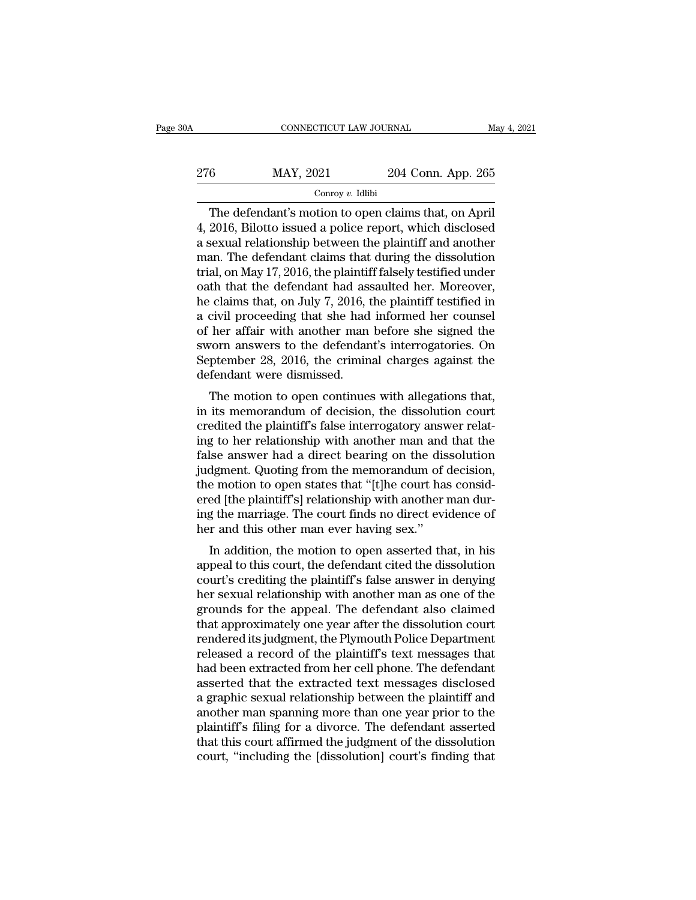The defendant's motion to open claims that, on April 4, 2016, Bilotto issued a police report, which disclosed a sexual relationship between the plaintiff and another man. The defendant claims that during the dissolution trial, on May 17, 2016, the plaintiff falsely testified under oath that the defendant had assaulted her. Moreover, he claims that, on July 7, 2016, the plaintiff testified in a civil proceeding that she had informed her counsel of her affair with another man before she signed the sworn answers to the defendant's interrogatories. On September 28, 2016, the criminal charges against the defendant were dismissed.

The motion to open continues with allegations that, in its memorandum of decision, the dissolution court credited the plaintiff's false interrogatory answer relating to her relationship with another man and that the false answer had a direct bearing on the dissolution judgment. Quoting from the memorandum of decision, the motion to open states that "[t]he court has considered [the plaintiff's] relationship with another man during the marriage. The court finds no direct evidence of her and this other man ever having sex."

In addition, the motion to open asserted that, in his appeal to this court, the defendant cited the dissolution court's crediting the plaintiff's false answer in denying her sexual relationship with another man as one of the grounds for the appeal. The defendant also claimed that approximately one year after the dissolution court rendered its judgment, the Plymouth Police Department released a record of the plaintiff's text messages that had been extracted from her cell phone. The defendant asserted that the extracted text messages disclosed a graphic sexual relationship between the plaintiff and another man spanning more than one year prior to the plaintiff's filing for a divorce. The defendant asserted that this court affirmed the judgment of the dissolution court, "including the [dissolution] court's finding that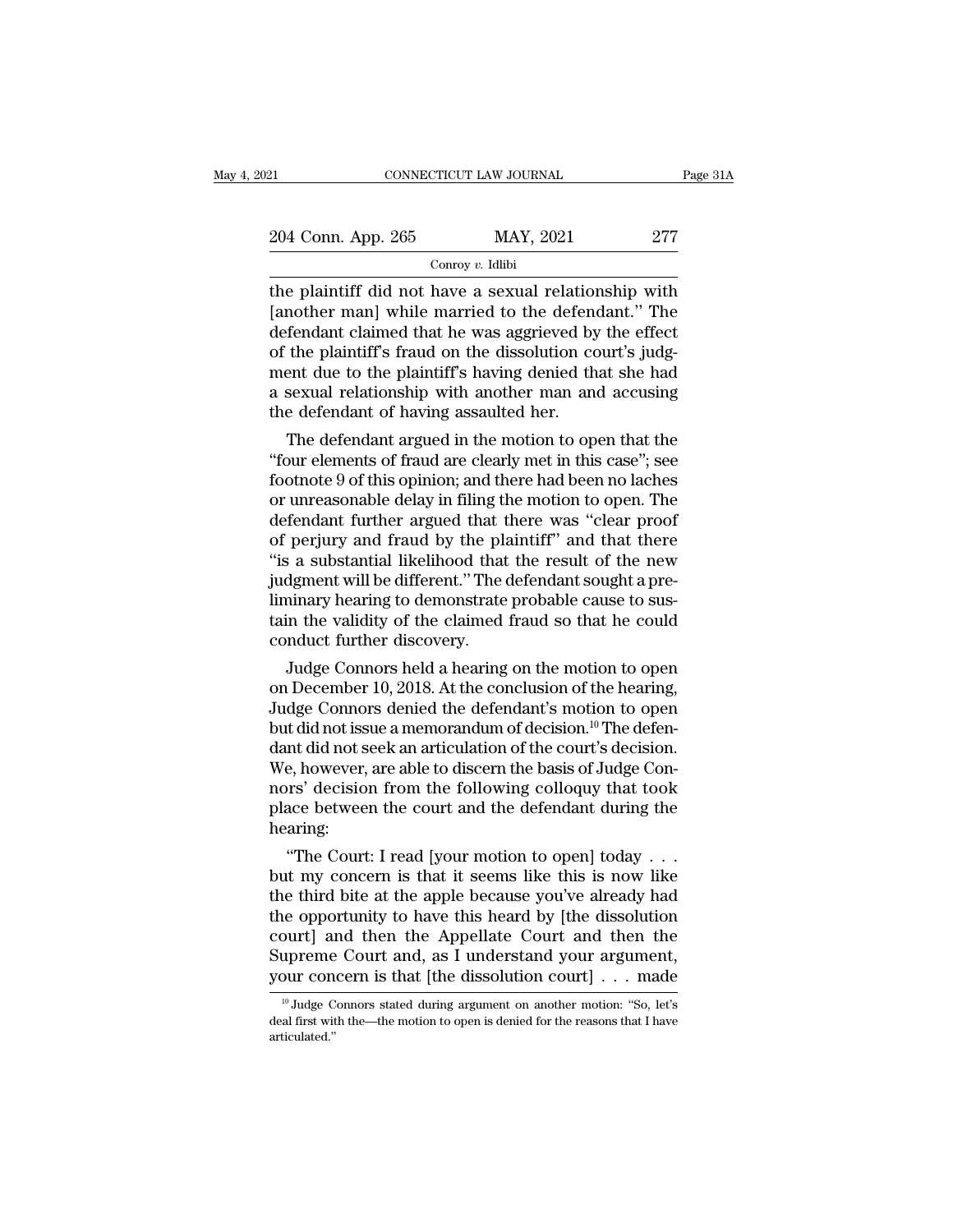the plaintiff did not have a sexual relationship with [another man] while married to the defendant." The defendant claimed that he was aggrieved by the effect of the plaintiff's fraud on the dissolution court's judgment due to the plaintiff's having denied that she had a sexual relationship with another man and accusing the defendant of having assaulted her.

The defendant argued in the motion to open that the "four elements of fraud are clearly met in this case"; see footnote 9 of this opinion; and there had been no laches or unreasonable delay in filing the motion to open. The defendant further argued that there was "clear proof of perjury and fraud by the plaintiff" and that there "is a substantial likelihood that the result of the new judgment will be different." The defendant sought a preliminary hearing to demonstrate probable cause to sustain the validity of the claimed fraud so that he could conduct further discovery.

Judge Connors held a hearing on the motion to open on December 10, 2018. At the conclusion of the hearing, Judge Connors denied the defendant's motion to open but did not issue a memorandum of decision.[10] The defendant did not seek an articulation of the court's decision. We, however, are able to discern the basis of Judge Connors' decision from the following colloquy that took place between the court and the defendant during the hearing:

"The Court: I read [your motion to open] today . . . but my concern is that it seems like this is now like the third bite at the apple because you've already had the opportunity to have this heard by [the dissolution court] and then the Appellate Court and then the Supreme Court and, as I understand your argument, your concern is that [the dissolution court] . . . made

[10] Judge Connors stated during argument on another motion: "So, let's deal first with the—the motion to open is denied for the reasons that I have articulated."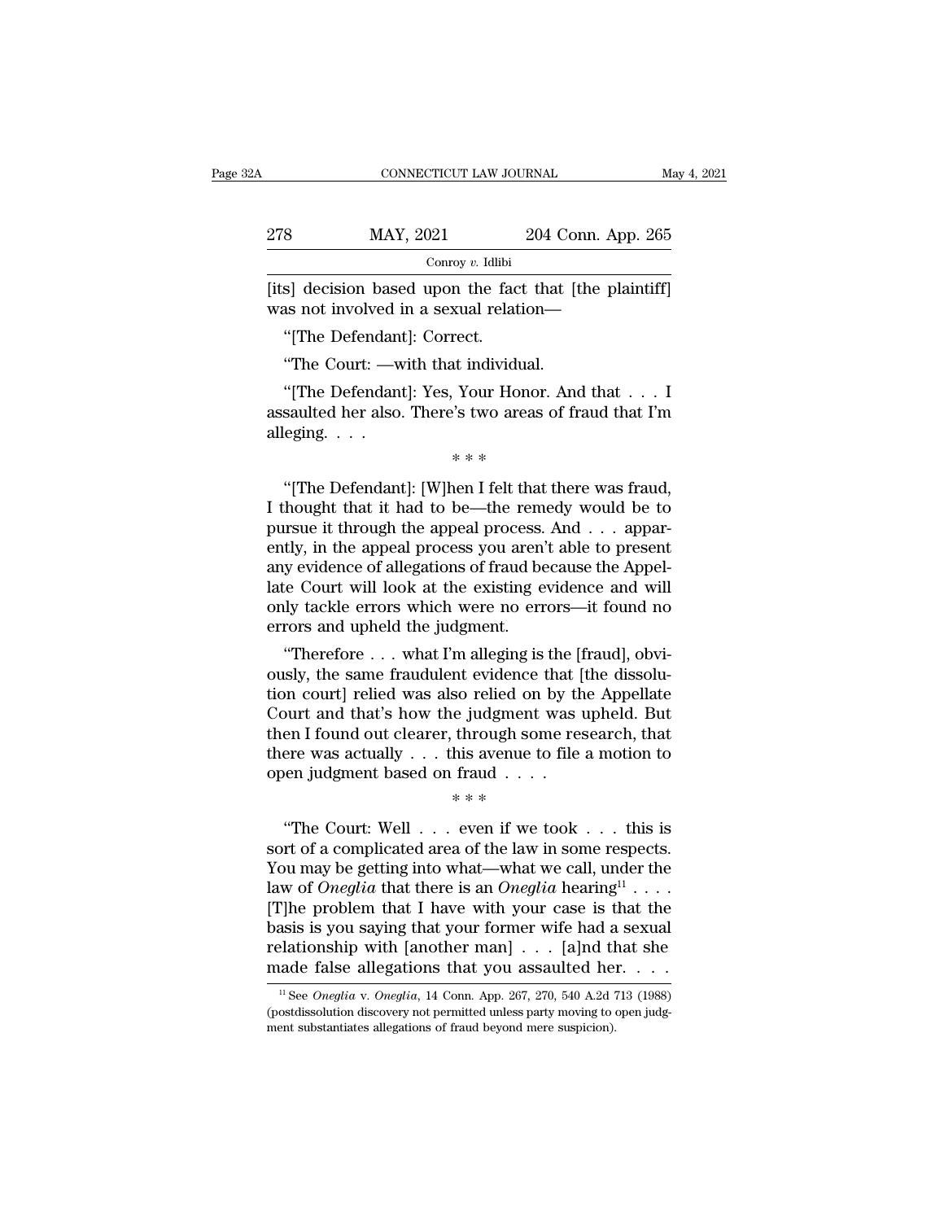[its] decision based upon the fact that [the plaintiff] was not involved in a sexual relation—

"[The Defendant]: Correct.

"The Court: —with that individual.

"[The Defendant]: Yes, Your Honor. And that . . . I assaulted her also. There's two areas of fraud that I'm alleging. . . .

\* \* \*

"[The Defendant]: [W]hen I felt that there was fraud, I thought that it had to be—the remedy would be to pursue it through the appeal process. And . . . apparently, in the appeal process you aren't able to present any evidence of allegations of fraud because the Appellate Court will look at the existing evidence and will only tackle errors which were no errors—it found no errors and upheld the judgment.

"Therefore . . . what I'm alleging is the [fraud], obviously, the same fraudulent evidence that [the dissolution court] relied was also relied on by the Appellate Court and that's how the judgment was upheld. But then I found out clearer, through some research, that there was actually . . . this avenue to file a motion to open judgment based on fraud . . . .

\* \* \*

"The Court: Well . . . even if we took . . . this is sort of a complicated area of the law in some respects. You may be getting into what—what we call, under the law of *Oneglia* that there is an *Oneglia* hearing[11] . . . . [T]he problem that I have with your case is that the basis is you saying that your former wife had a sexual relationship with [another man] . . . [a]nd that she made false allegations that you assaulted her. . . .

[11] See *Oneglia* v. *Oneglia*, 14 Conn. App. 267, 270, 540 A.2d 713 (1988) (postdissolution discovery not permitted unless party moving to open judgment substantiates allegations of fraud beyond mere suspicion).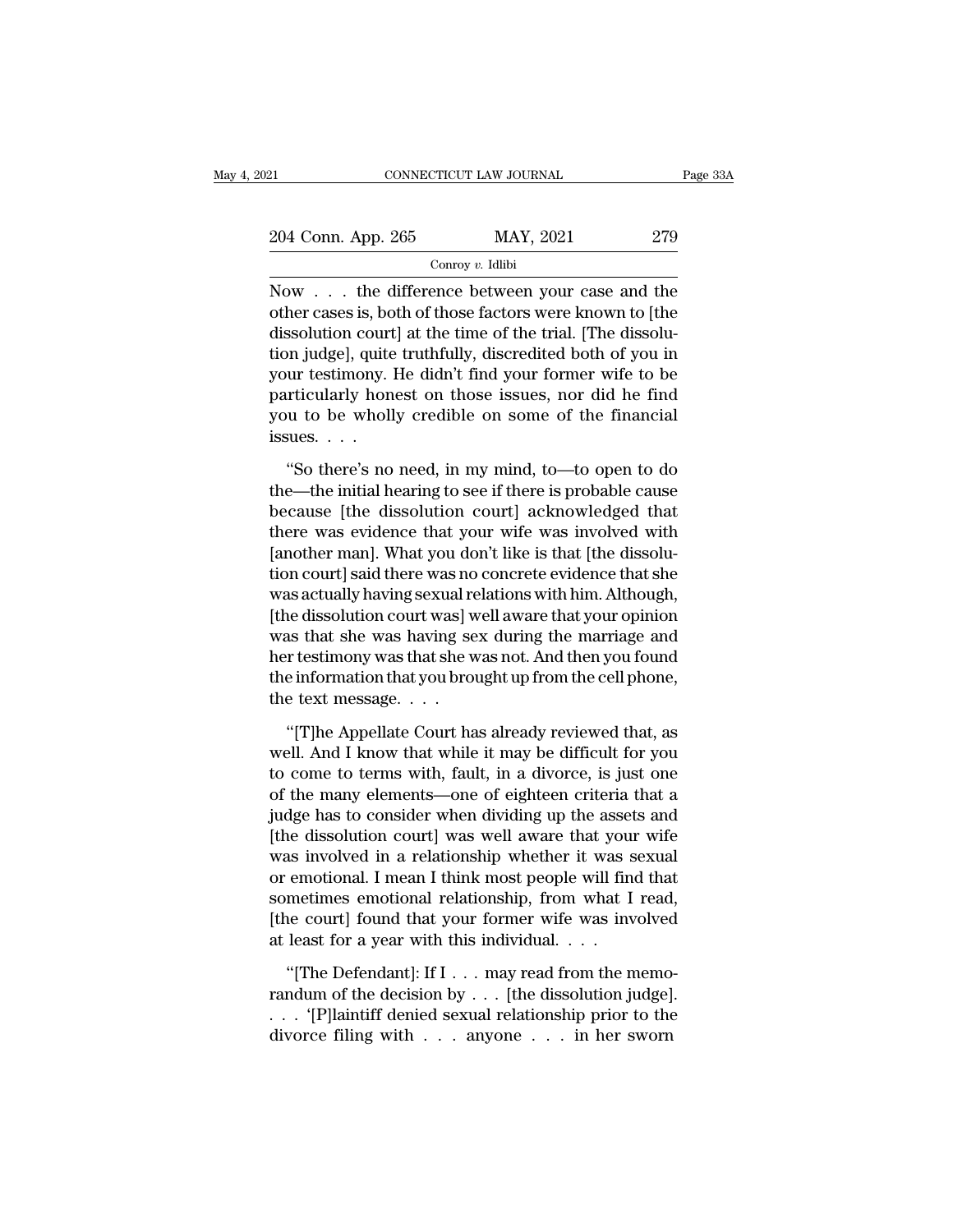Now . . . the difference between your case and the other cases is, both of those factors were known to [the dissolution court] at the time of the trial. [The dissolution judge], quite truthfully, discredited both of you in your testimony. He didn't find your former wife to be particularly honest on those issues, nor did he find you to be wholly credible on some of the financial issues. . . .

"So there's no need, in my mind, to—to open to do the—the initial hearing to see if there is probable cause because [the dissolution court] acknowledged that there was evidence that your wife was involved with [another man]. What you don't like is that [the dissolution court] said there was no concrete evidence that she was actually having sexual relations with him. Although, [the dissolution court was] well aware that your opinion was that she was having sex during the marriage and her testimony was that she was not. And then you found the information that you brought up from the cell phone, the text message. . . .

"[T]he Appellate Court has already reviewed that, as well. And I know that while it may be difficult for you to come to terms with, fault, in a divorce, is just one of the many elements—one of eighteen criteria that a judge has to consider when dividing up the assets and [the dissolution court] was well aware that your wife was involved in a relationship whether it was sexual or emotional. I mean I think most people will find that sometimes emotional relationship, from what I read, [the court] found that your former wife was involved at least for a year with this individual. . . .

"[The Defendant]: If I . . . may read from the memorandum of the decision by . . . [the dissolution judge]. . . . '[P]laintiff denied sexual relationship prior to the divorce filing with . . . anyone . . . in her sworn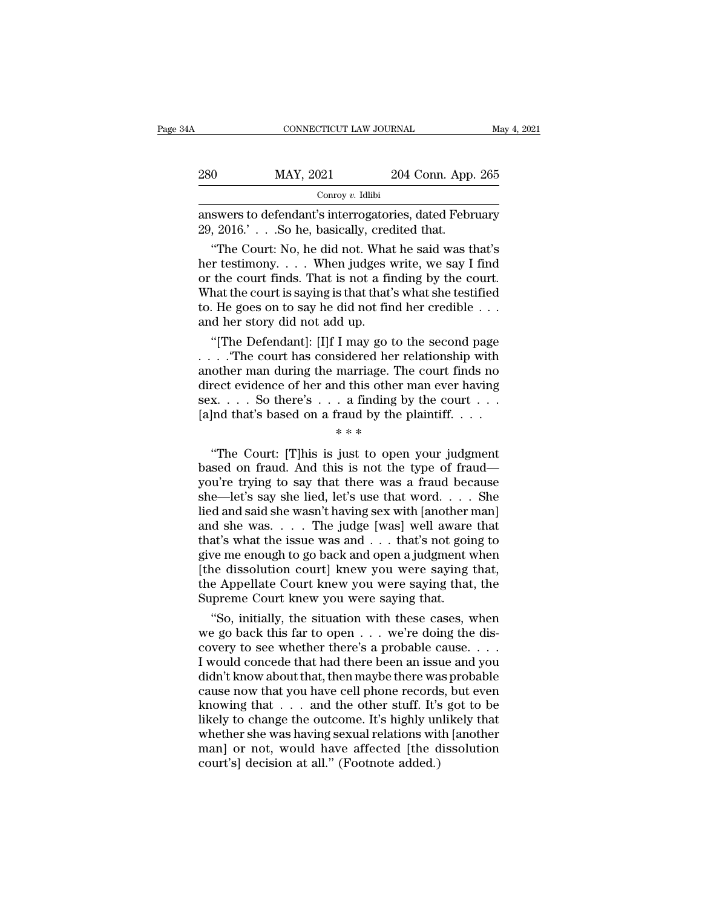answers to defendant's interrogatories, dated February 29, 2016.' . . . So he, basically, credited that.

"The Court: No, he did not. What he said was that's her testimony. . . . When judges write, we say I find or the court finds. That is not a finding by the court. What the court is saying is that that's what she testified to. He goes on to say he did not find her credible . . . and her story did not add up.

"[The Defendant]: [I]f I may go to the second page . . . . 'The court has considered her relationship with another man during the marriage. The court finds no direct evidence of her and this other man ever having sex. . . . So there's . . . a finding by the court . . . [a]nd that's based on a fraud by the plaintiff. . . .

\* \* \*

"The Court: [T]his is just to open your judgment based on fraud. And this is not the type of fraud—you're trying to say that there was a fraud because she—let's say she lied, let's use that word. . . . She lied and said she wasn't having sex with [another man] and she was. . . . The judge [was] well aware that that's what the issue was and . . . that's not going to give me enough to go back and open a judgment when [the dissolution court] knew you were saying that, the Appellate Court knew you were saying that, the Supreme Court knew you were saying that.

"So, initially, the situation with these cases, when we go back this far to open . . . we're doing the discovery to see whether there's a probable cause. . . . I would concede that had there been an issue and you didn't know about that, then maybe there was probable cause now that you have cell phone records, but even knowing that . . . and the other stuff. It's got to be likely to change the outcome. It's highly unlikely that whether she was having sexual relations with [another man] or not, would have affected [the dissolution court's] decision at all." (Footnote added.)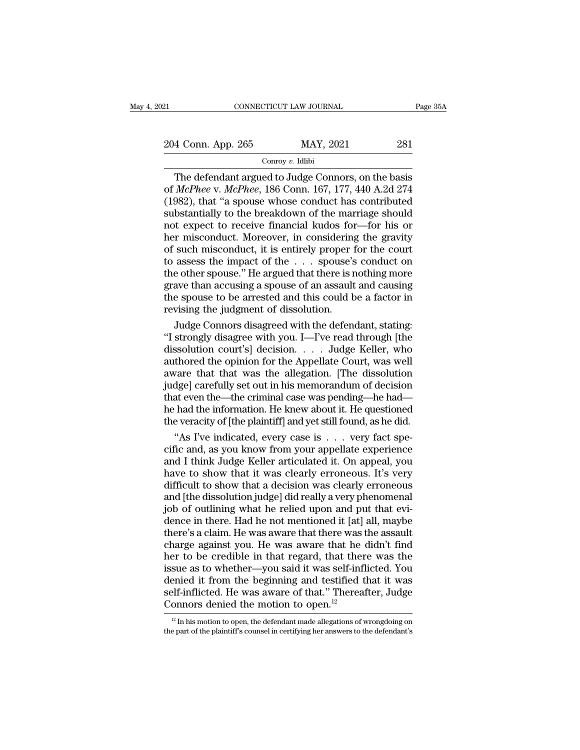The defendant argued to Judge Connors, on the basis of *McPhee* v. *McPhee*, 186 Conn. 167, 177, 440 A.2d 274 (1982), that "a spouse whose conduct has contributed substantially to the breakdown of the marriage should not expect to receive financial kudos for—for his or her misconduct. Moreover, in considering the gravity of such misconduct, it is entirely proper for the court to assess the impact of the . . . spouse's conduct on the other spouse." He argued that there is nothing more grave than accusing a spouse of an assault and causing the spouse to be arrested and this could be a factor in revising the judgment of dissolution.

Judge Connors disagreed with the defendant, stating: "I strongly disagree with you. I—I've read through [the dissolution court's] decision. . . . Judge Keller, who authored the opinion for the Appellate Court, was well aware that that was the allegation. [The dissolution judge] carefully set out in his memorandum of decision that even the—the criminal case was pending—he had—he had the information. He knew about it. He questioned the veracity of [the plaintiff] and yet still found, as he did.

"As I've indicated, every case is . . . very fact specific and, as you know from your appellate experience and I think Judge Keller articulated it. On appeal, you have to show that it was clearly erroneous. It's very difficult to show that a decision was clearly erroneous and [the dissolution judge] did really a very phenomenal job of outlining what he relied upon and put that evidence in there. Had he not mentioned it [at] all, maybe there's a claim. He was aware that there was the assault charge against you. He was aware that he didn't find her to be credible in that regard, that there was the issue as to whether—you said it was self-inflicted. You denied it from the beginning and testified that it was self-inflicted. He was aware of that." Thereafter, Judge Connors denied the motion to open.[12]

[12] In his motion to open, the defendant made allegations of wrongdoing on the part of the plaintiff's counsel in certifying her answers to the defendant's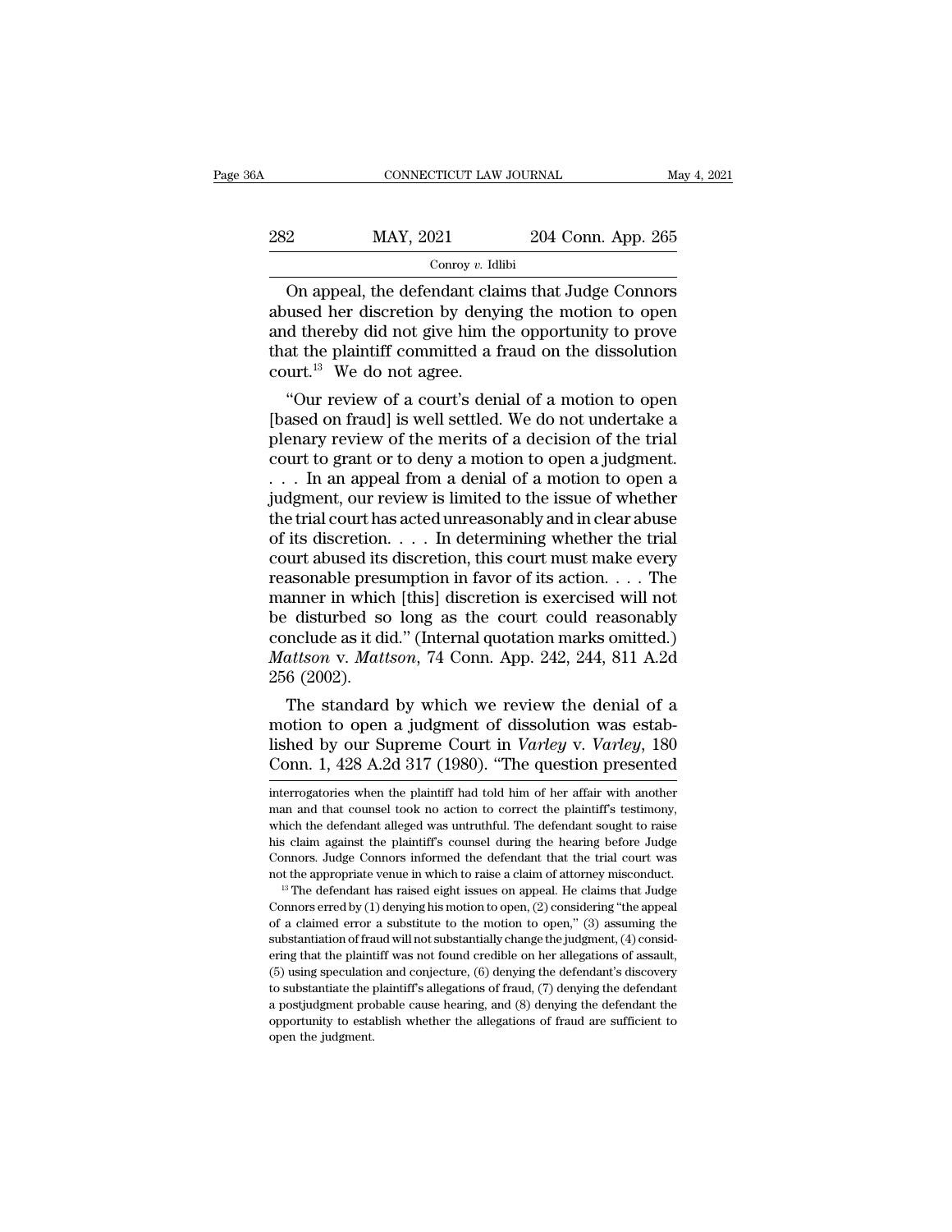On appeal, the defendant claims that Judge Connors abused her discretion by denying the motion to open and thereby did not give him the opportunity to prove that the plaintiff committed a fraud on the dissolution court.[13] We do not agree.

"Our review of a court's denial of a motion to open [based on fraud] is well settled. We do not undertake a plenary review of the merits of a decision of the trial court to grant or to deny a motion to open a judgment. . . . In an appeal from a denial of a motion to open a judgment, our review is limited to the issue of whether the trial court has acted unreasonably and in clear abuse of its discretion. . . . In determining whether the trial court abused its discretion, this court must make every reasonable presumption in favor of its action. . . . The manner in which [this] discretion is exercised will not be disturbed so long as the court could reasonably conclude as it did." (Internal quotation marks omitted.) *Mattson* v. *Mattson*, 74 Conn. App. 242, 244, 811 A.2d 256 (2002).

The standard by which we review the denial of a motion to open a judgment of dissolution was established by our Supreme Court in *Varley* v. *Varley*, 180 Conn. 1, 428 A.2d 317 (1980). "The question presented

---

interrogatories when the plaintiff had told him of her affair with another man and that counsel took no action to correct the plaintiff's testimony, which the defendant alleged was untruthful. The defendant sought to raise his claim against the plaintiff's counsel during the hearing before Judge Connors. Judge Connors informed the defendant that the trial court was not the appropriate venue in which to raise a claim of attorney misconduct.

[13] The defendant has raised eight issues on appeal. He claims that Judge Connors erred by (1) denying his motion to open, (2) considering "the appeal of a claimed error a substitute to the motion to open," (3) assuming the substantiation of fraud will not substantially change the judgment, (4) considering that the plaintiff was not found credible on her allegations of assault, (5) using speculation and conjecture, (6) denying the defendant's discovery to substantiate the plaintiff's allegations of fraud, (7) denying the defendant a postjudgment probable cause hearing, and (8) denying the defendant the opportunity to establish whether the allegations of fraud are sufficient to open the judgment.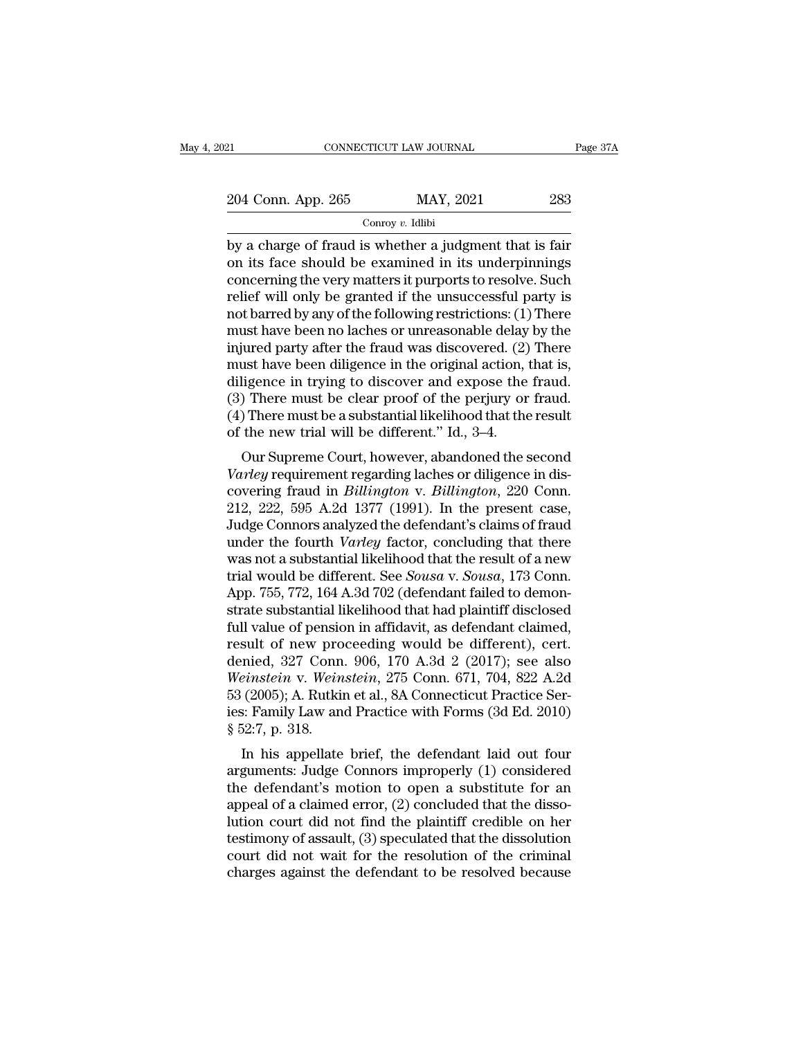by a charge of fraud is whether a judgment that is fair on its face should be examined in its underpinnings concerning the very matters it purports to resolve. Such relief will only be granted if the unsuccessful party is not barred by any of the following restrictions: (1) There must have been no laches or unreasonable delay by the injured party after the fraud was discovered. (2) There must have been diligence in the original action, that is, diligence in trying to discover and expose the fraud. (3) There must be clear proof of the perjury or fraud. (4) There must be a substantial likelihood that the result of the new trial will be different." Id., 3–4.

Our Supreme Court, however, abandoned the second *Varley* requirement regarding laches or diligence in discovering fraud in *Billington* v. *Billington*, 220 Conn. 212, 222, 595 A.2d 1377 (1991). In the present case, Judge Connors analyzed the defendant's claims of fraud under the fourth *Varley* factor, concluding that there was not a substantial likelihood that the result of a new trial would be different. See *Sousa* v. *Sousa*, 173 Conn. App. 755, 772, 164 A.3d 702 (defendant failed to demonstrate substantial likelihood that had plaintiff disclosed full value of pension in affidavit, as defendant claimed, result of new proceeding would be different), cert. denied, 327 Conn. 906, 170 A.3d 2 (2017); see also *Weinstein* v. *Weinstein*, 275 Conn. 671, 704, 822 A.2d 53 (2005); A. Rutkin et al., 8A Connecticut Practice Series: Family Law and Practice with Forms (3d Ed. 2010) § 52:7, p. 318.

In his appellate brief, the defendant laid out four arguments: Judge Connors improperly (1) considered the defendant's motion to open a substitute for an appeal of a claimed error, (2) concluded that the dissolution court did not find the plaintiff credible on her testimony of assault, (3) speculated that the dissolution court did not wait for the resolution of the criminal charges against the defendant to be resolved because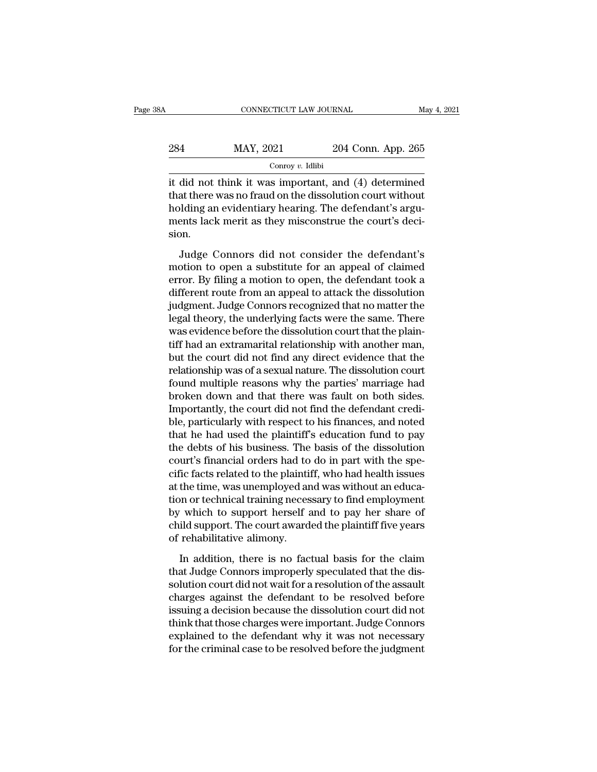it did not think it was important, and (4) determined that there was no fraud on the dissolution court without holding an evidentiary hearing. The defendant's arguments lack merit as they misconstrue the court's decision.

Judge Connors did not consider the defendant's motion to open a substitute for an appeal of claimed error. By filing a motion to open, the defendant took a different route from an appeal to attack the dissolution judgment. Judge Connors recognized that no matter the legal theory, the underlying facts were the same. There was evidence before the dissolution court that the plaintiff had an extramarital relationship with another man, but the court did not find any direct evidence that the relationship was of a sexual nature. The dissolution court found multiple reasons why the parties' marriage had broken down and that there was fault on both sides. Importantly, the court did not find the defendant credible, particularly with respect to his finances, and noted that he had used the plaintiff's education fund to pay the debts of his business. The basis of the dissolution court's financial orders had to do in part with the specific facts related to the plaintiff, who had health issues at the time, was unemployed and was without an education or technical training necessary to find employment by which to support herself and to pay her share of child support. The court awarded the plaintiff five years of rehabilitative alimony.

In addition, there is no factual basis for the claim that Judge Connors improperly speculated that the dissolution court did not wait for a resolution of the assault charges against the defendant to be resolved before issuing a decision because the dissolution court did not think that those charges were important. Judge Connors explained to the defendant why it was not necessary for the criminal case to be resolved before the judgment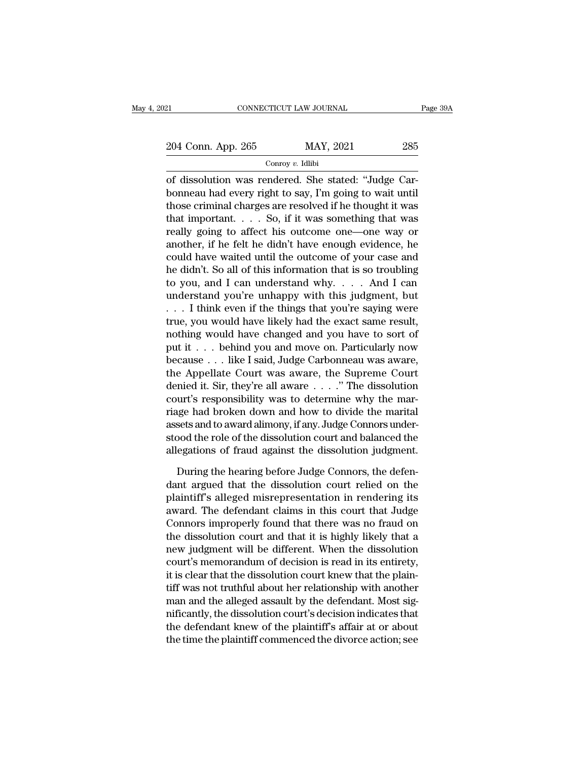of dissolution was rendered. She stated: "Judge Carbonneau had every right to say, I'm going to wait until those criminal charges are resolved if he thought it was that important. . . . So, if it was something that was really going to affect his outcome one—one way or another, if he felt he didn't have enough evidence, he could have waited until the outcome of your case and he didn't. So all of this information that is so troubling to you, and I can understand why. . . . And I can understand you're unhappy with this judgment, but . . . I think even if the things that you're saying were true, you would have likely had the exact same result, nothing would have changed and you have to sort of put it . . . behind you and move on. Particularly now because . . . like I said, Judge Carbonneau was aware, the Appellate Court was aware, the Supreme Court denied it. Sir, they're all aware . . . ." The dissolution court's responsibility was to determine why the marriage had broken down and how to divide the marital assets and to award alimony, if any. Judge Connors understood the role of the dissolution court and balanced the allegations of fraud against the dissolution judgment.

During the hearing before Judge Connors, the defendant argued that the dissolution court relied on the plaintiff's alleged misrepresentation in rendering its award. The defendant claims in this court that Judge Connors improperly found that there was no fraud on the dissolution court and that it is highly likely that a new judgment will be different. When the dissolution court's memorandum of decision is read in its entirety, it is clear that the dissolution court knew that the plaintiff was not truthful about her relationship with another man and the alleged assault by the defendant. Most significantly, the dissolution court's decision indicates that the defendant knew of the plaintiff's affair at or about the time the plaintiff commenced the divorce action; see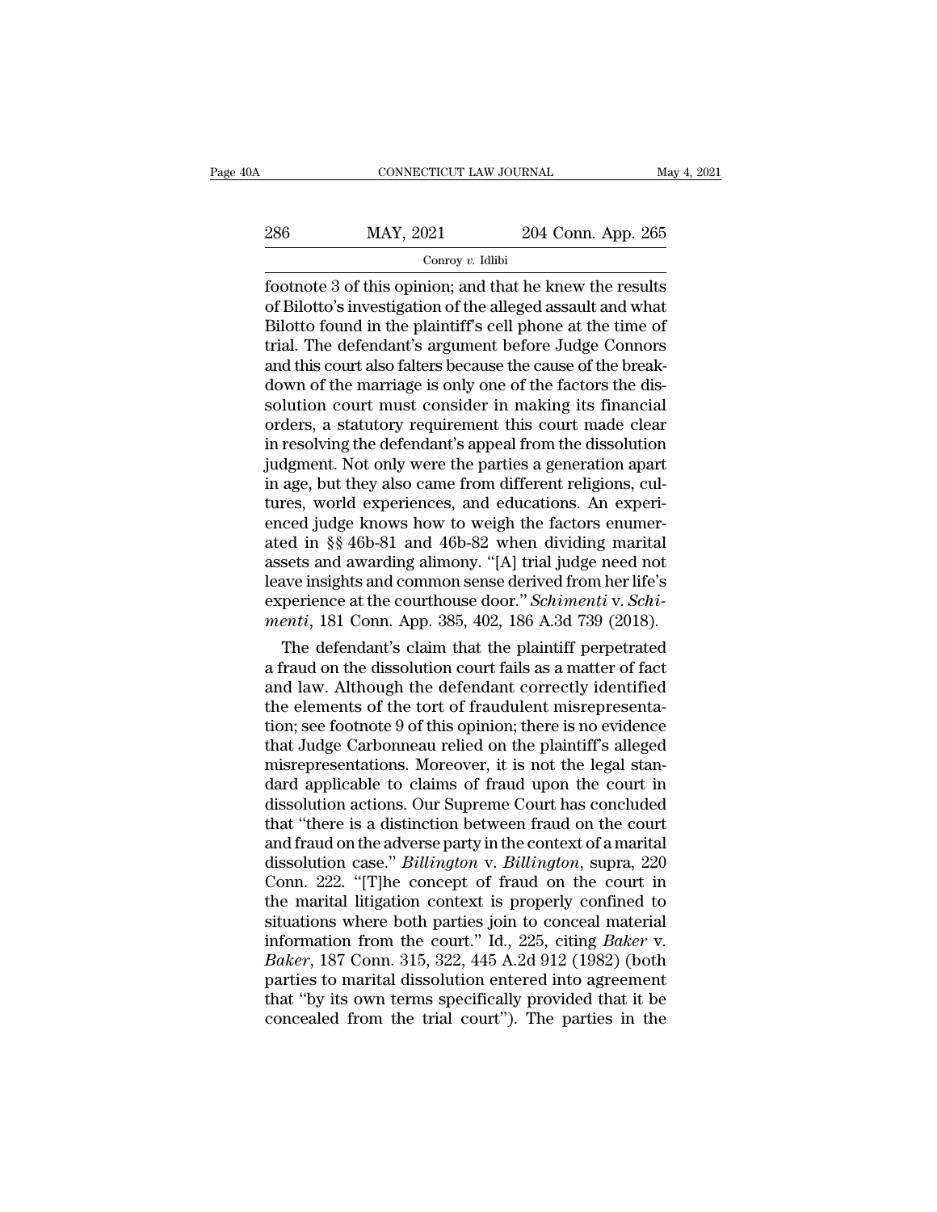footnote 3 of this opinion; and that he knew the results of Bilotto's investigation of the alleged assault and what Bilotto found in the plaintiff's cell phone at the time of trial. The defendant's argument before Judge Connors and this court also falters because the cause of the breakdown of the marriage is only one of the factors the dissolution court must consider in making its financial orders, a statutory requirement this court made clear in resolving the defendant's appeal from the dissolution judgment. Not only were the parties a generation apart in age, but they also came from different religions, cultures, world experiences, and educations. An experienced judge knows how to weigh the factors enumerated in §§ 46b-81 and 46b-82 when dividing marital assets and awarding alimony. "[A] trial judge need not leave insights and common sense derived from her life's experience at the courthouse door." *Schimenti* v. *Schimenti*, 181 Conn. App. 385, 402, 186 A.3d 739 (2018).

The defendant's claim that the plaintiff perpetrated a fraud on the dissolution court fails as a matter of fact and law. Although the defendant correctly identified the elements of the tort of fraudulent misrepresentation; see footnote 9 of this opinion; there is no evidence that Judge Carbonneau relied on the plaintiff's alleged misrepresentations. Moreover, it is not the legal standard applicable to claims of fraud upon the court in dissolution actions. Our Supreme Court has concluded that "there is a distinction between fraud on the court and fraud on the adverse party in the context of a marital dissolution case." *Billington* v. *Billington*, supra, 220 Conn. 222. "[T]he concept of fraud on the court in the marital litigation context is properly confined to situations where both parties join to conceal material information from the court." Id., 225, citing *Baker* v. *Baker*, 187 Conn. 315, 322, 445 A.2d 912 (1982) (both parties to marital dissolution entered into agreement that "by its own terms specifically provided that it be concealed from the trial court"). The parties in the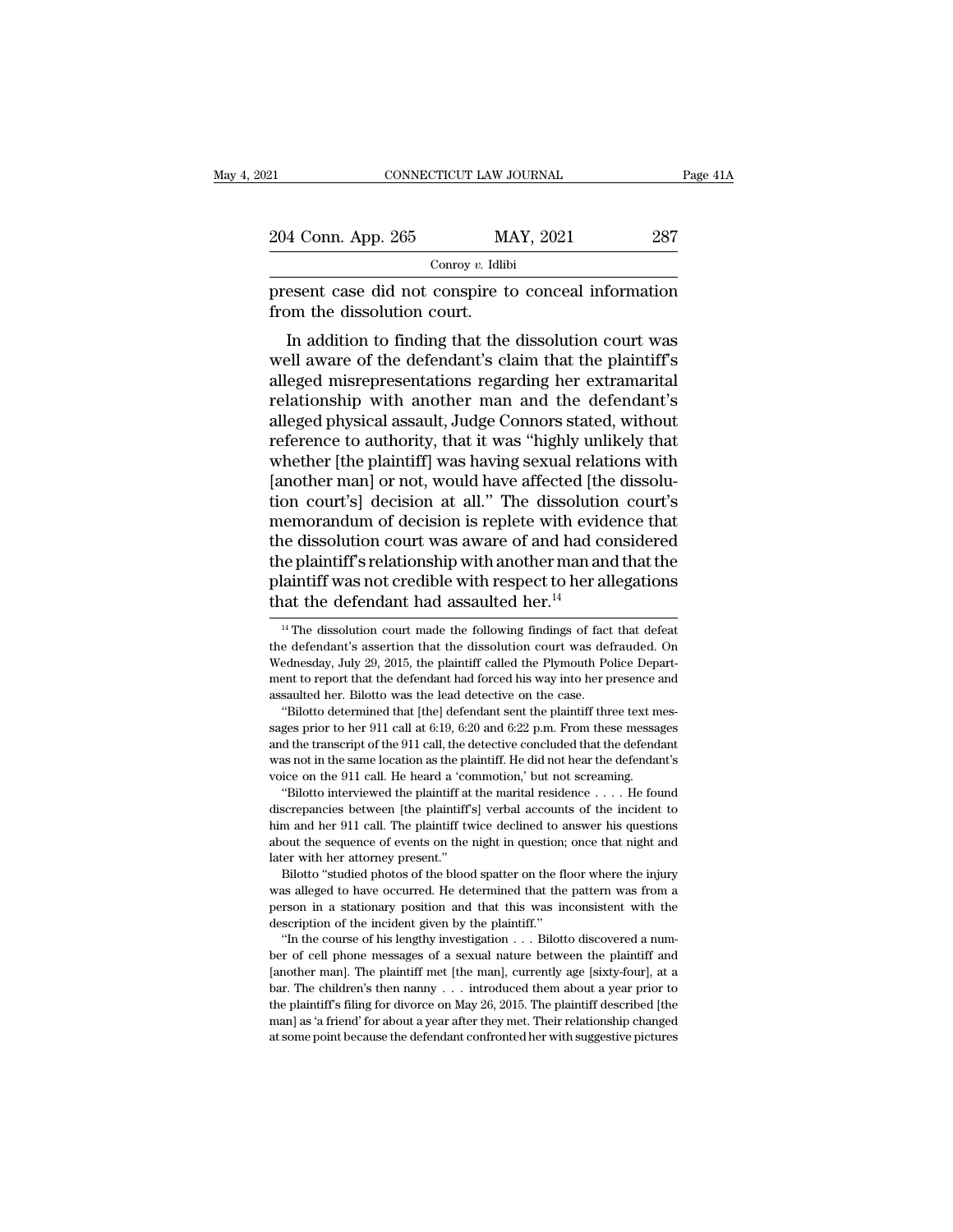present case did not conspire to conceal information from the dissolution court.

In addition to finding that the dissolution court was well aware of the defendant's claim that the plaintiff's alleged misrepresentations regarding her extramarital relationship with another man and the defendant's alleged physical assault, Judge Connors stated, without reference to authority, that it was "highly unlikely that whether [the plaintiff] was having sexual relations with [another man] or not, would have affected [the dissolution court's] decision at all." The dissolution court's memorandum of decision is replete with evidence that the dissolution court was aware of and had considered the plaintiff's relationship with another man and that the plaintiff was not credible with respect to her allegations that the defendant had assaulted her.[14]

[14] The dissolution court made the following findings of fact that defeat the defendant's assertion that the dissolution court was defrauded. On Wednesday, July 29, 2015, the plaintiff called the Plymouth Police Department to report that the defendant had forced his way into her presence and assaulted her. Bilotto was the lead detective on the case.

"Bilotto determined that [the] defendant sent the plaintiff three text messages prior to her 911 call at 6:19, 6:20 and 6:22 p.m. From these messages and the transcript of the 911 call, the detective concluded that the defendant was not in the same location as the plaintiff. He did not hear the defendant's voice on the 911 call. He heard a 'commotion,' but not screaming.

"Bilotto interviewed the plaintiff at the marital residence . . . . He found discrepancies between [the plaintiff's] verbal accounts of the incident to him and her 911 call. The plaintiff twice declined to answer his questions about the sequence of events on the night in question; once that night and later with her attorney present."

Bilotto "studied photos of the blood spatter on the floor where the injury was alleged to have occurred. He determined that the pattern was from a person in a stationary position and that this was inconsistent with the description of the incident given by the plaintiff."

"In the course of his lengthy investigation . . . Bilotto discovered a number of cell phone messages of a sexual nature between the plaintiff and [another man]. The plaintiff met [the man], currently age [sixty-four], at a bar. The children's then nanny . . . introduced them about a year prior to the plaintiff's filing for divorce on May 26, 2015. The plaintiff described [the man] as 'a friend' for about a year after they met. Their relationship changed at some point because the defendant confronted her with suggestive pictures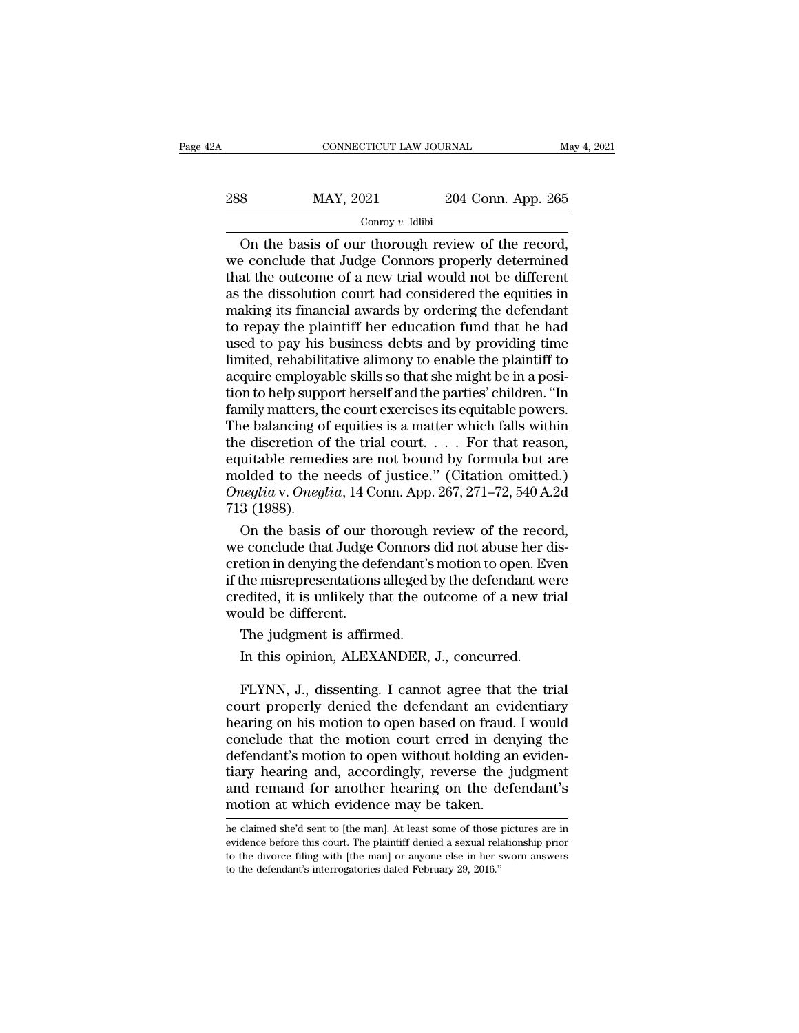On the basis of our thorough review of the record, we conclude that Judge Connors properly determined that the outcome of a new trial would not be different as the dissolution court had considered the equities in making its financial awards by ordering the defendant to repay the plaintiff her education fund that he had used to pay his business debts and by providing time limited, rehabilitative alimony to enable the plaintiff to acquire employable skills so that she might be in a position to help support herself and the parties' children. "In family matters, the court exercises its equitable powers. The balancing of equities is a matter which falls within the discretion of the trial court. . . . For that reason, equitable remedies are not bound by formula but are molded to the needs of justice." (Citation omitted.) *Oneglia* v. *Oneglia*, 14 Conn. App. 267, 271–72, 540 A.2d 713 (1988).

On the basis of our thorough review of the record, we conclude that Judge Connors did not abuse her discretion in denying the defendant's motion to open. Even if the misrepresentations alleged by the defendant were credited, it is unlikely that the outcome of a new trial would be different.

The judgment is affirmed.

In this opinion, ALEXANDER, J., concurred.

FLYNN, J., dissenting. I cannot agree that the trial court properly denied the defendant an evidentiary hearing on his motion to open based on fraud. I would conclude that the motion court erred in denying the defendant's motion to open without holding an evidentiary hearing and, accordingly, reverse the judgment and remand for another hearing on the defendant's motion at which evidence may be taken.

---

he claimed she'd sent to [the man]. At least some of those pictures are in evidence before this court. The plaintiff denied a sexual relationship prior to the divorce filing with [the man] or anyone else in her sworn answers to the defendant's interrogatories dated February 29, 2016."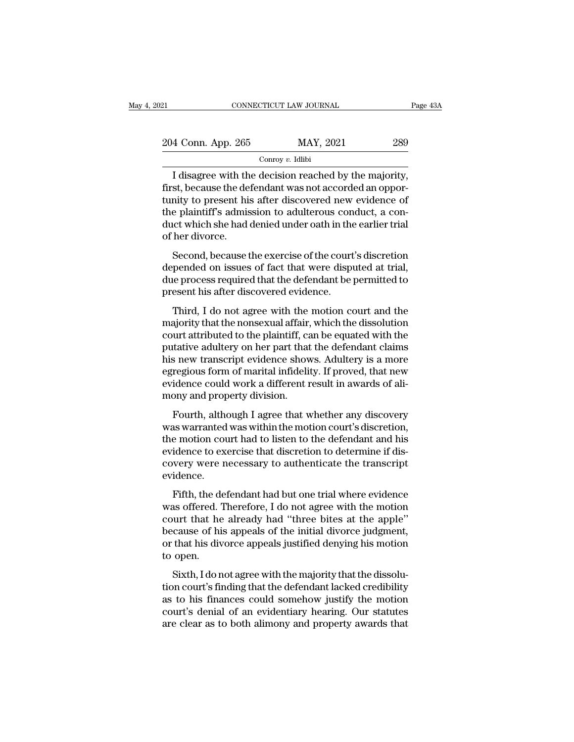I disagree with the decision reached by the majority, first, because the defendant was not accorded an opportunity to present his after discovered new evidence of the plaintiff's admission to adulterous conduct, a conduct which she had denied under oath in the earlier trial of her divorce.

Second, because the exercise of the court's discretion depended on issues of fact that were disputed at trial, due process required that the defendant be permitted to present his after discovered evidence.

Third, I do not agree with the motion court and the majority that the nonsexual affair, which the dissolution court attributed to the plaintiff, can be equated with the putative adultery on her part that the defendant claims his new transcript evidence shows. Adultery is a more egregious form of marital infidelity. If proved, that new evidence could work a different result in awards of alimony and property division.

Fourth, although I agree that whether any discovery was warranted was within the motion court's discretion, the motion court had to listen to the defendant and his evidence to exercise that discretion to determine if discovery were necessary to authenticate the transcript evidence.

Fifth, the defendant had but one trial where evidence was offered. Therefore, I do not agree with the motion court that he already had "three bites at the apple" because of his appeals of the initial divorce judgment, or that his divorce appeals justified denying his motion to open.

Sixth, I do not agree with the majority that the dissolution court's finding that the defendant lacked credibility as to his finances could somehow justify the motion court's denial of an evidentiary hearing. Our statutes are clear as to both alimony and property awards that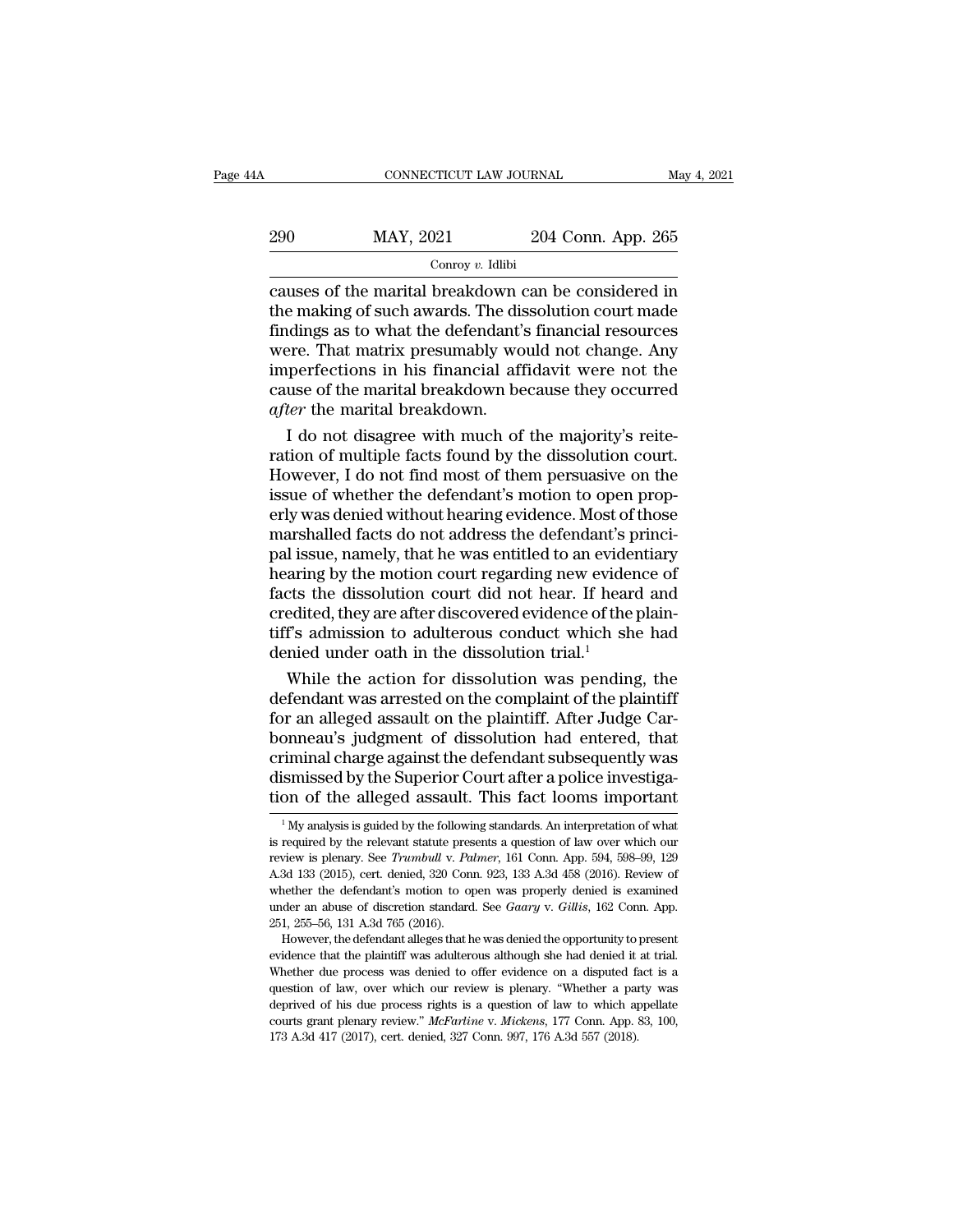causes of the marital breakdown can be considered in the making of such awards. The dissolution court made findings as to what the defendant's financial resources were. That matrix presumably would not change. Any imperfections in his financial affidavit were not the cause of the marital breakdown because they occurred *after* the marital breakdown.

I do not disagree with much of the majority's reiteration of multiple facts found by the dissolution court. However, I do not find most of them persuasive on the issue of whether the defendant's motion to open properly was denied without hearing evidence. Most of those marshalled facts do not address the defendant's principal issue, namely, that he was entitled to an evidentiary hearing by the motion court regarding new evidence of facts the dissolution court did not hear. If heard and credited, they are after discovered evidence of the plaintiff's admission to adulterous conduct which she had denied under oath in the dissolution trial.[1]

While the action for dissolution was pending, the defendant was arrested on the complaint of the plaintiff for an alleged assault on the plaintiff. After Judge Carbonneau's judgment of dissolution had entered, that criminal charge against the defendant subsequently was dismissed by the Superior Court after a police investigation of the alleged assault. This fact looms important

[1] My analysis is guided by the following standards. An interpretation of what is required by the relevant statute presents a question of law over which our review is plenary. See *Trumbull* v. *Palmer*, 161 Conn. App. 594, 598–99, 129 A.3d 133 (2015), cert. denied, 320 Conn. 923, 133 A.3d 458 (2016). Review of whether the defendant's motion to open was properly denied is examined under an abuse of discretion standard. See *Gaary* v. *Gillis*, 162 Conn. App. 251, 255–56, 131 A.3d 765 (2016).

However, the defendant alleges that he was denied the opportunity to present evidence that the plaintiff was adulterous although she had denied it at trial. Whether due process was denied to offer evidence on a disputed fact is a question of law, over which our review is plenary. "Whether a party was deprived of his due process rights is a question of law to which appellate courts grant plenary review." *McFarline* v. *Mickens*, 177 Conn. App. 83, 100, 173 A.3d 417 (2017), cert. denied, 327 Conn. 997, 176 A.3d 557 (2018).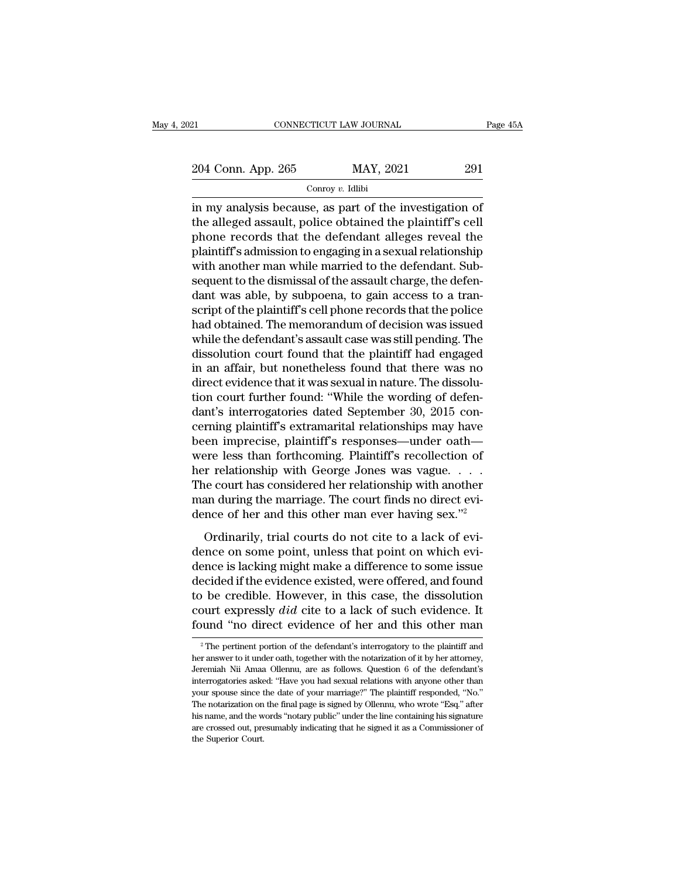in my analysis because, as part of the investigation of the alleged assault, police obtained the plaintiff's cell phone records that the defendant alleges reveal the plaintiff's admission to engaging in a sexual relationship with another man while married to the defendant. Subsequent to the dismissal of the assault charge, the defendant was able, by subpoena, to gain access to a transcript of the plaintiff's cell phone records that the police had obtained. The memorandum of decision was issued while the defendant's assault case was still pending. The dissolution court found that the plaintiff had engaged in an affair, but nonetheless found that there was no direct evidence that it was sexual in nature. The dissolution court further found: "While the wording of defendant's interrogatories dated September 30, 2015 concerning plaintiff's extramarital relationships may have been imprecise, plaintiff's responses—under oath—were less than forthcoming. Plaintiff's recollection of her relationship with George Jones was vague. . . . The court has considered her relationship with another man during the marriage. The court finds no direct evidence of her and this other man ever having sex."[2]

Ordinarily, trial courts do not cite to a lack of evidence on some point, unless that point on which evidence is lacking might make a difference to some issue decided if the evidence existed, were offered, and found to be credible. However, in this case, the dissolution court expressly *did* cite to a lack of such evidence. It found "no direct evidence of her and this other man

[2] The pertinent portion of the defendant's interrogatory to the plaintiff and her answer to it under oath, together with the notarization of it by her attorney, Jeremiah Nii Amaa Ollennu, are as follows. Question 6 of the defendant's interrogatories asked: "Have you had sexual relations with anyone other than your spouse since the date of your marriage?" The plaintiff responded, "No." The notarization on the final page is signed by Ollennu, who wrote "Esq." after his name, and the words "notary public" under the line containing his signature are crossed out, presumably indicating that he signed it as a Commissioner of the Superior Court.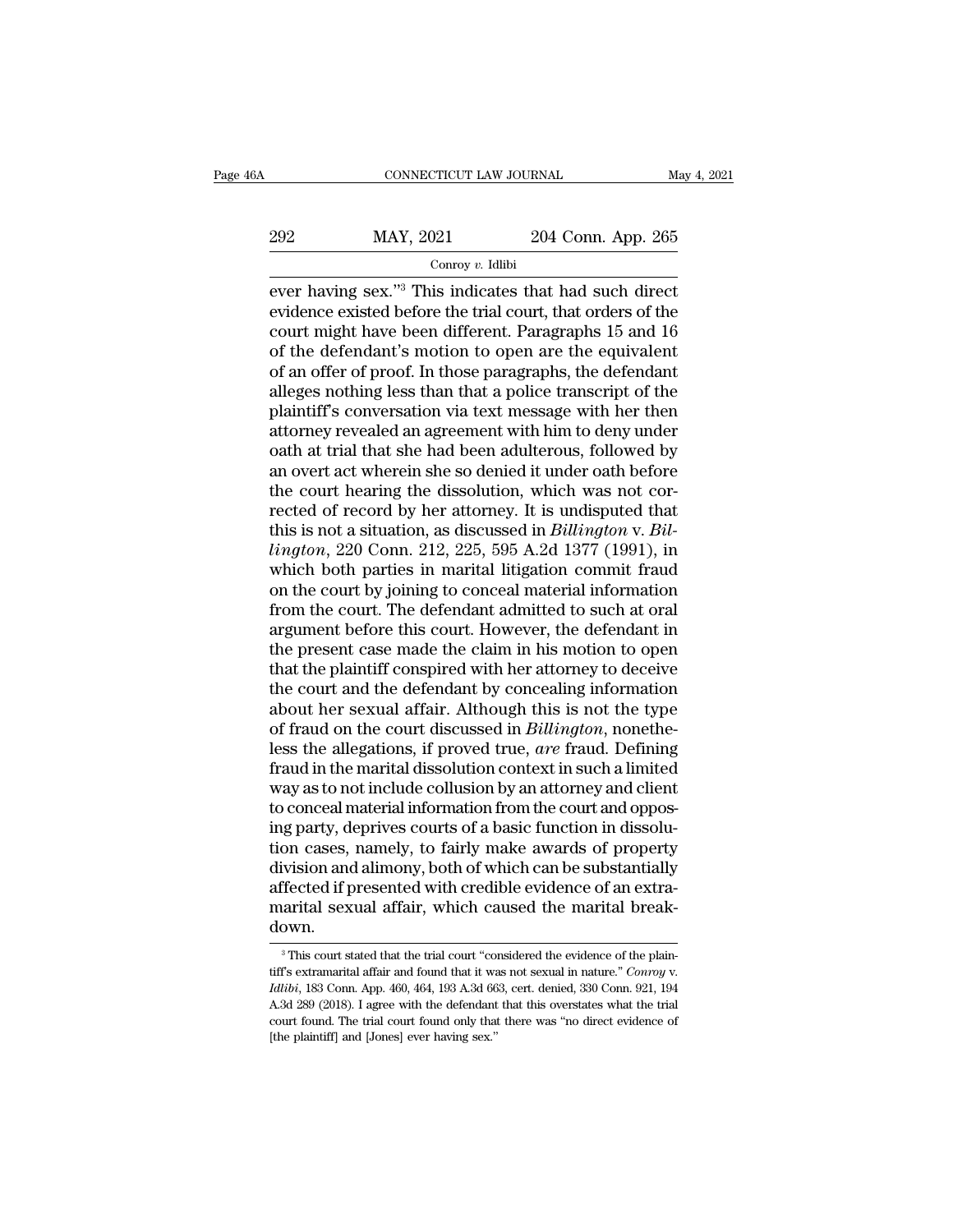ever having sex."[3] This indicates that had such direct evidence existed before the trial court, that orders of the court might have been different. Paragraphs 15 and 16 of the defendant's motion to open are the equivalent of an offer of proof. In those paragraphs, the defendant alleges nothing less than that a police transcript of the plaintiff's conversation via text message with her then attorney revealed an agreement with him to deny under oath at trial that she had been adulterous, followed by an overt act wherein she so denied it under oath before the court hearing the dissolution, which was not corrected of record by her attorney. It is undisputed that this is not a situation, as discussed in *Billington* v. *Billington*, 220 Conn. 212, 225, 595 A.2d 1377 (1991), in which both parties in marital litigation commit fraud on the court by joining to conceal material information from the court. The defendant admitted to such at oral argument before this court. However, the defendant in the present case made the claim in his motion to open that the plaintiff conspired with her attorney to deceive the court and the defendant by concealing information about her sexual affair. Although this is not the type of fraud on the court discussed in *Billington*, nonetheless the allegations, if proved true, *are* fraud. Defining fraud in the marital dissolution context in such a limited way as to not include collusion by an attorney and client to conceal material information from the court and opposing party, deprives courts of a basic function in dissolution cases, namely, to fairly make awards of property division and alimony, both of which can be substantially affected if presented with credible evidence of an extramarital sexual affair, which caused the marital breakdown.

[3] This court stated that the trial court "considered the evidence of the plaintiff's extramarital affair and found that it was not sexual in nature." *Conroy* v. *Idlibi*, 183 Conn. App. 460, 464, 193 A.3d 663, cert. denied, 330 Conn. 921, 194 A.3d 289 (2018). I agree with the defendant that this overstates what the trial court found. The trial court found only that there was "no direct evidence of [the plaintiff] and [Jones] ever having sex."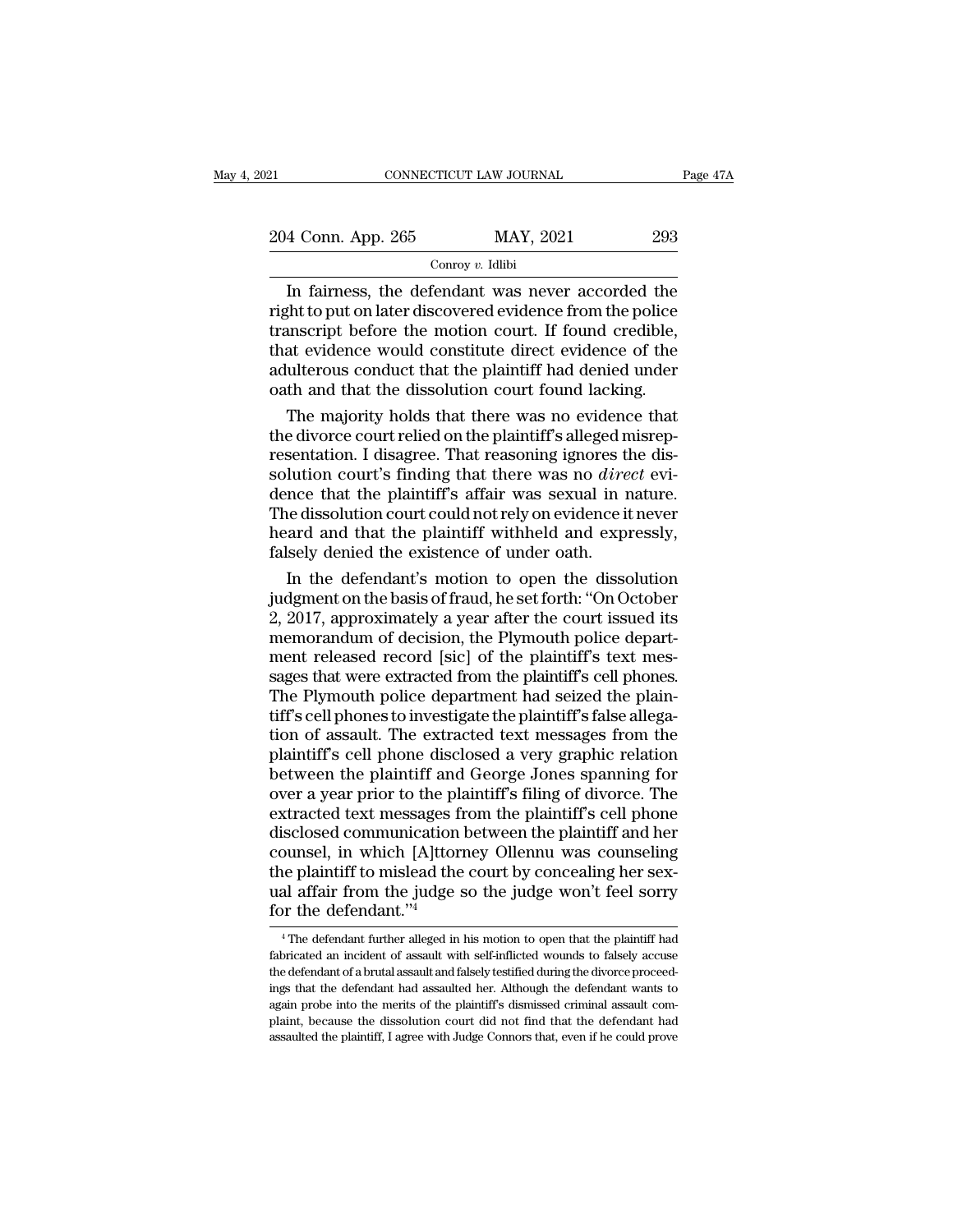In fairness, the defendant was never accorded the right to put on later discovered evidence from the police transcript before the motion court. If found credible, that evidence would constitute direct evidence of the adulterous conduct that the plaintiff had denied under oath and that the dissolution court found lacking.

The majority holds that there was no evidence that the divorce court relied on the plaintiff's alleged misrepresentation. I disagree. That reasoning ignores the dissolution court's finding that there was no *direct* evidence that the plaintiff's affair was sexual in nature. The dissolution court could not rely on evidence it never heard and that the plaintiff withheld and expressly, falsely denied the existence of under oath.

In the defendant's motion to open the dissolution judgment on the basis of fraud, he set forth: "On October 2, 2017, approximately a year after the court issued its memorandum of decision, the Plymouth police department released record [sic] of the plaintiff's text messages that were extracted from the plaintiff's cell phones. The Plymouth police department had seized the plaintiff's cell phones to investigate the plaintiff's false allegation of assault. The extracted text messages from the plaintiff's cell phone disclosed a very graphic relation between the plaintiff and George Jones spanning for over a year prior to the plaintiff's filing of divorce. The extracted text messages from the plaintiff's cell phone disclosed communication between the plaintiff and her counsel, in which [A]ttorney Ollennu was counseling the plaintiff to mislead the court by concealing her sexual affair from the judge so the judge won't feel sorry for the defendant."[4]

[4] The defendant further alleged in his motion to open that the plaintiff had fabricated an incident of assault with self-inflicted wounds to falsely accuse the defendant of a brutal assault and falsely testified during the divorce proceedings that the defendant had assaulted her. Although the defendant wants to again probe into the merits of the plaintiff's dismissed criminal assault complaint, because the dissolution court did not find that the defendant had assaulted the plaintiff, I agree with Judge Connors that, even if he could prove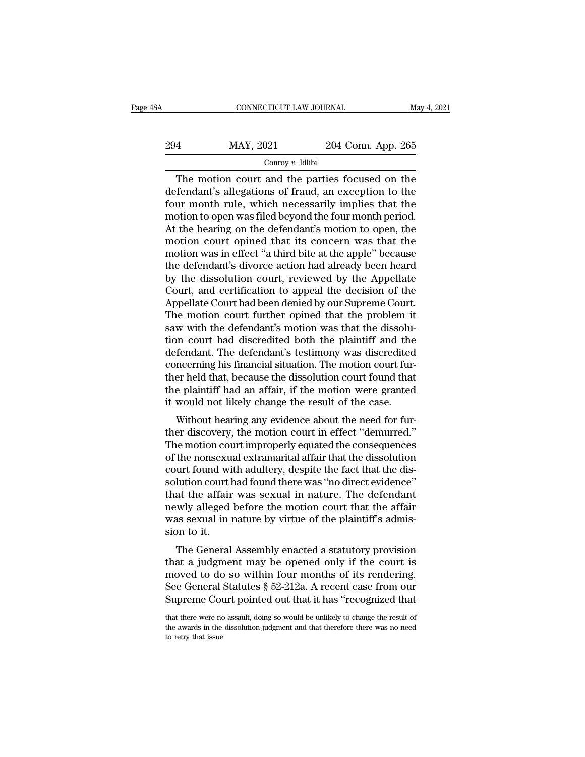The motion court and the parties focused on the defendant's allegations of fraud, an exception to the four month rule, which necessarily implies that the motion to open was filed beyond the four month period. At the hearing on the defendant's motion to open, the motion court opined that its concern was that the motion was in effect "a third bite at the apple" because the defendant's divorce action had already been heard by the dissolution court, reviewed by the Appellate Court, and certification to appeal the decision of the Appellate Court had been denied by our Supreme Court. The motion court further opined that the problem it saw with the defendant's motion was that the dissolution court had discredited both the plaintiff and the defendant. The defendant's testimony was discredited concerning his financial situation. The motion court further held that, because the dissolution court found that the plaintiff had an affair, if the motion were granted it would not likely change the result of the case.

Without hearing any evidence about the need for further discovery, the motion court in effect "demurred." The motion court improperly equated the consequences of the nonsexual extramarital affair that the dissolution court found with adultery, despite the fact that the dissolution court had found there was "no direct evidence" that the affair was sexual in nature. The defendant newly alleged before the motion court that the affair was sexual in nature by virtue of the plaintiff's admission to it.

The General Assembly enacted a statutory provision that a judgment may be opened only if the court is moved to do so within four months of its rendering. See General Statutes § 52-212a. A recent case from our Supreme Court pointed out that it has "recognized that

that there were no assault, doing so would be unlikely to change the result of the awards in the dissolution judgment and that therefore there was no need to retry that issue.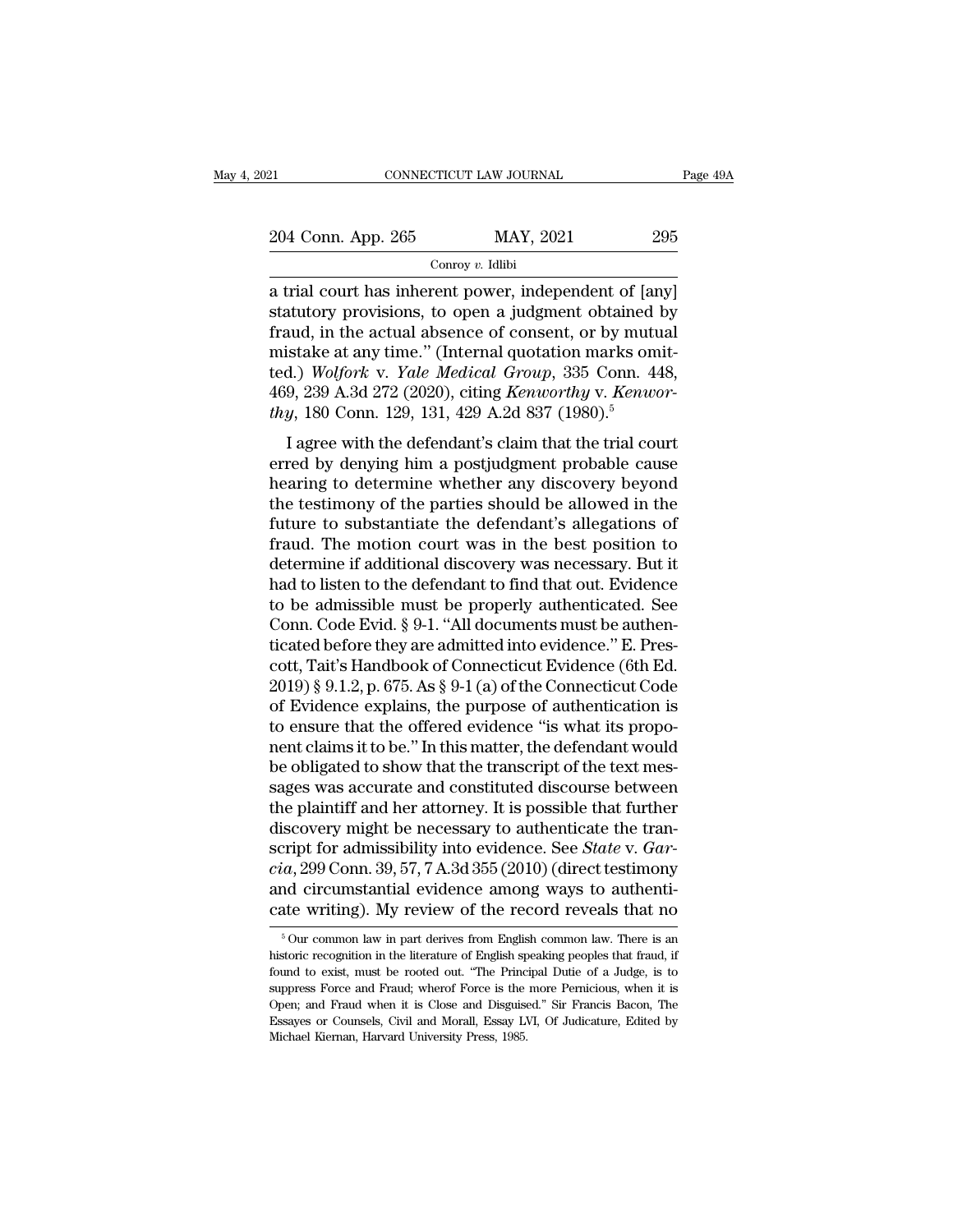a trial court has inherent power, independent of [any] statutory provisions, to open a judgment obtained by fraud, in the actual absence of consent, or by mutual mistake at any time." (Internal quotation marks omitted.) *Wolfork* v. *Yale Medical Group*, 335 Conn. 448, 469, 239 A.3d 272 (2020), citing *Kenworthy* v. *Kenworthy*, 180 Conn. 129, 131, 429 A.2d 837 (1980).[5]

I agree with the defendant's claim that the trial court erred by denying him a postjudgment probable cause hearing to determine whether any discovery beyond the testimony of the parties should be allowed in the future to substantiate the defendant's allegations of fraud. The motion court was in the best position to determine if additional discovery was necessary. But it had to listen to the defendant to find that out. Evidence to be admissible must be properly authenticated. See Conn. Code Evid. § 9-1. "All documents must be authenticated before they are admitted into evidence." E. Prescott, Tait's Handbook of Connecticut Evidence (6th Ed. 2019) § 9.1.2, p. 675. As § 9-1 (a) of the Connecticut Code of Evidence explains, the purpose of authentication is to ensure that the offered evidence "is what its proponent claims it to be." In this matter, the defendant would be obligated to show that the transcript of the text messages was accurate and constituted discourse between the plaintiff and her attorney. It is possible that further discovery might be necessary to authenticate the transcript for admissibility into evidence. See *State* v. *Garcia*, 299 Conn. 39, 57, 7 A.3d 355 (2010) (direct testimony and circumstantial evidence among ways to authenticate writing). My review of the record reveals that no

[5] Our common law in part derives from English common law. There is an historic recognition in the literature of English speaking peoples that fraud, if found to exist, must be rooted out. "The Principal Dutie of a Judge, is to suppress Force and Fraud; wherof Force is the more Pernicious, when it is Open; and Fraud when it is Close and Disguised." Sir Francis Bacon, The Essayes or Counsels, Civil and Morall, Essay LVI, Of Judicature, Edited by Michael Kiernan, Harvard University Press, 1985.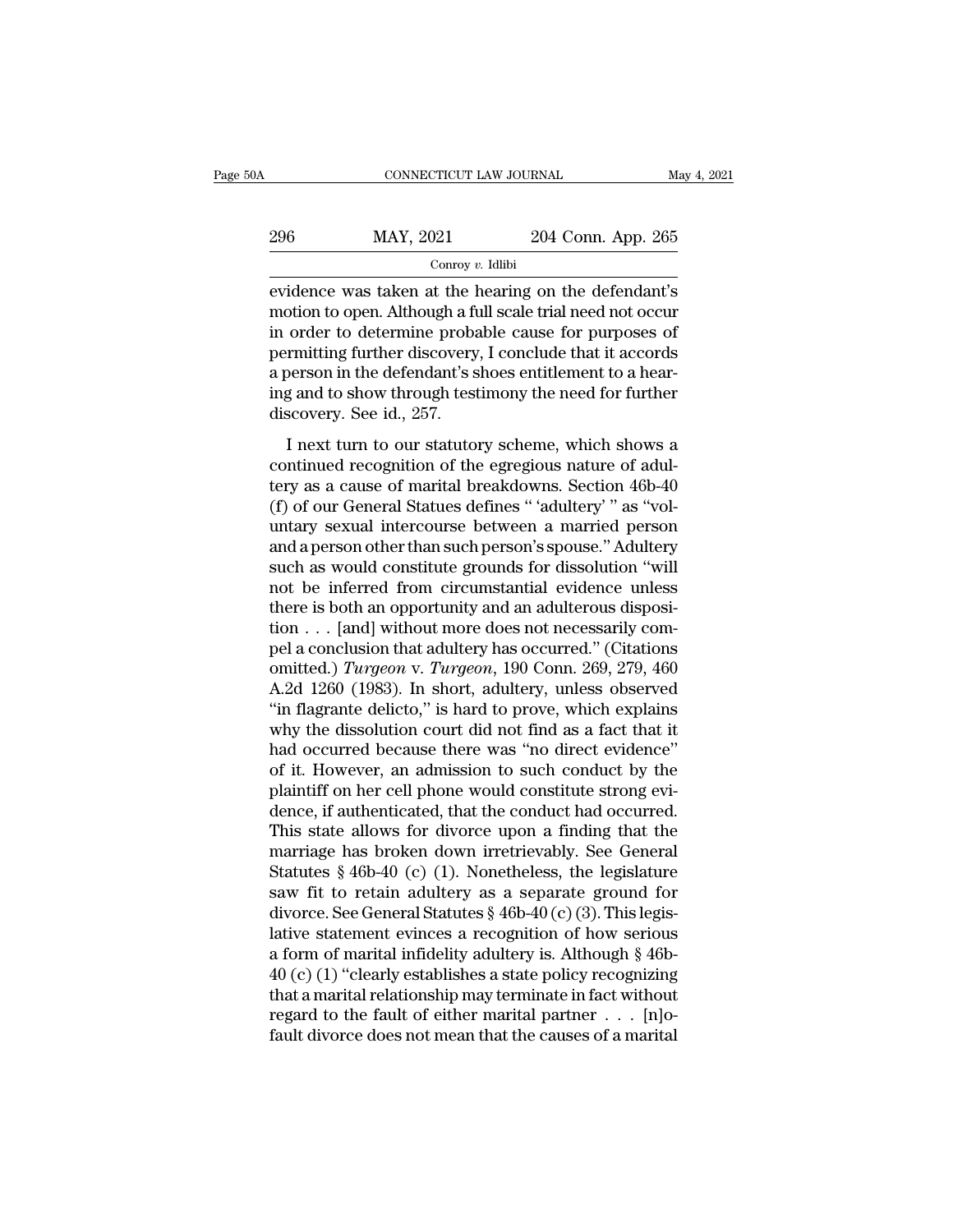evidence was taken at the hearing on the defendant's motion to open. Although a full scale trial need not occur in order to determine probable cause for purposes of permitting further discovery, I conclude that it accords a person in the defendant's shoes entitlement to a hearing and to show through testimony the need for further discovery. See id., 257.

I next turn to our statutory scheme, which shows a continued recognition of the egregious nature of adultery as a cause of marital breakdowns. Section 46b-40 (f) of our General Statues defines " 'adultery' " as "voluntary sexual intercourse between a married person and a person other than such person's spouse." Adultery such as would constitute grounds for dissolution "will not be inferred from circumstantial evidence unless there is both an opportunity and an adulterous disposition . . . [and] without more does not necessarily compel a conclusion that adultery has occurred." (Citations omitted.) *Turgeon* v. *Turgeon*, 190 Conn. 269, 279, 460 A.2d 1260 (1983). In short, adultery, unless observed "in flagrante delicto," is hard to prove, which explains why the dissolution court did not find as a fact that it had occurred because there was "no direct evidence" of it. However, an admission to such conduct by the plaintiff on her cell phone would constitute strong evidence, if authenticated, that the conduct had occurred. This state allows for divorce upon a finding that the marriage has broken down irretrievably. See General Statutes § 46b-40 (c) (1). Nonetheless, the legislature saw fit to retain adultery as a separate ground for divorce. See General Statutes § 46b-40 (c) (3). This legislative statement evinces a recognition of how serious a form of marital infidelity adultery is. Although § 46b-40 (c) (1) "clearly establishes a state policy recognizing that a marital relationship may terminate in fact without regard to the fault of either marital partner . . . [n]o-fault divorce does not mean that the causes of a marital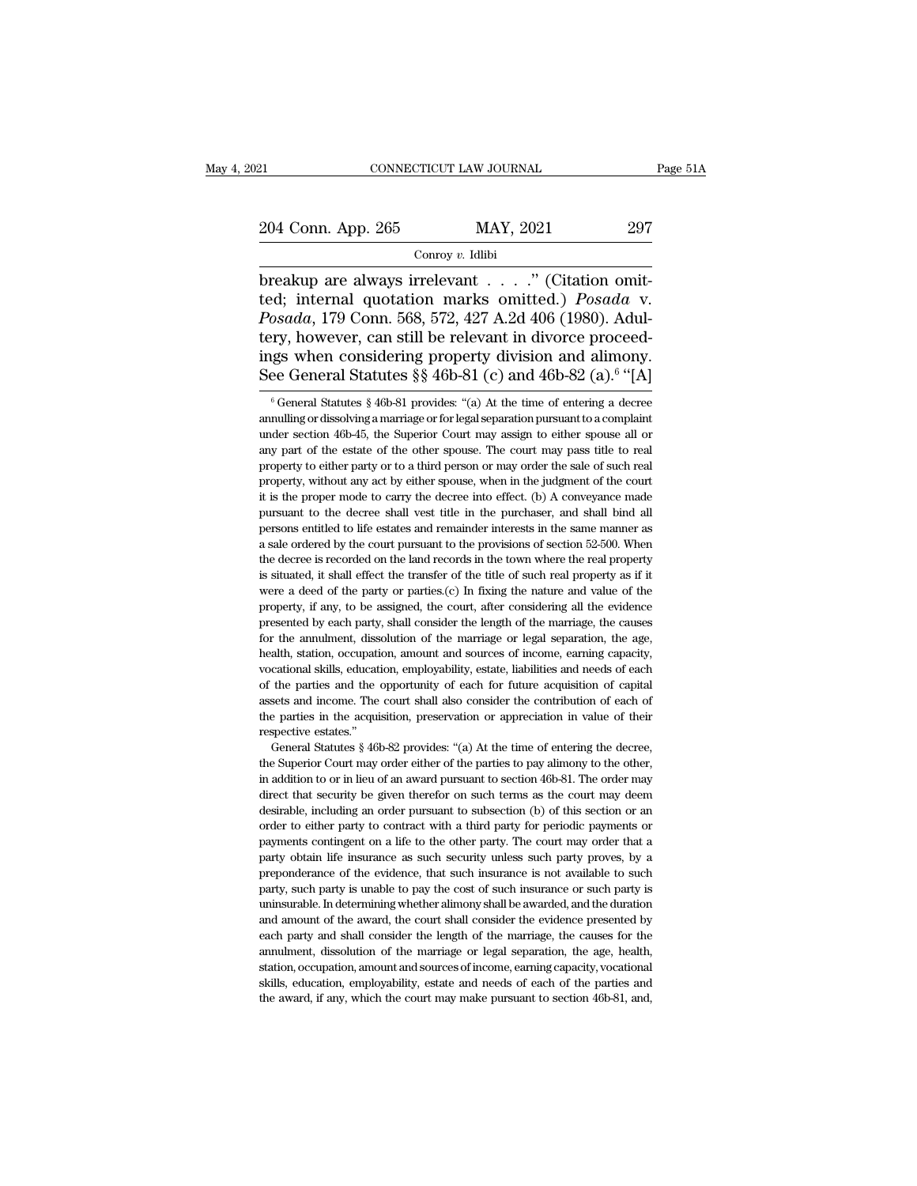breakup are always irrelevant . . . ." (Citation omitted; internal quotation marks omitted.) *Posada* v. *Posada*, 179 Conn. 568, 572, 427 A.2d 406 (1980). Adultery, however, can still be relevant in divorce proceedings when considering property division and alimony. See General Statutes §§ 46b-81 (c) and 46b-82 (a).[6] "[A]

[6] General Statutes § 46b-81 provides: "(a) At the time of entering a decree annulling or dissolving a marriage or for legal separation pursuant to a complaint under section 46b-45, the Superior Court may assign to either spouse all or any part of the estate of the other spouse. The court may pass title to real property to either party or to a third person or may order the sale of such real property, without any act by either spouse, when in the judgment of the court it is the proper mode to carry the decree into effect. (b) A conveyance made pursuant to the decree shall vest title in the purchaser, and shall bind all persons entitled to life estates and remainder interests in the same manner as a sale ordered by the court pursuant to the provisions of section 52-500. When the decree is recorded on the land records in the town where the real property is situated, it shall effect the transfer of the title of such real property as if it were a deed of the party or parties.(c) In fixing the nature and value of the property, if any, to be assigned, the court, after considering all the evidence presented by each party, shall consider the length of the marriage, the causes for the annulment, dissolution of the marriage or legal separation, the age, health, station, occupation, amount and sources of income, earning capacity, vocational skills, education, employability, estate, liabilities and needs of each of the parties and the opportunity of each for future acquisition of capital assets and income. The court shall also consider the contribution of each of the parties in the acquisition, preservation or appreciation in value of their respective estates."

General Statutes § 46b-82 provides: "(a) At the time of entering the decree, the Superior Court may order either of the parties to pay alimony to the other, in addition to or in lieu of an award pursuant to section 46b-81. The order may direct that security be given therefor on such terms as the court may deem desirable, including an order pursuant to subsection (b) of this section or an order to either party to contract with a third party for periodic payments or payments contingent on a life to the other party. The court may order that a party obtain life insurance as such security unless such party proves, by a preponderance of the evidence, that such insurance is not available to such party, such party is unable to pay the cost of such insurance or such party is uninsurable. In determining whether alimony shall be awarded, and the duration and amount of the award, the court shall consider the evidence presented by each party and shall consider the length of the marriage, the causes for the annulment, dissolution of the marriage or legal separation, the age, health, station, occupation, amount and sources of income, earning capacity, vocational skills, education, employability, estate and needs of each of the parties and the award, if any, which the court may make pursuant to section 46b-81, and,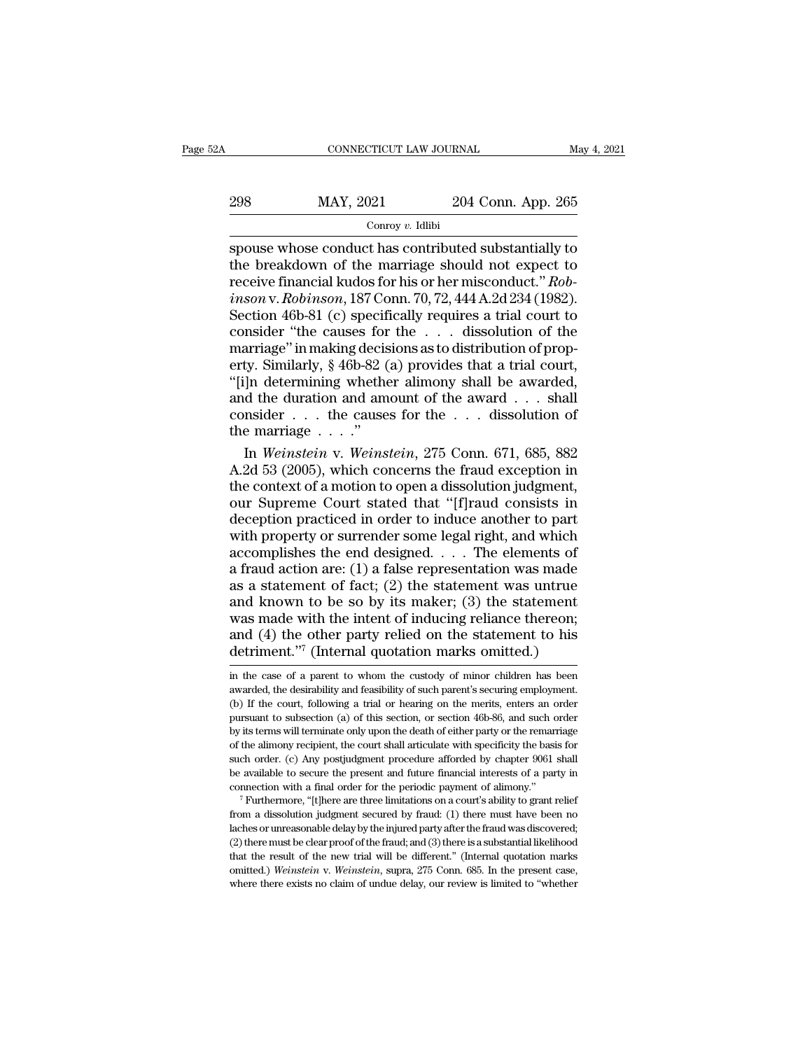spouse whose conduct has contributed substantially to the breakdown of the marriage should not expect to receive financial kudos for his or her misconduct." *Robinson* v. *Robinson*, 187 Conn. 70, 72, 444 A.2d 234 (1982). Section 46b-81 (c) specifically requires a trial court to consider "the causes for the . . . dissolution of the marriage" in making decisions as to distribution of property. Similarly, § 46b-82 (a) provides that a trial court, "[i]n determining whether alimony shall be awarded, and the duration and amount of the award . . . shall consider . . . the causes for the . . . dissolution of the marriage . . . ."

In *Weinstein* v. *Weinstein*, 275 Conn. 671, 685, 882 A.2d 53 (2005), which concerns the fraud exception in the context of a motion to open a dissolution judgment, our Supreme Court stated that "[f]raud consists in deception practiced in order to induce another to part with property or surrender some legal right, and which accomplishes the end designed. . . . The elements of a fraud action are: (1) a false representation was made as a statement of fact; (2) the statement was untrue and known to be so by its maker; (3) the statement was made with the intent of inducing reliance thereon; and (4) the other party relied on the statement to his detriment."[7] (Internal quotation marks omitted.)

---

in the case of a parent to whom the custody of minor children has been awarded, the desirability and feasibility of such parent's securing employment. (b) If the court, following a trial or hearing on the merits, enters an order pursuant to subsection (a) of this section, or section 46b-86, and such order by its terms will terminate only upon the death of either party or the remarriage of the alimony recipient, the court shall articulate with specificity the basis for such order. (c) Any postjudgment procedure afforded by chapter 9061 shall be available to secure the present and future financial interests of a party in connection with a final order for the periodic payment of alimony."

[7] Furthermore, "[t]here are three limitations on a court's ability to grant relief from a dissolution judgment secured by fraud: (1) there must have been no laches or unreasonable delay by the injured party after the fraud was discovered; (2) there must be clear proof of the fraud; and (3) there is a substantial likelihood that the result of the new trial will be different." (Internal quotation marks omitted.) *Weinstein* v. *Weinstein*, supra, 275 Conn. 685. In the present case, where there exists no claim of undue delay, our review is limited to "whether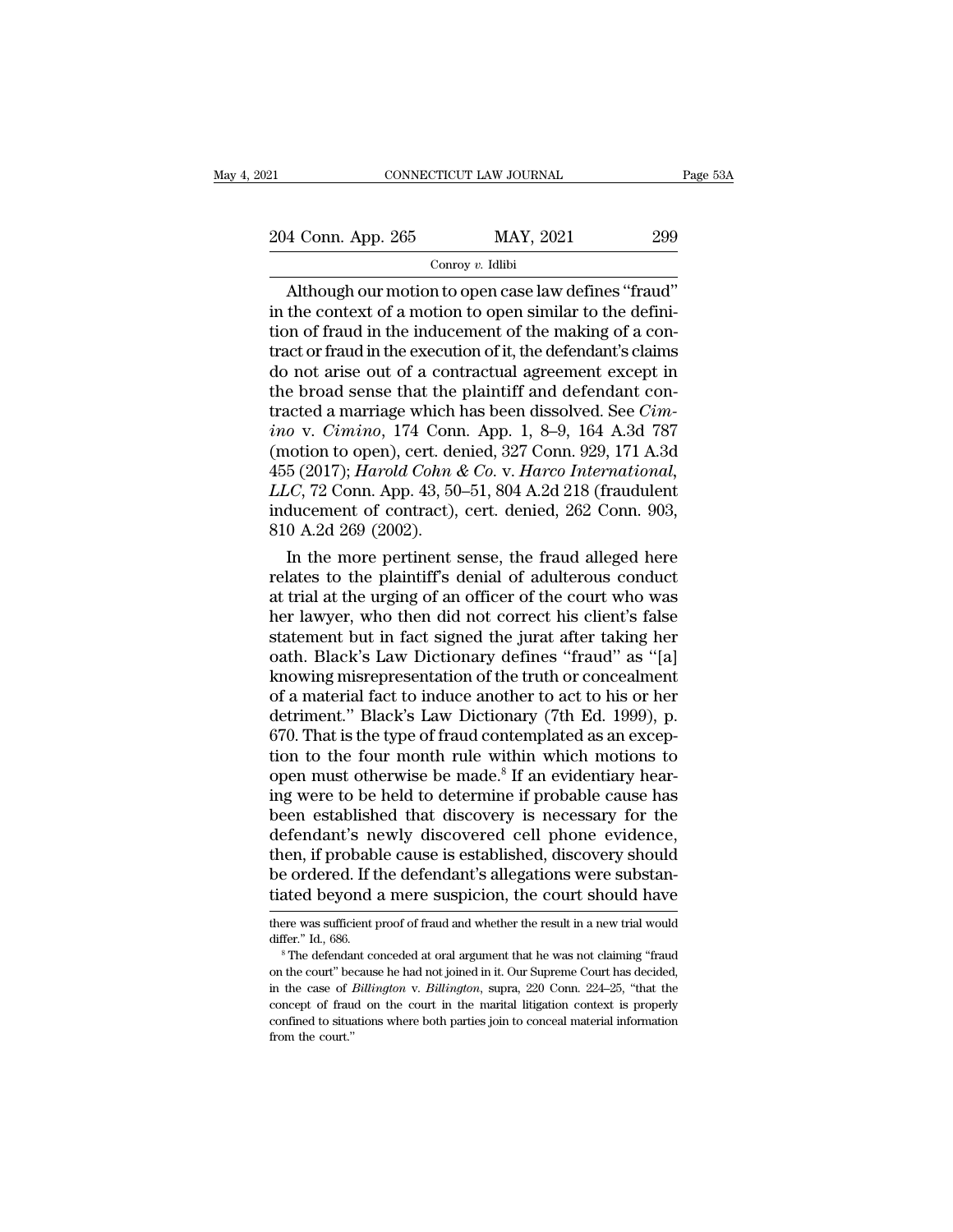Although our motion to open case law defines "fraud" in the context of a motion to open similar to the definition of fraud in the inducement of the making of a contract or fraud in the execution of it, the defendant's claims do not arise out of a contractual agreement except in the broad sense that the plaintiff and defendant contracted a marriage which has been dissolved. See *Cimino* v. *Cimino*, 174 Conn. App. 1, 8–9, 164 A.3d 787 (motion to open), cert. denied, 327 Conn. 929, 171 A.3d 455 (2017); *Harold Cohn & Co.* v. *Harco International, LLC*, 72 Conn. App. 43, 50–51, 804 A.2d 218 (fraudulent inducement of contract), cert. denied, 262 Conn. 903, 810 A.2d 269 (2002).

In the more pertinent sense, the fraud alleged here relates to the plaintiff's denial of adulterous conduct at trial at the urging of an officer of the court who was her lawyer, who then did not correct his client's false statement but in fact signed the jurat after taking her oath. Black's Law Dictionary defines "fraud" as "[a] knowing misrepresentation of the truth or concealment of a material fact to induce another to act to his or her detriment." Black's Law Dictionary (7th Ed. 1999), p. 670. That is the type of fraud contemplated as an exception to the four month rule within which motions to open must otherwise be made.[8] If an evidentiary hearing were to be held to determine if probable cause has been established that discovery is necessary for the defendant's newly discovered cell phone evidence, then, if probable cause is established, discovery should be ordered. If the defendant's allegations were substantiated beyond a mere suspicion, the court should have

---

there was sufficient proof of fraud and whether the result in a new trial would differ." Id., 686.

[8] The defendant conceded at oral argument that he was not claiming "fraud on the court" because he had not joined in it. Our Supreme Court has decided, in the case of *Billington* v. *Billington*, supra, 220 Conn. 224–25, "that the concept of fraud on the court in the marital litigation context is properly confined to situations where both parties join to conceal material information from the court."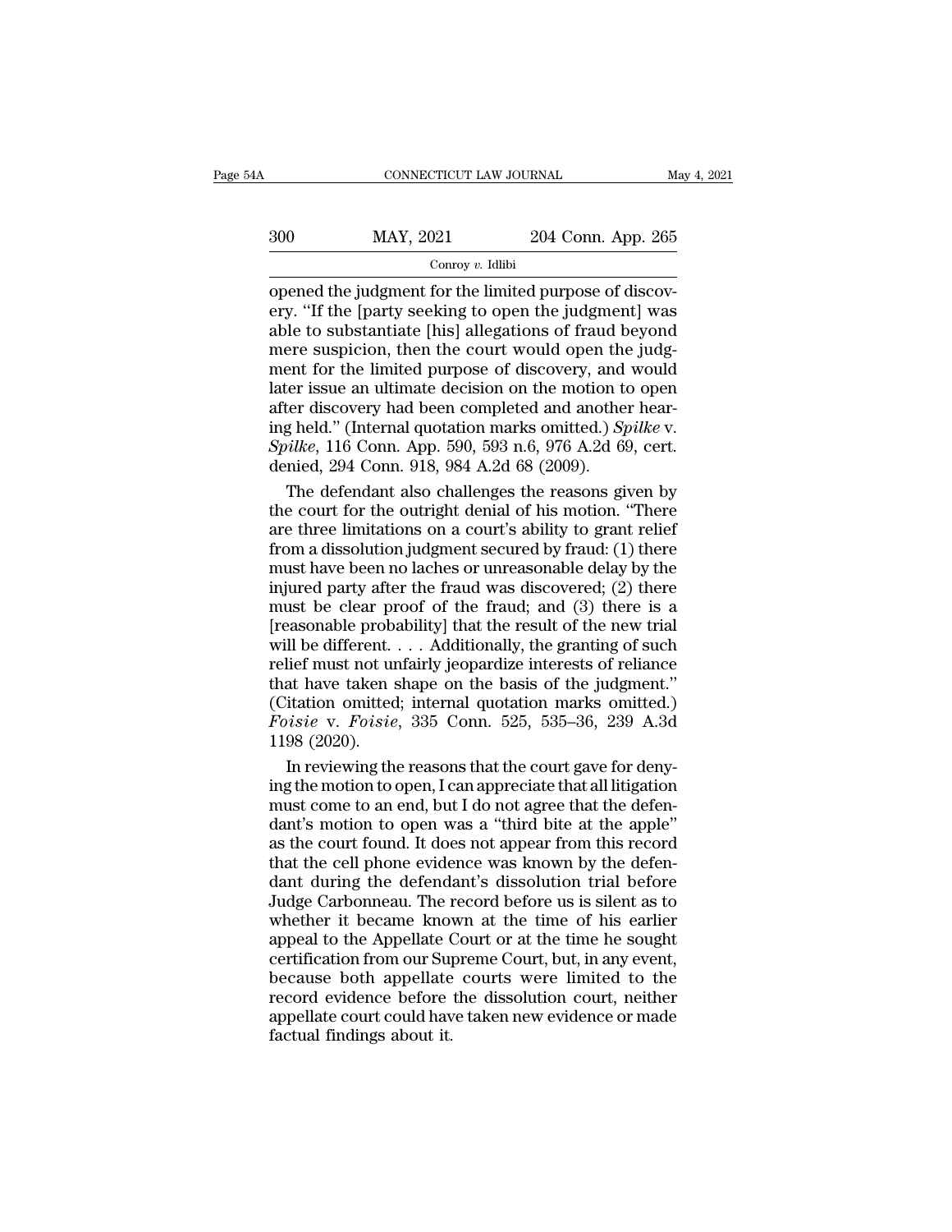opened the judgment for the limited purpose of discovery. "If the [party seeking to open the judgment] was able to substantiate [his] allegations of fraud beyond mere suspicion, then the court would open the judgment for the limited purpose of discovery, and would later issue an ultimate decision on the motion to open after discovery had been completed and another hearing held." (Internal quotation marks omitted.) *Spilke* v. *Spilke*, 116 Conn. App. 590, 593 n.6, 976 A.2d 69, cert. denied, 294 Conn. 918, 984 A.2d 68 (2009).

The defendant also challenges the reasons given by the court for the outright denial of his motion. "There are three limitations on a court's ability to grant relief from a dissolution judgment secured by fraud: (1) there must have been no laches or unreasonable delay by the injured party after the fraud was discovered; (2) there must be clear proof of the fraud; and (3) there is a [reasonable probability] that the result of the new trial will be different. . . . Additionally, the granting of such relief must not unfairly jeopardize interests of reliance that have taken shape on the basis of the judgment." (Citation omitted; internal quotation marks omitted.) *Foisie* v. *Foisie*, 335 Conn. 525, 535–36, 239 A.3d 1198 (2020).

In reviewing the reasons that the court gave for denying the motion to open, I can appreciate that all litigation must come to an end, but I do not agree that the defendant's motion to open was a "third bite at the apple" as the court found. It does not appear from this record that the cell phone evidence was known by the defendant during the defendant's dissolution trial before Judge Carbonneau. The record before us is silent as to whether it became known at the time of his earlier appeal to the Appellate Court or at the time he sought certification from our Supreme Court, but, in any event, because both appellate courts were limited to the record evidence before the dissolution court, neither appellate court could have taken new evidence or made factual findings about it.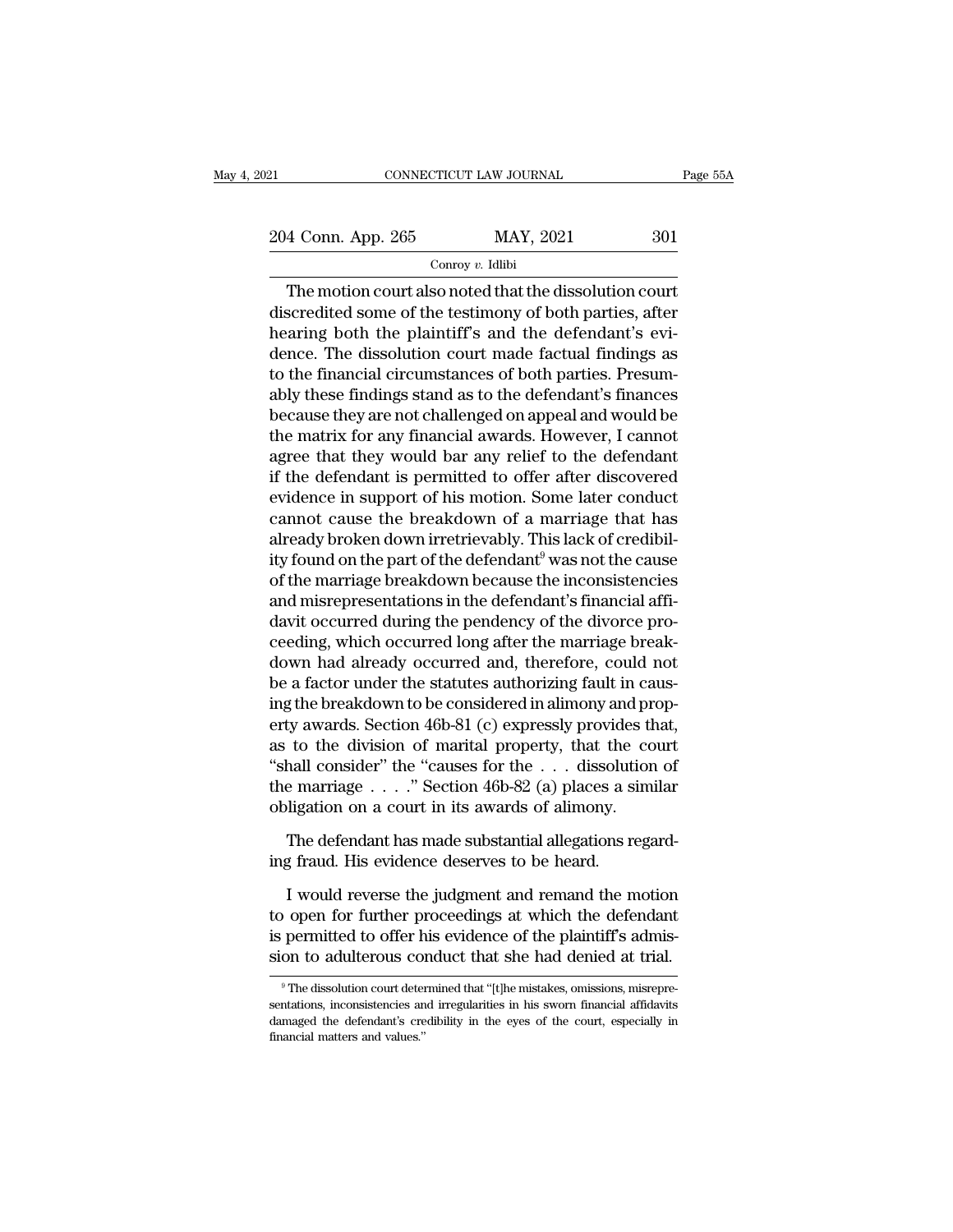The motion court also noted that the dissolution court discredited some of the testimony of both parties, after hearing both the plaintiff's and the defendant's evidence. The dissolution court made factual findings as to the financial circumstances of both parties. Presumably these findings stand as to the defendant's finances because they are not challenged on appeal and would be the matrix for any financial awards. However, I cannot agree that they would bar any relief to the defendant if the defendant is permitted to offer after discovered evidence in support of his motion. Some later conduct cannot cause the breakdown of a marriage that has already broken down irretrievably. This lack of credibility found on the part of the defendant[9] was not the cause of the marriage breakdown because the inconsistencies and misrepresentations in the defendant's financial affidavit occurred during the pendency of the divorce proceeding, which occurred long after the marriage breakdown had already occurred and, therefore, could not be a factor under the statutes authorizing fault in causing the breakdown to be considered in alimony and property awards. Section 46b-81 (c) expressly provides that, as to the division of marital property, that the court "shall consider" the "causes for the . . . dissolution of the marriage . . . ." Section 46b-82 (a) places a similar obligation on a court in its awards of alimony.

The defendant has made substantial allegations regarding fraud. His evidence deserves to be heard.

I would reverse the judgment and remand the motion to open for further proceedings at which the defendant is permitted to offer his evidence of the plaintiff's admission to adulterous conduct that she had denied at trial.

[9] The dissolution court determined that "[t]he mistakes, omissions, misrepresentations, inconsistencies and irregularities in his sworn financial affidavits damaged the defendant's credibility in the eyes of the court, especially in financial matters and values."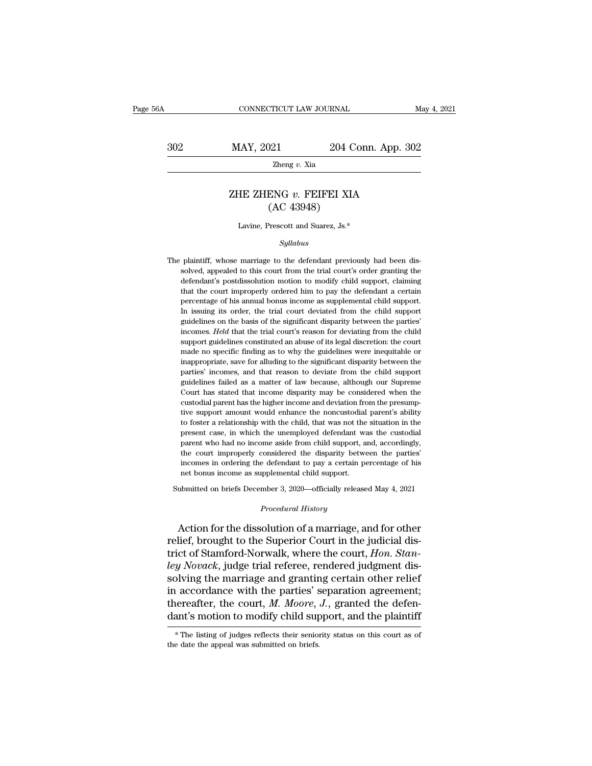# ZHE ZHENG *v.* FEIFEI XIA
## (AC 43948)

Lavine, Prescott and Suarez, Js.*

*Syllabus*

The plaintiff, whose marriage to the defendant previously had been dissolved, appealed to this court from the trial court's order granting the defendant's postdissolution motion to modify child support, claiming that the court improperly ordered him to pay the defendant a certain percentage of his annual bonus income as supplemental child support. In issuing its order, the trial court deviated from the child support guidelines on the basis of the significant disparity between the parties' incomes. *Held* that the trial court's reason for deviating from the child support guidelines constituted an abuse of its legal discretion: the court made no specific finding as to why the guidelines were inequitable or inappropriate, save for alluding to the significant disparity between the parties' incomes, and that reason to deviate from the child support guidelines failed as a matter of law because, although our Supreme Court has stated that income disparity may be considered when the custodial parent has the higher income and deviation from the presumptive support amount would enhance the noncustodial parent's ability to foster a relationship with the child, that was not the situation in the present case, in which the unemployed defendant was the custodial parent who had no income aside from child support, and, accordingly, the court improperly considered the disparity between the parties' incomes in ordering the defendant to pay a certain percentage of his net bonus income as supplemental child support.

Submitted on briefs December 3, 2020—officially released May 4, 2021

*Procedural History*

Action for the dissolution of a marriage, and for other relief, brought to the Superior Court in the judicial district of Stamford-Norwalk, where the court, *Hon. Stanley Novack*, judge trial referee, rendered judgment dissolving the marriage and granting certain other relief in accordance with the parties' separation agreement; thereafter, the court, *M. Moore, J.*, granted the defendant's motion to modify child support, and the plaintiff

* The listing of judges reflects their seniority status on this court as of the date the appeal was submitted on briefs.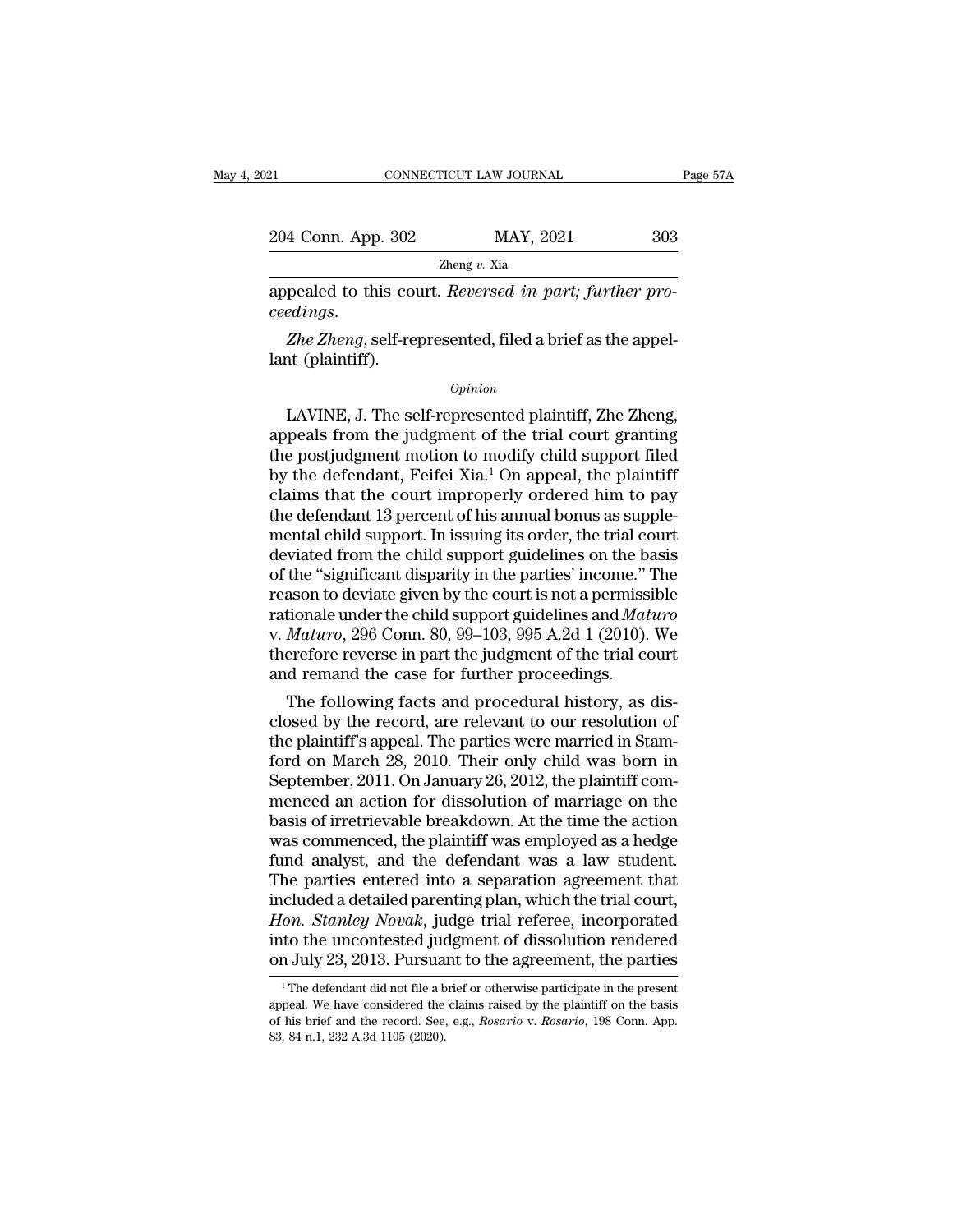appealed to this court. *Reversed in part; further proceedings.*

*Zhe Zheng*, self-represented, filed a brief as the appellant (plaintiff).

*Opinion*

LAVINE, J. The self-represented plaintiff, Zhe Zheng, appeals from the judgment of the trial court granting the postjudgment motion to modify child support filed by the defendant, Feifei Xia.[1] On appeal, the plaintiff claims that the court improperly ordered him to pay the defendant 13 percent of his annual bonus as supplemental child support. In issuing its order, the trial court deviated from the child support guidelines on the basis of the "significant disparity in the parties' income." The reason to deviate given by the court is not a permissible rationale under the child support guidelines and *Maturo* v. *Maturo*, 296 Conn. 80, 99–103, 995 A.2d 1 (2010). We therefore reverse in part the judgment of the trial court and remand the case for further proceedings.

The following facts and procedural history, as disclosed by the record, are relevant to our resolution of the plaintiff's appeal. The parties were married in Stamford on March 28, 2010. Their only child was born in September, 2011. On January 26, 2012, the plaintiff commenced an action for dissolution of marriage on the basis of irretrievable breakdown. At the time the action was commenced, the plaintiff was employed as a hedge fund analyst, and the defendant was a law student. The parties entered into a separation agreement that included a detailed parenting plan, which the trial court, *Hon. Stanley Novak*, judge trial referee, incorporated into the uncontested judgment of dissolution rendered on July 23, 2013. Pursuant to the agreement, the parties

[1] The defendant did not file a brief or otherwise participate in the present appeal. We have considered the claims raised by the plaintiff on the basis of his brief and the record. See, e.g., *Rosario* v. *Rosario*, 198 Conn. App. 83, 84 n.1, 232 A.3d 1105 (2020).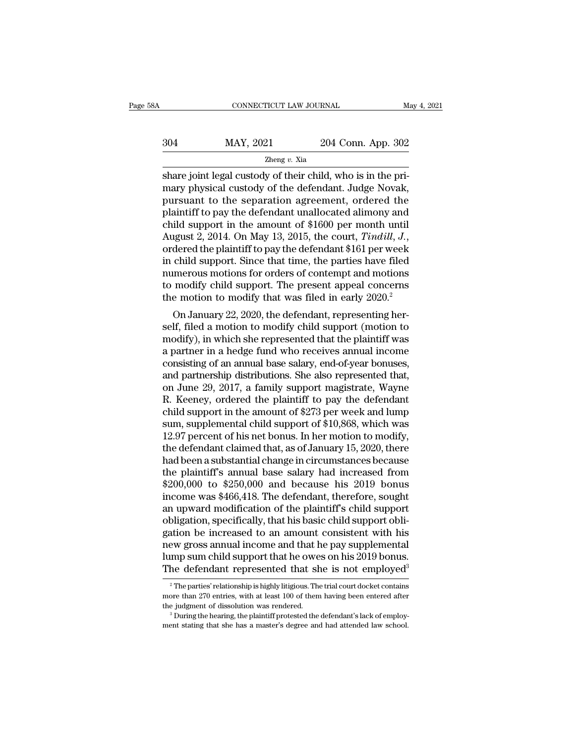share joint legal custody of their child, who is in the primary physical custody of the defendant. Judge Novak, pursuant to the separation agreement, ordered the plaintiff to pay the defendant unallocated alimony and child support in the amount of $1600 per month until August 2, 2014. On May 13, 2015, the court, *Tindill, J.*, ordered the plaintiff to pay the defendant $161 per week in child support. Since that time, the parties have filed numerous motions for orders of contempt and motions to modify child support. The present appeal concerns the motion to modify that was filed in early 2020.[2]

On January 22, 2020, the defendant, representing herself, filed a motion to modify child support (motion to modify), in which she represented that the plaintiff was a partner in a hedge fund who receives annual income consisting of an annual base salary, end-of-year bonuses, and partnership distributions. She also represented that, on June 29, 2017, a family support magistrate, Wayne R. Keeney, ordered the plaintiff to pay the defendant child support in the amount of $273 per week and lump sum, supplemental child support of $10,868, which was 12.97 percent of his net bonus. In her motion to modify, the defendant claimed that, as of January 15, 2020, there had been a substantial change in circumstances because the plaintiff's annual base salary had increased from $200,000 to $250,000 and because his 2019 bonus income was $466,418. The defendant, therefore, sought an upward modification of the plaintiff's child support obligation, specifically, that his basic child support obligation be increased to an amount consistent with his new gross annual income and that he pay supplemental lump sum child support that he owes on his 2019 bonus. The defendant represented that she is not employed[3]

[2] The parties' relationship is highly litigious. The trial court docket contains more than 270 entries, with at least 100 of them having been entered after the judgment of dissolution was rendered.

[3] During the hearing, the plaintiff protested the defendant's lack of employment stating that she has a master's degree and had attended law school.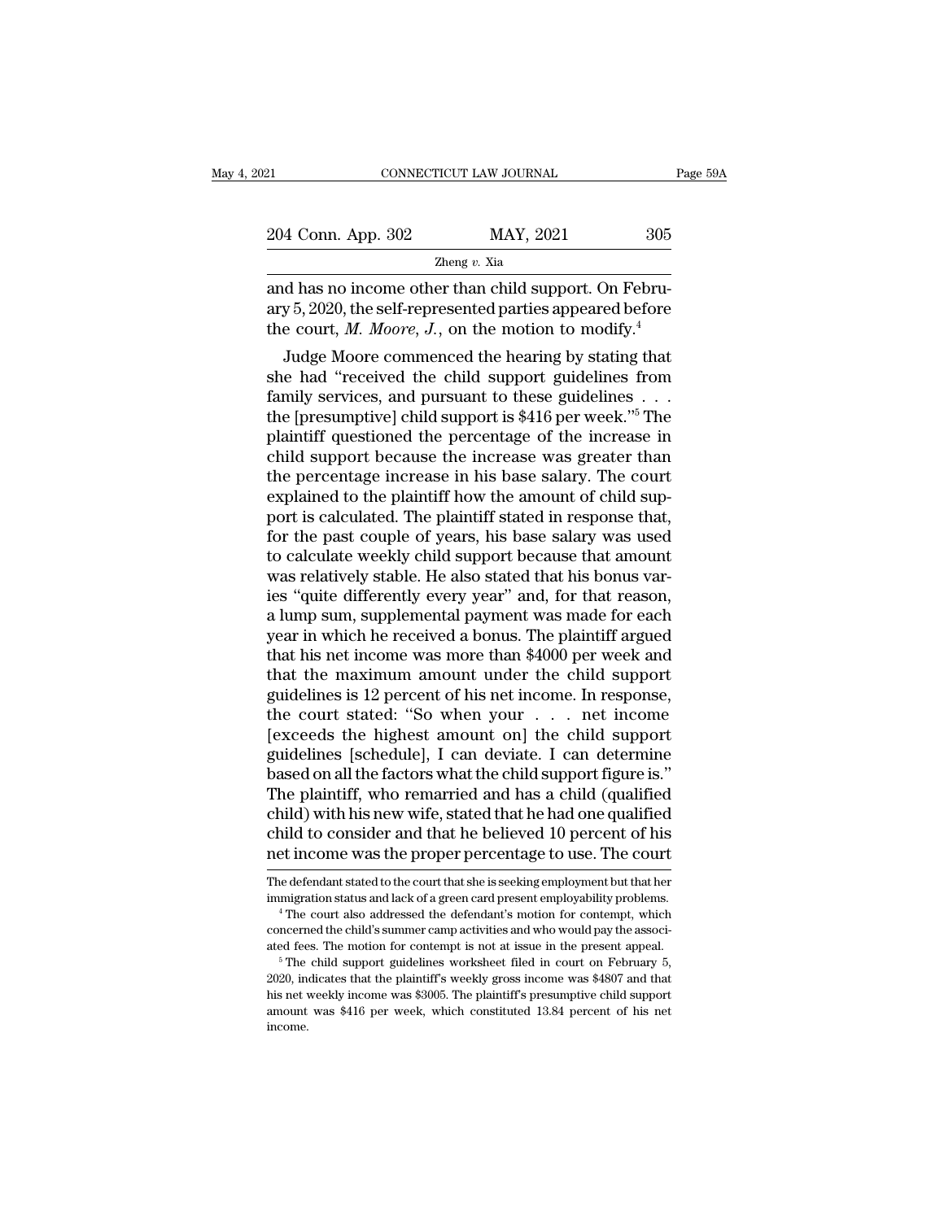and has no income other than child support. On February 5, 2020, the self-represented parties appeared before the court, *M. Moore, J.*, on the motion to modify.[4]

Judge Moore commenced the hearing by stating that she had "received the child support guidelines from family services, and pursuant to these guidelines . . . the [presumptive] child support is $416 per week."[5] The plaintiff questioned the percentage of the increase in child support because the increase was greater than the percentage increase in his base salary. The court explained to the plaintiff how the amount of child support is calculated. The plaintiff stated in response that, for the past couple of years, his base salary was used to calculate weekly child support because that amount was relatively stable. He also stated that his bonus varies "quite differently every year" and, for that reason, a lump sum, supplemental payment was made for each year in which he received a bonus. The plaintiff argued that his net income was more than $4000 per week and that the maximum amount under the child support guidelines is 12 percent of his net income. In response, the court stated: "So when your . . . net income [exceeds the highest amount on] the child support guidelines [schedule], I can deviate. I can determine based on all the factors what the child support figure is." The plaintiff, who remarried and has a child (qualified child) with his new wife, stated that he had one qualified child to consider and that he believed 10 percent of his net income was the proper percentage to use. The court

The defendant stated to the court that she is seeking employment but that her immigration status and lack of a green card present employability problems.

[4] The court also addressed the defendant's motion for contempt, which concerned the child's summer camp activities and who would pay the associated fees. The motion for contempt is not at issue in the present appeal.

[5] The child support guidelines worksheet filed in court on February 5, 2020, indicates that the plaintiff's weekly gross income was $4807 and that his net weekly income was $3005. The plaintiff's presumptive child support amount was $416 per week, which constituted 13.84 percent of his net income.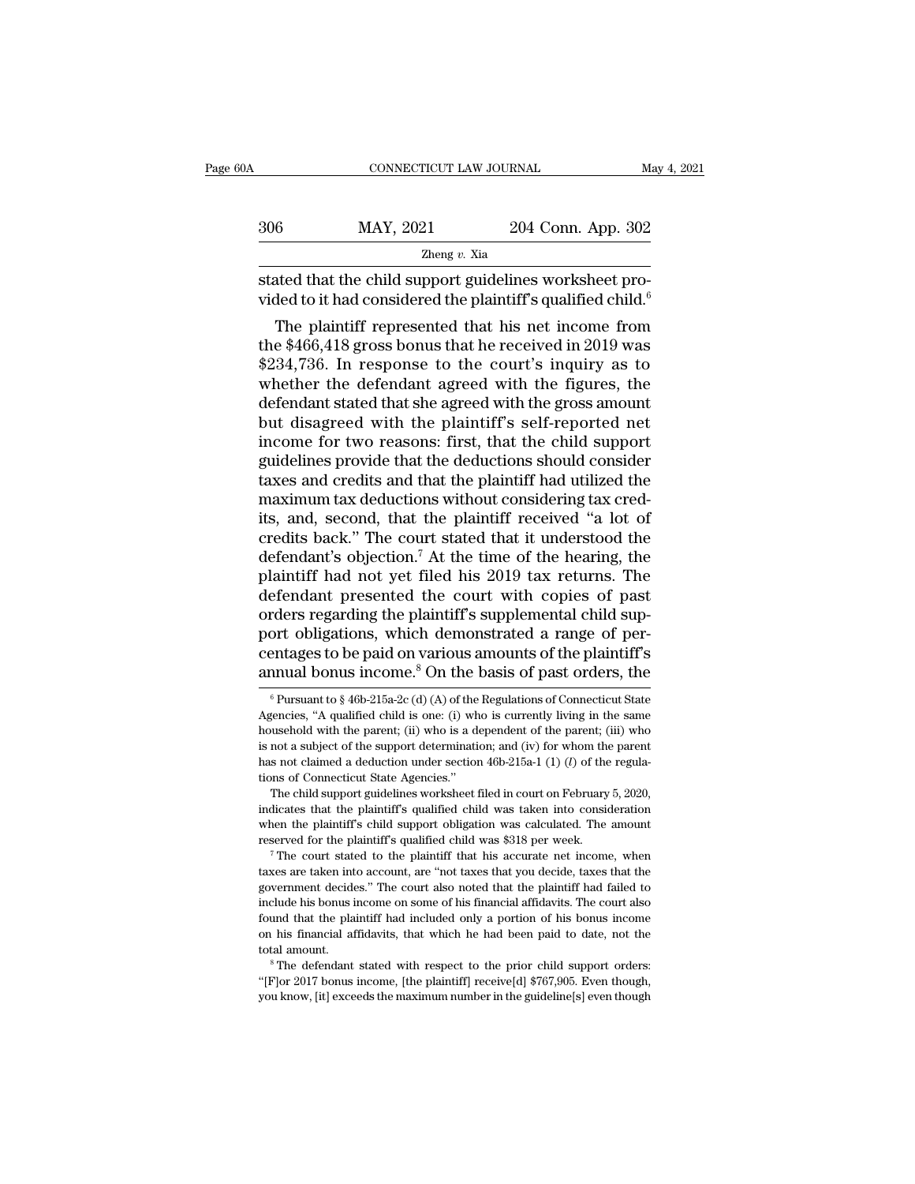stated that the child support guidelines worksheet provided to it had considered the plaintiff's qualified child.[6]

The plaintiff represented that his net income from the $466,418 gross bonus that he received in 2019 was $234,736. In response to the court's inquiry as to whether the defendant agreed with the figures, the defendant stated that she agreed with the gross amount but disagreed with the plaintiff's self-reported net income for two reasons: first, that the child support guidelines provide that the deductions should consider taxes and credits and that the plaintiff had utilized the maximum tax deductions without considering tax credits, and, second, that the plaintiff received "a lot of credits back." The court stated that it understood the defendant's objection.[7] At the time of the hearing, the plaintiff had not yet filed his 2019 tax returns. The defendant presented the court with copies of past orders regarding the plaintiff's supplemental child support obligations, which demonstrated a range of percentages to be paid on various amounts of the plaintiff's annual bonus income.[8] On the basis of past orders, the

---

[6] Pursuant to § 46b-215a-2c (d) (A) of the Regulations of Connecticut State Agencies, "A qualified child is one: (i) who is currently living in the same household with the parent; (ii) who is a dependent of the parent; (iii) who is not a subject of the support determination; and (iv) for whom the parent has not claimed a deduction under section 46b-215a-1 (1) (*l*) of the regulations of Connecticut State Agencies."

The child support guidelines worksheet filed in court on February 5, 2020, indicates that the plaintiff's qualified child was taken into consideration when the plaintiff's child support obligation was calculated. The amount reserved for the plaintiff's qualified child was $318 per week.

[7] The court stated to the plaintiff that his accurate net income, when taxes are taken into account, are "not taxes that you decide, taxes that the government decides." The court also noted that the plaintiff had failed to include his bonus income on some of his financial affidavits. The court also found that the plaintiff had included only a portion of his bonus income on his financial affidavits, that which he had been paid to date, not the total amount.

[8] The defendant stated with respect to the prior child support orders: "[F]or 2017 bonus income, [the plaintiff] receive[d] $767,905. Even though, you know, [it] exceeds the maximum number in the guideline[s] even though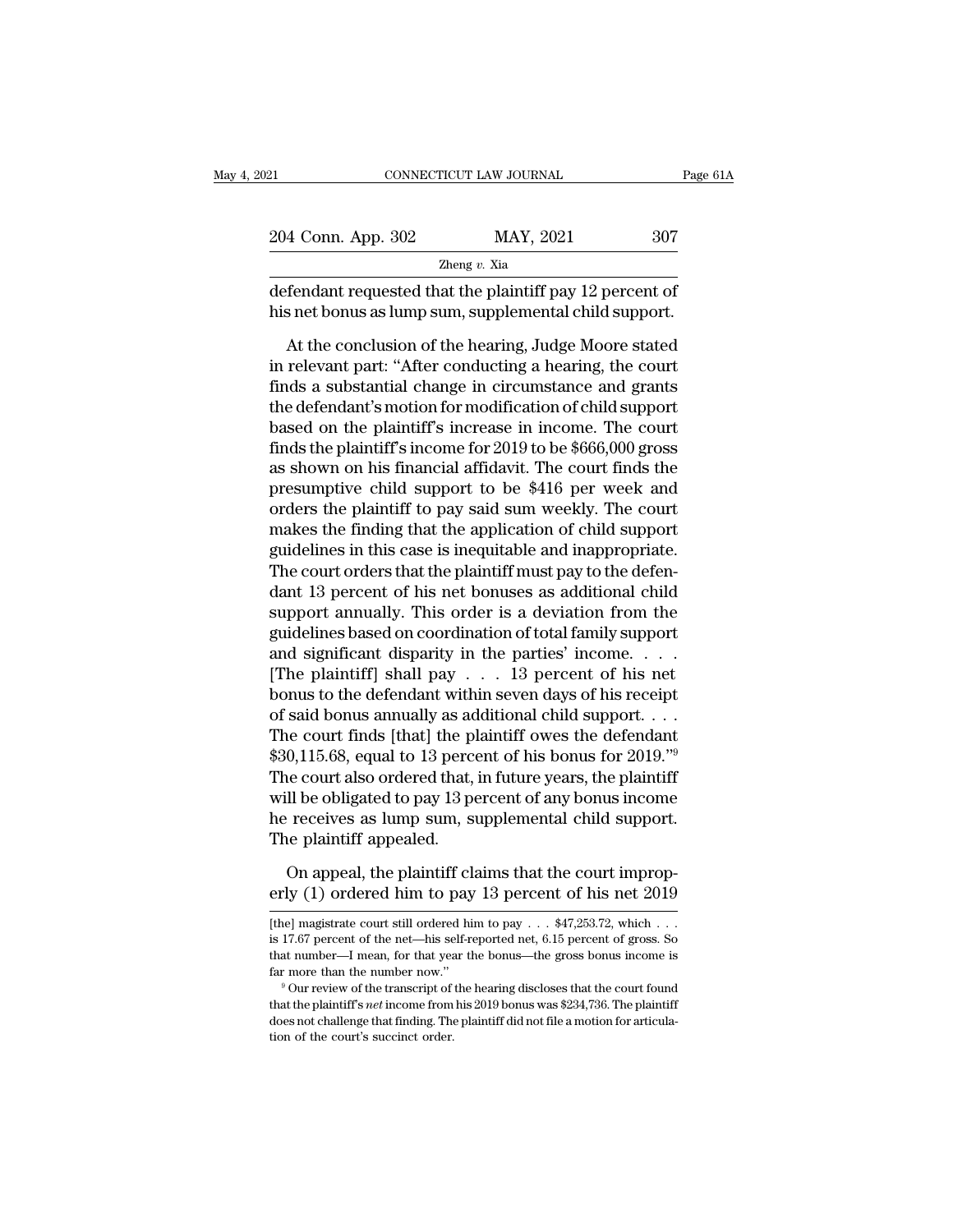defendant requested that the plaintiff pay 12 percent of his net bonus as lump sum, supplemental child support.

At the conclusion of the hearing, Judge Moore stated in relevant part: "After conducting a hearing, the court finds a substantial change in circumstance and grants the defendant's motion for modification of child support based on the plaintiff's increase in income. The court finds the plaintiff's income for 2019 to be $666,000 gross as shown on his financial affidavit. The court finds the presumptive child support to be $416 per week and orders the plaintiff to pay said sum weekly. The court makes the finding that the application of child support guidelines in this case is inequitable and inappropriate. The court orders that the plaintiff must pay to the defendant 13 percent of his net bonuses as additional child support annually. This order is a deviation from the guidelines based on coordination of total family support and significant disparity in the parties' income. . . . [The plaintiff] shall pay . . . 13 percent of his net bonus to the defendant within seven days of his receipt of said bonus annually as additional child support. . . . The court finds [that] the plaintiff owes the defendant $30,115.68, equal to 13 percent of his bonus for 2019."[9] The court also ordered that, in future years, the plaintiff will be obligated to pay 13 percent of any bonus income he receives as lump sum, supplemental child support. The plaintiff appealed.

On appeal, the plaintiff claims that the court improperly (1) ordered him to pay 13 percent of his net 2019

---

[the] magistrate court still ordered him to pay . . . $47,253.72, which . . . is 17.67 percent of the net—his self-reported net, 6.15 percent of gross. So that number—I mean, for that year the bonus—the gross bonus income is far more than the number now."

[9] Our review of the transcript of the hearing discloses that the court found that the plaintiff's *net* income from his 2019 bonus was $234,736. The plaintiff does not challenge that finding. The plaintiff did not file a motion for articulation of the court's succinct order.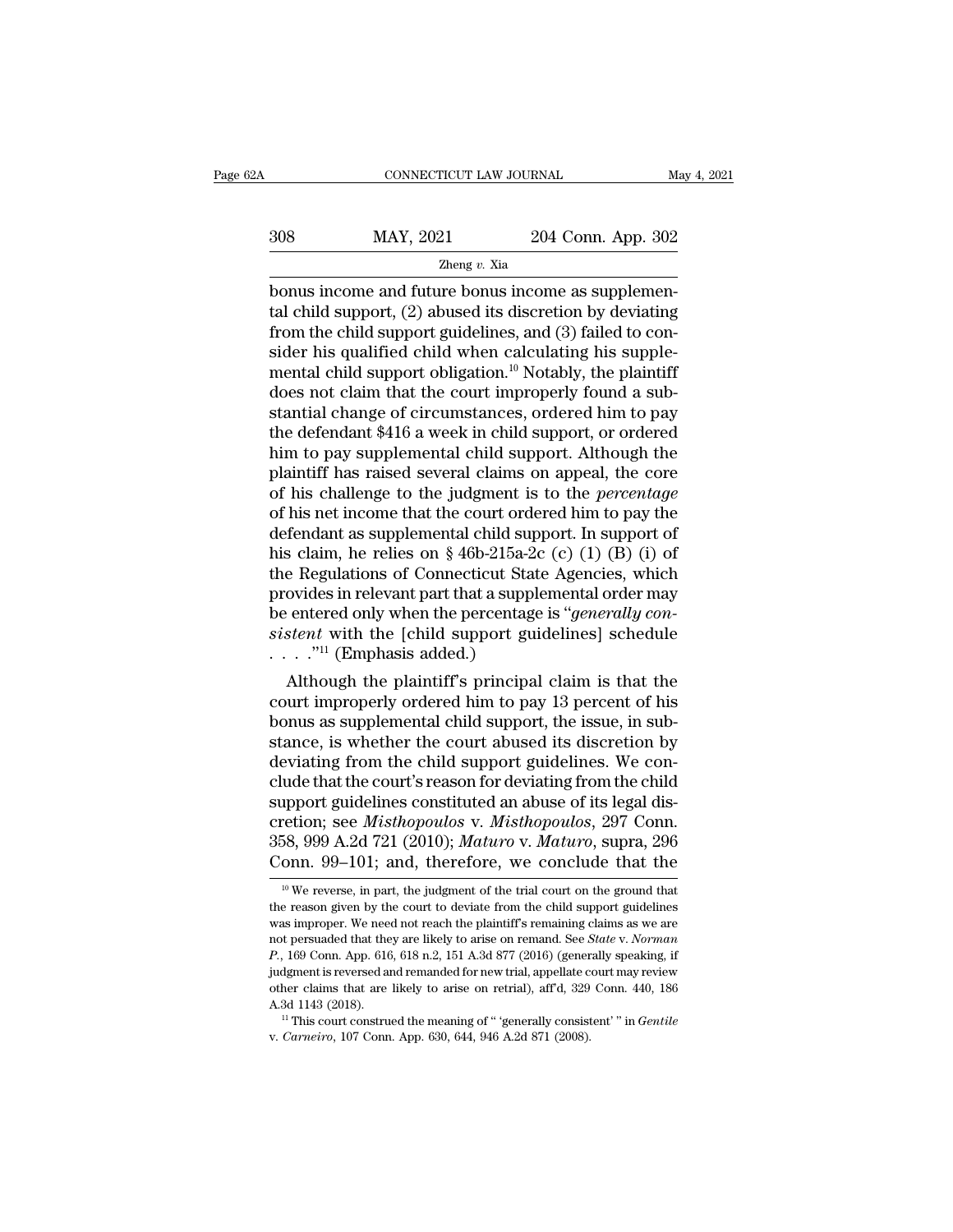bonus income and future bonus income as supplemental child support, (2) abused its discretion by deviating from the child support guidelines, and (3) failed to consider his qualified child when calculating his supplemental child support obligation.[10] Notably, the plaintiff does not claim that the court improperly found a substantial change of circumstances, ordered him to pay the defendant $416 a week in child support, or ordered him to pay supplemental child support. Although the plaintiff has raised several claims on appeal, the core of his challenge to the judgment is to the *percentage* of his net income that the court ordered him to pay the defendant as supplemental child support. In support of his claim, he relies on § 46b-215a-2c (c) (1) (B) (i) of the Regulations of Connecticut State Agencies, which provides in relevant part that a supplemental order may be entered only when the percentage is "*generally consistent* with the [child support guidelines] schedule . . . ."[11] (Emphasis added.)

Although the plaintiff's principal claim is that the court improperly ordered him to pay 13 percent of his bonus as supplemental child support, the issue, in substance, is whether the court abused its discretion by deviating from the child support guidelines. We conclude that the court's reason for deviating from the child support guidelines constituted an abuse of its legal discretion; see *Misthopoulos* v. *Misthopoulos*, 297 Conn. 358, 999 A.2d 721 (2010); *Maturo* v. *Maturo*, supra, 296 Conn. 99–101; and, therefore, we conclude that the

---

[10] We reverse, in part, the judgment of the trial court on the ground that the reason given by the court to deviate from the child support guidelines was improper. We need not reach the plaintiff's remaining claims as we are not persuaded that they are likely to arise on remand. See *State* v. *Norman P.*, 169 Conn. App. 616, 618 n.2, 151 A.3d 877 (2016) (generally speaking, if judgment is reversed and remanded for new trial, appellate court may review other claims that are likely to arise on retrial), aff'd, 329 Conn. 440, 186 A.3d 1143 (2018).

[11] This court construed the meaning of " 'generally consistent' " in *Gentile* v. *Carneiro*, 107 Conn. App. 630, 644, 946 A.2d 871 (2008).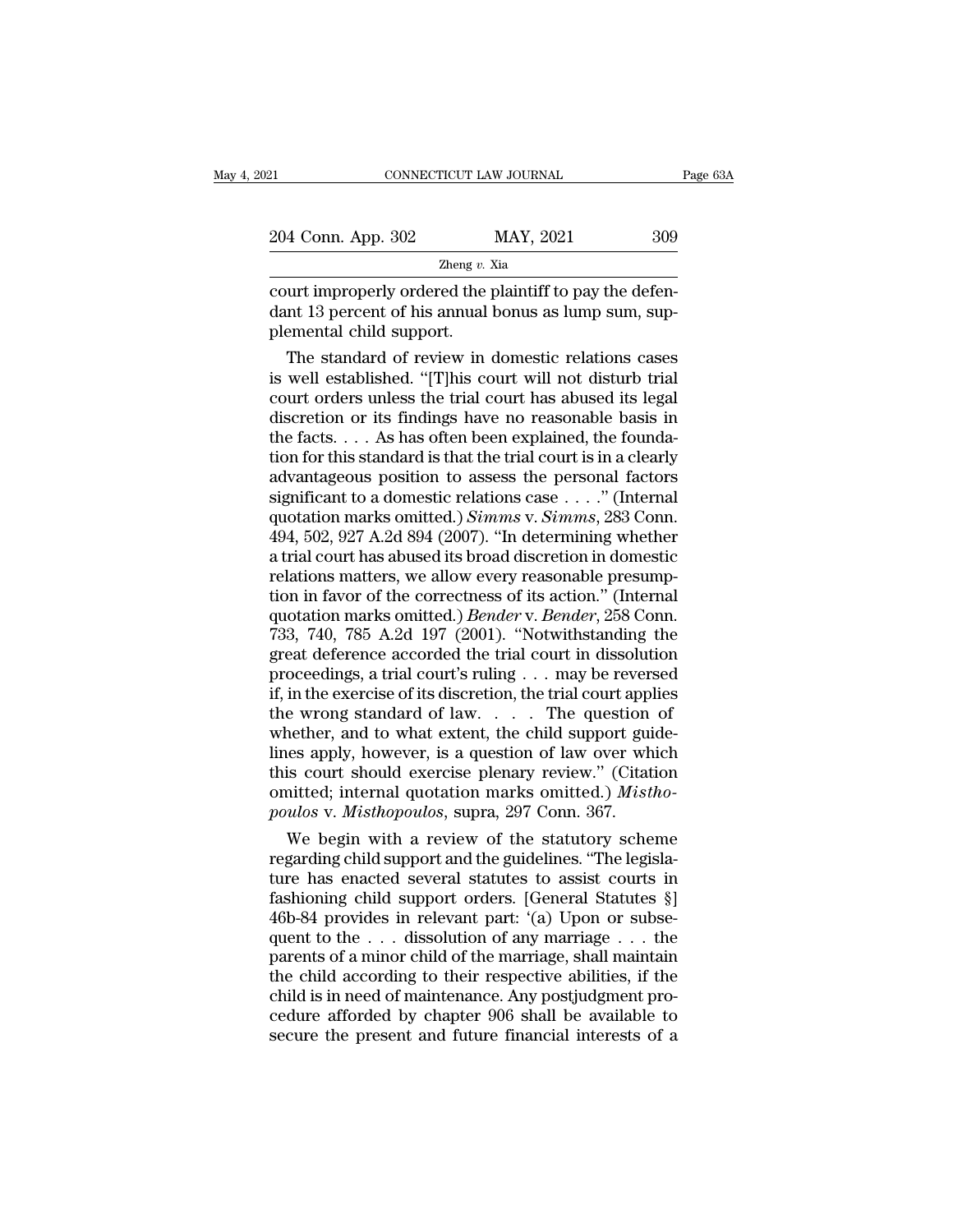court improperly ordered the plaintiff to pay the defendant 13 percent of his annual bonus as lump sum, supplemental child support.

The standard of review in domestic relations cases is well established. "[T]his court will not disturb trial court orders unless the trial court has abused its legal discretion or its findings have no reasonable basis in the facts. . . . As has often been explained, the foundation for this standard is that the trial court is in a clearly advantageous position to assess the personal factors significant to a domestic relations case . . . ." (Internal quotation marks omitted.) *Simms* v. *Simms*, 283 Conn. 494, 502, 927 A.2d 894 (2007). "In determining whether a trial court has abused its broad discretion in domestic relations matters, we allow every reasonable presumption in favor of the correctness of its action." (Internal quotation marks omitted.) *Bender* v. *Bender*, 258 Conn. 733, 740, 785 A.2d 197 (2001). "Notwithstanding the great deference accorded the trial court in dissolution proceedings, a trial court's ruling . . . may be reversed if, in the exercise of its discretion, the trial court applies the wrong standard of law. . . . The question of whether, and to what extent, the child support guidelines apply, however, is a question of law over which this court should exercise plenary review." (Citation omitted; internal quotation marks omitted.) *Misthopoulos* v. *Misthopoulos*, supra, 297 Conn. 367.

We begin with a review of the statutory scheme regarding child support and the guidelines. "The legislature has enacted several statutes to assist courts in fashioning child support orders. [General Statutes §] 46b-84 provides in relevant part: '(a) Upon or subsequent to the . . . dissolution of any marriage . . . the parents of a minor child of the marriage, shall maintain the child according to their respective abilities, if the child is in need of maintenance. Any postjudgment procedure afforded by chapter 906 shall be available to secure the present and future financial interests of a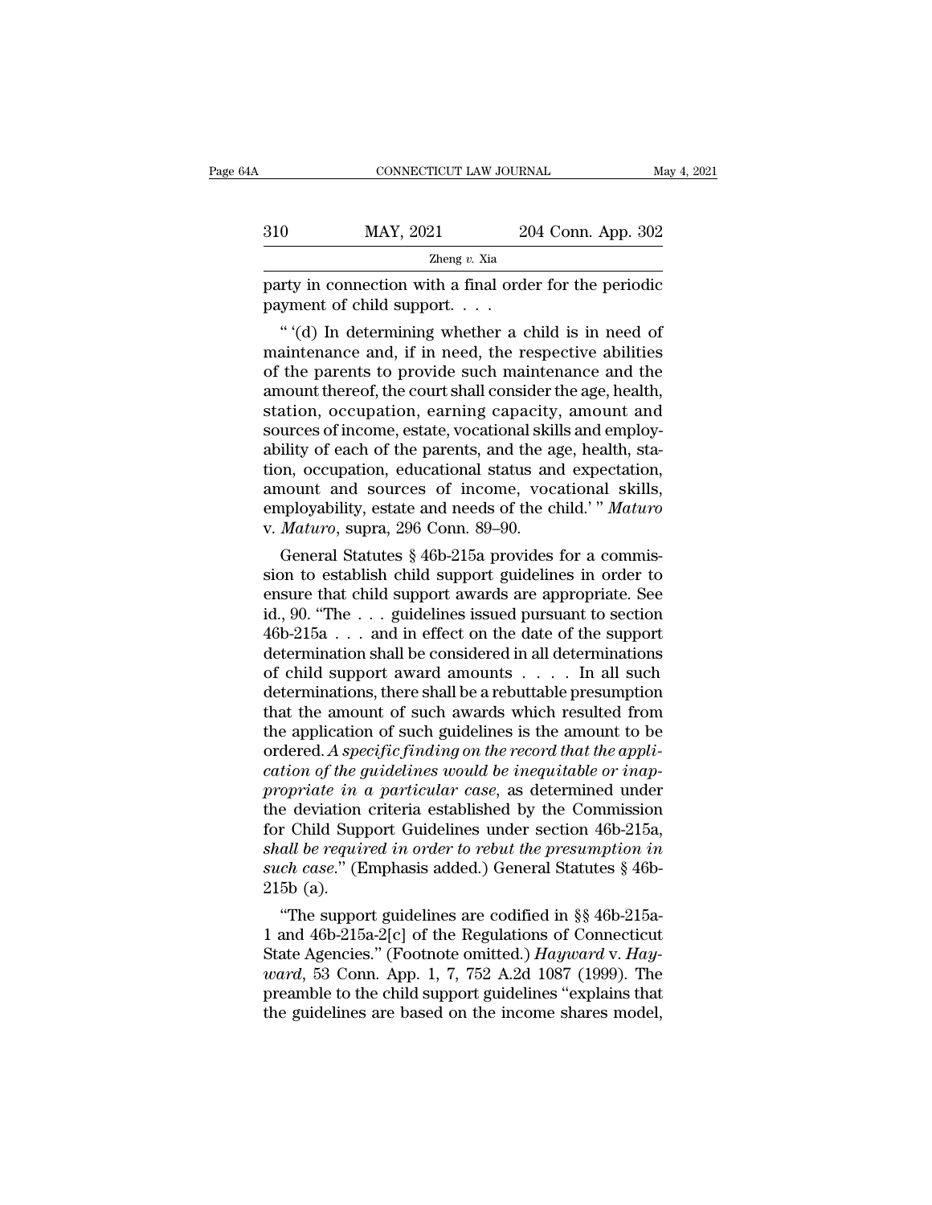party in connection with a final order for the periodic payment of child support. . . .

" '(d) In determining whether a child is in need of maintenance and, if in need, the respective abilities of the parents to provide such maintenance and the amount thereof, the court shall consider the age, health, station, occupation, earning capacity, amount and sources of income, estate, vocational skills and employability of each of the parents, and the age, health, station, occupation, educational status and expectation, amount and sources of income, vocational skills, employability, estate and needs of the child.' " *Maturo* v. *Maturo*, supra, 296 Conn. 89–90.

General Statutes § 46b-215a provides for a commission to establish child support guidelines in order to ensure that child support awards are appropriate. See id., 90. "The . . . guidelines issued pursuant to section 46b-215a . . . and in effect on the date of the support determination shall be considered in all determinations of child support award amounts . . . . In all such determinations, there shall be a rebuttable presumption that the amount of such awards which resulted from the application of such guidelines is the amount to be ordered. *A specific finding on the record that the application of the guidelines would be inequitable or inappropriate in a particular case*, as determined under the deviation criteria established by the Commission for Child Support Guidelines under section 46b-215a, *shall be required in order to rebut the presumption in such case*." (Emphasis added.) General Statutes § 46b-215b (a).

"The support guidelines are codified in §§ 46b-215a-1 and 46b-215a-2[c] of the Regulations of Connecticut State Agencies." (Footnote omitted.) *Hayward* v. *Hayward*, 53 Conn. App. 1, 7, 752 A.2d 1087 (1999). The preamble to the child support guidelines "explains that the guidelines are based on the income shares model,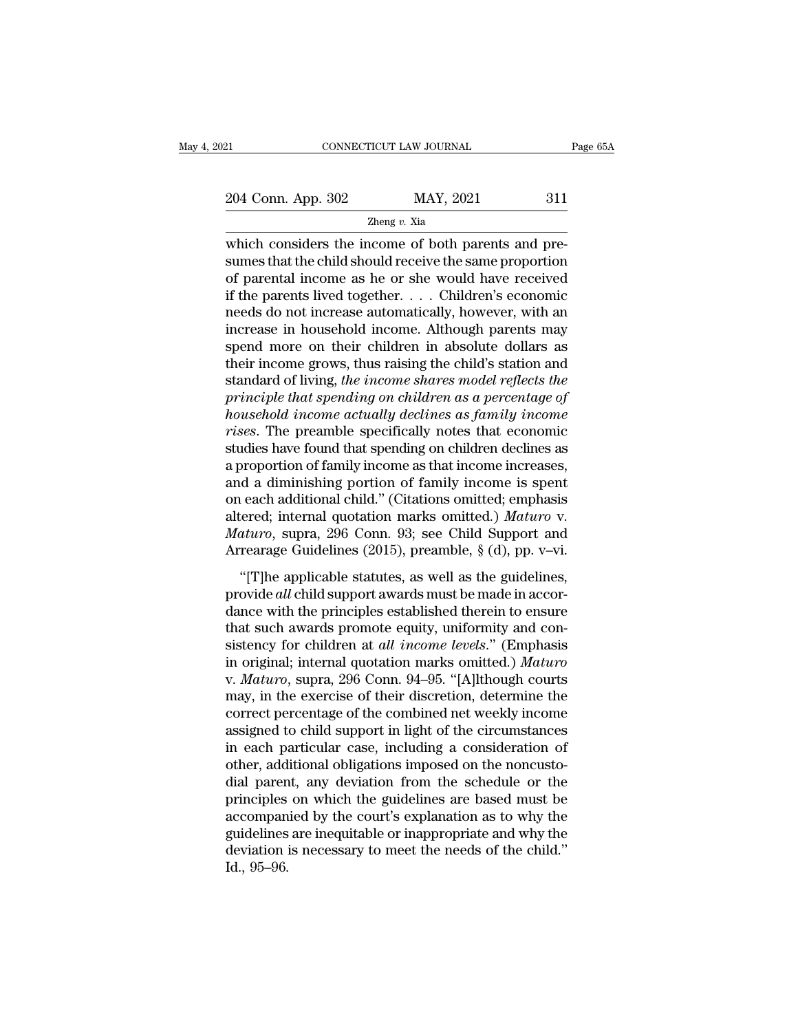which considers the income of both parents and presumes that the child should receive the same proportion of parental income as he or she would have received if the parents lived together. . . . Children's economic needs do not increase automatically, however, with an increase in household income. Although parents may spend more on their children in absolute dollars as their income grows, thus raising the child's station and standard of living, *the income shares model reflects the principle that spending on children as a percentage of household income actually declines as family income rises*. The preamble specifically notes that economic studies have found that spending on children declines as a proportion of family income as that income increases, and a diminishing portion of family income is spent on each additional child." (Citations omitted; emphasis altered; internal quotation marks omitted.) *Maturo* v. *Maturo*, supra, 296 Conn. 93; see Child Support and Arrearage Guidelines (2015), preamble, § (d), pp. v–vi.

"[T]he applicable statutes, as well as the guidelines, provide *all* child support awards must be made in accordance with the principles established therein to ensure that such awards promote equity, uniformity and consistency for children at *all income levels*." (Emphasis in original; internal quotation marks omitted.) *Maturo* v. *Maturo*, supra, 296 Conn. 94–95. "[A]lthough courts may, in the exercise of their discretion, determine the correct percentage of the combined net weekly income assigned to child support in light of the circumstances in each particular case, including a consideration of other, additional obligations imposed on the noncustodial parent, any deviation from the schedule or the principles on which the guidelines are based must be accompanied by the court's explanation as to why the guidelines are inequitable or inappropriate and why the deviation is necessary to meet the needs of the child." Id., 95–96.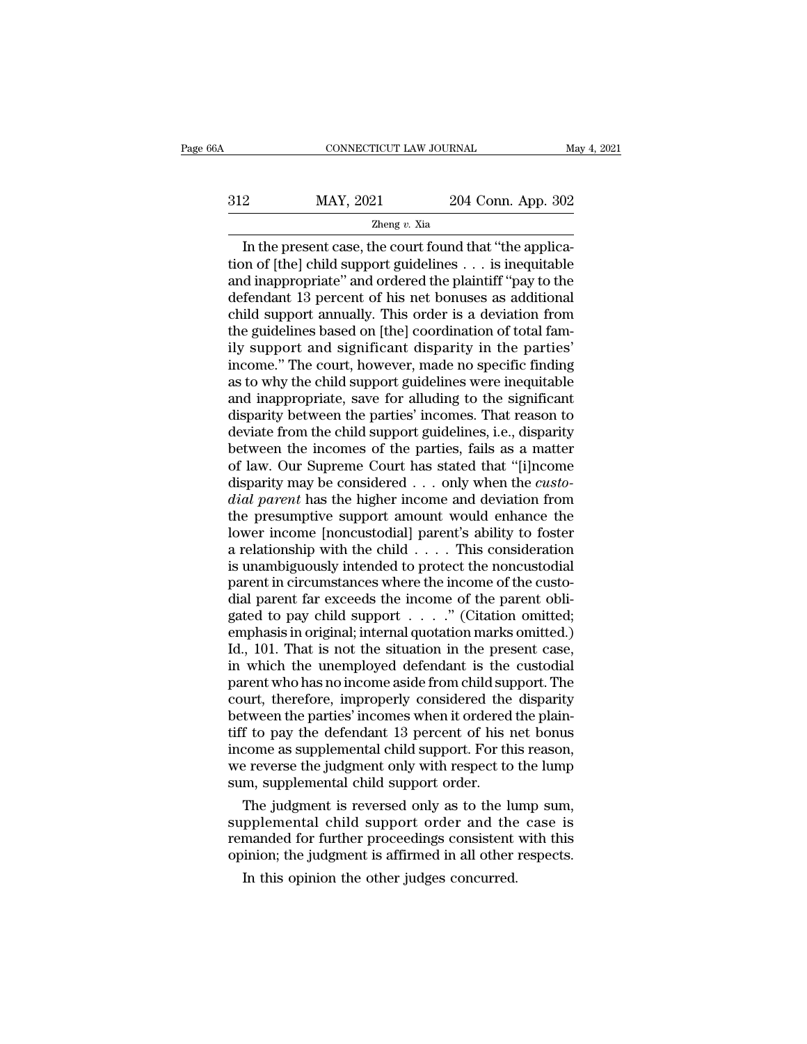In the present case, the court found that "the application of [the] child support guidelines . . . is inequitable and inappropriate" and ordered the plaintiff "pay to the defendant 13 percent of his net bonuses as additional child support annually. This order is a deviation from the guidelines based on [the] coordination of total family support and significant disparity in the parties' income." The court, however, made no specific finding as to why the child support guidelines were inequitable and inappropriate, save for alluding to the significant disparity between the parties' incomes. That reason to deviate from the child support guidelines, i.e., disparity between the incomes of the parties, fails as a matter of law. Our Supreme Court has stated that "[i]ncome disparity may be considered . . . only when the *custodial parent* has the higher income and deviation from the presumptive support amount would enhance the lower income [noncustodial] parent's ability to foster a relationship with the child . . . . This consideration is unambiguously intended to protect the noncustodial parent in circumstances where the income of the custodial parent far exceeds the income of the parent obligated to pay child support . . . ." (Citation omitted; emphasis in original; internal quotation marks omitted.) Id., 101. That is not the situation in the present case, in which the unemployed defendant is the custodial parent who has no income aside from child support. The court, therefore, improperly considered the disparity between the parties' incomes when it ordered the plaintiff to pay the defendant 13 percent of his net bonus income as supplemental child support. For this reason, we reverse the judgment only with respect to the lump sum, supplemental child support order.

The judgment is reversed only as to the lump sum, supplemental child support order and the case is remanded for further proceedings consistent with this opinion; the judgment is affirmed in all other respects.

In this opinion the other judges concurred.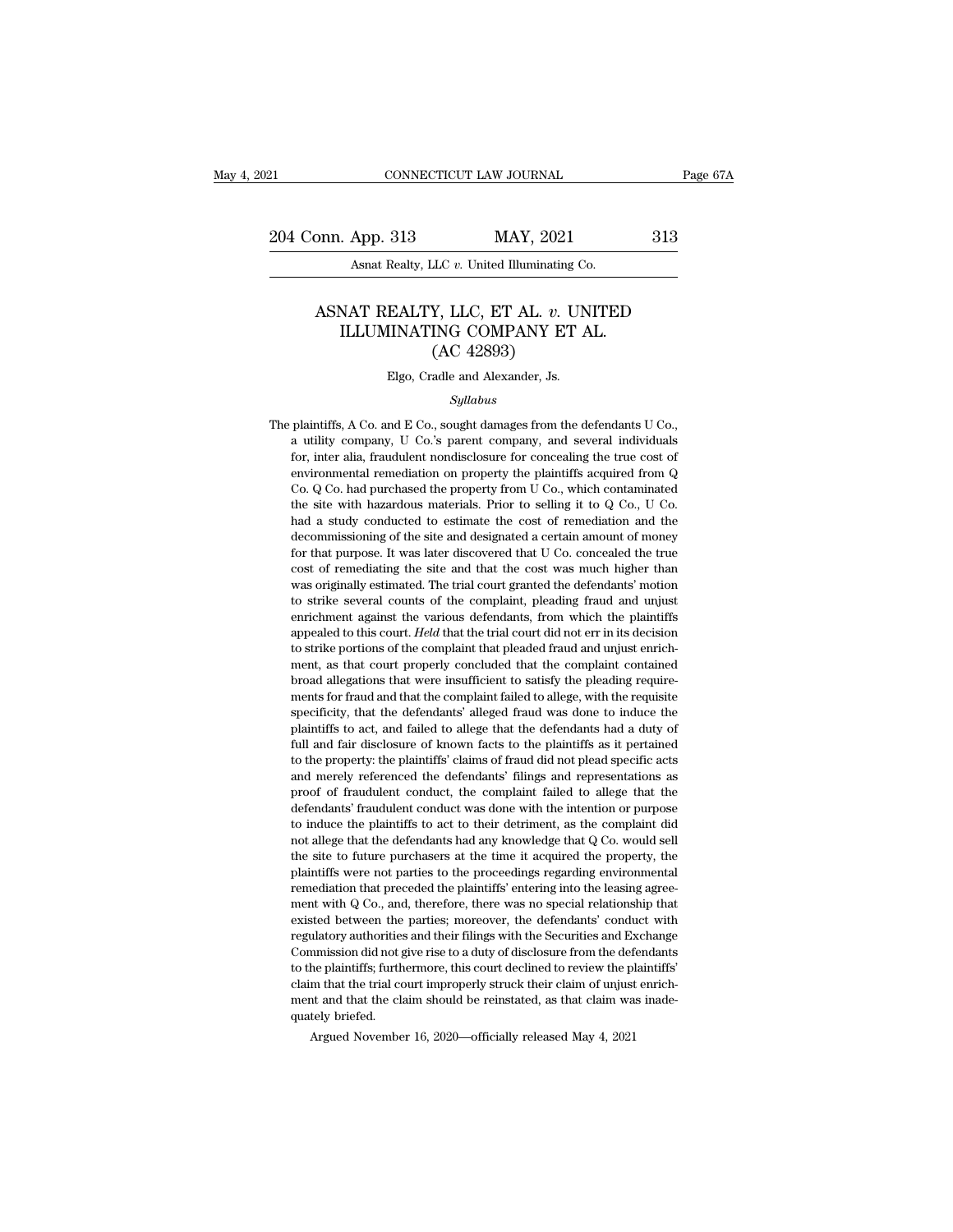# ASNAT REALTY, LLC, ET AL. *v.* UNITED ILLUMINATING COMPANY ET AL.
## (AC 42893)

Elgo, Cradle and Alexander, Js.

*Syllabus*

The plaintiffs, A Co. and E Co., sought damages from the defendants U Co., a utility company, U Co.'s parent company, and several individuals for, inter alia, fraudulent nondisclosure for concealing the true cost of environmental remediation on property the plaintiffs acquired from Q Co. Q Co. had purchased the property from U Co., which contaminated the site with hazardous materials. Prior to selling it to Q Co., U Co. had a study conducted to estimate the cost of remediation and the decommissioning of the site and designated a certain amount of money for that purpose. It was later discovered that U Co. concealed the true cost of remediating the site and that the cost was much higher than was originally estimated. The trial court granted the defendants' motion to strike several counts of the complaint, pleading fraud and unjust enrichment against the various defendants, from which the plaintiffs appealed to this court. *Held* that the trial court did not err in its decision to strike portions of the complaint that pleaded fraud and unjust enrichment, as that court properly concluded that the complaint contained broad allegations that were insufficient to satisfy the pleading requirements for fraud and that the complaint failed to allege, with the requisite specificity, that the defendants' alleged fraud was done to induce the plaintiffs to act, and failed to allege that the defendants had a duty of full and fair disclosure of known facts to the plaintiffs as it pertained to the property: the plaintiffs' claims of fraud did not plead specific acts and merely referenced the defendants' filings and representations as proof of fraudulent conduct, the complaint failed to allege that the defendants' fraudulent conduct was done with the intention or purpose to induce the plaintiffs to act to their detriment, as the complaint did not allege that the defendants had any knowledge that Q Co. would sell the site to future purchasers at the time it acquired the property, the plaintiffs were not parties to the proceedings regarding environmental remediation that preceded the plaintiffs' entering into the leasing agreement with Q Co., and, therefore, there was no special relationship that existed between the parties; moreover, the defendants' conduct with regulatory authorities and their filings with the Securities and Exchange Commission did not give rise to a duty of disclosure from the defendants to the plaintiffs; furthermore, this court declined to review the plaintiffs' claim that the trial court improperly struck their claim of unjust enrichment and that the claim should be reinstated, as that claim was inadequately briefed.

Argued November 16, 2020—officially released May 4, 2021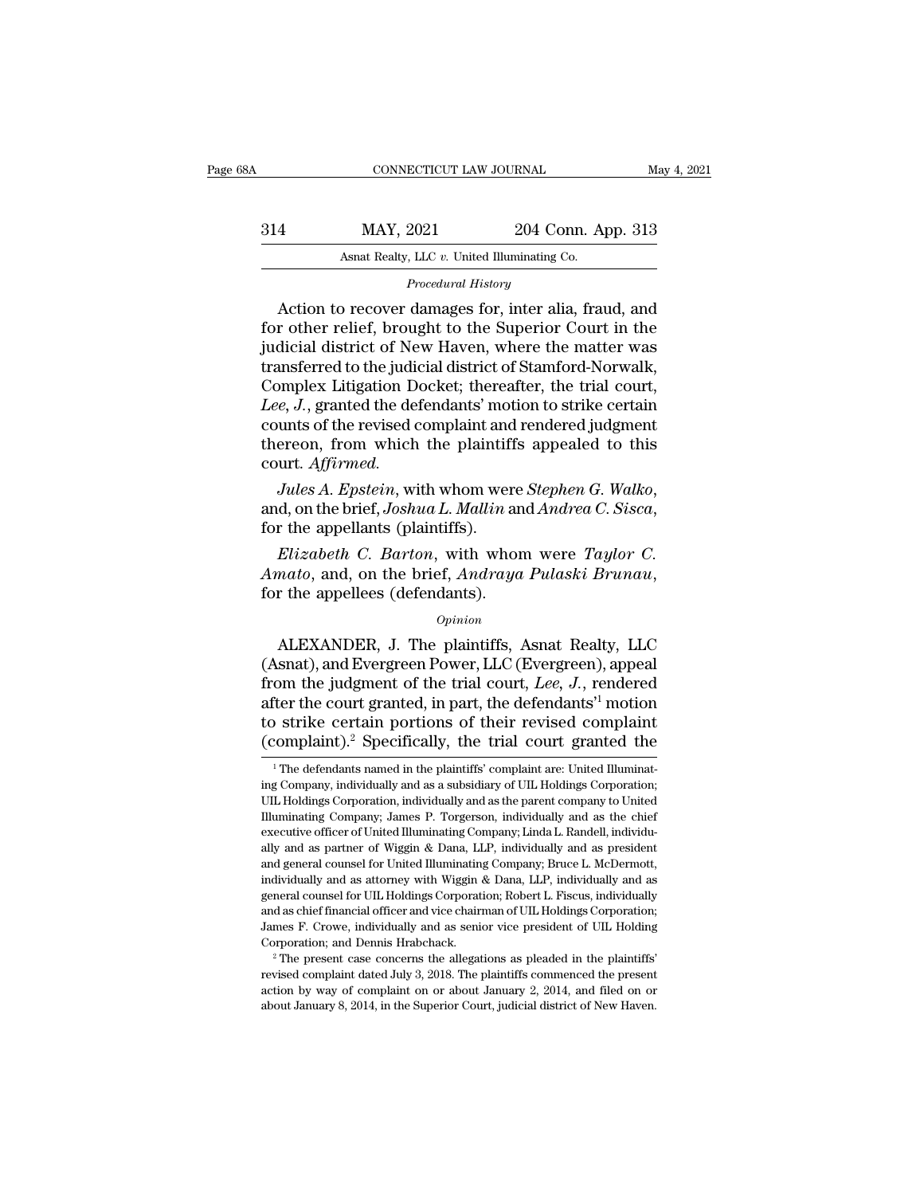*Procedural History*

Action to recover damages for, inter alia, fraud, and for other relief, brought to the Superior Court in the judicial district of New Haven, where the matter was transferred to the judicial district of Stamford-Norwalk, Complex Litigation Docket; thereafter, the trial court, *Lee, J.*, granted the defendants' motion to strike certain counts of the revised complaint and rendered judgment thereon, from which the plaintiffs appealed to this court. *Affirmed.*

*Jules A. Epstein*, with whom were *Stephen G. Walko*, and, on the brief, *Joshua L. Mallin* and *Andrea C. Sisca*, for the appellants (plaintiffs).

*Elizabeth C. Barton*, with whom were *Taylor C. Amato*, and, on the brief, *Andraya Pulaski Brunau*, for the appellees (defendants).

*Opinion*

ALEXANDER, J. The plaintiffs, Asnat Realty, LLC (Asnat), and Evergreen Power, LLC (Evergreen), appeal from the judgment of the trial court, *Lee, J.*, rendered after the court granted, in part, the defendants'[1] motion to strike certain portions of their revised complaint (complaint).[2] Specifically, the trial court granted the

[1] The defendants named in the plaintiffs' complaint are: United Illuminating Company, individually and as a subsidiary of UIL Holdings Corporation; UIL Holdings Corporation, individually and as the parent company to United Illuminating Company; James P. Torgerson, individually and as the chief executive officer of United Illuminating Company; Linda L. Randell, individually and as partner of Wiggin & Dana, LLP, individually and as president and general counsel for United Illuminating Company; Bruce L. McDermott, individually and as attorney with Wiggin & Dana, LLP, individually and as general counsel for UIL Holdings Corporation; Robert L. Fiscus, individually and as chief financial officer and vice chairman of UIL Holdings Corporation; James F. Crowe, individually and as senior vice president of UIL Holding Corporation; and Dennis Hrabchack.

[2] The present case concerns the allegations as pleaded in the plaintiffs' revised complaint dated July 3, 2018. The plaintiffs commenced the present action by way of complaint on or about January 2, 2014, and filed on or about January 8, 2014, in the Superior Court, judicial district of New Haven.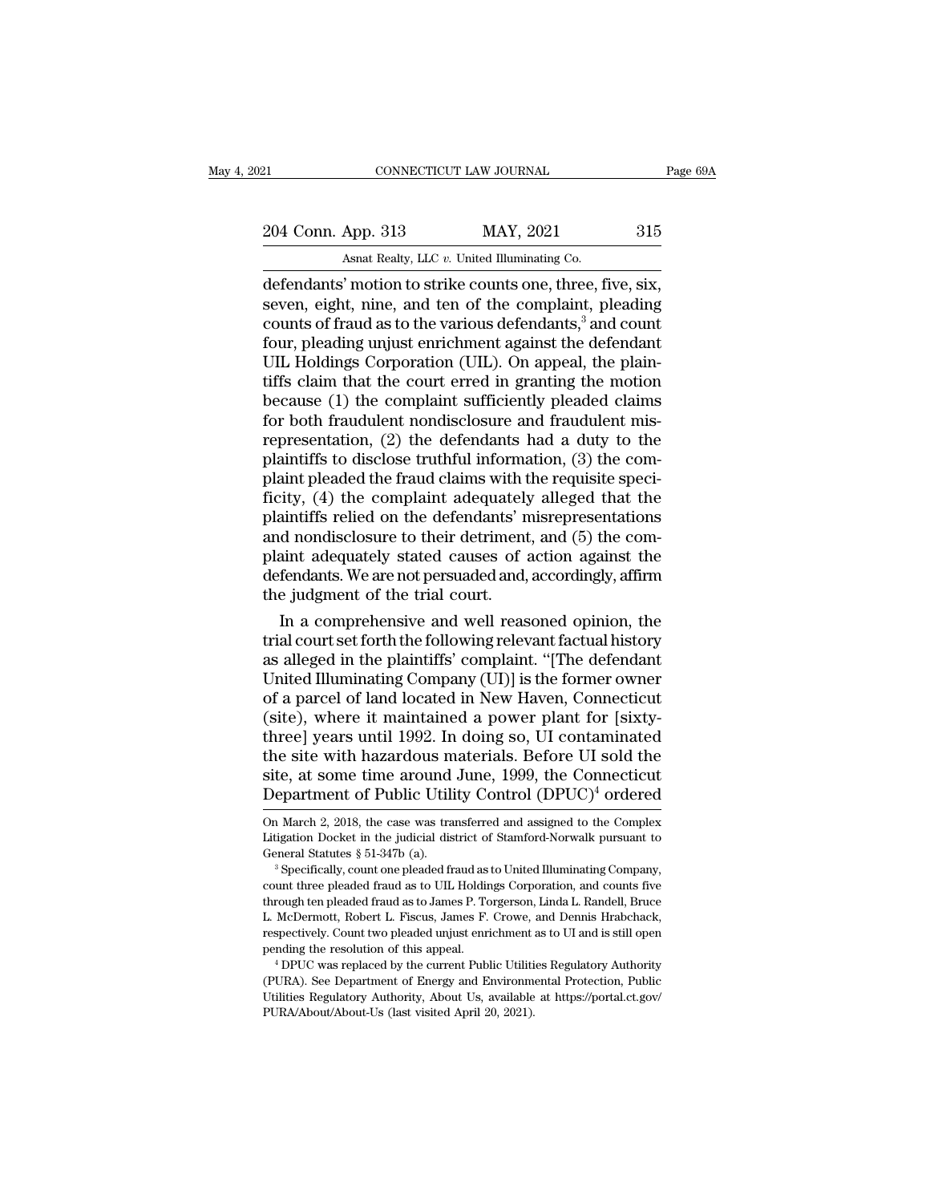defendants' motion to strike counts one, three, five, six, seven, eight, nine, and ten of the complaint, pleading counts of fraud as to the various defendants,[3] and count four, pleading unjust enrichment against the defendant UIL Holdings Corporation (UIL). On appeal, the plaintiffs claim that the court erred in granting the motion because (1) the complaint sufficiently pleaded claims for both fraudulent nondisclosure and fraudulent misrepresentation, (2) the defendants had a duty to the plaintiffs to disclose truthful information, (3) the complaint pleaded the fraud claims with the requisite specificity, (4) the complaint adequately alleged that the plaintiffs relied on the defendants' misrepresentations and nondisclosure to their detriment, and (5) the complaint adequately stated causes of action against the defendants. We are not persuaded and, accordingly, affirm the judgment of the trial court.

In a comprehensive and well reasoned opinion, the trial court set forth the following relevant factual history as alleged in the plaintiffs' complaint. "[The defendant United Illuminating Company (UI)] is the former owner of a parcel of land located in New Haven, Connecticut (site), where it maintained a power plant for [sixty-three] years until 1992. In doing so, UI contaminated the site with hazardous materials. Before UI sold the site, at some time around June, 1999, the Connecticut Department of Public Utility Control (DPUC)[4] ordered

On March 2, 2018, the case was transferred and assigned to the Complex Litigation Docket in the judicial district of Stamford-Norwalk pursuant to General Statutes § 51-347b (a).

[3] Specifically, count one pleaded fraud as to United Illuminating Company, count three pleaded fraud as to UIL Holdings Corporation, and counts five through ten pleaded fraud as to James P. Torgerson, Linda L. Randell, Bruce L. McDermott, Robert L. Fiscus, James F. Crowe, and Dennis Hrabchack, respectively. Count two pleaded unjust enrichment as to UI and is still open pending the resolution of this appeal.

[4] DPUC was replaced by the current Public Utilities Regulatory Authority (PURA). See Department of Energy and Environmental Protection, Public Utilities Regulatory Authority, About Us, available at https://portal.ct.gov/PURA/About/About-Us (last visited April 20, 2021).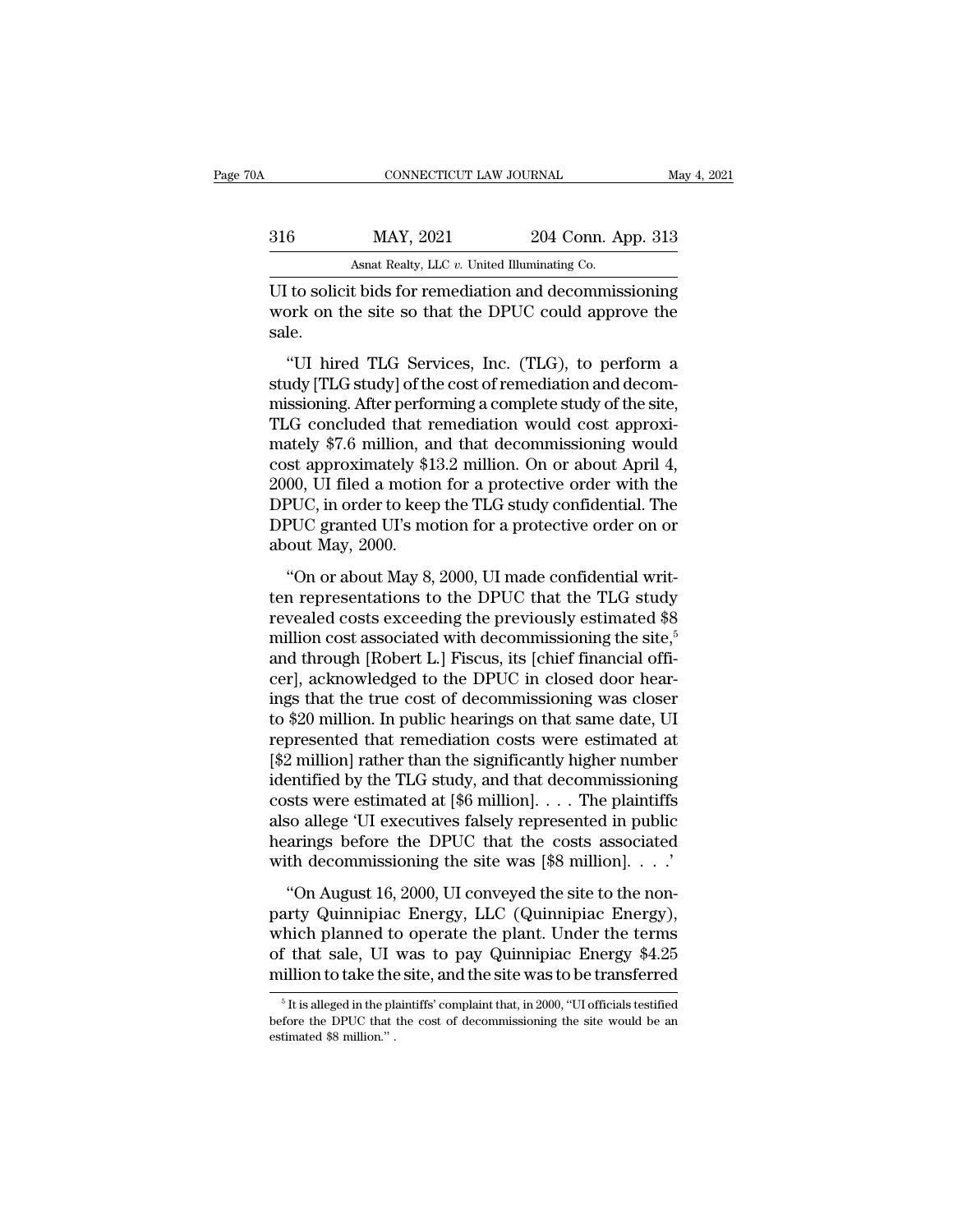UI to solicit bids for remediation and decommissioning work on the site so that the DPUC could approve the sale.

"UI hired TLG Services, Inc. (TLG), to perform a study [TLG study] of the cost of remediation and decommissioning. After performing a complete study of the site, TLG concluded that remediation would cost approximately $7.6 million, and that decommissioning would cost approximately $13.2 million. On or about April 4, 2000, UI filed a motion for a protective order with the DPUC, in order to keep the TLG study confidential. The DPUC granted UI's motion for a protective order on or about May, 2000.

"On or about May 8, 2000, UI made confidential written representations to the DPUC that the TLG study revealed costs exceeding the previously estimated $8 million cost associated with decommissioning the site,[5] and through [Robert L.] Fiscus, its [chief financial officer], acknowledged to the DPUC in closed door hearings that the true cost of decommissioning was closer to $20 million. In public hearings on that same date, UI represented that remediation costs were estimated at [$2 million] rather than the significantly higher number identified by the TLG study, and that decommissioning costs were estimated at [$6 million]. . . . The plaintiffs also allege 'UI executives falsely represented in public hearings before the DPUC that the costs associated with decommissioning the site was [$8 million]. . . .'

"On August 16, 2000, UI conveyed the site to the nonparty Quinnipiac Energy, LLC (Quinnipiac Energy), which planned to operate the plant. Under the terms of that sale, UI was to pay Quinnipiac Energy $4.25 million to take the site, and the site was to be transferred

[5] It is alleged in the plaintiffs' complaint that, in 2000, "UI officials testified before the DPUC that the cost of decommissioning the site would be an estimated $8 million." .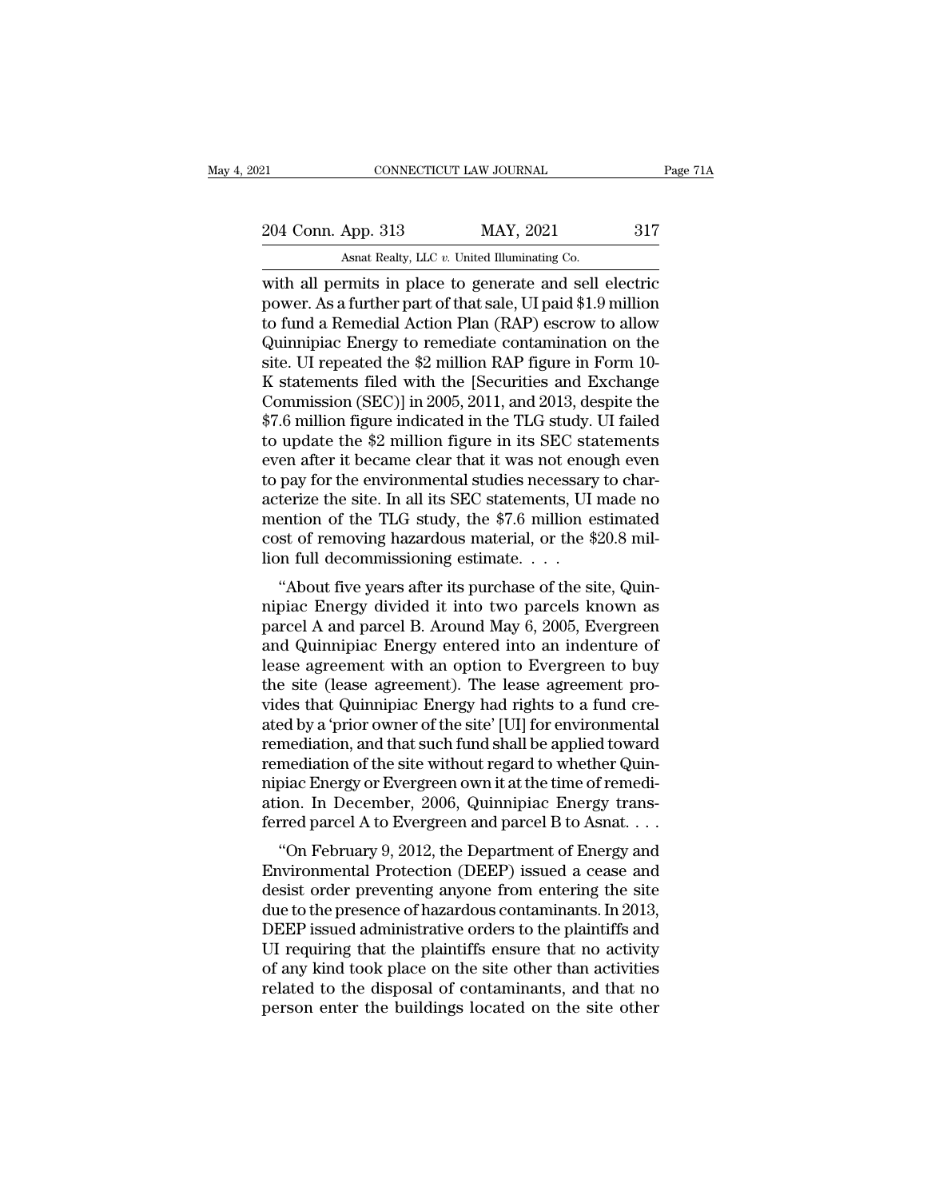with all permits in place to generate and sell electric power. As a further part of that sale, UI paid $1.9 million to fund a Remedial Action Plan (RAP) escrow to allow Quinnipiac Energy to remediate contamination on the site. UI repeated the $2 million RAP figure in Form 10-K statements filed with the [Securities and Exchange Commission (SEC)] in 2005, 2011, and 2013, despite the $7.6 million figure indicated in the TLG study. UI failed to update the $2 million figure in its SEC statements even after it became clear that it was not enough even to pay for the environmental studies necessary to characterize the site. In all its SEC statements, UI made no mention of the TLG study, the $7.6 million estimated cost of removing hazardous material, or the $20.8 million full decommissioning estimate. . . .

"About five years after its purchase of the site, Quinnipiac Energy divided it into two parcels known as parcel A and parcel B. Around May 6, 2005, Evergreen and Quinnipiac Energy entered into an indenture of lease agreement with an option to Evergreen to buy the site (lease agreement). The lease agreement provides that Quinnipiac Energy had rights to a fund created by a 'prior owner of the site' [UI] for environmental remediation, and that such fund shall be applied toward remediation of the site without regard to whether Quinnipiac Energy or Evergreen own it at the time of remediation. In December, 2006, Quinnipiac Energy transferred parcel A to Evergreen and parcel B to Asnat. . . .

"On February 9, 2012, the Department of Energy and Environmental Protection (DEEP) issued a cease and desist order preventing anyone from entering the site due to the presence of hazardous contaminants. In 2013, DEEP issued administrative orders to the plaintiffs and UI requiring that the plaintiffs ensure that no activity of any kind took place on the site other than activities related to the disposal of contaminants, and that no person enter the buildings located on the site other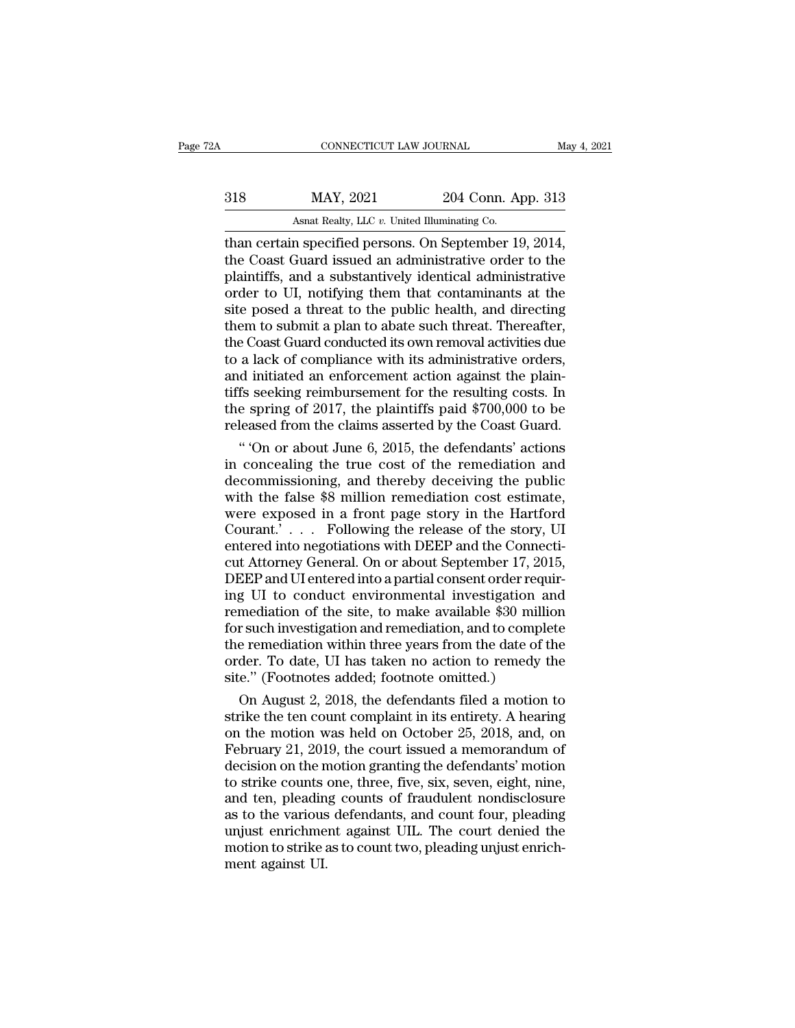than certain specified persons. On September 19, 2014, the Coast Guard issued an administrative order to the plaintiffs, and a substantively identical administrative order to UI, notifying them that contaminants at the site posed a threat to the public health, and directing them to submit a plan to abate such threat. Thereafter, the Coast Guard conducted its own removal activities due to a lack of compliance with its administrative orders, and initiated an enforcement action against the plaintiffs seeking reimbursement for the resulting costs. In the spring of 2017, the plaintiffs paid $700,000 to be released from the claims asserted by the Coast Guard.

" 'On or about June 6, 2015, the defendants' actions in concealing the true cost of the remediation and decommissioning, and thereby deceiving the public with the false $8 million remediation cost estimate, were exposed in a front page story in the Hartford Courant.' . . . Following the release of the story, UI entered into negotiations with DEEP and the Connecticut Attorney General. On or about September 17, 2015, DEEP and UI entered into a partial consent order requiring UI to conduct environmental investigation and remediation of the site, to make available $30 million for such investigation and remediation, and to complete the remediation within three years from the date of the order. To date, UI has taken no action to remedy the site." (Footnotes added; footnote omitted.)

On August 2, 2018, the defendants filed a motion to strike the ten count complaint in its entirety. A hearing on the motion was held on October 25, 2018, and, on February 21, 2019, the court issued a memorandum of decision on the motion granting the defendants' motion to strike counts one, three, five, six, seven, eight, nine, and ten, pleading counts of fraudulent nondisclosure as to the various defendants, and count four, pleading unjust enrichment against UIL. The court denied the motion to strike as to count two, pleading unjust enrichment against UI.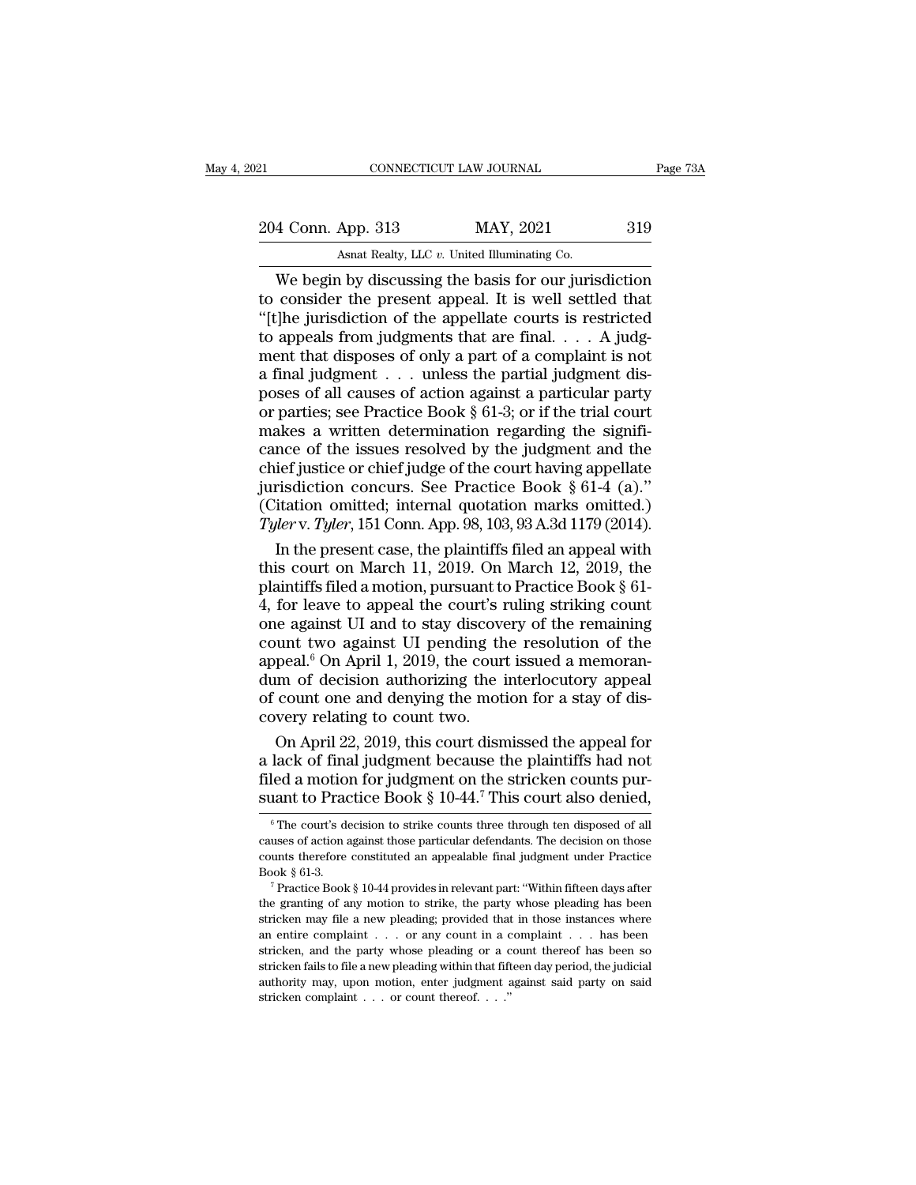We begin by discussing the basis for our jurisdiction to consider the present appeal. It is well settled that "[t]he jurisdiction of the appellate courts is restricted to appeals from judgments that are final. . . . A judgment that disposes of only a part of a complaint is not a final judgment . . . unless the partial judgment disposes of all causes of action against a particular party or parties; see Practice Book § 61-3; or if the trial court makes a written determination regarding the significance of the issues resolved by the judgment and the chief justice or chief judge of the court having appellate jurisdiction concurs. See Practice Book § 61-4 (a)." (Citation omitted; internal quotation marks omitted.) *Tyler* v. *Tyler*, 151 Conn. App. 98, 103, 93 A.3d 1179 (2014).

In the present case, the plaintiffs filed an appeal with this court on March 11, 2019. On March 12, 2019, the plaintiffs filed a motion, pursuant to Practice Book § 61-4, for leave to appeal the court's ruling striking count one against UI and to stay discovery of the remaining count two against UI pending the resolution of the appeal.[6] On April 1, 2019, the court issued a memorandum of decision authorizing the interlocutory appeal of count one and denying the motion for a stay of discovery relating to count two.

On April 22, 2019, this court dismissed the appeal for a lack of final judgment because the plaintiffs had not filed a motion for judgment on the stricken counts pursuant to Practice Book § 10-44.[7] This court also denied,

[6] The court's decision to strike counts three through ten disposed of all causes of action against those particular defendants. The decision on those counts therefore constituted an appealable final judgment under Practice Book § 61-3.

[7] Practice Book § 10-44 provides in relevant part: "Within fifteen days after the granting of any motion to strike, the party whose pleading has been stricken may file a new pleading; provided that in those instances where an entire complaint . . . or any count in a complaint . . . has been stricken, and the party whose pleading or a count thereof has been so stricken fails to file a new pleading within that fifteen day period, the judicial authority may, upon motion, enter judgment against said party on said stricken complaint . . . or count thereof. . . ."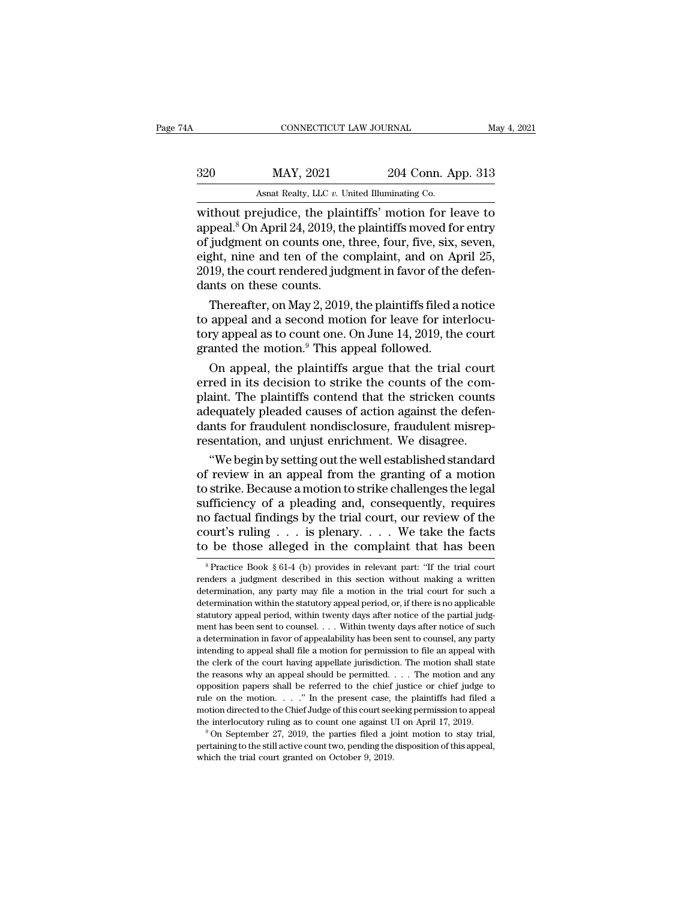without prejudice, the plaintiffs' motion for leave to appeal.[8] On April 24, 2019, the plaintiffs moved for entry of judgment on counts one, three, four, five, six, seven, eight, nine and ten of the complaint, and on April 25, 2019, the court rendered judgment in favor of the defendants on these counts.

Thereafter, on May 2, 2019, the plaintiffs filed a notice to appeal and a second motion for leave for interlocutory appeal as to count one. On June 14, 2019, the court granted the motion.[9] This appeal followed.

On appeal, the plaintiffs argue that the trial court erred in its decision to strike the counts of the complaint. The plaintiffs contend that the stricken counts adequately pleaded causes of action against the defendants for fraudulent nondisclosure, fraudulent misrepresentation, and unjust enrichment. We disagree.

"We begin by setting out the well established standard of review in an appeal from the granting of a motion to strike. Because a motion to strike challenges the legal sufficiency of a pleading and, consequently, requires no factual findings by the trial court, our review of the court's ruling . . . is plenary. . . . We take the facts to be those alleged in the complaint that has been

[8] Practice Book § 61-4 (b) provides in relevant part: "If the trial court renders a judgment described in this section without making a written determination, any party may file a motion in the trial court for such a determination within the statutory appeal period, or, if there is no applicable statutory appeal period, within twenty days after notice of the partial judgment has been sent to counsel. . . . Within twenty days after notice of such a determination in favor of appealability has been sent to counsel, any party intending to appeal shall file a motion for permission to file an appeal with the clerk of the court having appellate jurisdiction. The motion shall state the reasons why an appeal should be permitted. . . . The motion and any opposition papers shall be referred to the chief justice or chief judge to rule on the motion. . . ." In the present case, the plaintiffs had filed a motion directed to the Chief Judge of this court seeking permission to appeal the interlocutory ruling as to count one against UI on April 17, 2019.

[9] On September 27, 2019, the parties filed a joint motion to stay trial, pertaining to the still active count two, pending the disposition of this appeal, which the trial court granted on October 9, 2019.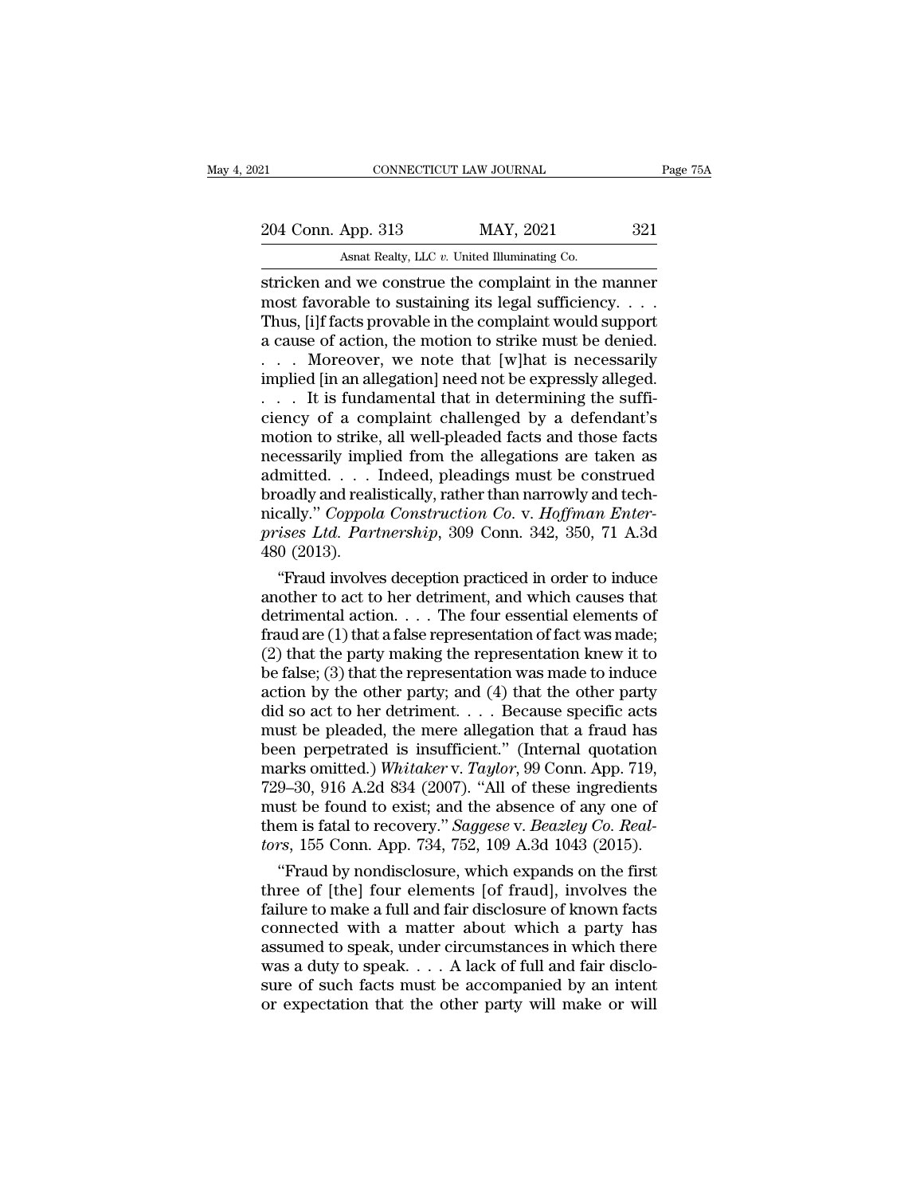stricken and we construe the complaint in the manner most favorable to sustaining its legal sufficiency. . . . Thus, [i]f facts provable in the complaint would support a cause of action, the motion to strike must be denied. . . . Moreover, we note that [w]hat is necessarily implied [in an allegation] need not be expressly alleged. . . . It is fundamental that in determining the sufficiency of a complaint challenged by a defendant's motion to strike, all well-pleaded facts and those facts necessarily implied from the allegations are taken as admitted. . . . Indeed, pleadings must be construed broadly and realistically, rather than narrowly and technically." *Coppola Construction Co.* v. *Hoffman Enterprises Ltd. Partnership*, 309 Conn. 342, 350, 71 A.3d 480 (2013).

"Fraud involves deception practiced in order to induce another to act to her detriment, and which causes that detrimental action. . . . The four essential elements of fraud are (1) that a false representation of fact was made; (2) that the party making the representation knew it to be false; (3) that the representation was made to induce action by the other party; and (4) that the other party did so act to her detriment. . . . Because specific acts must be pleaded, the mere allegation that a fraud has been perpetrated is insufficient." (Internal quotation marks omitted.) *Whitaker* v. *Taylor*, 99 Conn. App. 719, 729–30, 916 A.2d 834 (2007). "All of these ingredients must be found to exist; and the absence of any one of them is fatal to recovery." *Saggese* v. *Beazley Co. Realtors*, 155 Conn. App. 734, 752, 109 A.3d 1043 (2015).

"Fraud by nondisclosure, which expands on the first three of [the] four elements [of fraud], involves the failure to make a full and fair disclosure of known facts connected with a matter about which a party has assumed to speak, under circumstances in which there was a duty to speak. . . . A lack of full and fair disclosure of such facts must be accompanied by an intent or expectation that the other party will make or will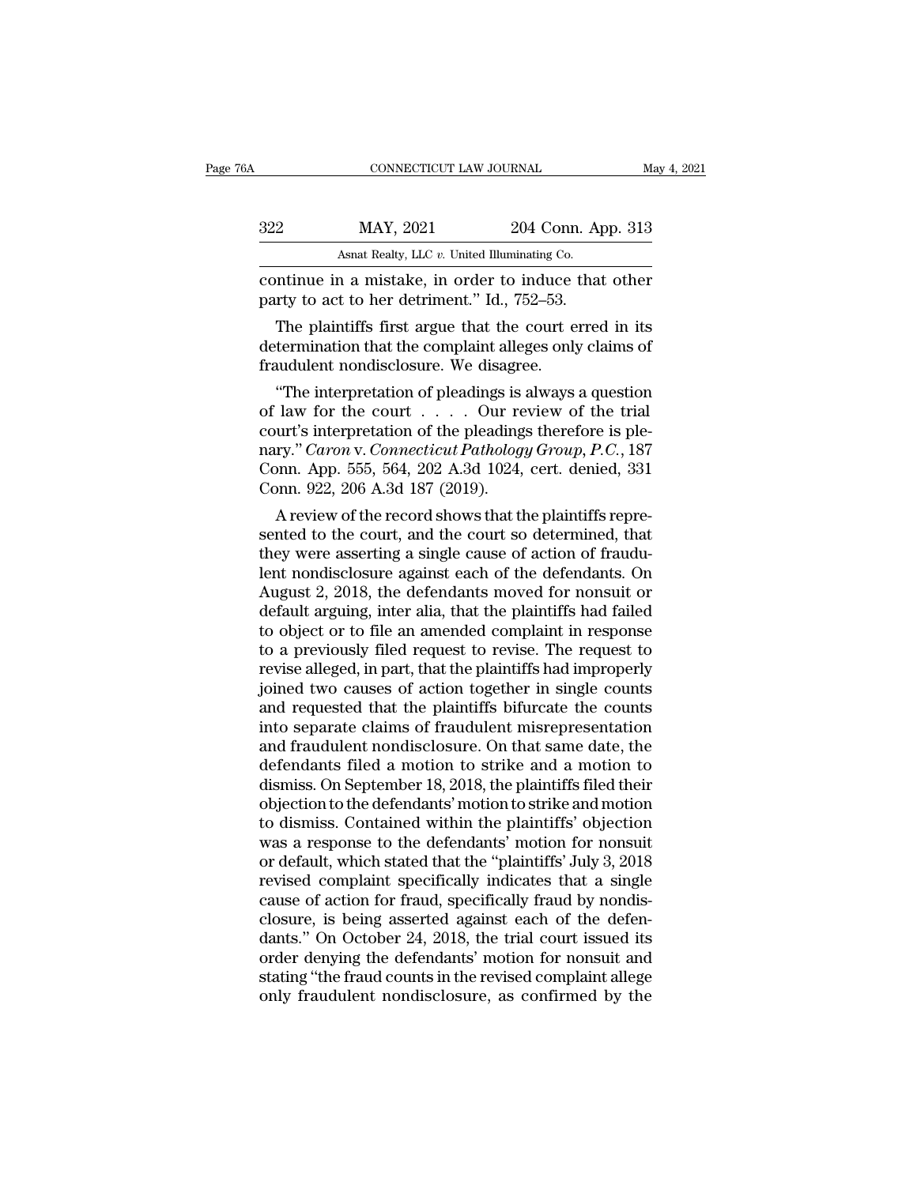continue in a mistake, in order to induce that other party to act to her detriment." Id., 752–53.

The plaintiffs first argue that the court erred in its determination that the complaint alleges only claims of fraudulent nondisclosure. We disagree.

"The interpretation of pleadings is always a question of law for the court . . . . Our review of the trial court's interpretation of the pleadings therefore is plenary." *Caron* v. *Connecticut Pathology Group, P.C.*, 187 Conn. App. 555, 564, 202 A.3d 1024, cert. denied, 331 Conn. 922, 206 A.3d 187 (2019).

A review of the record shows that the plaintiffs represented to the court, and the court so determined, that they were asserting a single cause of action of fraudulent nondisclosure against each of the defendants. On August 2, 2018, the defendants moved for nonsuit or default arguing, inter alia, that the plaintiffs had failed to object or to file an amended complaint in response to a previously filed request to revise. The request to revise alleged, in part, that the plaintiffs had improperly joined two causes of action together in single counts and requested that the plaintiffs bifurcate the counts into separate claims of fraudulent misrepresentation and fraudulent nondisclosure. On that same date, the defendants filed a motion to strike and a motion to dismiss. On September 18, 2018, the plaintiffs filed their objection to the defendants' motion to strike and motion to dismiss. Contained within the plaintiffs' objection was a response to the defendants' motion for nonsuit or default, which stated that the "plaintiffs' July 3, 2018 revised complaint specifically indicates that a single cause of action for fraud, specifically fraud by nondisclosure, is being asserted against each of the defendants." On October 24, 2018, the trial court issued its order denying the defendants' motion for nonsuit and stating "the fraud counts in the revised complaint allege only fraudulent nondisclosure, as confirmed by the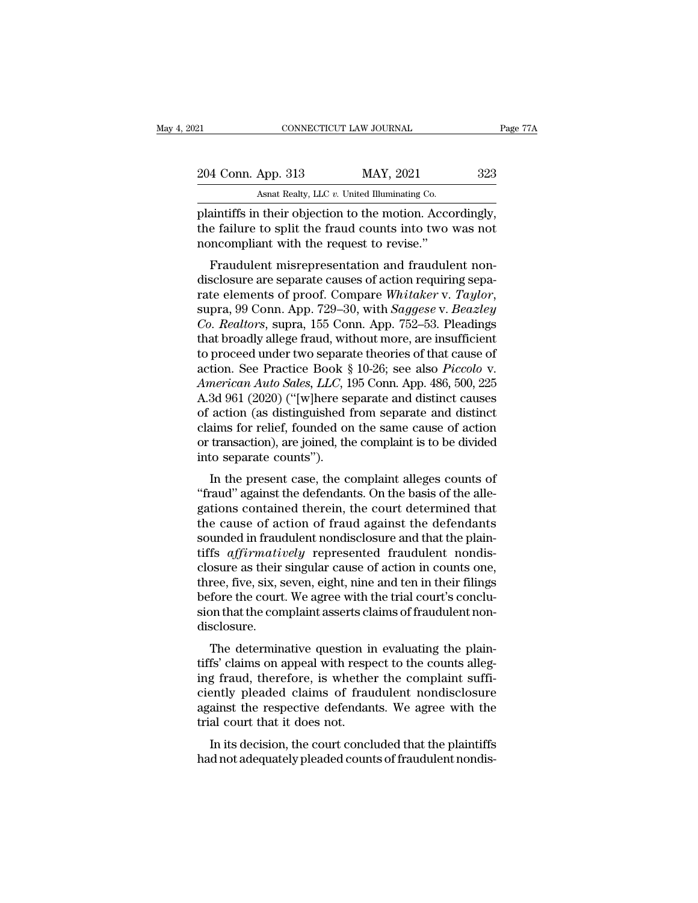plaintiffs in their objection to the motion. Accordingly, the failure to split the fraud counts into two was not noncompliant with the request to revise."

Fraudulent misrepresentation and fraudulent nondisclosure are separate causes of action requiring separate elements of proof. Compare *Whitaker* v. *Taylor*, supra, 99 Conn. App. 729–30, with *Saggese* v. *Beazley Co. Realtors*, supra, 155 Conn. App. 752–53. Pleadings that broadly allege fraud, without more, are insufficient to proceed under two separate theories of that cause of action. See Practice Book § 10-26; see also *Piccolo* v. *American Auto Sales, LLC*, 195 Conn. App. 486, 500, 225 A.3d 961 (2020) ("[w]here separate and distinct causes of action (as distinguished from separate and distinct claims for relief, founded on the same cause of action or transaction), are joined, the complaint is to be divided into separate counts").

In the present case, the complaint alleges counts of "fraud" against the defendants. On the basis of the allegations contained therein, the court determined that the cause of action of fraud against the defendants sounded in fraudulent nondisclosure and that the plaintiffs *affirmatively* represented fraudulent nondisclosure as their singular cause of action in counts one, three, five, six, seven, eight, nine and ten in their filings before the court. We agree with the trial court's conclusion that the complaint asserts claims of fraudulent nondisclosure.

The determinative question in evaluating the plaintiffs' claims on appeal with respect to the counts alleging fraud, therefore, is whether the complaint sufficiently pleaded claims of fraudulent nondisclosure against the respective defendants. We agree with the trial court that it does not.

In its decision, the court concluded that the plaintiffs had not adequately pleaded counts of fraudulent nondis-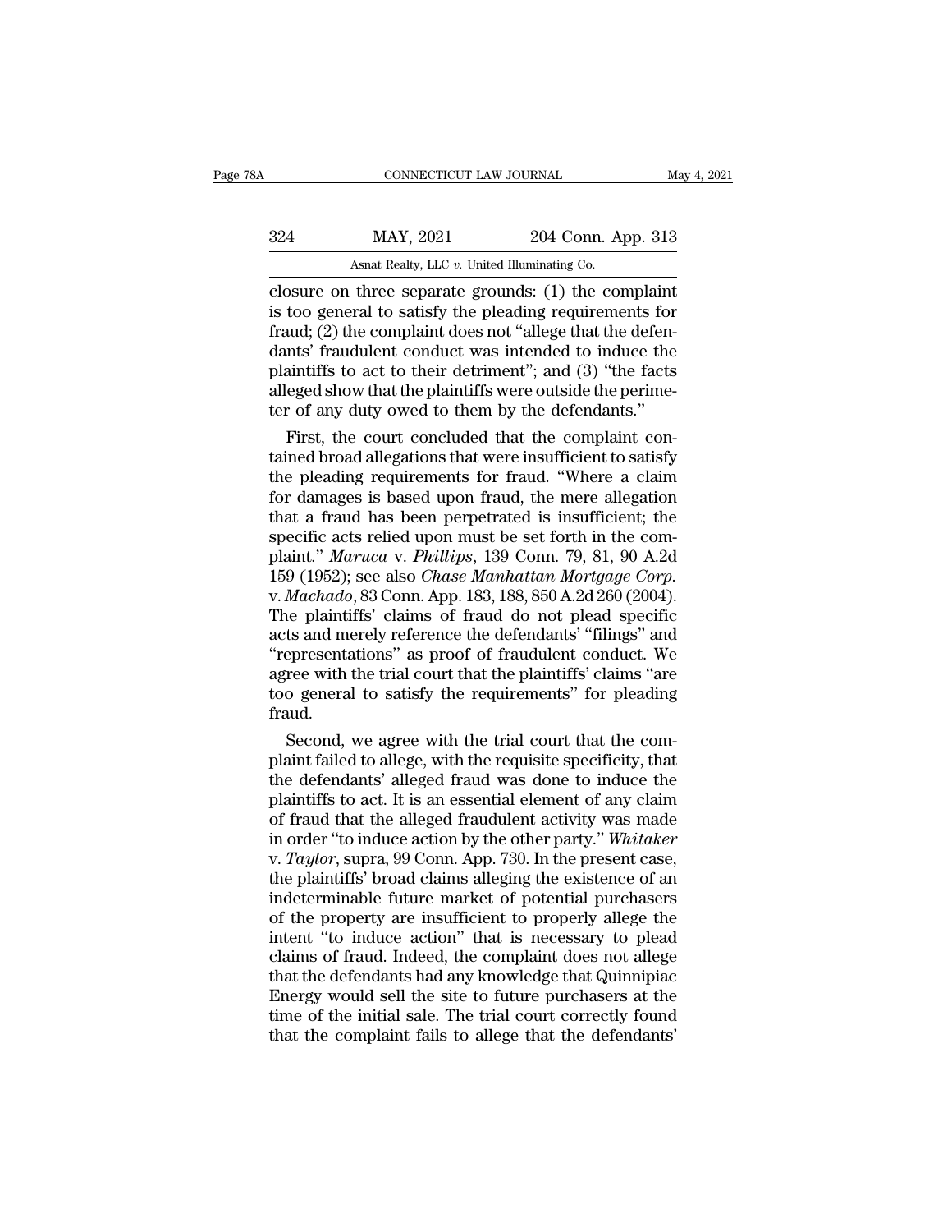closure on three separate grounds: (1) the complaint is too general to satisfy the pleading requirements for fraud; (2) the complaint does not "allege that the defendants' fraudulent conduct was intended to induce the plaintiffs to act to their detriment"; and (3) "the facts alleged show that the plaintiffs were outside the perimeter of any duty owed to them by the defendants."

First, the court concluded that the complaint contained broad allegations that were insufficient to satisfy the pleading requirements for fraud. "Where a claim for damages is based upon fraud, the mere allegation that a fraud has been perpetrated is insufficient; the specific acts relied upon must be set forth in the complaint." *Maruca* v. *Phillips*, 139 Conn. 79, 81, 90 A.2d 159 (1952); see also *Chase Manhattan Mortgage Corp.* v. *Machado*, 83 Conn. App. 183, 188, 850 A.2d 260 (2004). The plaintiffs' claims of fraud do not plead specific acts and merely reference the defendants' "filings" and "representations" as proof of fraudulent conduct. We agree with the trial court that the plaintiffs' claims "are too general to satisfy the requirements" for pleading fraud.

Second, we agree with the trial court that the complaint failed to allege, with the requisite specificity, that the defendants' alleged fraud was done to induce the plaintiffs to act. It is an essential element of any claim of fraud that the alleged fraudulent activity was made in order "to induce action by the other party." *Whitaker* v. *Taylor*, supra, 99 Conn. App. 730. In the present case, the plaintiffs' broad claims alleging the existence of an indeterminable future market of potential purchasers of the property are insufficient to properly allege the intent "to induce action" that is necessary to plead claims of fraud. Indeed, the complaint does not allege that the defendants had any knowledge that Quinnipiac Energy would sell the site to future purchasers at the time of the initial sale. The trial court correctly found that the complaint fails to allege that the defendants'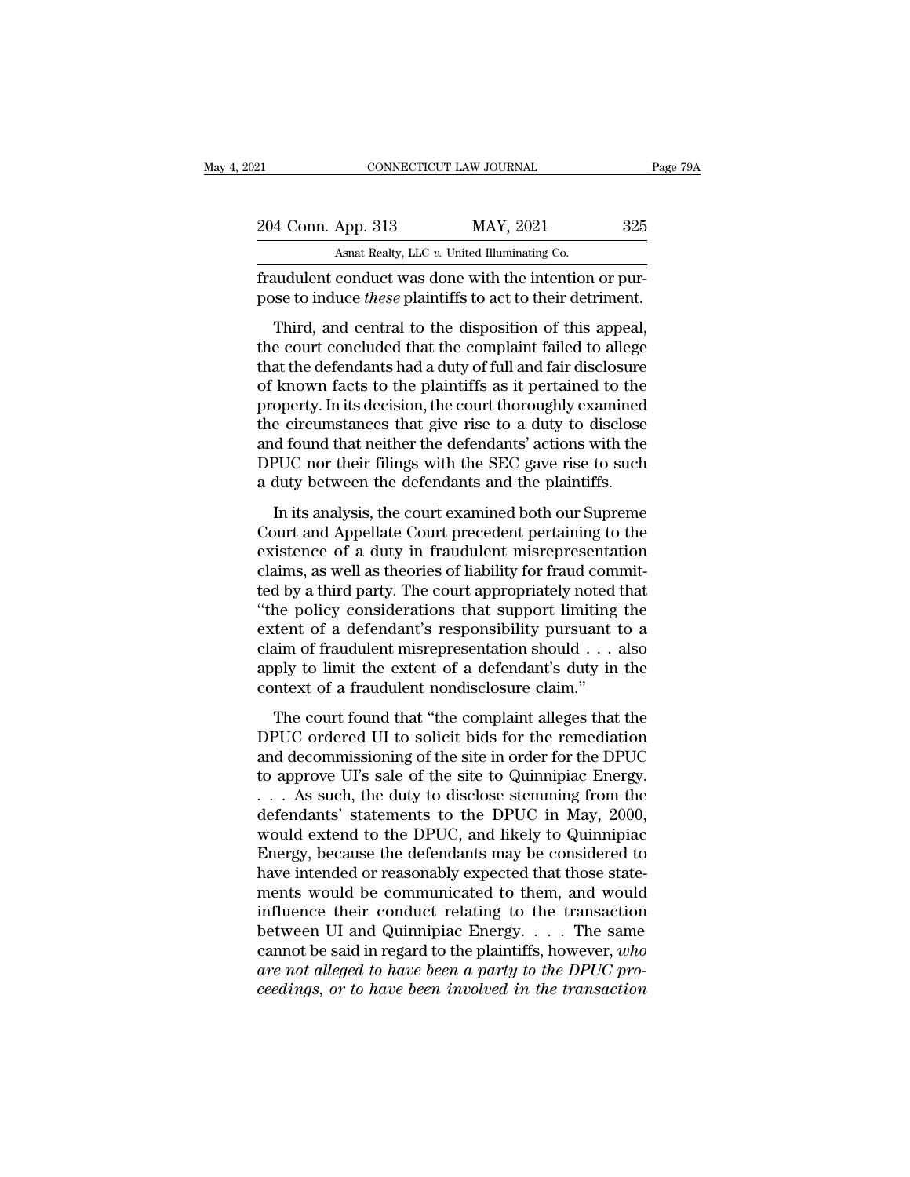fraudulent conduct was done with the intention or purpose to induce *these* plaintiffs to act to their detriment.

Third, and central to the disposition of this appeal, the court concluded that the complaint failed to allege that the defendants had a duty of full and fair disclosure of known facts to the plaintiffs as it pertained to the property. In its decision, the court thoroughly examined the circumstances that give rise to a duty to disclose and found that neither the defendants' actions with the DPUC nor their filings with the SEC gave rise to such a duty between the defendants and the plaintiffs.

In its analysis, the court examined both our Supreme Court and Appellate Court precedent pertaining to the existence of a duty in fraudulent misrepresentation claims, as well as theories of liability for fraud committed by a third party. The court appropriately noted that "the policy considerations that support limiting the extent of a defendant's responsibility pursuant to a claim of fraudulent misrepresentation should . . . also apply to limit the extent of a defendant's duty in the context of a fraudulent nondisclosure claim."

The court found that "the complaint alleges that the DPUC ordered UI to solicit bids for the remediation and decommissioning of the site in order for the DPUC to approve UI's sale of the site to Quinnipiac Energy. . . . As such, the duty to disclose stemming from the defendants' statements to the DPUC in May, 2000, would extend to the DPUC, and likely to Quinnipiac Energy, because the defendants may be considered to have intended or reasonably expected that those statements would be communicated to them, and would influence their conduct relating to the transaction between UI and Quinnipiac Energy. . . . The same cannot be said in regard to the plaintiffs, however, *who are not alleged to have been a party to the DPUC proceedings, or to have been involved in the transaction*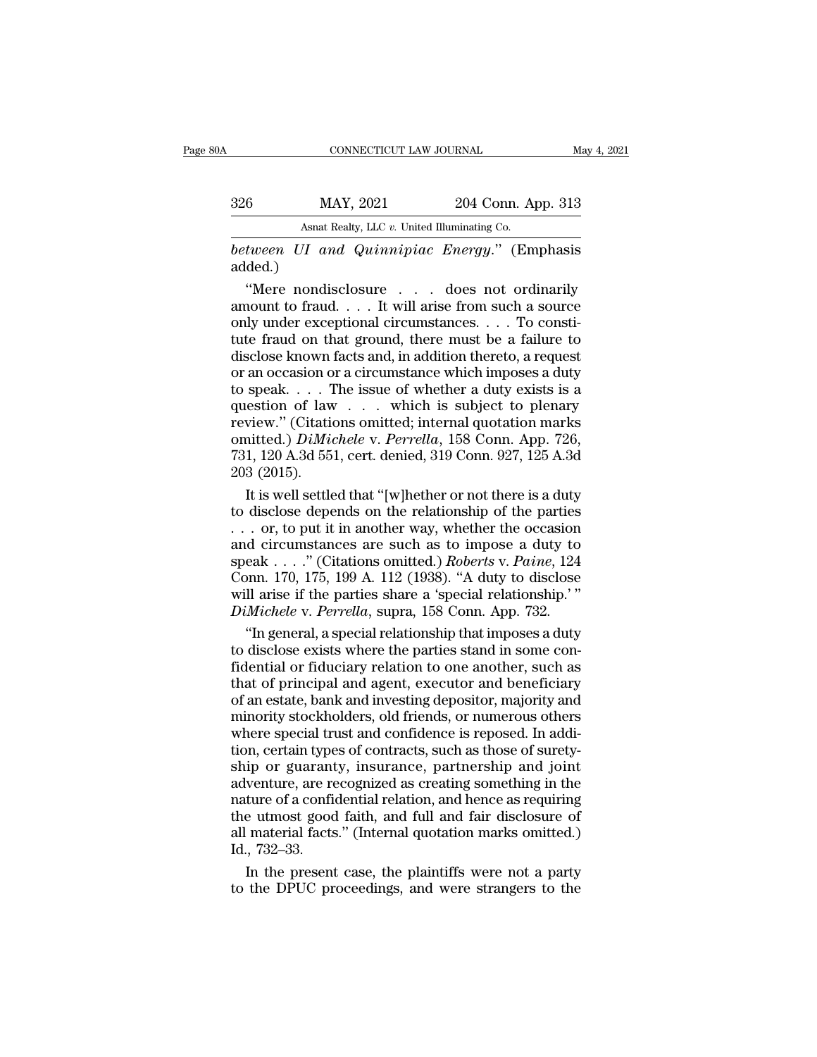*between UI and Quinnipiac Energy*." (Emphasis added.)

"Mere nondisclosure . . . does not ordinarily amount to fraud. . . . It will arise from such a source only under exceptional circumstances. . . . To constitute fraud on that ground, there must be a failure to disclose known facts and, in addition thereto, a request or an occasion or a circumstance which imposes a duty to speak. . . . The issue of whether a duty exists is a question of law . . . which is subject to plenary review." (Citations omitted; internal quotation marks omitted.) *DiMichele* v. *Perrella*, 158 Conn. App. 726, 731, 120 A.3d 551, cert. denied, 319 Conn. 927, 125 A.3d 203 (2015).

It is well settled that "[w]hether or not there is a duty to disclose depends on the relationship of the parties . . . or, to put it in another way, whether the occasion and circumstances are such as to impose a duty to speak . . . ." (Citations omitted.) *Roberts* v. *Paine*, 124 Conn. 170, 175, 199 A. 112 (1938). "A duty to disclose will arise if the parties share a 'special relationship.'" *DiMichele* v. *Perrella*, supra, 158 Conn. App. 732.

"In general, a special relationship that imposes a duty to disclose exists where the parties stand in some confidential or fiduciary relation to one another, such as that of principal and agent, executor and beneficiary of an estate, bank and investing depositor, majority and minority stockholders, old friends, or numerous others where special trust and confidence is reposed. In addition, certain types of contracts, such as those of suretyship or guaranty, insurance, partnership and joint adventure, are recognized as creating something in the nature of a confidential relation, and hence as requiring the utmost good faith, and full and fair disclosure of all material facts." (Internal quotation marks omitted.) Id., 732–33.

In the present case, the plaintiffs were not a party to the DPUC proceedings, and were strangers to the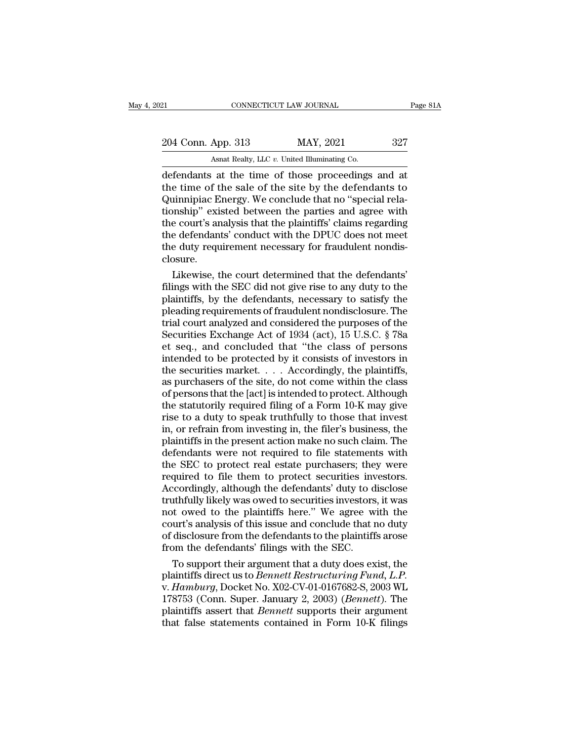defendants at the time of those proceedings and at the time of the sale of the site by the defendants to Quinnipiac Energy. We conclude that no "special relationship" existed between the parties and agree with the court's analysis that the plaintiffs' claims regarding the defendants' conduct with the DPUC does not meet the duty requirement necessary for fraudulent nondisclosure.

Likewise, the court determined that the defendants' filings with the SEC did not give rise to any duty to the plaintiffs, by the defendants, necessary to satisfy the pleading requirements of fraudulent nondisclosure. The trial court analyzed and considered the purposes of the Securities Exchange Act of 1934 (act), 15 U.S.C. § 78a et seq., and concluded that "the class of persons intended to be protected by it consists of investors in the securities market. . . . Accordingly, the plaintiffs, as purchasers of the site, do not come within the class of persons that the [act] is intended to protect. Although the statutorily required filing of a Form 10-K may give rise to a duty to speak truthfully to those that invest in, or refrain from investing in, the filer's business, the plaintiffs in the present action make no such claim. The defendants were not required to file statements with the SEC to protect real estate purchasers; they were required to file them to protect securities investors. Accordingly, although the defendants' duty to disclose truthfully likely was owed to securities investors, it was not owed to the plaintiffs here." We agree with the court's analysis of this issue and conclude that no duty of disclosure from the defendants to the plaintiffs arose from the defendants' filings with the SEC.

To support their argument that a duty does exist, the plaintiffs direct us to *Bennett Restructuring Fund, L.P.* v. *Hamburg*, Docket No. X02-CV-01-0167682-S, 2003 WL 178753 (Conn. Super. January 2, 2003) (*Bennett*). The plaintiffs assert that *Bennett* supports their argument that false statements contained in Form 10-K filings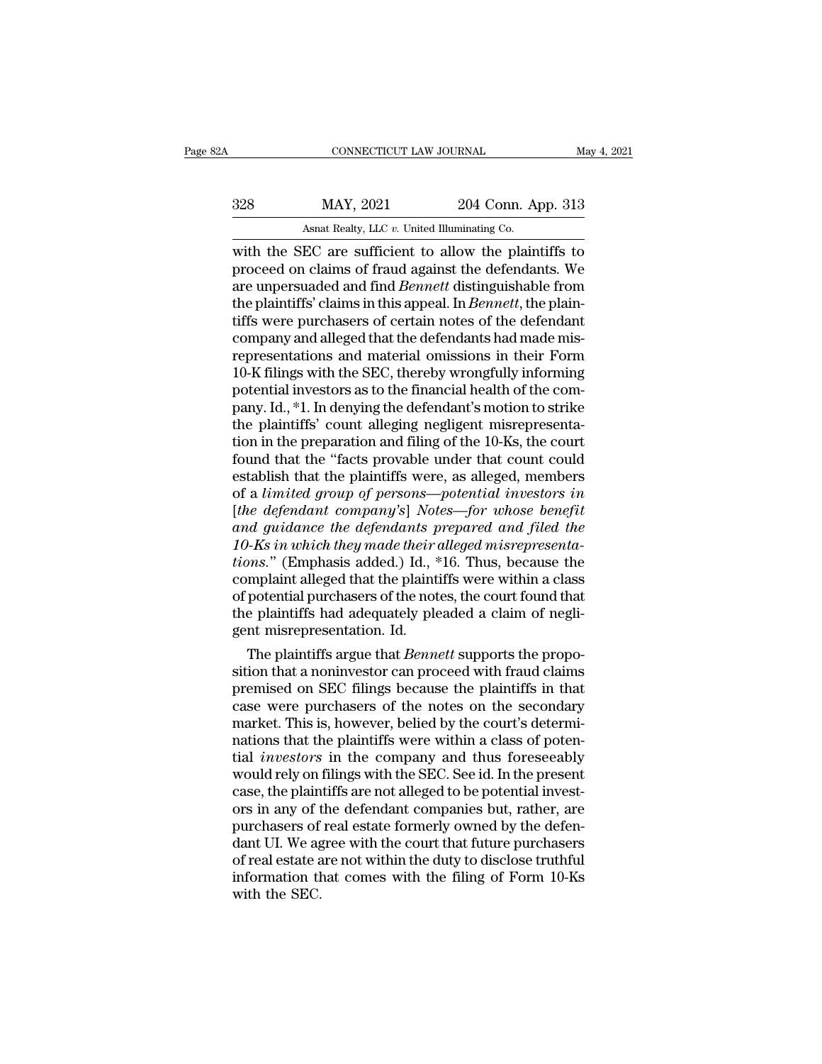with the SEC are sufficient to allow the plaintiffs to proceed on claims of fraud against the defendants. We are unpersuaded and find *Bennett* distinguishable from the plaintiffs' claims in this appeal. In *Bennett*, the plaintiffs were purchasers of certain notes of the defendant company and alleged that the defendants had made misrepresentations and material omissions in their Form 10-K filings with the SEC, thereby wrongfully informing potential investors as to the financial health of the company. Id., *1. In denying the defendant's motion to strike the plaintiffs' count alleging negligent misrepresentation in the preparation and filing of the 10-Ks, the court found that the "facts provable under that count could establish that the plaintiffs were, as alleged, members of a *limited group of persons—potential investors in [the defendant company's] Notes—for whose benefit and guidance the defendants prepared and filed the 10-Ks in which they made their alleged misrepresentations*." (Emphasis added.) Id., *16. Thus, because the complaint alleged that the plaintiffs were within a class of potential purchasers of the notes, the court found that the plaintiffs had adequately pleaded a claim of negligent misrepresentation. Id.

The plaintiffs argue that *Bennett* supports the proposition that a noninvestor can proceed with fraud claims premised on SEC filings because the plaintiffs in that case were purchasers of the notes on the secondary market. This is, however, belied by the court's determinations that the plaintiffs were within a class of potential *investors* in the company and thus foreseeably would rely on filings with the SEC. See id. In the present case, the plaintiffs are not alleged to be potential investors in any of the defendant companies but, rather, are purchasers of real estate formerly owned by the defendant UI. We agree with the court that future purchasers of real estate are not within the duty to disclose truthful information that comes with the filing of Form 10-Ks with the SEC.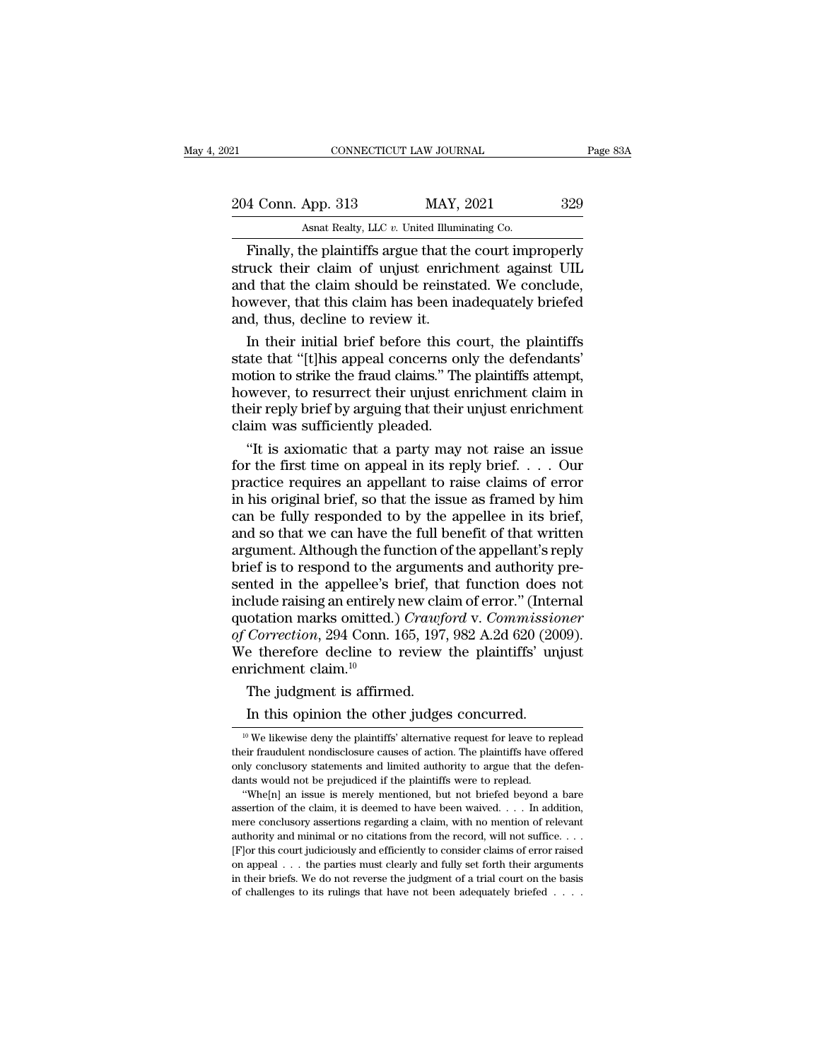Finally, the plaintiffs argue that the court improperly struck their claim of unjust enrichment against UIL and that the claim should be reinstated. We conclude, however, that this claim has been inadequately briefed and, thus, decline to review it.

In their initial brief before this court, the plaintiffs state that "[t]his appeal concerns only the defendants' motion to strike the fraud claims." The plaintiffs attempt, however, to resurrect their unjust enrichment claim in their reply brief by arguing that their unjust enrichment claim was sufficiently pleaded.

"It is axiomatic that a party may not raise an issue for the first time on appeal in its reply brief. . . . Our practice requires an appellant to raise claims of error in his original brief, so that the issue as framed by him can be fully responded to by the appellee in its brief, and so that we can have the full benefit of that written argument. Although the function of the appellant's reply brief is to respond to the arguments and authority presented in the appellee's brief, that function does not include raising an entirely new claim of error." (Internal quotation marks omitted.) *Crawford* v. *Commissioner of Correction*, 294 Conn. 165, 197, 982 A.2d 620 (2009). We therefore decline to review the plaintiffs' unjust enrichment claim.[10]

The judgment is affirmed.

In this opinion the other judges concurred.

---

[10] We likewise deny the plaintiffs' alternative request for leave to replead their fraudulent nondisclosure causes of action. The plaintiffs have offered only conclusory statements and limited authority to argue that the defendants would not be prejudiced if the plaintiffs were to replead.

"Whe[n] an issue is merely mentioned, but not briefed beyond a bare assertion of the claim, it is deemed to have been waived. . . . In addition, mere conclusory assertions regarding a claim, with no mention of relevant authority and minimal or no citations from the record, will not suffice. . . . [F]or this court judiciously and efficiently to consider claims of error raised on appeal . . . the parties must clearly and fully set forth their arguments in their briefs. We do not reverse the judgment of a trial court on the basis of challenges to its rulings that have not been adequately briefed . . . .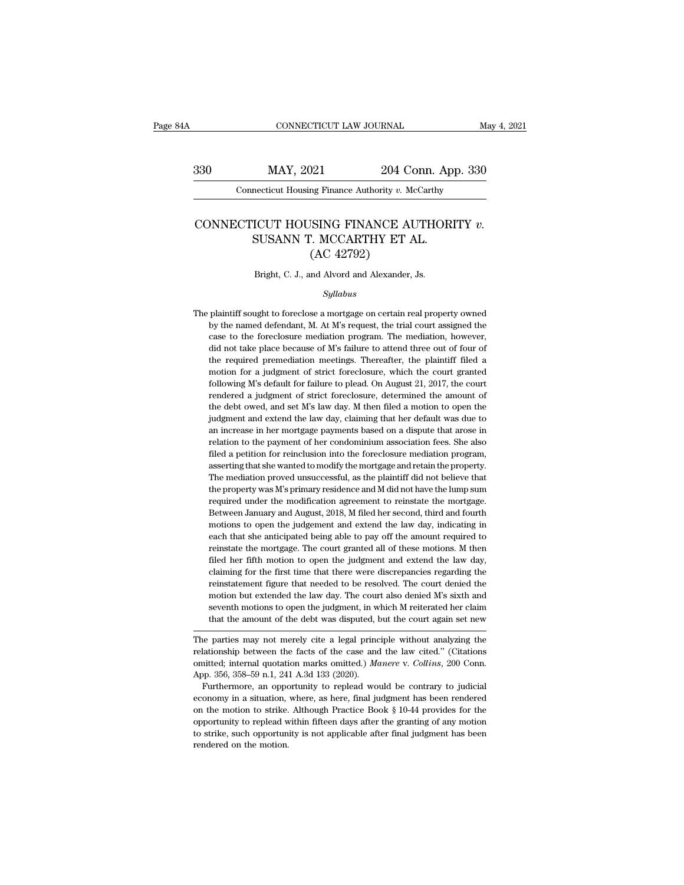# CONNECTICUT HOUSING FINANCE AUTHORITY *v.* SUSANN T. MCCARTHY ET AL.
## (AC 42792)

Bright, C. J., and Alvord and Alexander, Js.

*Syllabus*

The plaintiff sought to foreclose a mortgage on certain real property owned by the named defendant, M. At M's request, the trial court assigned the case to the foreclosure mediation program. The mediation, however, did not take place because of M's failure to attend three out of four of the required premediation meetings. Thereafter, the plaintiff filed a motion for a judgment of strict foreclosure, which the court granted following M's default for failure to plead. On August 21, 2017, the court rendered a judgment of strict foreclosure, determined the amount of the debt owed, and set M's law day. M then filed a motion to open the judgment and extend the law day, claiming that her default was due to an increase in her mortgage payments based on a dispute that arose in relation to the payment of her condominium association fees. She also filed a petition for reinclusion into the foreclosure mediation program, asserting that she wanted to modify the mortgage and retain the property. The mediation proved unsuccessful, as the plaintiff did not believe that the property was M's primary residence and M did not have the lump sum required under the modification agreement to reinstate the mortgage. Between January and August, 2018, M filed her second, third and fourth motions to open the judgement and extend the law day, indicating in each that she anticipated being able to pay off the amount required to reinstate the mortgage. The court granted all of these motions. M then filed her fifth motion to open the judgment and extend the law day, claiming for the first time that there were discrepancies regarding the reinstatement figure that needed to be resolved. The court denied the motion but extended the law day. The court also denied M's sixth and seventh motions to open the judgment, in which M reiterated her claim that the amount of the debt was disputed, but the court again set new

---

The parties may not merely cite a legal principle without analyzing the relationship between the facts of the case and the law cited." (Citations omitted; internal quotation marks omitted.) *Manere* v. *Collins*, 200 Conn. App. 356, 358–59 n.1, 241 A.3d 133 (2020).

Furthermore, an opportunity to replead would be contrary to judicial economy in a situation, where, as here, final judgment has been rendered on the motion to strike. Although Practice Book § 10-44 provides for the opportunity to replead within fifteen days after the granting of any motion to strike, such opportunity is not applicable after final judgment has been rendered on the motion.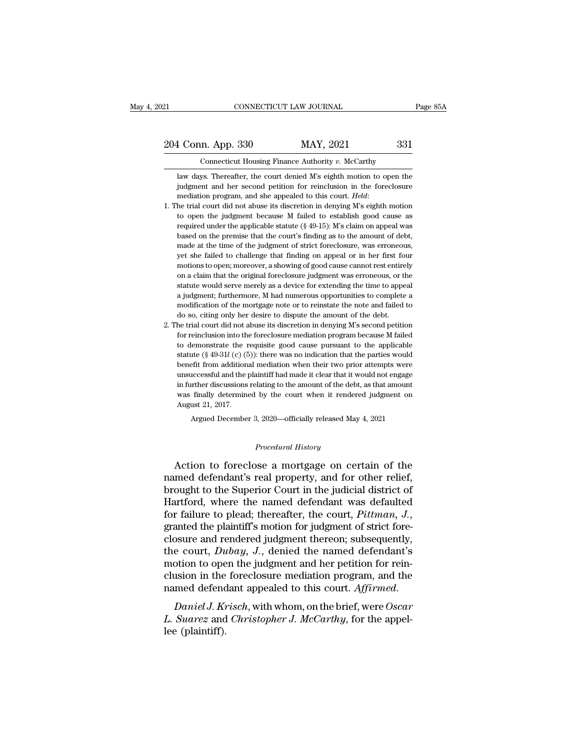law days. Thereafter, the court denied M's eighth motion to open the judgment and her second petition for reinclusion in the foreclosure mediation program, and she appealed to this court. *Held*:

1. The trial court did not abuse its discretion in denying M's eighth motion to open the judgment because M failed to establish good cause as required under the applicable statute (§ 49-15): M's claim on appeal was based on the premise that the court's finding as to the amount of debt, made at the time of the judgment of strict foreclosure, was erroneous, yet she failed to challenge that finding on appeal or in her first four motions to open; moreover, a showing of good cause cannot rest entirely on a claim that the original foreclosure judgment was erroneous, or the statute would serve merely as a device for extending the time to appeal a judgment; furthermore, M had numerous opportunities to complete a modification of the mortgage note or to reinstate the note and failed to do so, citing only her desire to dispute the amount of the debt.

2. The trial court did not abuse its discretion in denying M's second petition for reinclusion into the foreclosure mediation program because M failed to demonstrate the requisite good cause pursuant to the applicable statute (§ 49-31*l* (c) (5)): there was no indication that the parties would benefit from additional mediation when their two prior attempts were unsuccessful and the plaintiff had made it clear that it would not engage in further discussions relating to the amount of the debt, as that amount was finally determined by the court when it rendered judgment on August 21, 2017.

Argued December 3, 2020—officially released May 4, 2021

*Procedural History*

Action to foreclose a mortgage on certain of the named defendant's real property, and for other relief, brought to the Superior Court in the judicial district of Hartford, where the named defendant was defaulted for failure to plead; thereafter, the court, *Pittman*, *J.*, granted the plaintiff's motion for judgment of strict foreclosure and rendered judgment thereon; subsequently, the court, *Dubay*, *J.*, denied the named defendant's motion to open the judgment and her petition for reinclusion in the foreclosure mediation program, and the named defendant appealed to this court. *Affirmed*.

*Daniel J. Krisch*, with whom, on the brief, were *Oscar L. Suarez* and *Christopher J. McCarthy*, for the appellee (plaintiff).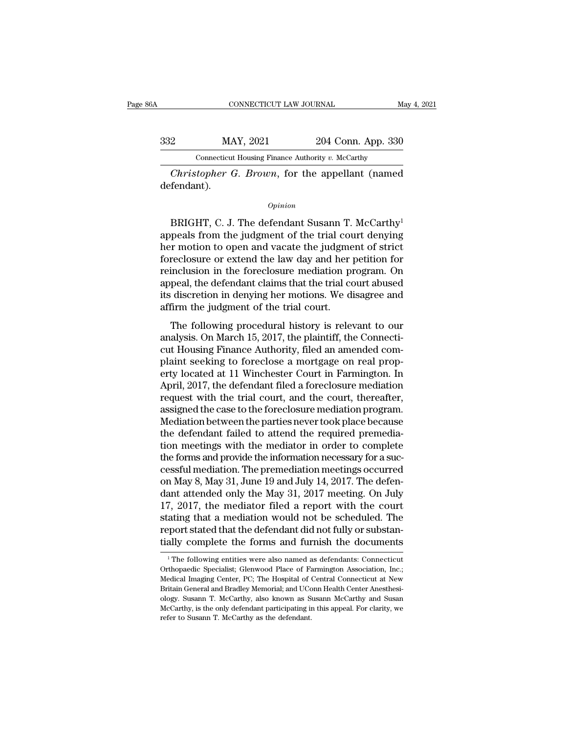*Christopher G. Brown*, for the appellant (named defendant).

*Opinion*

BRIGHT, C. J. The defendant Susann T. McCarthy[1] appeals from the judgment of the trial court denying her motion to open and vacate the judgment of strict foreclosure or extend the law day and her petition for reinclusion in the foreclosure mediation program. On appeal, the defendant claims that the trial court abused its discretion in denying her motions. We disagree and affirm the judgment of the trial court.

The following procedural history is relevant to our analysis. On March 15, 2017, the plaintiff, the Connecticut Housing Finance Authority, filed an amended complaint seeking to foreclose a mortgage on real property located at 11 Winchester Court in Farmington. In April, 2017, the defendant filed a foreclosure mediation request with the trial court, and the court, thereafter, assigned the case to the foreclosure mediation program. Mediation between the parties never took place because the defendant failed to attend the required premediation meetings with the mediator in order to complete the forms and provide the information necessary for a successful mediation. The premediation meetings occurred on May 8, May 31, June 19 and July 14, 2017. The defendant attended only the May 31, 2017 meeting. On July 17, 2017, the mediator filed a report with the court stating that a mediation would not be scheduled. The report stated that the defendant did not fully or substantially complete the forms and furnish the documents

[1] The following entities were also named as defendants: Connecticut Orthopaedic Specialist; Glenwood Place of Farmington Association, Inc.; Medical Imaging Center, PC; The Hospital of Central Connecticut at New Britain General and Bradley Memorial; and UConn Health Center Anesthesiology. Susann T. McCarthy, also known as Susann McCarthy and Susan McCarthy, is the only defendant participating in this appeal. For clarity, we refer to Susann T. McCarthy as the defendant.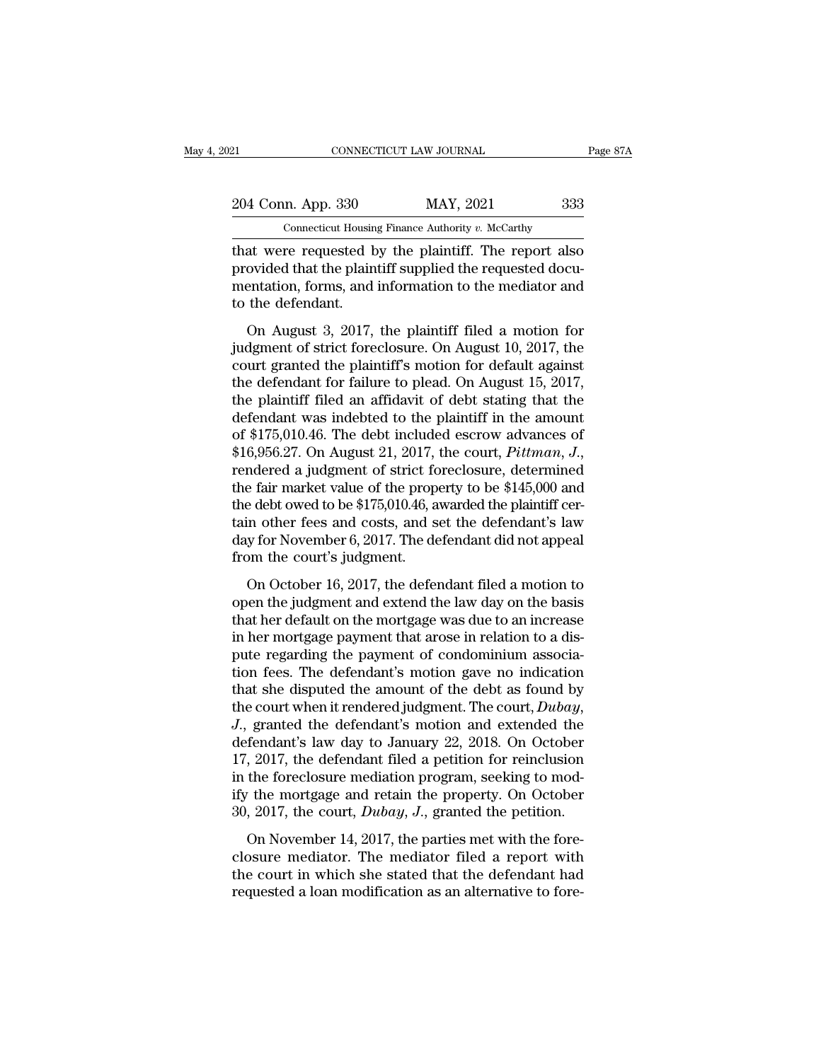that were requested by the plaintiff. The report also provided that the plaintiff supplied the requested documentation, forms, and information to the mediator and to the defendant.

On August 3, 2017, the plaintiff filed a motion for judgment of strict foreclosure. On August 10, 2017, the court granted the plaintiff's motion for default against the defendant for failure to plead. On August 15, 2017, the plaintiff filed an affidavit of debt stating that the defendant was indebted to the plaintiff in the amount of $175,010.46. The debt included escrow advances of $16,956.27. On August 21, 2017, the court, *Pittman, J.*, rendered a judgment of strict foreclosure, determined the fair market value of the property to be $145,000 and the debt owed to be $175,010.46, awarded the plaintiff certain other fees and costs, and set the defendant's law day for November 6, 2017. The defendant did not appeal from the court's judgment.

On October 16, 2017, the defendant filed a motion to open the judgment and extend the law day on the basis that her default on the mortgage was due to an increase in her mortgage payment that arose in relation to a dispute regarding the payment of condominium association fees. The defendant's motion gave no indication that she disputed the amount of the debt as found by the court when it rendered judgment. The court, *Dubay, J.*, granted the defendant's motion and extended the defendant's law day to January 22, 2018. On October 17, 2017, the defendant filed a petition for reinclusion in the foreclosure mediation program, seeking to modify the mortgage and retain the property. On October 30, 2017, the court, *Dubay, J.*, granted the petition.

On November 14, 2017, the parties met with the foreclosure mediator. The mediator filed a report with the court in which she stated that the defendant had requested a loan modification as an alternative to fore-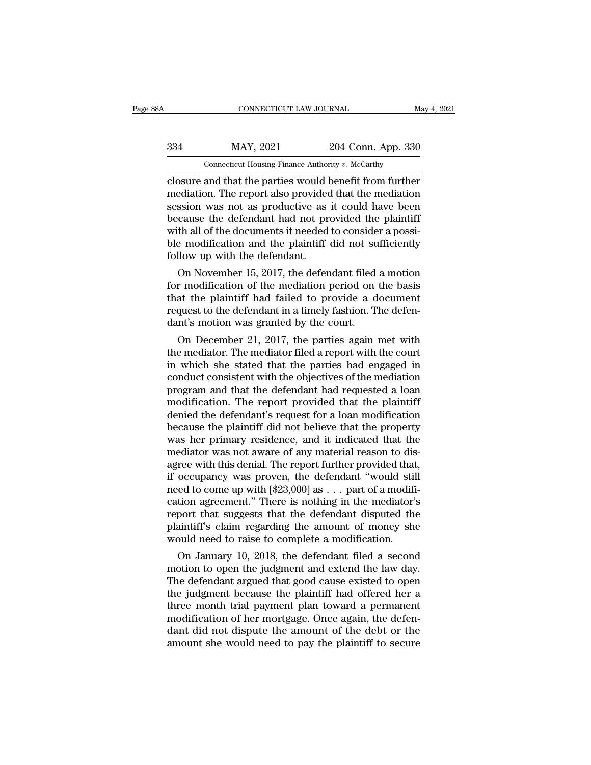closure and that the parties would benefit from further mediation. The report also provided that the mediation session was not as productive as it could have been because the defendant had not provided the plaintiff with all of the documents it needed to consider a possible modification and the plaintiff did not sufficiently follow up with the defendant.

On November 15, 2017, the defendant filed a motion for modification of the mediation period on the basis that the plaintiff had failed to provide a document request to the defendant in a timely fashion. The defendant's motion was granted by the court.

On December 21, 2017, the parties again met with the mediator. The mediator filed a report with the court in which she stated that the parties had engaged in conduct consistent with the objectives of the mediation program and that the defendant had requested a loan modification. The report provided that the plaintiff denied the defendant's request for a loan modification because the plaintiff did not believe that the property was her primary residence, and it indicated that the mediator was not aware of any material reason to disagree with this denial. The report further provided that, if occupancy was proven, the defendant "would still need to come up with [$23,000] as . . . part of a modification agreement." There is nothing in the mediator's report that suggests that the defendant disputed the plaintiff's claim regarding the amount of money she would need to raise to complete a modification.

On January 10, 2018, the defendant filed a second motion to open the judgment and extend the law day. The defendant argued that good cause existed to open the judgment because the plaintiff had offered her a three month trial payment plan toward a permanent modification of her mortgage. Once again, the defendant did not dispute the amount of the debt or the amount she would need to pay the plaintiff to secure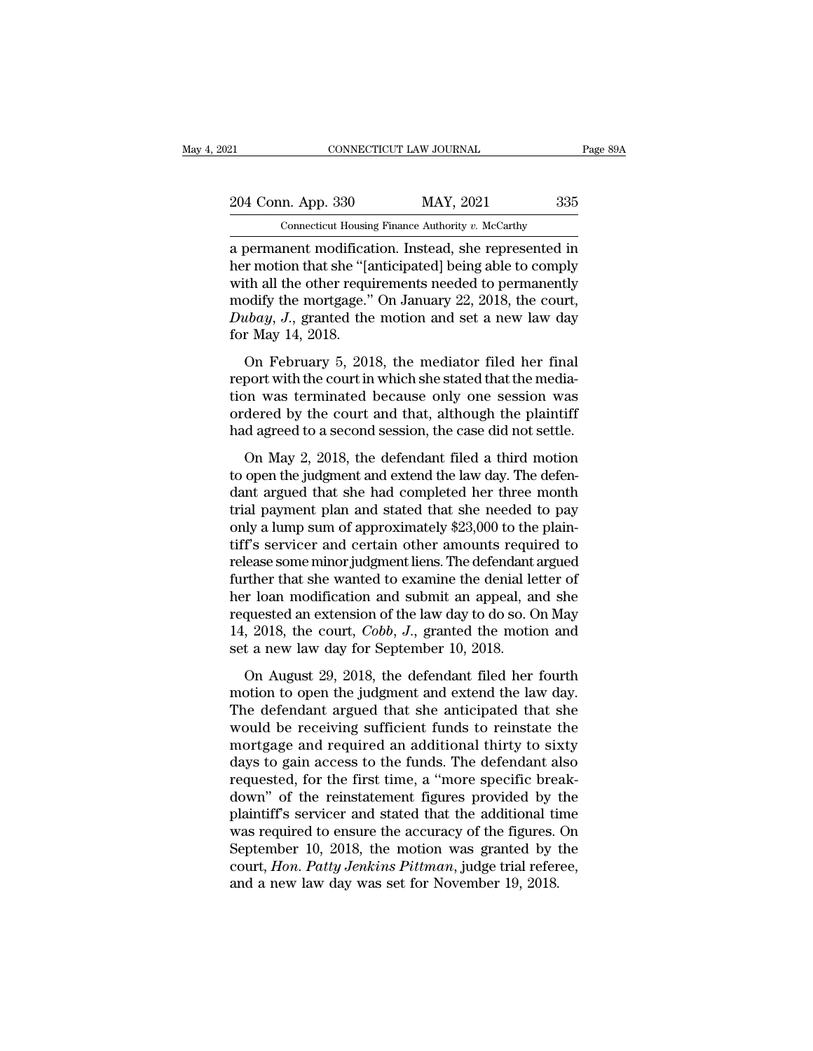a permanent modification. Instead, she represented in her motion that she "[anticipated] being able to comply with all the other requirements needed to permanently modify the mortgage." On January 22, 2018, the court, *Dubay, J.*, granted the motion and set a new law day for May 14, 2018.

On February 5, 2018, the mediator filed her final report with the court in which she stated that the mediation was terminated because only one session was ordered by the court and that, although the plaintiff had agreed to a second session, the case did not settle.

On May 2, 2018, the defendant filed a third motion to open the judgment and extend the law day. The defendant argued that she had completed her three month trial payment plan and stated that she needed to pay only a lump sum of approximately $23,000 to the plaintiff's servicer and certain other amounts required to release some minor judgment liens. The defendant argued further that she wanted to examine the denial letter of her loan modification and submit an appeal, and she requested an extension of the law day to do so. On May 14, 2018, the court, *Cobb, J.*, granted the motion and set a new law day for September 10, 2018.

On August 29, 2018, the defendant filed her fourth motion to open the judgment and extend the law day. The defendant argued that she anticipated that she would be receiving sufficient funds to reinstate the mortgage and required an additional thirty to sixty days to gain access to the funds. The defendant also requested, for the first time, a "more specific breakdown" of the reinstatement figures provided by the plaintiff's servicer and stated that the additional time was required to ensure the accuracy of the figures. On September 10, 2018, the motion was granted by the court, *Hon. Patty Jenkins Pittman*, judge trial referee, and a new law day was set for November 19, 2018.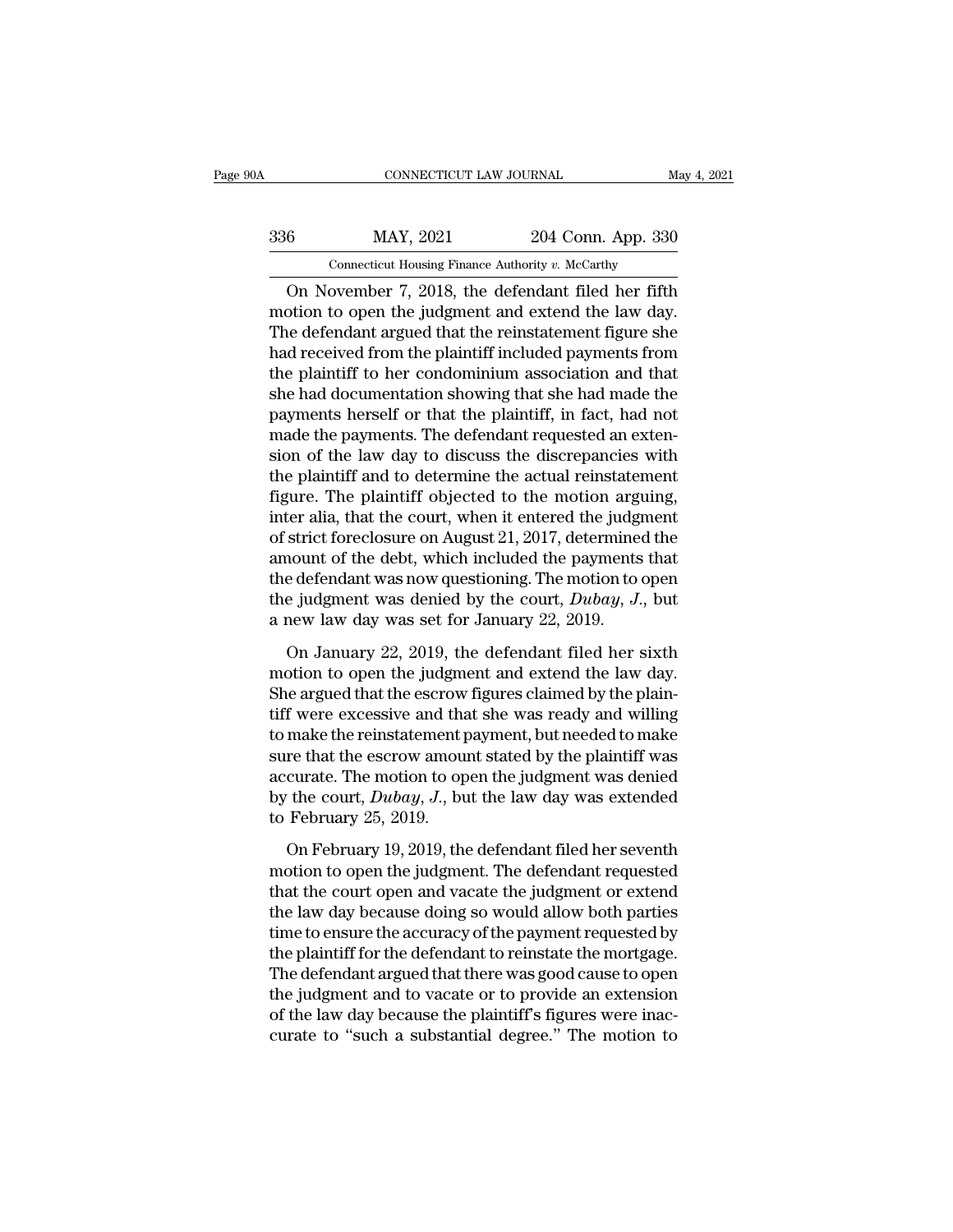On November 7, 2018, the defendant filed her fifth motion to open the judgment and extend the law day. The defendant argued that the reinstatement figure she had received from the plaintiff included payments from the plaintiff to her condominium association and that she had documentation showing that she had made the payments herself or that the plaintiff, in fact, had not made the payments. The defendant requested an extension of the law day to discuss the discrepancies with the plaintiff and to determine the actual reinstatement figure. The plaintiff objected to the motion arguing, inter alia, that the court, when it entered the judgment of strict foreclosure on August 21, 2017, determined the amount of the debt, which included the payments that the defendant was now questioning. The motion to open the judgment was denied by the court, *Dubay*, *J*., but a new law day was set for January 22, 2019.

On January 22, 2019, the defendant filed her sixth motion to open the judgment and extend the law day. She argued that the escrow figures claimed by the plaintiff were excessive and that she was ready and willing to make the reinstatement payment, but needed to make sure that the escrow amount stated by the plaintiff was accurate. The motion to open the judgment was denied by the court, *Dubay*, *J*., but the law day was extended to February 25, 2019.

On February 19, 2019, the defendant filed her seventh motion to open the judgment. The defendant requested that the court open and vacate the judgment or extend the law day because doing so would allow both parties time to ensure the accuracy of the payment requested by the plaintiff for the defendant to reinstate the mortgage. The defendant argued that there was good cause to open the judgment and to vacate or to provide an extension of the law day because the plaintiff's figures were inaccurate to "such a substantial degree." The motion to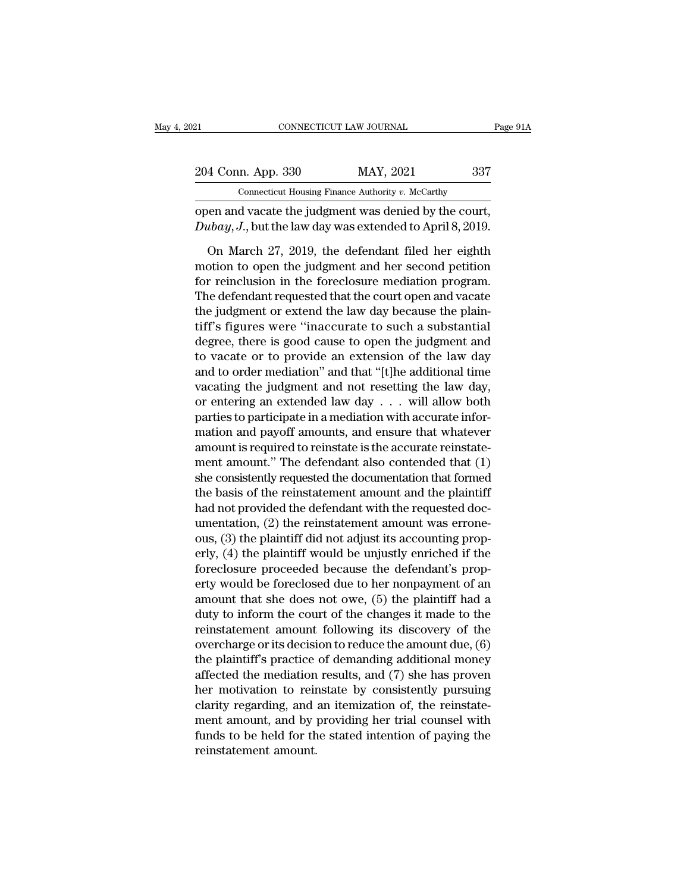open and vacate the judgment was denied by the court, *Dubay, J.*, but the law day was extended to April 8, 2019.

On March 27, 2019, the defendant filed her eighth motion to open the judgment and her second petition for reinclusion in the foreclosure mediation program. The defendant requested that the court open and vacate the judgment or extend the law day because the plaintiff's figures were "inaccurate to such a substantial degree, there is good cause to open the judgment and to vacate or to provide an extension of the law day and to order mediation" and that "[t]he additional time vacating the judgment and not resetting the law day, or entering an extended law day . . . will allow both parties to participate in a mediation with accurate information and payoff amounts, and ensure that whatever amount is required to reinstate is the accurate reinstatement amount." The defendant also contended that (1) she consistently requested the documentation that formed the basis of the reinstatement amount and the plaintiff had not provided the defendant with the requested documentation, (2) the reinstatement amount was erroneous, (3) the plaintiff did not adjust its accounting properly, (4) the plaintiff would be unjustly enriched if the foreclosure proceeded because the defendant's property would be foreclosed due to her nonpayment of an amount that she does not owe, (5) the plaintiff had a duty to inform the court of the changes it made to the reinstatement amount following its discovery of the overcharge or its decision to reduce the amount due, (6) the plaintiff's practice of demanding additional money affected the mediation results, and (7) she has proven her motivation to reinstate by consistently pursuing clarity regarding, and an itemization of, the reinstatement amount, and by providing her trial counsel with funds to be held for the stated intention of paying the reinstatement amount.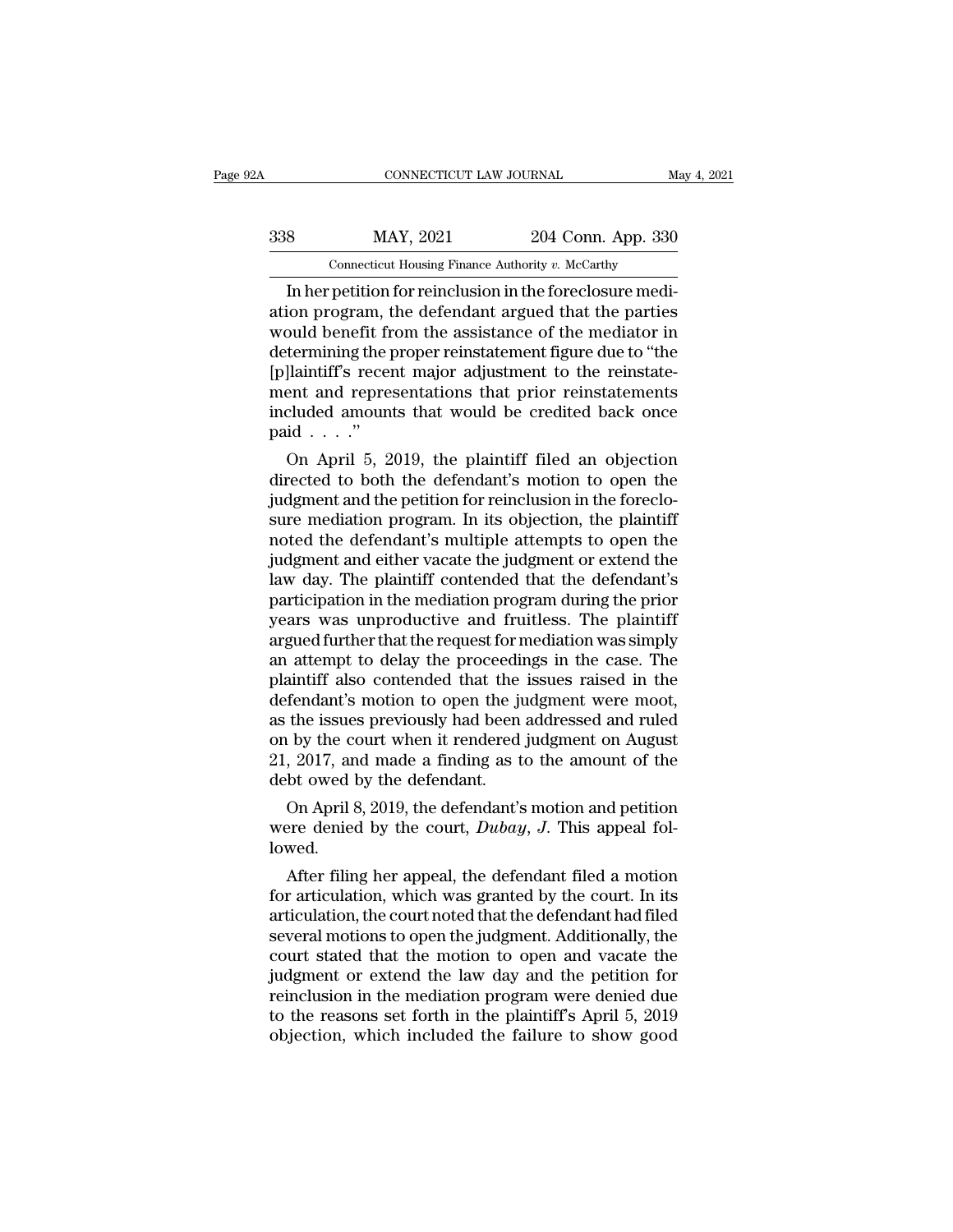In her petition for reinclusion in the foreclosure mediation program, the defendant argued that the parties would benefit from the assistance of the mediator in determining the proper reinstatement figure due to "the [p]laintiff's recent major adjustment to the reinstatement and representations that prior reinstatements included amounts that would be credited back once paid . . . ."

On April 5, 2019, the plaintiff filed an objection directed to both the defendant's motion to open the judgment and the petition for reinclusion in the foreclosure mediation program. In its objection, the plaintiff noted the defendant's multiple attempts to open the judgment and either vacate the judgment or extend the law day. The plaintiff contended that the defendant's participation in the mediation program during the prior years was unproductive and fruitless. The plaintiff argued further that the request for mediation was simply an attempt to delay the proceedings in the case. The plaintiff also contended that the issues raised in the defendant's motion to open the judgment were moot, as the issues previously had been addressed and ruled on by the court when it rendered judgment on August 21, 2017, and made a finding as to the amount of the debt owed by the defendant.

On April 8, 2019, the defendant's motion and petition were denied by the court, *Dubay, J.* This appeal followed.

After filing her appeal, the defendant filed a motion for articulation, which was granted by the court. In its articulation, the court noted that the defendant had filed several motions to open the judgment. Additionally, the court stated that the motion to open and vacate the judgment or extend the law day and the petition for reinclusion in the mediation program were denied due to the reasons set forth in the plaintiff's April 5, 2019 objection, which included the failure to show good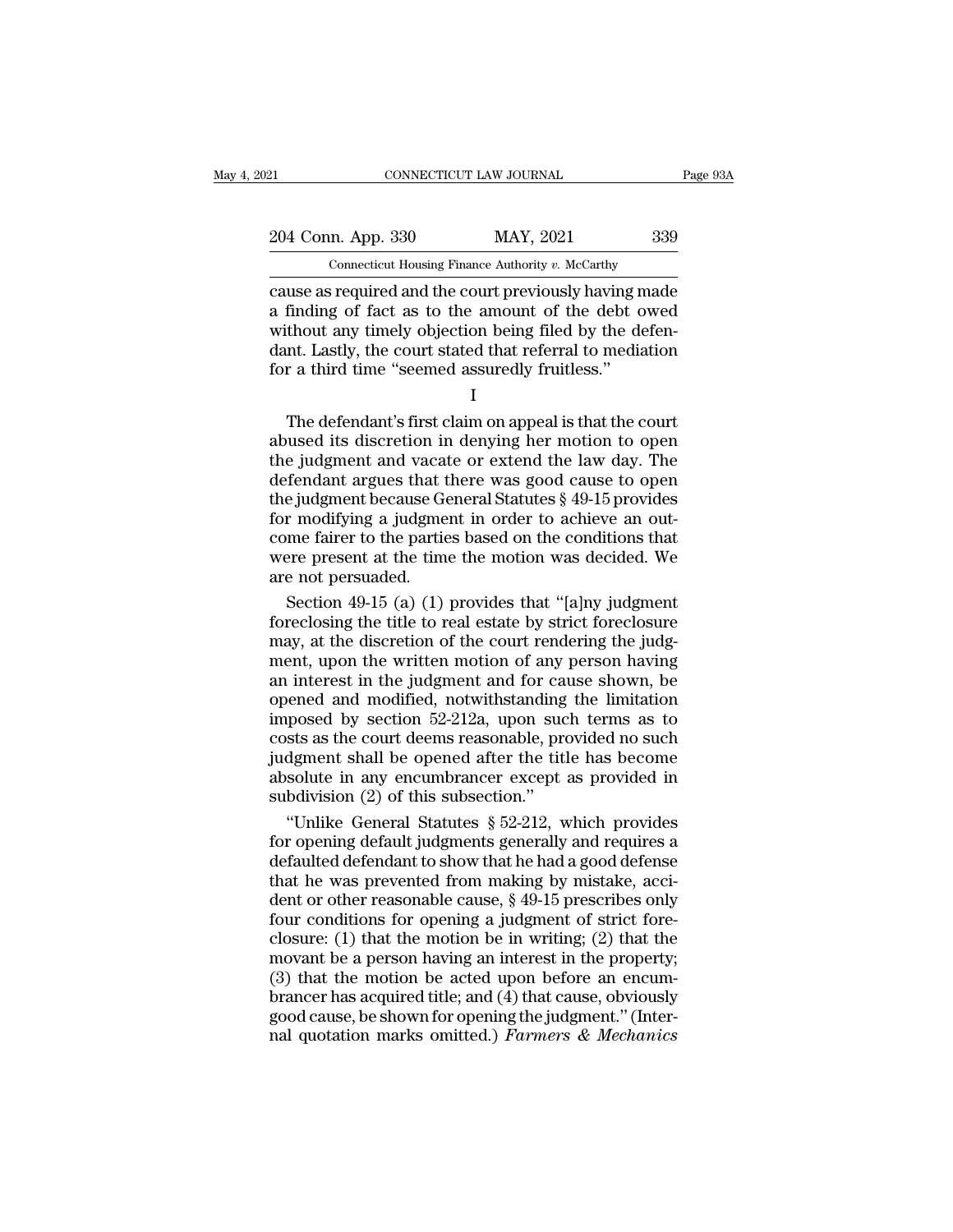cause as required and the court previously having made a finding of fact as to the amount of the debt owed without any timely objection being filed by the defendant. Lastly, the court stated that referral to mediation for a third time "seemed assuredly fruitless."

I

The defendant's first claim on appeal is that the court abused its discretion in denying her motion to open the judgment and vacate or extend the law day. The defendant argues that there was good cause to open the judgment because General Statutes § 49-15 provides for modifying a judgment in order to achieve an outcome fairer to the parties based on the conditions that were present at the time the motion was decided. We are not persuaded.

Section 49-15 (a) (1) provides that "[a]ny judgment foreclosing the title to real estate by strict foreclosure may, at the discretion of the court rendering the judgment, upon the written motion of any person having an interest in the judgment and for cause shown, be opened and modified, notwithstanding the limitation imposed by section 52-212a, upon such terms as to costs as the court deems reasonable, provided no such judgment shall be opened after the title has become absolute in any encumbrancer except as provided in subdivision (2) of this subsection."

"Unlike General Statutes § 52-212, which provides for opening default judgments generally and requires a defaulted defendant to show that he had a good defense that he was prevented from making by mistake, accident or other reasonable cause, § 49-15 prescribes only four conditions for opening a judgment of strict foreclosure: (1) that the motion be in writing; (2) that the movant be a person having an interest in the property; (3) that the motion be acted upon before an encumbrancer has acquired title; and (4) that cause, obviously good cause, be shown for opening the judgment." (Internal quotation marks omitted.) *Farmers & Mechanics*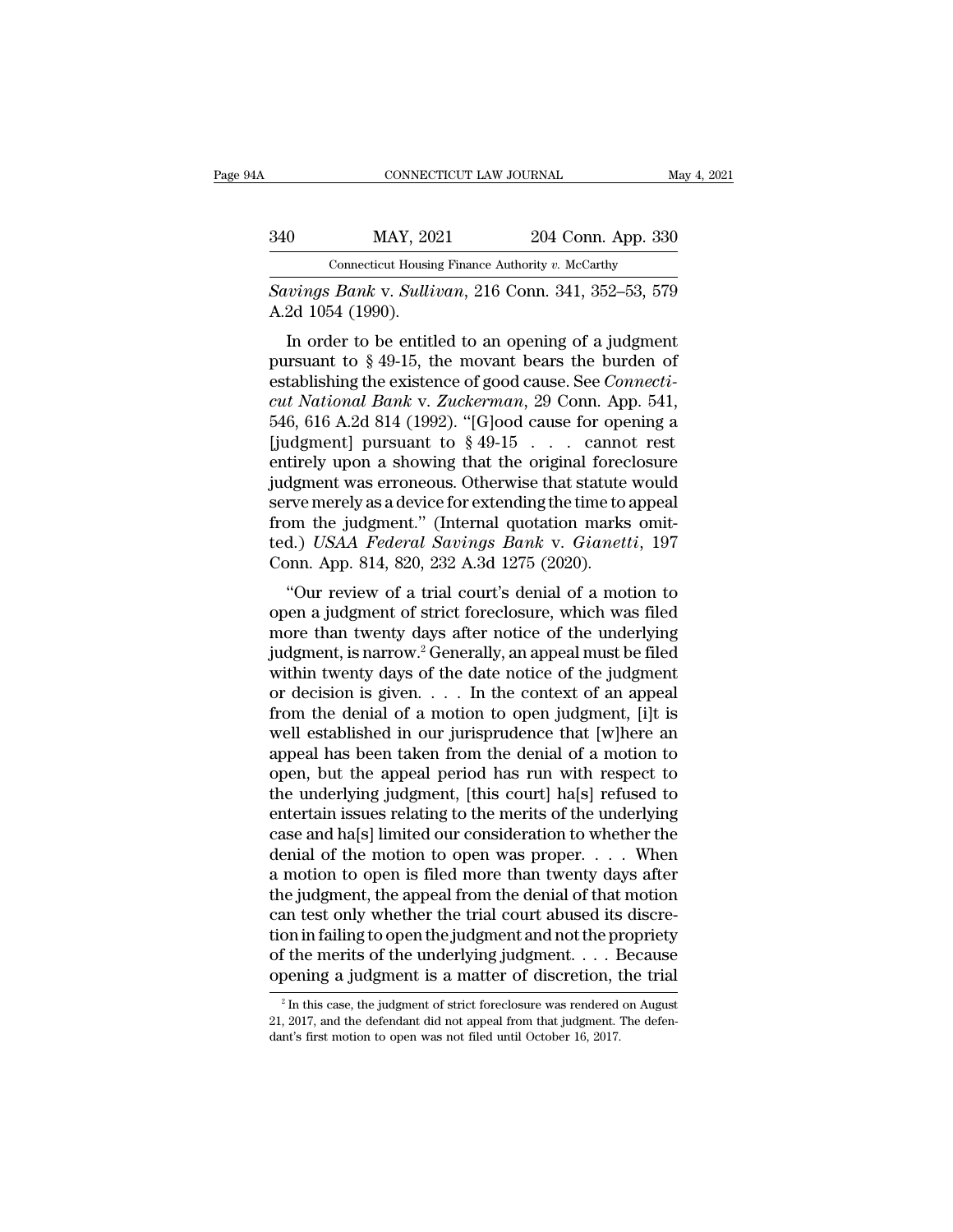*Savings Bank* v. *Sullivan*, 216 Conn. 341, 352–53, 579 A.2d 1054 (1990).

In order to be entitled to an opening of a judgment pursuant to § 49-15, the movant bears the burden of establishing the existence of good cause. See *Connecticut National Bank* v. *Zuckerman*, 29 Conn. App. 541, 546, 616 A.2d 814 (1992). "[G]ood cause for opening a [judgment] pursuant to § 49-15 . . . cannot rest entirely upon a showing that the original foreclosure judgment was erroneous. Otherwise that statute would serve merely as a device for extending the time to appeal from the judgment." (Internal quotation marks omitted.) *USAA Federal Savings Bank* v. *Gianetti*, 197 Conn. App. 814, 820, 232 A.3d 1275 (2020).

"Our review of a trial court's denial of a motion to open a judgment of strict foreclosure, which was filed more than twenty days after notice of the underlying judgment, is narrow.[2] Generally, an appeal must be filed within twenty days of the date notice of the judgment or decision is given. . . . In the context of an appeal from the denial of a motion to open judgment, [i]t is well established in our jurisprudence that [w]here an appeal has been taken from the denial of a motion to open, but the appeal period has run with respect to the underlying judgment, [this court] ha[s] refused to entertain issues relating to the merits of the underlying case and ha[s] limited our consideration to whether the denial of the motion to open was proper. . . . When a motion to open is filed more than twenty days after the judgment, the appeal from the denial of that motion can test only whether the trial court abused its discretion in failing to open the judgment and not the propriety of the merits of the underlying judgment. . . . Because opening a judgment is a matter of discretion, the trial

[2] In this case, the judgment of strict foreclosure was rendered on August 21, 2017, and the defendant did not appeal from that judgment. The defendant's first motion to open was not filed until October 16, 2017.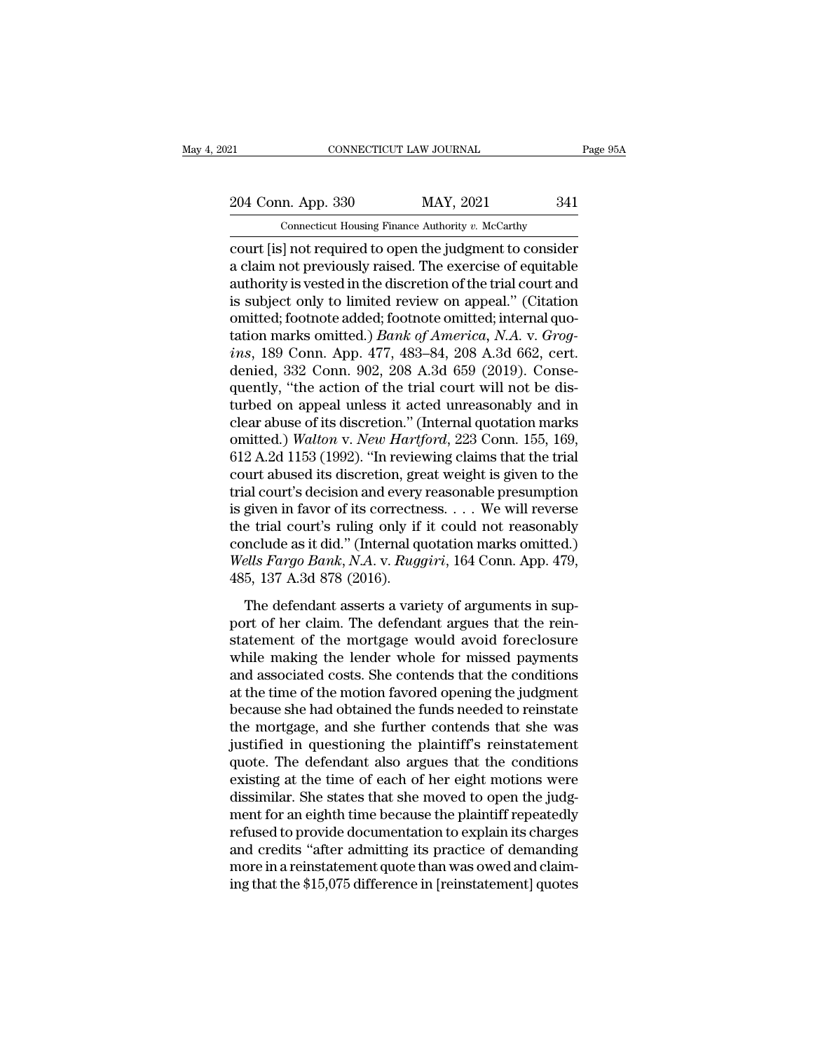court [is] not required to open the judgment to consider a claim not previously raised. The exercise of equitable authority is vested in the discretion of the trial court and is subject only to limited review on appeal." (Citation omitted; footnote added; footnote omitted; internal quotation marks omitted.) *Bank of America, N.A.* v. *Groggins*, 189 Conn. App. 477, 483–84, 208 A.3d 662, cert. denied, 332 Conn. 902, 208 A.3d 659 (2019). Consequently, "the action of the trial court will not be disturbed on appeal unless it acted unreasonably and in clear abuse of its discretion." (Internal quotation marks omitted.) *Walton* v. *New Hartford*, 223 Conn. 155, 169, 612 A.2d 1153 (1992). "In reviewing claims that the trial court abused its discretion, great weight is given to the trial court's decision and every reasonable presumption is given in favor of its correctness. . . . We will reverse the trial court's ruling only if it could not reasonably conclude as it did." (Internal quotation marks omitted.) *Wells Fargo Bank, N.A.* v. *Ruggiri*, 164 Conn. App. 479, 485, 137 A.3d 878 (2016).

The defendant asserts a variety of arguments in support of her claim. The defendant argues that the reinstatement of the mortgage would avoid foreclosure while making the lender whole for missed payments and associated costs. She contends that the conditions at the time of the motion favored opening the judgment because she had obtained the funds needed to reinstate the mortgage, and she further contends that she was justified in questioning the plaintiff's reinstatement quote. The defendant also argues that the conditions existing at the time of each of her eight motions were dissimilar. She states that she moved to open the judgment for an eighth time because the plaintiff repeatedly refused to provide documentation to explain its charges and credits "after admitting its practice of demanding more in a reinstatement quote than was owed and claiming that the $15,075 difference in [reinstatement] quotes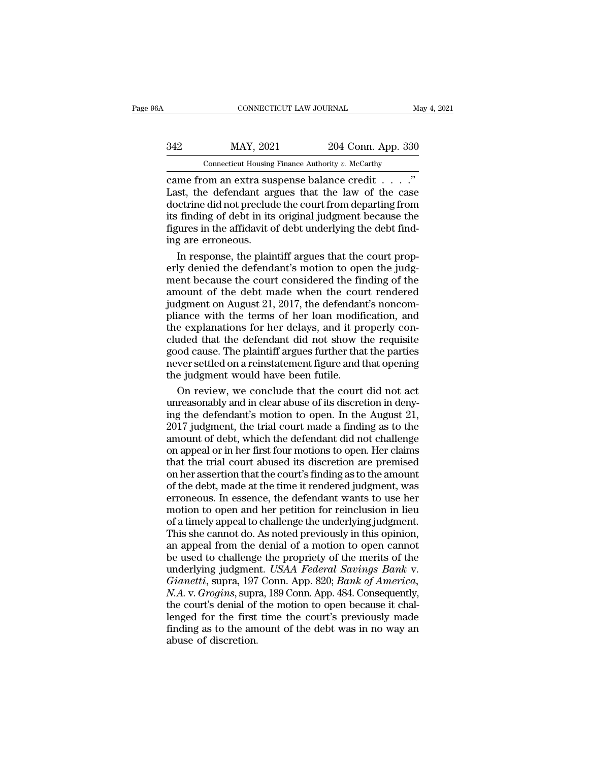came from an extra suspense balance credit . . . ." Last, the defendant argues that the law of the case doctrine did not preclude the court from departing from its finding of debt in its original judgment because the figures in the affidavit of debt underlying the debt finding are erroneous.

In response, the plaintiff argues that the court properly denied the defendant's motion to open the judgment because the court considered the finding of the amount of the debt made when the court rendered judgment on August 21, 2017, the defendant's noncompliance with the terms of her loan modification, and the explanations for her delays, and it properly concluded that the defendant did not show the requisite good cause. The plaintiff argues further that the parties never settled on a reinstatement figure and that opening the judgment would have been futile.

On review, we conclude that the court did not act unreasonably and in clear abuse of its discretion in denying the defendant's motion to open. In the August 21, 2017 judgment, the trial court made a finding as to the amount of debt, which the defendant did not challenge on appeal or in her first four motions to open. Her claims that the trial court abused its discretion are premised on her assertion that the court's finding as to the amount of the debt, made at the time it rendered judgment, was erroneous. In essence, the defendant wants to use her motion to open and her petition for reinclusion in lieu of a timely appeal to challenge the underlying judgment. This she cannot do. As noted previously in this opinion, an appeal from the denial of a motion to open cannot be used to challenge the propriety of the merits of the underlying judgment. *USAA Federal Savings Bank* v. *Gianetti*, supra, 197 Conn. App. 820; *Bank of America, N.A.* v. *Grogins*, supra, 189 Conn. App. 484. Consequently, the court's denial of the motion to open because it challenged for the first time the court's previously made finding as to the amount of the debt was in no way an abuse of discretion.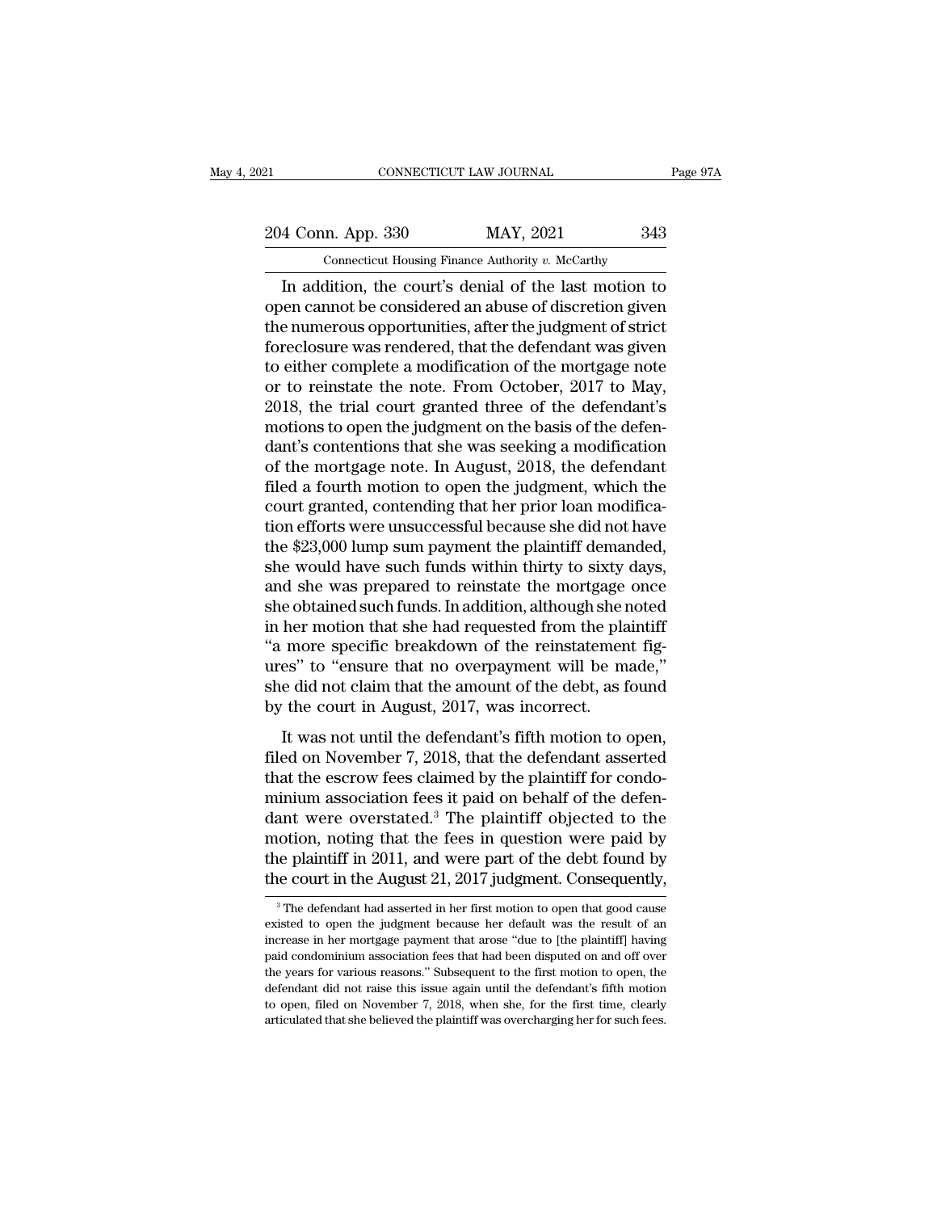In addition, the court's denial of the last motion to open cannot be considered an abuse of discretion given the numerous opportunities, after the judgment of strict foreclosure was rendered, that the defendant was given to either complete a modification of the mortgage note or to reinstate the note. From October, 2017 to May, 2018, the trial court granted three of the defendant's motions to open the judgment on the basis of the defendant's contentions that she was seeking a modification of the mortgage note. In August, 2018, the defendant filed a fourth motion to open the judgment, which the court granted, contending that her prior loan modification efforts were unsuccessful because she did not have the $23,000 lump sum payment the plaintiff demanded, she would have such funds within thirty to sixty days, and she was prepared to reinstate the mortgage once she obtained such funds. In addition, although she noted in her motion that she had requested from the plaintiff "a more specific breakdown of the reinstatement figures" to "ensure that no overpayment will be made," she did not claim that the amount of the debt, as found by the court in August, 2017, was incorrect.

It was not until the defendant's fifth motion to open, filed on November 7, 2018, that the defendant asserted that the escrow fees claimed by the plaintiff for condominium association fees it paid on behalf of the defendant were overstated.[3] The plaintiff objected to the motion, noting that the fees in question were paid by the plaintiff in 2011, and were part of the debt found by the court in the August 21, 2017 judgment. Consequently,

[3] The defendant had asserted in her first motion to open that good cause existed to open the judgment because her default was the result of an increase in her mortgage payment that arose "due to [the plaintiff] having paid condominium association fees that had been disputed on and off over the years for various reasons." Subsequent to the first motion to open, the defendant did not raise this issue again until the defendant's fifth motion to open, filed on November 7, 2018, when she, for the first time, clearly articulated that she believed the plaintiff was overcharging her for such fees.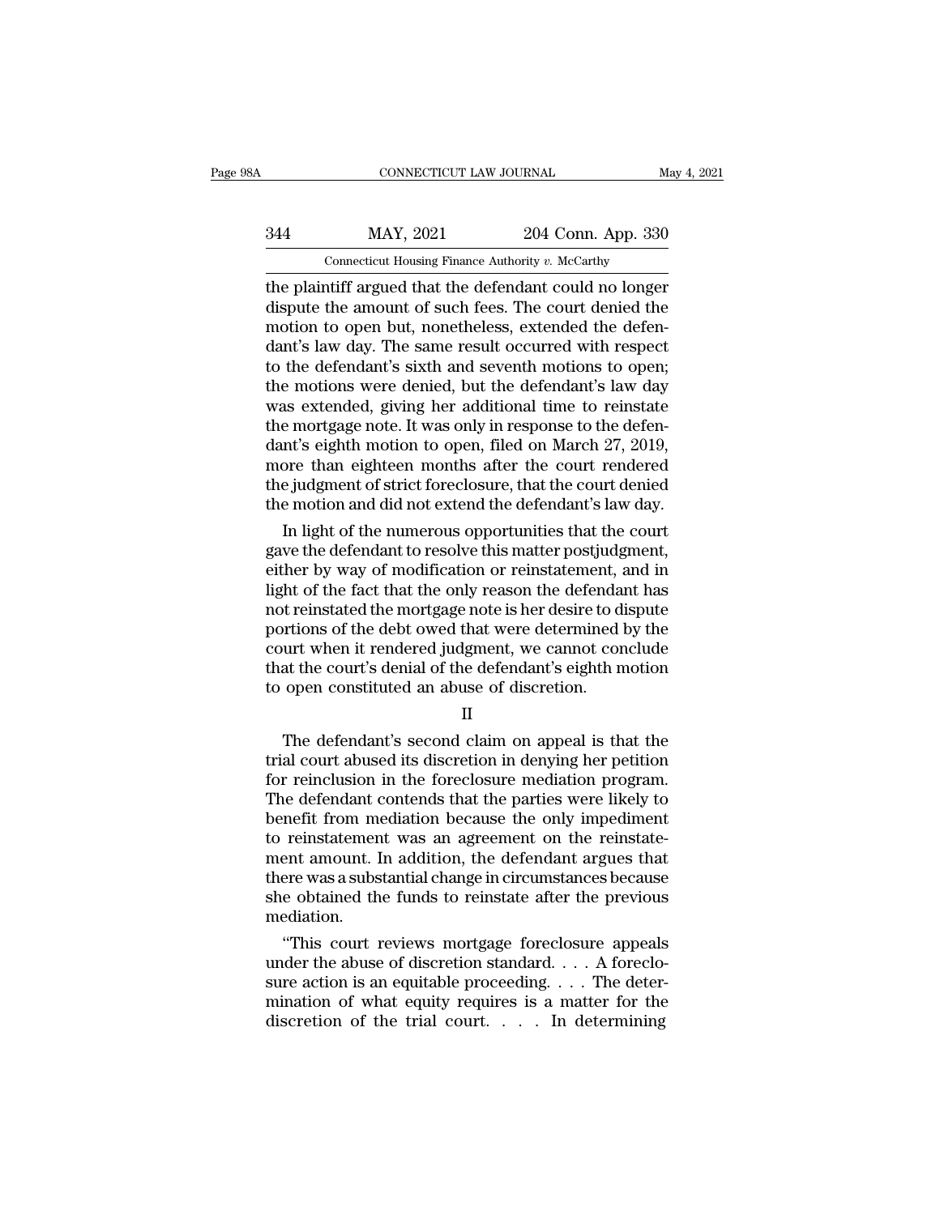the plaintiff argued that the defendant could no longer dispute the amount of such fees. The court denied the motion to open but, nonetheless, extended the defendant's law day. The same result occurred with respect to the defendant's sixth and seventh motions to open; the motions were denied, but the defendant's law day was extended, giving her additional time to reinstate the mortgage note. It was only in response to the defendant's eighth motion to open, filed on March 27, 2019, more than eighteen months after the court rendered the judgment of strict foreclosure, that the court denied the motion and did not extend the defendant's law day.

In light of the numerous opportunities that the court gave the defendant to resolve this matter postjudgment, either by way of modification or reinstatement, and in light of the fact that the only reason the defendant has not reinstated the mortgage note is her desire to dispute portions of the debt owed that were determined by the court when it rendered judgment, we cannot conclude that the court's denial of the defendant's eighth motion to open constituted an abuse of discretion.

II

The defendant's second claim on appeal is that the trial court abused its discretion in denying her petition for reinclusion in the foreclosure mediation program. The defendant contends that the parties were likely to benefit from mediation because the only impediment to reinstatement was an agreement on the reinstatement amount. In addition, the defendant argues that there was a substantial change in circumstances because she obtained the funds to reinstate after the previous mediation.

"This court reviews mortgage foreclosure appeals under the abuse of discretion standard. . . . A foreclosure action is an equitable proceeding. . . . The determination of what equity requires is a matter for the discretion of the trial court. . . . In determining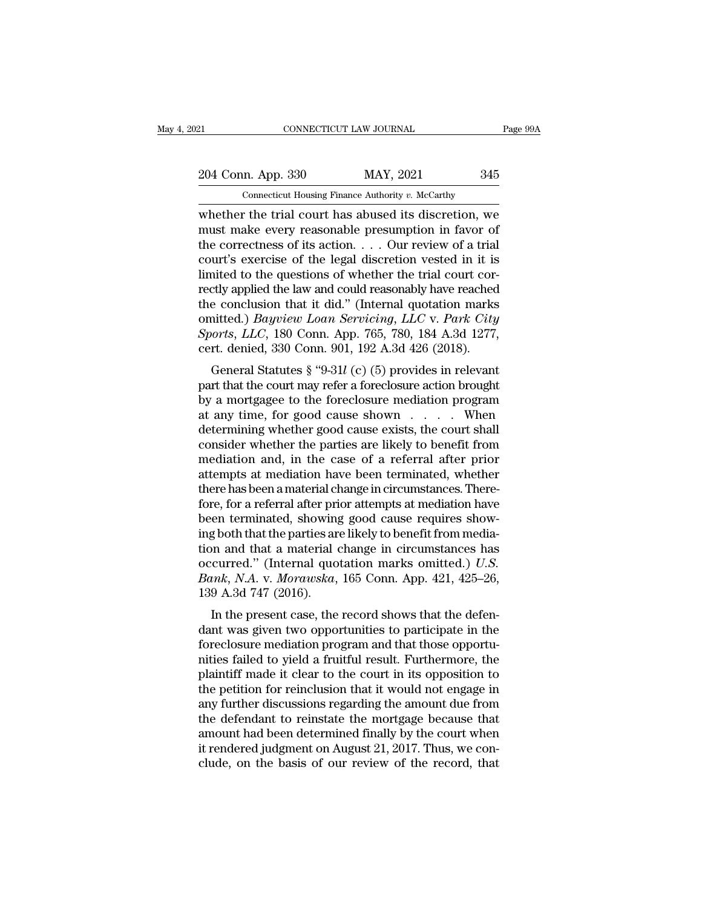whether the trial court has abused its discretion, we must make every reasonable presumption in favor of the correctness of its action. . . . Our review of a trial court's exercise of the legal discretion vested in it is limited to the questions of whether the trial court correctly applied the law and could reasonably have reached the conclusion that it did." (Internal quotation marks omitted.) *Bayview Loan Servicing, LLC* v. *Park City Sports, LLC*, 180 Conn. App. 765, 780, 184 A.3d 1277, cert. denied, 330 Conn. 901, 192 A.3d 426 (2018).

General Statutes § "9-31*l* (c) (5) provides in relevant part that the court may refer a foreclosure action brought by a mortgagee to the foreclosure mediation program at any time, for good cause shown . . . . When determining whether good cause exists, the court shall consider whether the parties are likely to benefit from mediation and, in the case of a referral after prior attempts at mediation have been terminated, whether there has been a material change in circumstances. Therefore, for a referral after prior attempts at mediation have been terminated, showing good cause requires showing both that the parties are likely to benefit from mediation and that a material change in circumstances has occurred." (Internal quotation marks omitted.) *U.S. Bank, N.A.* v. *Morawska*, 165 Conn. App. 421, 425–26, 139 A.3d 747 (2016).

In the present case, the record shows that the defendant was given two opportunities to participate in the foreclosure mediation program and that those opportunities failed to yield a fruitful result. Furthermore, the plaintiff made it clear to the court in its opposition to the petition for reinclusion that it would not engage in any further discussions regarding the amount due from the defendant to reinstate the mortgage because that amount had been determined finally by the court when it rendered judgment on August 21, 2017. Thus, we conclude, on the basis of our review of the record, that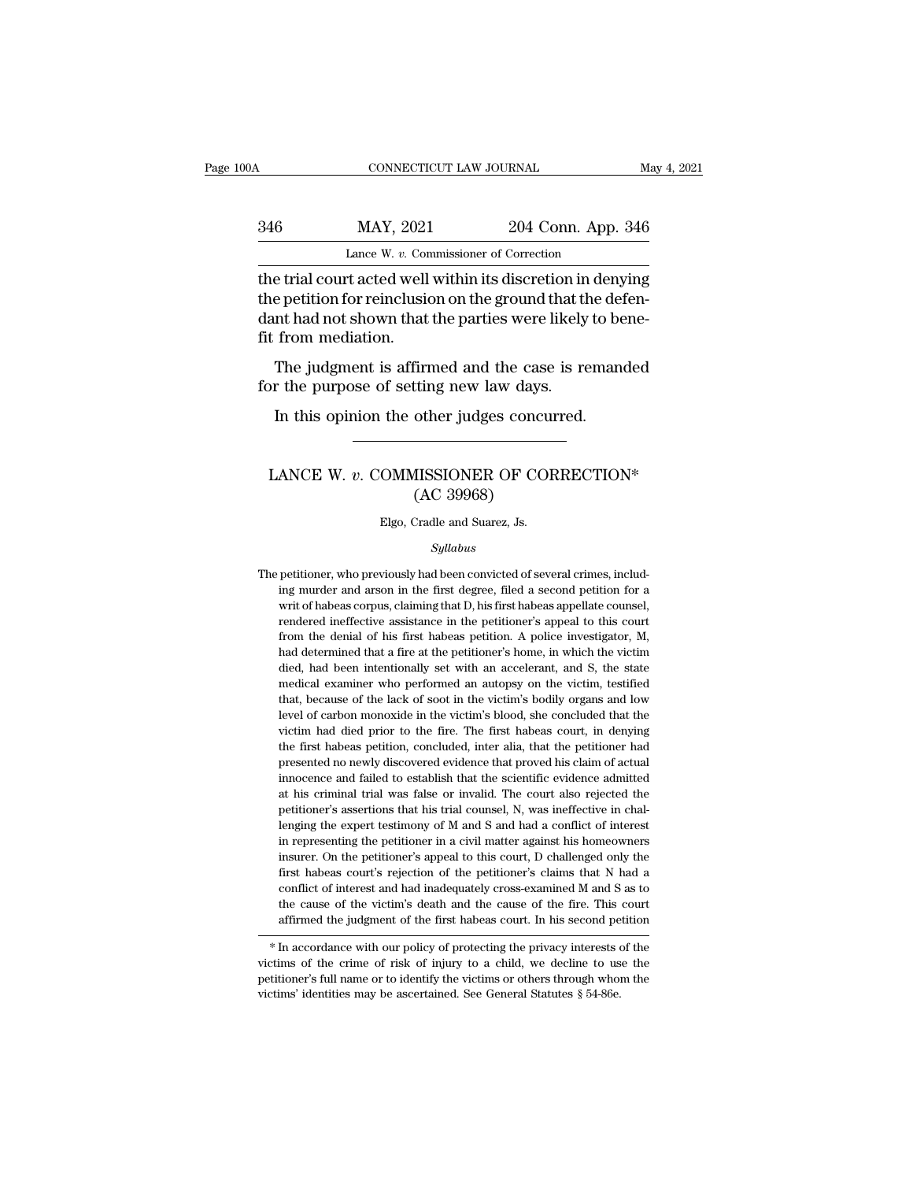the trial court acted well within its discretion in denying the petition for reinclusion on the ground that the defendant had not shown that the parties were likely to benefit from mediation.

The judgment is affirmed and the case is remanded for the purpose of setting new law days.

In this opinion the other judges concurred.

---

# LANCE W. *v.* COMMISSIONER OF CORRECTION*
## (AC 39968)

Elgo, Cradle and Suarez, Js.

*Syllabus*

The petitioner, who previously had been convicted of several crimes, including murder and arson in the first degree, filed a second petition for a writ of habeas corpus, claiming that D, his first habeas appellate counsel, rendered ineffective assistance in the petitioner's appeal to this court from the denial of his first habeas petition. A police investigator, M, had determined that a fire at the petitioner's home, in which the victim died, had been intentionally set with an accelerant, and S, the state medical examiner who performed an autopsy on the victim, testified that, because of the lack of soot in the victim's bodily organs and low level of carbon monoxide in the victim's blood, she concluded that the victim had died prior to the fire. The first habeas court, in denying the first habeas petition, concluded, inter alia, that the petitioner had presented no newly discovered evidence that proved his claim of actual innocence and failed to establish that the scientific evidence admitted at his criminal trial was false or invalid. The court also rejected the petitioner's assertions that his trial counsel, N, was ineffective in challenging the expert testimony of M and S and had a conflict of interest in representing the petitioner in a civil matter against his homeowners insurer. On the petitioner's appeal to this court, D challenged only the first habeas court's rejection of the petitioner's claims that N had a conflict of interest and had inadequately cross-examined M and S as to the cause of the victim's death and the cause of the fire. This court affirmed the judgment of the first habeas court. In his second petition

* In accordance with our policy of protecting the privacy interests of the victims of the crime of risk of injury to a child, we decline to use the petitioner's full name or to identify the victims or others through whom the victims' identities may be ascertained. See General Statutes § 54-86e.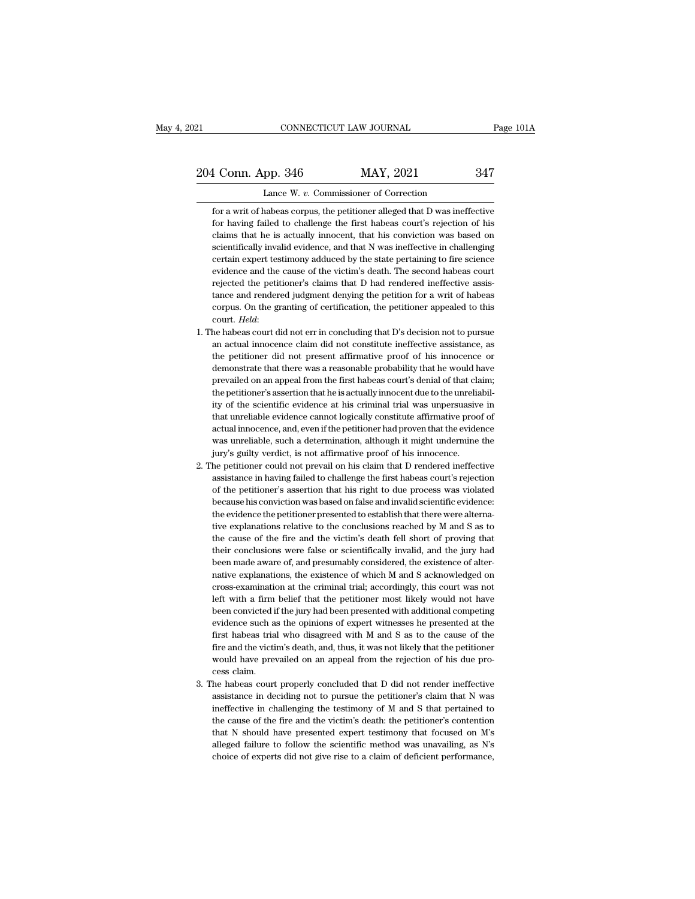for a writ of habeas corpus, the petitioner alleged that D was ineffective for having failed to challenge the first habeas court's rejection of his claims that he is actually innocent, that his conviction was based on scientifically invalid evidence, and that N was ineffective in challenging certain expert testimony adduced by the state pertaining to fire science evidence and the cause of the victim's death. The second habeas court rejected the petitioner's claims that D had rendered ineffective assistance and rendered judgment denying the petition for a writ of habeas corpus. On the granting of certification, the petitioner appealed to this court. *Held*:

1. The habeas court did not err in concluding that D's decision not to pursue an actual innocence claim did not constitute ineffective assistance, as the petitioner did not present affirmative proof of his innocence or demonstrate that there was a reasonable probability that he would have prevailed on an appeal from the first habeas court's denial of that claim; the petitioner's assertion that he is actually innocent due to the unreliability of the scientific evidence at his criminal trial was unpersuasive in that unreliable evidence cannot logically constitute affirmative proof of actual innocence, and, even if the petitioner had proven that the evidence was unreliable, such a determination, although it might undermine the jury's guilty verdict, is not affirmative proof of his innocence.
2. The petitioner could not prevail on his claim that D rendered ineffective assistance in having failed to challenge the first habeas court's rejection of the petitioner's assertion that his right to due process was violated because his conviction was based on false and invalid scientific evidence: the evidence the petitioner presented to establish that there were alternative explanations relative to the conclusions reached by M and S as to the cause of the fire and the victim's death fell short of proving that their conclusions were false or scientifically invalid, and the jury had been made aware of, and presumably considered, the existence of alternative explanations, the existence of which M and S acknowledged on cross-examination at the criminal trial; accordingly, this court was not left with a firm belief that the petitioner most likely would not have been convicted if the jury had been presented with additional competing evidence such as the opinions of expert witnesses he presented at the first habeas trial who disagreed with M and S as to the cause of the fire and the victim's death, and, thus, it was not likely that the petitioner would have prevailed on an appeal from the rejection of his due process claim.
3. The habeas court properly concluded that D did not render ineffective assistance in deciding not to pursue the petitioner's claim that N was ineffective in challenging the testimony of M and S that pertained to the cause of the fire and the victim's death: the petitioner's contention that N should have presented expert testimony that focused on M's alleged failure to follow the scientific method was unavailing, as N's choice of experts did not give rise to a claim of deficient performance,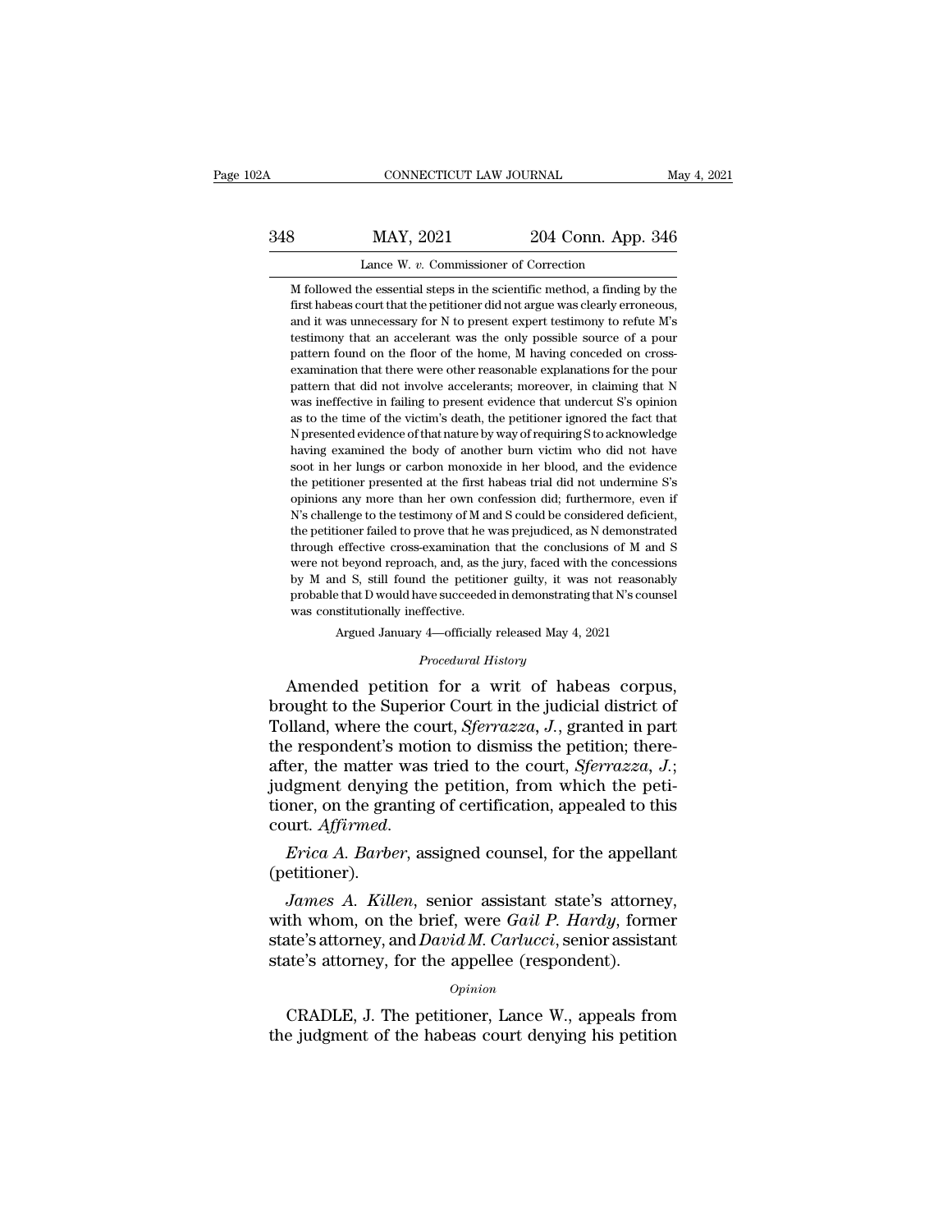M followed the essential steps in the scientific method, a finding by the first habeas court that the petitioner did not argue was clearly erroneous, and it was unnecessary for N to present expert testimony to refute M's testimony that an accelerant was the only possible source of a pour pattern found on the floor of the home, M having conceded on cross-examination that there were other reasonable explanations for the pour pattern that did not involve accelerants; moreover, in claiming that N was ineffective in failing to present evidence that undercut S's opinion as to the time of the victim's death, the petitioner ignored the fact that N presented evidence of that nature by way of requiring S to acknowledge having examined the body of another burn victim who did not have soot in her lungs or carbon monoxide in her blood, and the evidence the petitioner presented at the first habeas trial did not undermine S's opinions any more than her own confession did; furthermore, even if N's challenge to the testimony of M and S could be considered deficient, the petitioner failed to prove that he was prejudiced, as N demonstrated through effective cross-examination that the conclusions of M and S were not beyond reproach, and, as the jury, faced with the concessions by M and S, still found the petitioner guilty, it was not reasonably probable that D would have succeeded in demonstrating that N's counsel was constitutionally ineffective.

Argued January 4—officially released May 4, 2021

*Procedural History*

Amended petition for a writ of habeas corpus, brought to the Superior Court in the judicial district of Tolland, where the court, *Sferrazza, J.*, granted in part the respondent's motion to dismiss the petition; thereafter, the matter was tried to the court, *Sferrazza, J.*; judgment denying the petition, from which the petitioner, on the granting of certification, appealed to this court. *Affirmed.*

*Erica A. Barber*, assigned counsel, for the appellant (petitioner).

*James A. Killen*, senior assistant state's attorney, with whom, on the brief, were *Gail P. Hardy*, former state's attorney, and *David M. Carlucci*, senior assistant state's attorney, for the appellee (respondent).

*Opinion*

CRADLE, J. The petitioner, Lance W., appeals from the judgment of the habeas court denying his petition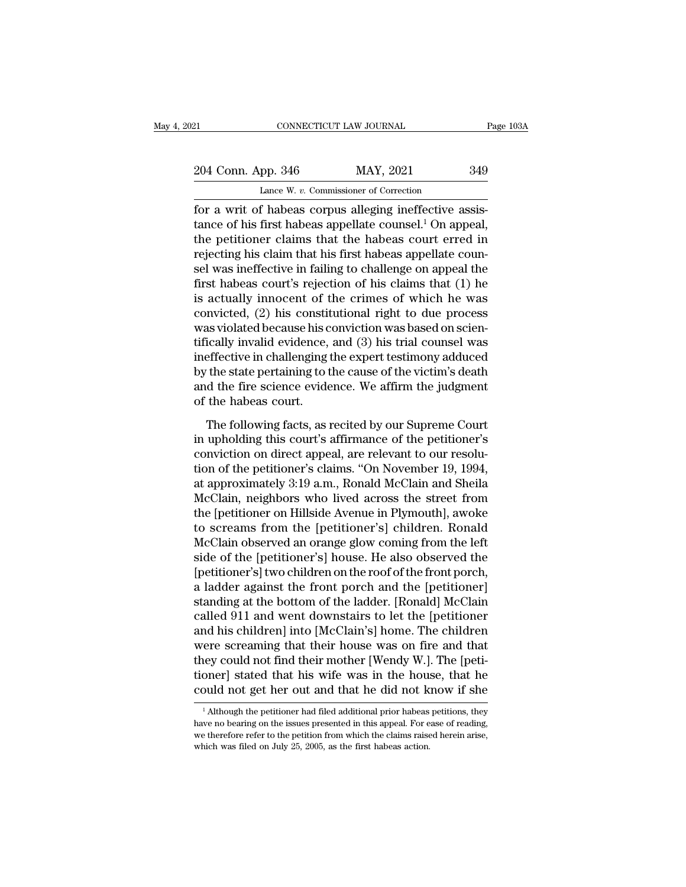for a writ of habeas corpus alleging ineffective assistance of his first habeas appellate counsel.[1] On appeal, the petitioner claims that the habeas court erred in rejecting his claim that his first habeas appellate counsel was ineffective in failing to challenge on appeal the first habeas court's rejection of his claims that (1) he is actually innocent of the crimes of which he was convicted, (2) his constitutional right to due process was violated because his conviction was based on scientifically invalid evidence, and (3) his trial counsel was ineffective in challenging the expert testimony adduced by the state pertaining to the cause of the victim's death and the fire science evidence. We affirm the judgment of the habeas court.

The following facts, as recited by our Supreme Court in upholding this court's affirmance of the petitioner's conviction on direct appeal, are relevant to our resolution of the petitioner's claims. "On November 19, 1994, at approximately 3:19 a.m., Ronald McClain and Sheila McClain, neighbors who lived across the street from the [petitioner on Hillside Avenue in Plymouth], awoke to screams from the [petitioner's] children. Ronald McClain observed an orange glow coming from the left side of the [petitioner's] house. He also observed the [petitioner's] two children on the roof of the front porch, a ladder against the front porch and the [petitioner] standing at the bottom of the ladder. [Ronald] McClain called 911 and went downstairs to let the [petitioner and his children] into [McClain's] home. The children were screaming that their house was on fire and that they could not find their mother [Wendy W.]. The [petitioner] stated that his wife was in the house, that he could not get her out and that he did not know if she

[1] Although the petitioner had filed additional prior habeas petitions, they have no bearing on the issues presented in this appeal. For ease of reading, we therefore refer to the petition from which the claims raised herein arise, which was filed on July 25, 2005, as the first habeas action.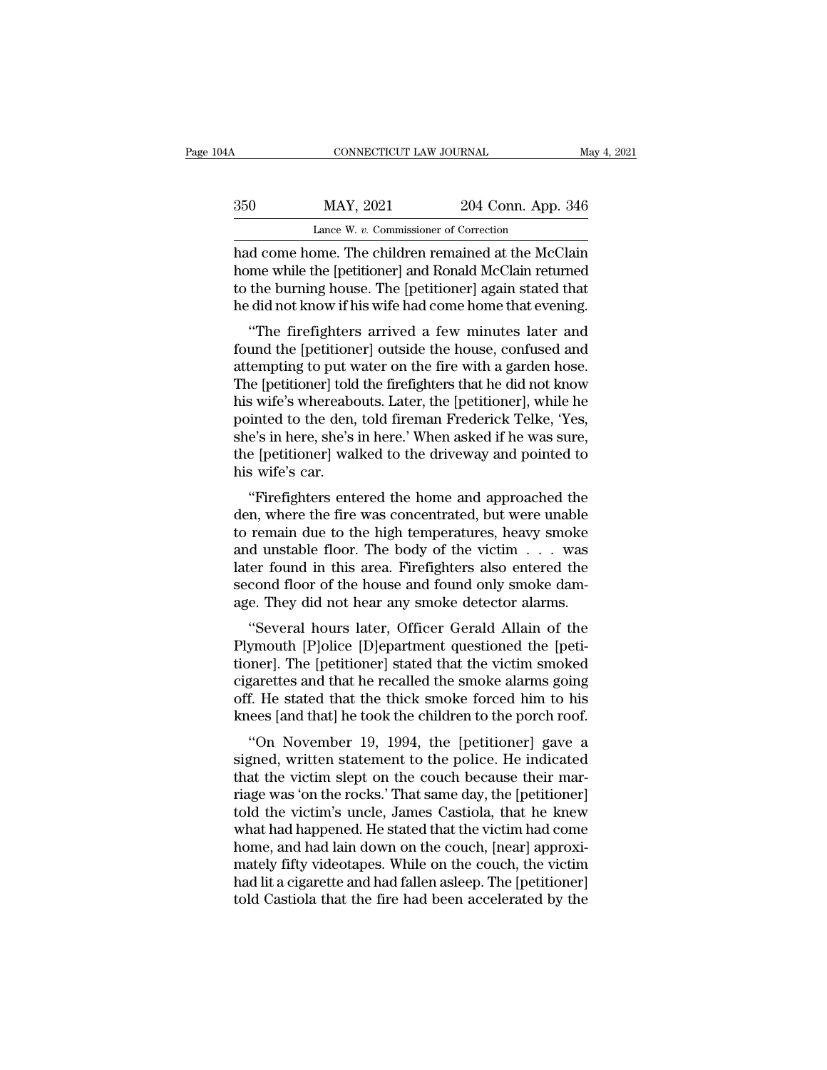had come home. The children remained at the McClain home while the [petitioner] and Ronald McClain returned to the burning house. The [petitioner] again stated that he did not know if his wife had come home that evening.

"The firefighters arrived a few minutes later and found the [petitioner] outside the house, confused and attempting to put water on the fire with a garden hose. The [petitioner] told the firefighters that he did not know his wife's whereabouts. Later, the [petitioner], while he pointed to the den, told fireman Frederick Telke, 'Yes, she's in here, she's in here.' When asked if he was sure, the [petitioner] walked to the driveway and pointed to his wife's car.

"Firefighters entered the home and approached the den, where the fire was concentrated, but were unable to remain due to the high temperatures, heavy smoke and unstable floor. The body of the victim . . . was later found in this area. Firefighters also entered the second floor of the house and found only smoke damage. They did not hear any smoke detector alarms.

"Several hours later, Officer Gerald Allain of the Plymouth [P]olice [D]epartment questioned the [petitioner]. The [petitioner] stated that the victim smoked cigarettes and that he recalled the smoke alarms going off. He stated that the thick smoke forced him to his knees [and that] he took the children to the porch roof.

"On November 19, 1994, the [petitioner] gave a signed, written statement to the police. He indicated that the victim slept on the couch because their marriage was 'on the rocks.' That same day, the [petitioner] told the victim's uncle, James Castiola, that he knew what had happened. He stated that the victim had come home, and had lain down on the couch, [near] approximately fifty videotapes. While on the couch, the victim had lit a cigarette and had fallen asleep. The [petitioner] told Castiola that the fire had been accelerated by the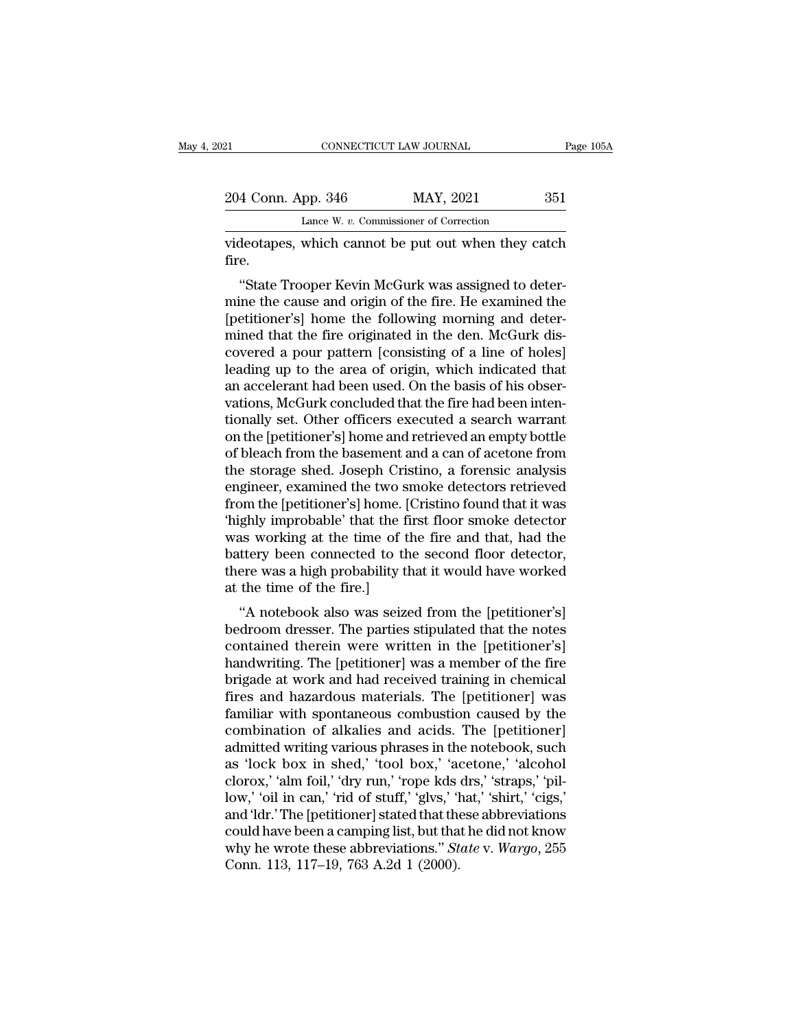videotapes, which cannot be put out when they catch fire.

"State Trooper Kevin McGurk was assigned to determine the cause and origin of the fire. He examined the [petitioner's] home the following morning and determined that the fire originated in the den. McGurk discovered a pour pattern [consisting of a line of holes] leading up to the area of origin, which indicated that an accelerant had been used. On the basis of his observations, McGurk concluded that the fire had been intentionally set. Other officers executed a search warrant on the [petitioner's] home and retrieved an empty bottle of bleach from the basement and a can of acetone from the storage shed. Joseph Cristino, a forensic analysis engineer, examined the two smoke detectors retrieved from the [petitioner's] home. [Cristino found that it was 'highly improbable' that the first floor smoke detector was working at the time of the fire and that, had the battery been connected to the second floor detector, there was a high probability that it would have worked at the time of the fire.]

"A notebook also was seized from the [petitioner's] bedroom dresser. The parties stipulated that the notes contained therein were written in the [petitioner's] handwriting. The [petitioner] was a member of the fire brigade at work and had received training in chemical fires and hazardous materials. The [petitioner] was familiar with spontaneous combustion caused by the combination of alkalies and acids. The [petitioner] admitted writing various phrases in the notebook, such as 'lock box in shed,' 'tool box,' 'acetone,' 'alcohol clorox,' 'alm foil,' 'dry run,' 'rope kds drs,' 'straps,' 'pillow,' 'oil in can,' 'rid of stuff,' 'glvs,' 'hat,' 'shirt,' 'cigs,' and 'ldr.' The [petitioner] stated that these abbreviations could have been a camping list, but that he did not know why he wrote these abbreviations." *State* v. *Wargo*, 255 Conn. 113, 117–19, 763 A.2d 1 (2000).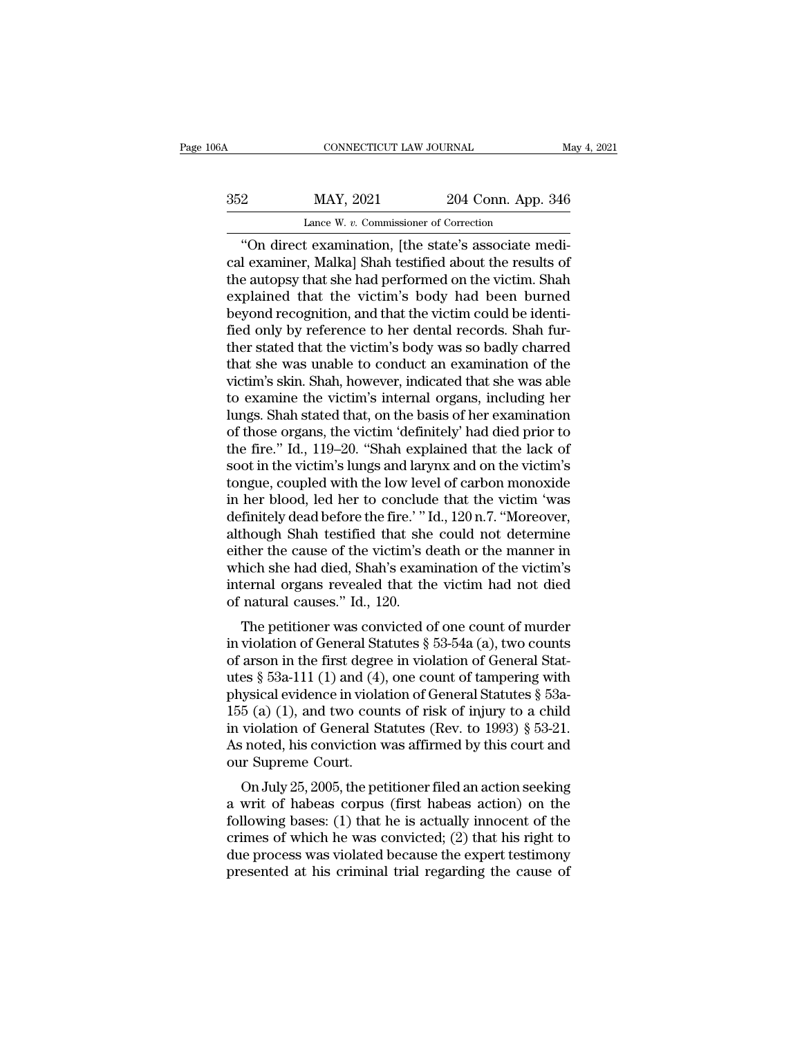"On direct examination, [the state's associate medical examiner, Malka] Shah testified about the results of the autopsy that she had performed on the victim. Shah explained that the victim's body had been burned beyond recognition, and that the victim could be identified only by reference to her dental records. Shah further stated that the victim's body was so badly charred that she was unable to conduct an examination of the victim's skin. Shah, however, indicated that she was able to examine the victim's internal organs, including her lungs. Shah stated that, on the basis of her examination of those organs, the victim 'definitely' had died prior to the fire." Id., 119–20. "Shah explained that the lack of soot in the victim's lungs and larynx and on the victim's tongue, coupled with the low level of carbon monoxide in her blood, led her to conclude that the victim 'was definitely dead before the fire.' " Id., 120 n.7. "Moreover, although Shah testified that she could not determine either the cause of the victim's death or the manner in which she had died, Shah's examination of the victim's internal organs revealed that the victim had not died of natural causes." Id., 120.

The petitioner was convicted of one count of murder in violation of General Statutes § 53-54a (a), two counts of arson in the first degree in violation of General Statutes § 53a-111 (1) and (4), one count of tampering with physical evidence in violation of General Statutes § 53a-155 (a) (1), and two counts of risk of injury to a child in violation of General Statutes (Rev. to 1993) § 53-21. As noted, his conviction was affirmed by this court and our Supreme Court.

On July 25, 2005, the petitioner filed an action seeking a writ of habeas corpus (first habeas action) on the following bases: (1) that he is actually innocent of the crimes of which he was convicted; (2) that his right to due process was violated because the expert testimony presented at his criminal trial regarding the cause of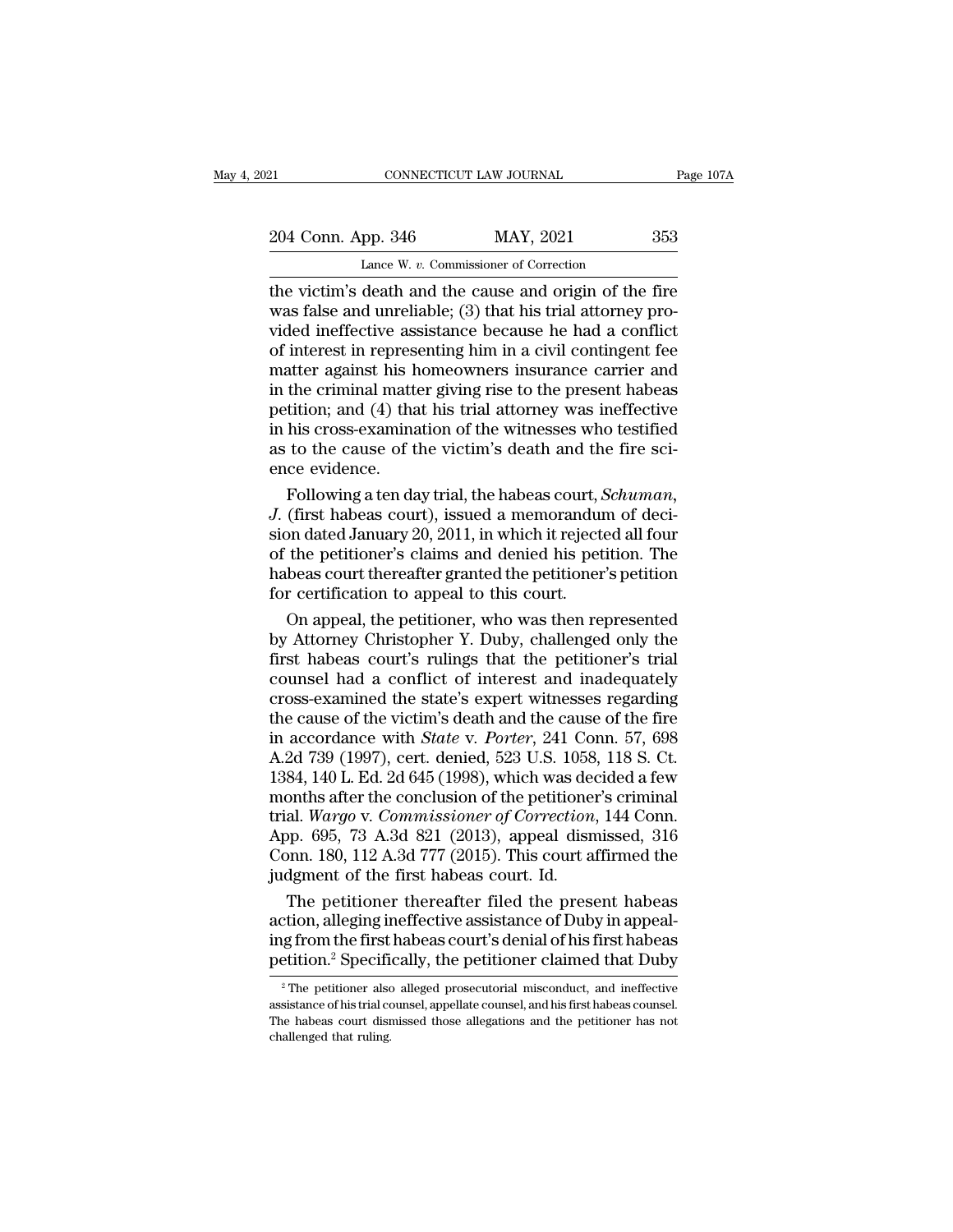the victim's death and the cause and origin of the fire was false and unreliable; (3) that his trial attorney provided ineffective assistance because he had a conflict of interest in representing him in a civil contingent fee matter against his homeowners insurance carrier and in the criminal matter giving rise to the present habeas petition; and (4) that his trial attorney was ineffective in his cross-examination of the witnesses who testified as to the cause of the victim's death and the fire science evidence.

Following a ten day trial, the habeas court, *Schuman, J.* (first habeas court), issued a memorandum of decision dated January 20, 2011, in which it rejected all four of the petitioner's claims and denied his petition. The habeas court thereafter granted the petitioner's petition for certification to appeal to this court.

On appeal, the petitioner, who was then represented by Attorney Christopher Y. Duby, challenged only the first habeas court's rulings that the petitioner's trial counsel had a conflict of interest and inadequately cross-examined the state's expert witnesses regarding the cause of the victim's death and the cause of the fire in accordance with *State* v. *Porter*, 241 Conn. 57, 698 A.2d 739 (1997), cert. denied, 523 U.S. 1058, 118 S. Ct. 1384, 140 L. Ed. 2d 645 (1998), which was decided a few months after the conclusion of the petitioner's criminal trial. *Wargo* v. *Commissioner of Correction*, 144 Conn. App. 695, 73 A.3d 821 (2013), appeal dismissed, 316 Conn. 180, 112 A.3d 777 (2015). This court affirmed the judgment of the first habeas court. Id.

The petitioner thereafter filed the present habeas action, alleging ineffective assistance of Duby in appealing from the first habeas court's denial of his first habeas petition.[2] Specifically, the petitioner claimed that Duby

[2] The petitioner also alleged prosecutorial misconduct, and ineffective assistance of his trial counsel, appellate counsel, and his first habeas counsel. The habeas court dismissed those allegations and the petitioner has not challenged that ruling.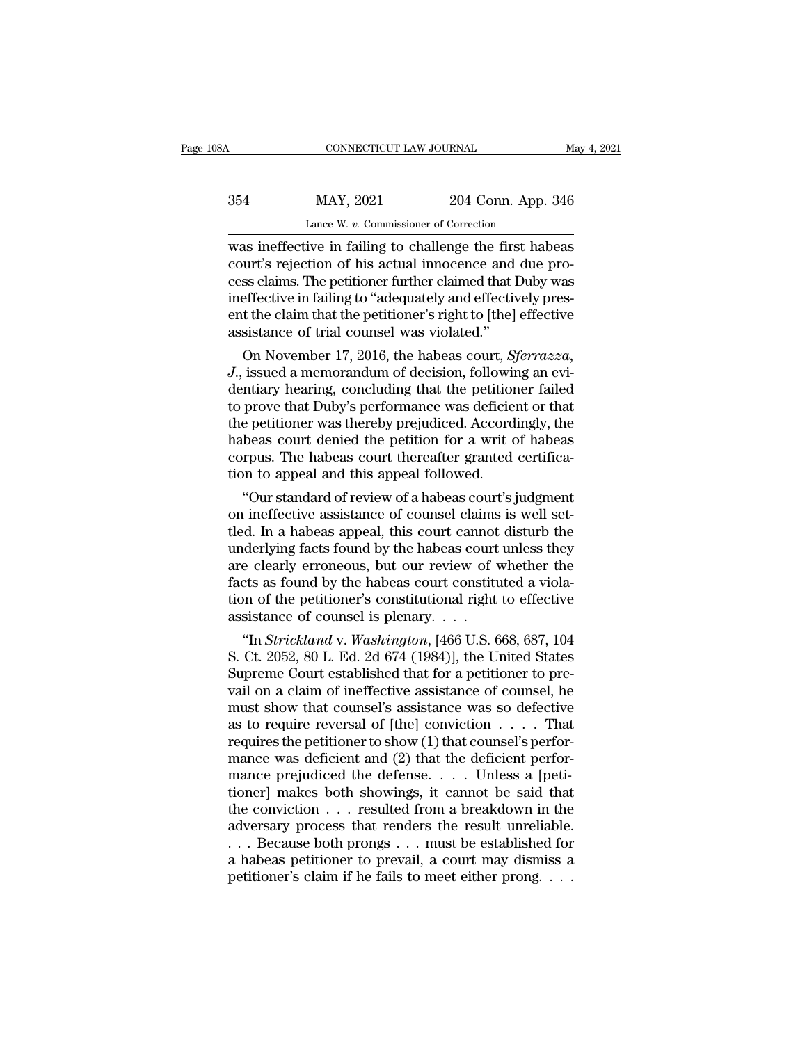was ineffective in failing to challenge the first habeas court's rejection of his actual innocence and due process claims. The petitioner further claimed that Duby was ineffective in failing to "adequately and effectively present the claim that the petitioner's right to [the] effective assistance of trial counsel was violated."

On November 17, 2016, the habeas court, *Sferrazza*, *J.*, issued a memorandum of decision, following an evidentiary hearing, concluding that the petitioner failed to prove that Duby's performance was deficient or that the petitioner was thereby prejudiced. Accordingly, the habeas court denied the petition for a writ of habeas corpus. The habeas court thereafter granted certification to appeal and this appeal followed.

"Our standard of review of a habeas court's judgment on ineffective assistance of counsel claims is well settled. In a habeas appeal, this court cannot disturb the underlying facts found by the habeas court unless they are clearly erroneous, but our review of whether the facts as found by the habeas court constituted a violation of the petitioner's constitutional right to effective assistance of counsel is plenary. . . .

"In *Strickland* v. *Washington*, [466 U.S. 668, 687, 104 S. Ct. 2052, 80 L. Ed. 2d 674 (1984)], the United States Supreme Court established that for a petitioner to prevail on a claim of ineffective assistance of counsel, he must show that counsel's assistance was so defective as to require reversal of [the] conviction . . . . That requires the petitioner to show (1) that counsel's performance was deficient and (2) that the deficient performance prejudiced the defense. . . . Unless a [petitioner] makes both showings, it cannot be said that the conviction . . . resulted from a breakdown in the adversary process that renders the result unreliable. . . . Because both prongs . . . must be established for a habeas petitioner to prevail, a court may dismiss a petitioner's claim if he fails to meet either prong. . . .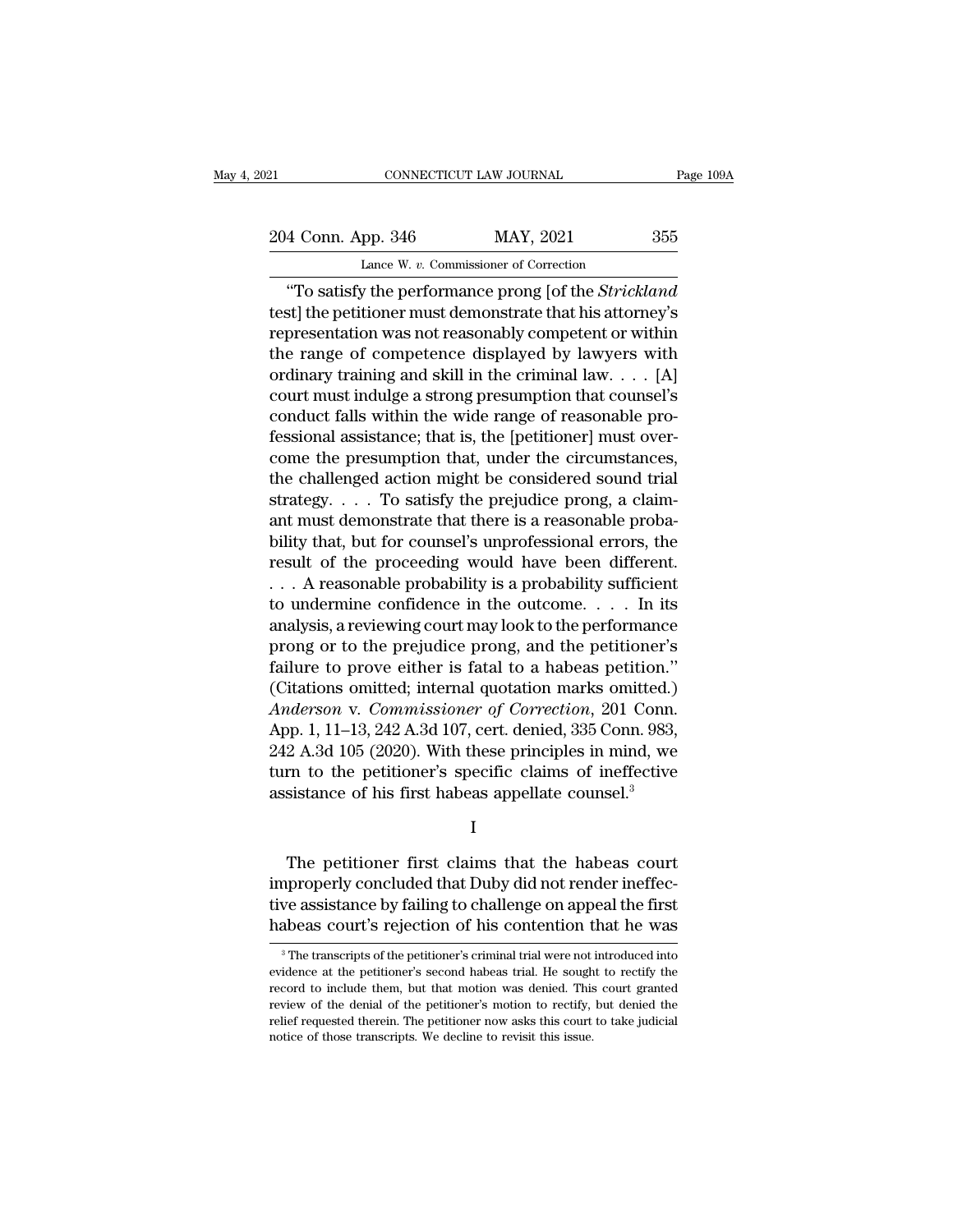"To satisfy the performance prong [of the *Strickland* test] the petitioner must demonstrate that his attorney's representation was not reasonably competent or within the range of competence displayed by lawyers with ordinary training and skill in the criminal law. . . . [A] court must indulge a strong presumption that counsel's conduct falls within the wide range of reasonable professional assistance; that is, the [petitioner] must overcome the presumption that, under the circumstances, the challenged action might be considered sound trial strategy. . . . To satisfy the prejudice prong, a claimant must demonstrate that there is a reasonable probability that, but for counsel's unprofessional errors, the result of the proceeding would have been different. . . . A reasonable probability is a probability sufficient to undermine confidence in the outcome. . . . In its analysis, a reviewing court may look to the performance prong or to the prejudice prong, and the petitioner's failure to prove either is fatal to a habeas petition." (Citations omitted; internal quotation marks omitted.) *Anderson* v. *Commissioner of Correction*, 201 Conn. App. 1, 11–13, 242 A.3d 107, cert. denied, 335 Conn. 983, 242 A.3d 105 (2020). With these principles in mind, we turn to the petitioner's specific claims of ineffective assistance of his first habeas appellate counsel.[3]

I

The petitioner first claims that the habeas court improperly concluded that Duby did not render ineffective assistance by failing to challenge on appeal the first habeas court's rejection of his contention that he was

[3] The transcripts of the petitioner's criminal trial were not introduced into evidence at the petitioner's second habeas trial. He sought to rectify the record to include them, but that motion was denied. This court granted review of the denial of the petitioner's motion to rectify, but denied the relief requested therein. The petitioner now asks this court to take judicial notice of those transcripts. We decline to revisit this issue.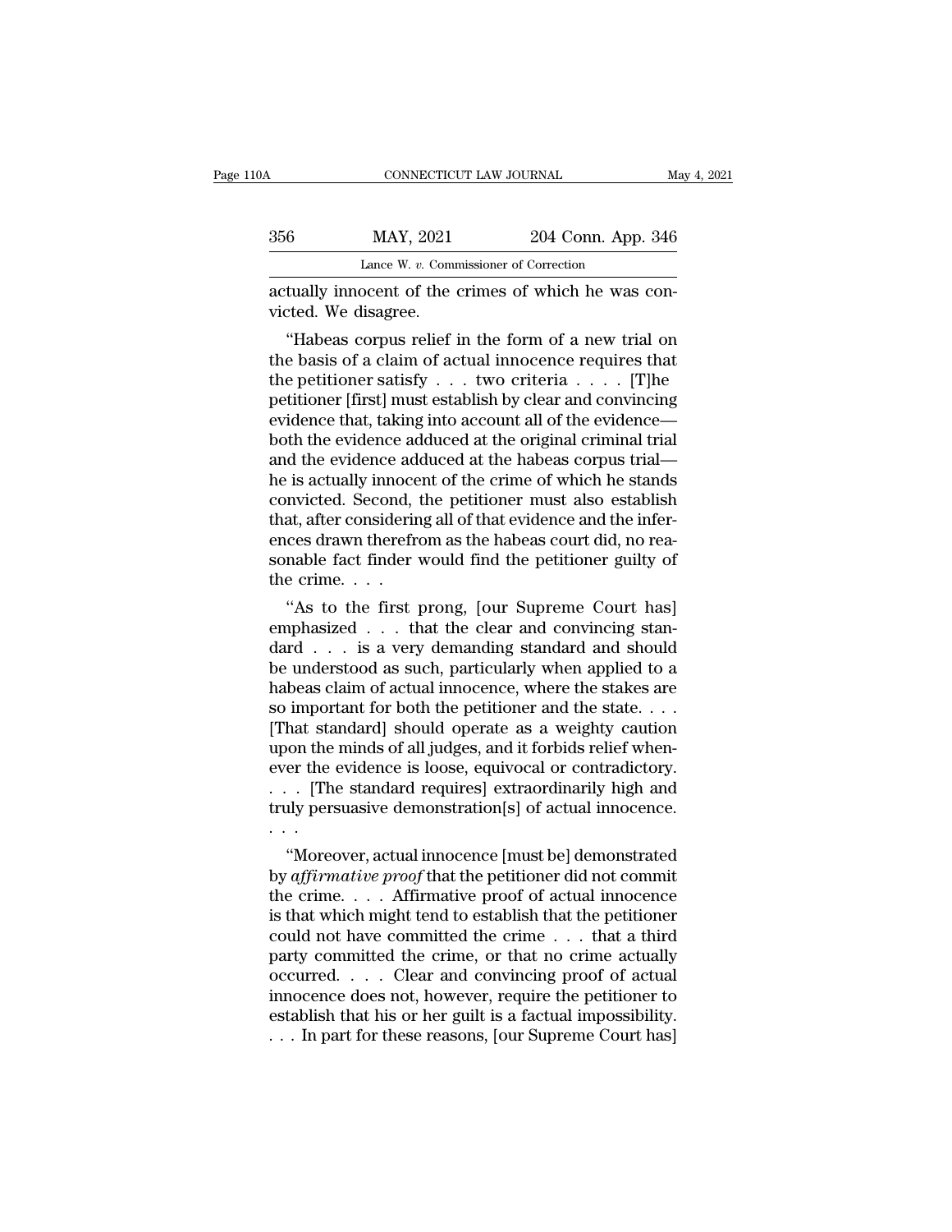actually innocent of the crimes of which he was convicted. We disagree.

"Habeas corpus relief in the form of a new trial on the basis of a claim of actual innocence requires that the petitioner satisfy . . . two criteria . . . . [T]he petitioner [first] must establish by clear and convincing evidence that, taking into account all of the evidence— both the evidence adduced at the original criminal trial and the evidence adduced at the habeas corpus trial— he is actually innocent of the crime of which he stands convicted. Second, the petitioner must also establish that, after considering all of that evidence and the inferences drawn therefrom as the habeas court did, no reasonable fact finder would find the petitioner guilty of the crime. . . .

"As to the first prong, [our Supreme Court has] emphasized . . . that the clear and convincing standard . . . is a very demanding standard and should be understood as such, particularly when applied to a habeas claim of actual innocence, where the stakes are so important for both the petitioner and the state. . . . [That standard] should operate as a weighty caution upon the minds of all judges, and it forbids relief whenever the evidence is loose, equivocal or contradictory. . . . [The standard requires] extraordinarily high and truly persuasive demonstration[s] of actual innocence. . . .

"Moreover, actual innocence [must be] demonstrated by *affirmative proof* that the petitioner did not commit the crime. . . . Affirmative proof of actual innocence is that which might tend to establish that the petitioner could not have committed the crime . . . that a third party committed the crime, or that no crime actually occurred. . . . Clear and convincing proof of actual innocence does not, however, require the petitioner to establish that his or her guilt is a factual impossibility. . . . In part for these reasons, [our Supreme Court has]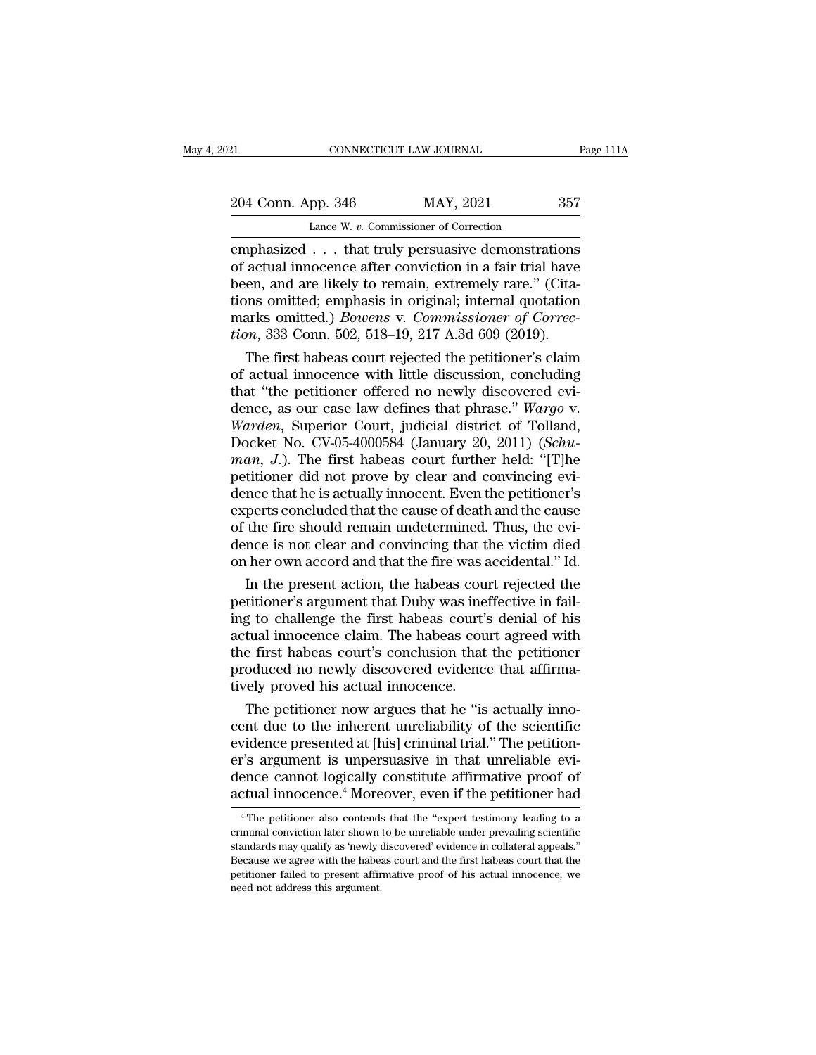emphasized . . . that truly persuasive demonstrations of actual innocence after conviction in a fair trial have been, and are likely to remain, extremely rare." (Citations omitted; emphasis in original; internal quotation marks omitted.) *Bowens* v. *Commissioner of Correction*, 333 Conn. 502, 518–19, 217 A.3d 609 (2019).

The first habeas court rejected the petitioner's claim of actual innocence with little discussion, concluding that "the petitioner offered no newly discovered evidence, as our case law defines that phrase." *Wargo* v. *Warden*, Superior Court, judicial district of Tolland, Docket No. CV-05-4000584 (January 20, 2011) (*Schuman, J.*). The first habeas court further held: "[T]he petitioner did not prove by clear and convincing evidence that he is actually innocent. Even the petitioner's experts concluded that the cause of death and the cause of the fire should remain undetermined. Thus, the evidence is not clear and convincing that the victim died on her own accord and that the fire was accidental." Id.

In the present action, the habeas court rejected the petitioner's argument that Duby was ineffective in failing to challenge the first habeas court's denial of his actual innocence claim. The habeas court agreed with the first habeas court's conclusion that the petitioner produced no newly discovered evidence that affirmatively proved his actual innocence.

The petitioner now argues that he "is actually innocent due to the inherent unreliability of the scientific evidence presented at [his] criminal trial." The petitioner's argument is unpersuasive in that unreliable evidence cannot logically constitute affirmative proof of actual innocence.[4] Moreover, even if the petitioner had

[4] The petitioner also contends that the "expert testimony leading to a criminal conviction later shown to be unreliable under prevailing scientific standards may qualify as 'newly discovered' evidence in collateral appeals." Because we agree with the habeas court and the first habeas court that the petitioner failed to present affirmative proof of his actual innocence, we need not address this argument.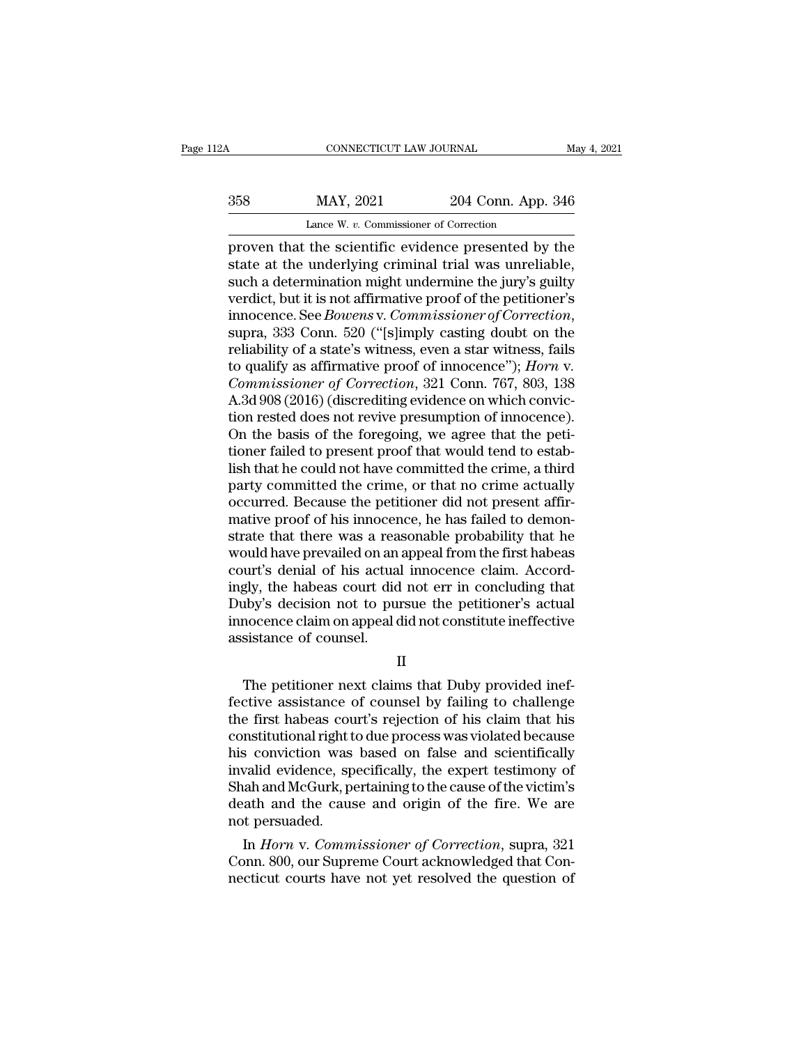proven that the scientific evidence presented by the state at the underlying criminal trial was unreliable, such a determination might undermine the jury's guilty verdict, but it is not affirmative proof of the petitioner's innocence. See *Bowens* v. *Commissioner of Correction*, supra, 333 Conn. 520 ("[s]imply casting doubt on the reliability of a state's witness, even a star witness, fails to qualify as affirmative proof of innocence"); *Horn* v. *Commissioner of Correction*, 321 Conn. 767, 803, 138 A.3d 908 (2016) (discrediting evidence on which conviction rested does not revive presumption of innocence). On the basis of the foregoing, we agree that the petitioner failed to present proof that would tend to establish that he could not have committed the crime, a third party committed the crime, or that no crime actually occurred. Because the petitioner did not present affirmative proof of his innocence, he has failed to demonstrate that there was a reasonable probability that he would have prevailed on an appeal from the first habeas court's denial of his actual innocence claim. Accordingly, the habeas court did not err in concluding that Duby's decision not to pursue the petitioner's actual innocence claim on appeal did not constitute ineffective assistance of counsel.

II

The petitioner next claims that Duby provided ineffective assistance of counsel by failing to challenge the first habeas court's rejection of his claim that his constitutional right to due process was violated because his conviction was based on false and scientifically invalid evidence, specifically, the expert testimony of Shah and McGurk, pertaining to the cause of the victim's death and the cause and origin of the fire. We are not persuaded.

In *Horn* v. *Commissioner of Correction*, supra, 321 Conn. 800, our Supreme Court acknowledged that Connecticut courts have not yet resolved the question of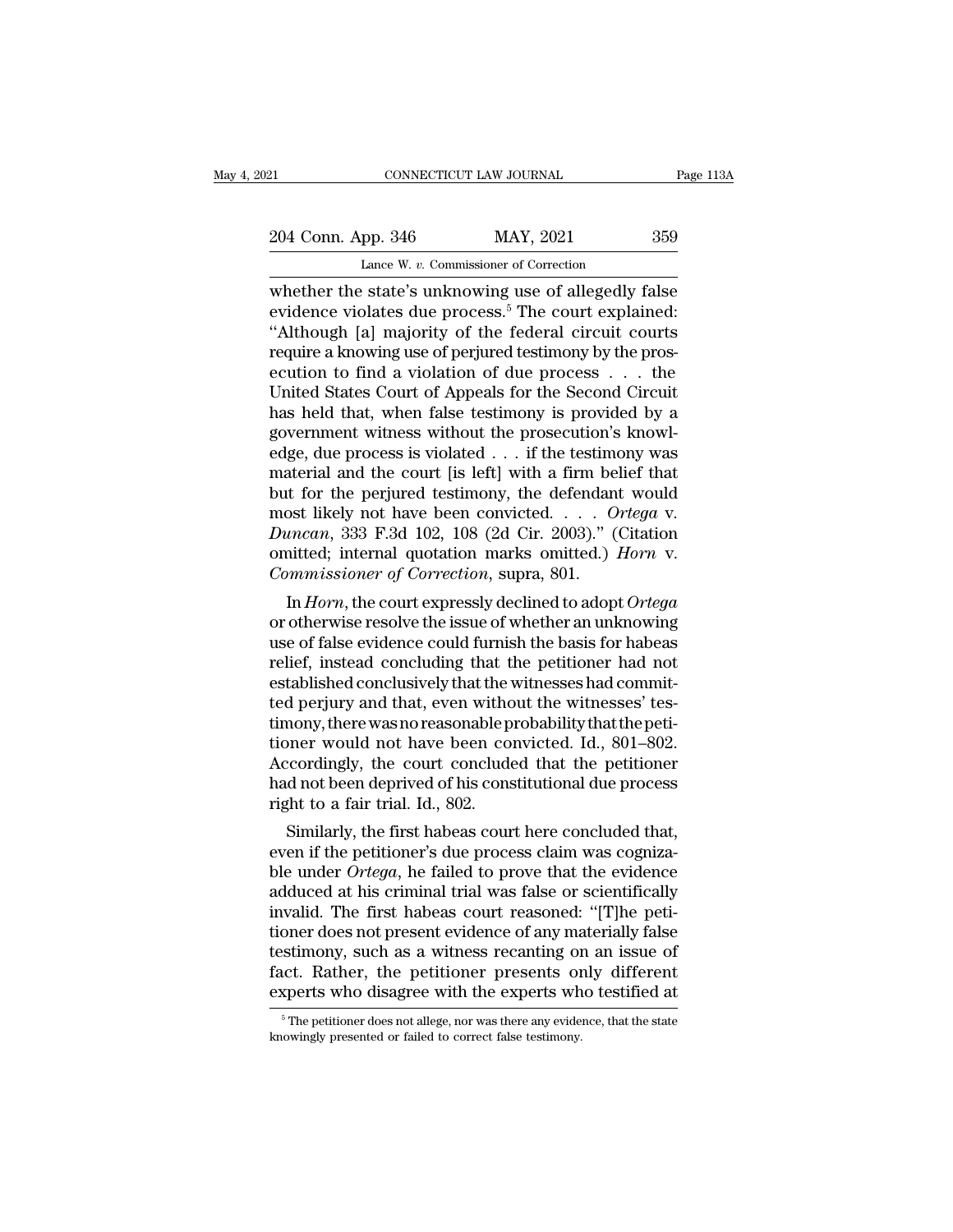whether the state's unknowing use of allegedly false evidence violates due process.[5] The court explained: "Although [a] majority of the federal circuit courts require a knowing use of perjured testimony by the prosecution to find a violation of due process . . . the United States Court of Appeals for the Second Circuit has held that, when false testimony is provided by a government witness without the prosecution's knowledge, due process is violated . . . if the testimony was material and the court [is left] with a firm belief that but for the perjured testimony, the defendant would most likely not have been convicted. . . . *Ortega* v. *Duncan*, 333 F.3d 102, 108 (2d Cir. 2003)." (Citation omitted; internal quotation marks omitted.) *Horn* v. *Commissioner of Correction*, supra, 801.

In *Horn*, the court expressly declined to adopt *Ortega* or otherwise resolve the issue of whether an unknowing use of false evidence could furnish the basis for habeas relief, instead concluding that the petitioner had not established conclusively that the witnesses had committed perjury and that, even without the witnesses' testimony, there was no reasonable probability that the petitioner would not have been convicted. Id., 801–802. Accordingly, the court concluded that the petitioner had not been deprived of his constitutional due process right to a fair trial. Id., 802.

Similarly, the first habeas court here concluded that, even if the petitioner's due process claim was cognizable under *Ortega*, he failed to prove that the evidence adduced at his criminal trial was false or scientifically invalid. The first habeas court reasoned: "[T]he petitioner does not present evidence of any materially false testimony, such as a witness recanting on an issue of fact. Rather, the petitioner presents only different experts who disagree with the experts who testified at

[5] The petitioner does not allege, nor was there any evidence, that the state knowingly presented or failed to correct false testimony.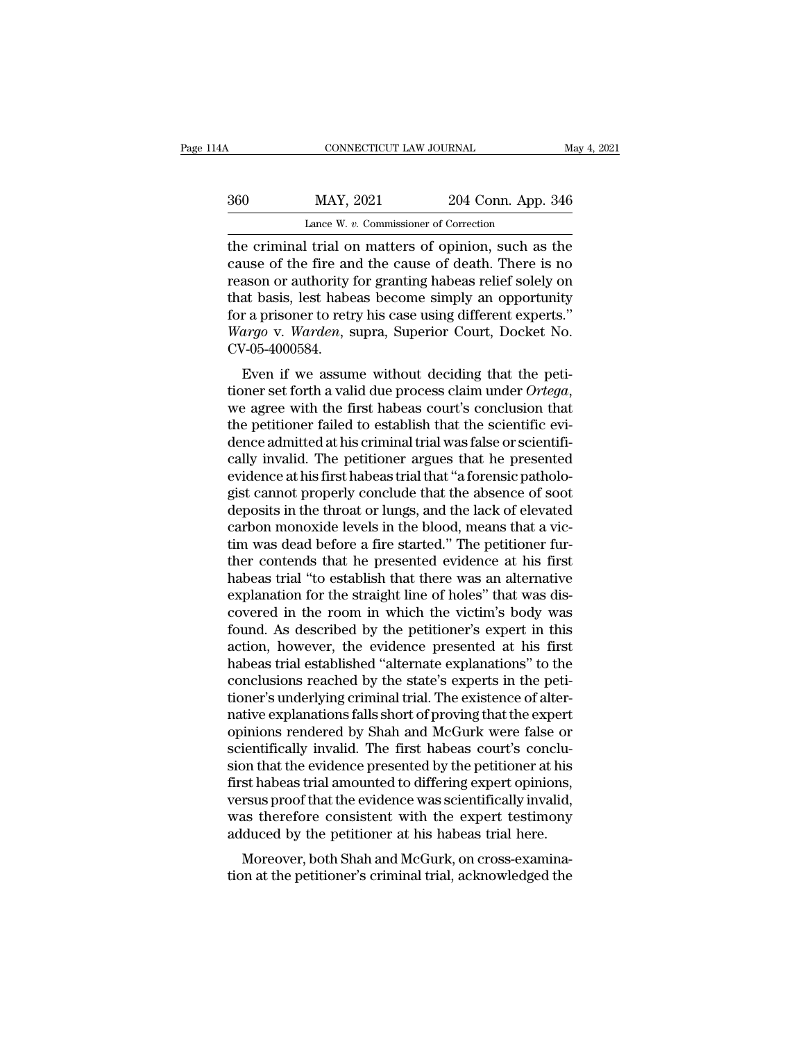the criminal trial on matters of opinion, such as the cause of the fire and the cause of death. There is no reason or authority for granting habeas relief solely on that basis, lest habeas become simply an opportunity for a prisoner to retry his case using different experts." *Wargo* v. *Warden*, supra, Superior Court, Docket No. CV-05-4000584.

Even if we assume without deciding that the petitioner set forth a valid due process claim under *Ortega*, we agree with the first habeas court's conclusion that the petitioner failed to establish that the scientific evidence admitted at his criminal trial was false or scientifically invalid. The petitioner argues that he presented evidence at his first habeas trial that "a forensic pathologist cannot properly conclude that the absence of soot deposits in the throat or lungs, and the lack of elevated carbon monoxide levels in the blood, means that a victim was dead before a fire started." The petitioner further contends that he presented evidence at his first habeas trial "to establish that there was an alternative explanation for the straight line of holes" that was discovered in the room in which the victim's body was found. As described by the petitioner's expert in this action, however, the evidence presented at his first habeas trial established "alternate explanations" to the conclusions reached by the state's experts in the petitioner's underlying criminal trial. The existence of alternative explanations falls short of proving that the expert opinions rendered by Shah and McGurk were false or scientifically invalid. The first habeas court's conclusion that the evidence presented by the petitioner at his first habeas trial amounted to differing expert opinions, versus proof that the evidence was scientifically invalid, was therefore consistent with the expert testimony adduced by the petitioner at his habeas trial here.

Moreover, both Shah and McGurk, on cross-examination at the petitioner's criminal trial, acknowledged the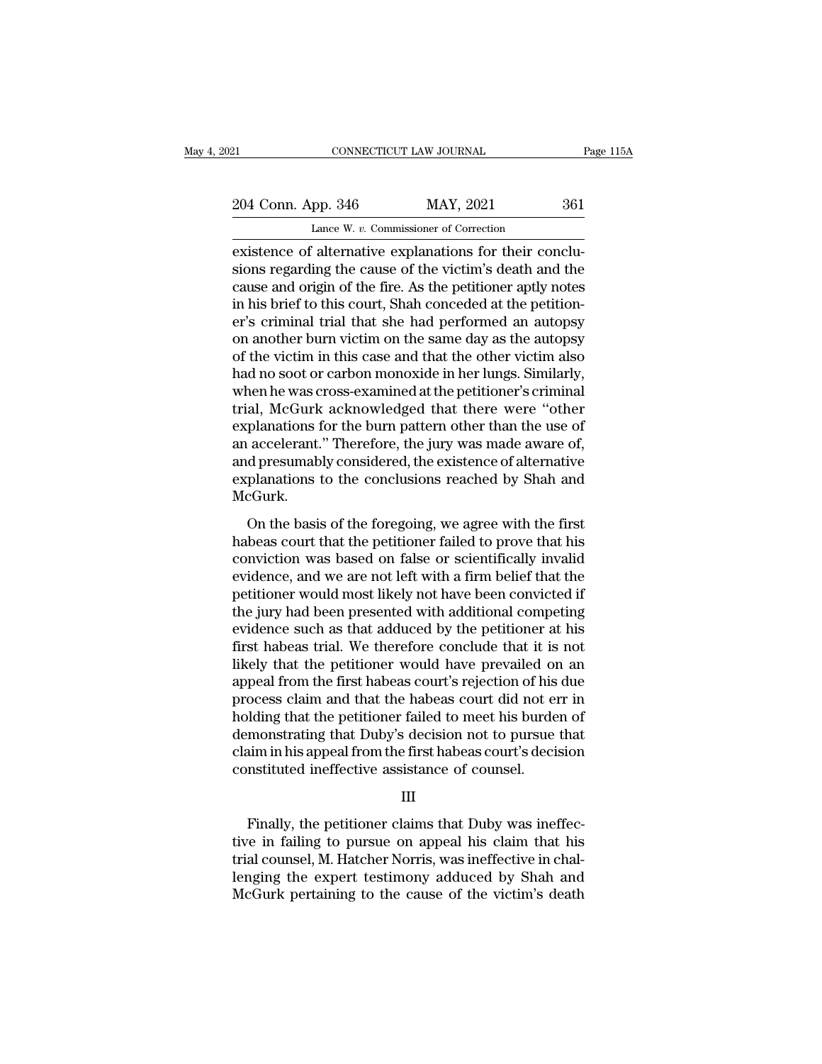existence of alternative explanations for their conclusions regarding the cause of the victim's death and the cause and origin of the fire. As the petitioner aptly notes in his brief to this court, Shah conceded at the petitioner's criminal trial that she had performed an autopsy on another burn victim on the same day as the autopsy of the victim in this case and that the other victim also had no soot or carbon monoxide in her lungs. Similarly, when he was cross-examined at the petitioner's criminal trial, McGurk acknowledged that there were "other explanations for the burn pattern other than the use of an accelerant." Therefore, the jury was made aware of, and presumably considered, the existence of alternative explanations to the conclusions reached by Shah and McGurk.

On the basis of the foregoing, we agree with the first habeas court that the petitioner failed to prove that his conviction was based on false or scientifically invalid evidence, and we are not left with a firm belief that the petitioner would most likely not have been convicted if the jury had been presented with additional competing evidence such as that adduced by the petitioner at his first habeas trial. We therefore conclude that it is not likely that the petitioner would have prevailed on an appeal from the first habeas court's rejection of his due process claim and that the habeas court did not err in holding that the petitioner failed to meet his burden of demonstrating that Duby's decision not to pursue that claim in his appeal from the first habeas court's decision constituted ineffective assistance of counsel.

III

Finally, the petitioner claims that Duby was ineffective in failing to pursue on appeal his claim that his trial counsel, M. Hatcher Norris, was ineffective in challenging the expert testimony adduced by Shah and McGurk pertaining to the cause of the victim's death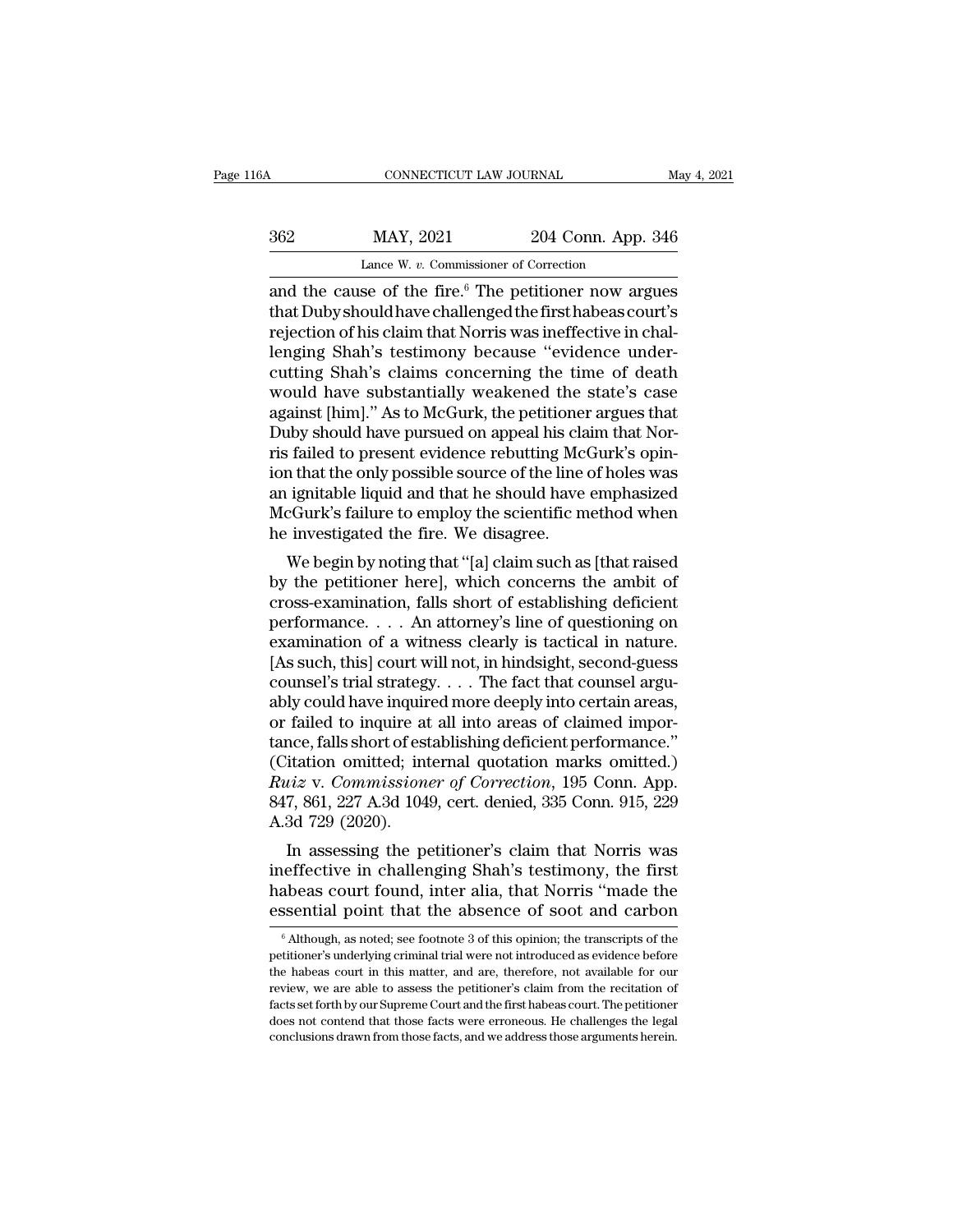and the cause of the fire.[6] The petitioner now argues that Duby should have challenged the first habeas court's rejection of his claim that Norris was ineffective in challenging Shah's testimony because "evidence undercutting Shah's claims concerning the time of death would have substantially weakened the state's case against [him]." As to McGurk, the petitioner argues that Duby should have pursued on appeal his claim that Norris failed to present evidence rebutting McGurk's opinion that the only possible source of the line of holes was an ignitable liquid and that he should have emphasized McGurk's failure to employ the scientific method when he investigated the fire. We disagree.

We begin by noting that "[a] claim such as [that raised by the petitioner here], which concerns the ambit of cross-examination, falls short of establishing deficient performance. . . . An attorney's line of questioning on examination of a witness clearly is tactical in nature. [As such, this] court will not, in hindsight, second-guess counsel's trial strategy. . . . The fact that counsel arguably could have inquired more deeply into certain areas, or failed to inquire at all into areas of claimed importance, falls short of establishing deficient performance." (Citation omitted; internal quotation marks omitted.) *Ruiz* v. *Commissioner of Correction*, 195 Conn. App. 847, 861, 227 A.3d 1049, cert. denied, 335 Conn. 915, 229 A.3d 729 (2020).

In assessing the petitioner's claim that Norris was ineffective in challenging Shah's testimony, the first habeas court found, inter alia, that Norris "made the essential point that the absence of soot and carbon

[6] Although, as noted; see footnote 3 of this opinion; the transcripts of the petitioner's underlying criminal trial were not introduced as evidence before the habeas court in this matter, and are, therefore, not available for our review, we are able to assess the petitioner's claim from the recitation of facts set forth by our Supreme Court and the first habeas court. The petitioner does not contend that those facts were erroneous. He challenges the legal conclusions drawn from those facts, and we address those arguments herein.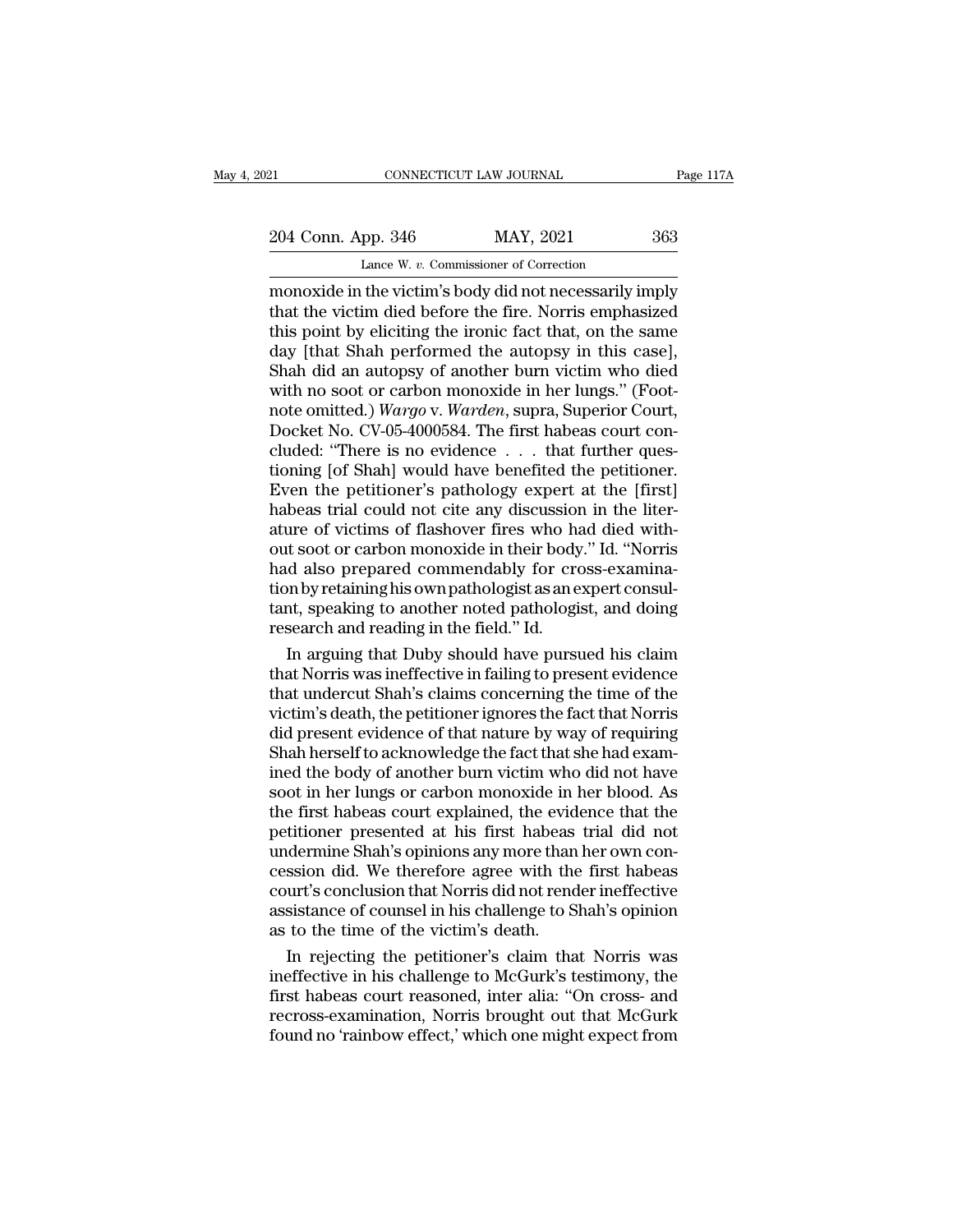monoxide in the victim's body did not necessarily imply that the victim died before the fire. Norris emphasized this point by eliciting the ironic fact that, on the same day [that Shah performed the autopsy in this case], Shah did an autopsy of another burn victim who died with no soot or carbon monoxide in her lungs." (Footnote omitted.) *Wargo* v. *Warden*, supra, Superior Court, Docket No. CV-05-4000584. The first habeas court concluded: "There is no evidence . . . that further questioning [of Shah] would have benefited the petitioner. Even the petitioner's pathology expert at the [first] habeas trial could not cite any discussion in the literature of victims of flashover fires who had died without soot or carbon monoxide in their body." Id. "Norris had also prepared commendably for cross-examination by retaining his own pathologist as an expert consultant, speaking to another noted pathologist, and doing research and reading in the field." Id.

In arguing that Duby should have pursued his claim that Norris was ineffective in failing to present evidence that undercut Shah's claims concerning the time of the victim's death, the petitioner ignores the fact that Norris did present evidence of that nature by way of requiring Shah herself to acknowledge the fact that she had examined the body of another burn victim who did not have soot in her lungs or carbon monoxide in her blood. As the first habeas court explained, the evidence that the petitioner presented at his first habeas trial did not undermine Shah's opinions any more than her own concession did. We therefore agree with the first habeas court's conclusion that Norris did not render ineffective assistance of counsel in his challenge to Shah's opinion as to the time of the victim's death.

In rejecting the petitioner's claim that Norris was ineffective in his challenge to McGurk's testimony, the first habeas court reasoned, inter alia: "On cross- and recross-examination, Norris brought out that McGurk found no 'rainbow effect,' which one might expect from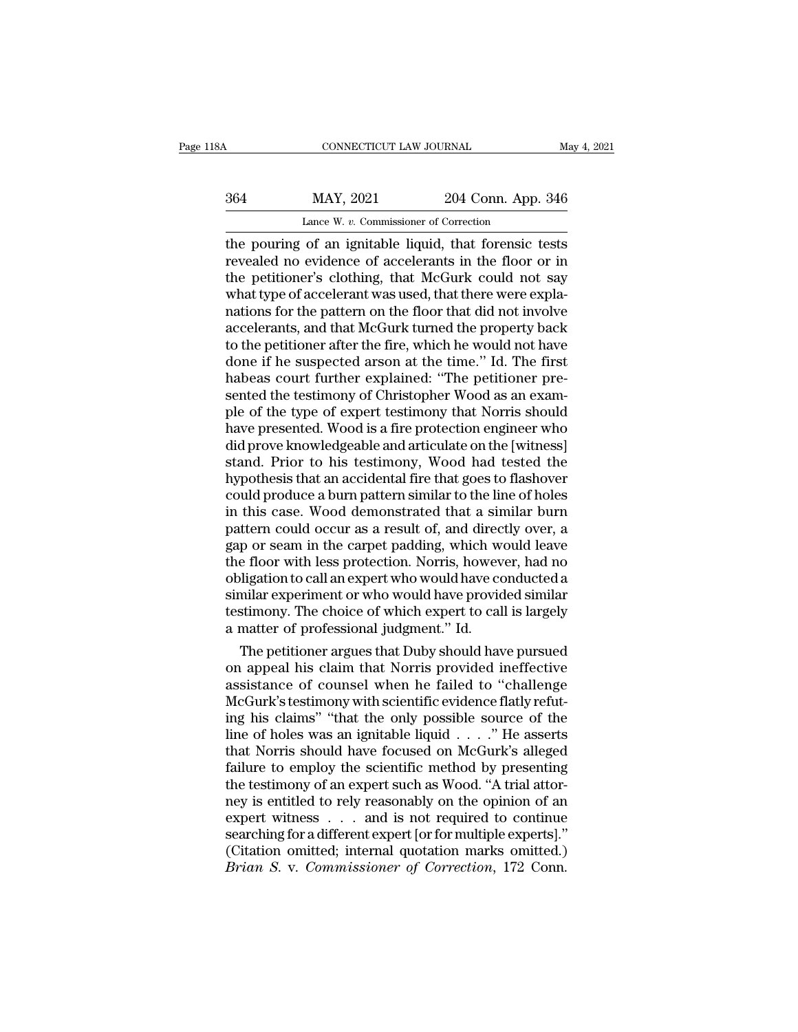the pouring of an ignitable liquid, that forensic tests revealed no evidence of accelerants in the floor or in the petitioner's clothing, that McGurk could not say what type of accelerant was used, that there were explanations for the pattern on the floor that did not involve accelerants, and that McGurk turned the property back to the petitioner after the fire, which he would not have done if he suspected arson at the time." Id. The first habeas court further explained: "The petitioner presented the testimony of Christopher Wood as an example of the type of expert testimony that Norris should have presented. Wood is a fire protection engineer who did prove knowledgeable and articulate on the [witness] stand. Prior to his testimony, Wood had tested the hypothesis that an accidental fire that goes to flashover could produce a burn pattern similar to the line of holes in this case. Wood demonstrated that a similar burn pattern could occur as a result of, and directly over, a gap or seam in the carpet padding, which would leave the floor with less protection. Norris, however, had no obligation to call an expert who would have conducted a similar experiment or who would have provided similar testimony. The choice of which expert to call is largely a matter of professional judgment." Id.

The petitioner argues that Duby should have pursued on appeal his claim that Norris provided ineffective assistance of counsel when he failed to "challenge McGurk's testimony with scientific evidence flatly refuting his claims" "that the only possible source of the line of holes was an ignitable liquid . . . ." He asserts that Norris should have focused on McGurk's alleged failure to employ the scientific method by presenting the testimony of an expert such as Wood. "A trial attorney is entitled to rely reasonably on the opinion of an expert witness . . . and is not required to continue searching for a different expert [or for multiple experts]." (Citation omitted; internal quotation marks omitted.) *Brian S.* v. *Commissioner of Correction*, 172 Conn.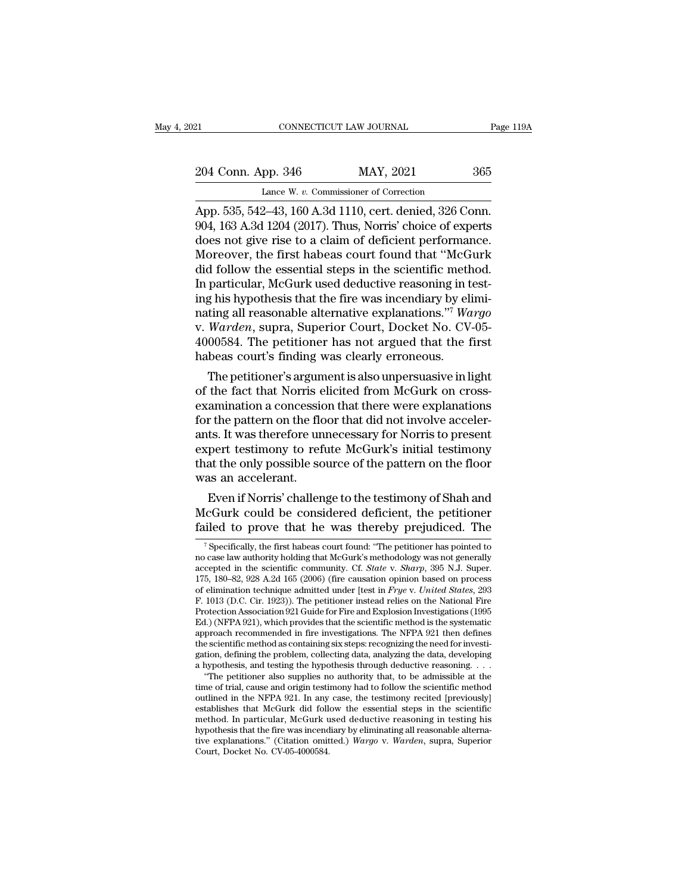App. 535, 542–43, 160 A.3d 1110, cert. denied, 326 Conn. 904, 163 A.3d 1204 (2017). Thus, Norris' choice of experts does not give rise to a claim of deficient performance. Moreover, the first habeas court found that "McGurk did follow the essential steps in the scientific method. In particular, McGurk used deductive reasoning in testing his hypothesis that the fire was incendiary by eliminating all reasonable alternative explanations."[7] *Wargo* v. *Warden*, supra, Superior Court, Docket No. CV-05-4000584. The petitioner has not argued that the first habeas court's finding was clearly erroneous.

The petitioner's argument is also unpersuasive in light of the fact that Norris elicited from McGurk on cross-examination a concession that there were explanations for the pattern on the floor that did not involve accelerants. It was therefore unnecessary for Norris to present expert testimony to refute McGurk's initial testimony that the only possible source of the pattern on the floor was an accelerant.

Even if Norris' challenge to the testimony of Shah and McGurk could be considered deficient, the petitioner failed to prove that he was thereby prejudiced. The

---

[7] Specifically, the first habeas court found: "The petitioner has pointed to no case law authority holding that McGurk's methodology was not generally accepted in the scientific community. Cf. *State* v. *Sharp*, 395 N.J. Super. 175, 180–82, 928 A.2d 165 (2006) (fire causation opinion based on process of elimination technique admitted under [test in *Frye* v. *United States*, 293 F. 1013 (D.C. Cir. 1923)). The petitioner instead relies on the National Fire Protection Association 921 Guide for Fire and Explosion Investigations (1995 Ed.) (NFPA 921), which provides that the scientific method is the systematic approach recommended in fire investigations. The NFPA 921 then defines the scientific method as containing six steps: recognizing the need for investigation, defining the problem, collecting data, analyzing the data, developing a hypothesis, and testing the hypothesis through deductive reasoning. . . .

"The petitioner also supplies no authority that, to be admissible at the time of trial, cause and origin testimony had to follow the scientific method outlined in the NFPA 921. In any case, the testimony recited [previously] establishes that McGurk did follow the essential steps in the scientific method. In particular, McGurk used deductive reasoning in testing his hypothesis that the fire was incendiary by eliminating all reasonable alternative explanations." (Citation omitted.) *Wargo* v. *Warden*, supra, Superior Court, Docket No. CV-05-4000584.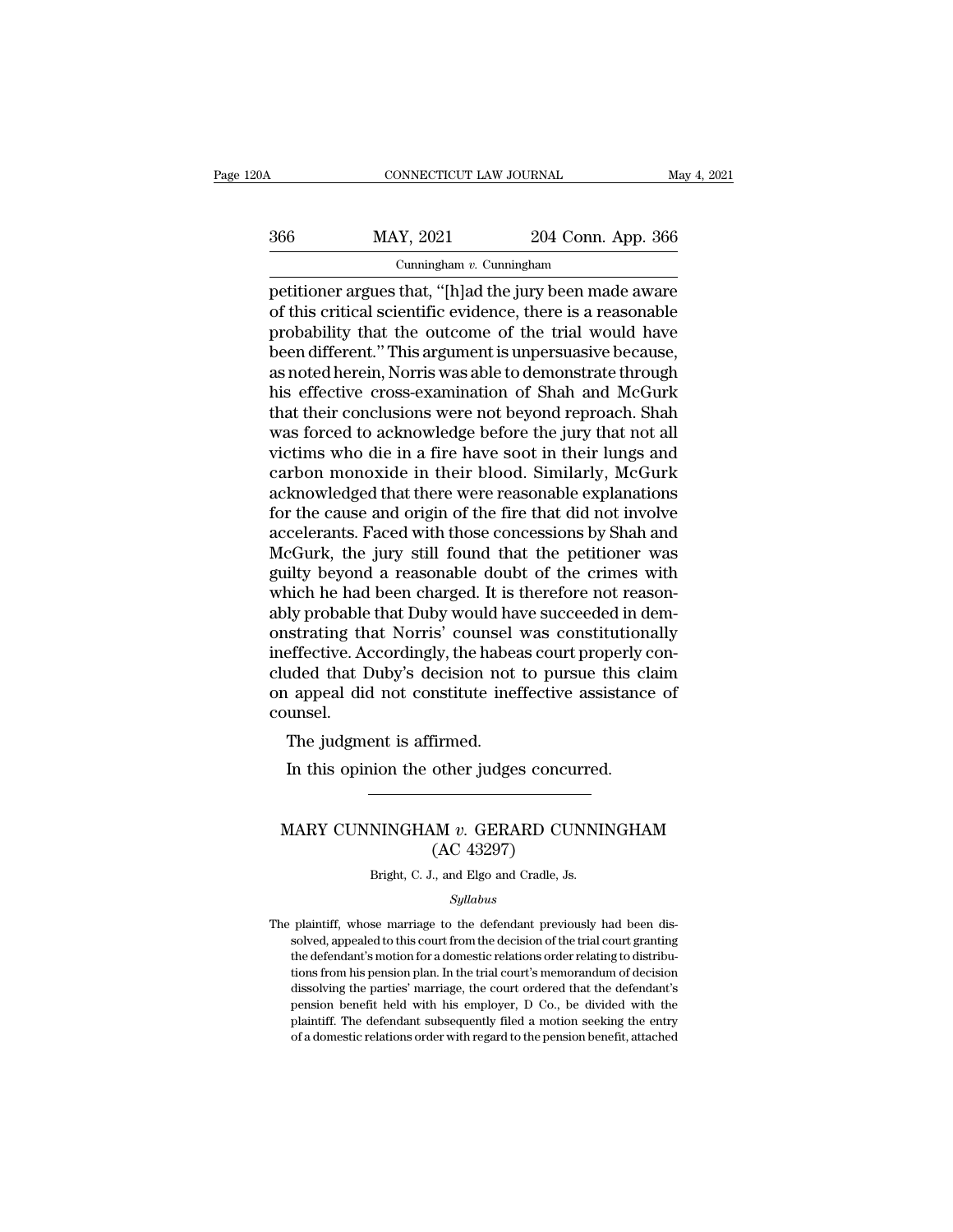petitioner argues that, "[h]ad the jury been made aware of this critical scientific evidence, there is a reasonable probability that the outcome of the trial would have been different." This argument is unpersuasive because, as noted herein, Norris was able to demonstrate through his effective cross-examination of Shah and McGurk that their conclusions were not beyond reproach. Shah was forced to acknowledge before the jury that not all victims who die in a fire have soot in their lungs and carbon monoxide in their blood. Similarly, McGurk acknowledged that there were reasonable explanations for the cause and origin of the fire that did not involve accelerants. Faced with those concessions by Shah and McGurk, the jury still found that the petitioner was guilty beyond a reasonable doubt of the crimes with which he had been charged. It is therefore not reasonably probable that Duby would have succeeded in demonstrating that Norris' counsel was constitutionally ineffective. Accordingly, the habeas court properly concluded that Duby's decision not to pursue this claim on appeal did not constitute ineffective assistance of counsel.

The judgment is affirmed.

In this opinion the other judges concurred.

---

## MARY CUNNINGHAM *v.* GERARD CUNNINGHAM (AC 43297)

Bright, C. J., and Elgo and Cradle, Js.

*Syllabus*

The plaintiff, whose marriage to the defendant previously had been dissolved, appealed to this court from the decision of the trial court granting the defendant's motion for a domestic relations order relating to distributions from his pension plan. In the trial court's memorandum of decision dissolving the parties' marriage, the court ordered that the defendant's pension benefit held with his employer, D Co., be divided with the plaintiff. The defendant subsequently filed a motion seeking the entry of a domestic relations order with regard to the pension benefit, attached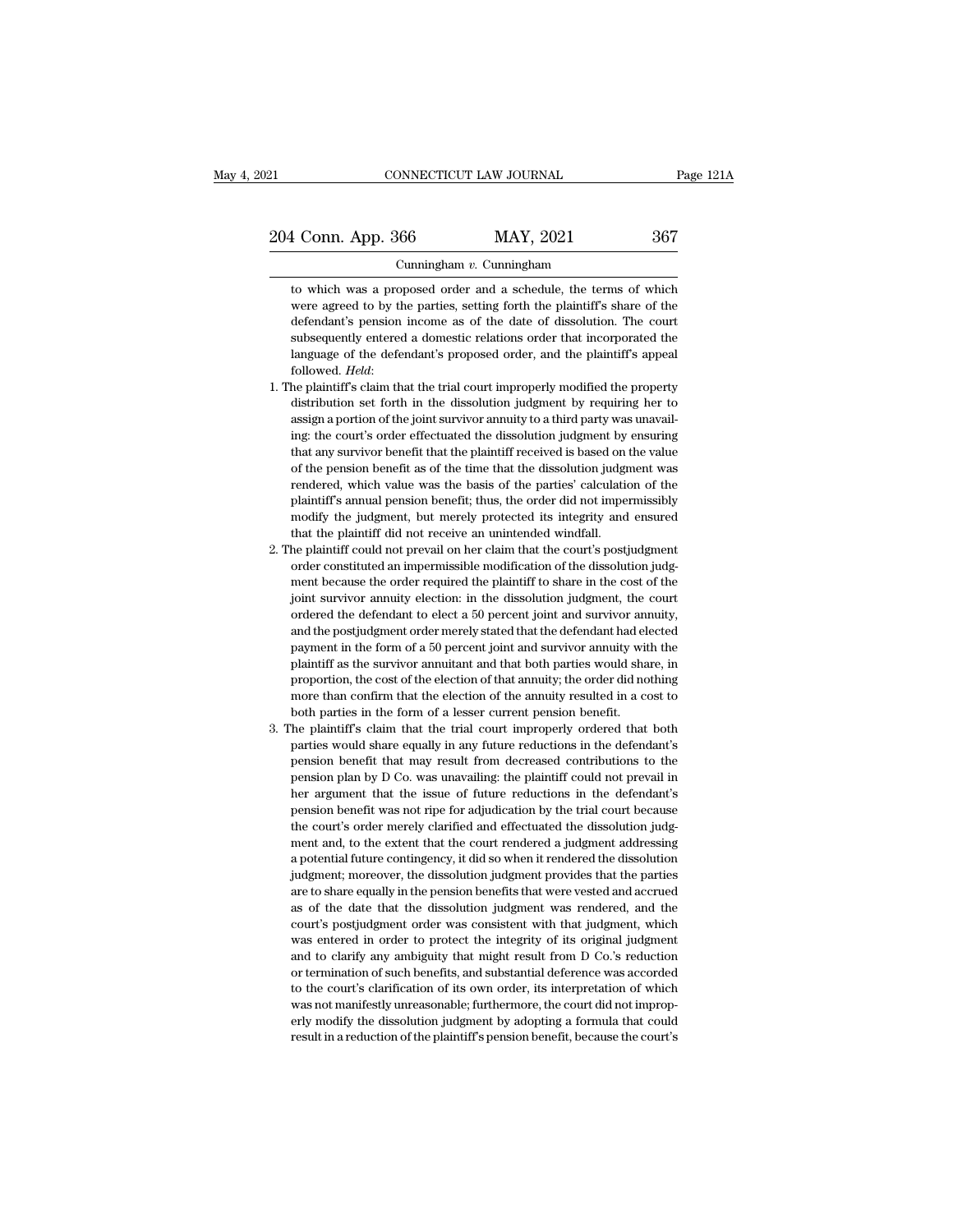to which was a proposed order and a schedule, the terms of which were agreed to by the parties, setting forth the plaintiff's share of the defendant's pension income as of the date of dissolution. The court subsequently entered a domestic relations order that incorporated the language of the defendant's proposed order, and the plaintiff's appeal followed. *Held*:

1. The plaintiff's claim that the trial court improperly modified the property distribution set forth in the dissolution judgment by requiring her to assign a portion of the joint survivor annuity to a third party was unavailing: the court's order effectuated the dissolution judgment by ensuring that any survivor benefit that the plaintiff received is based on the value of the pension benefit as of the time that the dissolution judgment was rendered, which value was the basis of the parties' calculation of the plaintiff's annual pension benefit; thus, the order did not impermissibly modify the judgment, but merely protected its integrity and ensured that the plaintiff did not receive an unintended windfall.
2. The plaintiff could not prevail on her claim that the court's postjudgment order constituted an impermissible modification of the dissolution judgment because the order required the plaintiff to share in the cost of the joint survivor annuity election: in the dissolution judgment, the court ordered the defendant to elect a 50 percent joint and survivor annuity, and the postjudgment order merely stated that the defendant had elected payment in the form of a 50 percent joint and survivor annuity with the plaintiff as the survivor annuitant and that both parties would share, in proportion, the cost of the election of that annuity; the order did nothing more than confirm that the election of the annuity resulted in a cost to both parties in the form of a lesser current pension benefit.
3. The plaintiff's claim that the trial court improperly ordered that both parties would share equally in any future reductions in the defendant's pension benefit that may result from decreased contributions to the pension plan by D Co. was unavailing: the plaintiff could not prevail in her argument that the issue of future reductions in the defendant's pension benefit was not ripe for adjudication by the trial court because the court's order merely clarified and effectuated the dissolution judgment and, to the extent that the court rendered a judgment addressing a potential future contingency, it did so when it rendered the dissolution judgment; moreover, the dissolution judgment provides that the parties are to share equally in the pension benefits that were vested and accrued as of the date that the dissolution judgment was rendered, and the court's postjudgment order was consistent with that judgment, which was entered in order to protect the integrity of its original judgment and to clarify any ambiguity that might result from D Co.'s reduction or termination of such benefits, and substantial deference was accorded to the court's clarification of its own order, its interpretation of which was not manifestly unreasonable; furthermore, the court did not improperly modify the dissolution judgment by adopting a formula that could result in a reduction of the plaintiff's pension benefit, because the court's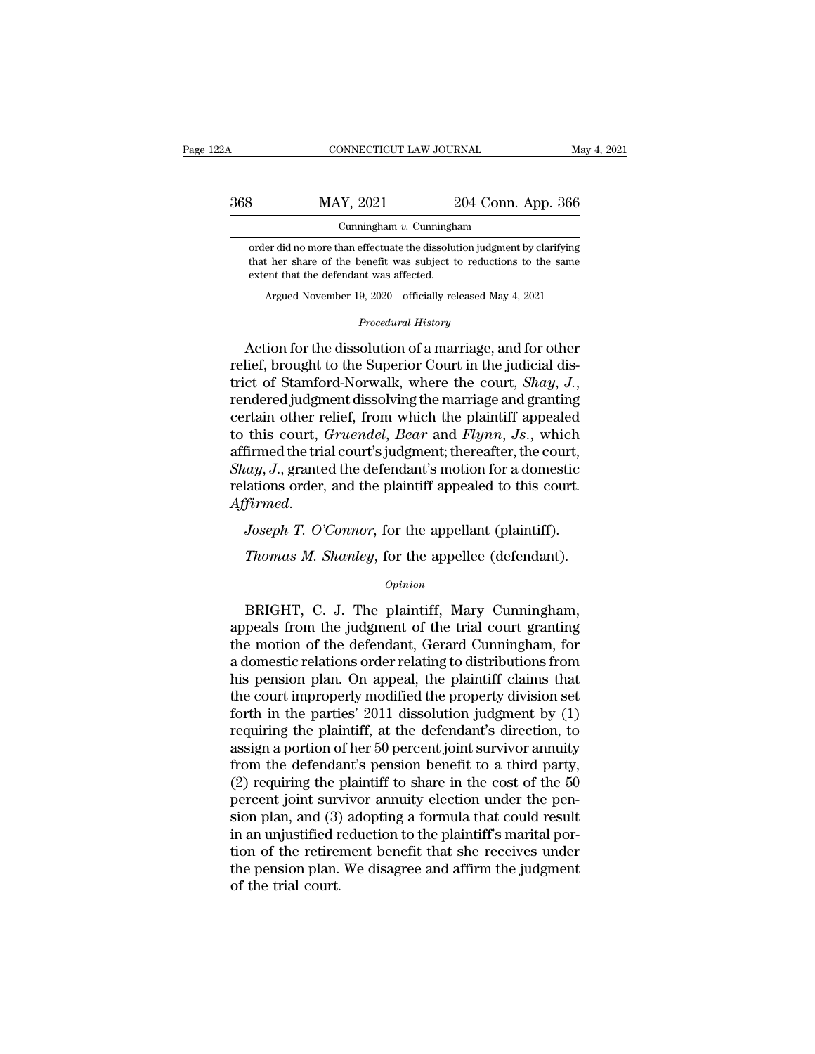order did no more than effectuate the dissolution judgment by clarifying that her share of the benefit was subject to reductions to the same extent that the defendant was affected.

Argued November 19, 2020—officially released May 4, 2021

*Procedural History*

Action for the dissolution of a marriage, and for other relief, brought to the Superior Court in the judicial district of Stamford-Norwalk, where the court, *Shay*, *J.*, rendered judgment dissolving the marriage and granting certain other relief, from which the plaintiff appealed to this court, *Gruendel*, *Bear* and *Flynn*, *Js.*, which affirmed the trial court's judgment; thereafter, the court, *Shay*, *J.*, granted the defendant's motion for a domestic relations order, and the plaintiff appealed to this court. *Affirmed*.

*Joseph T. O'Connor*, for the appellant (plaintiff).

*Thomas M. Shanley*, for the appellee (defendant).

*Opinion*

BRIGHT, C. J. The plaintiff, Mary Cunningham, appeals from the judgment of the trial court granting the motion of the defendant, Gerard Cunningham, for a domestic relations order relating to distributions from his pension plan. On appeal, the plaintiff claims that the court improperly modified the property division set forth in the parties' 2011 dissolution judgment by (1) requiring the plaintiff, at the defendant's direction, to assign a portion of her 50 percent joint survivor annuity from the defendant's pension benefit to a third party, (2) requiring the plaintiff to share in the cost of the 50 percent joint survivor annuity election under the pension plan, and (3) adopting a formula that could result in an unjustified reduction to the plaintiff's marital portion of the retirement benefit that she receives under the pension plan. We disagree and affirm the judgment of the trial court.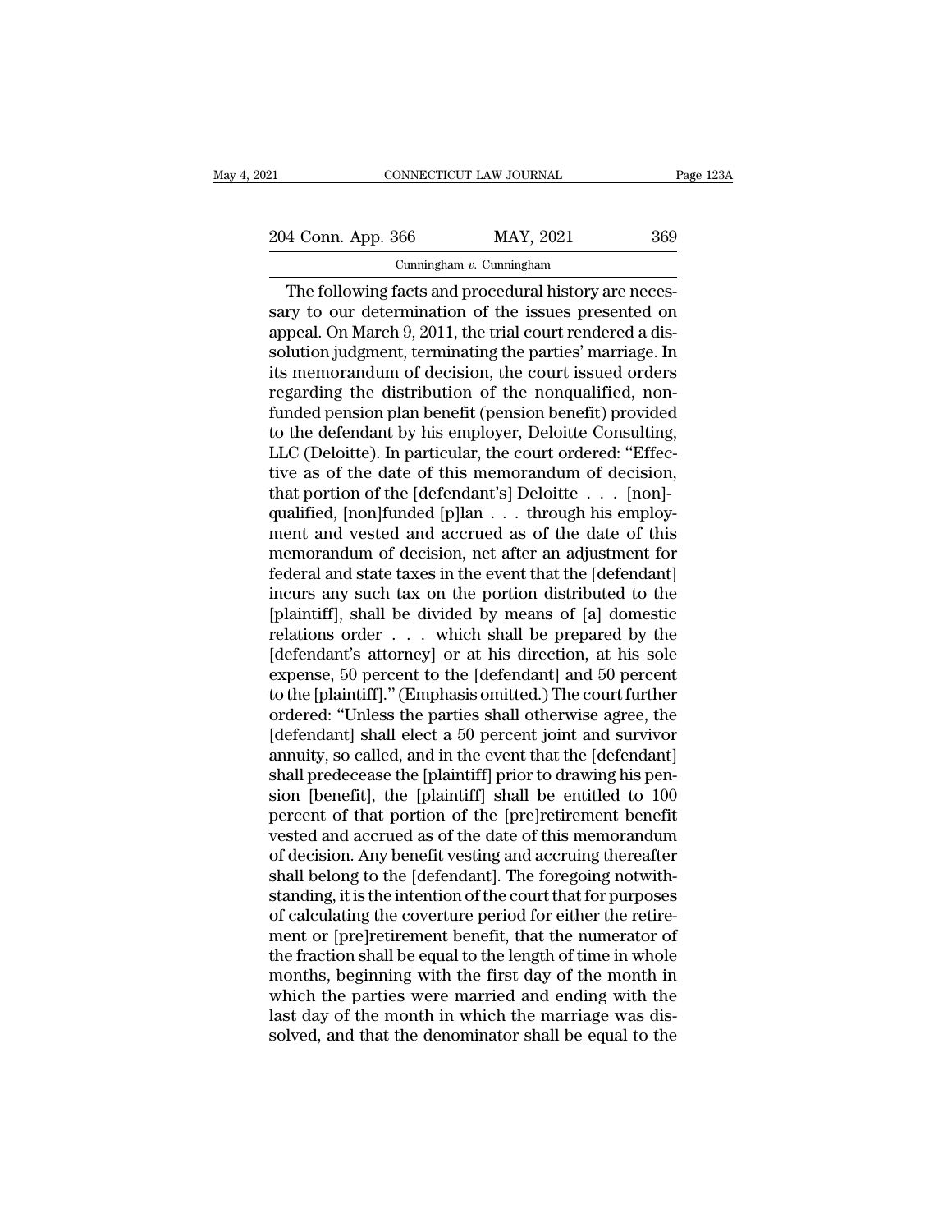The following facts and procedural history are necessary to our determination of the issues presented on appeal. On March 9, 2011, the trial court rendered a dissolution judgment, terminating the parties' marriage. In its memorandum of decision, the court issued orders regarding the distribution of the nonqualified, nonfunded pension plan benefit (pension benefit) provided to the defendant by his employer, Deloitte Consulting, LLC (Deloitte). In particular, the court ordered: "Effective as of the date of this memorandum of decision, that portion of the [defendant's] Deloitte . . . [non]-qualified, [non]funded [p]lan . . . through his employment and vested and accrued as of the date of this memorandum of decision, net after an adjustment for federal and state taxes in the event that the [defendant] incurs any such tax on the portion distributed to the [plaintiff], shall be divided by means of [a] domestic relations order . . . which shall be prepared by the [defendant's attorney] or at his direction, at his sole expense, 50 percent to the [defendant] and 50 percent to the [plaintiff]." (Emphasis omitted.) The court further ordered: "Unless the parties shall otherwise agree, the [defendant] shall elect a 50 percent joint and survivor annuity, so called, and in the event that the [defendant] shall predecease the [plaintiff] prior to drawing his pension [benefit], the [plaintiff] shall be entitled to 100 percent of that portion of the [pre]retirement benefit vested and accrued as of the date of this memorandum of decision. Any benefit vesting and accruing thereafter shall belong to the [defendant]. The foregoing notwithstanding, it is the intention of the court that for purposes of calculating the coverture period for either the retirement or [pre]retirement benefit, that the numerator of the fraction shall be equal to the length of time in whole months, beginning with the first day of the month in which the parties were married and ending with the last day of the month in which the marriage was dissolved, and that the denominator shall be equal to the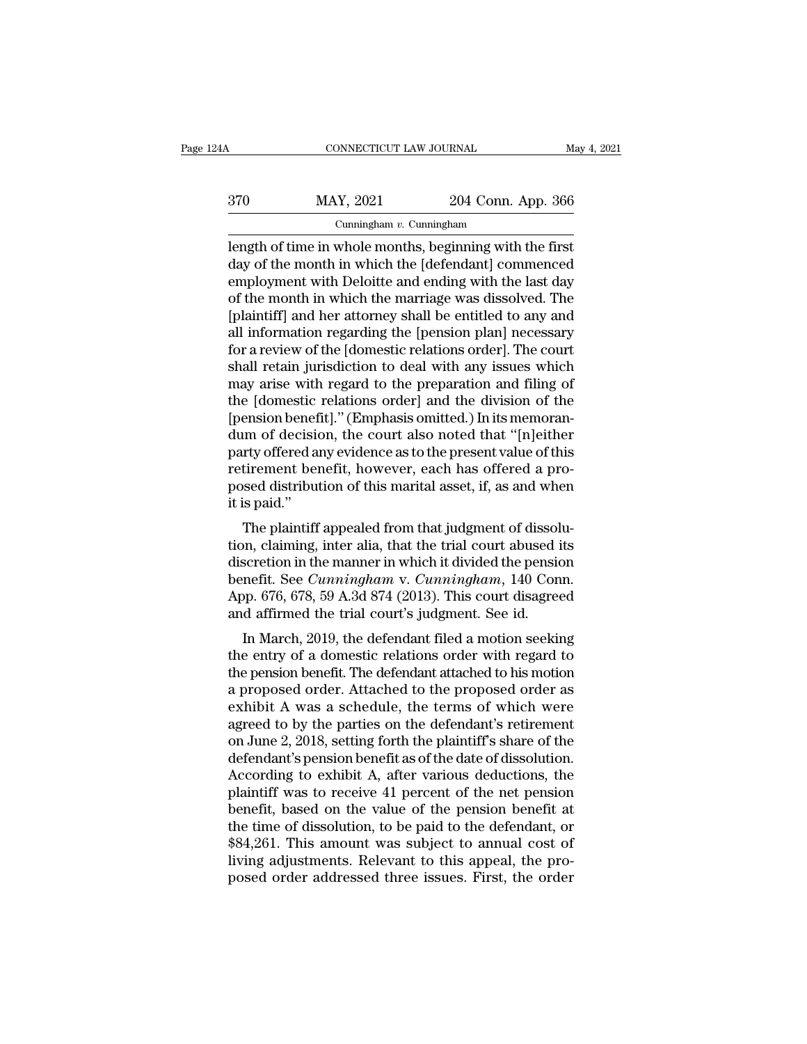length of time in whole months, beginning with the first day of the month in which the [defendant] commenced employment with Deloitte and ending with the last day of the month in which the marriage was dissolved. The [plaintiff] and her attorney shall be entitled to any and all information regarding the [pension plan] necessary for a review of the [domestic relations order]. The court shall retain jurisdiction to deal with any issues which may arise with regard to the preparation and filing of the [domestic relations order] and the division of the [pension benefit]." (Emphasis omitted.) In its memorandum of decision, the court also noted that "[n]either party offered any evidence as to the present value of this retirement benefit, however, each has offered a proposed distribution of this marital asset, if, as and when it is paid."

The plaintiff appealed from that judgment of dissolution, claiming, inter alia, that the trial court abused its discretion in the manner in which it divided the pension benefit. See *Cunningham* v. *Cunningham*, 140 Conn. App. 676, 678, 59 A.3d 874 (2013). This court disagreed and affirmed the trial court's judgment. See id.

In March, 2019, the defendant filed a motion seeking the entry of a domestic relations order with regard to the pension benefit. The defendant attached to his motion a proposed order. Attached to the proposed order as exhibit A was a schedule, the terms of which were agreed to by the parties on the defendant's retirement on June 2, 2018, setting forth the plaintiff's share of the defendant's pension benefit as of the date of dissolution. According to exhibit A, after various deductions, the plaintiff was to receive 41 percent of the net pension benefit, based on the value of the pension benefit at the time of dissolution, to be paid to the defendant, or $84,261. This amount was subject to annual cost of living adjustments. Relevant to this appeal, the proposed order addressed three issues. First, the order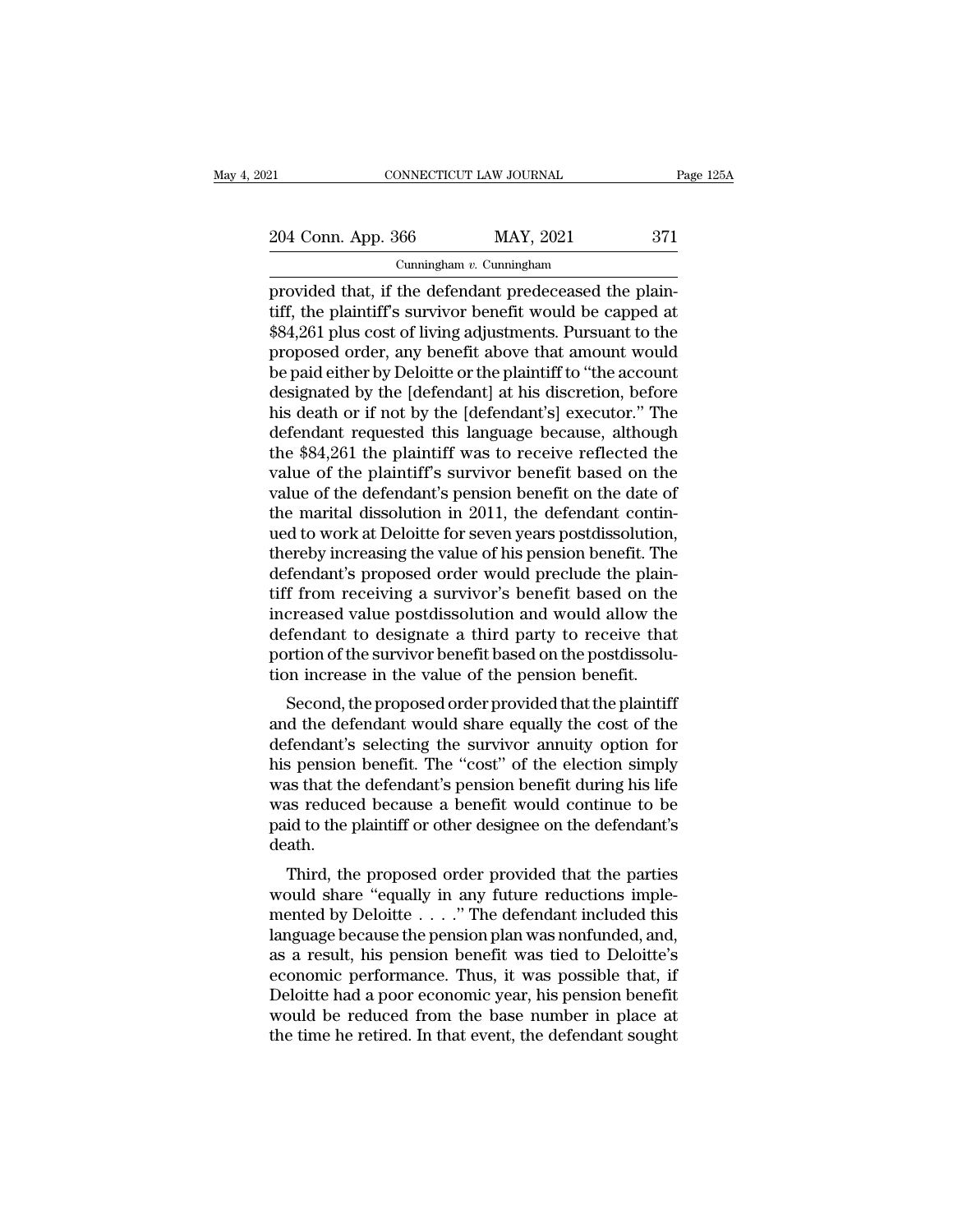provided that, if the defendant predeceased the plaintiff, the plaintiff's survivor benefit would be capped at $84,261 plus cost of living adjustments. Pursuant to the proposed order, any benefit above that amount would be paid either by Deloitte or the plaintiff to "the account designated by the [defendant] at his discretion, before his death or if not by the [defendant's] executor." The defendant requested this language because, although the $84,261 the plaintiff was to receive reflected the value of the plaintiff's survivor benefit based on the value of the defendant's pension benefit on the date of the marital dissolution in 2011, the defendant continued to work at Deloitte for seven years postdissolution, thereby increasing the value of his pension benefit. The defendant's proposed order would preclude the plaintiff from receiving a survivor's benefit based on the increased value postdissolution and would allow the defendant to designate a third party to receive that portion of the survivor benefit based on the postdissolution increase in the value of the pension benefit.

Second, the proposed order provided that the plaintiff and the defendant would share equally the cost of the defendant's selecting the survivor annuity option for his pension benefit. The "cost" of the election simply was that the defendant's pension benefit during his life was reduced because a benefit would continue to be paid to the plaintiff or other designee on the defendant's death.

Third, the proposed order provided that the parties would share "equally in any future reductions implemented by Deloitte . . . ." The defendant included this language because the pension plan was nonfunded, and, as a result, his pension benefit was tied to Deloitte's economic performance. Thus, it was possible that, if Deloitte had a poor economic year, his pension benefit would be reduced from the base number in place at the time he retired. In that event, the defendant sought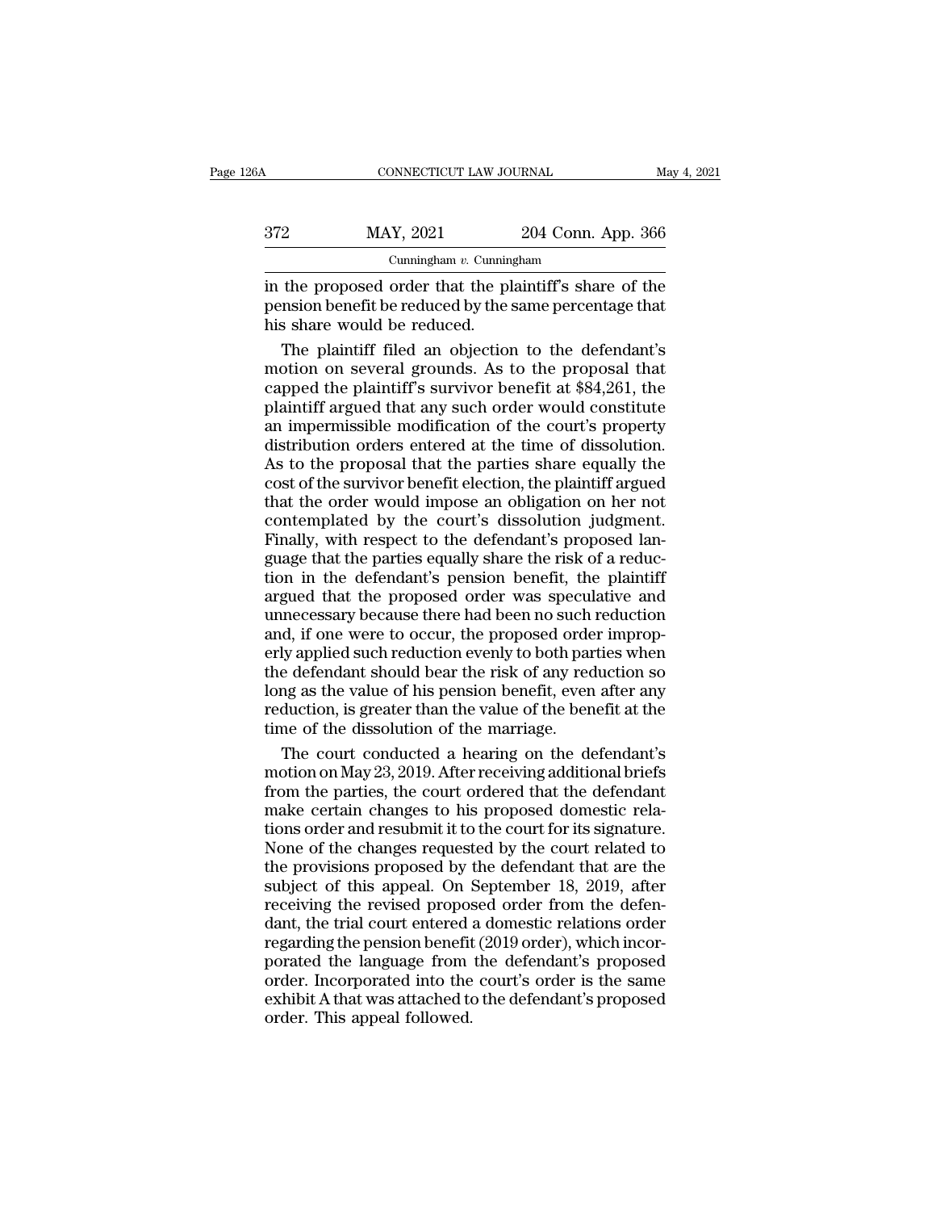in the proposed order that the plaintiff's share of the pension benefit be reduced by the same percentage that his share would be reduced.

The plaintiff filed an objection to the defendant's motion on several grounds. As to the proposal that capped the plaintiff's survivor benefit at $84,261, the plaintiff argued that any such order would constitute an impermissible modification of the court's property distribution orders entered at the time of dissolution. As to the proposal that the parties share equally the cost of the survivor benefit election, the plaintiff argued that the order would impose an obligation on her not contemplated by the court's dissolution judgment. Finally, with respect to the defendant's proposed language that the parties equally share the risk of a reduction in the defendant's pension benefit, the plaintiff argued that the proposed order was speculative and unnecessary because there had been no such reduction and, if one were to occur, the proposed order improperly applied such reduction evenly to both parties when the defendant should bear the risk of any reduction so long as the value of his pension benefit, even after any reduction, is greater than the value of the benefit at the time of the dissolution of the marriage.

The court conducted a hearing on the defendant's motion on May 23, 2019. After receiving additional briefs from the parties, the court ordered that the defendant make certain changes to his proposed domestic relations order and resubmit it to the court for its signature. None of the changes requested by the court related to the provisions proposed by the defendant that are the subject of this appeal. On September 18, 2019, after receiving the revised proposed order from the defendant, the trial court entered a domestic relations order regarding the pension benefit (2019 order), which incorporated the language from the defendant's proposed order. Incorporated into the court's order is the same exhibit A that was attached to the defendant's proposed order. This appeal followed.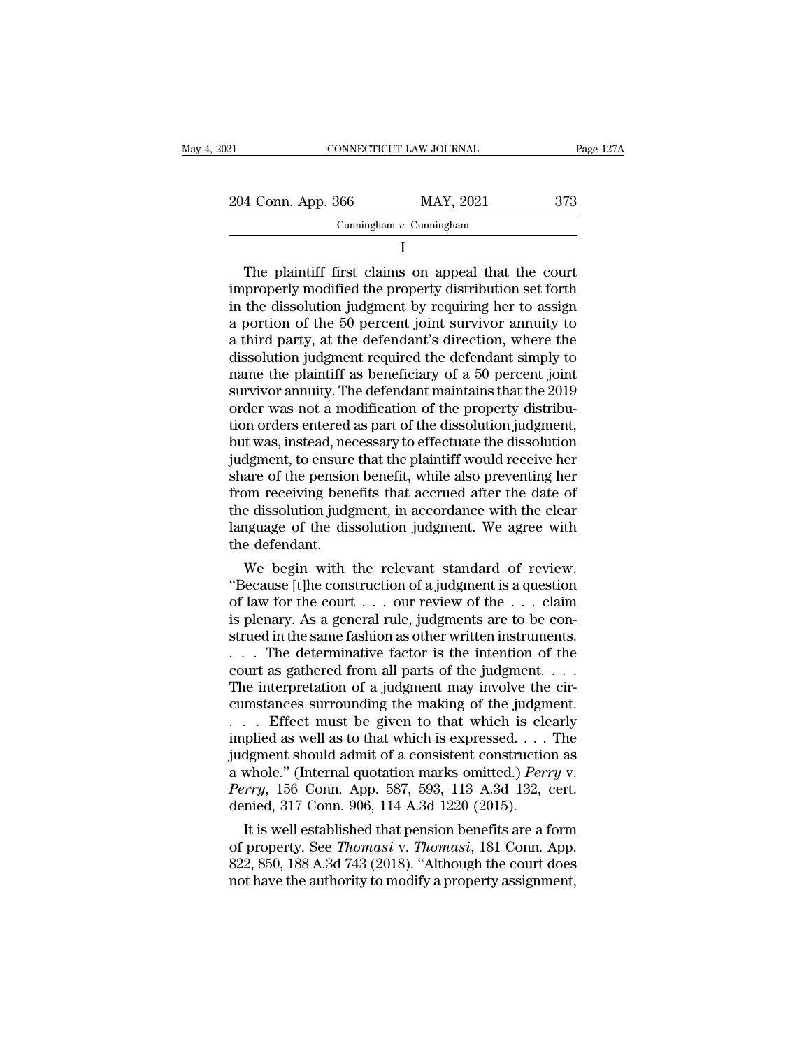I

The plaintiff first claims on appeal that the court improperly modified the property distribution set forth in the dissolution judgment by requiring her to assign a portion of the 50 percent joint survivor annuity to a third party, at the defendant's direction, where the dissolution judgment required the defendant simply to name the plaintiff as beneficiary of a 50 percent joint survivor annuity. The defendant maintains that the 2019 order was not a modification of the property distribution orders entered as part of the dissolution judgment, but was, instead, necessary to effectuate the dissolution judgment, to ensure that the plaintiff would receive her share of the pension benefit, while also preventing her from receiving benefits that accrued after the date of the dissolution judgment, in accordance with the clear language of the dissolution judgment. We agree with the defendant.

We begin with the relevant standard of review. "Because [t]he construction of a judgment is a question of law for the court . . . our review of the . . . claim is plenary. As a general rule, judgments are to be construed in the same fashion as other written instruments. . . . The determinative factor is the intention of the court as gathered from all parts of the judgment. . . . The interpretation of a judgment may involve the circumstances surrounding the making of the judgment. . . . Effect must be given to that which is clearly implied as well as to that which is expressed. . . . The judgment should admit of a consistent construction as a whole." (Internal quotation marks omitted.) *Perry* v. *Perry*, 156 Conn. App. 587, 593, 113 A.3d 132, cert. denied, 317 Conn. 906, 114 A.3d 1220 (2015).

It is well established that pension benefits are a form of property. See *Thomasi* v. *Thomasi*, 181 Conn. App. 822, 850, 188 A.3d 743 (2018). "Although the court does not have the authority to modify a property assignment,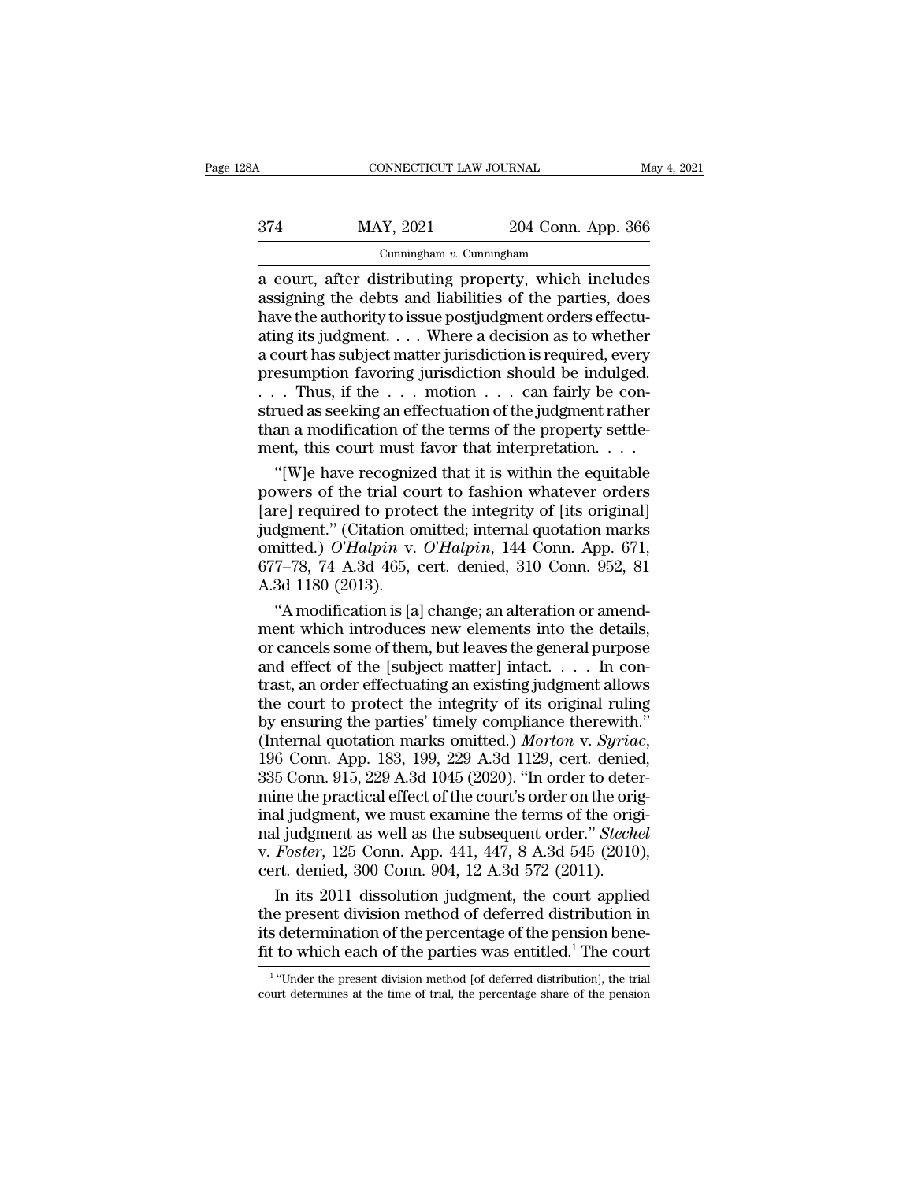a court, after distributing property, which includes assigning the debts and liabilities of the parties, does have the authority to issue postjudgment orders effectuating its judgment. . . . Where a decision as to whether a court has subject matter jurisdiction is required, every presumption favoring jurisdiction should be indulged. . . . Thus, if the . . . motion . . . can fairly be construed as seeking an effectuation of the judgment rather than a modification of the terms of the property settlement, this court must favor that interpretation. . . .

"[W]e have recognized that it is within the equitable powers of the trial court to fashion whatever orders [are] required to protect the integrity of [its original] judgment." (Citation omitted; internal quotation marks omitted.) *O'Halpin* v. *O'Halpin*, 144 Conn. App. 671, 677–78, 74 A.3d 465, cert. denied, 310 Conn. 952, 81 A.3d 1180 (2013).

"A modification is [a] change; an alteration or amendment which introduces new elements into the details, or cancels some of them, but leaves the general purpose and effect of the [subject matter] intact. . . . In contrast, an order effectuating an existing judgment allows the court to protect the integrity of its original ruling by ensuring the parties' timely compliance therewith." (Internal quotation marks omitted.) *Morton* v. *Syriac*, 196 Conn. App. 183, 199, 229 A.3d 1129, cert. denied, 335 Conn. 915, 229 A.3d 1045 (2020). "In order to determine the practical effect of the court's order on the original judgment, we must examine the terms of the original judgment as well as the subsequent order." *Stechel* v. *Foster*, 125 Conn. App. 441, 447, 8 A.3d 545 (2010), cert. denied, 300 Conn. 904, 12 A.3d 572 (2011).

In its 2011 dissolution judgment, the court applied the present division method of deferred distribution in its determination of the percentage of the pension benefit to which each of the parties was entitled.[1] The court

[1] "Under the present division method [of deferred distribution], the trial court determines at the time of trial, the percentage share of the pension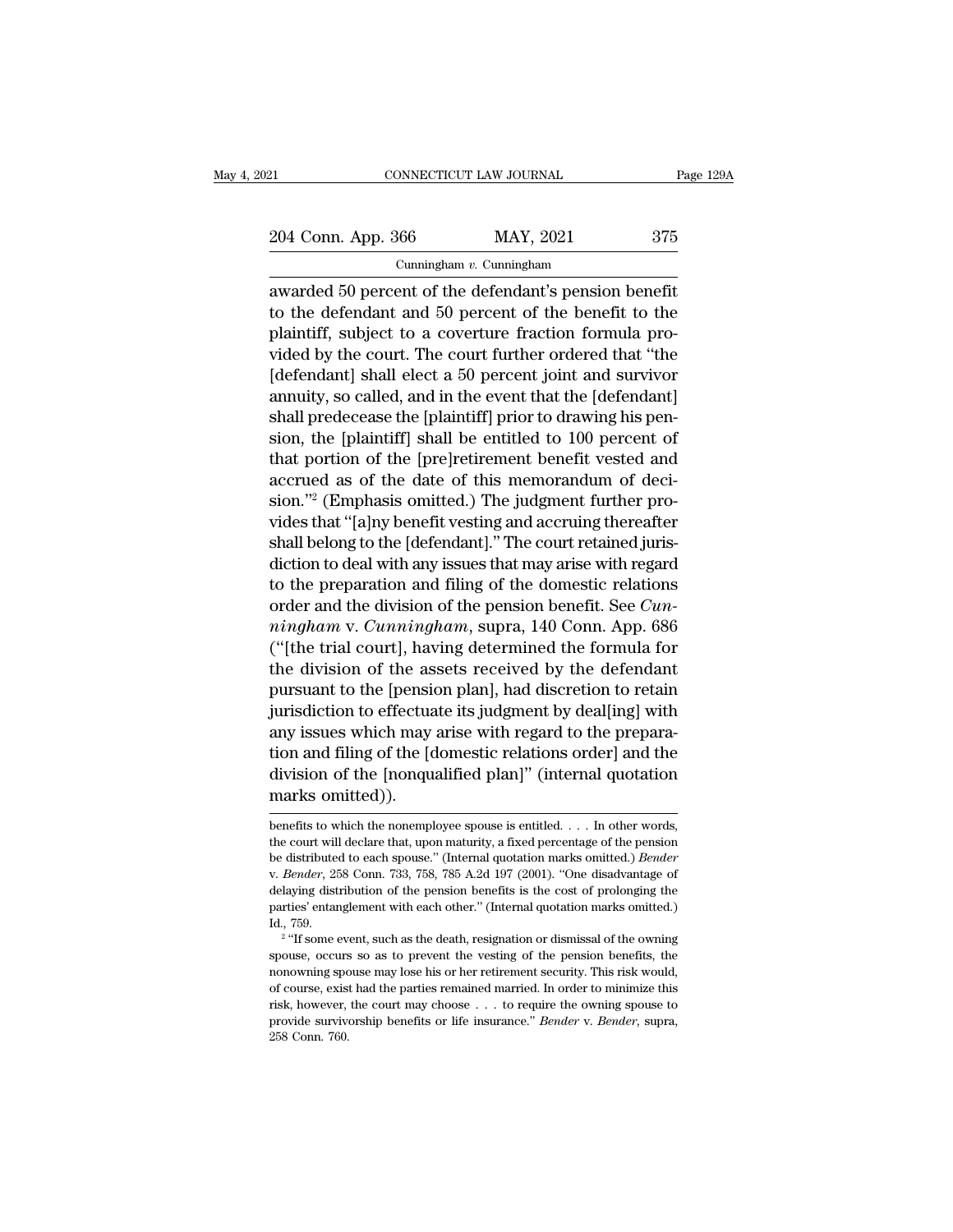awarded 50 percent of the defendant's pension benefit to the defendant and 50 percent of the benefit to the plaintiff, subject to a coverture fraction formula provided by the court. The court further ordered that "the [defendant] shall elect a 50 percent joint and survivor annuity, so called, and in the event that the [defendant] shall predecease the [plaintiff] prior to drawing his pension, the [plaintiff] shall be entitled to 100 percent of that portion of the [pre]retirement benefit vested and accrued as of the date of this memorandum of decision."[2] (Emphasis omitted.) The judgment further provides that "[a]ny benefit vesting and accruing thereafter shall belong to the [defendant]." The court retained jurisdiction to deal with any issues that may arise with regard to the preparation and filing of the domestic relations order and the division of the pension benefit. See *Cunningham* v. *Cunningham*, supra, 140 Conn. App. 686 ("[the trial court], having determined the formula for the division of the assets received by the defendant pursuant to the [pension plan], had discretion to retain jurisdiction to effectuate its judgment by deal[ing] with any issues which may arise with regard to the preparation and filing of the [domestic relations order] and the division of the [nonqualified plan]" (internal quotation marks omitted)).

---

benefits to which the nonemployee spouse is entitled. . . . In other words, the court will declare that, upon maturity, a fixed percentage of the pension be distributed to each spouse." (Internal quotation marks omitted.) *Bender* v. *Bender*, 258 Conn. 733, 758, 785 A.2d 197 (2001). "One disadvantage of delaying distribution of the pension benefits is the cost of prolonging the parties' entanglement with each other." (Internal quotation marks omitted.) Id., 759.

[2] "If some event, such as the death, resignation or dismissal of the owning spouse, occurs so as to prevent the vesting of the pension benefits, the nonowning spouse may lose his or her retirement security. This risk would, of course, exist had the parties remained married. In order to minimize this risk, however, the court may choose . . . to require the owning spouse to provide survivorship benefits or life insurance." *Bender* v. *Bender*, supra, 258 Conn. 760.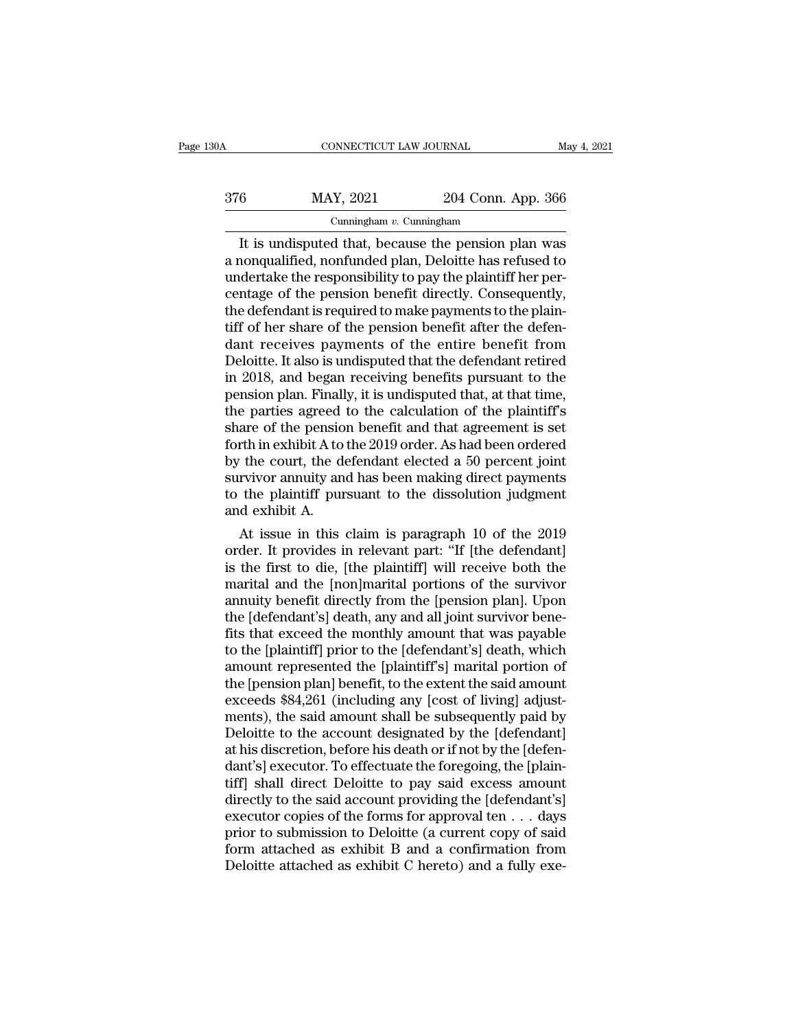It is undisputed that, because the pension plan was a nonqualified, nonfunded plan, Deloitte has refused to undertake the responsibility to pay the plaintiff her percentage of the pension benefit directly. Consequently, the defendant is required to make payments to the plaintiff of her share of the pension benefit after the defendant receives payments of the entire benefit from Deloitte. It also is undisputed that the defendant retired in 2018, and began receiving benefits pursuant to the pension plan. Finally, it is undisputed that, at that time, the parties agreed to the calculation of the plaintiff's share of the pension benefit and that agreement is set forth in exhibit A to the 2019 order. As had been ordered by the court, the defendant elected a 50 percent joint survivor annuity and has been making direct payments to the plaintiff pursuant to the dissolution judgment and exhibit A.

At issue in this claim is paragraph 10 of the 2019 order. It provides in relevant part: "If [the defendant] is the first to die, [the plaintiff] will receive both the marital and the [non]marital portions of the survivor annuity benefit directly from the [pension plan]. Upon the [defendant's] death, any and all joint survivor benefits that exceed the monthly amount that was payable to the [plaintiff] prior to the [defendant's] death, which amount represented the [plaintiff's] marital portion of the [pension plan] benefit, to the extent the said amount exceeds $84,261 (including any [cost of living] adjustments), the said amount shall be subsequently paid by Deloitte to the account designated by the [defendant] at his discretion, before his death or if not by the [defendant's] executor. To effectuate the foregoing, the [plaintiff] shall direct Deloitte to pay said excess amount directly to the said account providing the [defendant's] executor copies of the forms for approval ten . . . days prior to submission to Deloitte (a current copy of said form attached as exhibit B and a confirmation from Deloitte attached as exhibit C hereto) and a fully exe-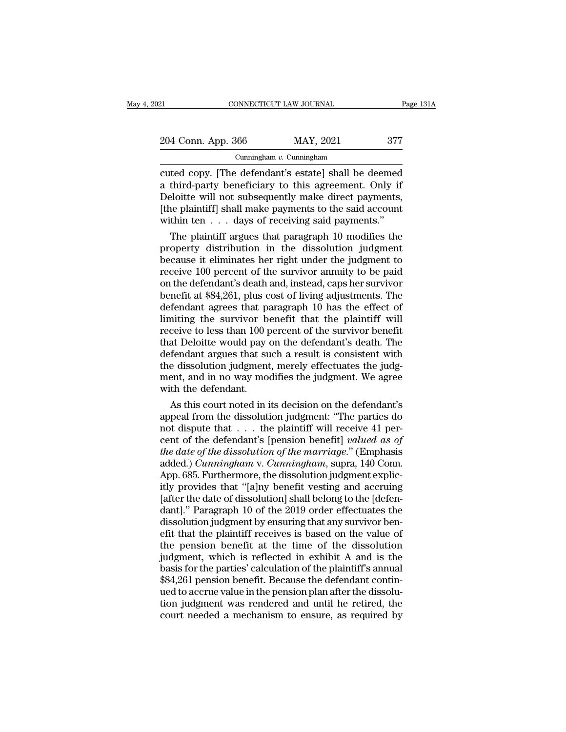cuted copy. [The defendant's estate] shall be deemed a third-party beneficiary to this agreement. Only if Deloitte will not subsequently make direct payments, [the plaintiff] shall make payments to the said account within ten . . . days of receiving said payments."

The plaintiff argues that paragraph 10 modifies the property distribution in the dissolution judgment because it eliminates her right under the judgment to receive 100 percent of the survivor annuity to be paid on the defendant's death and, instead, caps her survivor benefit at $84,261, plus cost of living adjustments. The defendant agrees that paragraph 10 has the effect of limiting the survivor benefit that the plaintiff will receive to less than 100 percent of the survivor benefit that Deloitte would pay on the defendant's death. The defendant argues that such a result is consistent with the dissolution judgment, merely effectuates the judgment, and in no way modifies the judgment. We agree with the defendant.

As this court noted in its decision on the defendant's appeal from the dissolution judgment: "The parties do not dispute that . . . the plaintiff will receive 41 percent of the defendant's [pension benefit] *valued as of the date of the dissolution of the marriage*." (Emphasis added.) *Cunningham* v. *Cunningham*, supra, 140 Conn. App. 685. Furthermore, the dissolution judgment explicitly provides that "[a]ny benefit vesting and accruing [after the date of dissolution] shall belong to the [defendant]." Paragraph 10 of the 2019 order effectuates the dissolution judgment by ensuring that any survivor benefit that the plaintiff receives is based on the value of the pension benefit at the time of the dissolution judgment, which is reflected in exhibit A and is the basis for the parties' calculation of the plaintiff's annual $84,261 pension benefit. Because the defendant continued to accrue value in the pension plan after the dissolution judgment was rendered and until he retired, the court needed a mechanism to ensure, as required by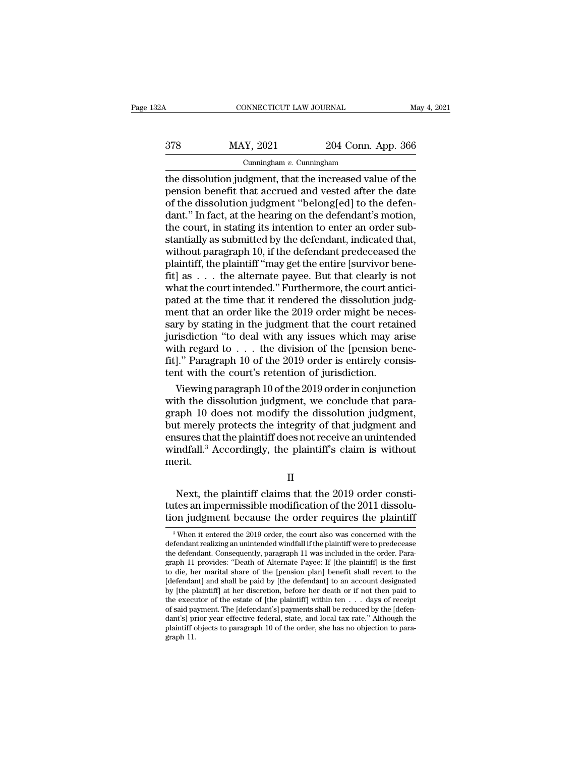the dissolution judgment, that the increased value of the pension benefit that accrued and vested after the date of the dissolution judgment "belong[ed] to the defendant." In fact, at the hearing on the defendant's motion, the court, in stating its intention to enter an order substantially as submitted by the defendant, indicated that, without paragraph 10, if the defendant predeceased the plaintiff, the plaintiff "may get the entire [survivor benefit] as . . . the alternate payee. But that clearly is not what the court intended." Furthermore, the court anticipated at the time that it rendered the dissolution judgment that an order like the 2019 order might be necessary by stating in the judgment that the court retained jurisdiction "to deal with any issues which may arise with regard to . . . the division of the [pension benefit]." Paragraph 10 of the 2019 order is entirely consistent with the court's retention of jurisdiction.

Viewing paragraph 10 of the 2019 order in conjunction with the dissolution judgment, we conclude that paragraph 10 does not modify the dissolution judgment, but merely protects the integrity of that judgment and ensures that the plaintiff does not receive an unintended windfall.[3] Accordingly, the plaintiff's claim is without merit.

II

Next, the plaintiff claims that the 2019 order constitutes an impermissible modification of the 2011 dissolution judgment because the order requires the plaintiff

[3] When it entered the 2019 order, the court also was concerned with the defendant realizing an unintended windfall if the plaintiff were to predecease the defendant. Consequently, paragraph 11 was included in the order. Paragraph 11 provides: "Death of Alternate Payee: If [the plaintiff] is the first to die, her marital share of the [pension plan] benefit shall revert to the [defendant] and shall be paid by [the defendant] to an account designated by [the plaintiff] at her discretion, before her death or if not then paid to the executor of the estate of [the plaintiff] within ten . . . days of receipt of said payment. The [defendant's] payments shall be reduced by the [defendant's] prior year effective federal, state, and local tax rate." Although the plaintiff objects to paragraph 10 of the order, she has no objection to paragraph 11.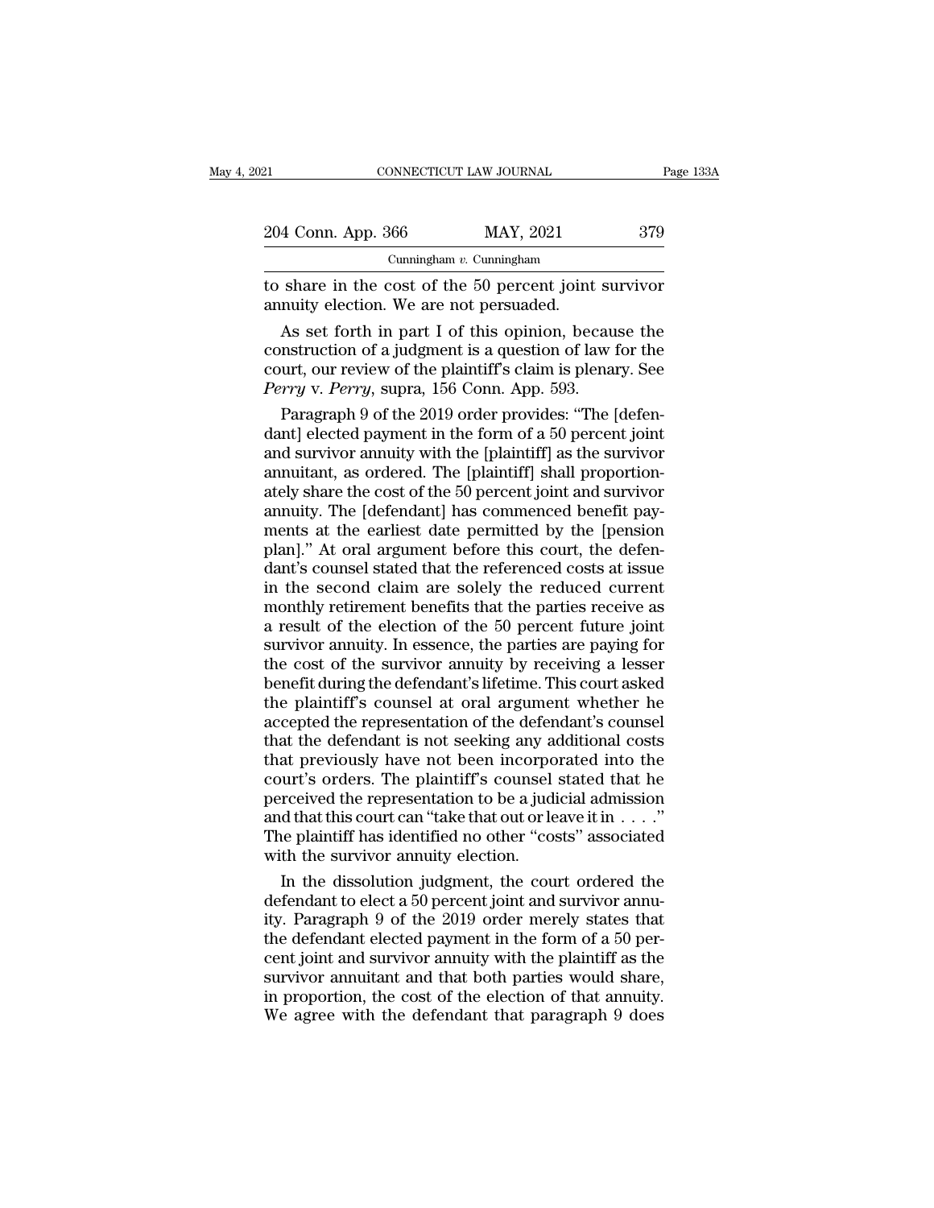to share in the cost of the 50 percent joint survivor annuity election. We are not persuaded.

As set forth in part I of this opinion, because the construction of a judgment is a question of law for the court, our review of the plaintiff's claim is plenary. See *Perry* v. *Perry*, supra, 156 Conn. App. 593.

Paragraph 9 of the 2019 order provides: "The [defendant] elected payment in the form of a 50 percent joint and survivor annuity with the [plaintiff] as the survivor annuitant, as ordered. The [plaintiff] shall proportionately share the cost of the 50 percent joint and survivor annuity. The [defendant] has commenced benefit payments at the earliest date permitted by the [pension plan]." At oral argument before this court, the defendant's counsel stated that the referenced costs at issue in the second claim are solely the reduced current monthly retirement benefits that the parties receive as a result of the election of the 50 percent future joint survivor annuity. In essence, the parties are paying for the cost of the survivor annuity by receiving a lesser benefit during the defendant's lifetime. This court asked the plaintiff's counsel at oral argument whether he accepted the representation of the defendant's counsel that the defendant is not seeking any additional costs that previously have not been incorporated into the court's orders. The plaintiff's counsel stated that he perceived the representation to be a judicial admission and that this court can "take that out or leave it in . . . ." The plaintiff has identified no other "costs" associated with the survivor annuity election.

In the dissolution judgment, the court ordered the defendant to elect a 50 percent joint and survivor annuity. Paragraph 9 of the 2019 order merely states that the defendant elected payment in the form of a 50 percent joint and survivor annuity with the plaintiff as the survivor annuitant and that both parties would share, in proportion, the cost of the election of that annuity. We agree with the defendant that paragraph 9 does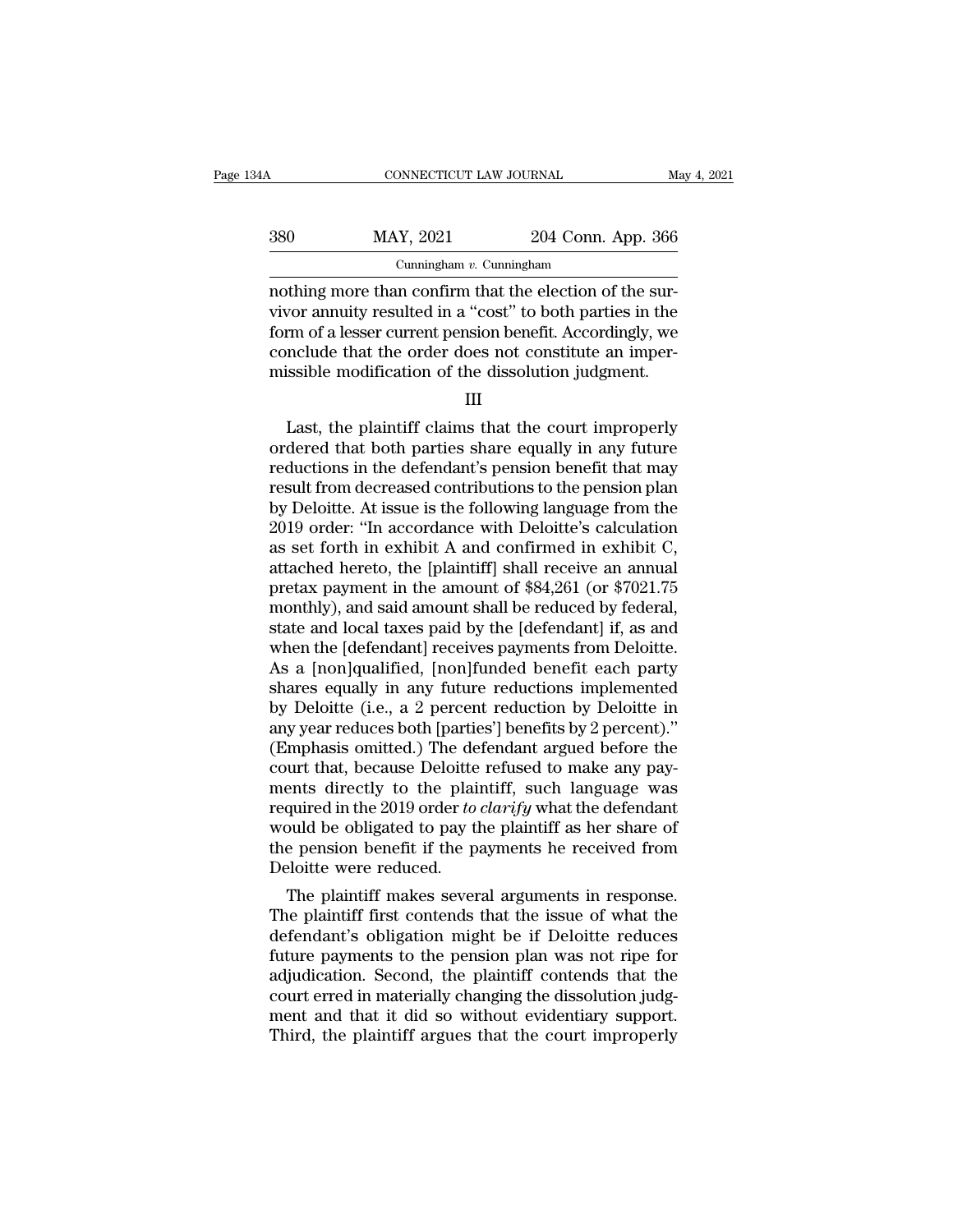nothing more than confirm that the election of the survivor annuity resulted in a "cost" to both parties in the form of a lesser current pension benefit. Accordingly, we conclude that the order does not constitute an impermissible modification of the dissolution judgment.

III

Last, the plaintiff claims that the court improperly ordered that both parties share equally in any future reductions in the defendant's pension benefit that may result from decreased contributions to the pension plan by Deloitte. At issue is the following language from the 2019 order: "In accordance with Deloitte's calculation as set forth in exhibit A and confirmed in exhibit C, attached hereto, the [plaintiff] shall receive an annual pretax payment in the amount of $84,261 (or $7021.75 monthly), and said amount shall be reduced by federal, state and local taxes paid by the [defendant] if, as and when the [defendant] receives payments from Deloitte. As a [non]qualified, [non]funded benefit each party shares equally in any future reductions implemented by Deloitte (i.e., a 2 percent reduction by Deloitte in any year reduces both [parties'] benefits by 2 percent)." (Emphasis omitted.) The defendant argued before the court that, because Deloitte refused to make any payments directly to the plaintiff, such language was required in the 2019 order *to clarify* what the defendant would be obligated to pay the plaintiff as her share of the pension benefit if the payments he received from Deloitte were reduced.

The plaintiff makes several arguments in response. The plaintiff first contends that the issue of what the defendant's obligation might be if Deloitte reduces future payments to the pension plan was not ripe for adjudication. Second, the plaintiff contends that the court erred in materially changing the dissolution judgment and that it did so without evidentiary support. Third, the plaintiff argues that the court improperly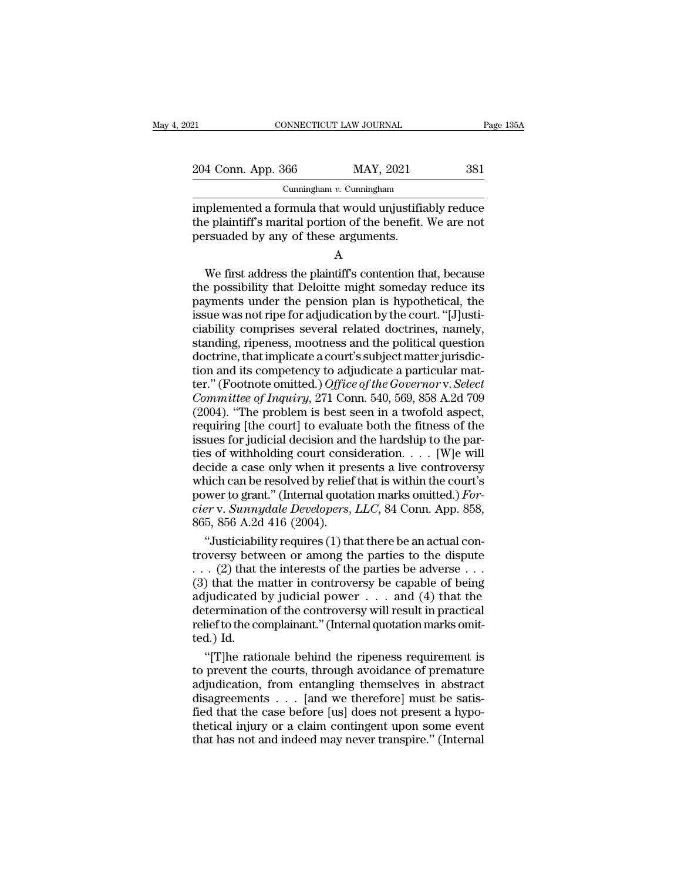implemented a formula that would unjustifiably reduce the plaintiff's marital portion of the benefit. We are not persuaded by any of these arguments.

A

We first address the plaintiff's contention that, because the possibility that Deloitte might someday reduce its payments under the pension plan is hypothetical, the issue was not ripe for adjudication by the court. "[J]usticiability comprises several related doctrines, namely, standing, ripeness, mootness and the political question doctrine, that implicate a court's subject matter jurisdiction and its competency to adjudicate a particular matter." (Footnote omitted.) *Office of the Governor* v. *Select Committee of Inquiry*, 271 Conn. 540, 569, 858 A.2d 709 (2004). "The problem is best seen in a twofold aspect, requiring [the court] to evaluate both the fitness of the issues for judicial decision and the hardship to the parties of withholding court consideration. . . . [W]e will decide a case only when it presents a live controversy which can be resolved by relief that is within the court's power to grant." (Internal quotation marks omitted.) *Forcier* v. *Sunnydale Developers, LLC*, 84 Conn. App. 858, 865, 856 A.2d 416 (2004).

"Justiciability requires (1) that there be an actual controversy between or among the parties to the dispute . . . (2) that the interests of the parties be adverse . . . (3) that the matter in controversy be capable of being adjudicated by judicial power . . . and (4) that the determination of the controversy will result in practical relief to the complainant." (Internal quotation marks omitted.) Id.

"[T]he rationale behind the ripeness requirement is to prevent the courts, through avoidance of premature adjudication, from entangling themselves in abstract disagreements . . . [and we therefore] must be satisfied that the case before [us] does not present a hypothetical injury or a claim contingent upon some event that has not and indeed may never transpire." (Internal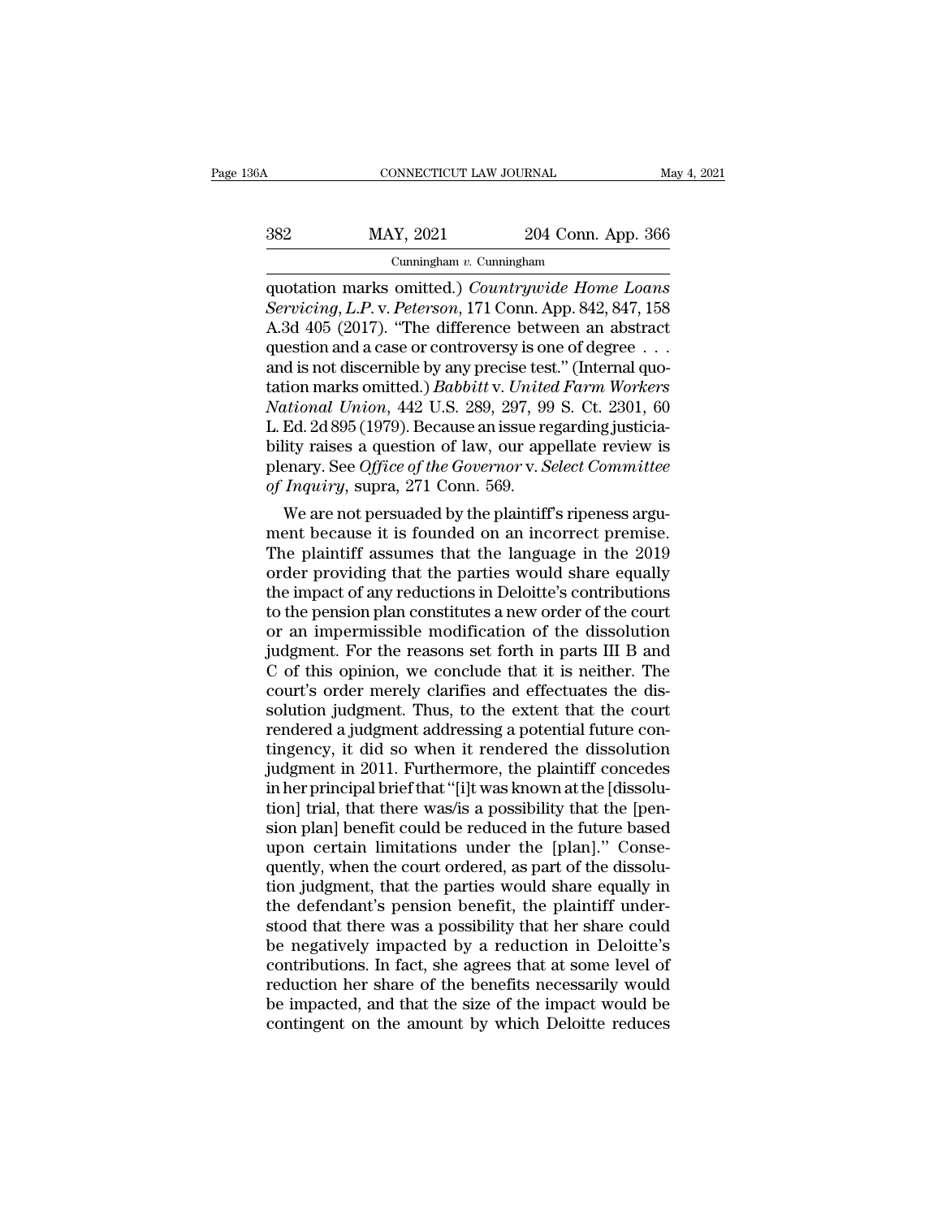quotation marks omitted.) *Countrywide Home Loans Servicing, L.P.* v. *Peterson*, 171 Conn. App. 842, 847, 158 A.3d 405 (2017). "The difference between an abstract question and a case or controversy is one of degree . . . and is not discernible by any precise test." (Internal quotation marks omitted.) *Babbitt* v. *United Farm Workers National Union*, 442 U.S. 289, 297, 99 S. Ct. 2301, 60 L. Ed. 2d 895 (1979). Because an issue regarding justiciability raises a question of law, our appellate review is plenary. See *Office of the Governor* v. *Select Committee of Inquiry*, supra, 271 Conn. 569.

We are not persuaded by the plaintiff's ripeness argument because it is founded on an incorrect premise. The plaintiff assumes that the language in the 2019 order providing that the parties would share equally the impact of any reductions in Deloitte's contributions to the pension plan constitutes a new order of the court or an impermissible modification of the dissolution judgment. For the reasons set forth in parts III B and C of this opinion, we conclude that it is neither. The court's order merely clarifies and effectuates the dissolution judgment. Thus, to the extent that the court rendered a judgment addressing a potential future contingency, it did so when it rendered the dissolution judgment in 2011. Furthermore, the plaintiff concedes in her principal brief that "[i]t was known at the [dissolution] trial, that there was/is a possibility that the [pension plan] benefit could be reduced in the future based upon certain limitations under the [plan]." Consequently, when the court ordered, as part of the dissolution judgment, that the parties would share equally in the defendant's pension benefit, the plaintiff understood that there was a possibility that her share could be negatively impacted by a reduction in Deloitte's contributions. In fact, she agrees that at some level of reduction her share of the benefits necessarily would be impacted, and that the size of the impact would be contingent on the amount by which Deloitte reduces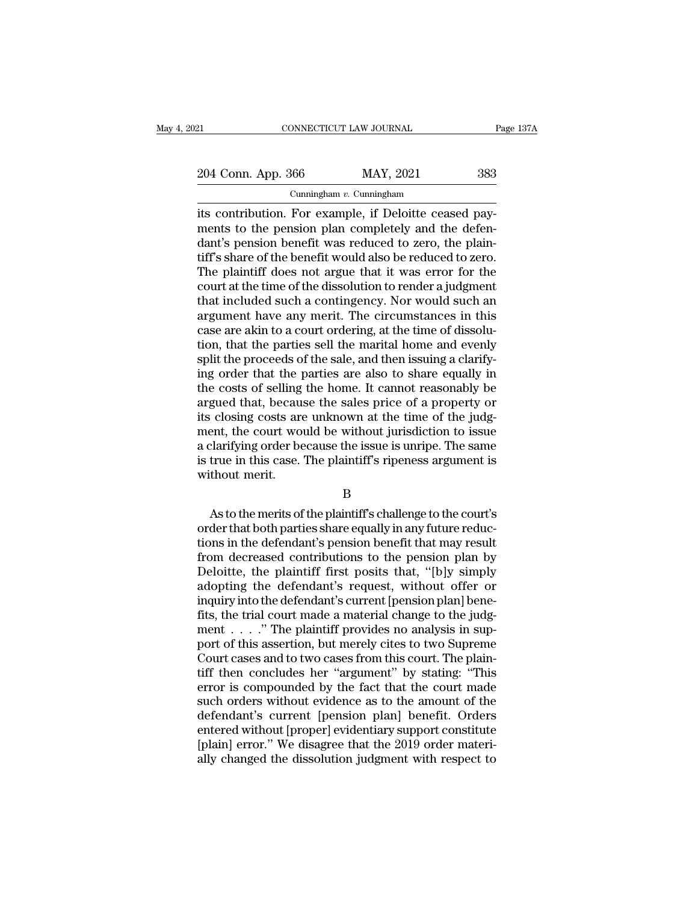its contribution. For example, if Deloitte ceased payments to the pension plan completely and the defendant's pension benefit was reduced to zero, the plaintiff's share of the benefit would also be reduced to zero. The plaintiff does not argue that it was error for the court at the time of the dissolution to render a judgment that included such a contingency. Nor would such an argument have any merit. The circumstances in this case are akin to a court ordering, at the time of dissolution, that the parties sell the marital home and evenly split the proceeds of the sale, and then issuing a clarifying order that the parties are also to share equally in the costs of selling the home. It cannot reasonably be argued that, because the sales price of a property or its closing costs are unknown at the time of the judgment, the court would be without jurisdiction to issue a clarifying order because the issue is unripe. The same is true in this case. The plaintiff's ripeness argument is without merit.

B

As to the merits of the plaintiff's challenge to the court's order that both parties share equally in any future reductions in the defendant's pension benefit that may result from decreased contributions to the pension plan by Deloitte, the plaintiff first posits that, "[b]y simply adopting the defendant's request, without offer or inquiry into the defendant's current [pension plan] benefits, the trial court made a material change to the judgment . . . ." The plaintiff provides no analysis in support of this assertion, but merely cites to two Supreme Court cases and to two cases from this court. The plaintiff then concludes her "argument" by stating: "This error is compounded by the fact that the court made such orders without evidence as to the amount of the defendant's current [pension plan] benefit. Orders entered without [proper] evidentiary support constitute [plain] error." We disagree that the 2019 order materially changed the dissolution judgment with respect to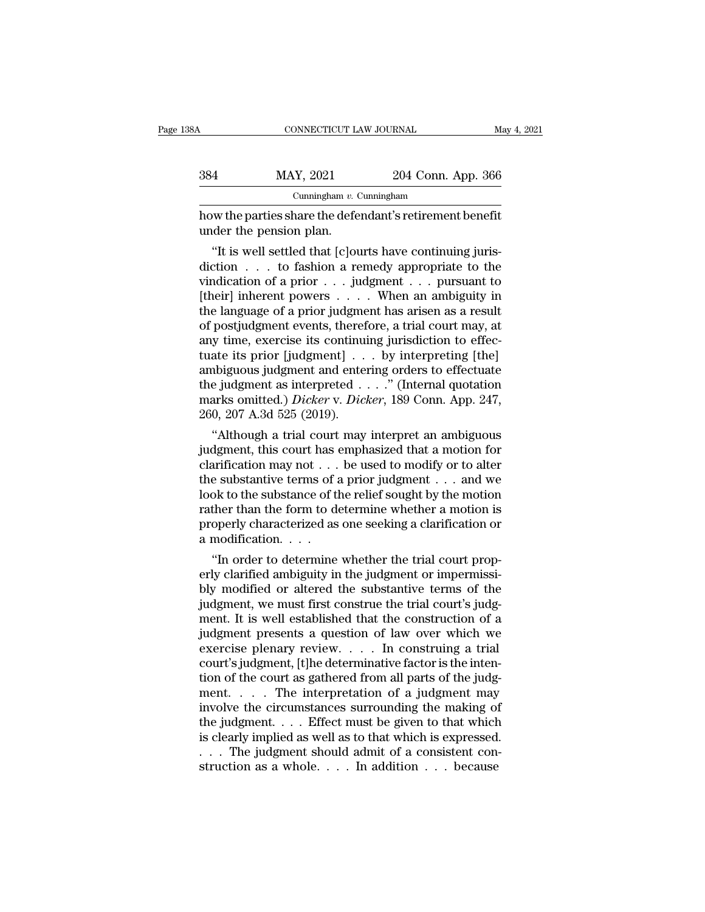how the parties share the defendant's retirement benefit under the pension plan.

"It is well settled that [c]ourts have continuing jurisdiction . . . to fashion a remedy appropriate to the vindication of a prior . . . judgment . . . pursuant to [their] inherent powers . . . . When an ambiguity in the language of a prior judgment has arisen as a result of postjudgment events, therefore, a trial court may, at any time, exercise its continuing jurisdiction to effectuate its prior [judgment] . . . by interpreting [the] ambiguous judgment and entering orders to effectuate the judgment as interpreted . . . ." (Internal quotation marks omitted.) *Dicker* v. *Dicker*, 189 Conn. App. 247, 260, 207 A.3d 525 (2019).

"Although a trial court may interpret an ambiguous judgment, this court has emphasized that a motion for clarification may not . . . be used to modify or to alter the substantive terms of a prior judgment . . . and we look to the substance of the relief sought by the motion rather than the form to determine whether a motion is properly characterized as one seeking a clarification or a modification. . . .

"In order to determine whether the trial court properly clarified ambiguity in the judgment or impermissibly modified or altered the substantive terms of the judgment, we must first construe the trial court's judgment. It is well established that the construction of a judgment presents a question of law over which we exercise plenary review. . . . In construing a trial court's judgment, [t]he determinative factor is the intention of the court as gathered from all parts of the judgment. . . . The interpretation of a judgment may involve the circumstances surrounding the making of the judgment. . . . Effect must be given to that which is clearly implied as well as to that which is expressed. . . . The judgment should admit of a consistent construction as a whole. . . . In addition . . . because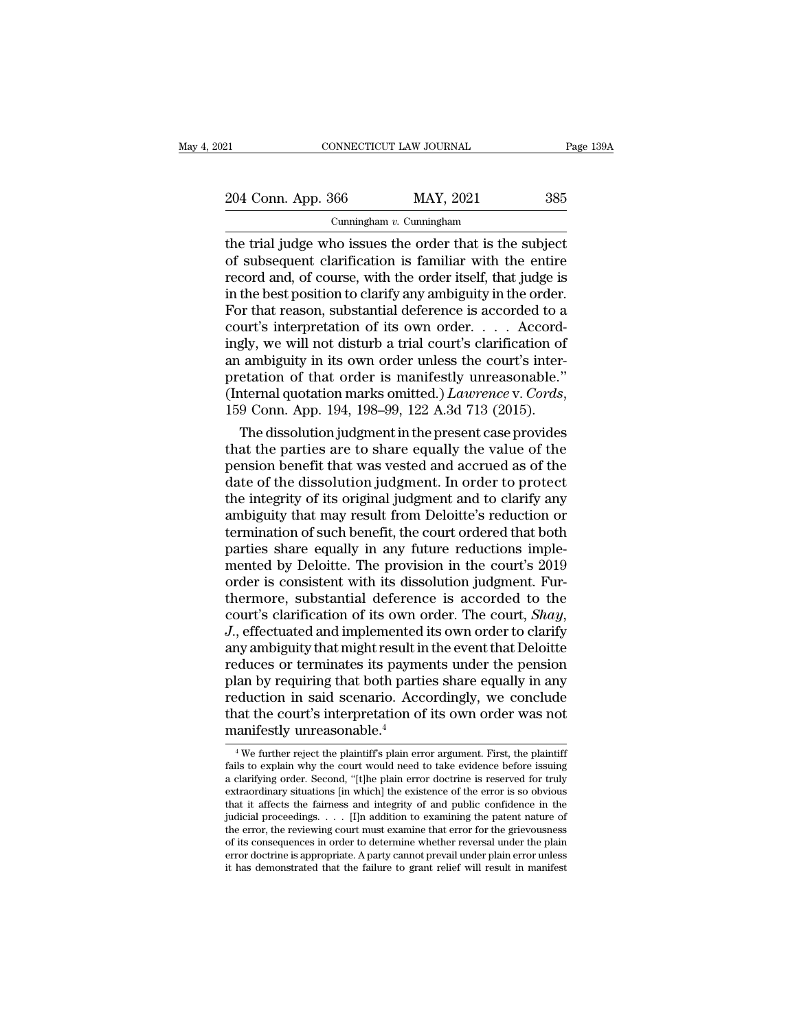the trial judge who issues the order that is the subject of subsequent clarification is familiar with the entire record and, of course, with the order itself, that judge is in the best position to clarify any ambiguity in the order. For that reason, substantial deference is accorded to a court's interpretation of its own order. . . . Accordingly, we will not disturb a trial court's clarification of an ambiguity in its own order unless the court's interpretation of that order is manifestly unreasonable." (Internal quotation marks omitted.) *Lawrence* v. *Cords*, 159 Conn. App. 194, 198–99, 122 A.3d 713 (2015).

The dissolution judgment in the present case provides that the parties are to share equally the value of the pension benefit that was vested and accrued as of the date of the dissolution judgment. In order to protect the integrity of its original judgment and to clarify any ambiguity that may result from Deloitte's reduction or termination of such benefit, the court ordered that both parties share equally in any future reductions implemented by Deloitte. The provision in the court's 2019 order is consistent with its dissolution judgment. Furthermore, substantial deference is accorded to the court's clarification of its own order. The court, *Shay, J.*, effectuated and implemented its own order to clarify any ambiguity that might result in the event that Deloitte reduces or terminates its payments under the pension plan by requiring that both parties share equally in any reduction in said scenario. Accordingly, we conclude that the court's interpretation of its own order was not manifestly unreasonable.[4]

[4] We further reject the plaintiff's plain error argument. First, the plaintiff fails to explain why the court would need to take evidence before issuing a clarifying order. Second, "[t]he plain error doctrine is reserved for truly extraordinary situations [in which] the existence of the error is so obvious that it affects the fairness and integrity of and public confidence in the judicial proceedings. . . . [I]n addition to examining the patent nature of the error, the reviewing court must examine that error for the grievousness of its consequences in order to determine whether reversal under the plain error doctrine is appropriate. A party cannot prevail under plain error unless it has demonstrated that the failure to grant relief will result in manifest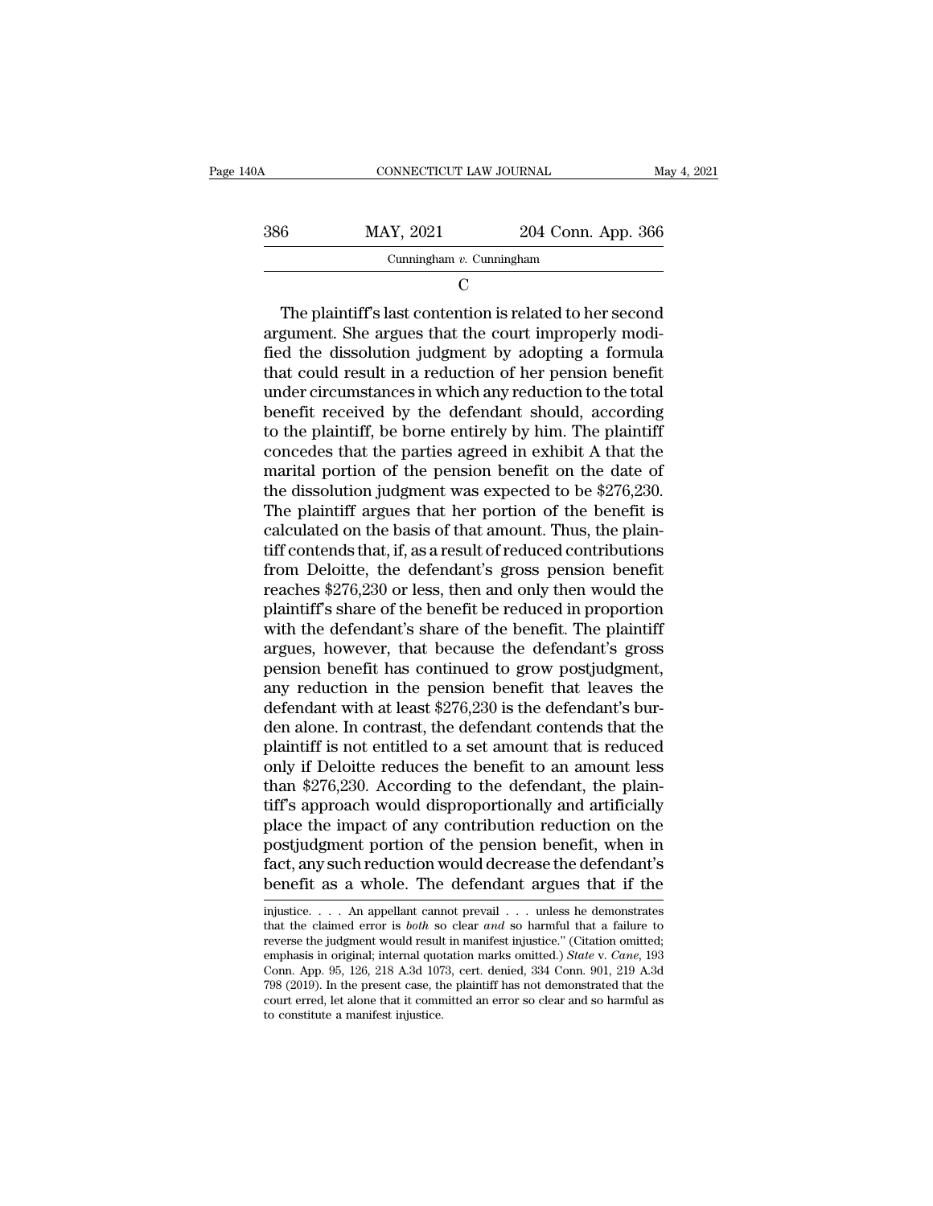C

The plaintiff's last contention is related to her second argument. She argues that the court improperly modified the dissolution judgment by adopting a formula that could result in a reduction of her pension benefit under circumstances in which any reduction to the total benefit received by the defendant should, according to the plaintiff, be borne entirely by him. The plaintiff concedes that the parties agreed in exhibit A that the marital portion of the pension benefit on the date of the dissolution judgment was expected to be $276,230. The plaintiff argues that her portion of the benefit is calculated on the basis of that amount. Thus, the plaintiff contends that, if, as a result of reduced contributions from Deloitte, the defendant's gross pension benefit reaches $276,230 or less, then and only then would the plaintiff's share of the benefit be reduced in proportion with the defendant's share of the benefit. The plaintiff argues, however, that because the defendant's gross pension benefit has continued to grow postjudgment, any reduction in the pension benefit that leaves the defendant with at least $276,230 is the defendant's burden alone. In contrast, the defendant contends that the plaintiff is not entitled to a set amount that is reduced only if Deloitte reduces the benefit to an amount less than $276,230. According to the defendant, the plaintiff's approach would disproportionally and artificially place the impact of any contribution reduction on the postjudgment portion of the pension benefit, when in fact, any such reduction would decrease the defendant's benefit as a whole. The defendant argues that if the

---

injustice. . . . An appellant cannot prevail . . . unless he demonstrates that the claimed error is *both* so clear *and* so harmful that a failure to reverse the judgment would result in manifest injustice." (Citation omitted; emphasis in original; internal quotation marks omitted.) *State* v. *Cane*, 193 Conn. App. 95, 126, 218 A.3d 1073, cert. denied, 334 Conn. 901, 219 A.3d 798 (2019). In the present case, the plaintiff has not demonstrated that the court erred, let alone that it committed an error so clear and so harmful as to constitute a manifest injustice.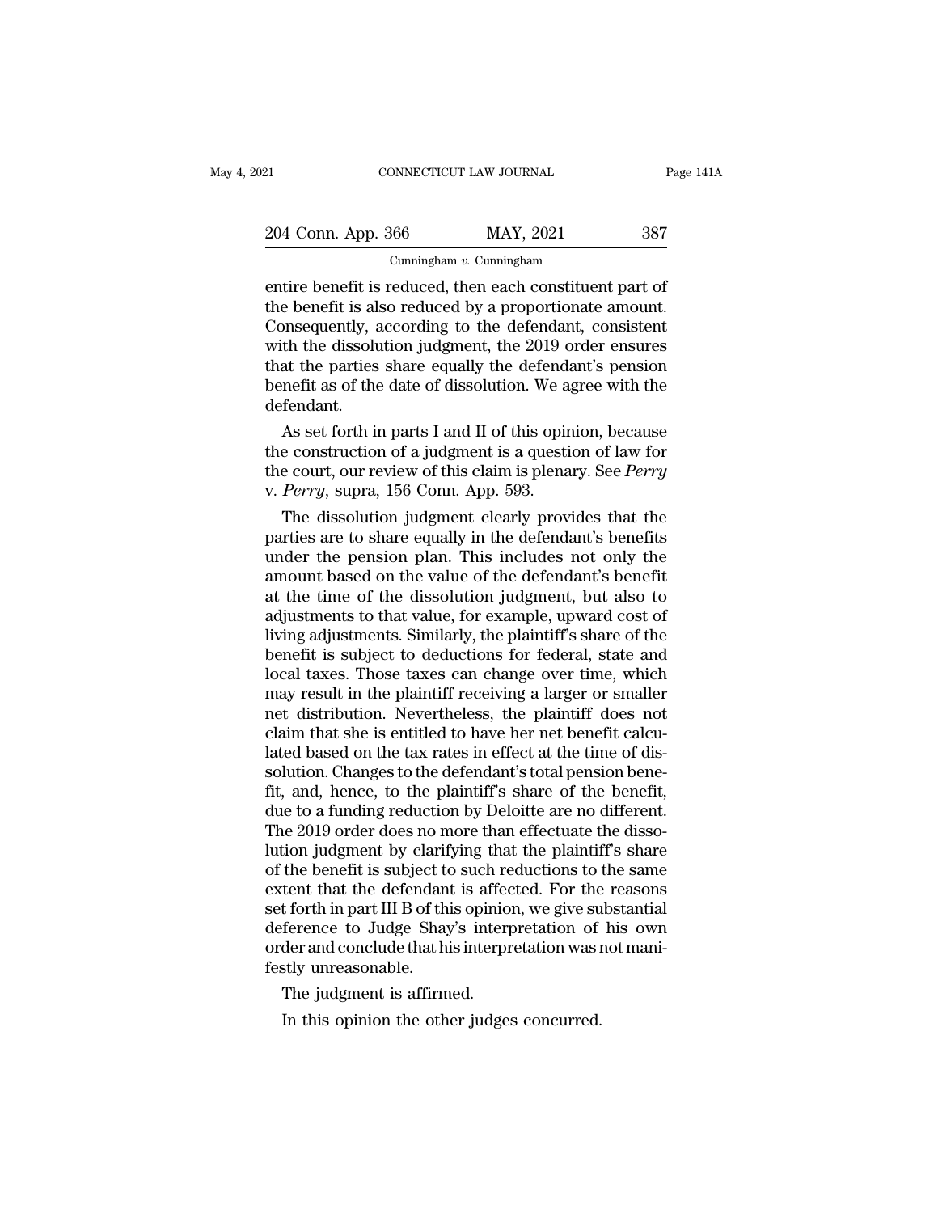entire benefit is reduced, then each constituent part of the benefit is also reduced by a proportionate amount. Consequently, according to the defendant, consistent with the dissolution judgment, the 2019 order ensures that the parties share equally the defendant's pension benefit as of the date of dissolution. We agree with the defendant.

As set forth in parts I and II of this opinion, because the construction of a judgment is a question of law for the court, our review of this claim is plenary. See *Perry* v. *Perry*, supra, 156 Conn. App. 593.

The dissolution judgment clearly provides that the parties are to share equally in the defendant's benefits under the pension plan. This includes not only the amount based on the value of the defendant's benefit at the time of the dissolution judgment, but also to adjustments to that value, for example, upward cost of living adjustments. Similarly, the plaintiff's share of the benefit is subject to deductions for federal, state and local taxes. Those taxes can change over time, which may result in the plaintiff receiving a larger or smaller net distribution. Nevertheless, the plaintiff does not claim that she is entitled to have her net benefit calculated based on the tax rates in effect at the time of dissolution. Changes to the defendant's total pension benefit, and, hence, to the plaintiff's share of the benefit, due to a funding reduction by Deloitte are no different. The 2019 order does no more than effectuate the dissolution judgment by clarifying that the plaintiff's share of the benefit is subject to such reductions to the same extent that the defendant is affected. For the reasons set forth in part III B of this opinion, we give substantial deference to Judge Shay's interpretation of his own order and conclude that his interpretation was not manifestly unreasonable.

The judgment is affirmed.

In this opinion the other judges concurred.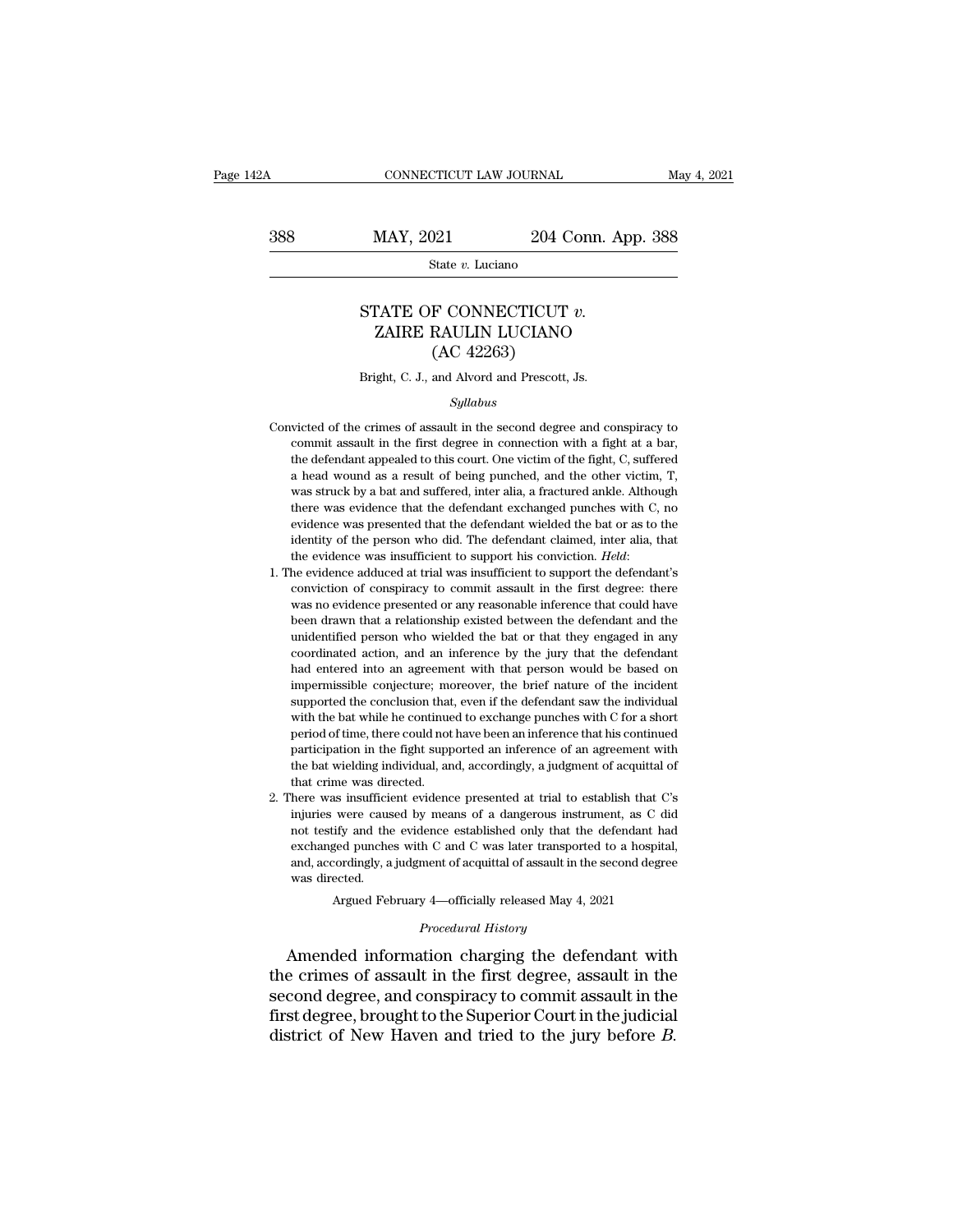# STATE OF CONNECTICUT *v.* ZAIRE RAULIN LUCIANO (AC 42263)

Bright, C. J., and Alvord and Prescott, Js.

*Syllabus*

Convicted of the crimes of assault in the second degree and conspiracy to commit assault in the first degree in connection with a fight at a bar, the defendant appealed to this court. One victim of the fight, C, suffered a head wound as a result of being punched, and the other victim, T, was struck by a bat and suffered, inter alia, a fractured ankle. Although there was evidence that the defendant exchanged punches with C, no evidence was presented that the defendant wielded the bat or as to the identity of the person who did. The defendant claimed, inter alia, that the evidence was insufficient to support his conviction. *Held*:

1. The evidence adduced at trial was insufficient to support the defendant's conviction of conspiracy to commit assault in the first degree: there was no evidence presented or any reasonable inference that could have been drawn that a relationship existed between the defendant and the unidentified person who wielded the bat or that they engaged in any coordinated action, and an inference by the jury that the defendant had entered into an agreement with that person would be based on impermissible conjecture; moreover, the brief nature of the incident supported the conclusion that, even if the defendant saw the individual with the bat while he continued to exchange punches with C for a short period of time, there could not have been an inference that his continued participation in the fight supported an inference of an agreement with the bat wielding individual, and, accordingly, a judgment of acquittal of that crime was directed.
2. There was insufficient evidence presented at trial to establish that C's injuries were caused by means of a dangerous instrument, as C did not testify and the evidence established only that the defendant had exchanged punches with C and C was later transported to a hospital, and, accordingly, a judgment of acquittal of assault in the second degree was directed.

Argued February 4—officially released May 4, 2021

*Procedural History*

Amended information charging the defendant with the crimes of assault in the first degree, assault in the second degree, and conspiracy to commit assault in the first degree, brought to the Superior Court in the judicial district of New Haven and tried to the jury before *B.*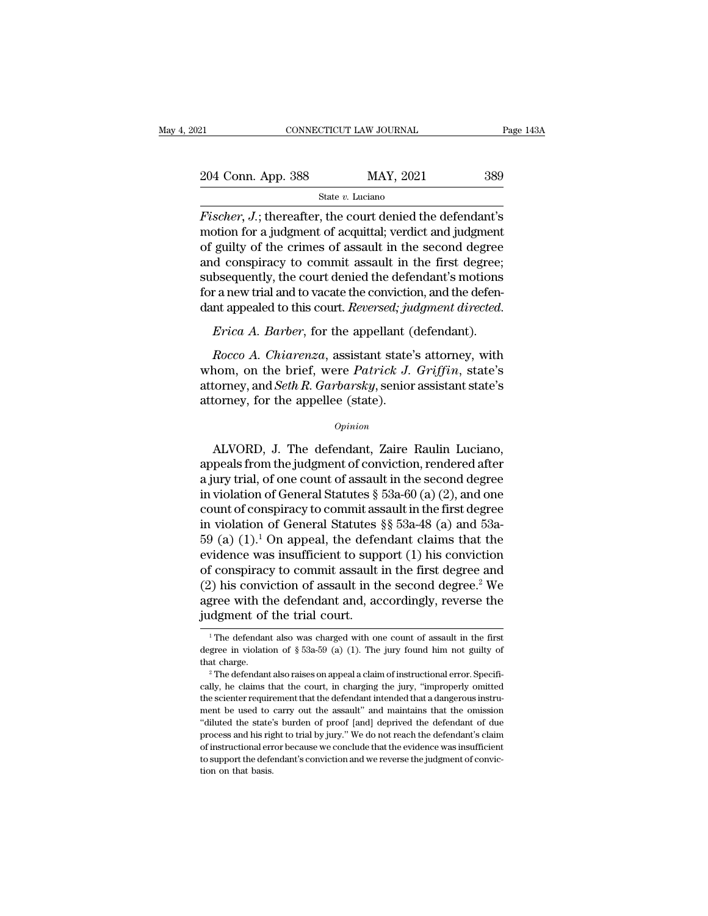*Fischer, J.*; thereafter, the court denied the defendant's motion for a judgment of acquittal; verdict and judgment of guilty of the crimes of assault in the second degree and conspiracy to commit assault in the first degree; subsequently, the court denied the defendant's motions for a new trial and to vacate the conviction, and the defendant appealed to this court. *Reversed; judgment directed.*

*Erica A. Barber*, for the appellant (defendant).

*Rocco A. Chiarenza*, assistant state's attorney, with whom, on the brief, were *Patrick J. Griffin*, state's attorney, and *Seth R. Garbarsky*, senior assistant state's attorney, for the appellee (state).

*Opinion*

ALVORD, J. The defendant, Zaire Raulin Luciano, appeals from the judgment of conviction, rendered after a jury trial, of one count of assault in the second degree in violation of General Statutes § 53a-60 (a) (2), and one count of conspiracy to commit assault in the first degree in violation of General Statutes §§ 53a-48 (a) and 53a-59 (a) (1).[1] On appeal, the defendant claims that the evidence was insufficient to support (1) his conviction of conspiracy to commit assault in the first degree and (2) his conviction of assault in the second degree.[2] We agree with the defendant and, accordingly, reverse the judgment of the trial court.

[1] The defendant also was charged with one count of assault in the first degree in violation of § 53a-59 (a) (1). The jury found him not guilty of that charge.

[2] The defendant also raises on appeal a claim of instructional error. Specifically, he claims that the court, in charging the jury, "improperly omitted the scienter requirement that the defendant intended that a dangerous instrument be used to carry out the assault" and maintains that the omission "diluted the state's burden of proof [and] deprived the defendant of due process and his right to trial by jury." We do not reach the defendant's claim of instructional error because we conclude that the evidence was insufficient to support the defendant's conviction and we reverse the judgment of conviction on that basis.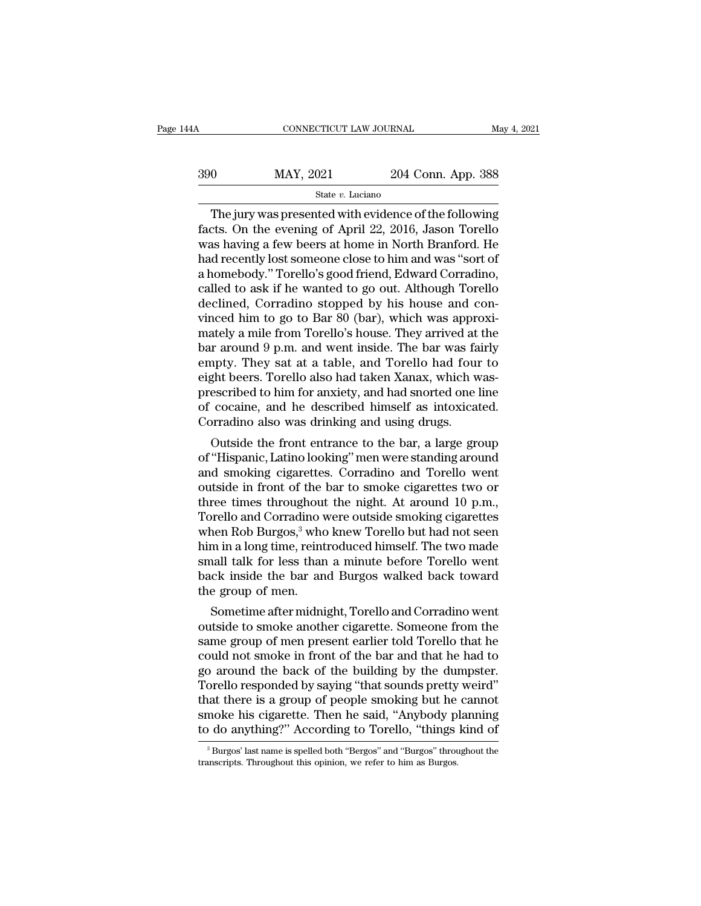The jury was presented with evidence of the following facts. On the evening of April 22, 2016, Jason Torello was having a few beers at home in North Branford. He had recently lost someone close to him and was "sort of a homebody." Torello's good friend, Edward Corradino, called to ask if he wanted to go out. Although Torello declined, Corradino stopped by his house and convinced him to go to Bar 80 (bar), which was approximately a mile from Torello's house. They arrived at the bar around 9 p.m. and went inside. The bar was fairly empty. They sat at a table, and Torello had four to eight beers. Torello also had taken Xanax, which was prescribed to him for anxiety, and had snorted one line of cocaine, and he described himself as intoxicated. Corradino also was drinking and using drugs.

Outside the front entrance to the bar, a large group of "Hispanic, Latino looking" men were standing around and smoking cigarettes. Corradino and Torello went outside in front of the bar to smoke cigarettes two or three times throughout the night. At around 10 p.m., Torello and Corradino were outside smoking cigarettes when Rob Burgos,[3] who knew Torello but had not seen him in a long time, reintroduced himself. The two made small talk for less than a minute before Torello went back inside the bar and Burgos walked back toward the group of men.

Sometime after midnight, Torello and Corradino went outside to smoke another cigarette. Someone from the same group of men present earlier told Torello that he could not smoke in front of the bar and that he had to go around the back of the building by the dumpster. Torello responded by saying "that sounds pretty weird" that there is a group of people smoking but he cannot smoke his cigarette. Then he said, "Anybody planning to do anything?" According to Torello, "things kind of

[3] Burgos' last name is spelled both "Bergos" and "Burgos" throughout the transcripts. Throughout this opinion, we refer to him as Burgos.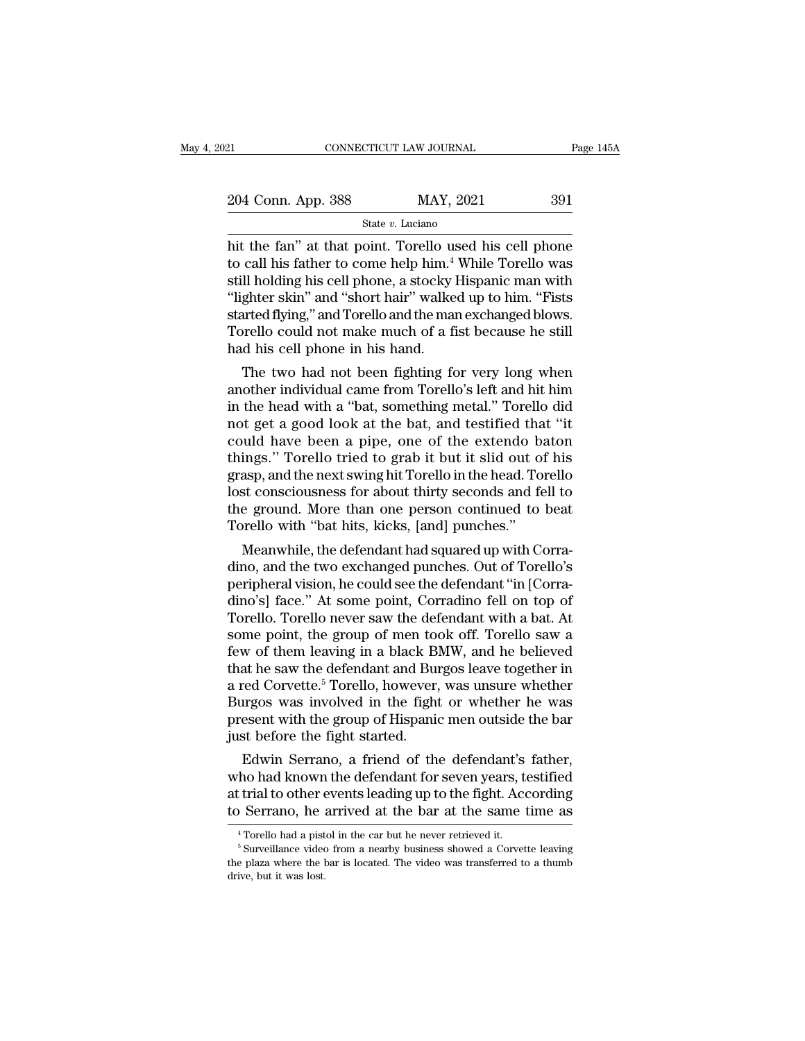hit the fan" at that point. Torello used his cell phone to call his father to come help him.[4] While Torello was still holding his cell phone, a stocky Hispanic man with "lighter skin" and "short hair" walked up to him. "Fists started flying," and Torello and the man exchanged blows. Torello could not make much of a fist because he still had his cell phone in his hand.

The two had not been fighting for very long when another individual came from Torello's left and hit him in the head with a "bat, something metal." Torello did not get a good look at the bat, and testified that "it could have been a pipe, one of the extendo baton things." Torello tried to grab it but it slid out of his grasp, and the next swing hit Torello in the head. Torello lost consciousness for about thirty seconds and fell to the ground. More than one person continued to beat Torello with "bat hits, kicks, [and] punches."

Meanwhile, the defendant had squared up with Corradino, and the two exchanged punches. Out of Torello's peripheral vision, he could see the defendant "in [Corradino's] face." At some point, Corradino fell on top of Torello. Torello never saw the defendant with a bat. At some point, the group of men took off. Torello saw a few of them leaving in a black BMW, and he believed that he saw the defendant and Burgos leave together in a red Corvette.[5] Torello, however, was unsure whether Burgos was involved in the fight or whether he was present with the group of Hispanic men outside the bar just before the fight started.

Edwin Serrano, a friend of the defendant's father, who had known the defendant for seven years, testified at trial to other events leading up to the fight. According to Serrano, he arrived at the bar at the same time as

[4] Torello had a pistol in the car but he never retrieved it.

[5] Surveillance video from a nearby business showed a Corvette leaving the plaza where the bar is located. The video was transferred to a thumb drive, but it was lost.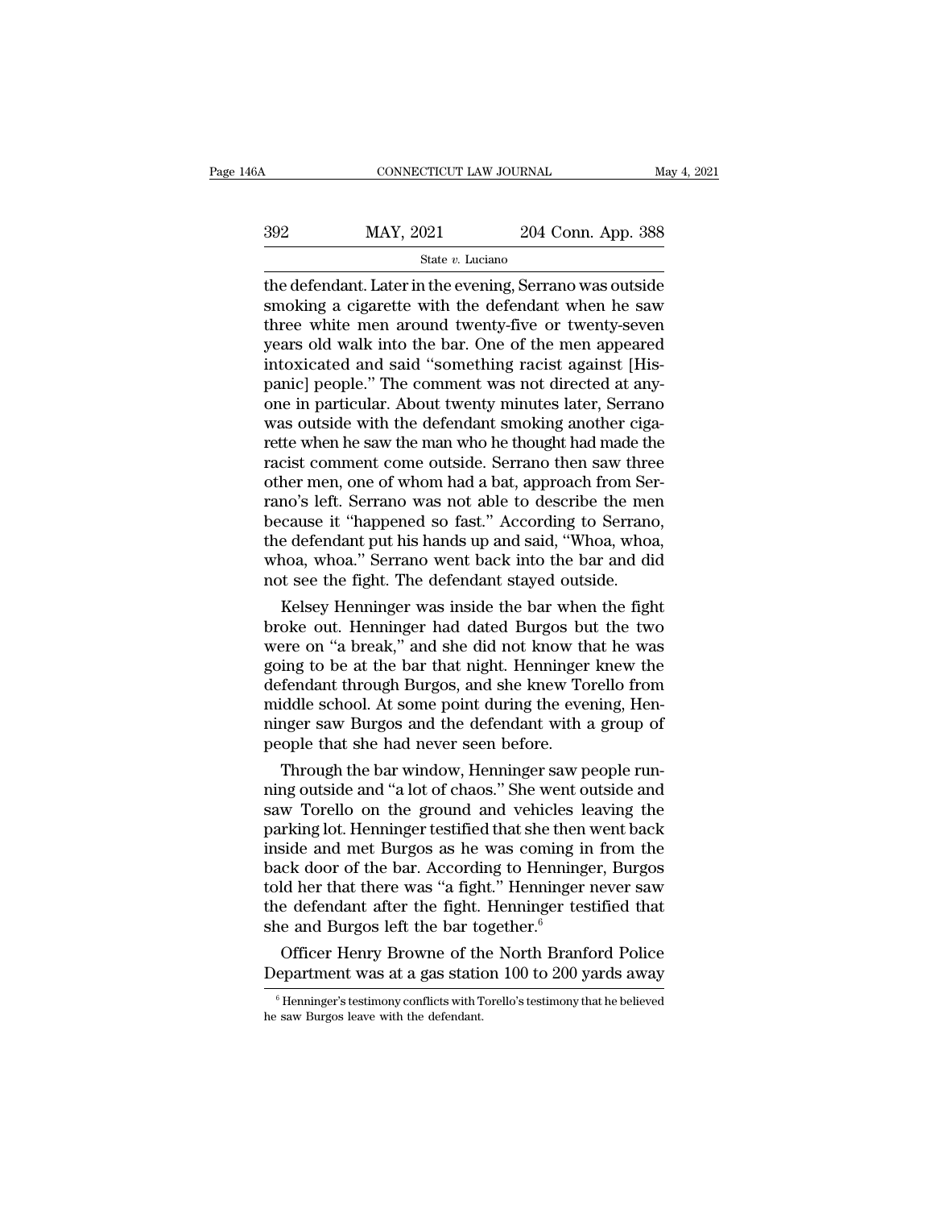the defendant. Later in the evening, Serrano was outside smoking a cigarette with the defendant when he saw three white men around twenty-five or twenty-seven years old walk into the bar. One of the men appeared intoxicated and said "something racist against [Hispanic] people." The comment was not directed at anyone in particular. About twenty minutes later, Serrano was outside with the defendant smoking another cigarette when he saw the man who he thought had made the racist comment come outside. Serrano then saw three other men, one of whom had a bat, approach from Serrano's left. Serrano was not able to describe the men because it "happened so fast." According to Serrano, the defendant put his hands up and said, "Whoa, whoa, whoa, whoa." Serrano went back into the bar and did not see the fight. The defendant stayed outside.

Kelsey Henninger was inside the bar when the fight broke out. Henninger had dated Burgos but the two were on "a break," and she did not know that he was going to be at the bar that night. Henninger knew the defendant through Burgos, and she knew Torello from middle school. At some point during the evening, Henninger saw Burgos and the defendant with a group of people that she had never seen before.

Through the bar window, Henninger saw people running outside and "a lot of chaos." She went outside and saw Torello on the ground and vehicles leaving the parking lot. Henninger testified that she then went back inside and met Burgos as he was coming in from the back door of the bar. According to Henninger, Burgos told her that there was "a fight." Henninger never saw the defendant after the fight. Henninger testified that she and Burgos left the bar together.[6]

Officer Henry Browne of the North Branford Police Department was at a gas station 100 to 200 yards away

[6] Henninger's testimony conflicts with Torello's testimony that he believed he saw Burgos leave with the defendant.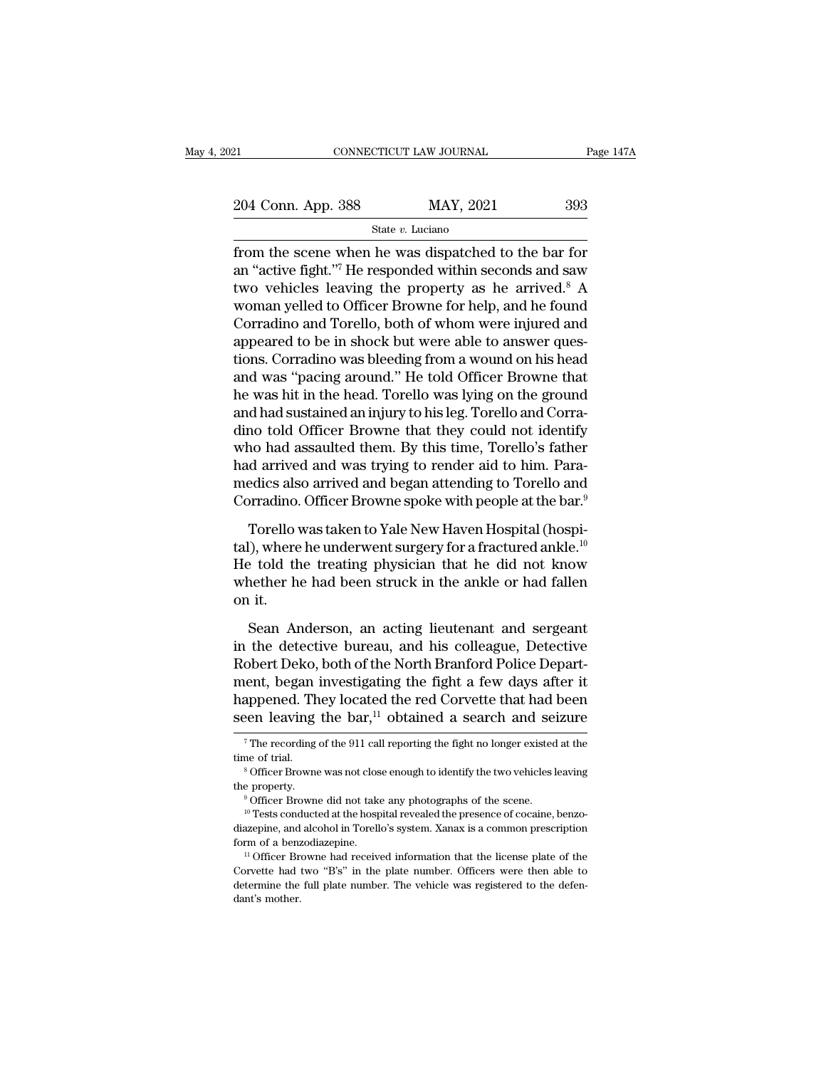from the scene when he was dispatched to the bar for an "active fight."[7] He responded within seconds and saw two vehicles leaving the property as he arrived.[8] A woman yelled to Officer Browne for help, and he found Corradino and Torello, both of whom were injured and appeared to be in shock but were able to answer questions. Corradino was bleeding from a wound on his head and was "pacing around." He told Officer Browne that he was hit in the head. Torello was lying on the ground and had sustained an injury to his leg. Torello and Corradino told Officer Browne that they could not identify who had assaulted them. By this time, Torello's father had arrived and was trying to render aid to him. Paramedics also arrived and began attending to Torello and Corradino. Officer Browne spoke with people at the bar.[9]

Torello was taken to Yale New Haven Hospital (hospital), where he underwent surgery for a fractured ankle.[10] He told the treating physician that he did not know whether he had been struck in the ankle or had fallen on it.

Sean Anderson, an acting lieutenant and sergeant in the detective bureau, and his colleague, Detective Robert Deko, both of the North Branford Police Department, began investigating the fight a few days after it happened. They located the red Corvette that had been seen leaving the bar,[11] obtained a search and seizure

[7] The recording of the 911 call reporting the fight no longer existed at the time of trial.

[8] Officer Browne was not close enough to identify the two vehicles leaving the property.

[9] Officer Browne did not take any photographs of the scene.

[10] Tests conducted at the hospital revealed the presence of cocaine, benzodiazepine, and alcohol in Torello's system. Xanax is a common prescription form of a benzodiazepine.

[11] Officer Browne had received information that the license plate of the Corvette had two "B's" in the plate number. Officers were then able to determine the full plate number. The vehicle was registered to the defendant's mother.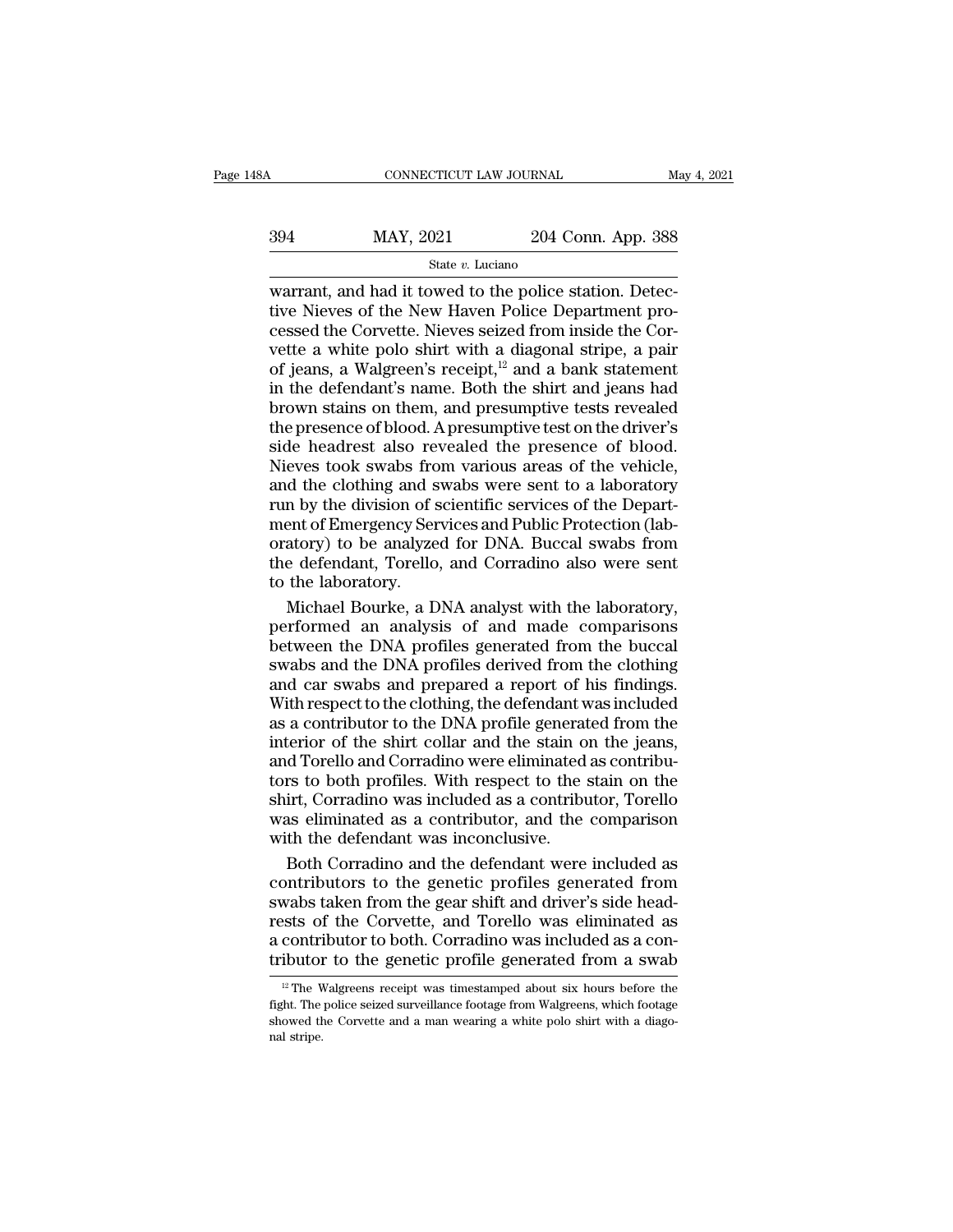warrant, and had it towed to the police station. Detective Nieves of the New Haven Police Department processed the Corvette. Nieves seized from inside the Corvette a white polo shirt with a diagonal stripe, a pair of jeans, a Walgreen's receipt,[12] and a bank statement in the defendant's name. Both the shirt and jeans had brown stains on them, and presumptive tests revealed the presence of blood. A presumptive test on the driver's side headrest also revealed the presence of blood. Nieves took swabs from various areas of the vehicle, and the clothing and swabs were sent to a laboratory run by the division of scientific services of the Department of Emergency Services and Public Protection (laboratory) to be analyzed for DNA. Buccal swabs from the defendant, Torello, and Corradino also were sent to the laboratory.

Michael Bourke, a DNA analyst with the laboratory, performed an analysis of and made comparisons between the DNA profiles generated from the buccal swabs and the DNA profiles derived from the clothing and car swabs and prepared a report of his findings. With respect to the clothing, the defendant was included as a contributor to the DNA profile generated from the interior of the shirt collar and the stain on the jeans, and Torello and Corradino were eliminated as contributors to both profiles. With respect to the stain on the shirt, Corradino was included as a contributor, Torello was eliminated as a contributor, and the comparison with the defendant was inconclusive.

Both Corradino and the defendant were included as contributors to the genetic profiles generated from swabs taken from the gear shift and driver's side headrests of the Corvette, and Torello was eliminated as a contributor to both. Corradino was included as a contributor to the genetic profile generated from a swab

[12] The Walgreens receipt was timestamped about six hours before the fight. The police seized surveillance footage from Walgreens, which footage showed the Corvette and a man wearing a white polo shirt with a diagonal stripe.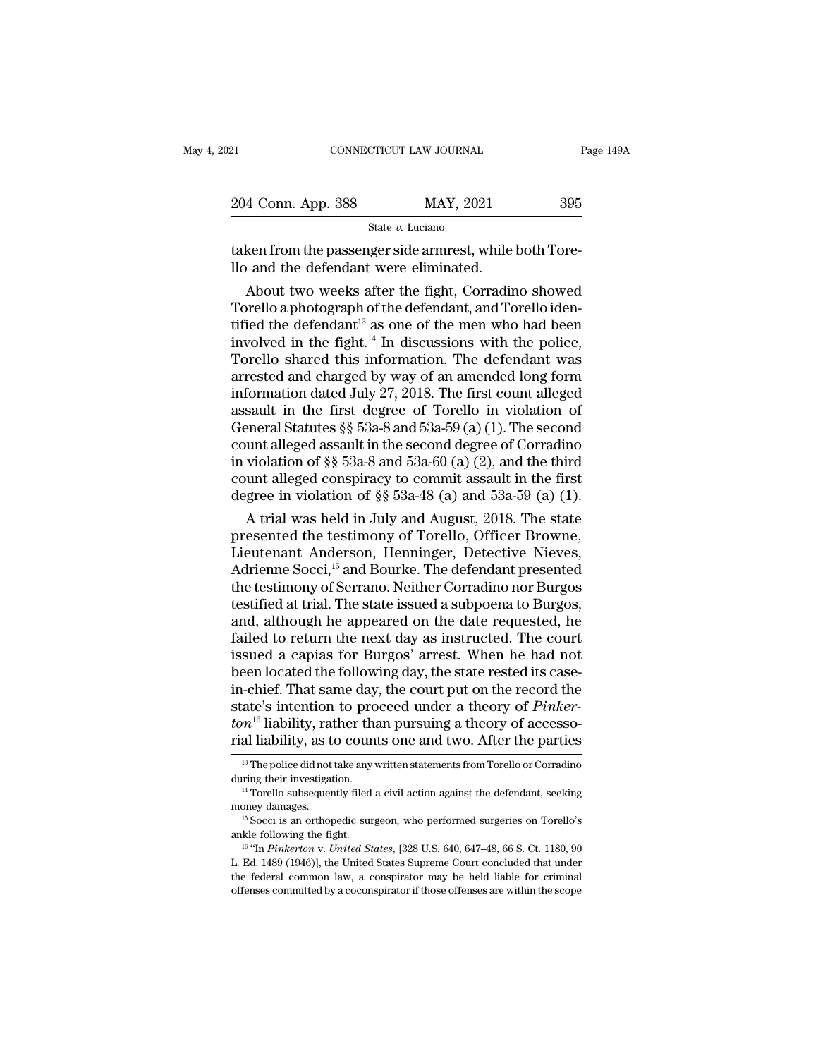taken from the passenger side armrest, while both Torello and the defendant were eliminated.

About two weeks after the fight, Corradino showed Torello a photograph of the defendant, and Torello identified the defendant[13] as one of the men who had been involved in the fight.[14] In discussions with the police, Torello shared this information. The defendant was arrested and charged by way of an amended long form information dated July 27, 2018. The first count alleged assault in the first degree of Torello in violation of General Statutes §§ 53a-8 and 53a-59 (a) (1). The second count alleged assault in the second degree of Corradino in violation of §§ 53a-8 and 53a-60 (a) (2), and the third count alleged conspiracy to commit assault in the first degree in violation of §§ 53a-48 (a) and 53a-59 (a) (1).

A trial was held in July and August, 2018. The state presented the testimony of Torello, Officer Browne, Lieutenant Anderson, Henninger, Detective Nieves, Adrienne Socci,[15] and Bourke. The defendant presented the testimony of Serrano. Neither Corradino nor Burgos testified at trial. The state issued a subpoena to Burgos, and, although he appeared on the date requested, he failed to return the next day as instructed. The court issued a capias for Burgos' arrest. When he had not been located the following day, the state rested its case-in-chief. That same day, the court put on the record the state's intention to proceed under a theory of *Pinkerton*[16] liability, rather than pursuing a theory of accessorial liability, as to counts one and two. After the parties

---

[13] The police did not take any written statements from Torello or Corradino during their investigation.

[14] Torello subsequently filed a civil action against the defendant, seeking money damages.

[15] Socci is an orthopedic surgeon, who performed surgeries on Torello's ankle following the fight.

[16] "In *Pinkerton* v. *United States*, [328 U.S. 640, 647–48, 66 S. Ct. 1180, 90 L. Ed. 1489 (1946)], the United States Supreme Court concluded that under the federal common law, a conspirator may be held liable for criminal offenses committed by a coconspirator if those offenses are within the scope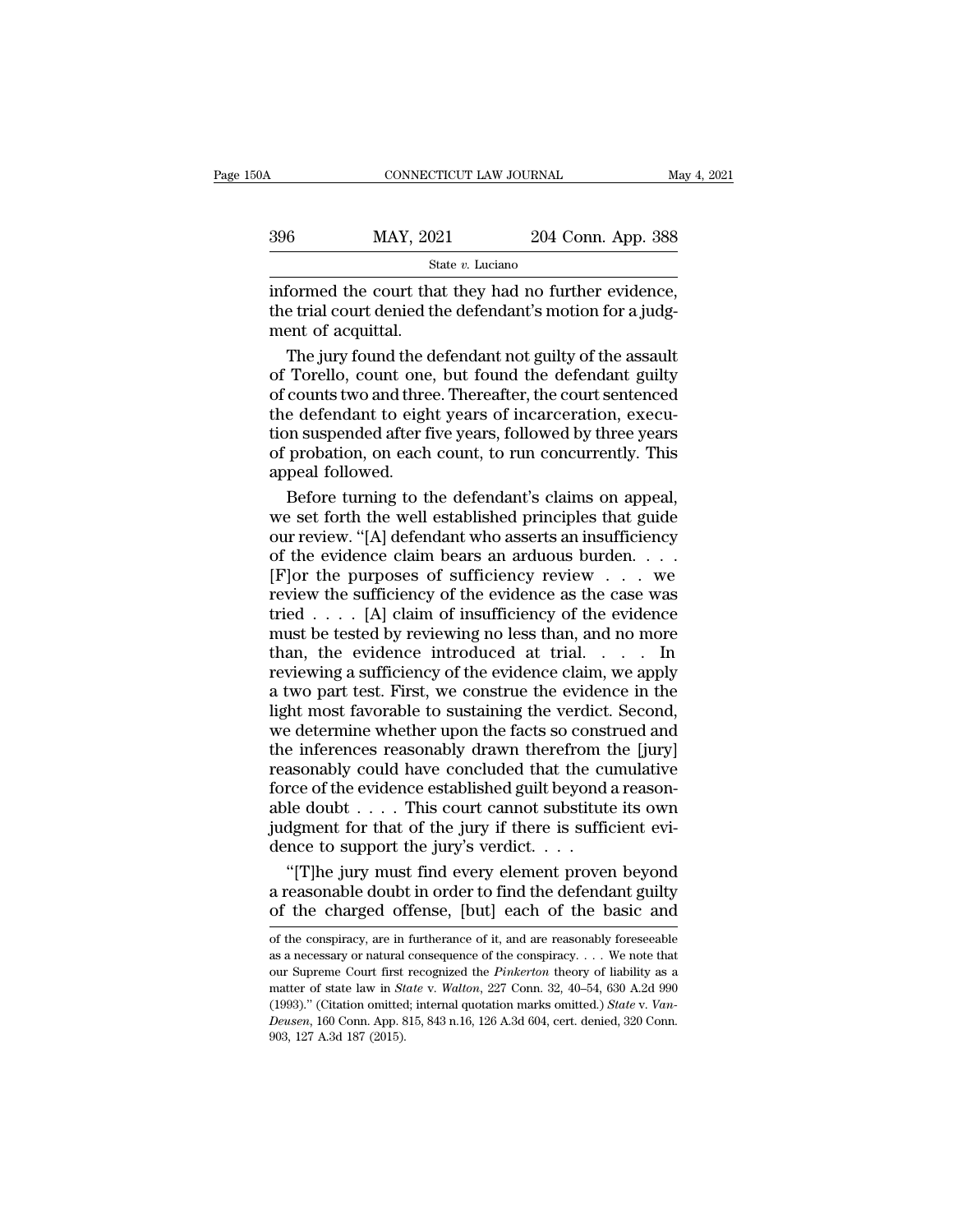informed the court that they had no further evidence, the trial court denied the defendant's motion for a judgment of acquittal.

The jury found the defendant not guilty of the assault of Torello, count one, but found the defendant guilty of counts two and three. Thereafter, the court sentenced the defendant to eight years of incarceration, execution suspended after five years, followed by three years of probation, on each count, to run concurrently. This appeal followed.

Before turning to the defendant's claims on appeal, we set forth the well established principles that guide our review. "[A] defendant who asserts an insufficiency of the evidence claim bears an arduous burden. . . . [F]or the purposes of sufficiency review . . . we review the sufficiency of the evidence as the case was tried . . . . [A] claim of insufficiency of the evidence must be tested by reviewing no less than, and no more than, the evidence introduced at trial. . . . In reviewing a sufficiency of the evidence claim, we apply a two part test. First, we construe the evidence in the light most favorable to sustaining the verdict. Second, we determine whether upon the facts so construed and the inferences reasonably drawn therefrom the [jury] reasonably could have concluded that the cumulative force of the evidence established guilt beyond a reasonable doubt . . . . This court cannot substitute its own judgment for that of the jury if there is sufficient evidence to support the jury's verdict. . . .

"[T]he jury must find every element proven beyond a reasonable doubt in order to find the defendant guilty of the charged offense, [but] each of the basic and

---

of the conspiracy, are in furtherance of it, and are reasonably foreseeable as a necessary or natural consequence of the conspiracy. . . . We note that our Supreme Court first recognized the *Pinkerton* theory of liability as a matter of state law in *State* v. *Walton*, 227 Conn. 32, 40–54, 630 A.2d 990 (1993)." (Citation omitted; internal quotation marks omitted.) *State* v. *VanDeusen*, 160 Conn. App. 815, 843 n.16, 126 A.3d 604, cert. denied, 320 Conn. 903, 127 A.3d 187 (2015).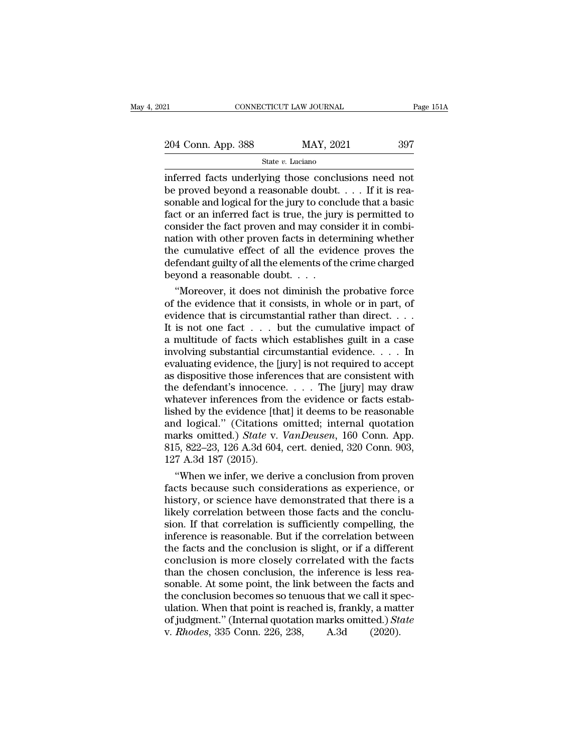inferred facts underlying those conclusions need not be proved beyond a reasonable doubt. . . . If it is reasonable and logical for the jury to conclude that a basic fact or an inferred fact is true, the jury is permitted to consider the fact proven and may consider it in combination with other proven facts in determining whether the cumulative effect of all the evidence proves the defendant guilty of all the elements of the crime charged beyond a reasonable doubt. . . .

"Moreover, it does not diminish the probative force of the evidence that it consists, in whole or in part, of evidence that is circumstantial rather than direct. . . . It is not one fact . . . but the cumulative impact of a multitude of facts which establishes guilt in a case involving substantial circumstantial evidence. . . . In evaluating evidence, the [jury] is not required to accept as dispositive those inferences that are consistent with the defendant's innocence. . . . The [jury] may draw whatever inferences from the evidence or facts established by the evidence [that] it deems to be reasonable and logical." (Citations omitted; internal quotation marks omitted.) *State* v. *VanDeusen*, 160 Conn. App. 815, 822–23, 126 A.3d 604, cert. denied, 320 Conn. 903, 127 A.3d 187 (2015).

"When we infer, we derive a conclusion from proven facts because such considerations as experience, or history, or science have demonstrated that there is a likely correlation between those facts and the conclusion. If that correlation is sufficiently compelling, the inference is reasonable. But if the correlation between the facts and the conclusion is slight, or if a different conclusion is more closely correlated with the facts than the chosen conclusion, the inference is less reasonable. At some point, the link between the facts and the conclusion becomes so tenuous that we call it speculation. When that point is reached is, frankly, a matter of judgment." (Internal quotation marks omitted.) *State* v. *Rhodes*, 335 Conn. 226, 238, A.3d (2020).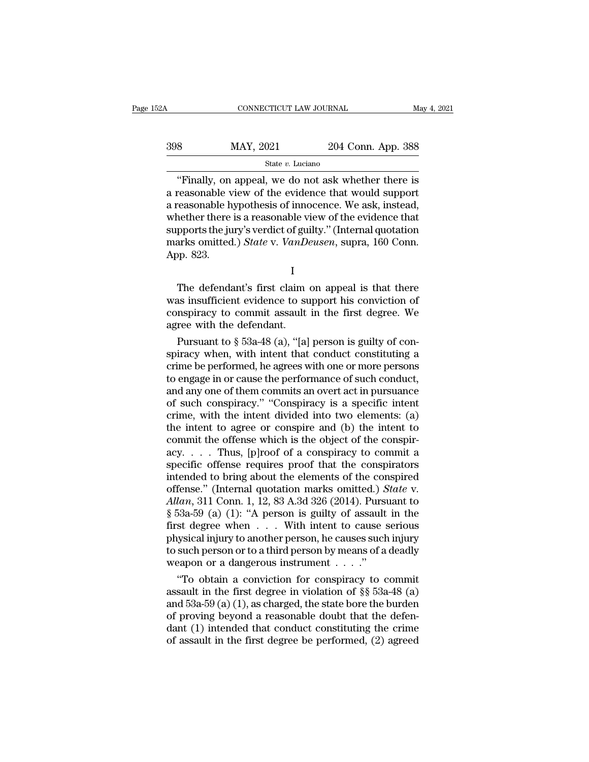"Finally, on appeal, we do not ask whether there is a reasonable view of the evidence that would support a reasonable hypothesis of innocence. We ask, instead, whether there is a reasonable view of the evidence that supports the jury's verdict of guilty." (Internal quotation marks omitted.) *State* v. *VanDeusen*, supra, 160 Conn. App. 823.

I

The defendant's first claim on appeal is that there was insufficient evidence to support his conviction of conspiracy to commit assault in the first degree. We agree with the defendant.

Pursuant to § 53a-48 (a), "[a] person is guilty of conspiracy when, with intent that conduct constituting a crime be performed, he agrees with one or more persons to engage in or cause the performance of such conduct, and any one of them commits an overt act in pursuance of such conspiracy." "Conspiracy is a specific intent crime, with the intent divided into two elements: (a) the intent to agree or conspire and (b) the intent to commit the offense which is the object of the conspiracy. . . . Thus, [p]roof of a conspiracy to commit a specific offense requires proof that the conspirators intended to bring about the elements of the conspired offense." (Internal quotation marks omitted.) *State* v. *Allan*, 311 Conn. 1, 12, 83 A.3d 326 (2014). Pursuant to § 53a-59 (a) (1): "A person is guilty of assault in the first degree when . . . With intent to cause serious physical injury to another person, he causes such injury to such person or to a third person by means of a deadly weapon or a dangerous instrument . . . ."

"To obtain a conviction for conspiracy to commit assault in the first degree in violation of §§ 53a-48 (a) and 53a-59 (a) (1), as charged, the state bore the burden of proving beyond a reasonable doubt that the defendant (1) intended that conduct constituting the crime of assault in the first degree be performed, (2) agreed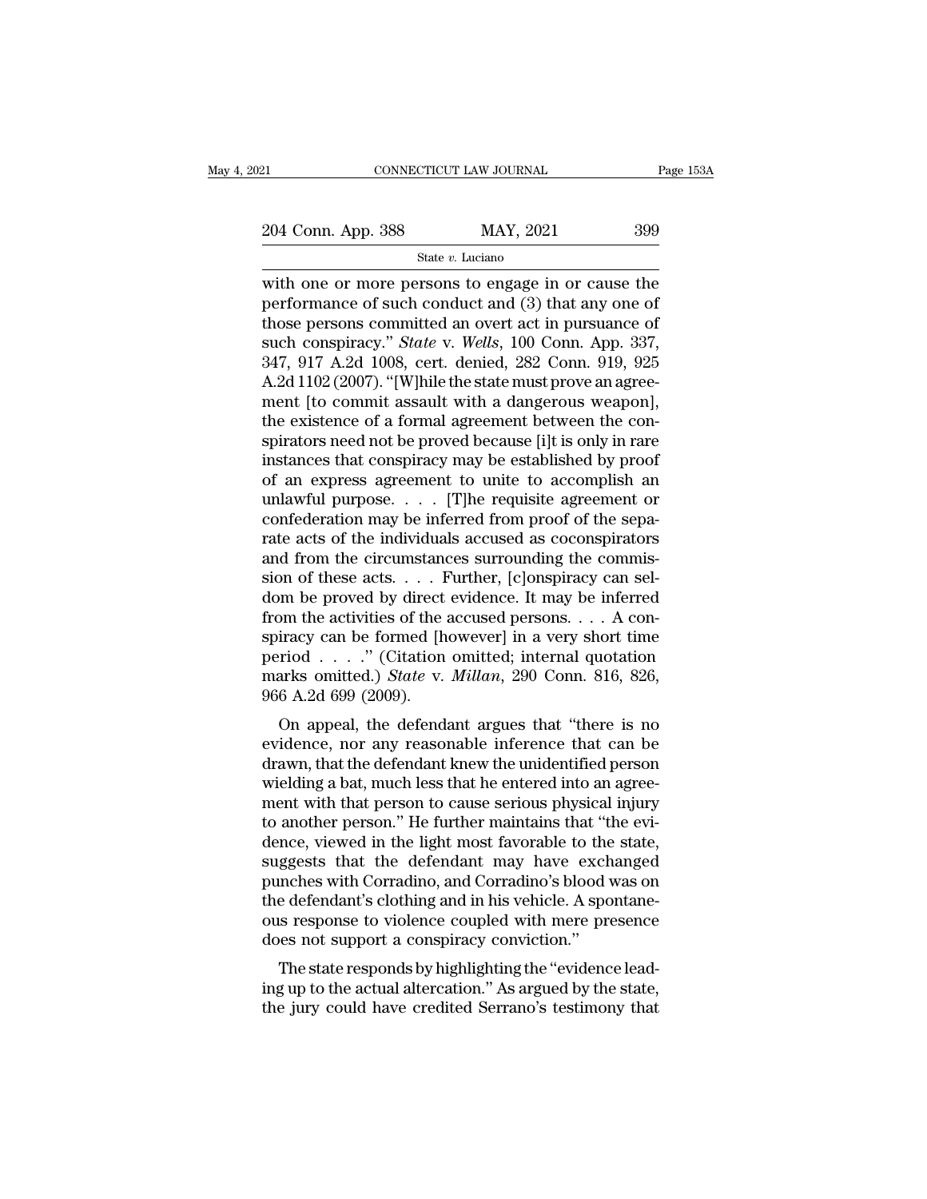with one or more persons to engage in or cause the performance of such conduct and (3) that any one of those persons committed an overt act in pursuance of such conspiracy." *State* v. *Wells*, 100 Conn. App. 337, 347, 917 A.2d 1008, cert. denied, 282 Conn. 919, 925 A.2d 1102 (2007). "[W]hile the state must prove an agreement [to commit assault with a dangerous weapon], the existence of a formal agreement between the conspirators need not be proved because [i]t is only in rare instances that conspiracy may be established by proof of an express agreement to unite to accomplish an unlawful purpose. . . . [T]he requisite agreement or confederation may be inferred from proof of the separate acts of the individuals accused as coconspirators and from the circumstances surrounding the commission of these acts. . . . Further, [c]onspiracy can seldom be proved by direct evidence. It may be inferred from the activities of the accused persons. . . . A conspiracy can be formed [however] in a very short time period . . . ." (Citation omitted; internal quotation marks omitted.) *State* v. *Millan*, 290 Conn. 816, 826, 966 A.2d 699 (2009).

On appeal, the defendant argues that "there is no evidence, nor any reasonable inference that can be drawn, that the defendant knew the unidentified person wielding a bat, much less that he entered into an agreement with that person to cause serious physical injury to another person." He further maintains that "the evidence, viewed in the light most favorable to the state, suggests that the defendant may have exchanged punches with Corradino, and Corradino's blood was on the defendant's clothing and in his vehicle. A spontaneous response to violence coupled with mere presence does not support a conspiracy conviction."

The state responds by highlighting the "evidence leading up to the actual altercation." As argued by the state, the jury could have credited Serrano's testimony that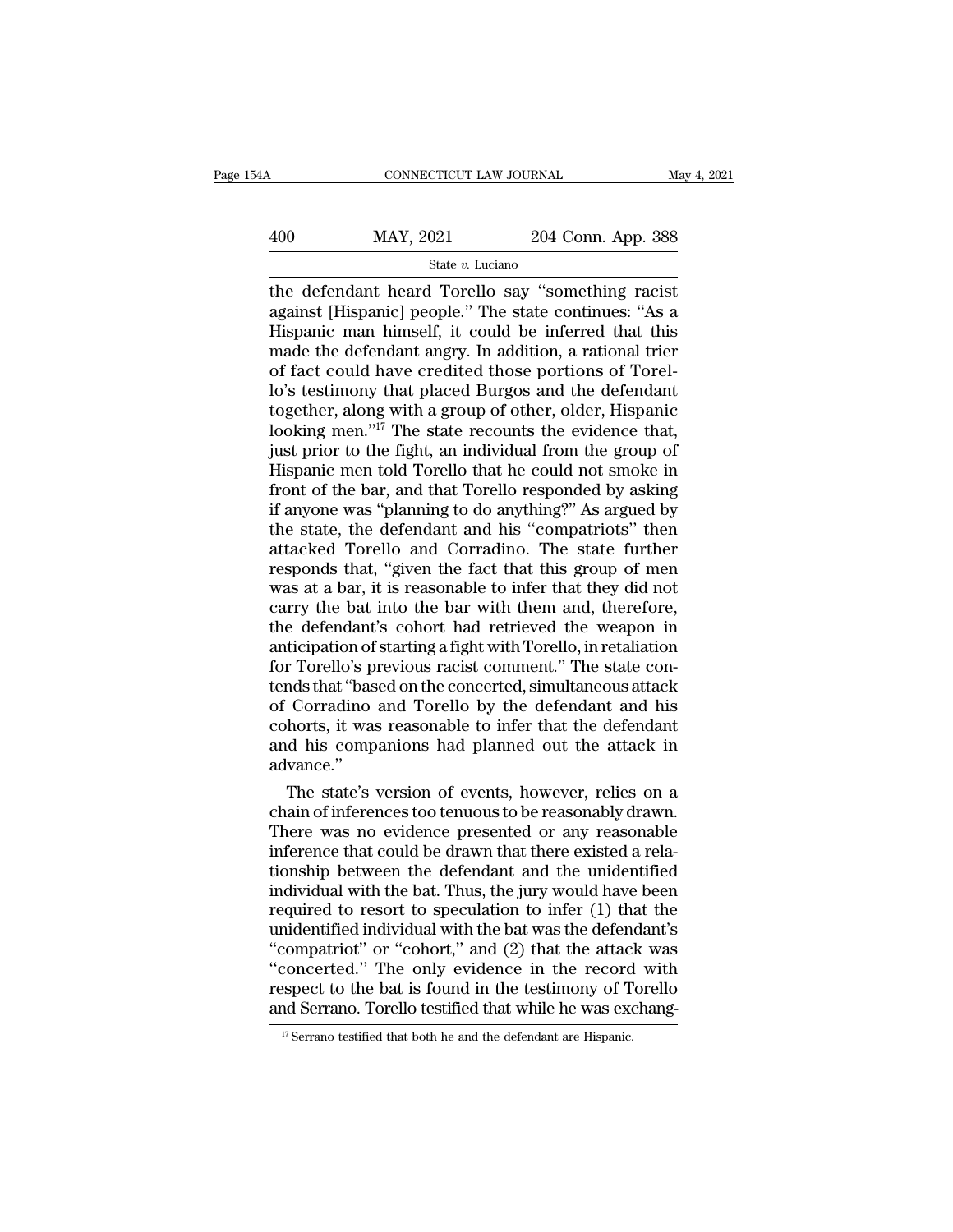the defendant heard Torello say "something racist against [Hispanic] people." The state continues: "As a Hispanic man himself, it could be inferred that this made the defendant angry. In addition, a rational trier of fact could have credited those portions of Torello's testimony that placed Burgos and the defendant together, along with a group of other, older, Hispanic looking men."[17] The state recounts the evidence that, just prior to the fight, an individual from the group of Hispanic men told Torello that he could not smoke in front of the bar, and that Torello responded by asking if anyone was "planning to do anything?" As argued by the state, the defendant and his "compatriots" then attacked Torello and Corradino. The state further responds that, "given the fact that this group of men was at a bar, it is reasonable to infer that they did not carry the bat into the bar with them and, therefore, the defendant's cohort had retrieved the weapon in anticipation of starting a fight with Torello, in retaliation for Torello's previous racist comment." The state contends that "based on the concerted, simultaneous attack of Corradino and Torello by the defendant and his cohorts, it was reasonable to infer that the defendant and his companions had planned out the attack in advance."

The state's version of events, however, relies on a chain of inferences too tenuous to be reasonably drawn. There was no evidence presented or any reasonable inference that could be drawn that there existed a relationship between the defendant and the unidentified individual with the bat. Thus, the jury would have been required to resort to speculation to infer (1) that the unidentified individual with the bat was the defendant's "compatriot" or "cohort," and (2) that the attack was "concerted." The only evidence in the record with respect to the bat is found in the testimony of Torello and Serrano. Torello testified that while he was exchang-

[17] Serrano testified that both he and the defendant are Hispanic.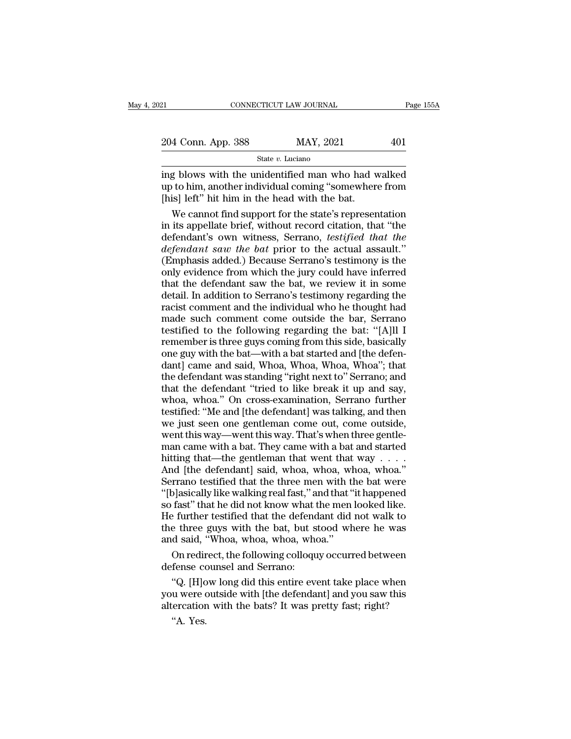ing blows with the unidentified man who had walked up to him, another individual coming "somewhere from [his] left" hit him in the head with the bat.

We cannot find support for the state's representation in its appellate brief, without record citation, that "the defendant's own witness, Serrano, *testified that the defendant saw the bat* prior to the actual assault." (Emphasis added.) Because Serrano's testimony is the only evidence from which the jury could have inferred that the defendant saw the bat, we review it in some detail. In addition to Serrano's testimony regarding the racist comment and the individual who he thought had made such comment come outside the bar, Serrano testified to the following regarding the bat: "[A]ll I remember is three guys coming from this side, basically one guy with the bat—with a bat started and [the defendant] came and said, Whoa, Whoa, Whoa, Whoa"; that the defendant was standing "right next to" Serrano; and that the defendant "tried to like break it up and say, whoa, whoa." On cross-examination, Serrano further testified: "Me and [the defendant] was talking, and then we just seen one gentleman come out, come outside, went this way—went this way. That's when three gentleman came with a bat. They came with a bat and started hitting that—the gentleman that went that way . . . . And [the defendant] said, whoa, whoa, whoa, whoa." Serrano testified that the three men with the bat were "[b]asically like walking real fast," and that "it happened so fast" that he did not know what the men looked like. He further testified that the defendant did not walk to the three guys with the bat, but stood where he was and said, "Whoa, whoa, whoa, whoa."

On redirect, the following colloquy occurred between defense counsel and Serrano:

"Q. [H]ow long did this entire event take place when you were outside with [the defendant] and you saw this altercation with the bats? It was pretty fast; right?

"A. Yes.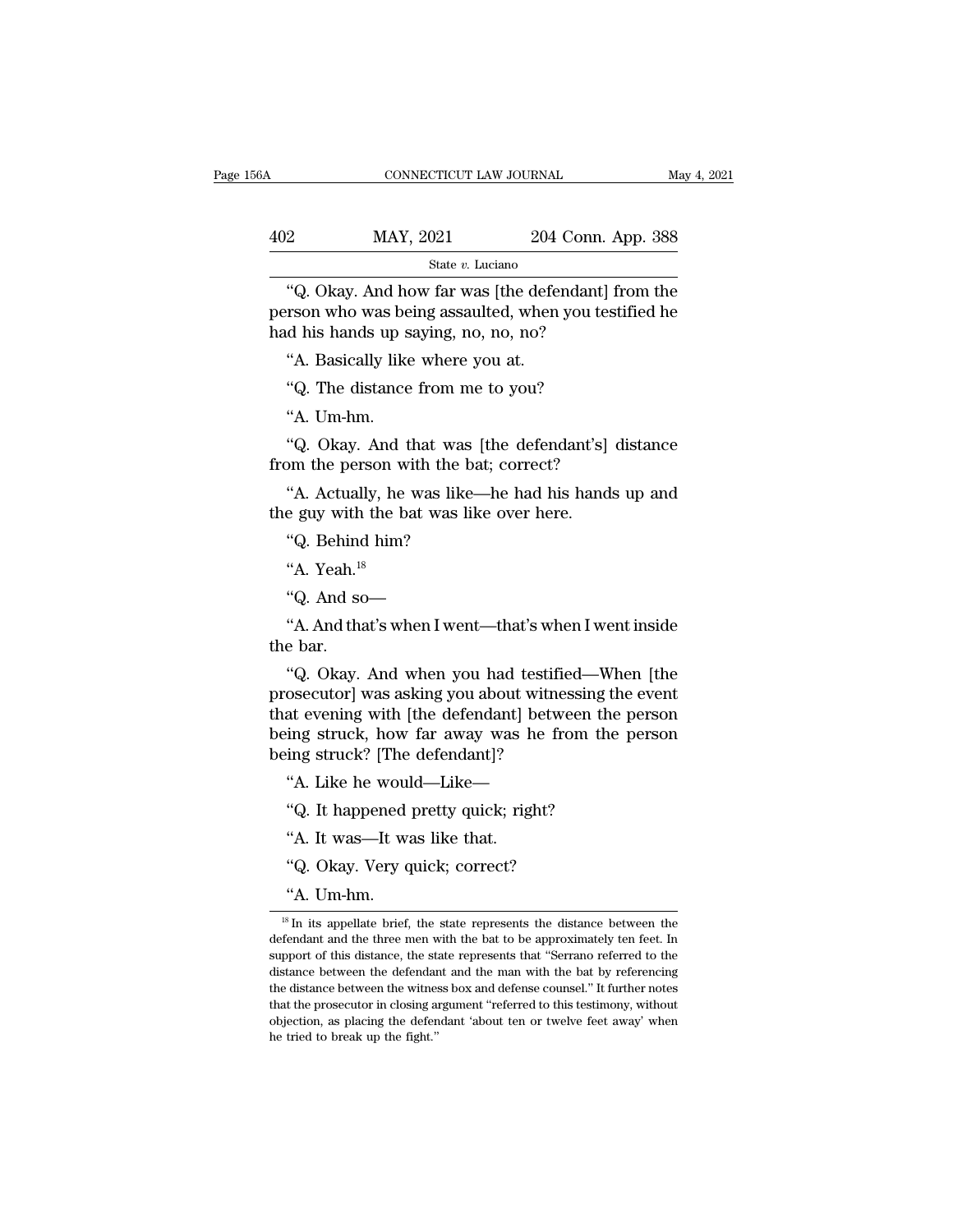"Q. Okay. And how far was [the defendant] from the person who was being assaulted, when you testified he had his hands up saying, no, no, no?

"A. Basically like where you at.

"Q. The distance from me to you?

"A. Um-hm.

"Q. Okay. And that was [the defendant's] distance from the person with the bat; correct?

"A. Actually, he was like—he had his hands up and the guy with the bat was like over here.

"Q. Behind him?

"A. Yeah.[18]

"Q. And so—

"A. And that's when I went—that's when I went inside the bar.

"Q. Okay. And when you had testified—When [the prosecutor] was asking you about witnessing the event that evening with [the defendant] between the person being struck, how far away was he from the person being struck? [The defendant]?

"A. Like he would—Like—

"Q. It happened pretty quick; right?

"A. It was—It was like that.

"Q. Okay. Very quick; correct?

"A. Um-hm.

---

[18] In its appellate brief, the state represents the distance between the defendant and the three men with the bat to be approximately ten feet. In support of this distance, the state represents that "Serrano referred to the distance between the defendant and the man with the bat by referencing the distance between the witness box and defense counsel." It further notes that the prosecutor in closing argument "referred to this testimony, without objection, as placing the defendant 'about ten or twelve feet away' when he tried to break up the fight."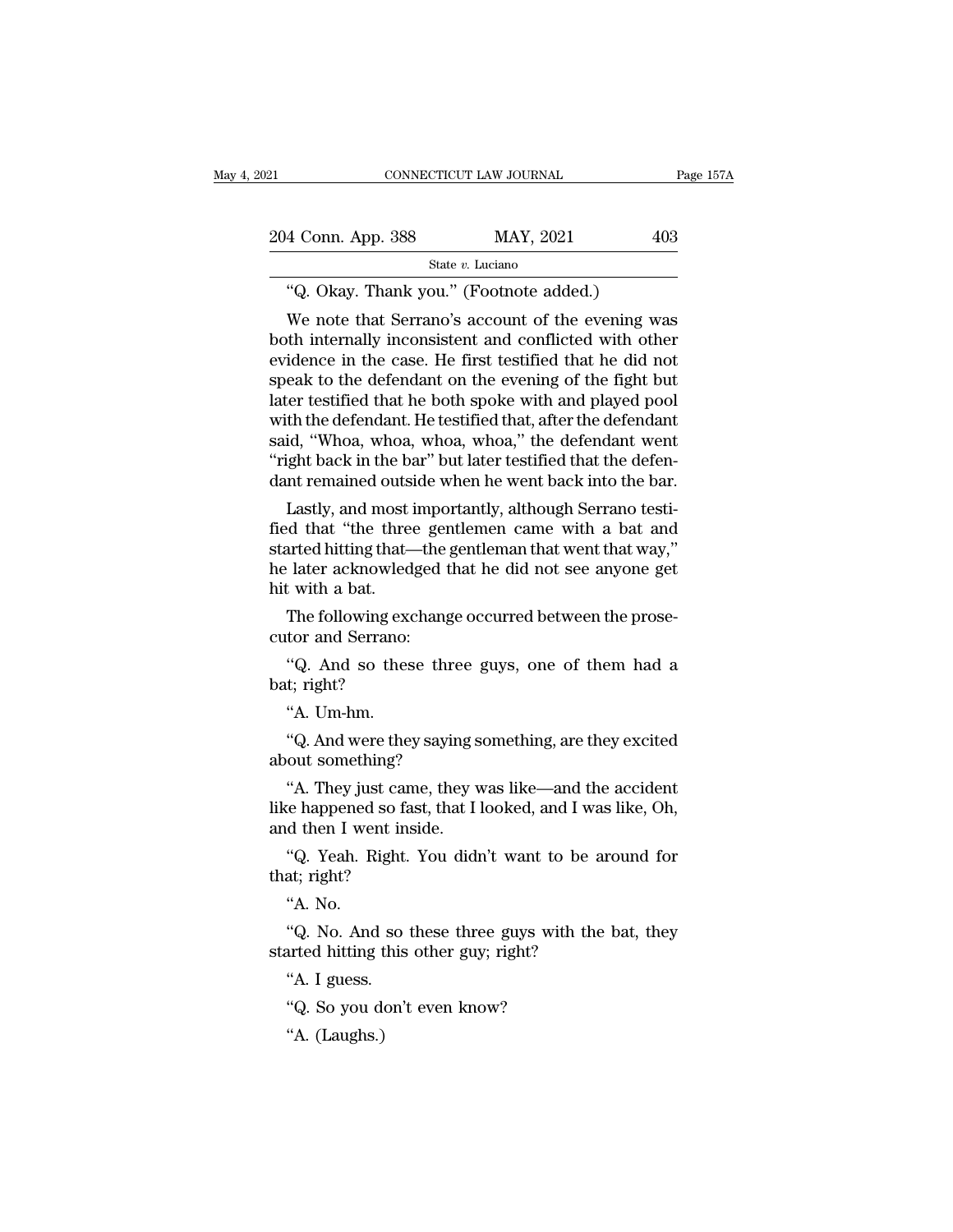"Q. Okay. Thank you." (Footnote added.)

We note that Serrano's account of the evening was both internally inconsistent and conflicted with other evidence in the case. He first testified that he did not speak to the defendant on the evening of the fight but later testified that he both spoke with and played pool with the defendant. He testified that, after the defendant said, "Whoa, whoa, whoa, whoa," the defendant went "right back in the bar" but later testified that the defendant remained outside when he went back into the bar.

Lastly, and most importantly, although Serrano testified that "the three gentlemen came with a bat and started hitting that—the gentleman that went that way," he later acknowledged that he did not see anyone get hit with a bat.

The following exchange occurred between the prosecutor and Serrano:

"Q. And so these three guys, one of them had a bat; right?

"A. Um-hm.

"Q. And were they saying something, are they excited about something?

"A. They just came, they was like—and the accident like happened so fast, that I looked, and I was like, Oh, and then I went inside.

"Q. Yeah. Right. You didn't want to be around for that; right?

"A. No.

"Q. No. And so these three guys with the bat, they started hitting this other guy; right?

"A. I guess.

"Q. So you don't even know?

"A. (Laughs.)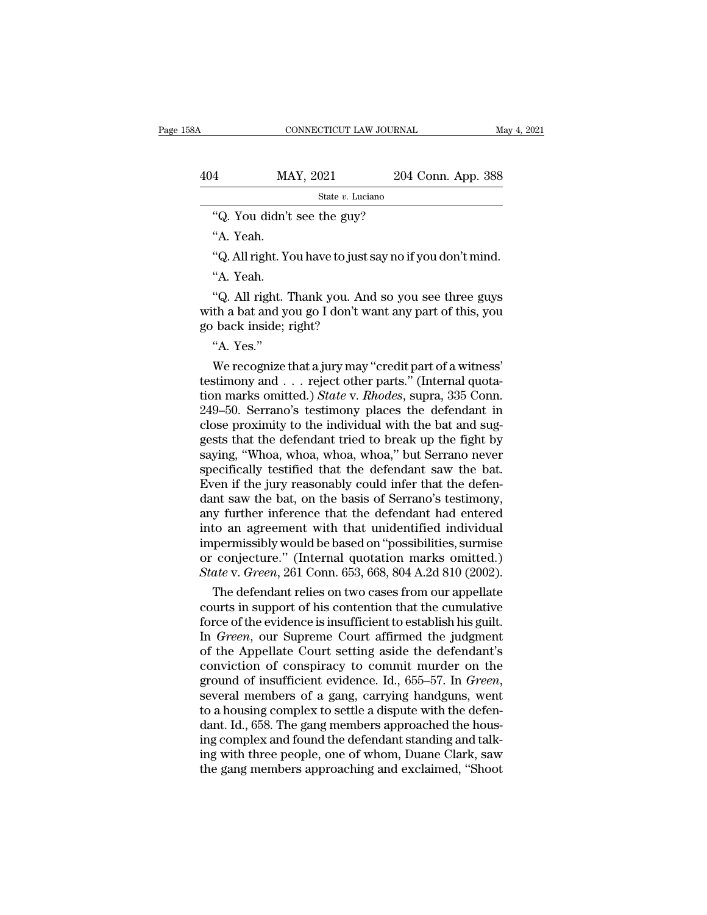"Q. You didn't see the guy?

"A. Yeah.

"Q. All right. You have to just say no if you don't mind.

"A. Yeah.

"Q. All right. Thank you. And so you see three guys with a bat and you go I don't want any part of this, you go back inside; right?

"A. Yes."

We recognize that a jury may "credit part of a witness' testimony and . . . reject other parts." (Internal quotation marks omitted.) *State* v. *Rhodes*, supra, 335 Conn. 249–50. Serrano's testimony places the defendant in close proximity to the individual with the bat and suggests that the defendant tried to break up the fight by saying, "Whoa, whoa, whoa, whoa," but Serrano never specifically testified that the defendant saw the bat. Even if the jury reasonably could infer that the defendant saw the bat, on the basis of Serrano's testimony, any further inference that the defendant had entered into an agreement with that unidentified individual impermissibly would be based on "possibilities, surmise or conjecture." (Internal quotation marks omitted.) *State* v. *Green*, 261 Conn. 653, 668, 804 A.2d 810 (2002).

The defendant relies on two cases from our appellate courts in support of his contention that the cumulative force of the evidence is insufficient to establish his guilt. In *Green*, our Supreme Court affirmed the judgment of the Appellate Court setting aside the defendant's conviction of conspiracy to commit murder on the ground of insufficient evidence. Id., 655–57. In *Green*, several members of a gang, carrying handguns, went to a housing complex to settle a dispute with the defendant. Id., 658. The gang members approached the housing complex and found the defendant standing and talking with three people, one of whom, Duane Clark, saw the gang members approaching and exclaimed, "Shoot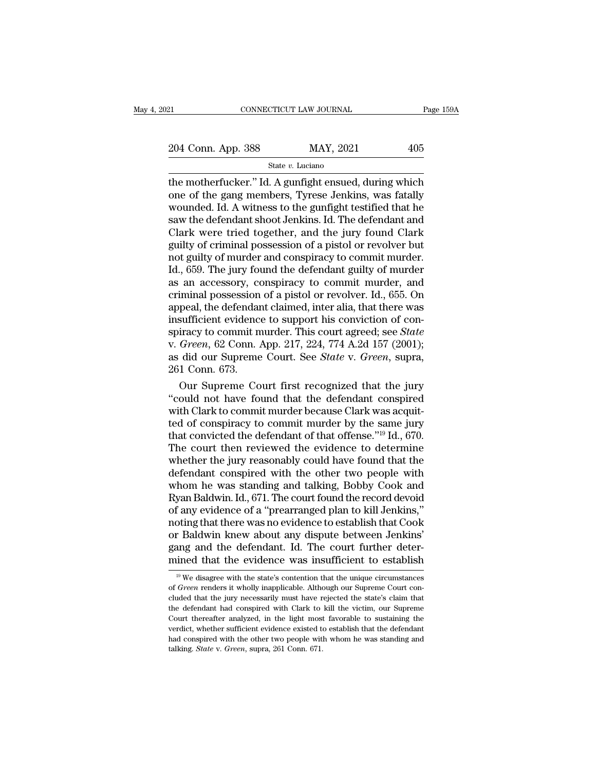the motherfucker." Id. A gunfight ensued, during which one of the gang members, Tyrese Jenkins, was fatally wounded. Id. A witness to the gunfight testified that he saw the defendant shoot Jenkins. Id. The defendant and Clark were tried together, and the jury found Clark guilty of criminal possession of a pistol or revolver but not guilty of murder and conspiracy to commit murder. Id., 659. The jury found the defendant guilty of murder as an accessory, conspiracy to commit murder, and criminal possession of a pistol or revolver. Id., 655. On appeal, the defendant claimed, inter alia, that there was insufficient evidence to support his conviction of conspiracy to commit murder. This court agreed; see *State* v. *Green*, 62 Conn. App. 217, 224, 774 A.2d 157 (2001); as did our Supreme Court. See *State* v. *Green*, supra, 261 Conn. 673.

Our Supreme Court first recognized that the jury "could not have found that the defendant conspired with Clark to commit murder because Clark was acquitted of conspiracy to commit murder by the same jury that convicted the defendant of that offense."[19] Id., 670. The court then reviewed the evidence to determine whether the jury reasonably could have found that the defendant conspired with the other two people with whom he was standing and talking, Bobby Cook and Ryan Baldwin. Id., 671. The court found the record devoid of any evidence of a "prearranged plan to kill Jenkins," noting that there was no evidence to establish that Cook or Baldwin knew about any dispute between Jenkins' gang and the defendant. Id. The court further determined that the evidence was insufficient to establish

[19] We disagree with the state's contention that the unique circumstances of *Green* renders it wholly inapplicable. Although our Supreme Court concluded that the jury necessarily must have rejected the state's claim that the defendant had conspired with Clark to kill the victim, our Supreme Court thereafter analyzed, in the light most favorable to sustaining the verdict, whether sufficient evidence existed to establish that the defendant had conspired with the other two people with whom he was standing and talking. *State* v. *Green*, supra, 261 Conn. 671.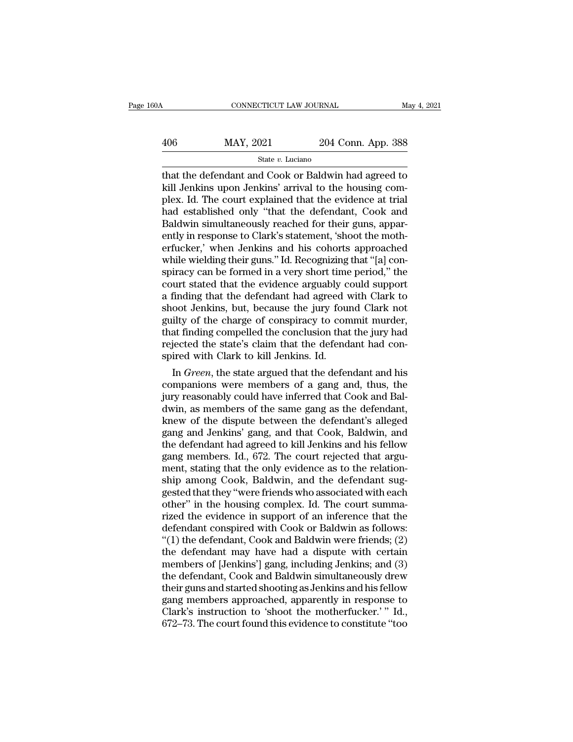that the defendant and Cook or Baldwin had agreed to kill Jenkins upon Jenkins' arrival to the housing complex. Id. The court explained that the evidence at trial had established only "that the defendant, Cook and Baldwin simultaneously reached for their guns, apparently in response to Clark's statement, 'shoot the motherfucker,' when Jenkins and his cohorts approached while wielding their guns." Id. Recognizing that "[a] conspiracy can be formed in a very short time period," the court stated that the evidence arguably could support a finding that the defendant had agreed with Clark to shoot Jenkins, but, because the jury found Clark not guilty of the charge of conspiracy to commit murder, that finding compelled the conclusion that the jury had rejected the state's claim that the defendant had conspired with Clark to kill Jenkins. Id.

In *Green*, the state argued that the defendant and his companions were members of a gang and, thus, the jury reasonably could have inferred that Cook and Baldwin, as members of the same gang as the defendant, knew of the dispute between the defendant's alleged gang and Jenkins' gang, and that Cook, Baldwin, and the defendant had agreed to kill Jenkins and his fellow gang members. Id., 672. The court rejected that argument, stating that the only evidence as to the relationship among Cook, Baldwin, and the defendant suggested that they "were friends who associated with each other" in the housing complex. Id. The court summarized the evidence in support of an inference that the defendant conspired with Cook or Baldwin as follows: "(1) the defendant, Cook and Baldwin were friends; (2) the defendant may have had a dispute with certain members of [Jenkins'] gang, including Jenkins; and (3) the defendant, Cook and Baldwin simultaneously drew their guns and started shooting as Jenkins and his fellow gang members approached, apparently in response to Clark's instruction to 'shoot the motherfucker.' " Id., 672–73. The court found this evidence to constitute "too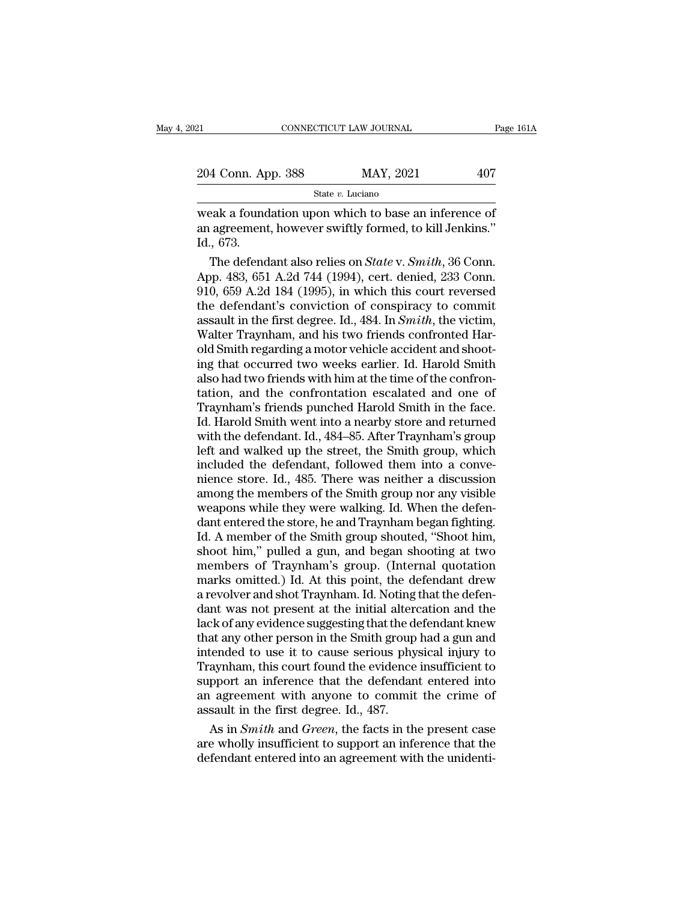weak a foundation upon which to base an inference of an agreement, however swiftly formed, to kill Jenkins.'' Id., 673.

The defendant also relies on *State* v. *Smith*, 36 Conn. App. 483, 651 A.2d 744 (1994), cert. denied, 233 Conn. 910, 659 A.2d 184 (1995), in which this court reversed the defendant's conviction of conspiracy to commit assault in the first degree. Id., 484. In *Smith*, the victim, Walter Traynham, and his two friends confronted Harold Smith regarding a motor vehicle accident and shooting that occurred two weeks earlier. Id. Harold Smith also had two friends with him at the time of the confrontation, and the confrontation escalated and one of Traynham's friends punched Harold Smith in the face. Id. Harold Smith went into a nearby store and returned with the defendant. Id., 484–85. After Traynham's group left and walked up the street, the Smith group, which included the defendant, followed them into a convenience store. Id., 485. There was neither a discussion among the members of the Smith group nor any visible weapons while they were walking. Id. When the defendant entered the store, he and Traynham began fighting. Id. A member of the Smith group shouted, ''Shoot him, shoot him,'' pulled a gun, and began shooting at two members of Traynham's group. (Internal quotation marks omitted.) Id. At this point, the defendant drew a revolver and shot Traynham. Id. Noting that the defendant was not present at the initial altercation and the lack of any evidence suggesting that the defendant knew that any other person in the Smith group had a gun and intended to use it to cause serious physical injury to Traynham, this court found the evidence insufficient to support an inference that the defendant entered into an agreement with anyone to commit the crime of assault in the first degree. Id., 487.

As in *Smith* and *Green*, the facts in the present case are wholly insufficient to support an inference that the defendant entered into an agreement with the unidenti-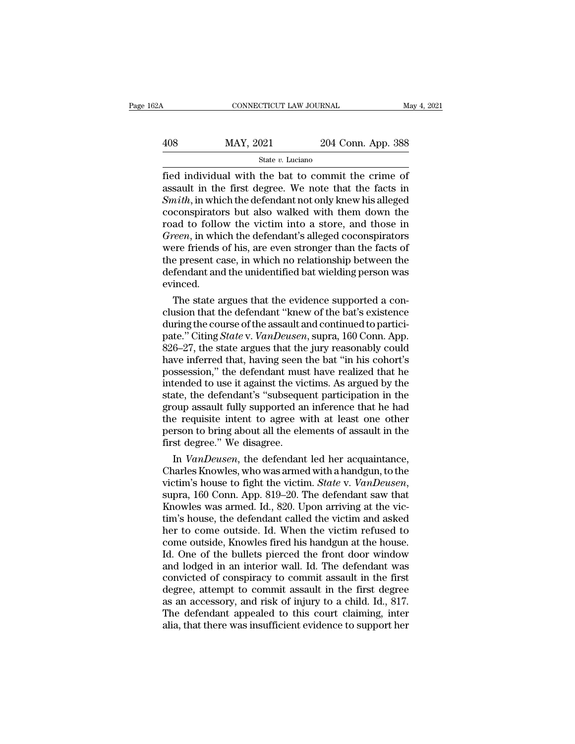fied individual with the bat to commit the crime of assault in the first degree. We note that the facts in *Smith*, in which the defendant not only knew his alleged coconspirators but also walked with them down the road to follow the victim into a store, and those in *Green*, in which the defendant's alleged coconspirators were friends of his, are even stronger than the facts of the present case, in which no relationship between the defendant and the unidentified bat wielding person was evinced.

The state argues that the evidence supported a conclusion that the defendant "knew of the bat's existence during the course of the assault and continued to participate." Citing *State* v. *VanDeusen*, supra, 160 Conn. App. 826–27, the state argues that the jury reasonably could have inferred that, having seen the bat "in his cohort's possession," the defendant must have realized that he intended to use it against the victims. As argued by the state, the defendant's "subsequent participation in the group assault fully supported an inference that he had the requisite intent to agree with at least one other person to bring about all the elements of assault in the first degree." We disagree.

In *VanDeusen*, the defendant led her acquaintance, Charles Knowles, who was armed with a handgun, to the victim's house to fight the victim. *State* v. *VanDeusen*, supra, 160 Conn. App. 819–20. The defendant saw that Knowles was armed. Id., 820. Upon arriving at the victim's house, the defendant called the victim and asked her to come outside. Id. When the victim refused to come outside, Knowles fired his handgun at the house. Id. One of the bullets pierced the front door window and lodged in an interior wall. Id. The defendant was convicted of conspiracy to commit assault in the first degree, attempt to commit assault in the first degree as an accessory, and risk of injury to a child. Id., 817. The defendant appealed to this court claiming, inter alia, that there was insufficient evidence to support her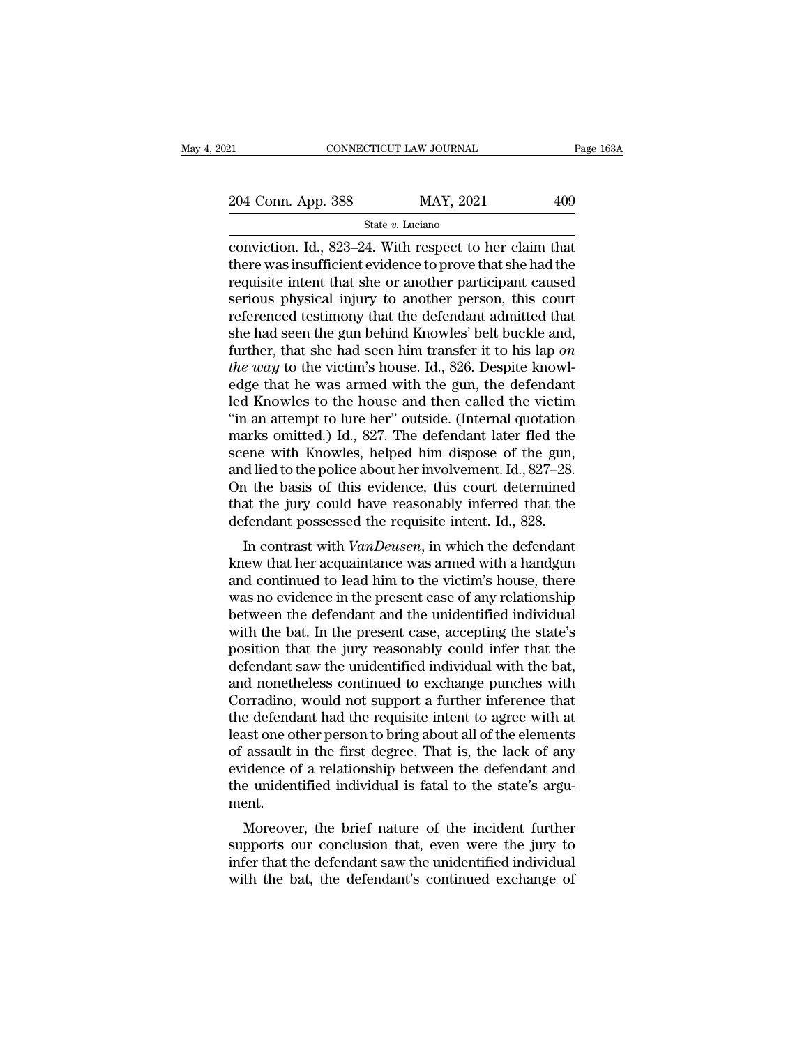conviction. Id., 823–24. With respect to her claim that there was insufficient evidence to prove that she had the requisite intent that she or another participant caused serious physical injury to another person, this court referenced testimony that the defendant admitted that she had seen the gun behind Knowles' belt buckle and, further, that she had seen him transfer it to his lap *on the way* to the victim's house. Id., 826. Despite knowledge that he was armed with the gun, the defendant led Knowles to the house and then called the victim "in an attempt to lure her" outside. (Internal quotation marks omitted.) Id., 827. The defendant later fled the scene with Knowles, helped him dispose of the gun, and lied to the police about her involvement. Id., 827–28. On the basis of this evidence, this court determined that the jury could have reasonably inferred that the defendant possessed the requisite intent. Id., 828.

In contrast with *VanDeusen*, in which the defendant knew that her acquaintance was armed with a handgun and continued to lead him to the victim's house, there was no evidence in the present case of any relationship between the defendant and the unidentified individual with the bat. In the present case, accepting the state's position that the jury reasonably could infer that the defendant saw the unidentified individual with the bat, and nonetheless continued to exchange punches with Corradino, would not support a further inference that the defendant had the requisite intent to agree with at least one other person to bring about all of the elements of assault in the first degree. That is, the lack of any evidence of a relationship between the defendant and the unidentified individual is fatal to the state's argument.

Moreover, the brief nature of the incident further supports our conclusion that, even were the jury to infer that the defendant saw the unidentified individual with the bat, the defendant's continued exchange of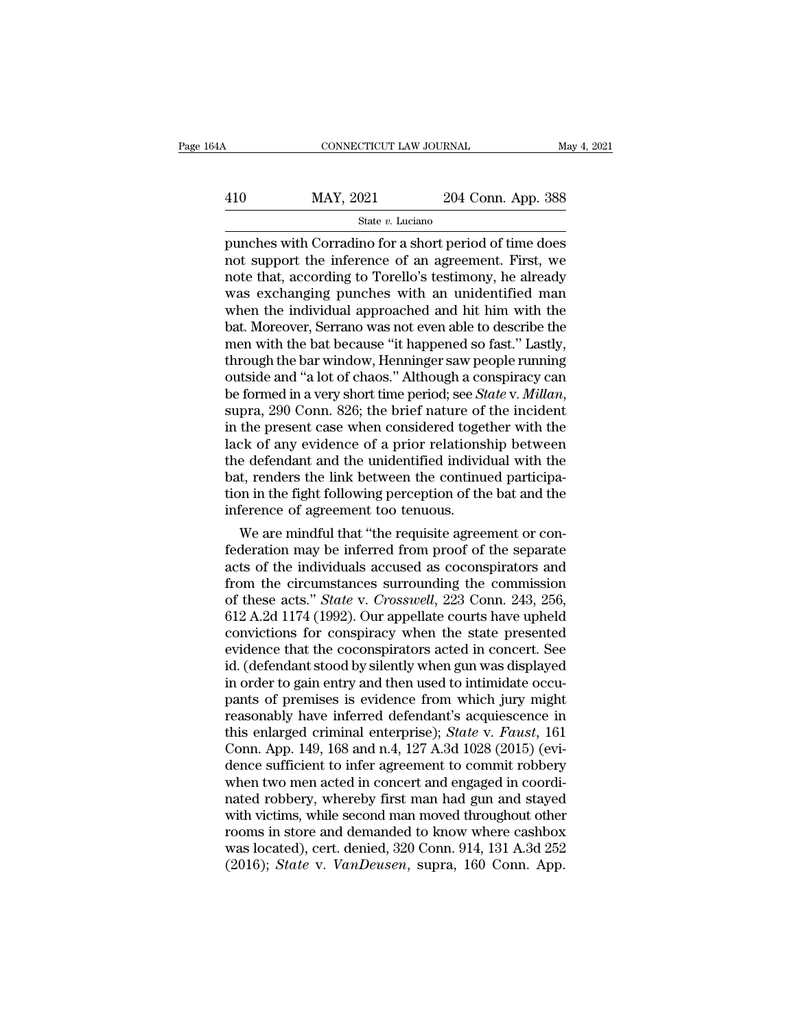punches with Corradino for a short period of time does not support the inference of an agreement. First, we note that, according to Torello's testimony, he already was exchanging punches with an unidentified man when the individual approached and hit him with the bat. Moreover, Serrano was not even able to describe the men with the bat because "it happened so fast." Lastly, through the bar window, Henninger saw people running outside and "a lot of chaos." Although a conspiracy can be formed in a very short time period; see *State* v. *Millan*, supra, 290 Conn. 826; the brief nature of the incident in the present case when considered together with the lack of any evidence of a prior relationship between the defendant and the unidentified individual with the bat, renders the link between the continued participation in the fight following perception of the bat and the inference of agreement too tenuous.

We are mindful that "the requisite agreement or confederation may be inferred from proof of the separate acts of the individuals accused as coconspirators and from the circumstances surrounding the commission of these acts." *State* v. *Crosswell*, 223 Conn. 243, 256, 612 A.2d 1174 (1992). Our appellate courts have upheld convictions for conspiracy when the state presented evidence that the coconspirators acted in concert. See id. (defendant stood by silently when gun was displayed in order to gain entry and then used to intimidate occupants of premises is evidence from which jury might reasonably have inferred defendant's acquiescence in this enlarged criminal enterprise); *State* v. *Faust*, 161 Conn. App. 149, 168 and n.4, 127 A.3d 1028 (2015) (evidence sufficient to infer agreement to commit robbery when two men acted in concert and engaged in coordinated robbery, whereby first man had gun and stayed with victims, while second man moved throughout other rooms in store and demanded to know where cashbox was located), cert. denied, 320 Conn. 914, 131 A.3d 252 (2016); *State* v. *VanDeusen*, supra, 160 Conn. App.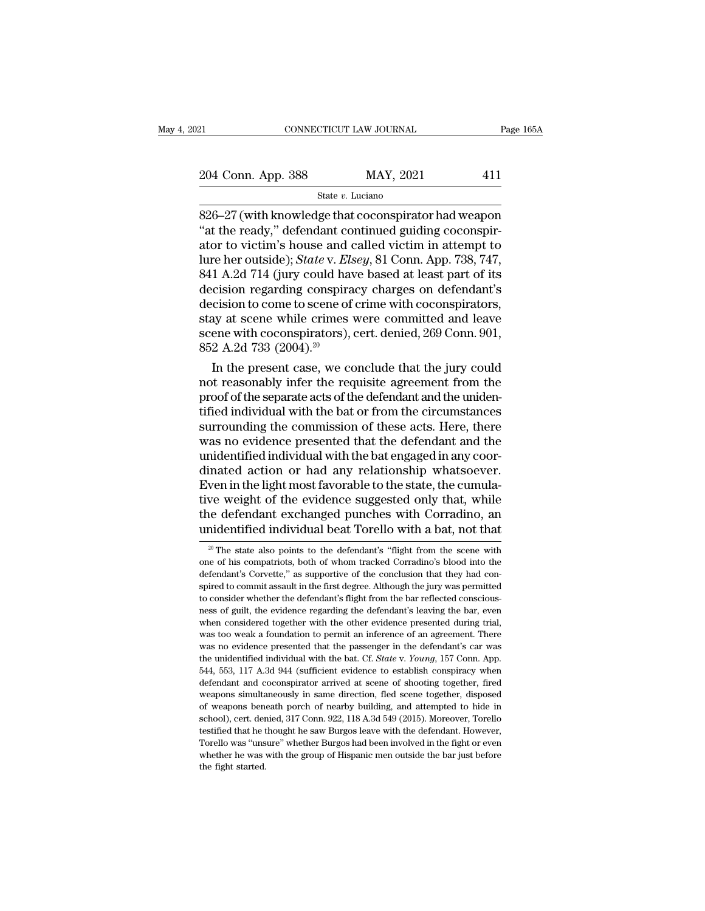826–27 (with knowledge that coconspirator had weapon "at the ready," defendant continued guiding coconspirator to victim's house and called victim in attempt to lure her outside); *State* v. *Elsey*, 81 Conn. App. 738, 747, 841 A.2d 714 (jury could have based at least part of its decision regarding conspiracy charges on defendant's decision to come to scene of crime with coconspirators, stay at scene while crimes were committed and leave scene with coconspirators), cert. denied, 269 Conn. 901, 852 A.2d 733 (2004).[20]

In the present case, we conclude that the jury could not reasonably infer the requisite agreement from the proof of the separate acts of the defendant and the unidentified individual with the bat or from the circumstances surrounding the commission of these acts. Here, there was no evidence presented that the defendant and the unidentified individual with the bat engaged in any coordinated action or had any relationship whatsoever. Even in the light most favorable to the state, the cumulative weight of the evidence suggested only that, while the defendant exchanged punches with Corradino, an unidentified individual beat Torello with a bat, not that

[20] The state also points to the defendant's "flight from the scene with one of his compatriots, both of whom tracked Corradino's blood into the defendant's Corvette," as supportive of the conclusion that they had conspired to commit assault in the first degree. Although the jury was permitted to consider whether the defendant's flight from the bar reflected consciousness of guilt, the evidence regarding the defendant's leaving the bar, even when considered together with the other evidence presented during trial, was too weak a foundation to permit an inference of an agreement. There was no evidence presented that the passenger in the defendant's car was the unidentified individual with the bat. Cf. *State* v. *Young*, 157 Conn. App. 544, 553, 117 A.3d 944 (sufficient evidence to establish conspiracy when defendant and coconspirator arrived at scene of shooting together, fired weapons simultaneously in same direction, fled scene together, disposed of weapons beneath porch of nearby building, and attempted to hide in school), cert. denied, 317 Conn. 922, 118 A.3d 549 (2015). Moreover, Torello testified that he thought he saw Burgos leave with the defendant. However, Torello was "unsure" whether Burgos had been involved in the fight or even whether he was with the group of Hispanic men outside the bar just before the fight started.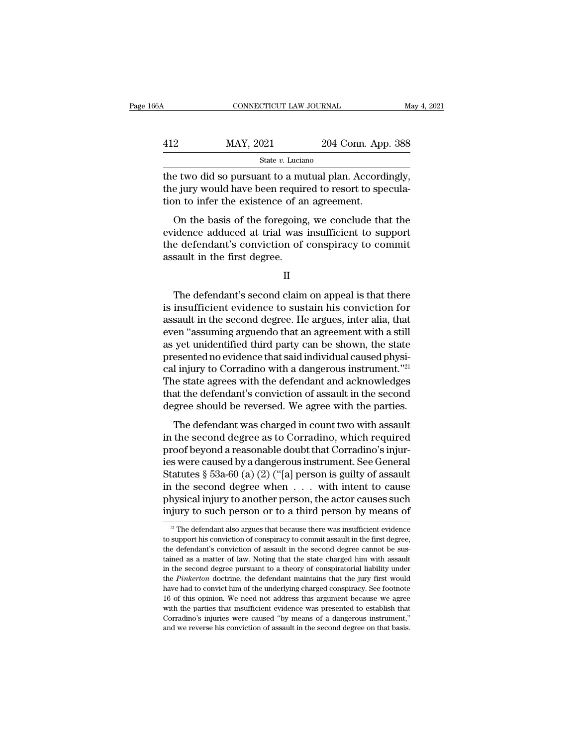the two did so pursuant to a mutual plan. Accordingly, the jury would have been required to resort to speculation to infer the existence of an agreement.

On the basis of the foregoing, we conclude that the evidence adduced at trial was insufficient to support the defendant's conviction of conspiracy to commit assault in the first degree.

II

The defendant's second claim on appeal is that there is insufficient evidence to sustain his conviction for assault in the second degree. He argues, inter alia, that even "assuming arguendo that an agreement with a still as yet unidentified third party can be shown, the state presented no evidence that said individual caused physical injury to Corradino with a dangerous instrument."[21] The state agrees with the defendant and acknowledges that the defendant's conviction of assault in the second degree should be reversed. We agree with the parties.

The defendant was charged in count two with assault in the second degree as to Corradino, which required proof beyond a reasonable doubt that Corradino's injuries were caused by a dangerous instrument. See General Statutes § 53a-60 (a) (2) ("[a] person is guilty of assault in the second degree when . . . with intent to cause physical injury to another person, the actor causes such injury to such person or to a third person by means of

[21] The defendant also argues that because there was insufficient evidence to support his conviction of conspiracy to commit assault in the first degree, the defendant's conviction of assault in the second degree cannot be sustained as a matter of law. Noting that the state charged him with assault in the second degree pursuant to a theory of conspiratorial liability under the *Pinkerton* doctrine, the defendant maintains that the jury first would have had to convict him of the underlying charged conspiracy. See footnote 16 of this opinion. We need not address this argument because we agree with the parties that insufficient evidence was presented to establish that Corradino's injuries were caused "by means of a dangerous instrument," and we reverse his conviction of assault in the second degree on that basis.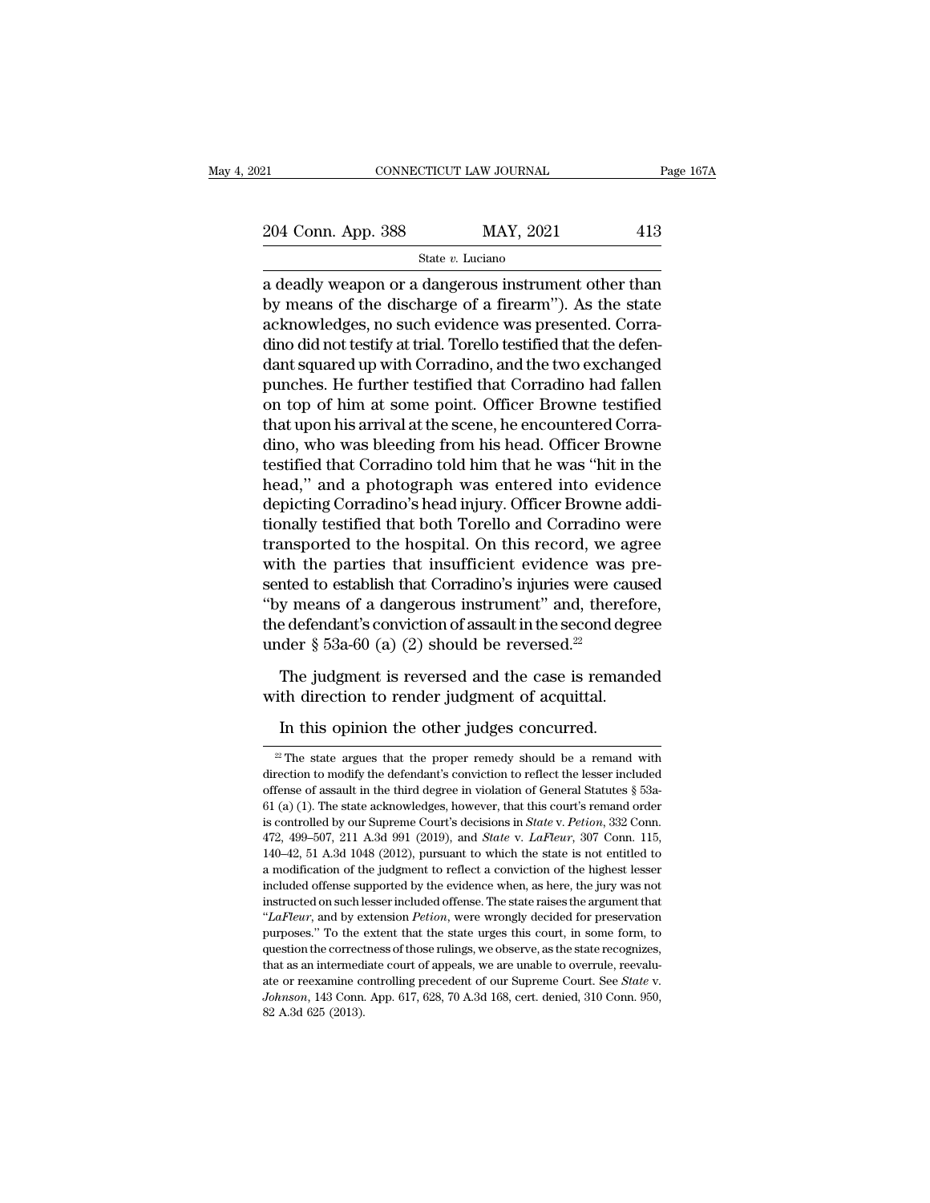a deadly weapon or a dangerous instrument other than by means of the discharge of a firearm''). As the state acknowledges, no such evidence was presented. Corradino did not testify at trial. Torello testified that the defendant squared up with Corradino, and the two exchanged punches. He further testified that Corradino had fallen on top of him at some point. Officer Browne testified that upon his arrival at the scene, he encountered Corradino, who was bleeding from his head. Officer Browne testified that Corradino told him that he was ''hit in the head,'' and a photograph was entered into evidence depicting Corradino's head injury. Officer Browne additionally testified that both Torello and Corradino were transported to the hospital. On this record, we agree with the parties that insufficient evidence was presented to establish that Corradino's injuries were caused ''by means of a dangerous instrument'' and, therefore, the defendant's conviction of assault in the second degree under § 53a-60 (a) (2) should be reversed.[22]

The judgment is reversed and the case is remanded with direction to render judgment of acquittal.

In this opinion the other judges concurred.

[22] The state argues that the proper remedy should be a remand with direction to modify the defendant's conviction to reflect the lesser included offense of assault in the third degree in violation of General Statutes § 53a-61 (a) (1). The state acknowledges, however, that this court's remand order is controlled by our Supreme Court's decisions in *State* v. *Petion*, 332 Conn. 472, 499–507, 211 A.3d 991 (2019), and *State* v. *LaFleur*, 307 Conn. 115, 140–42, 51 A.3d 1048 (2012), pursuant to which the state is not entitled to a modification of the judgment to reflect a conviction of the highest lesser included offense supported by the evidence when, as here, the jury was not instructed on such lesser included offense. The state raises the argument that ''*LaFleur*, and by extension *Petion*, were wrongly decided for preservation purposes.'' To the extent that the state urges this court, in some form, to question the correctness of those rulings, we observe, as the state recognizes, that as an intermediate court of appeals, we are unable to overrule, reevaluate or reexamine controlling precedent of our Supreme Court. See *State* v. *Johnson*, 143 Conn. App. 617, 628, 70 A.3d 168, cert. denied, 310 Conn. 950, 82 A.3d 625 (2013).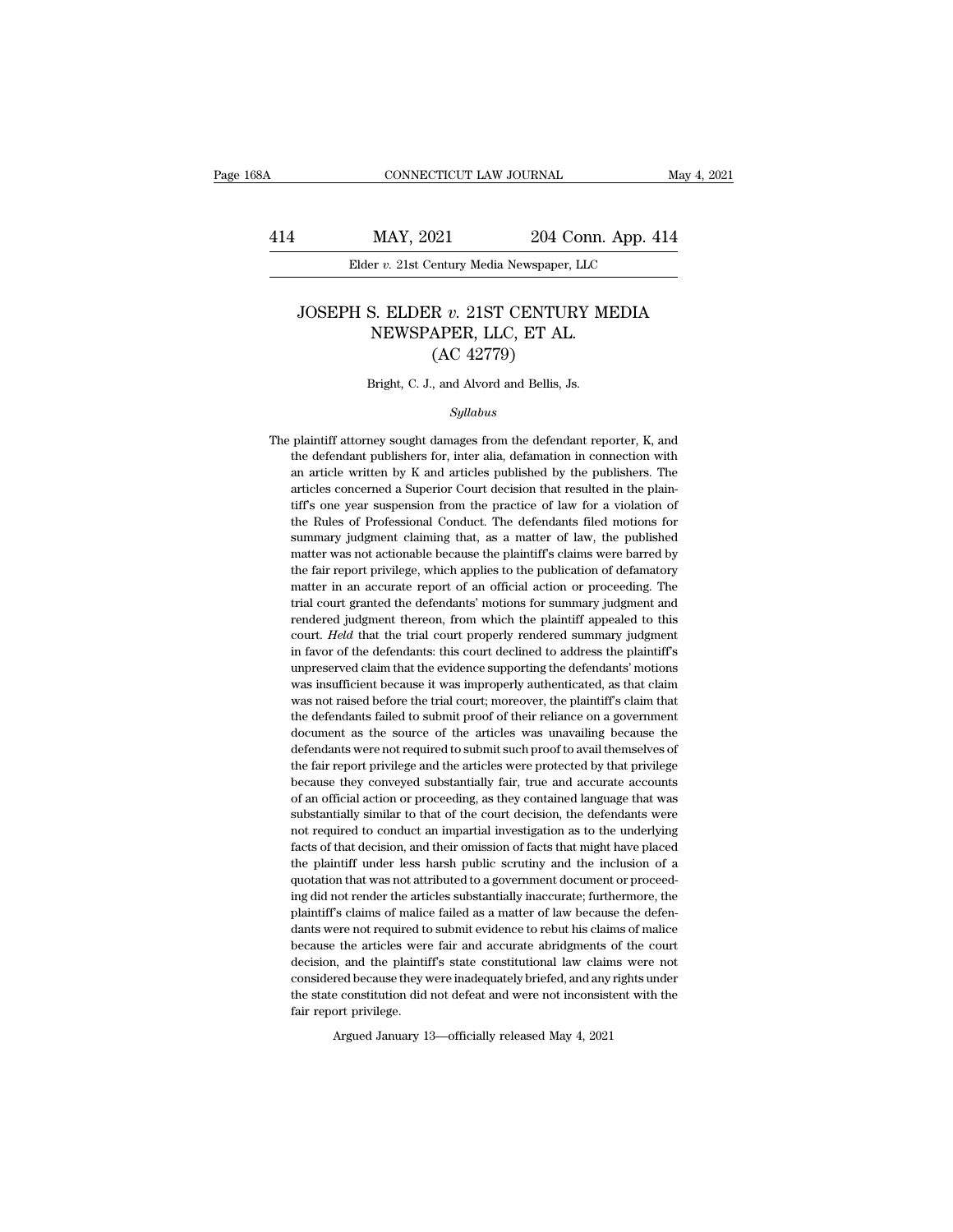# JOSEPH S. ELDER *v.* 21ST CENTURY MEDIA NEWSPAPER, LLC, ET AL.
## (AC 42779)

Bright, C. J., and Alvord and Bellis, Js.

*Syllabus*

The plaintiff attorney sought damages from the defendant reporter, K, and the defendant publishers for, inter alia, defamation in connection with an article written by K and articles published by the publishers. The articles concerned a Superior Court decision that resulted in the plaintiff's one year suspension from the practice of law for a violation of the Rules of Professional Conduct. The defendants filed motions for summary judgment claiming that, as a matter of law, the published matter was not actionable because the plaintiff's claims were barred by the fair report privilege, which applies to the publication of defamatory matter in an accurate report of an official action or proceeding. The trial court granted the defendants' motions for summary judgment and rendered judgment thereon, from which the plaintiff appealed to this court. *Held* that the trial court properly rendered summary judgment in favor of the defendants: this court declined to address the plaintiff's unpreserved claim that the evidence supporting the defendants' motions was insufficient because it was improperly authenticated, as that claim was not raised before the trial court; moreover, the plaintiff's claim that the defendants failed to submit proof of their reliance on a government document as the source of the articles was unavailing because the defendants were not required to submit such proof to avail themselves of the fair report privilege and the articles were protected by that privilege because they conveyed substantially fair, true and accurate accounts of an official action or proceeding, as they contained language that was substantially similar to that of the court decision, the defendants were not required to conduct an impartial investigation as to the underlying facts of that decision, and their omission of facts that might have placed the plaintiff under less harsh public scrutiny and the inclusion of a quotation that was not attributed to a government document or proceeding did not render the articles substantially inaccurate; furthermore, the plaintiff's claims of malice failed as a matter of law because the defendants were not required to submit evidence to rebut his claims of malice because the articles were fair and accurate abridgments of the court decision, and the plaintiff's state constitutional law claims were not considered because they were inadequately briefed, and any rights under the state constitution did not defeat and were not inconsistent with the fair report privilege.

Argued January 13—officially released May 4, 2021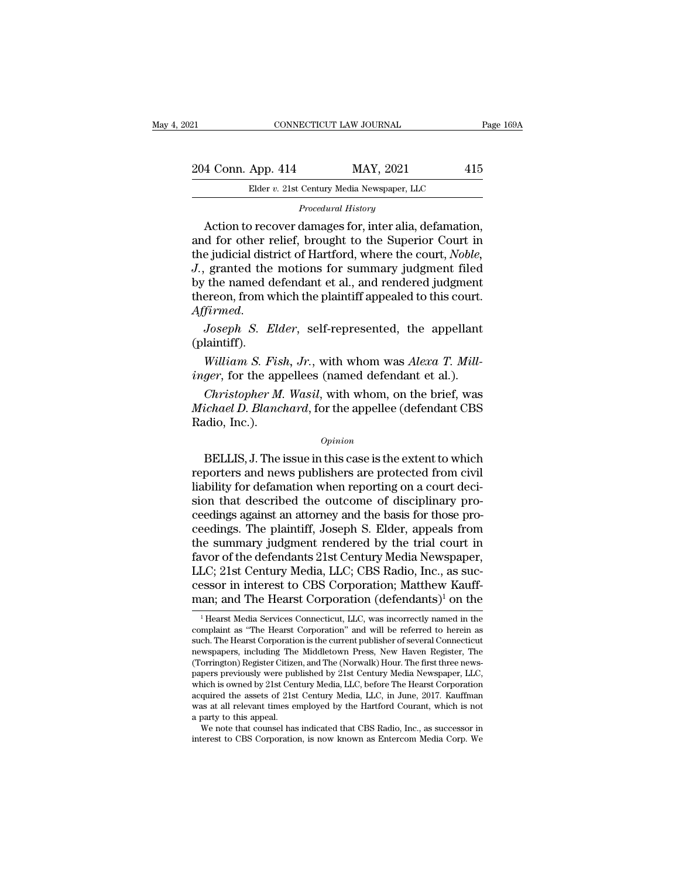*Procedural History*

Action to recover damages for, inter alia, defamation, and for other relief, brought to the Superior Court in the judicial district of Hartford, where the court, *Noble*, *J.*, granted the motions for summary judgment filed by the named defendant et al., and rendered judgment thereon, from which the plaintiff appealed to this court. *Affirmed.*

*Joseph S. Elder*, self-represented, the appellant (plaintiff).

*William S. Fish*, *Jr.*, with whom was *Alexa T. Millinger*, for the appellees (named defendant et al.).

*Christopher M. Wasil*, with whom, on the brief, was *Michael D. Blanchard*, for the appellee (defendant CBS Radio, Inc.).

*Opinion*

BELLIS, J. The issue in this case is the extent to which reporters and news publishers are protected from civil liability for defamation when reporting on a court decision that described the outcome of disciplinary proceedings against an attorney and the basis for those proceedings. The plaintiff, Joseph S. Elder, appeals from the summary judgment rendered by the trial court in favor of the defendants 21st Century Media Newspaper, LLC; 21st Century Media, LLC; CBS Radio, Inc., as successor in interest to CBS Corporation; Matthew Kauffman; and The Hearst Corporation (defendants)[1] on the

[1] Hearst Media Services Connecticut, LLC, was incorrectly named in the complaint as "The Hearst Corporation" and will be referred to herein as such. The Hearst Corporation is the current publisher of several Connecticut newspapers, including The Middletown Press, New Haven Register, The (Torrington) Register Citizen, and The (Norwalk) Hour. The first three newspapers previously were published by 21st Century Media Newspaper, LLC, which is owned by 21st Century Media, LLC, before The Hearst Corporation acquired the assets of 21st Century Media, LLC, in June, 2017. Kauffman was at all relevant times employed by the Hartford Courant, which is not a party to this appeal.

We note that counsel has indicated that CBS Radio, Inc., as successor in interest to CBS Corporation, is now known as Entercom Media Corp. We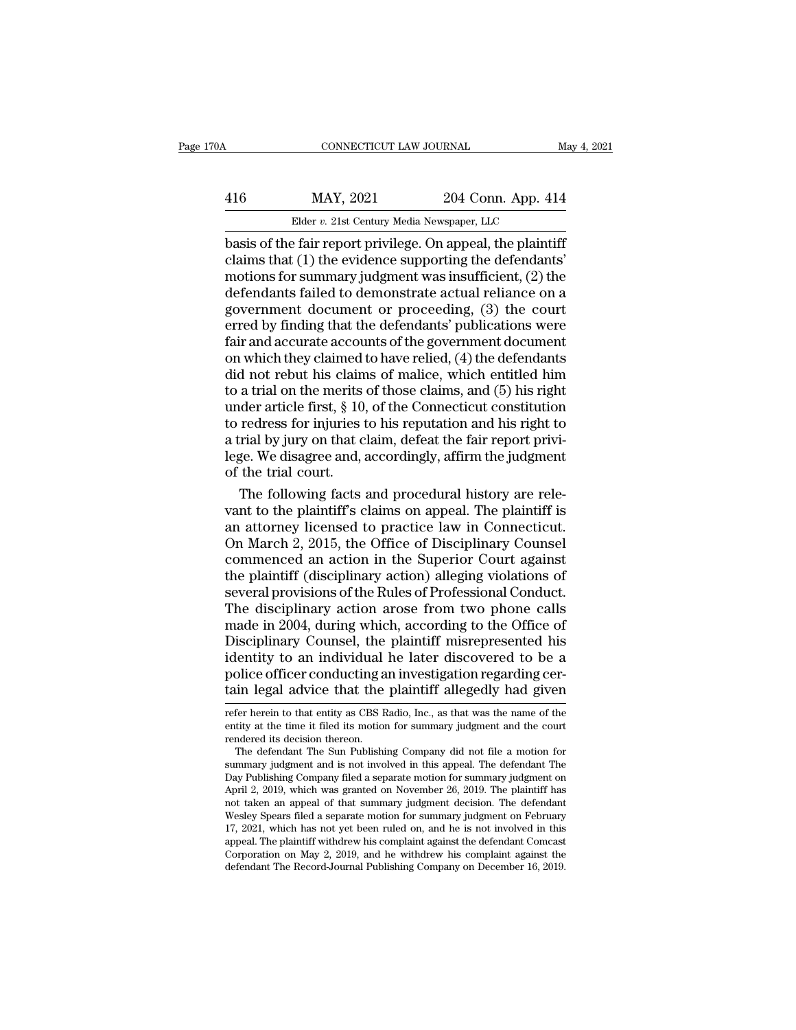basis of the fair report privilege. On appeal, the plaintiff claims that (1) the evidence supporting the defendants' motions for summary judgment was insufficient, (2) the defendants failed to demonstrate actual reliance on a government document or proceeding, (3) the court erred by finding that the defendants' publications were fair and accurate accounts of the government document on which they claimed to have relied, (4) the defendants did not rebut his claims of malice, which entitled him to a trial on the merits of those claims, and (5) his right under article first, § 10, of the Connecticut constitution to redress for injuries to his reputation and his right to a trial by jury on that claim, defeat the fair report privilege. We disagree and, accordingly, affirm the judgment of the trial court.

The following facts and procedural history are relevant to the plaintiff's claims on appeal. The plaintiff is an attorney licensed to practice law in Connecticut. On March 2, 2015, the Office of Disciplinary Counsel commenced an action in the Superior Court against the plaintiff (disciplinary action) alleging violations of several provisions of the Rules of Professional Conduct. The disciplinary action arose from two phone calls made in 2004, during which, according to the Office of Disciplinary Counsel, the plaintiff misrepresented his identity to an individual he later discovered to be a police officer conducting an investigation regarding certain legal advice that the plaintiff allegedly had given

---

refer herein to that entity as CBS Radio, Inc., as that was the name of the entity at the time it filed its motion for summary judgment and the court rendered its decision thereon.

The defendant The Sun Publishing Company did not file a motion for summary judgment and is not involved in this appeal. The defendant The Day Publishing Company filed a separate motion for summary judgment on April 2, 2019, which was granted on November 26, 2019. The plaintiff has not taken an appeal of that summary judgment decision. The defendant Wesley Spears filed a separate motion for summary judgment on February 17, 2021, which has not yet been ruled on, and he is not involved in this appeal. The plaintiff withdrew his complaint against the defendant Comcast Corporation on May 2, 2019, and he withdrew his complaint against the defendant The Record-Journal Publishing Company on December 16, 2019.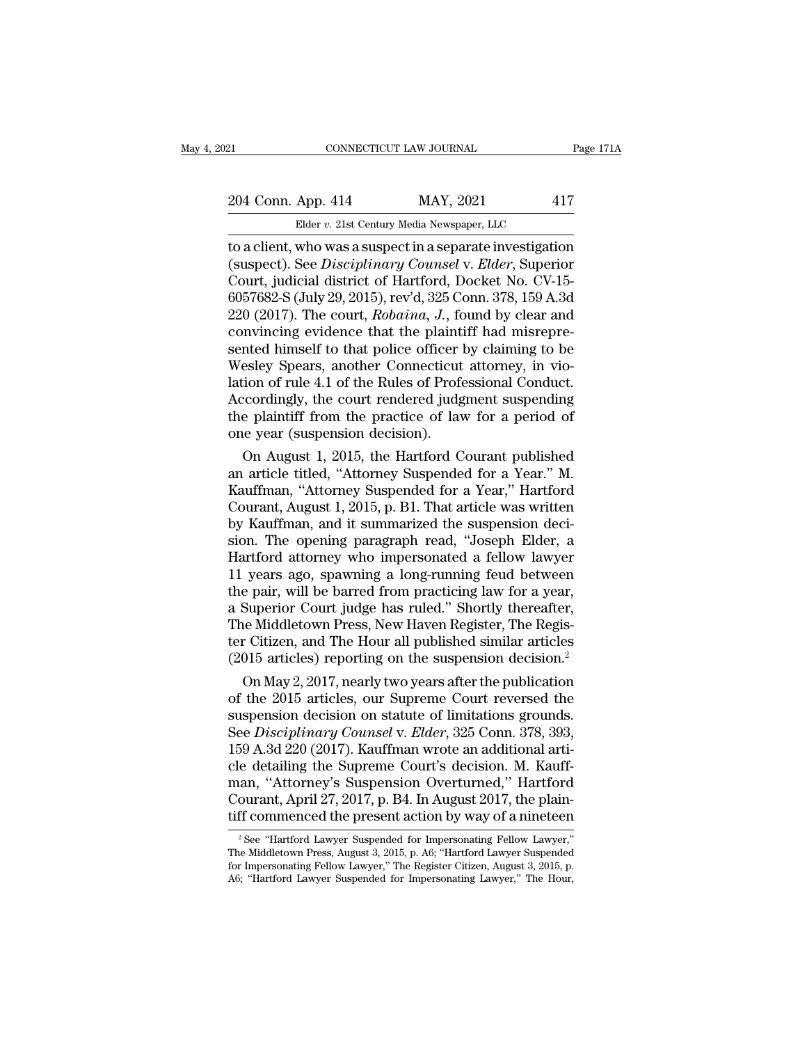to a client, who was a suspect in a separate investigation (suspect). See *Disciplinary Counsel* v. *Elder*, Superior Court, judicial district of Hartford, Docket No. CV-15-6057682-S (July 29, 2015), rev'd, 325 Conn. 378, 159 A.3d 220 (2017). The court, *Robaina, J.*, found by clear and convincing evidence that the plaintiff had misrepresented himself to that police officer by claiming to be Wesley Spears, another Connecticut attorney, in violation of rule 4.1 of the Rules of Professional Conduct. Accordingly, the court rendered judgment suspending the plaintiff from the practice of law for a period of one year (suspension decision).

On August 1, 2015, the Hartford Courant published an article titled, "Attorney Suspended for a Year." M. Kauffman, "Attorney Suspended for a Year," Hartford Courant, August 1, 2015, p. B1. That article was written by Kauffman, and it summarized the suspension decision. The opening paragraph read, "Joseph Elder, a Hartford attorney who impersonated a fellow lawyer 11 years ago, spawning a long-running feud between the pair, will be barred from practicing law for a year, a Superior Court judge has ruled." Shortly thereafter, The Middletown Press, New Haven Register, The Register Citizen, and The Hour all published similar articles (2015 articles) reporting on the suspension decision.[2]

On May 2, 2017, nearly two years after the publication of the 2015 articles, our Supreme Court reversed the suspension decision on statute of limitations grounds. See *Disciplinary Counsel* v. *Elder*, 325 Conn. 378, 393, 159 A.3d 220 (2017). Kauffman wrote an additional article detailing the Supreme Court's decision. M. Kauffman, "Attorney's Suspension Overturned," Hartford Courant, April 27, 2017, p. B4. In August 2017, the plaintiff commenced the present action by way of a nineteen

[2] See "Hartford Lawyer Suspended for Impersonating Fellow Lawyer," The Middletown Press, August 3, 2015, p. A6; "Hartford Lawyer Suspended for Impersonating Fellow Lawyer," The Register Citizen, August 3, 2015, p. A6; "Hartford Lawyer Suspended for Impersonating Lawyer," The Hour,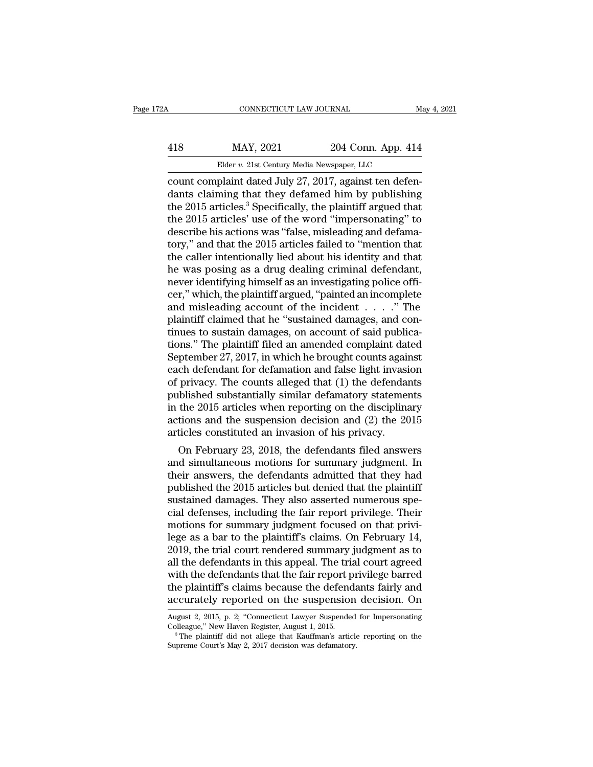count complaint dated July 27, 2017, against ten defendants claiming that they defamed him by publishing the 2015 articles.[3] Specifically, the plaintiff argued that the 2015 articles' use of the word "impersonating" to describe his actions was "false, misleading and defamatory," and that the 2015 articles failed to "mention that the caller intentionally lied about his identity and that he was posing as a drug dealing criminal defendant, never identifying himself as an investigating police officer," which, the plaintiff argued, "painted an incomplete and misleading account of the incident . . . ." The plaintiff claimed that he "sustained damages, and continues to sustain damages, on account of said publications." The plaintiff filed an amended complaint dated September 27, 2017, in which he brought counts against each defendant for defamation and false light invasion of privacy. The counts alleged that (1) the defendants published substantially similar defamatory statements in the 2015 articles when reporting on the disciplinary actions and the suspension decision and (2) the 2015 articles constituted an invasion of his privacy.

On February 23, 2018, the defendants filed answers and simultaneous motions for summary judgment. In their answers, the defendants admitted that they had published the 2015 articles but denied that the plaintiff sustained damages. They also asserted numerous special defenses, including the fair report privilege. Their motions for summary judgment focused on that privilege as a bar to the plaintiff's claims. On February 14, 2019, the trial court rendered summary judgment as to all the defendants in this appeal. The trial court agreed with the defendants that the fair report privilege barred the plaintiff's claims because the defendants fairly and accurately reported on the suspension decision. On

August 2, 2015, p. 2; "Connecticut Lawyer Suspended for Impersonating Colleague," New Haven Register, August 1, 2015.

[3] The plaintiff did not allege that Kauffman's article reporting on the Supreme Court's May 2, 2017 decision was defamatory.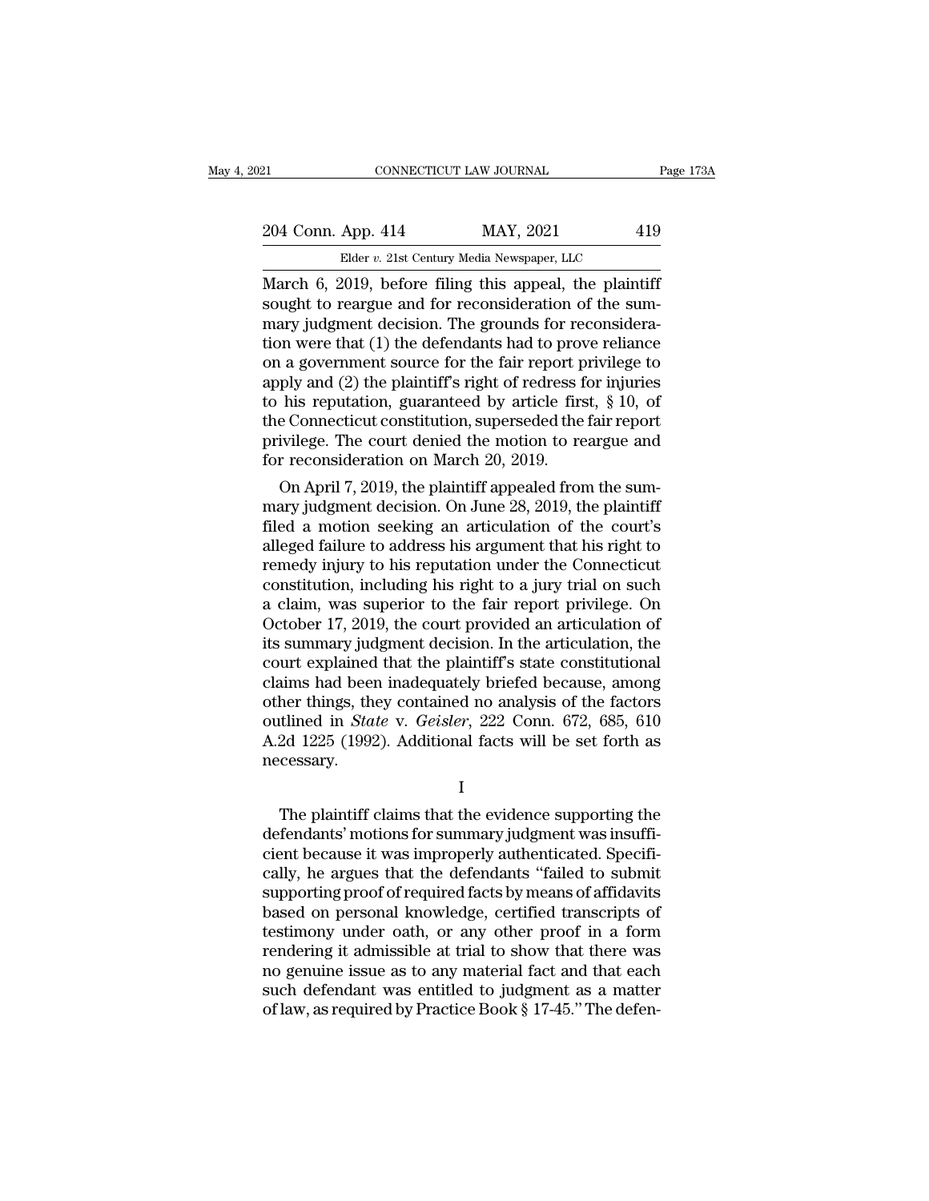March 6, 2019, before filing this appeal, the plaintiff sought to reargue and for reconsideration of the summary judgment decision. The grounds for reconsideration were that (1) the defendants had to prove reliance on a government source for the fair report privilege to apply and (2) the plaintiff's right of redress for injuries to his reputation, guaranteed by article first, § 10, of the Connecticut constitution, superseded the fair report privilege. The court denied the motion to reargue and for reconsideration on March 20, 2019.

On April 7, 2019, the plaintiff appealed from the summary judgment decision. On June 28, 2019, the plaintiff filed a motion seeking an articulation of the court's alleged failure to address his argument that his right to remedy injury to his reputation under the Connecticut constitution, including his right to a jury trial on such a claim, was superior to the fair report privilege. On October 17, 2019, the court provided an articulation of its summary judgment decision. In the articulation, the court explained that the plaintiff's state constitutional claims had been inadequately briefed because, among other things, they contained no analysis of the factors outlined in *State* v. *Geisler*, 222 Conn. 672, 685, 610 A.2d 1225 (1992). Additional facts will be set forth as necessary.

I

The plaintiff claims that the evidence supporting the defendants' motions for summary judgment was insufficient because it was improperly authenticated. Specifically, he argues that the defendants "failed to submit supporting proof of required facts by means of affidavits based on personal knowledge, certified transcripts of testimony under oath, or any other proof in a form rendering it admissible at trial to show that there was no genuine issue as to any material fact and that each such defendant was entitled to judgment as a matter of law, as required by Practice Book § 17-45." The defen-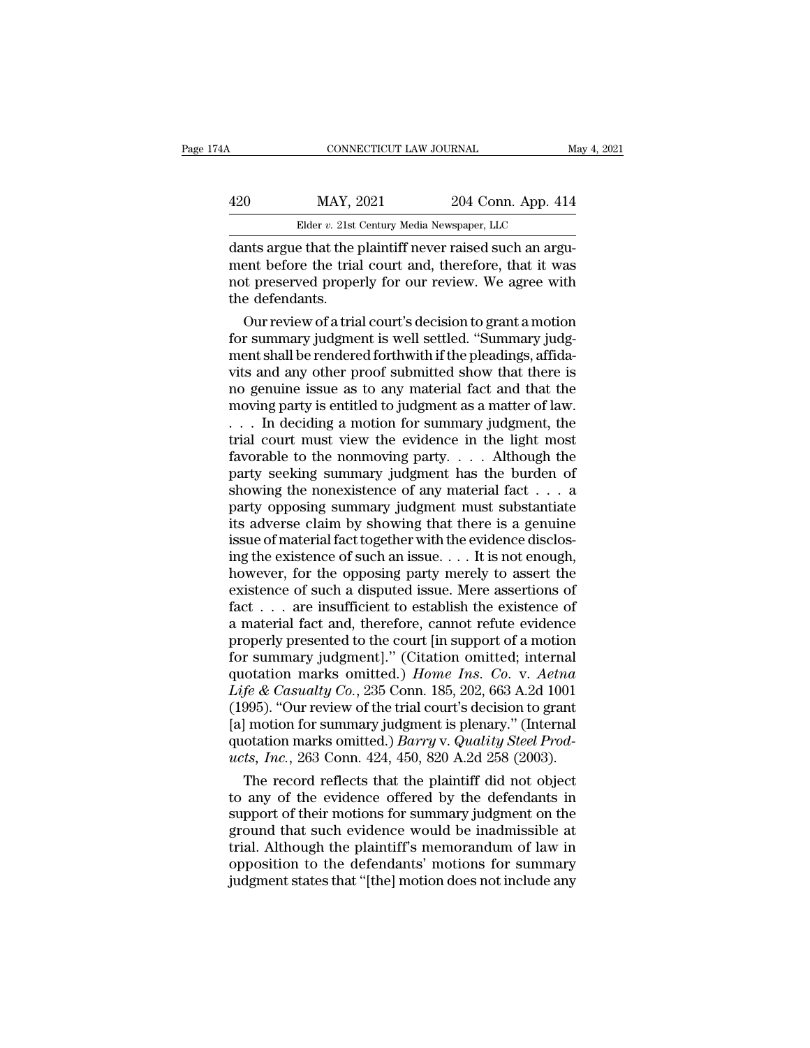dants argue that the plaintiff never raised such an argument before the trial court and, therefore, that it was not preserved properly for our review. We agree with the defendants.

Our review of a trial court's decision to grant a motion for summary judgment is well settled. "Summary judgment shall be rendered forthwith if the pleadings, affidavits and any other proof submitted show that there is no genuine issue as to any material fact and that the moving party is entitled to judgment as a matter of law. . . . In deciding a motion for summary judgment, the trial court must view the evidence in the light most favorable to the nonmoving party. . . . Although the party seeking summary judgment has the burden of showing the nonexistence of any material fact . . . a party opposing summary judgment must substantiate its adverse claim by showing that there is a genuine issue of material fact together with the evidence disclosing the existence of such an issue. . . . It is not enough, however, for the opposing party merely to assert the existence of such a disputed issue. Mere assertions of fact . . . are insufficient to establish the existence of a material fact and, therefore, cannot refute evidence properly presented to the court [in support of a motion for summary judgment]." (Citation omitted; internal quotation marks omitted.) *Home Ins. Co.* v. *Aetna Life & Casualty Co.*, 235 Conn. 185, 202, 663 A.2d 1001 (1995). "Our review of the trial court's decision to grant [a] motion for summary judgment is plenary." (Internal quotation marks omitted.) *Barry* v. *Quality Steel Products, Inc.*, 263 Conn. 424, 450, 820 A.2d 258 (2003).

The record reflects that the plaintiff did not object to any of the evidence offered by the defendants in support of their motions for summary judgment on the ground that such evidence would be inadmissible at trial. Although the plaintiff's memorandum of law in opposition to the defendants' motions for summary judgment states that "[the] motion does not include any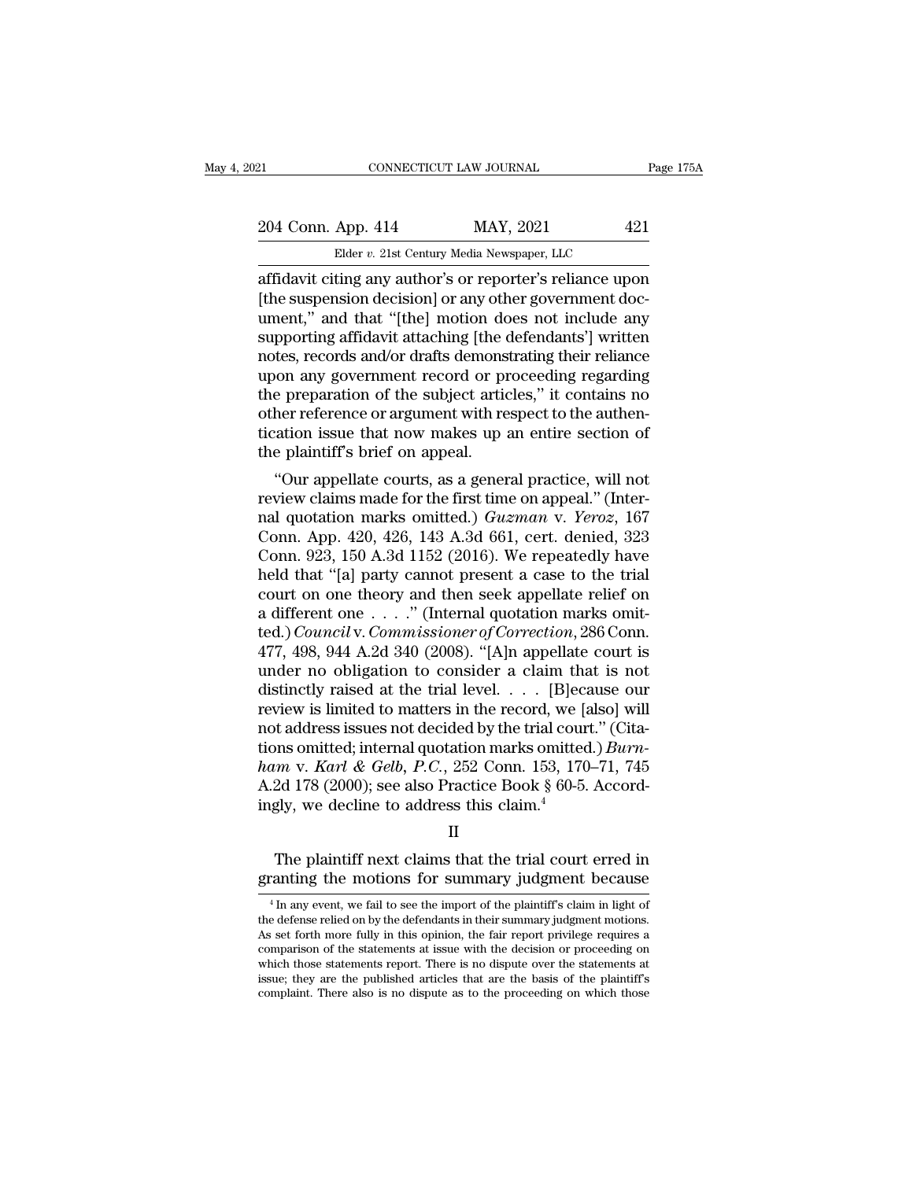affidavit citing any author's or reporter's reliance upon [the suspension decision] or any other government document," and that "[the] motion does not include any supporting affidavit attaching [the defendants'] written notes, records and/or drafts demonstrating their reliance upon any government record or proceeding regarding the preparation of the subject articles," it contains no other reference or argument with respect to the authentication issue that now makes up an entire section of the plaintiff's brief on appeal.

"Our appellate courts, as a general practice, will not review claims made for the first time on appeal." (Internal quotation marks omitted.) *Guzman* v. *Yeroz*, 167 Conn. App. 420, 426, 143 A.3d 661, cert. denied, 323 Conn. 923, 150 A.3d 1152 (2016). We repeatedly have held that "[a] party cannot present a case to the trial court on one theory and then seek appellate relief on a different one . . . ." (Internal quotation marks omitted.) *Council* v. *Commissioner of Correction*, 286 Conn. 477, 498, 944 A.2d 340 (2008). "[A]n appellate court is under no obligation to consider a claim that is not distinctly raised at the trial level. . . . [B]ecause our review is limited to matters in the record, we [also] will not address issues not decided by the trial court." (Citations omitted; internal quotation marks omitted.) *Burnham* v. *Karl & Gelb, P.C.*, 252 Conn. 153, 170–71, 745 A.2d 178 (2000); see also Practice Book § 60-5. Accordingly, we decline to address this claim.[4]

II

The plaintiff next claims that the trial court erred in granting the motions for summary judgment because

[4] In any event, we fail to see the import of the plaintiff's claim in light of the defense relied on by the defendants in their summary judgment motions. As set forth more fully in this opinion, the fair report privilege requires a comparison of the statements at issue with the decision or proceeding on which those statements report. There is no dispute over the statements at issue; they are the published articles that are the basis of the plaintiff's complaint. There also is no dispute as to the proceeding on which those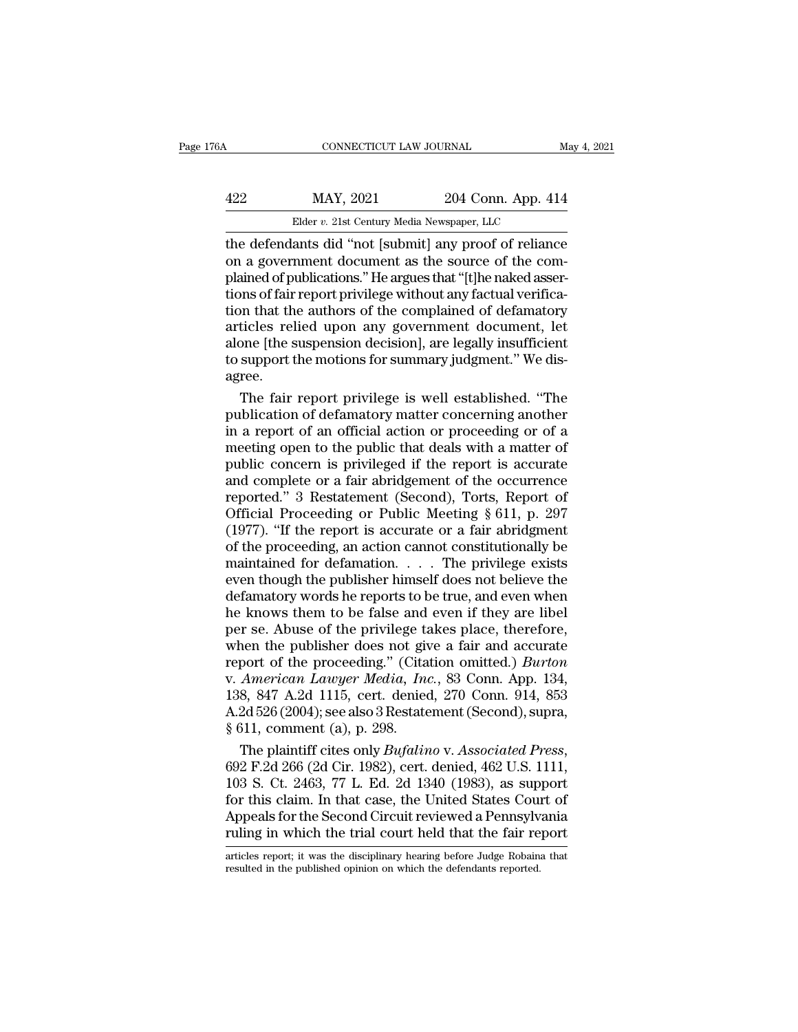the defendants did "not [submit] any proof of reliance on a government document as the source of the complained of publications." He argues that "[t]he naked assertions of fair report privilege without any factual verification that the authors of the complained of defamatory articles relied upon any government document, let alone [the suspension decision], are legally insufficient to support the motions for summary judgment." We disagree.

The fair report privilege is well established. "The publication of defamatory matter concerning another in a report of an official action or proceeding or of a meeting open to the public that deals with a matter of public concern is privileged if the report is accurate and complete or a fair abridgement of the occurrence reported." 3 Restatement (Second), Torts, Report of Official Proceeding or Public Meeting § 611, p. 297 (1977). "If the report is accurate or a fair abridgment of the proceeding, an action cannot constitutionally be maintained for defamation. . . . The privilege exists even though the publisher himself does not believe the defamatory words he reports to be true, and even when he knows them to be false and even if they are libel per se. Abuse of the privilege takes place, therefore, when the publisher does not give a fair and accurate report of the proceeding." (Citation omitted.) *Burton* v. *American Lawyer Media, Inc.*, 83 Conn. App. 134, 138, 847 A.2d 1115, cert. denied, 270 Conn. 914, 853 A.2d 526 (2004); see also 3 Restatement (Second), supra, § 611, comment (a), p. 298.

The plaintiff cites only *Bufalino* v. *Associated Press*, 692 F.2d 266 (2d Cir. 1982), cert. denied, 462 U.S. 1111, 103 S. Ct. 2463, 77 L. Ed. 2d 1340 (1983), as support for this claim. In that case, the United States Court of Appeals for the Second Circuit reviewed a Pennsylvania ruling in which the trial court held that the fair report

articles report; it was the disciplinary hearing before Judge Robaina that resulted in the published opinion on which the defendants reported.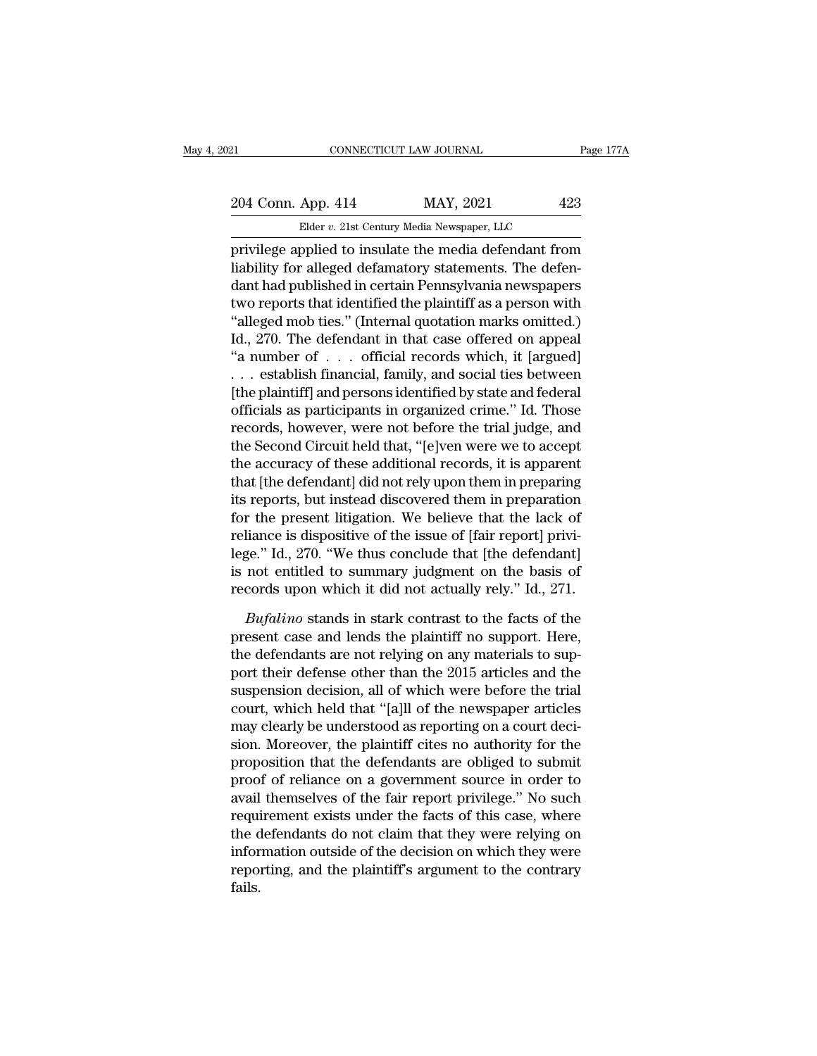privilege applied to insulate the media defendant from liability for alleged defamatory statements. The defendant had published in certain Pennsylvania newspapers two reports that identified the plaintiff as a person with "alleged mob ties." (Internal quotation marks omitted.) Id., 270. The defendant in that case offered on appeal "a number of . . . official records which, it [argued] . . . establish financial, family, and social ties between [the plaintiff] and persons identified by state and federal officials as participants in organized crime." Id. Those records, however, were not before the trial judge, and the Second Circuit held that, "[e]ven were we to accept the accuracy of these additional records, it is apparent that [the defendant] did not rely upon them in preparing its reports, but instead discovered them in preparation for the present litigation. We believe that the lack of reliance is dispositive of the issue of [fair report] privilege." Id., 270. "We thus conclude that [the defendant] is not entitled to summary judgment on the basis of records upon which it did not actually rely." Id., 271.

*Bufalino* stands in stark contrast to the facts of the present case and lends the plaintiff no support. Here, the defendants are not relying on any materials to support their defense other than the 2015 articles and the suspension decision, all of which were before the trial court, which held that "[a]ll of the newspaper articles may clearly be understood as reporting on a court decision. Moreover, the plaintiff cites no authority for the proposition that the defendants are obliged to submit proof of reliance on a government source in order to avail themselves of the fair report privilege." No such requirement exists under the facts of this case, where the defendants do not claim that they were relying on information outside of the decision on which they were reporting, and the plaintiff's argument to the contrary fails.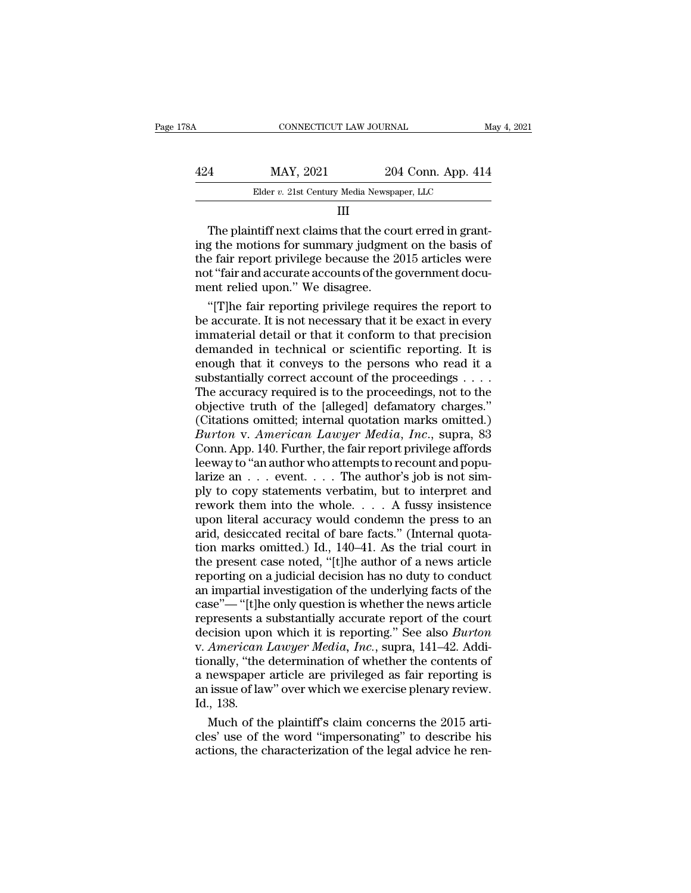III

The plaintiff next claims that the court erred in granting the motions for summary judgment on the basis of the fair report privilege because the 2015 articles were not "fair and accurate accounts of the government document relied upon." We disagree.

"[T]he fair reporting privilege requires the report to be accurate. It is not necessary that it be exact in every immaterial detail or that it conform to that precision demanded in technical or scientific reporting. It is enough that it conveys to the persons who read it a substantially correct account of the proceedings . . . . The accuracy required is to the proceedings, not to the objective truth of the [alleged] defamatory charges." (Citations omitted; internal quotation marks omitted.) *Burton* v. *American Lawyer Media, Inc.*, supra, 83 Conn. App. 140. Further, the fair report privilege affords leeway to "an author who attempts to recount and popularize an . . . event. . . . The author's job is not simply to copy statements verbatim, but to interpret and rework them into the whole. . . . A fussy insistence upon literal accuracy would condemn the press to an arid, desiccated recital of bare facts." (Internal quotation marks omitted.) Id., 140–41. As the trial court in the present case noted, "[t]he author of a news article reporting on a judicial decision has no duty to conduct an impartial investigation of the underlying facts of the case"— "[t]he only question is whether the news article represents a substantially accurate report of the court decision upon which it is reporting." See also *Burton* v. *American Lawyer Media, Inc.*, supra, 141–42. Additionally, "the determination of whether the contents of a newspaper article are privileged as fair reporting is an issue of law" over which we exercise plenary review. Id., 138.

Much of the plaintiff's claim concerns the 2015 articles' use of the word "impersonating" to describe his actions, the characterization of the legal advice he ren-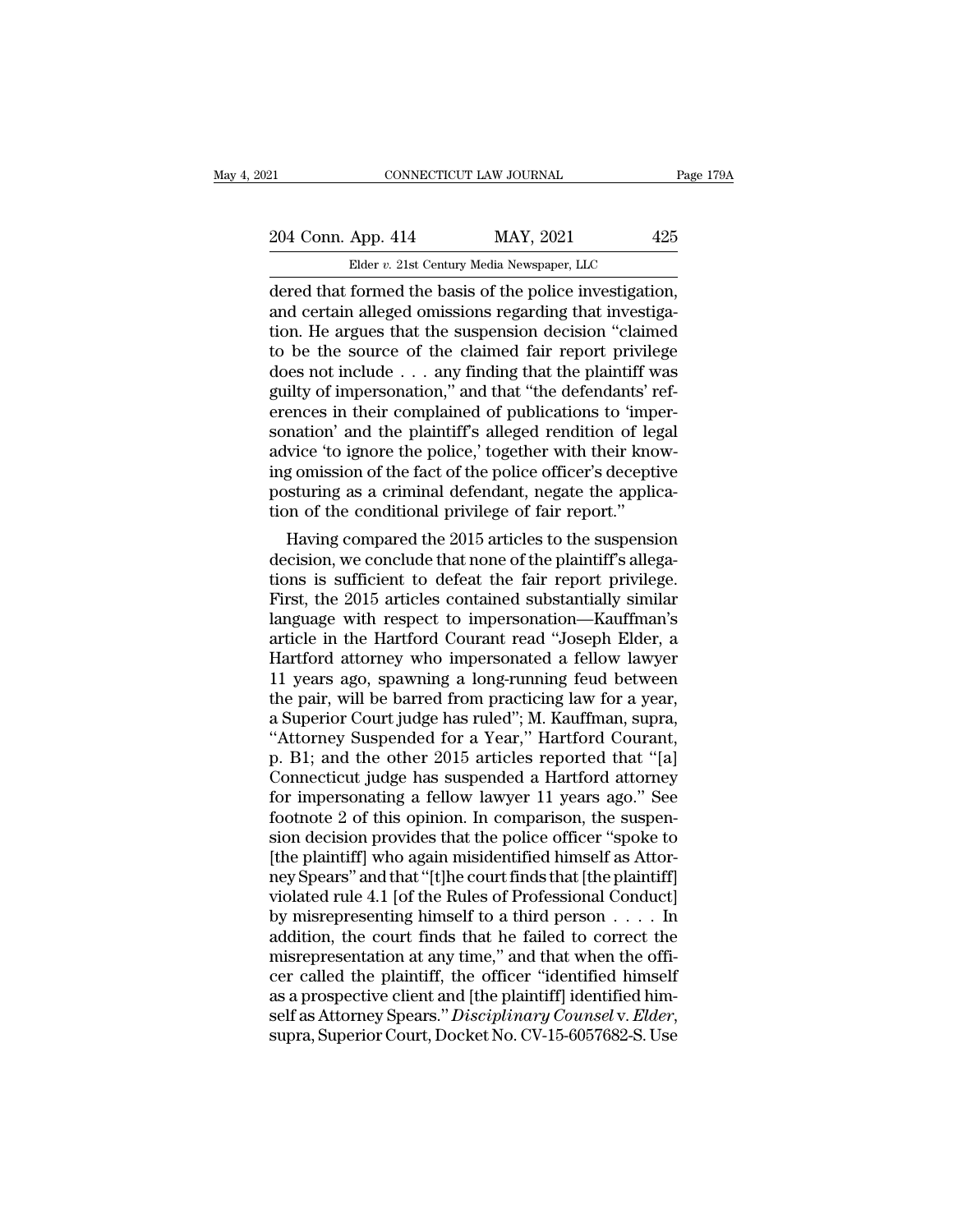dered that formed the basis of the police investigation, and certain alleged omissions regarding that investigation. He argues that the suspension decision "claimed to be the source of the claimed fair report privilege does not include . . . any finding that the plaintiff was guilty of impersonation," and that "the defendants' references in their complained of publications to 'impersonation' and the plaintiff's alleged rendition of legal advice 'to ignore the police,' together with their knowing omission of the fact of the police officer's deceptive posturing as a criminal defendant, negate the application of the conditional privilege of fair report."

Having compared the 2015 articles to the suspension decision, we conclude that none of the plaintiff's allegations is sufficient to defeat the fair report privilege. First, the 2015 articles contained substantially similar language with respect to impersonation—Kauffman's article in the Hartford Courant read "Joseph Elder, a Hartford attorney who impersonated a fellow lawyer 11 years ago, spawning a long-running feud between the pair, will be barred from practicing law for a year, a Superior Court judge has ruled"; M. Kauffman, supra, "Attorney Suspended for a Year," Hartford Courant, p. B1; and the other 2015 articles reported that "[a] Connecticut judge has suspended a Hartford attorney for impersonating a fellow lawyer 11 years ago." See footnote 2 of this opinion. In comparison, the suspension decision provides that the police officer "spoke to [the plaintiff] who again misidentified himself as Attorney Spears" and that "[t]he court finds that [the plaintiff] violated rule 4.1 [of the Rules of Professional Conduct] by misrepresenting himself to a third person . . . . In addition, the court finds that he failed to correct the misrepresentation at any time," and that when the officer called the plaintiff, the officer "identified himself as a prospective client and [the plaintiff] identified himself as Attorney Spears." *Disciplinary Counsel* v. *Elder*, supra, Superior Court, Docket No. CV-15-6057682-S. Use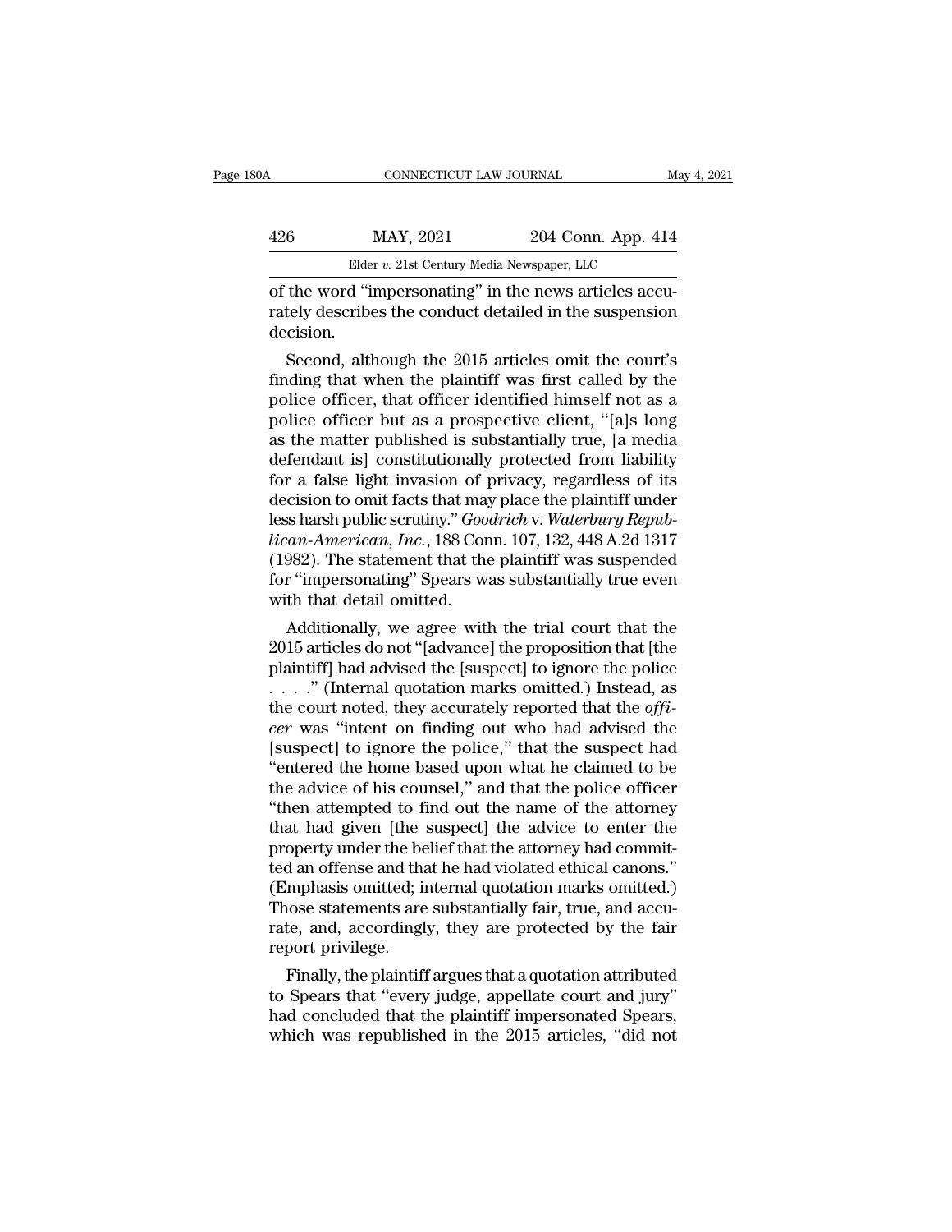of the word "impersonating" in the news articles accurately describes the conduct detailed in the suspension decision.

Second, although the 2015 articles omit the court's finding that when the plaintiff was first called by the police officer, that officer identified himself not as a police officer but as a prospective client, "[a]s long as the matter published is substantially true, [a media defendant is] constitutionally protected from liability for a false light invasion of privacy, regardless of its decision to omit facts that may place the plaintiff under less harsh public scrutiny." *Goodrich* v. *Waterbury Republican-American, Inc.*, 188 Conn. 107, 132, 448 A.2d 1317 (1982). The statement that the plaintiff was suspended for "impersonating" Spears was substantially true even with that detail omitted.

Additionally, we agree with the trial court that the 2015 articles do not "[advance] the proposition that [the plaintiff] had advised the [suspect] to ignore the police . . . ." (Internal quotation marks omitted.) Instead, as the court noted, they accurately reported that the *officer* was "intent on finding out who had advised the [suspect] to ignore the police," that the suspect had "entered the home based upon what he claimed to be the advice of his counsel," and that the police officer "then attempted to find out the name of the attorney that had given [the suspect] the advice to enter the property under the belief that the attorney had committed an offense and that he had violated ethical canons." (Emphasis omitted; internal quotation marks omitted.) Those statements are substantially fair, true, and accurate, and, accordingly, they are protected by the fair report privilege.

Finally, the plaintiff argues that a quotation attributed to Spears that "every judge, appellate court and jury" had concluded that the plaintiff impersonated Spears, which was republished in the 2015 articles, "did not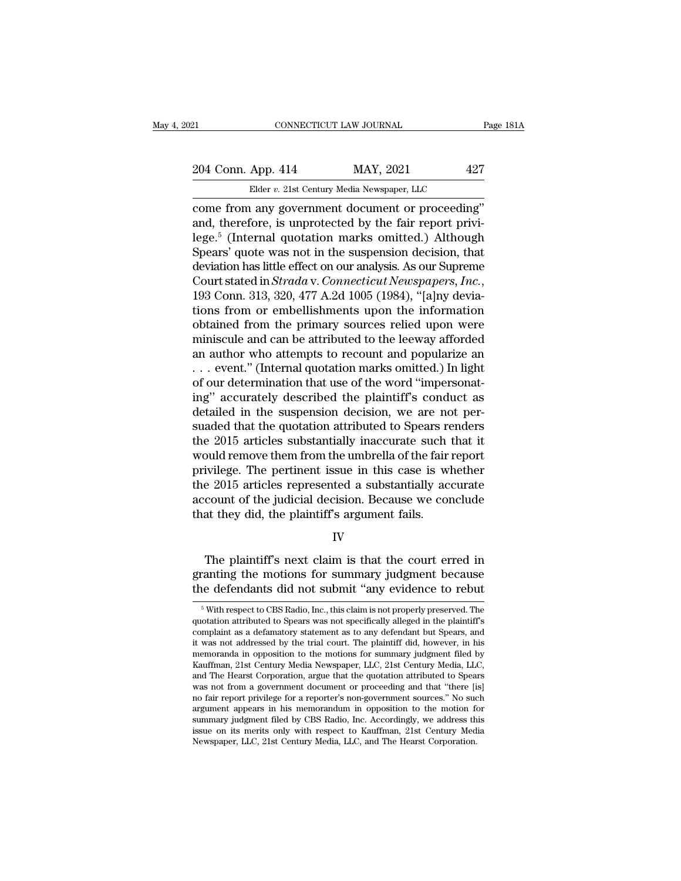come from any government document or proceeding" and, therefore, is unprotected by the fair report privilege.[5] (Internal quotation marks omitted.) Although Spears' quote was not in the suspension decision, that deviation has little effect on our analysis. As our Supreme Court stated in *Strada* v. *Connecticut Newspapers, Inc.*, 193 Conn. 313, 320, 477 A.2d 1005 (1984), "[a]ny deviations from or embellishments upon the information obtained from the primary sources relied upon were miniscule and can be attributed to the leeway afforded an author who attempts to recount and popularize an . . . event." (Internal quotation marks omitted.) In light of our determination that use of the word "impersonating" accurately described the plaintiff's conduct as detailed in the suspension decision, we are not persuaded that the quotation attributed to Spears renders the 2015 articles substantially inaccurate such that it would remove them from the umbrella of the fair report privilege. The pertinent issue in this case is whether the 2015 articles represented a substantially accurate account of the judicial decision. Because we conclude that they did, the plaintiff's argument fails.

IV

The plaintiff's next claim is that the court erred in granting the motions for summary judgment because the defendants did not submit "any evidence to rebut

[5] With respect to CBS Radio, Inc., this claim is not properly preserved. The quotation attributed to Spears was not specifically alleged in the plaintiff's complaint as a defamatory statement as to any defendant but Spears, and it was not addressed by the trial court. The plaintiff did, however, in his memoranda in opposition to the motions for summary judgment filed by Kauffman, 21st Century Media Newspaper, LLC, 21st Century Media, LLC, and The Hearst Corporation, argue that the quotation attributed to Spears was not from a government document or proceeding and that "there [is] no fair report privilege for a reporter's non-government sources." No such argument appears in his memorandum in opposition to the motion for summary judgment filed by CBS Radio, Inc. Accordingly, we address this issue on its merits only with respect to Kauffman, 21st Century Media Newspaper, LLC, 21st Century Media, LLC, and The Hearst Corporation.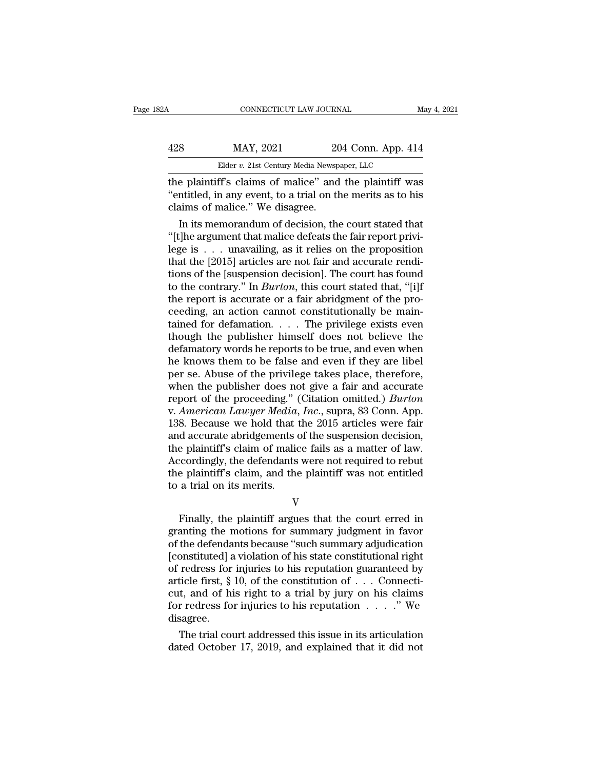the plaintiff's claims of malice" and the plaintiff was "entitled, in any event, to a trial on the merits as to his claims of malice." We disagree.

In its memorandum of decision, the court stated that "[t]he argument that malice defeats the fair report privilege is . . . unavailing, as it relies on the proposition that the [2015] articles are not fair and accurate renditions of the [suspension decision]. The court has found to the contrary." In *Burton*, this court stated that, "[i]f the report is accurate or a fair abridgment of the proceeding, an action cannot constitutionally be maintained for defamation. . . . The privilege exists even though the publisher himself does not believe the defamatory words he reports to be true, and even when he knows them to be false and even if they are libel per se. Abuse of the privilege takes place, therefore, when the publisher does not give a fair and accurate report of the proceeding." (Citation omitted.) *Burton* v. *American Lawyer Media, Inc.*, supra, 83 Conn. App. 138. Because we hold that the 2015 articles were fair and accurate abridgements of the suspension decision, the plaintiff's claim of malice fails as a matter of law. Accordingly, the defendants were not required to rebut the plaintiff's claim, and the plaintiff was not entitled to a trial on its merits.

V

Finally, the plaintiff argues that the court erred in granting the motions for summary judgment in favor of the defendants because "such summary adjudication [constituted] a violation of his state constitutional right of redress for injuries to his reputation guaranteed by article first, § 10, of the constitution of . . . Connecticut, and of his right to a trial by jury on his claims for redress for injuries to his reputation . . . ." We disagree.

The trial court addressed this issue in its articulation dated October 17, 2019, and explained that it did not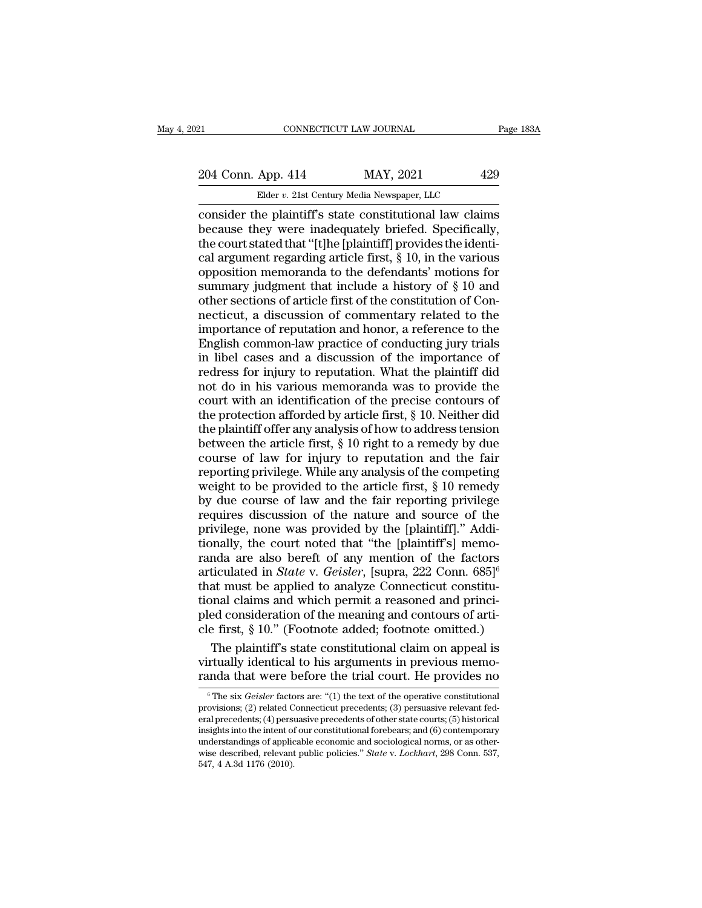consider the plaintiff's state constitutional law claims because they were inadequately briefed. Specifically, the court stated that "[t]he [plaintiff] provides the identical argument regarding article first, § 10, in the various opposition memoranda to the defendants' motions for summary judgment that include a history of § 10 and other sections of article first of the constitution of Connecticut, a discussion of commentary related to the importance of reputation and honor, a reference to the English common-law practice of conducting jury trials in libel cases and a discussion of the importance of redress for injury to reputation. What the plaintiff did not do in his various memoranda was to provide the court with an identification of the precise contours of the protection afforded by article first, § 10. Neither did the plaintiff offer any analysis of how to address tension between the article first, § 10 right to a remedy by due course of law for injury to reputation and the fair reporting privilege. While any analysis of the competing weight to be provided to the article first, § 10 remedy by due course of law and the fair reporting privilege requires discussion of the nature and source of the privilege, none was provided by the [plaintiff]." Additionally, the court noted that "the [plaintiff's] memoranda are also bereft of any mention of the factors articulated in *State* v. *Geisler*, [supra, 222 Conn. 685][6] that must be applied to analyze Connecticut constitutional claims and which permit a reasoned and principled consideration of the meaning and contours of article first, § 10." (Footnote added; footnote omitted.)

The plaintiff's state constitutional claim on appeal is virtually identical to his arguments in previous memoranda that were before the trial court. He provides no

[6] The six *Geisler* factors are: "(1) the text of the operative constitutional provisions; (2) related Connecticut precedents; (3) persuasive relevant federal precedents; (4) persuasive precedents of other state courts; (5) historical insights into the intent of our constitutional forebears; and (6) contemporary understandings of applicable economic and sociological norms, or as otherwise described, relevant public policies." *State* v. *Lockhart*, 298 Conn. 537, 547, 4 A.3d 1176 (2010).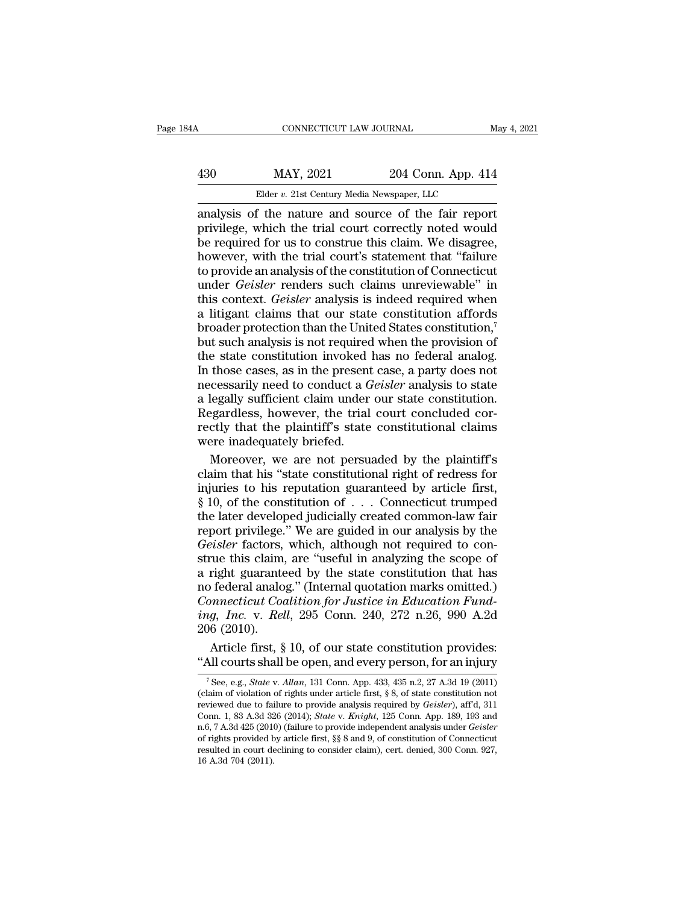analysis of the nature and source of the fair report privilege, which the trial court correctly noted would be required for us to construe this claim. We disagree, however, with the trial court's statement that "failure to provide an analysis of the constitution of Connecticut under *Geisler* renders such claims unreviewable" in this context. *Geisler* analysis is indeed required when a litigant claims that our state constitution affords broader protection than the United States constitution,[7] but such analysis is not required when the provision of the state constitution invoked has no federal analog. In those cases, as in the present case, a party does not necessarily need to conduct a *Geisler* analysis to state a legally sufficient claim under our state constitution. Regardless, however, the trial court concluded correctly that the plaintiff's state constitutional claims were inadequately briefed.

Moreover, we are not persuaded by the plaintiff's claim that his "state constitutional right of redress for injuries to his reputation guaranteed by article first, § 10, of the constitution of . . . Connecticut trumped the later developed judicially created common-law fair report privilege." We are guided in our analysis by the *Geisler* factors, which, although not required to construe this claim, are "useful in analyzing the scope of a right guaranteed by the state constitution that has no federal analog." (Internal quotation marks omitted.) *Connecticut Coalition for Justice in Education Funding, Inc.* v. *Rell*, 295 Conn. 240, 272 n.26, 990 A.2d 206 (2010).

Article first, § 10, of our state constitution provides: "All courts shall be open, and every person, for an injury

[7] See, e.g., *State* v. *Allan*, 131 Conn. App. 433, 435 n.2, 27 A.3d 19 (2011) (claim of violation of rights under article first, § 8, of state constitution not reviewed due to failure to provide analysis required by *Geisler*), aff'd, 311 Conn. 1, 83 A.3d 326 (2014); *State* v. *Knight*, 125 Conn. App. 189, 193 and n.6, 7 A.3d 425 (2010) (failure to provide independent analysis under *Geisler* of rights provided by article first, §§ 8 and 9, of constitution of Connecticut resulted in court declining to consider claim), cert. denied, 300 Conn. 927, 16 A.3d 704 (2011).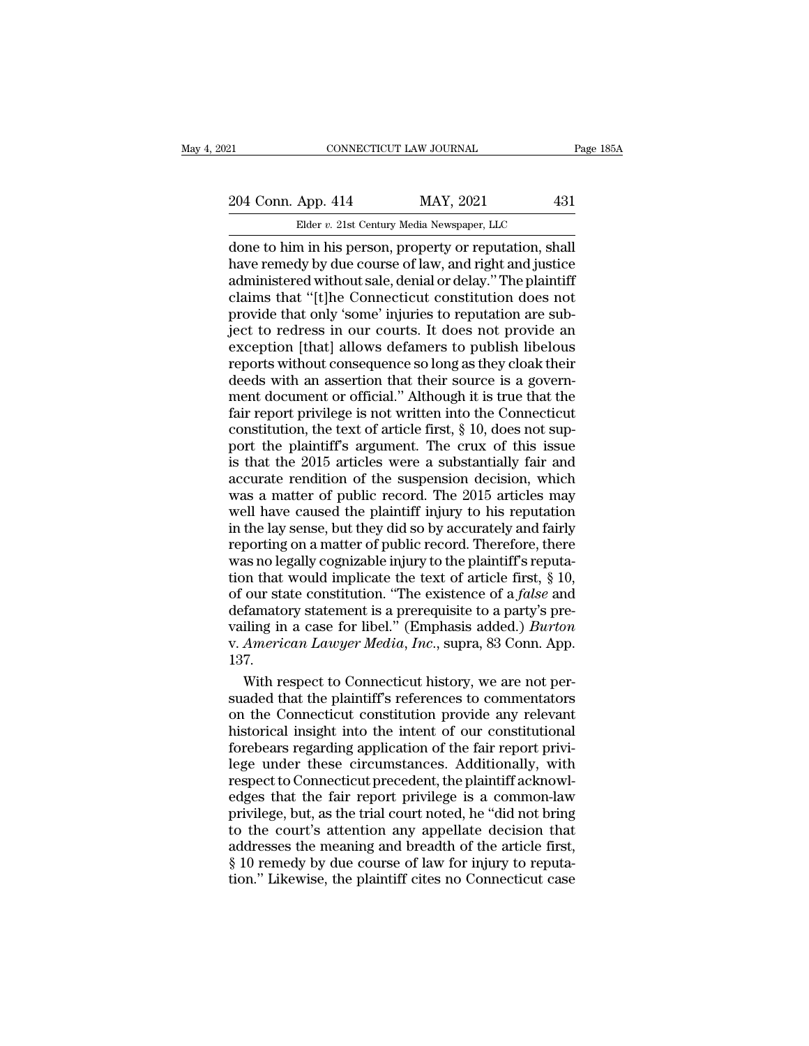done to him in his person, property or reputation, shall have remedy by due course of law, and right and justice administered without sale, denial or delay." The plaintiff claims that "[t]he Connecticut constitution does not provide that only 'some' injuries to reputation are subject to redress in our courts. It does not provide an exception [that] allows defamers to publish libelous reports without consequence so long as they cloak their deeds with an assertion that their source is a government document or official." Although it is true that the fair report privilege is not written into the Connecticut constitution, the text of article first, § 10, does not support the plaintiff's argument. The crux of this issue is that the 2015 articles were a substantially fair and accurate rendition of the suspension decision, which was a matter of public record. The 2015 articles may well have caused the plaintiff injury to his reputation in the lay sense, but they did so by accurately and fairly reporting on a matter of public record. Therefore, there was no legally cognizable injury to the plaintiff's reputation that would implicate the text of article first, § 10, of our state constitution. "The existence of a *false* and defamatory statement is a prerequisite to a party's prevailing in a case for libel." (Emphasis added.) *Burton* v. *American Lawyer Media, Inc.*, supra, 83 Conn. App. 137.

With respect to Connecticut history, we are not persuaded that the plaintiff's references to commentators on the Connecticut constitution provide any relevant historical insight into the intent of our constitutional forebears regarding application of the fair report privilege under these circumstances. Additionally, with respect to Connecticut precedent, the plaintiff acknowledges that the fair report privilege is a common-law privilege, but, as the trial court noted, he "did not bring to the court's attention any appellate decision that addresses the meaning and breadth of the article first, § 10 remedy by due course of law for injury to reputation." Likewise, the plaintiff cites no Connecticut case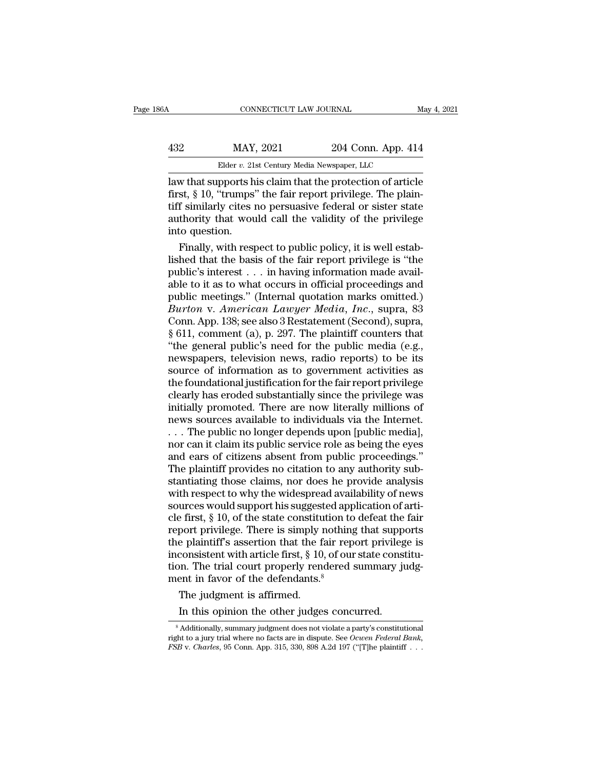law that supports his claim that the protection of article first, § 10, "trumps" the fair report privilege. The plaintiff similarly cites no persuasive federal or sister state authority that would call the validity of the privilege into question.

Finally, with respect to public policy, it is well established that the basis of the fair report privilege is "the public's interest . . . in having information made available to it as to what occurs in official proceedings and public meetings." (Internal quotation marks omitted.) *Burton* v. *American Lawyer Media, Inc.*, supra, 83 Conn. App. 138; see also 3 Restatement (Second), supra, § 611, comment (a), p. 297. The plaintiff counters that "the general public's need for the public media (e.g., newspapers, television news, radio reports) to be its source of information as to government activities as the foundational justification for the fair report privilege clearly has eroded substantially since the privilege was initially promoted. There are now literally millions of news sources available to individuals via the Internet. . . . The public no longer depends upon [public media], nor can it claim its public service role as being the eyes and ears of citizens absent from public proceedings." The plaintiff provides no citation to any authority substantiating those claims, nor does he provide analysis with respect to why the widespread availability of news sources would support his suggested application of article first, § 10, of the state constitution to defeat the fair report privilege. There is simply nothing that supports the plaintiff's assertion that the fair report privilege is inconsistent with article first, § 10, of our state constitution. The trial court properly rendered summary judgment in favor of the defendants.[8]

The judgment is affirmed.

In this opinion the other judges concurred.

[8] Additionally, summary judgment does not violate a party's constitutional right to a jury trial where no facts are in dispute. See *Ocwen Federal Bank, FSB* v. *Charles*, 95 Conn. App. 315, 330, 898 A.2d 197 ("[T]he plaintiff . . .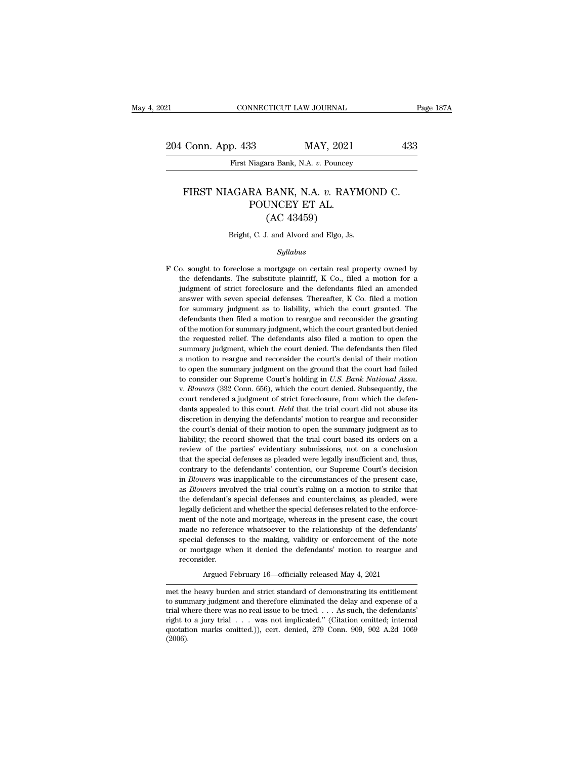# FIRST NIAGARA BANK, N.A. *v.* RAYMOND C. POUNCEY ET AL.

## (AC 43459)

Bright, C. J. and Alvord and Elgo, Js.

*Syllabus*

F Co. sought to foreclose a mortgage on certain real property owned by the defendants. The substitute plaintiff, K Co., filed a motion for a judgment of strict foreclosure and the defendants filed an amended answer with seven special defenses. Thereafter, K Co. filed a motion for summary judgment as to liability, which the court granted. The defendants then filed a motion to reargue and reconsider the granting of the motion for summary judgment, which the court granted but denied the requested relief. The defendants also filed a motion to open the summary judgment, which the court denied. The defendants then filed a motion to reargue and reconsider the court's denial of their motion to open the summary judgment on the ground that the court had failed to consider our Supreme Court's holding in *U.S. Bank National Assn.* v. *Blowers* (332 Conn. 656), which the court denied. Subsequently, the court rendered a judgment of strict foreclosure, from which the defendants appealed to this court. *Held* that the trial court did not abuse its discretion in denying the defendants' motion to reargue and reconsider the court's denial of their motion to open the summary judgment as to liability; the record showed that the trial court based its orders on a review of the parties' evidentiary submissions, not on a conclusion that the special defenses as pleaded were legally insufficient and, thus, contrary to the defendants' contention, our Supreme Court's decision in *Blowers* was inapplicable to the circumstances of the present case, as *Blowers* involved the trial court's ruling on a motion to strike that the defendant's special defenses and counterclaims, as pleaded, were legally deficient and whether the special defenses related to the enforcement of the note and mortgage, whereas in the present case, the court made no reference whatsoever to the relationship of the defendants' special defenses to the making, validity or enforcement of the note or mortgage when it denied the defendants' motion to reargue and reconsider.

Argued February 16—officially released May 4, 2021

---

met the heavy burden and strict standard of demonstrating its entitlement to summary judgment and therefore eliminated the delay and expense of a trial where there was no real issue to be tried. . . . As such, the defendants' right to a jury trial . . . was not implicated." (Citation omitted; internal quotation marks omitted.)), cert. denied, 279 Conn. 909, 902 A.2d 1069 (2006).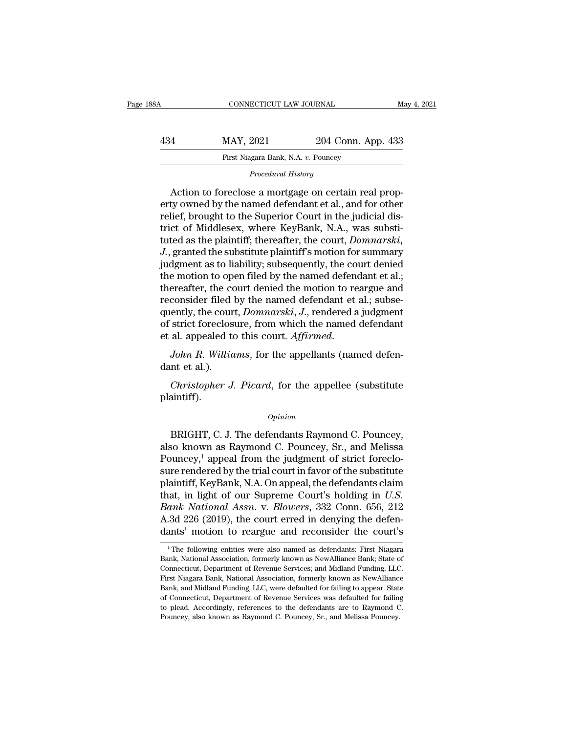*Procedural History*

Action to foreclose a mortgage on certain real property owned by the named defendant et al., and for other relief, brought to the Superior Court in the judicial district of Middlesex, where KeyBank, N.A., was substituted as the plaintiff; thereafter, the court, *Domnarski*, *J.*, granted the substitute plaintiff's motion for summary judgment as to liability; subsequently, the court denied the motion to open filed by the named defendant et al.; thereafter, the court denied the motion to reargue and reconsider filed by the named defendant et al.; subsequently, the court, *Domnarski*, *J.*, rendered a judgment of strict foreclosure, from which the named defendant et al. appealed to this court. *Affirmed*.

*John R. Williams*, for the appellants (named defendant et al.).

*Christopher J. Picard*, for the appellee (substitute plaintiff).

*Opinion*

BRIGHT, C. J. The defendants Raymond C. Pouncey, also known as Raymond C. Pouncey, Sr., and Melissa Pouncey,[1] appeal from the judgment of strict foreclosure rendered by the trial court in favor of the substitute plaintiff, KeyBank, N.A. On appeal, the defendants claim that, in light of our Supreme Court's holding in *U.S. Bank National Assn.* v. *Blowers*, 332 Conn. 656, 212 A.3d 226 (2019), the court erred in denying the defendants' motion to reargue and reconsider the court's

[1] The following entities were also named as defendants: First Niagara Bank, National Association, formerly known as NewAlliance Bank; State of Connecticut, Department of Revenue Services; and Midland Funding, LLC. First Niagara Bank, National Association, formerly known as NewAlliance Bank, and Midland Funding, LLC, were defaulted for failing to appear. State of Connecticut, Department of Revenue Services was defaulted for failing to plead. Accordingly, references to the defendants are to Raymond C. Pouncey, also known as Raymond C. Pouncey, Sr., and Melissa Pouncey.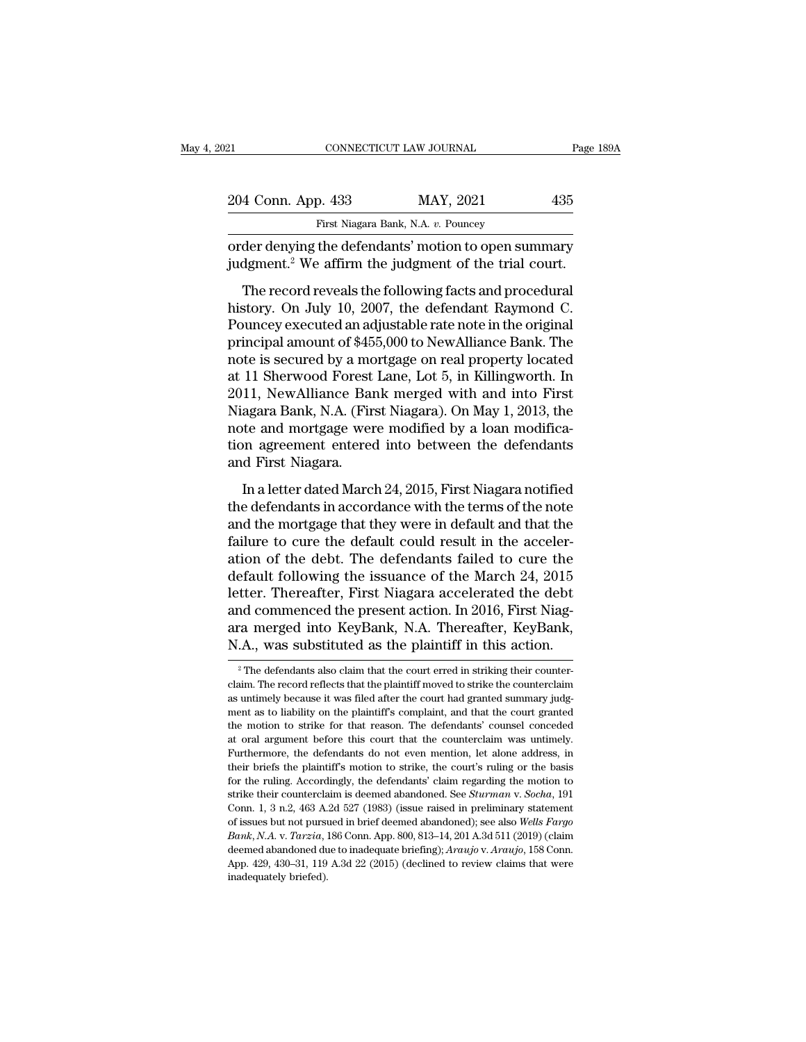order denying the defendants' motion to open summary judgment.[2] We affirm the judgment of the trial court.

The record reveals the following facts and procedural history. On July 10, 2007, the defendant Raymond C. Pouncey executed an adjustable rate note in the original principal amount of $455,000 to NewAlliance Bank. The note is secured by a mortgage on real property located at 11 Sherwood Forest Lane, Lot 5, in Killingworth. In 2011, NewAlliance Bank merged with and into First Niagara Bank, N.A. (First Niagara). On May 1, 2013, the note and mortgage were modified by a loan modification agreement entered into between the defendants and First Niagara.

In a letter dated March 24, 2015, First Niagara notified the defendants in accordance with the terms of the note and the mortgage that they were in default and that the failure to cure the default could result in the acceleration of the debt. The defendants failed to cure the default following the issuance of the March 24, 2015 letter. Thereafter, First Niagara accelerated the debt and commenced the present action. In 2016, First Niagara merged into KeyBank, N.A. Thereafter, KeyBank, N.A., was substituted as the plaintiff in this action.

[2] The defendants also claim that the court erred in striking their counterclaim. The record reflects that the plaintiff moved to strike the counterclaim as untimely because it was filed after the court had granted summary judgment as to liability on the plaintiff's complaint, and that the court granted the motion to strike for that reason. The defendants' counsel conceded at oral argument before this court that the counterclaim was untimely. Furthermore, the defendants do not even mention, let alone address, in their briefs the plaintiff's motion to strike, the court's ruling or the basis for the ruling. Accordingly, the defendants' claim regarding the motion to strike their counterclaim is deemed abandoned. See *Sturman* v. *Socha*, 191 Conn. 1, 3 n.2, 463 A.2d 527 (1983) (issue raised in preliminary statement of issues but not pursued in brief deemed abandoned); see also *Wells Fargo Bank, N.A.* v. *Tarzia*, 186 Conn. App. 800, 813–14, 201 A.3d 511 (2019) (claim deemed abandoned due to inadequate briefing); *Araujo* v. *Araujo*, 158 Conn. App. 429, 430–31, 119 A.3d 22 (2015) (declined to review claims that were inadequately briefed).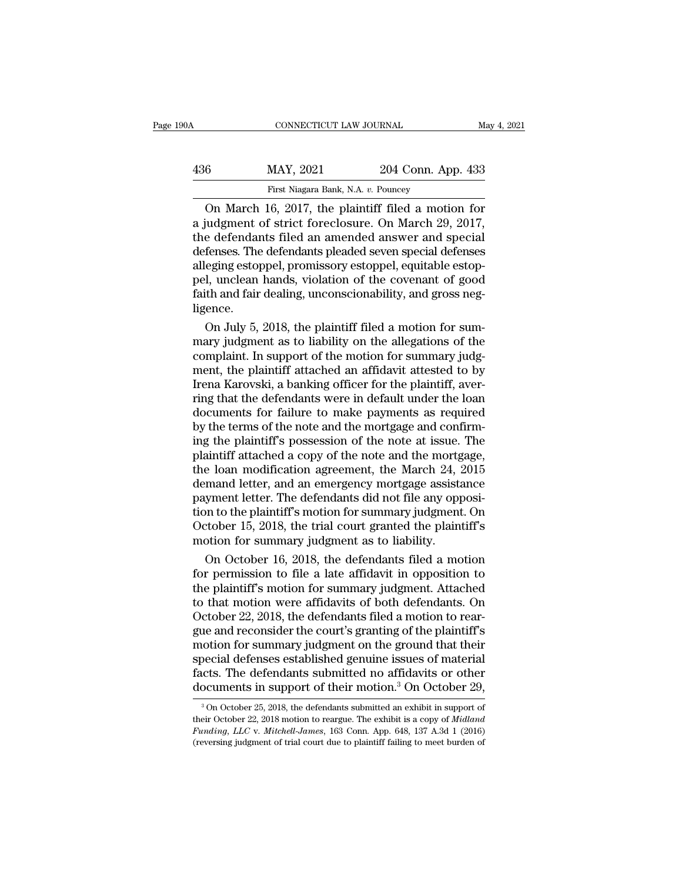On March 16, 2017, the plaintiff filed a motion for a judgment of strict foreclosure. On March 29, 2017, the defendants filed an amended answer and special defenses. The defendants pleaded seven special defenses alleging estoppel, promissory estoppel, equitable estoppel, unclean hands, violation of the covenant of good faith and fair dealing, unconscionability, and gross negligence.

On July 5, 2018, the plaintiff filed a motion for summary judgment as to liability on the allegations of the complaint. In support of the motion for summary judgment, the plaintiff attached an affidavit attested to by Irena Karovski, a banking officer for the plaintiff, averring that the defendants were in default under the loan documents for failure to make payments as required by the terms of the note and the mortgage and confirming the plaintiff's possession of the note at issue. The plaintiff attached a copy of the note and the mortgage, the loan modification agreement, the March 24, 2015 demand letter, and an emergency mortgage assistance payment letter. The defendants did not file any opposition to the plaintiff's motion for summary judgment. On October 15, 2018, the trial court granted the plaintiff's motion for summary judgment as to liability.

On October 16, 2018, the defendants filed a motion for permission to file a late affidavit in opposition to the plaintiff's motion for summary judgment. Attached to that motion were affidavits of both defendants. On October 22, 2018, the defendants filed a motion to reargue and reconsider the court's granting of the plaintiff's motion for summary judgment on the ground that their special defenses established genuine issues of material facts. The defendants submitted no affidavits or other documents in support of their motion.[3] On October 29,

[3] On October 25, 2018, the defendants submitted an exhibit in support of their October 22, 2018 motion to reargue. The exhibit is a copy of *Midland Funding, LLC* v. *Mitchell-James*, 163 Conn. App. 648, 137 A.3d 1 (2016) (reversing judgment of trial court due to plaintiff failing to meet burden of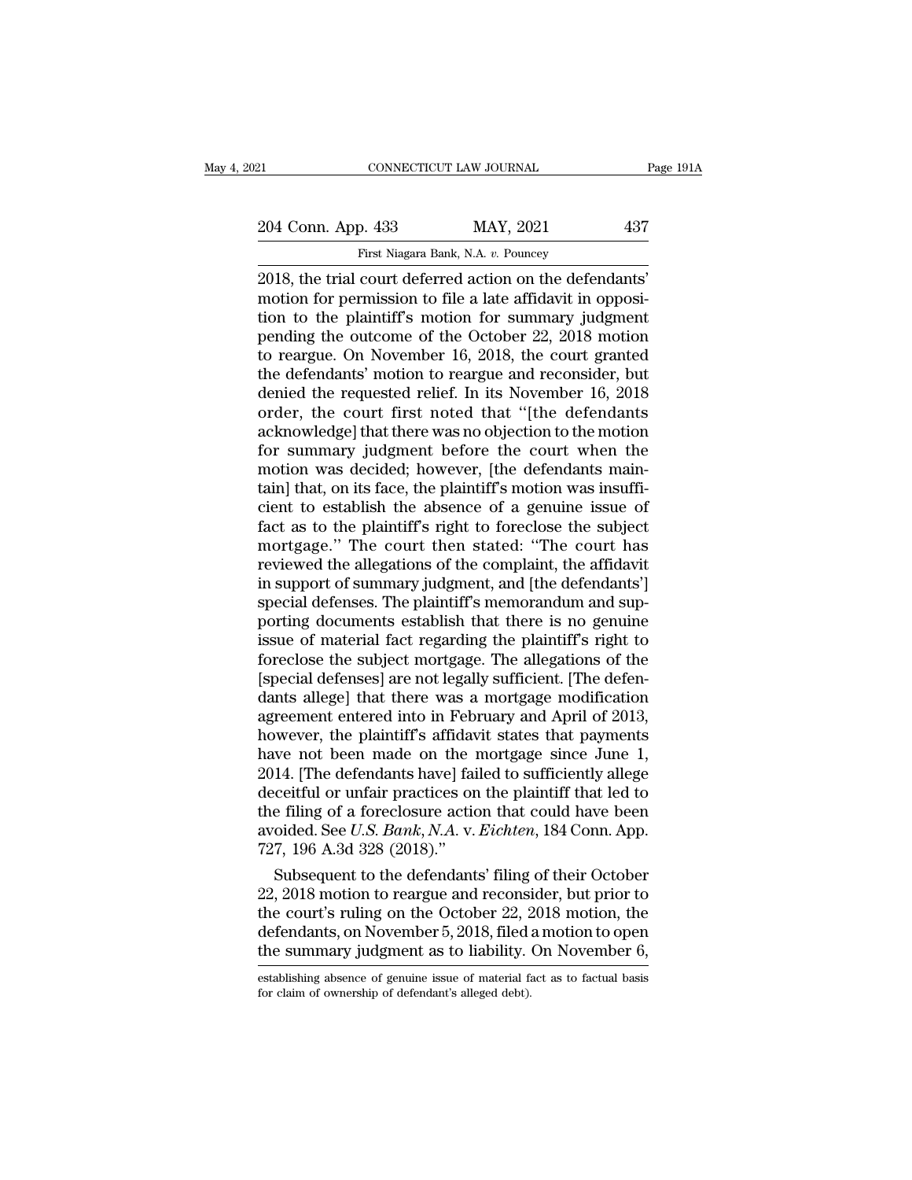2018, the trial court deferred action on the defendants' motion for permission to file a late affidavit in opposition to the plaintiff's motion for summary judgment pending the outcome of the October 22, 2018 motion to reargue. On November 16, 2018, the court granted the defendants' motion to reargue and reconsider, but denied the requested relief. In its November 16, 2018 order, the court first noted that "[the defendants acknowledge] that there was no objection to the motion for summary judgment before the court when the motion was decided; however, [the defendants maintain] that, on its face, the plaintiff's motion was insufficient to establish the absence of a genuine issue of fact as to the plaintiff's right to foreclose the subject mortgage." The court then stated: "The court has reviewed the allegations of the complaint, the affidavit in support of summary judgment, and [the defendants'] special defenses. The plaintiff's memorandum and supporting documents establish that there is no genuine issue of material fact regarding the plaintiff's right to foreclose the subject mortgage. The allegations of the [special defenses] are not legally sufficient. [The defendants allege] that there was a mortgage modification agreement entered into in February and April of 2013, however, the plaintiff's affidavit states that payments have not been made on the mortgage since June 1, 2014. [The defendants have] failed to sufficiently allege deceitful or unfair practices on the plaintiff that led to the filing of a foreclosure action that could have been avoided. See *U.S. Bank, N.A.* v. *Eichten*, 184 Conn. App. 727, 196 A.3d 328 (2018)."

Subsequent to the defendants' filing of their October 22, 2018 motion to reargue and reconsider, but prior to the court's ruling on the October 22, 2018 motion, the defendants, on November 5, 2018, filed a motion to open the summary judgment as to liability. On November 6,

establishing absence of genuine issue of material fact as to factual basis for claim of ownership of defendant's alleged debt).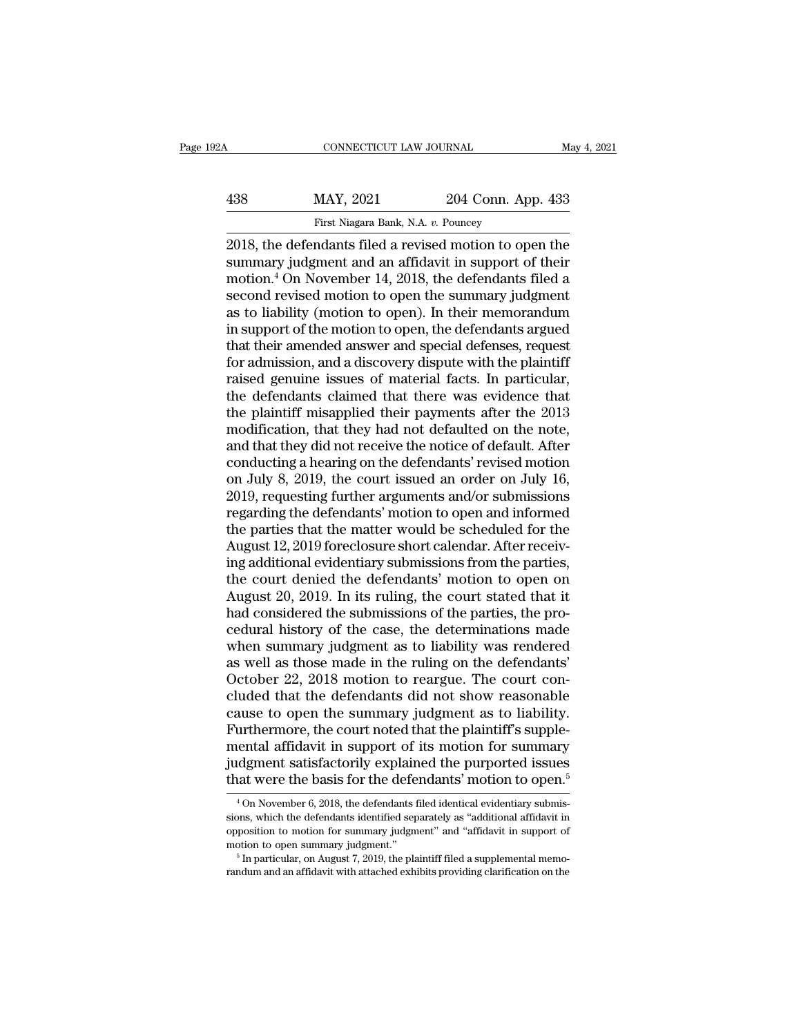2018, the defendants filed a revised motion to open the summary judgment and an affidavit in support of their motion.[4] On November 14, 2018, the defendants filed a second revised motion to open the summary judgment as to liability (motion to open). In their memorandum in support of the motion to open, the defendants argued that their amended answer and special defenses, request for admission, and a discovery dispute with the plaintiff raised genuine issues of material facts. In particular, the defendants claimed that there was evidence that the plaintiff misapplied their payments after the 2013 modification, that they had not defaulted on the note, and that they did not receive the notice of default. After conducting a hearing on the defendants' revised motion on July 8, 2019, the court issued an order on July 16, 2019, requesting further arguments and/or submissions regarding the defendants' motion to open and informed the parties that the matter would be scheduled for the August 12, 2019 foreclosure short calendar. After receiving additional evidentiary submissions from the parties, the court denied the defendants' motion to open on August 20, 2019. In its ruling, the court stated that it had considered the submissions of the parties, the procedural history of the case, the determinations made when summary judgment as to liability was rendered as well as those made in the ruling on the defendants' October 22, 2018 motion to reargue. The court concluded that the defendants did not show reasonable cause to open the summary judgment as to liability. Furthermore, the court noted that the plaintiff's supplemental affidavit in support of its motion for summary judgment satisfactorily explained the purported issues that were the basis for the defendants' motion to open.[5]

[4] On November 6, 2018, the defendants filed identical evidentiary submissions, which the defendants identified separately as "additional affidavit in opposition to motion for summary judgment" and "affidavit in support of motion to open summary judgment."

[5] In particular, on August 7, 2019, the plaintiff filed a supplemental memorandum and an affidavit with attached exhibits providing clarification on the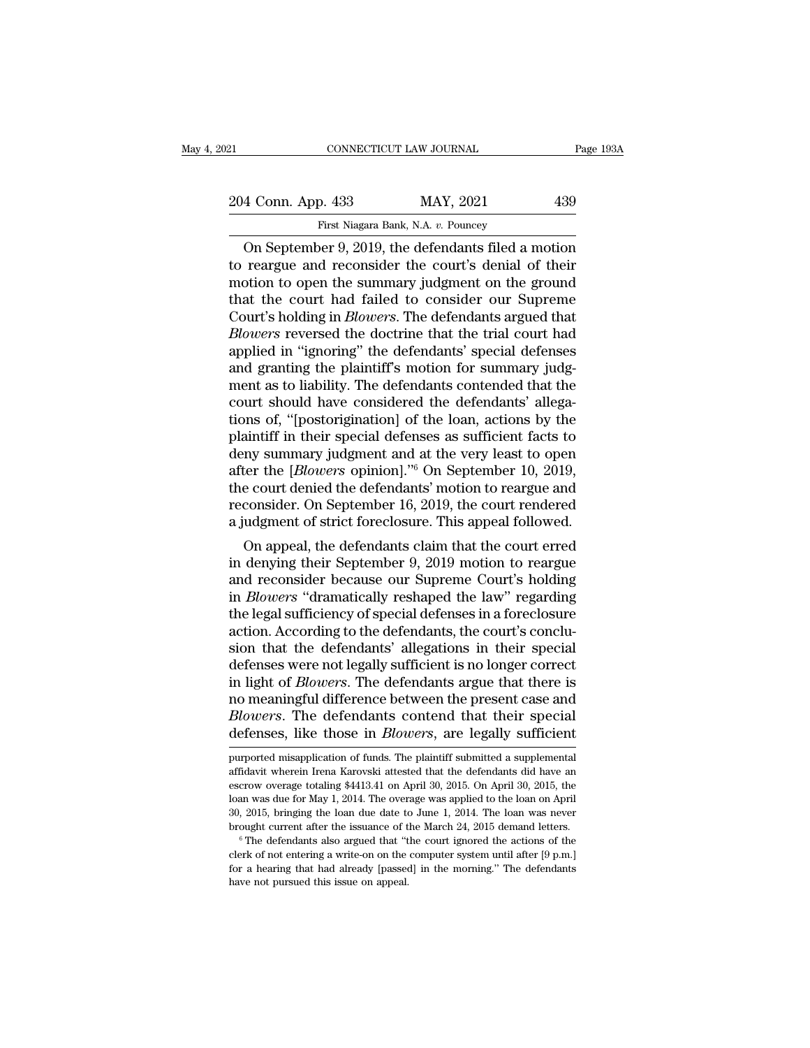On September 9, 2019, the defendants filed a motion to reargue and reconsider the court's denial of their motion to open the summary judgment on the ground that the court had failed to consider our Supreme Court's holding in *Blowers*. The defendants argued that *Blowers* reversed the doctrine that the trial court had applied in "ignoring" the defendants' special defenses and granting the plaintiff's motion for summary judgment as to liability. The defendants contended that the court should have considered the defendants' allegations of, "[postorigination] of the loan, actions by the plaintiff in their special defenses as sufficient facts to deny summary judgment and at the very least to open after the [*Blowers* opinion]."[6] On September 10, 2019, the court denied the defendants' motion to reargue and reconsider. On September 16, 2019, the court rendered a judgment of strict foreclosure. This appeal followed.

On appeal, the defendants claim that the court erred in denying their September 9, 2019 motion to reargue and reconsider because our Supreme Court's holding in *Blowers* "dramatically reshaped the law" regarding the legal sufficiency of special defenses in a foreclosure action. According to the defendants, the court's conclusion that the defendants' allegations in their special defenses were not legally sufficient is no longer correct in light of *Blowers*. The defendants argue that there is no meaningful difference between the present case and *Blowers*. The defendants contend that their special defenses, like those in *Blowers*, are legally sufficient

purported misapplication of funds. The plaintiff submitted a supplemental affidavit wherein Irena Karovski attested that the defendants did have an escrow overage totaling $4413.41 on April 30, 2015. On April 30, 2015, the loan was due for May 1, 2014. The overage was applied to the loan on April 30, 2015, bringing the loan due date to June 1, 2014. The loan was never brought current after the issuance of the March 24, 2015 demand letters.

[6] The defendants also argued that "the court ignored the actions of the clerk of not entering a write-on on the computer system until after [9 p.m.] for a hearing that had already [passed] in the morning." The defendants have not pursued this issue on appeal.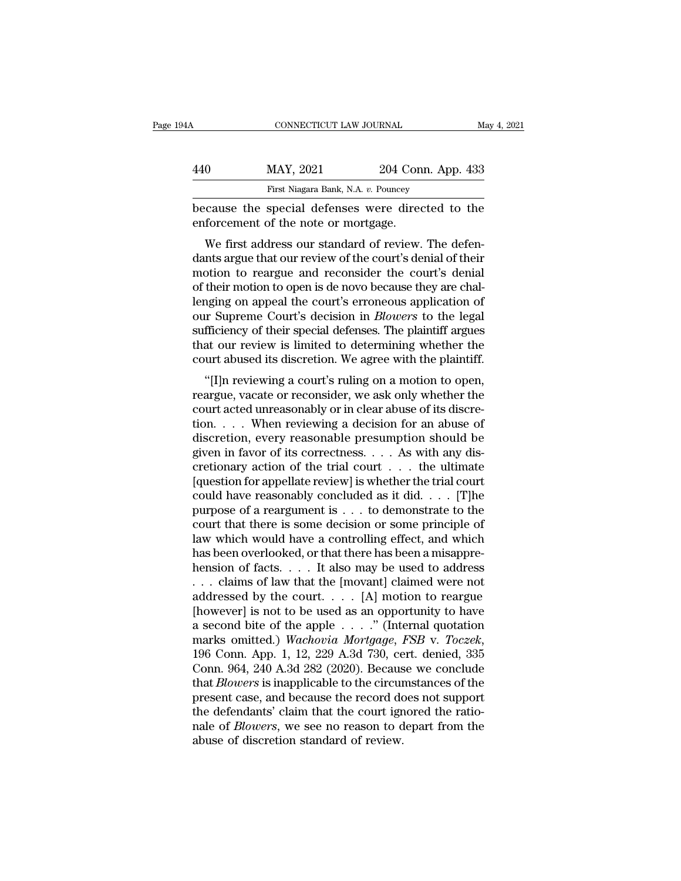because the special defenses were directed to the enforcement of the note or mortgage.

We first address our standard of review. The defendants argue that our review of the court's denial of their motion to reargue and reconsider the court's denial of their motion to open is de novo because they are challenging on appeal the court's erroneous application of our Supreme Court's decision in *Blowers* to the legal sufficiency of their special defenses. The plaintiff argues that our review is limited to determining whether the court abused its discretion. We agree with the plaintiff.

"[I]n reviewing a court's ruling on a motion to open, reargue, vacate or reconsider, we ask only whether the court acted unreasonably or in clear abuse of its discretion. . . . When reviewing a decision for an abuse of discretion, every reasonable presumption should be given in favor of its correctness. . . . As with any discretionary action of the trial court . . . the ultimate [question for appellate review] is whether the trial court could have reasonably concluded as it did. . . . [T]he purpose of a reargument is . . . to demonstrate to the court that there is some decision or some principle of law which would have a controlling effect, and which has been overlooked, or that there has been a misapprehension of facts. . . . It also may be used to address . . . claims of law that the [movant] claimed were not addressed by the court. . . . [A] motion to reargue [however] is not to be used as an opportunity to have a second bite of the apple . . . ." (Internal quotation marks omitted.) *Wachovia Mortgage, FSB* v. *Toczek*, 196 Conn. App. 1, 12, 229 A.3d 730, cert. denied, 335 Conn. 964, 240 A.3d 282 (2020). Because we conclude that *Blowers* is inapplicable to the circumstances of the present case, and because the record does not support the defendants' claim that the court ignored the rationale of *Blowers*, we see no reason to depart from the abuse of discretion standard of review.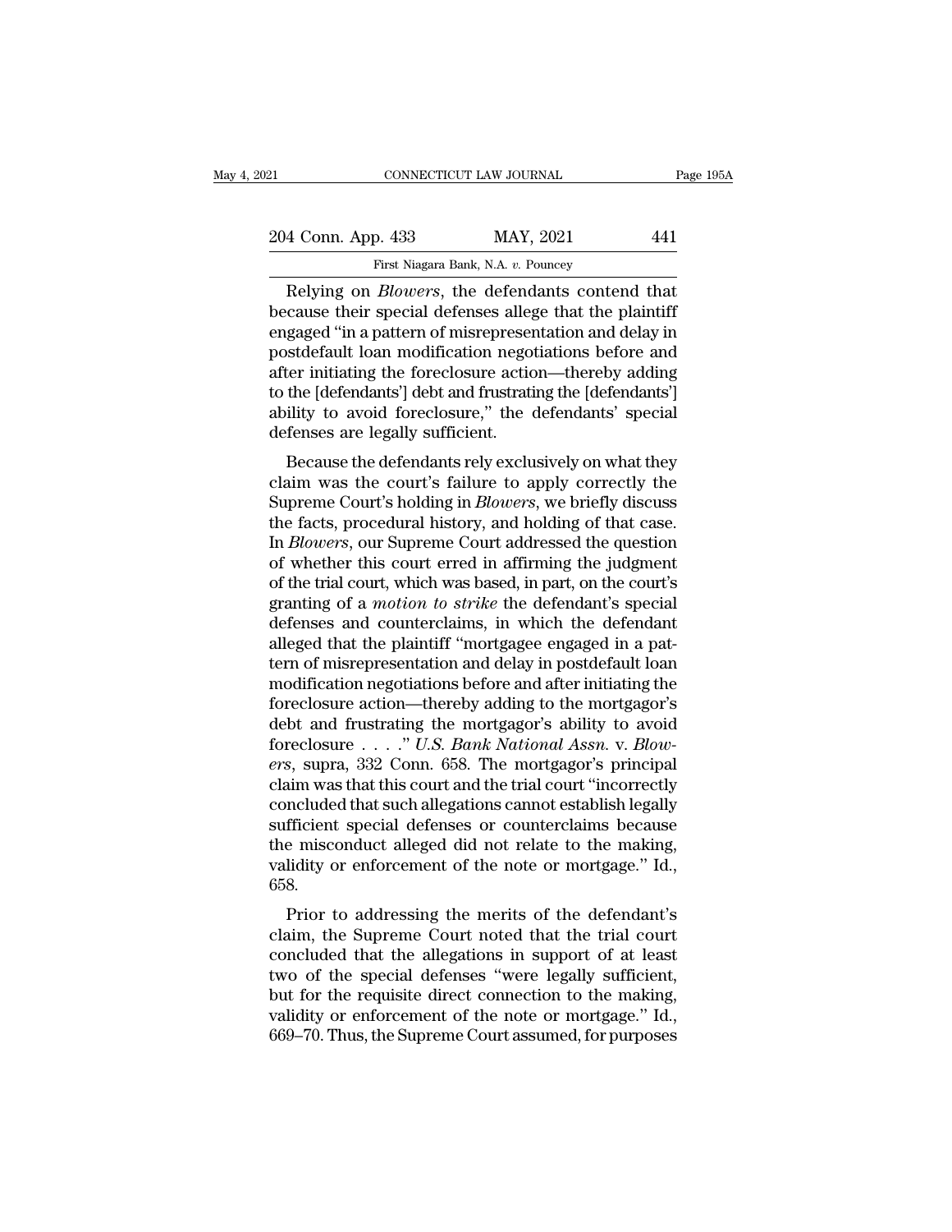Relying on *Blowers*, the defendants contend that because their special defenses allege that the plaintiff engaged "in a pattern of misrepresentation and delay in postdefault loan modification negotiations before and after initiating the foreclosure action—thereby adding to the [defendants'] debt and frustrating the [defendants'] ability to avoid foreclosure," the defendants' special defenses are legally sufficient.

Because the defendants rely exclusively on what they claim was the court's failure to apply correctly the Supreme Court's holding in *Blowers*, we briefly discuss the facts, procedural history, and holding of that case. In *Blowers*, our Supreme Court addressed the question of whether this court erred in affirming the judgment of the trial court, which was based, in part, on the court's granting of a *motion to strike* the defendant's special defenses and counterclaims, in which the defendant alleged that the plaintiff "mortgagee engaged in a pattern of misrepresentation and delay in postdefault loan modification negotiations before and after initiating the foreclosure action—thereby adding to the mortgagor's debt and frustrating the mortgagor's ability to avoid foreclosure . . . ." *U.S. Bank National Assn.* v. *Blowers*, supra, 332 Conn. 658. The mortgagor's principal claim was that this court and the trial court "incorrectly concluded that such allegations cannot establish legally sufficient special defenses or counterclaims because the misconduct alleged did not relate to the making, validity or enforcement of the note or mortgage." Id., 658.

Prior to addressing the merits of the defendant's claim, the Supreme Court noted that the trial court concluded that the allegations in support of at least two of the special defenses "were legally sufficient, but for the requisite direct connection to the making, validity or enforcement of the note or mortgage." Id., 669–70. Thus, the Supreme Court assumed, for purposes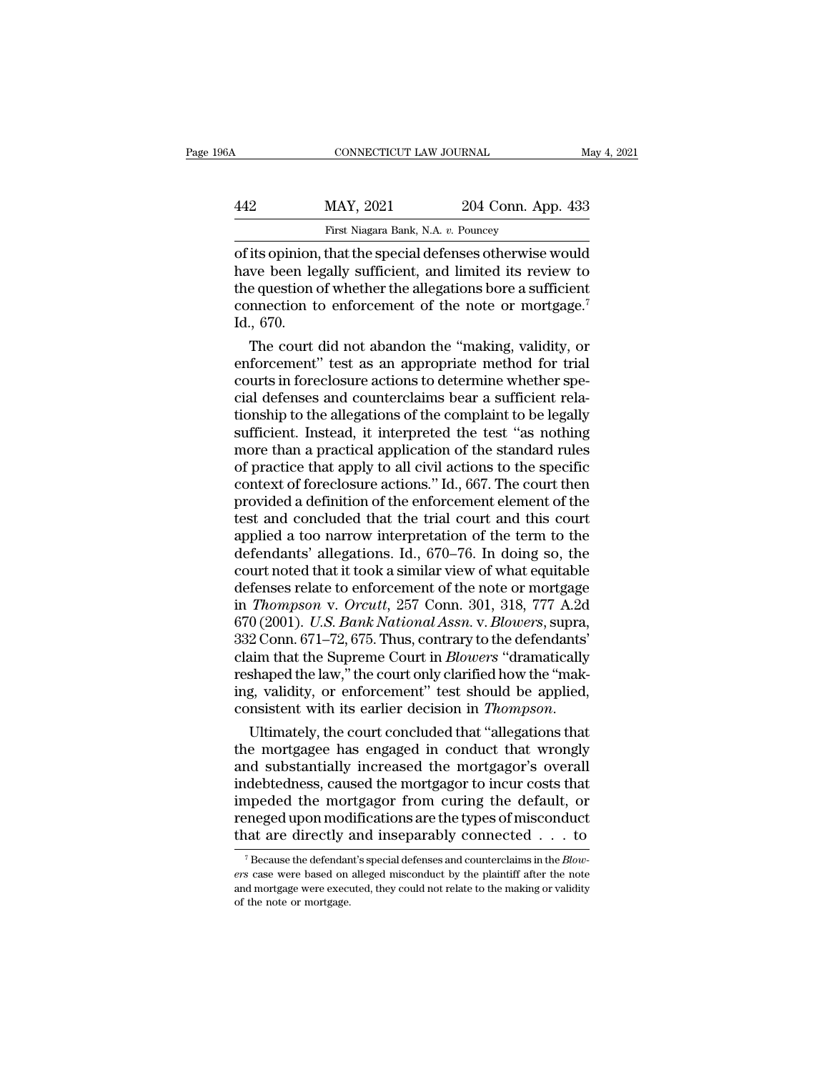of its opinion, that the special defenses otherwise would have been legally sufficient, and limited its review to the question of whether the allegations bore a sufficient connection to enforcement of the note or mortgage.[7] Id., 670.

The court did not abandon the "making, validity, or enforcement" test as an appropriate method for trial courts in foreclosure actions to determine whether special defenses and counterclaims bear a sufficient relationship to the allegations of the complaint to be legally sufficient. Instead, it interpreted the test "as nothing more than a practical application of the standard rules of practice that apply to all civil actions to the specific context of foreclosure actions." Id., 667. The court then provided a definition of the enforcement element of the test and concluded that the trial court and this court applied a too narrow interpretation of the term to the defendants' allegations. Id., 670–76. In doing so, the court noted that it took a similar view of what equitable defenses relate to enforcement of the note or mortgage in *Thompson* v. *Orcutt*, 257 Conn. 301, 318, 777 A.2d 670 (2001). *U.S. Bank National Assn.* v. *Blowers*, supra, 332 Conn. 671–72, 675. Thus, contrary to the defendants' claim that the Supreme Court in *Blowers* "dramatically reshaped the law," the court only clarified how the "making, validity, or enforcement" test should be applied, consistent with its earlier decision in *Thompson*.

Ultimately, the court concluded that "allegations that the mortgagee has engaged in conduct that wrongly and substantially increased the mortgagor's overall indebtedness, caused the mortgagor to incur costs that impeded the mortgagor from curing the default, or reneged upon modifications are the types of misconduct that are directly and inseparably connected . . . to

[7] Because the defendant's special defenses and counterclaims in the *Blowers* case were based on alleged misconduct by the plaintiff after the note and mortgage were executed, they could not relate to the making or validity of the note or mortgage.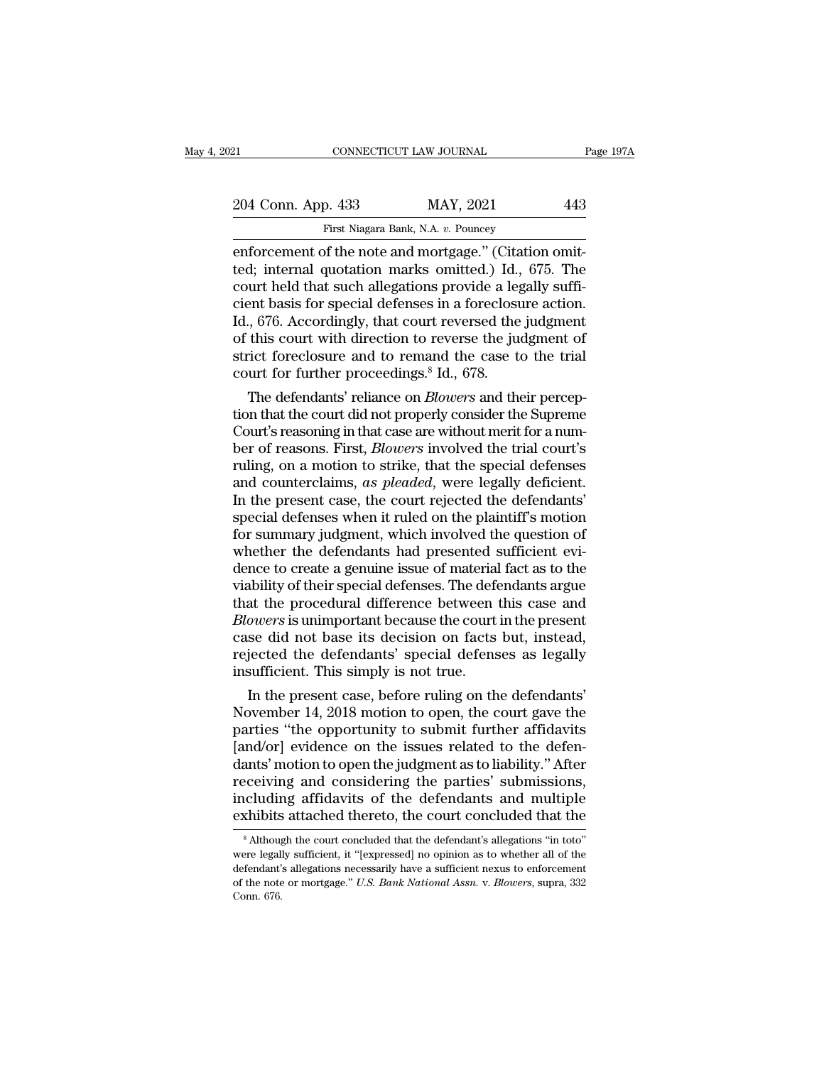enforcement of the note and mortgage." (Citation omitted; internal quotation marks omitted.) Id., 675. The court held that such allegations provide a legally sufficient basis for special defenses in a foreclosure action. Id., 676. Accordingly, that court reversed the judgment of this court with direction to reverse the judgment of strict foreclosure and to remand the case to the trial court for further proceedings.[8] Id., 678.

The defendants' reliance on *Blowers* and their perception that the court did not properly consider the Supreme Court's reasoning in that case are without merit for a number of reasons. First, *Blowers* involved the trial court's ruling, on a motion to strike, that the special defenses and counterclaims, *as pleaded*, were legally deficient. In the present case, the court rejected the defendants' special defenses when it ruled on the plaintiff's motion for summary judgment, which involved the question of whether the defendants had presented sufficient evidence to create a genuine issue of material fact as to the viability of their special defenses. The defendants argue that the procedural difference between this case and *Blowers* is unimportant because the court in the present case did not base its decision on facts but, instead, rejected the defendants' special defenses as legally insufficient. This simply is not true.

In the present case, before ruling on the defendants' November 14, 2018 motion to open, the court gave the parties "the opportunity to submit further affidavits [and/or] evidence on the issues related to the defendants' motion to open the judgment as to liability." After receiving and considering the parties' submissions, including affidavits of the defendants and multiple exhibits attached thereto, the court concluded that the

---

[8] Although the court concluded that the defendant's allegations "in toto" were legally sufficient, it "[expressed] no opinion as to whether all of the defendant's allegations necessarily have a sufficient nexus to enforcement of the note or mortgage." *U.S. Bank National Assn.* v. *Blowers*, supra, 332 Conn. 676.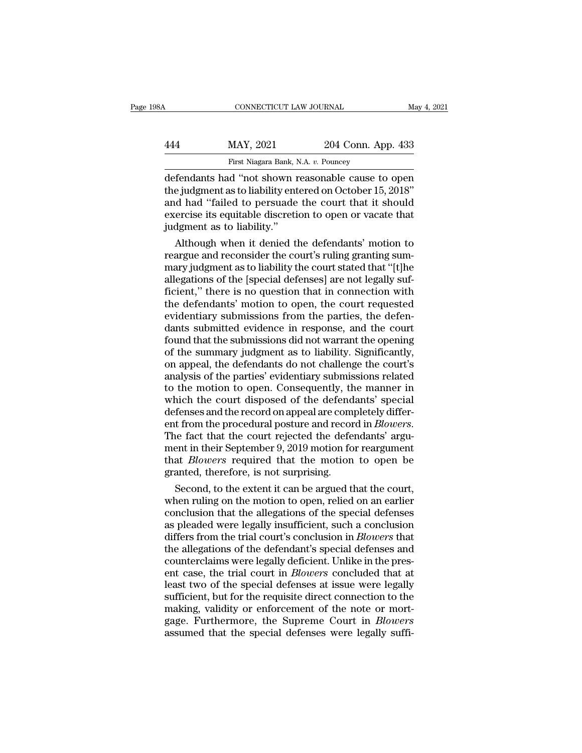defendants had "not shown reasonable cause to open the judgment as to liability entered on October 15, 2018" and had "failed to persuade the court that it should exercise its equitable discretion to open or vacate that judgment as to liability."

Although when it denied the defendants' motion to reargue and reconsider the court's ruling granting summary judgment as to liability the court stated that "[t]he allegations of the [special defenses] are not legally sufficient," there is no question that in connection with the defendants' motion to open, the court requested evidentiary submissions from the parties, the defendants submitted evidence in response, and the court found that the submissions did not warrant the opening of the summary judgment as to liability. Significantly, on appeal, the defendants do not challenge the court's analysis of the parties' evidentiary submissions related to the motion to open. Consequently, the manner in which the court disposed of the defendants' special defenses and the record on appeal are completely different from the procedural posture and record in *Blowers*. The fact that the court rejected the defendants' argument in their September 9, 2019 motion for reargument that *Blowers* required that the motion to open be granted, therefore, is not surprising.

Second, to the extent it can be argued that the court, when ruling on the motion to open, relied on an earlier conclusion that the allegations of the special defenses as pleaded were legally insufficient, such a conclusion differs from the trial court's conclusion in *Blowers* that the allegations of the defendant's special defenses and counterclaims were legally deficient. Unlike in the present case, the trial court in *Blowers* concluded that at least two of the special defenses at issue were legally sufficient, but for the requisite direct connection to the making, validity or enforcement of the note or mortgage. Furthermore, the Supreme Court in *Blowers* assumed that the special defenses were legally suffi-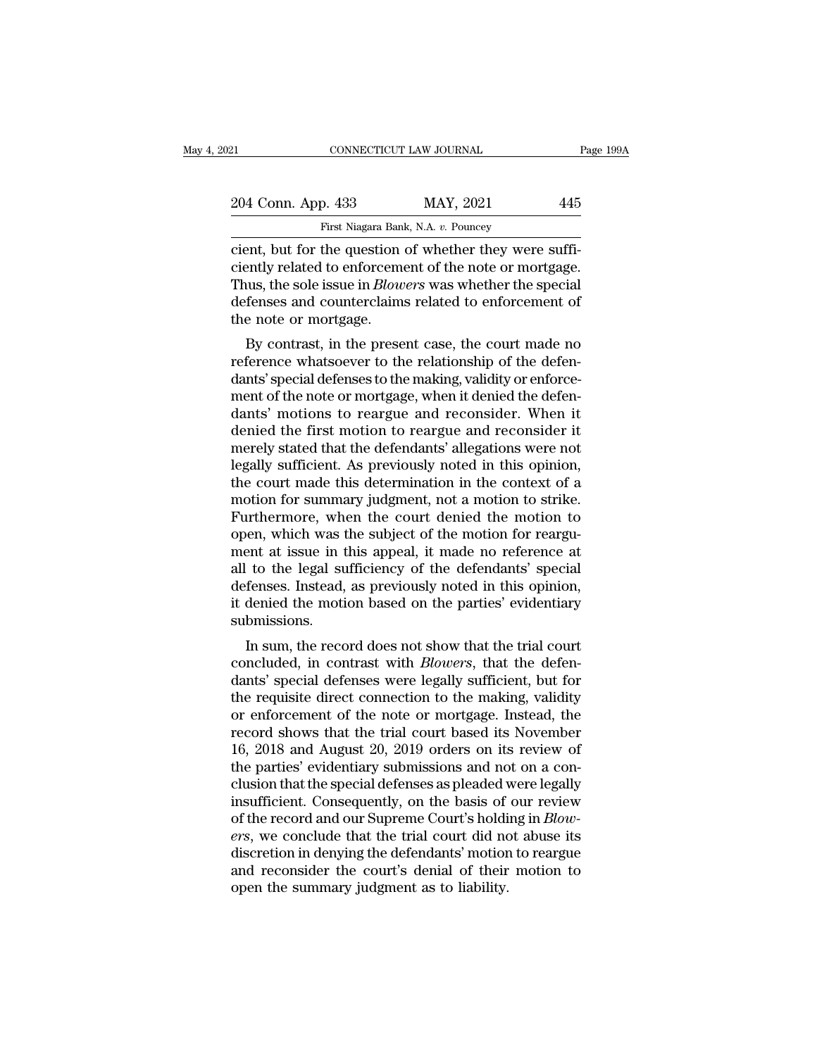cient, but for the question of whether they were sufficiently related to enforcement of the note or mortgage. Thus, the sole issue in *Blowers* was whether the special defenses and counterclaims related to enforcement of the note or mortgage.

By contrast, in the present case, the court made no reference whatsoever to the relationship of the defendants' special defenses to the making, validity or enforcement of the note or mortgage, when it denied the defendants' motions to reargue and reconsider. When it denied the first motion to reargue and reconsider it merely stated that the defendants' allegations were not legally sufficient. As previously noted in this opinion, the court made this determination in the context of a motion for summary judgment, not a motion to strike. Furthermore, when the court denied the motion to open, which was the subject of the motion for reargument at issue in this appeal, it made no reference at all to the legal sufficiency of the defendants' special defenses. Instead, as previously noted in this opinion, it denied the motion based on the parties' evidentiary submissions.

In sum, the record does not show that the trial court concluded, in contrast with *Blowers*, that the defendants' special defenses were legally sufficient, but for the requisite direct connection to the making, validity or enforcement of the note or mortgage. Instead, the record shows that the trial court based its November 16, 2018 and August 20, 2019 orders on its review of the parties' evidentiary submissions and not on a conclusion that the special defenses as pleaded were legally insufficient. Consequently, on the basis of our review of the record and our Supreme Court's holding in *Blowers*, we conclude that the trial court did not abuse its discretion in denying the defendants' motion to reargue and reconsider the court's denial of their motion to open the summary judgment as to liability.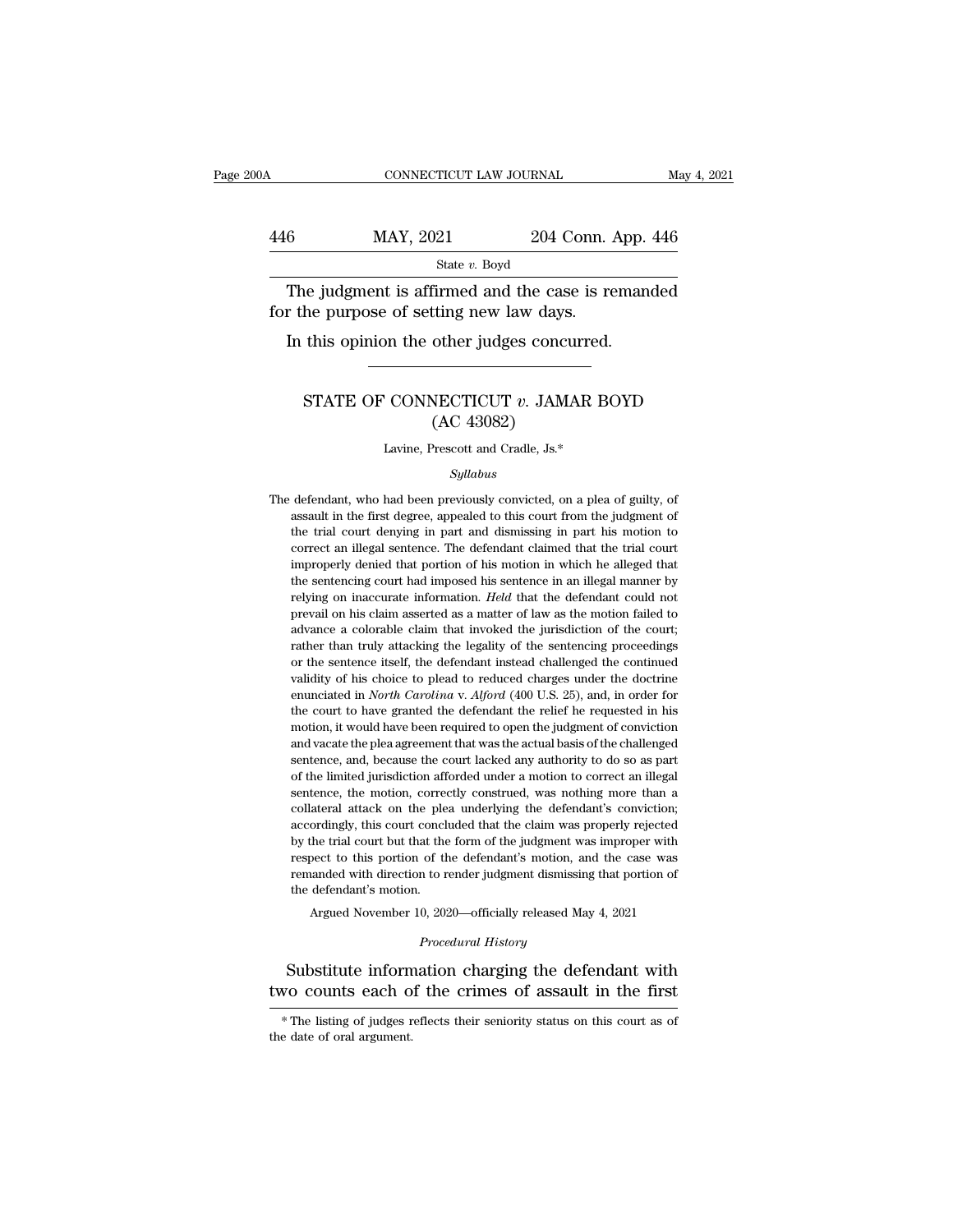The judgment is affirmed and the case is remanded for the purpose of setting new law days.

In this opinion the other judges concurred.

---

# STATE OF CONNECTICUT *v.* JAMAR BOYD
## (AC 43082)

Lavine, Prescott and Cradle, Js.*

*Syllabus*

The defendant, who had been previously convicted, on a plea of guilty, of assault in the first degree, appealed to this court from the judgment of the trial court denying in part and dismissing in part his motion to correct an illegal sentence. The defendant claimed that the trial court improperly denied that portion of his motion in which he alleged that the sentencing court had imposed his sentence in an illegal manner by relying on inaccurate information. *Held* that the defendant could not prevail on his claim asserted as a matter of law as the motion failed to advance a colorable claim that invoked the jurisdiction of the court; rather than truly attacking the legality of the sentencing proceedings or the sentence itself, the defendant instead challenged the continued validity of his choice to plead to reduced charges under the doctrine enunciated in *North Carolina* v. *Alford* (400 U.S. 25), and, in order for the court to have granted the defendant the relief he requested in his motion, it would have been required to open the judgment of conviction and vacate the plea agreement that was the actual basis of the challenged sentence, and, because the court lacked any authority to do so as part of the limited jurisdiction afforded under a motion to correct an illegal sentence, the motion, correctly construed, was nothing more than a collateral attack on the plea underlying the defendant's conviction; accordingly, this court concluded that the claim was properly rejected by the trial court but that the form of the judgment was improper with respect to this portion of the defendant's motion, and the case was remanded with direction to render judgment dismissing that portion of the defendant's motion.

Argued November 10, 2020—officially released May 4, 2021

*Procedural History*

Substitute information charging the defendant with two counts each of the crimes of assault in the first

---

* The listing of judges reflects their seniority status on this court as of the date of oral argument.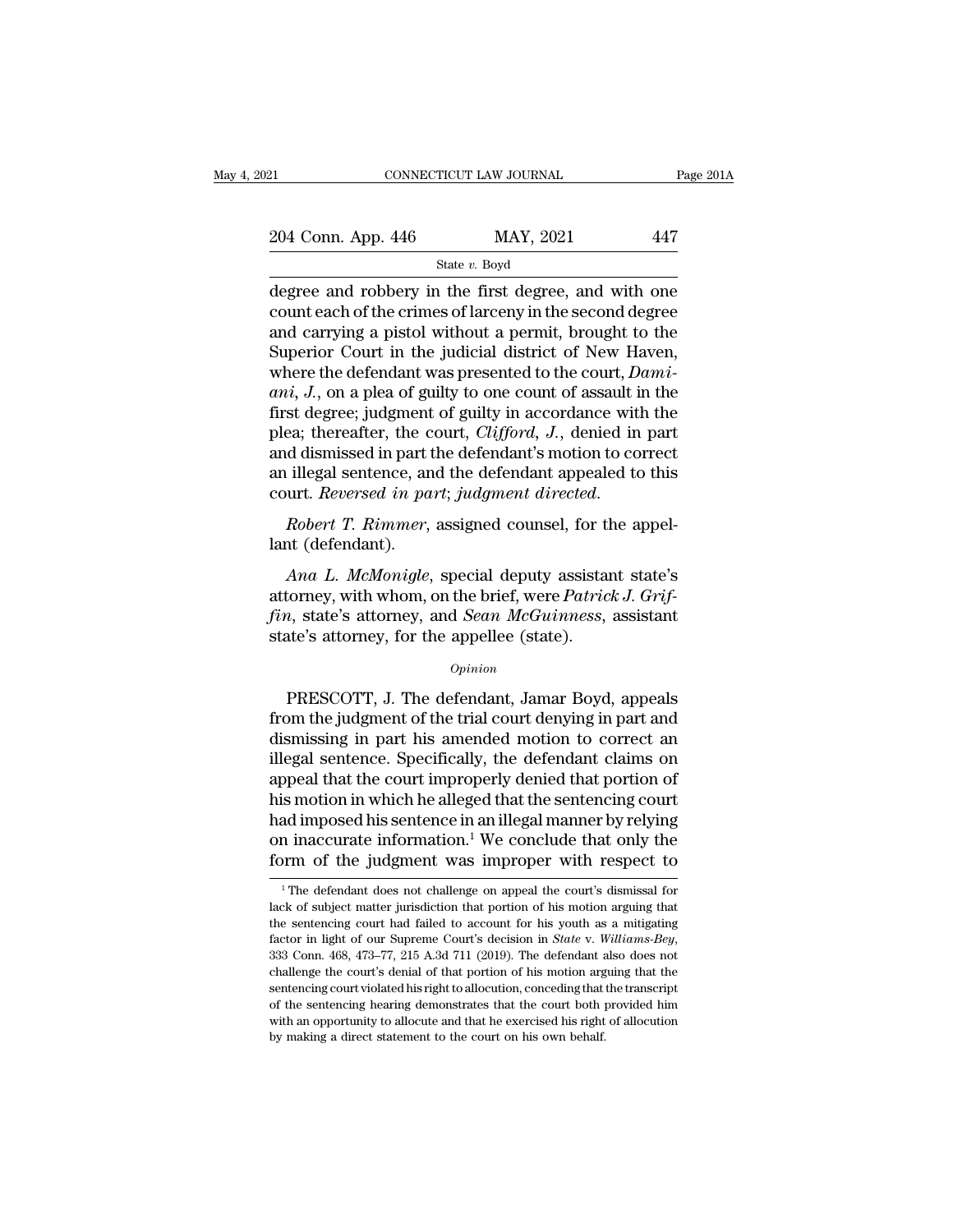degree and robbery in the first degree, and with one count each of the crimes of larceny in the second degree and carrying a pistol without a permit, brought to the Superior Court in the judicial district of New Haven, where the defendant was presented to the court, *Damiani, J.*, on a plea of guilty to one count of assault in the first degree; judgment of guilty in accordance with the plea; thereafter, the court, *Clifford, J.*, denied in part and dismissed in part the defendant's motion to correct an illegal sentence, and the defendant appealed to this court. *Reversed in part*; *judgment directed*.

*Robert T. Rimmer*, assigned counsel, for the appellant (defendant).

*Ana L. McMonigle*, special deputy assistant state's attorney, with whom, on the brief, were *Patrick J. Griffin*, state's attorney, and *Sean McGuinness*, assistant state's attorney, for the appellee (state).

*Opinion*

PRESCOTT, J. The defendant, Jamar Boyd, appeals from the judgment of the trial court denying in part and dismissing in part his amended motion to correct an illegal sentence. Specifically, the defendant claims on appeal that the court improperly denied that portion of his motion in which he alleged that the sentencing court had imposed his sentence in an illegal manner by relying on inaccurate information.[1] We conclude that only the form of the judgment was improper with respect to

[1] The defendant does not challenge on appeal the court's dismissal for lack of subject matter jurisdiction that portion of his motion arguing that the sentencing court had failed to account for his youth as a mitigating factor in light of our Supreme Court's decision in *State* v. *Williams-Bey*, 333 Conn. 468, 473–77, 215 A.3d 711 (2019). The defendant also does not challenge the court's denial of that portion of his motion arguing that the sentencing court violated his right to allocution, conceding that the transcript of the sentencing hearing demonstrates that the court both provided him with an opportunity to allocute and that he exercised his right of allocution by making a direct statement to the court on his own behalf.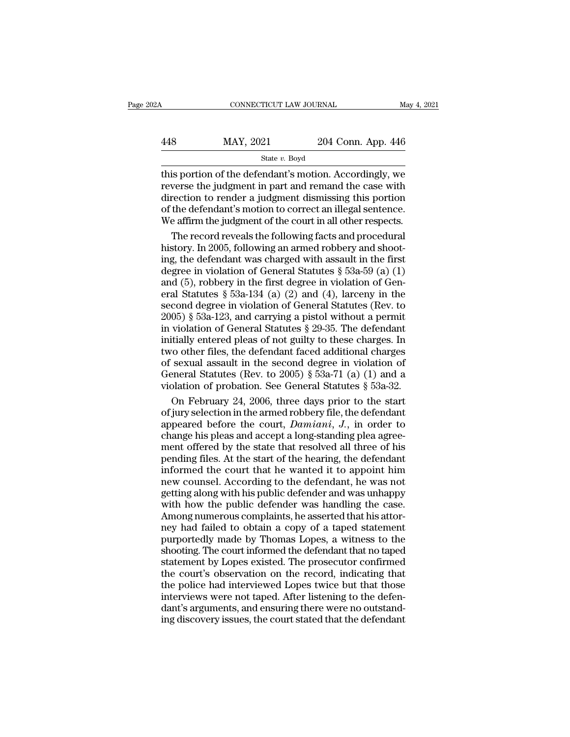this portion of the defendant's motion. Accordingly, we reverse the judgment in part and remand the case with direction to render a judgment dismissing this portion of the defendant's motion to correct an illegal sentence. We affirm the judgment of the court in all other respects.

The record reveals the following facts and procedural history. In 2005, following an armed robbery and shooting, the defendant was charged with assault in the first degree in violation of General Statutes § 53a-59 (a) (1) and (5), robbery in the first degree in violation of General Statutes § 53a-134 (a) (2) and (4), larceny in the second degree in violation of General Statutes (Rev. to 2005) § 53a-123, and carrying a pistol without a permit in violation of General Statutes § 29-35. The defendant initially entered pleas of not guilty to these charges. In two other files, the defendant faced additional charges of sexual assault in the second degree in violation of General Statutes (Rev. to 2005) § 53a-71 (a) (1) and a violation of probation. See General Statutes § 53a-32.

On February 24, 2006, three days prior to the start of jury selection in the armed robbery file, the defendant appeared before the court, *Damiani, J.*, in order to change his pleas and accept a long-standing plea agreement offered by the state that resolved all three of his pending files. At the start of the hearing, the defendant informed the court that he wanted it to appoint him new counsel. According to the defendant, he was not getting along with his public defender and was unhappy with how the public defender was handling the case. Among numerous complaints, he asserted that his attorney had failed to obtain a copy of a taped statement purportedly made by Thomas Lopes, a witness to the shooting. The court informed the defendant that no taped statement by Lopes existed. The prosecutor confirmed the court's observation on the record, indicating that the police had interviewed Lopes twice but that those interviews were not taped. After listening to the defendant's arguments, and ensuring there were no outstanding discovery issues, the court stated that the defendant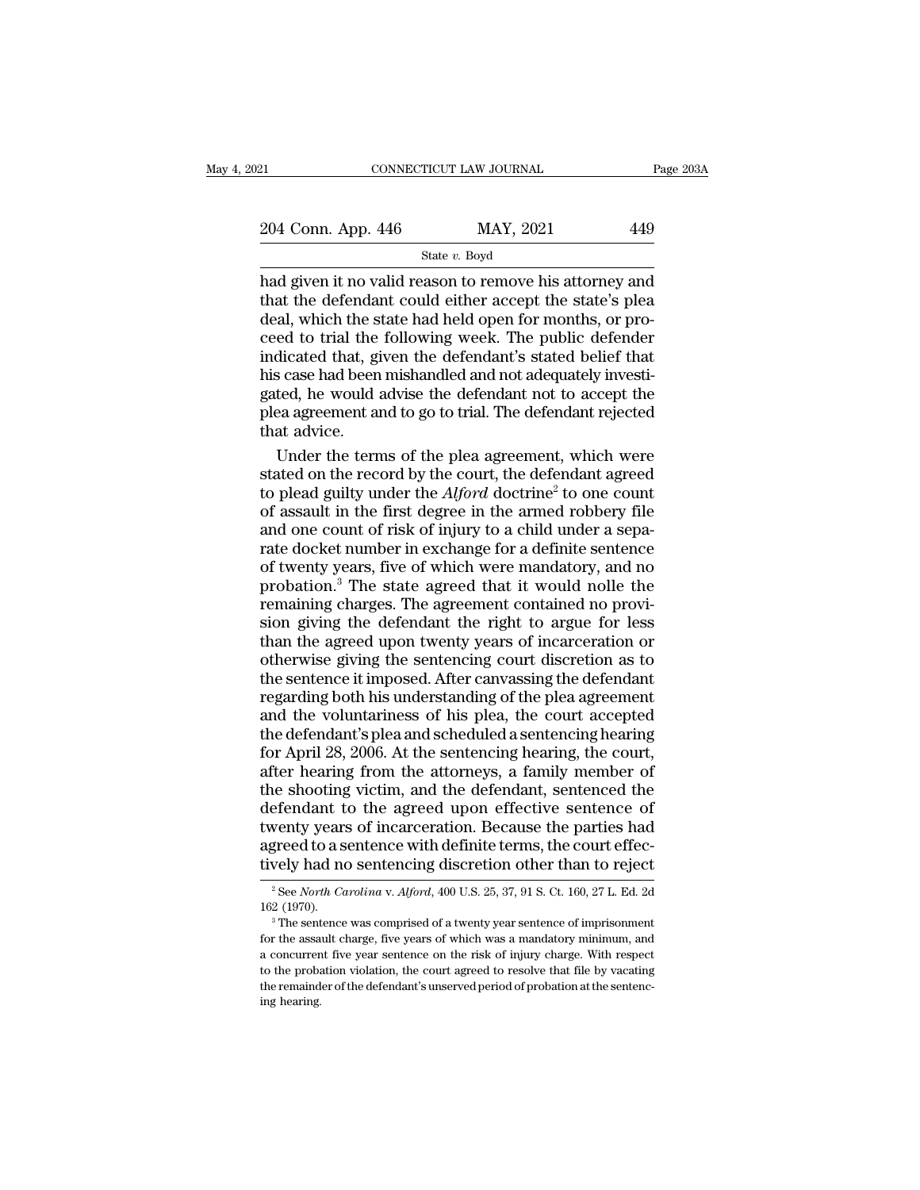had given it no valid reason to remove his attorney and that the defendant could either accept the state's plea deal, which the state had held open for months, or proceed to trial the following week. The public defender indicated that, given the defendant's stated belief that his case had been mishandled and not adequately investigated, he would advise the defendant not to accept the plea agreement and to go to trial. The defendant rejected that advice.

Under the terms of the plea agreement, which were stated on the record by the court, the defendant agreed to plead guilty under the *Alford* doctrine[2] to one count of assault in the first degree in the armed robbery file and one count of risk of injury to a child under a separate docket number in exchange for a definite sentence of twenty years, five of which were mandatory, and no probation.[3] The state agreed that it would nolle the remaining charges. The agreement contained no provision giving the defendant the right to argue for less than the agreed upon twenty years of incarceration or otherwise giving the sentencing court discretion as to the sentence it imposed. After canvassing the defendant regarding both his understanding of the plea agreement and the voluntariness of his plea, the court accepted the defendant's plea and scheduled a sentencing hearing for April 28, 2006. At the sentencing hearing, the court, after hearing from the attorneys, a family member of the shooting victim, and the defendant, sentenced the defendant to the agreed upon effective sentence of twenty years of incarceration. Because the parties had agreed to a sentence with definite terms, the court effectively had no sentencing discretion other than to reject

[2] See *North Carolina* v. *Alford*, 400 U.S. 25, 37, 91 S. Ct. 160, 27 L. Ed. 2d 162 (1970).

[3] The sentence was comprised of a twenty year sentence of imprisonment for the assault charge, five years of which was a mandatory minimum, and a concurrent five year sentence on the risk of injury charge. With respect to the probation violation, the court agreed to resolve that file by vacating the remainder of the defendant's unserved period of probation at the sentencing hearing.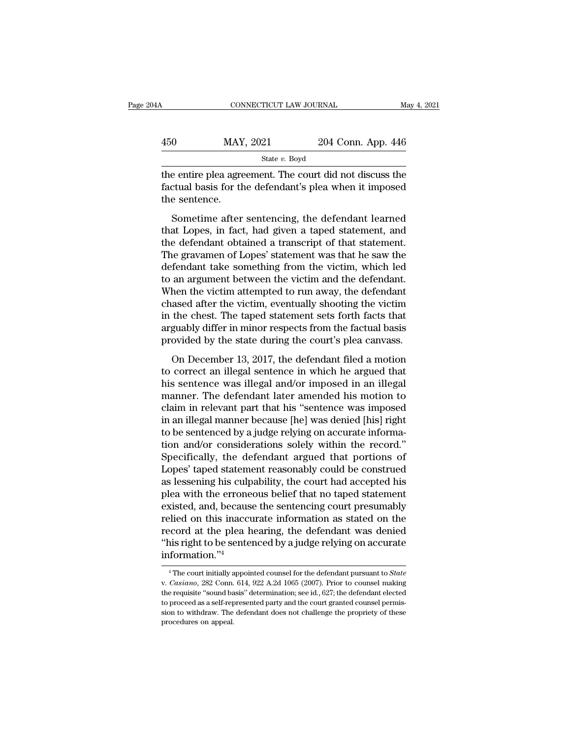the entire plea agreement. The court did not discuss the factual basis for the defendant's plea when it imposed the sentence.

Sometime after sentencing, the defendant learned that Lopes, in fact, had given a taped statement, and the defendant obtained a transcript of that statement. The gravamen of Lopes' statement was that he saw the defendant take something from the victim, which led to an argument between the victim and the defendant. When the victim attempted to run away, the defendant chased after the victim, eventually shooting the victim in the chest. The taped statement sets forth facts that arguably differ in minor respects from the factual basis provided by the state during the court's plea canvass.

On December 13, 2017, the defendant filed a motion to correct an illegal sentence in which he argued that his sentence was illegal and/or imposed in an illegal manner. The defendant later amended his motion to claim in relevant part that his "sentence was imposed in an illegal manner because [he] was denied [his] right to be sentenced by a judge relying on accurate information and/or considerations solely within the record." Specifically, the defendant argued that portions of Lopes' taped statement reasonably could be construed as lessening his culpability, the court had accepted his plea with the erroneous belief that no taped statement existed, and, because the sentencing court presumably relied on this inaccurate information as stated on the record at the plea hearing, the defendant was denied "his right to be sentenced by a judge relying on accurate information."[4]

---

[4] The court initially appointed counsel for the defendant pursuant to *State* v. *Casiano*, 282 Conn. 614, 922 A.2d 1065 (2007). Prior to counsel making the requisite "sound basis" determination; see id., 627; the defendant elected to proceed as a self-represented party and the court granted counsel permission to withdraw. The defendant does not challenge the propriety of these procedures on appeal.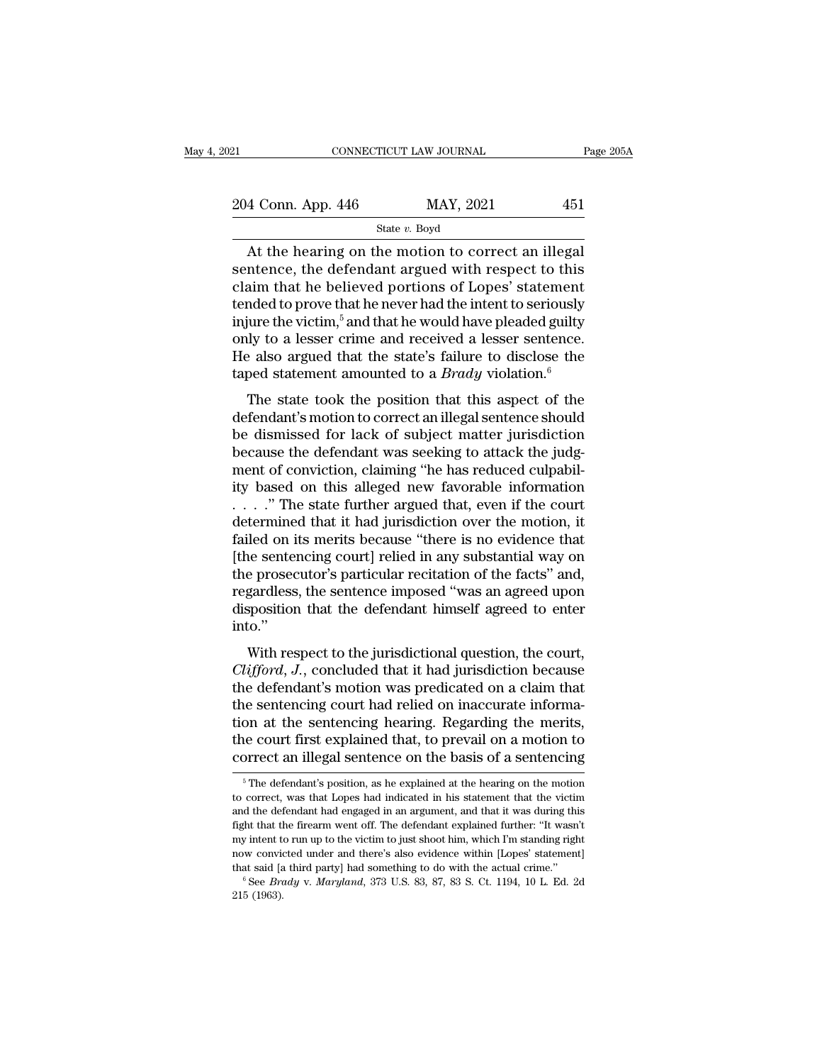At the hearing on the motion to correct an illegal sentence, the defendant argued with respect to this claim that he believed portions of Lopes' statement tended to prove that he never had the intent to seriously injure the victim,[5] and that he would have pleaded guilty only to a lesser crime and received a lesser sentence. He also argued that the state's failure to disclose the taped statement amounted to a *Brady* violation.[6]

The state took the position that this aspect of the defendant's motion to correct an illegal sentence should be dismissed for lack of subject matter jurisdiction because the defendant was seeking to attack the judgment of conviction, claiming "he has reduced culpability based on this alleged new favorable information . . . ." The state further argued that, even if the court determined that it had jurisdiction over the motion, it failed on its merits because "there is no evidence that [the sentencing court] relied in any substantial way on the prosecutor's particular recitation of the facts" and, regardless, the sentence imposed "was an agreed upon disposition that the defendant himself agreed to enter into."

With respect to the jurisdictional question, the court, *Clifford, J.*, concluded that it had jurisdiction because the defendant's motion was predicated on a claim that the sentencing court had relied on inaccurate information at the sentencing hearing. Regarding the merits, the court first explained that, to prevail on a motion to correct an illegal sentence on the basis of a sentencing

---

[5] The defendant's position, as he explained at the hearing on the motion to correct, was that Lopes had indicated in his statement that the victim and the defendant had engaged in an argument, and that it was during this fight that the firearm went off. The defendant explained further: "It wasn't my intent to run up to the victim to just shoot him, which I'm standing right now convicted under and there's also evidence within [Lopes' statement] that said [a third party] had something to do with the actual crime."

[6] See *Brady* v. *Maryland*, 373 U.S. 83, 87, 83 S. Ct. 1194, 10 L. Ed. 2d 215 (1963).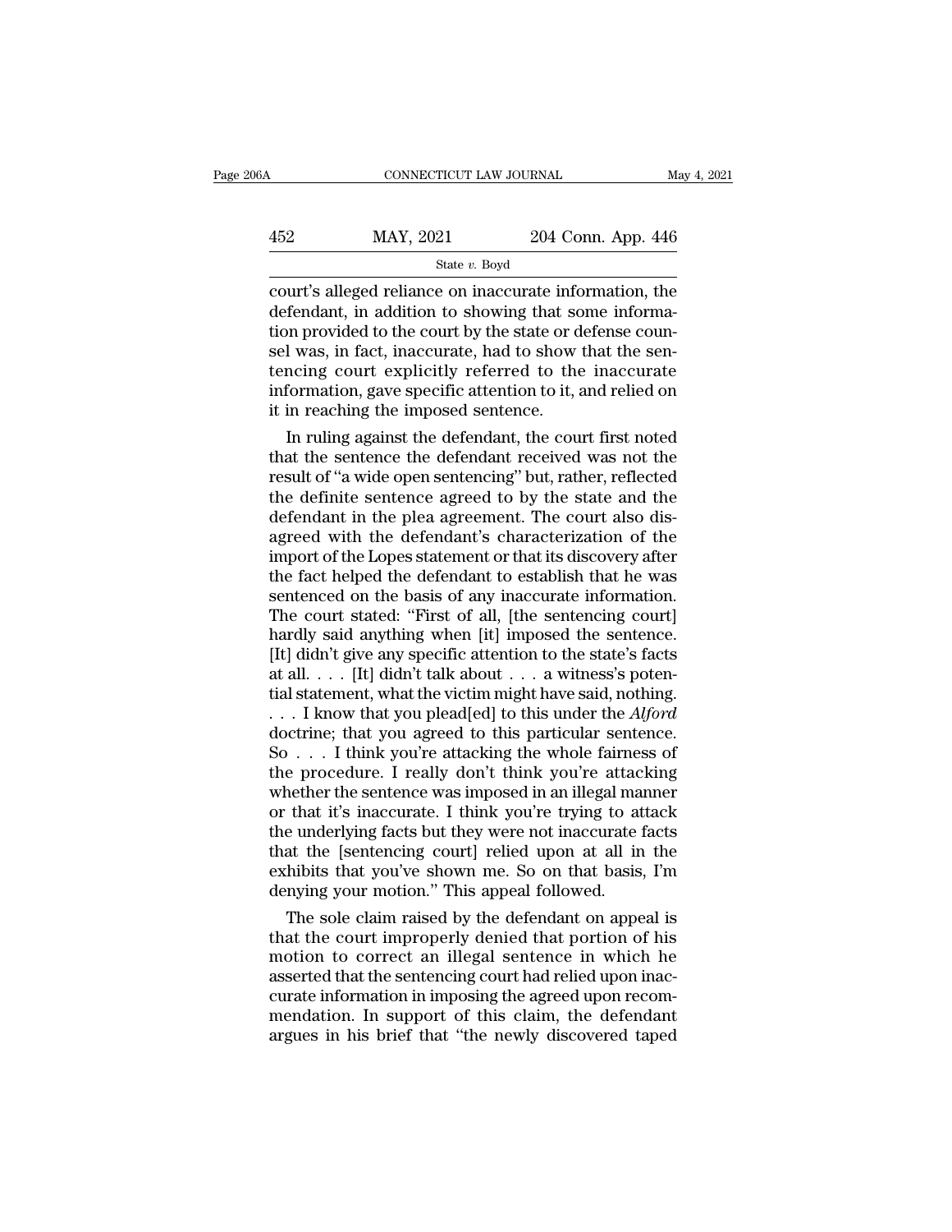court's alleged reliance on inaccurate information, the defendant, in addition to showing that some information provided to the court by the state or defense counsel was, in fact, inaccurate, had to show that the sentencing court explicitly referred to the inaccurate information, gave specific attention to it, and relied on it in reaching the imposed sentence.

In ruling against the defendant, the court first noted that the sentence the defendant received was not the result of "a wide open sentencing" but, rather, reflected the definite sentence agreed to by the state and the defendant in the plea agreement. The court also disagreed with the defendant's characterization of the import of the Lopes statement or that its discovery after the fact helped the defendant to establish that he was sentenced on the basis of any inaccurate information. The court stated: "First of all, [the sentencing court] hardly said anything when [it] imposed the sentence. [It] didn't give any specific attention to the state's facts at all. . . . [It] didn't talk about . . . a witness's potential statement, what the victim might have said, nothing. . . . I know that you plead[ed] to this under the *Alford* doctrine; that you agreed to this particular sentence. So . . . I think you're attacking the whole fairness of the procedure. I really don't think you're attacking whether the sentence was imposed in an illegal manner or that it's inaccurate. I think you're trying to attack the underlying facts but they were not inaccurate facts that the [sentencing court] relied upon at all in the exhibits that you've shown me. So on that basis, I'm denying your motion." This appeal followed.

The sole claim raised by the defendant on appeal is that the court improperly denied that portion of his motion to correct an illegal sentence in which he asserted that the sentencing court had relied upon inaccurate information in imposing the agreed upon recommendation. In support of this claim, the defendant argues in his brief that "the newly discovered taped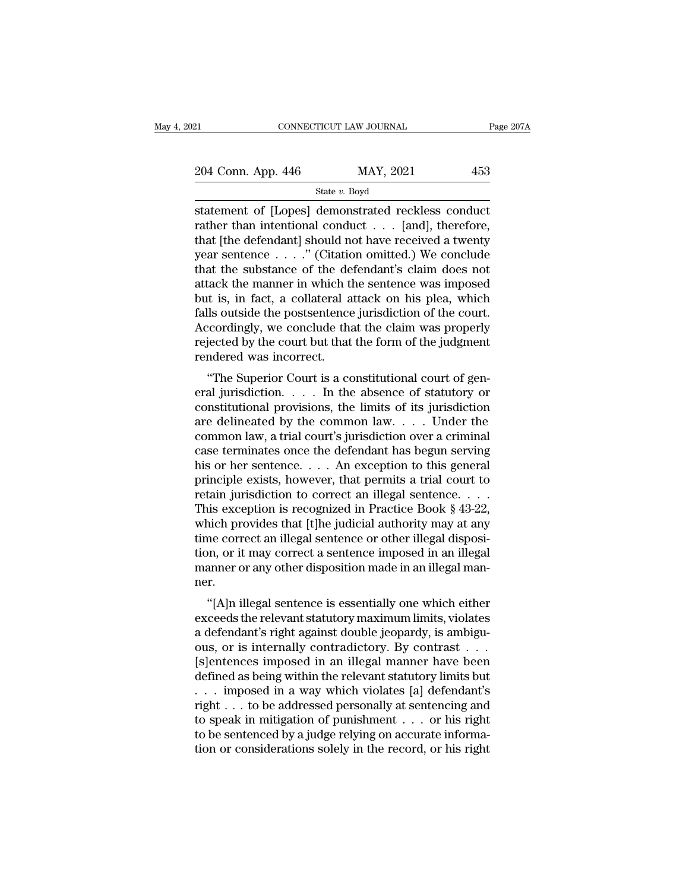statement of [Lopes] demonstrated reckless conduct rather than intentional conduct . . . [and], therefore, that [the defendant] should not have received a twenty year sentence . . . .'' (Citation omitted.) We conclude that the substance of the defendant's claim does not attack the manner in which the sentence was imposed but is, in fact, a collateral attack on his plea, which falls outside the postsentence jurisdiction of the court. Accordingly, we conclude that the claim was properly rejected by the court but that the form of the judgment rendered was incorrect.

''The Superior Court is a constitutional court of general jurisdiction. . . . In the absence of statutory or constitutional provisions, the limits of its jurisdiction are delineated by the common law. . . . Under the common law, a trial court's jurisdiction over a criminal case terminates once the defendant has begun serving his or her sentence. . . . An exception to this general principle exists, however, that permits a trial court to retain jurisdiction to correct an illegal sentence. . . . This exception is recognized in Practice Book § 43-22, which provides that [t]he judicial authority may at any time correct an illegal sentence or other illegal disposition, or it may correct a sentence imposed in an illegal manner or any other disposition made in an illegal manner.

''[A]n illegal sentence is essentially one which either exceeds the relevant statutory maximum limits, violates a defendant's right against double jeopardy, is ambiguous, or is internally contradictory. By contrast . . . [s]entences imposed in an illegal manner have been defined as being within the relevant statutory limits but . . . imposed in a way which violates [a] defendant's right . . . to be addressed personally at sentencing and to speak in mitigation of punishment . . . or his right to be sentenced by a judge relying on accurate information or considerations solely in the record, or his right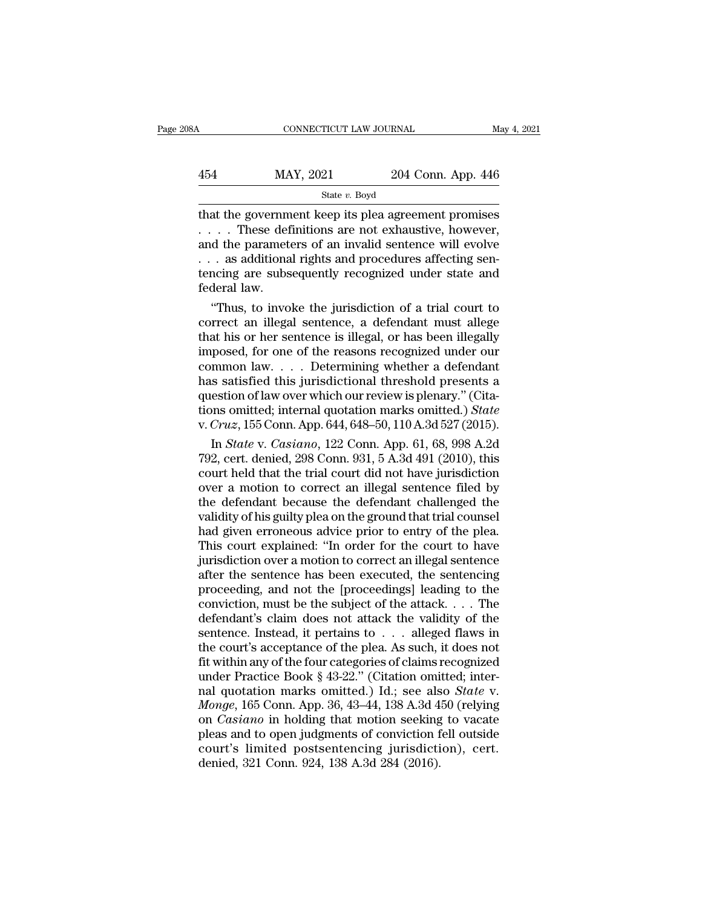that the government keep its plea agreement promises . . . . These definitions are not exhaustive, however, and the parameters of an invalid sentence will evolve . . . as additional rights and procedures affecting sentencing are subsequently recognized under state and federal law.

"Thus, to invoke the jurisdiction of a trial court to correct an illegal sentence, a defendant must allege that his or her sentence is illegal, or has been illegally imposed, for one of the reasons recognized under our common law. . . . Determining whether a defendant has satisfied this jurisdictional threshold presents a question of law over which our review is plenary." (Citations omitted; internal quotation marks omitted.) *State* v. *Cruz*, 155 Conn. App. 644, 648–50, 110 A.3d 527 (2015).

In *State* v. *Casiano*, 122 Conn. App. 61, 68, 998 A.2d 792, cert. denied, 298 Conn. 931, 5 A.3d 491 (2010), this court held that the trial court did not have jurisdiction over a motion to correct an illegal sentence filed by the defendant because the defendant challenged the validity of his guilty plea on the ground that trial counsel had given erroneous advice prior to entry of the plea. This court explained: "In order for the court to have jurisdiction over a motion to correct an illegal sentence after the sentence has been executed, the sentencing proceeding, and not the [proceedings] leading to the conviction, must be the subject of the attack. . . . The defendant's claim does not attack the validity of the sentence. Instead, it pertains to . . . alleged flaws in the court's acceptance of the plea. As such, it does not fit within any of the four categories of claims recognized under Practice Book § 43-22." (Citation omitted; internal quotation marks omitted.) Id.; see also *State* v. *Monge*, 165 Conn. App. 36, 43–44, 138 A.3d 450 (relying on *Casiano* in holding that motion seeking to vacate pleas and to open judgments of conviction fell outside court's limited postsentencing jurisdiction), cert. denied, 321 Conn. 924, 138 A.3d 284 (2016).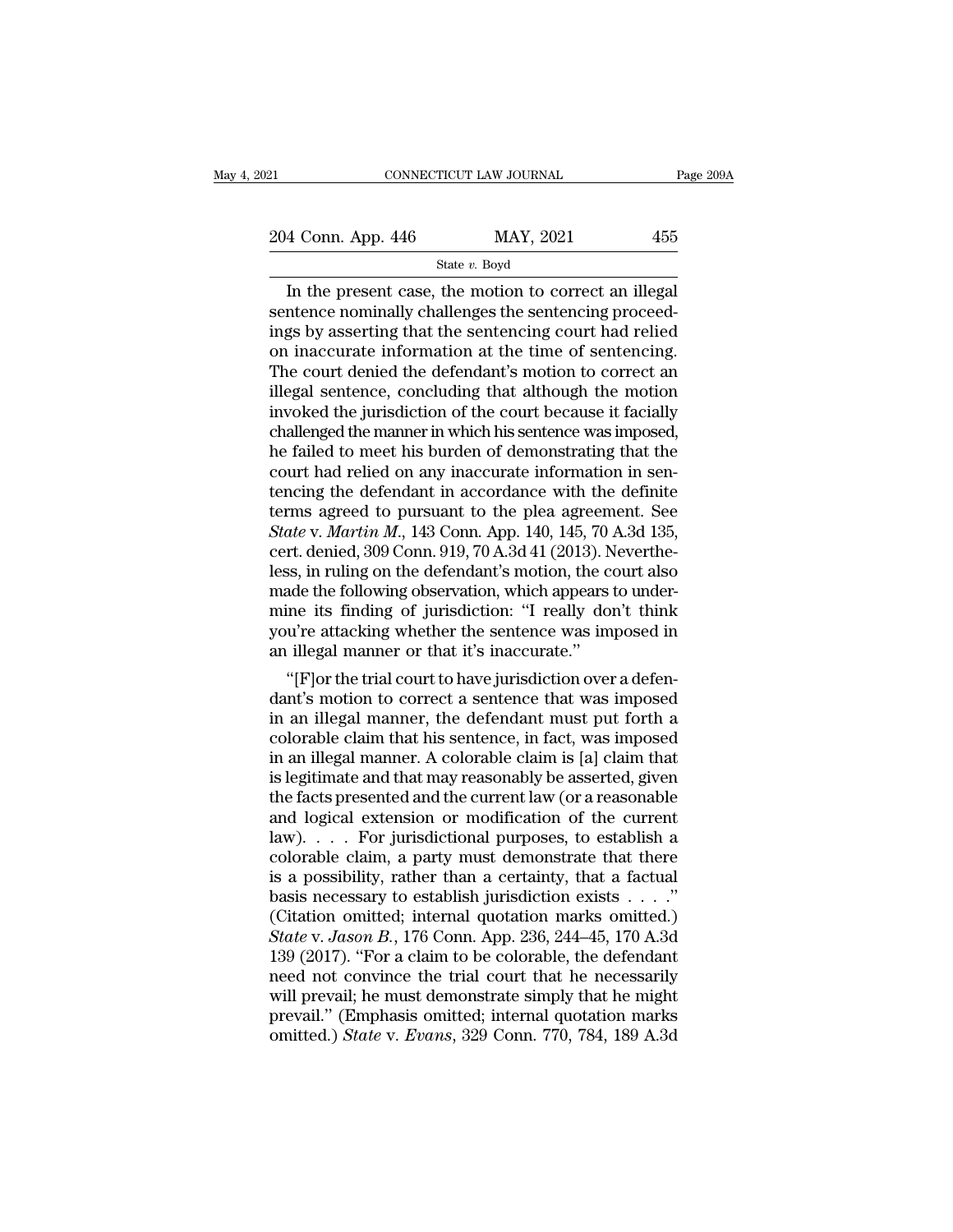In the present case, the motion to correct an illegal sentence nominally challenges the sentencing proceedings by asserting that the sentencing court had relied on inaccurate information at the time of sentencing. The court denied the defendant's motion to correct an illegal sentence, concluding that although the motion invoked the jurisdiction of the court because it facially challenged the manner in which his sentence was imposed, he failed to meet his burden of demonstrating that the court had relied on any inaccurate information in sentencing the defendant in accordance with the definite terms agreed to pursuant to the plea agreement. See *State* v. *Martin M.*, 143 Conn. App. 140, 145, 70 A.3d 135, cert. denied, 309 Conn. 919, 70 A.3d 41 (2013). Nevertheless, in ruling on the defendant's motion, the court also made the following observation, which appears to undermine its finding of jurisdiction: "I really don't think you're attacking whether the sentence was imposed in an illegal manner or that it's inaccurate."

"[F]or the trial court to have jurisdiction over a defendant's motion to correct a sentence that was imposed in an illegal manner, the defendant must put forth a colorable claim that his sentence, in fact, was imposed in an illegal manner. A colorable claim is [a] claim that is legitimate and that may reasonably be asserted, given the facts presented and the current law (or a reasonable and logical extension or modification of the current law). . . . For jurisdictional purposes, to establish a colorable claim, a party must demonstrate that there is a possibility, rather than a certainty, that a factual basis necessary to establish jurisdiction exists . . . ." (Citation omitted; internal quotation marks omitted.) *State* v. *Jason B.*, 176 Conn. App. 236, 244–45, 170 A.3d 139 (2017). "For a claim to be colorable, the defendant need not convince the trial court that he necessarily will prevail; he must demonstrate simply that he might prevail." (Emphasis omitted; internal quotation marks omitted.) *State* v. *Evans*, 329 Conn. 770, 784, 189 A.3d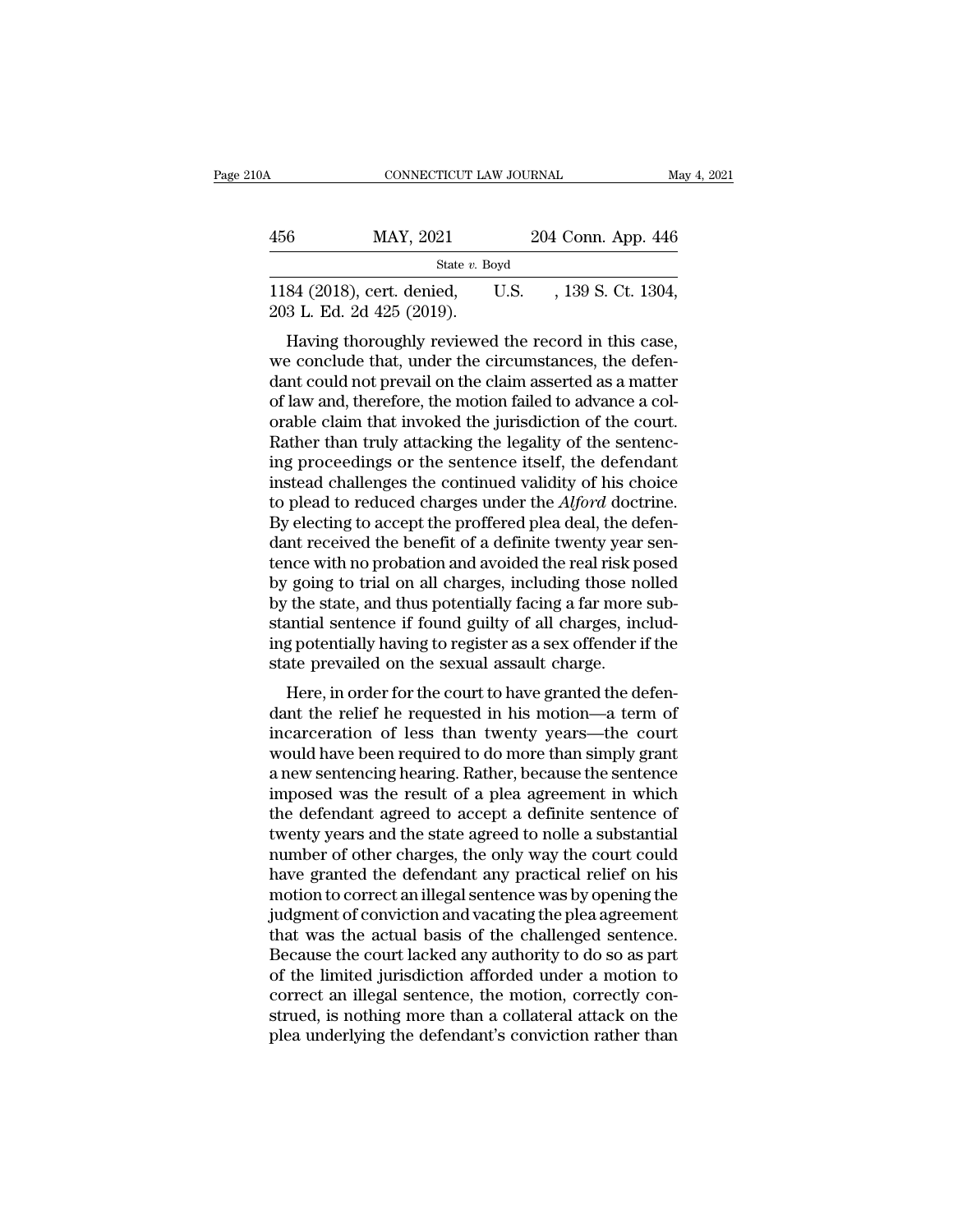1184 (2018), cert. denied, U.S. , 139 S. Ct. 1304, 203 L. Ed. 2d 425 (2019).

Having thoroughly reviewed the record in this case, we conclude that, under the circumstances, the defendant could not prevail on the claim asserted as a matter of law and, therefore, the motion failed to advance a colorable claim that invoked the jurisdiction of the court. Rather than truly attacking the legality of the sentencing proceedings or the sentence itself, the defendant instead challenges the continued validity of his choice to plead to reduced charges under the *Alford* doctrine. By electing to accept the proffered plea deal, the defendant received the benefit of a definite twenty year sentence with no probation and avoided the real risk posed by going to trial on all charges, including those nolled by the state, and thus potentially facing a far more substantial sentence if found guilty of all charges, including potentially having to register as a sex offender if the state prevailed on the sexual assault charge.

Here, in order for the court to have granted the defendant the relief he requested in his motion—a term of incarceration of less than twenty years—the court would have been required to do more than simply grant a new sentencing hearing. Rather, because the sentence imposed was the result of a plea agreement in which the defendant agreed to accept a definite sentence of twenty years and the state agreed to nolle a substantial number of other charges, the only way the court could have granted the defendant any practical relief on his motion to correct an illegal sentence was by opening the judgment of conviction and vacating the plea agreement that was the actual basis of the challenged sentence. Because the court lacked any authority to do so as part of the limited jurisdiction afforded under a motion to correct an illegal sentence, the motion, correctly construed, is nothing more than a collateral attack on the plea underlying the defendant's conviction rather than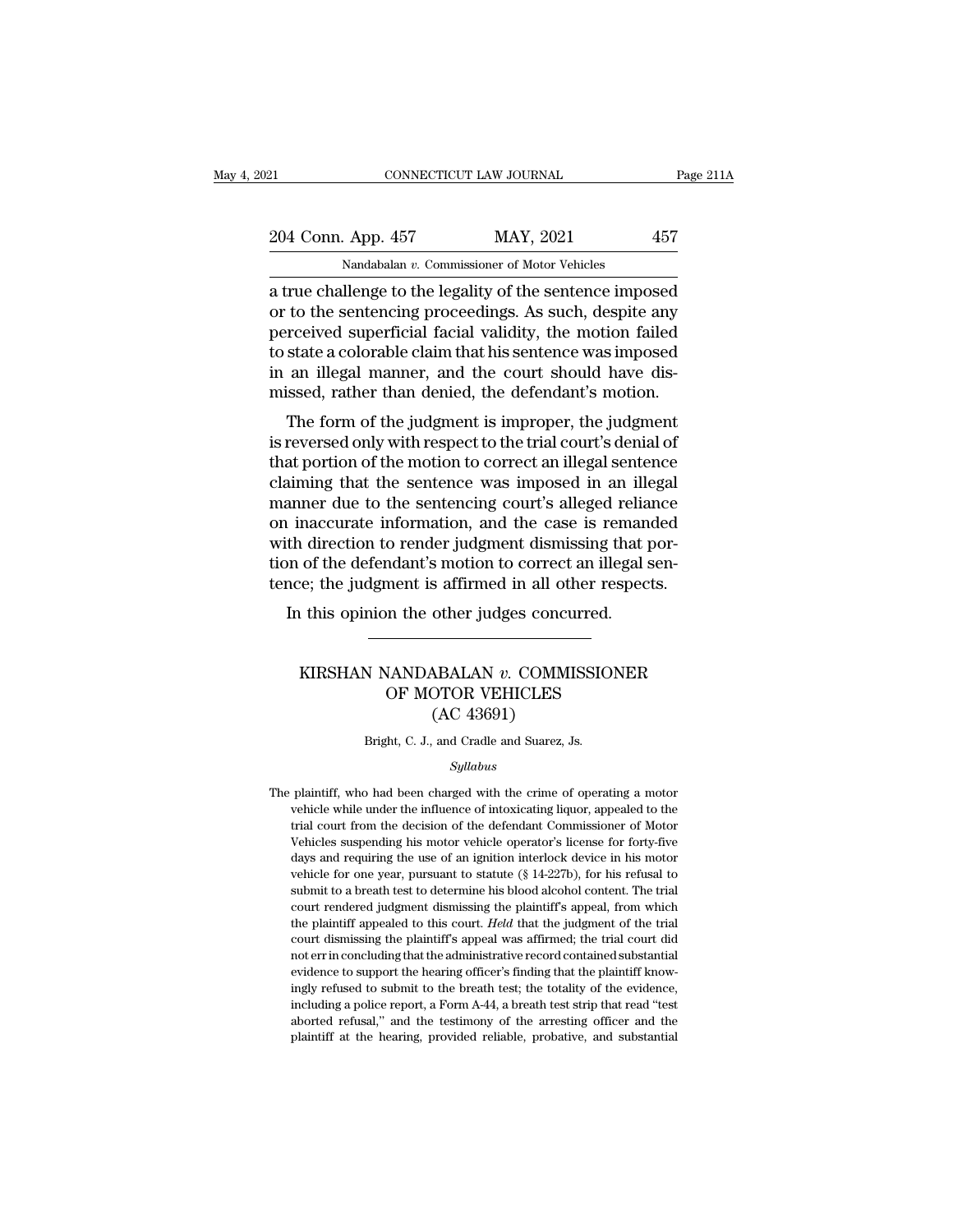a true challenge to the legality of the sentence imposed or to the sentencing proceedings. As such, despite any perceived superficial facial validity, the motion failed to state a colorable claim that his sentence was imposed in an illegal manner, and the court should have dismissed, rather than denied, the defendant's motion.

The form of the judgment is improper, the judgment is reversed only with respect to the trial court's denial of that portion of the motion to correct an illegal sentence claiming that the sentence was imposed in an illegal manner due to the sentencing court's alleged reliance on inaccurate information, and the case is remanded with direction to render judgment dismissing that portion of the defendant's motion to correct an illegal sentence; the judgment is affirmed in all other respects.

In this opinion the other judges concurred.

---

# KIRSHAN NANDABALAN *v.* COMMISSIONER OF MOTOR VEHICLES
## (AC 43691)

Bright, C. J., and Cradle and Suarez, Js.

*Syllabus*

The plaintiff, who had been charged with the crime of operating a motor vehicle while under the influence of intoxicating liquor, appealed to the trial court from the decision of the defendant Commissioner of Motor Vehicles suspending his motor vehicle operator's license for forty-five days and requiring the use of an ignition interlock device in his motor vehicle for one year, pursuant to statute (§ 14-227b), for his refusal to submit to a breath test to determine his blood alcohol content. The trial court rendered judgment dismissing the plaintiff's appeal, from which the plaintiff appealed to this court. *Held* that the judgment of the trial court dismissing the plaintiff's appeal was affirmed; the trial court did not err in concluding that the administrative record contained substantial evidence to support the hearing officer's finding that the plaintiff knowingly refused to submit to the breath test; the totality of the evidence, including a police report, a Form A-44, a breath test strip that read "test aborted refusal," and the testimony of the arresting officer and the plaintiff at the hearing, provided reliable, probative, and substantial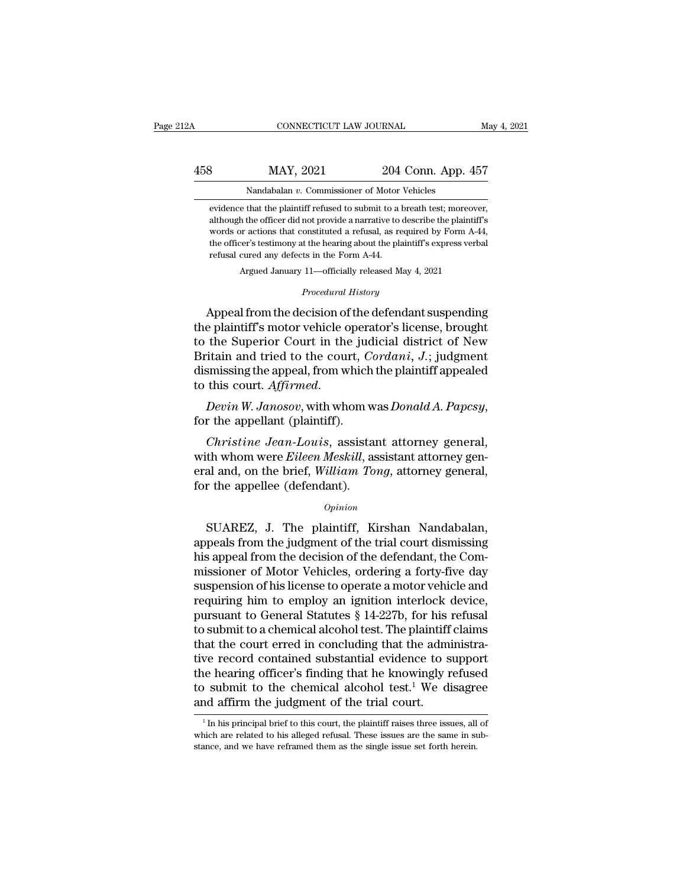evidence that the plaintiff refused to submit to a breath test; moreover, although the officer did not provide a narrative to describe the plaintiff's words or actions that constituted a refusal, as required by Form A-44, the officer's testimony at the hearing about the plaintiff's express verbal refusal cured any defects in the Form A-44.

Argued January 11—officially released May 4, 2021

*Procedural History*

Appeal from the decision of the defendant suspending the plaintiff's motor vehicle operator's license, brought to the Superior Court in the judicial district of New Britain and tried to the court, *Cordani*, *J.*; judgment dismissing the appeal, from which the plaintiff appealed to this court. *Affirmed*.

*Devin W. Janosov*, with whom was *Donald A. Papcsy*, for the appellant (plaintiff).

*Christine Jean-Louis*, assistant attorney general, with whom were *Eileen Meskill*, assistant attorney general and, on the brief, *William Tong*, attorney general, for the appellee (defendant).

*Opinion*

SUAREZ, J. The plaintiff, Kirshan Nandabalan, appeals from the judgment of the trial court dismissing his appeal from the decision of the defendant, the Commissioner of Motor Vehicles, ordering a forty-five day suspension of his license to operate a motor vehicle and requiring him to employ an ignition interlock device, pursuant to General Statutes § 14-227b, for his refusal to submit to a chemical alcohol test. The plaintiff claims that the court erred in concluding that the administrative record contained substantial evidence to support the hearing officer's finding that he knowingly refused to submit to the chemical alcohol test.[1] We disagree and affirm the judgment of the trial court.

[1] In his principal brief to this court, the plaintiff raises three issues, all of which are related to his alleged refusal. These issues are the same in substance, and we have reframed them as the single issue set forth herein.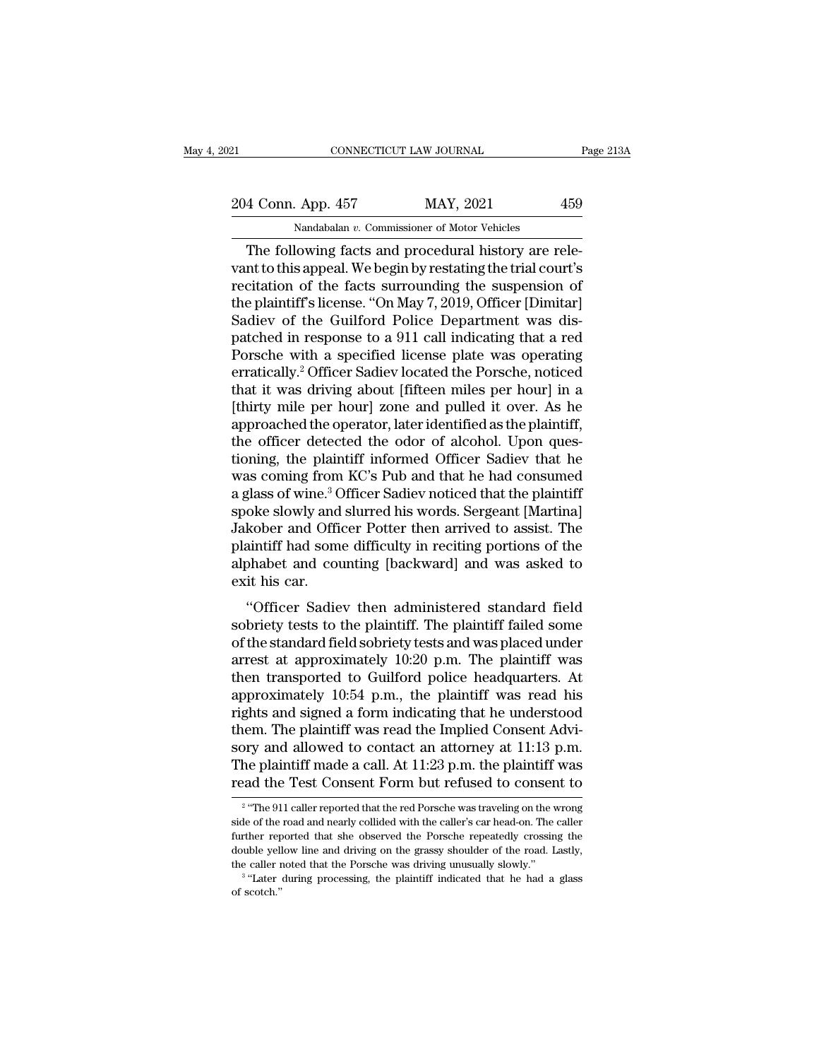The following facts and procedural history are relevant to this appeal. We begin by restating the trial court's recitation of the facts surrounding the suspension of the plaintiff's license. "On May 7, 2019, Officer [Dimitar] Sadiev of the Guilford Police Department was dispatched in response to a 911 call indicating that a red Porsche with a specified license plate was operating erratically.[2] Officer Sadiev located the Porsche, noticed that it was driving about [fifteen miles per hour] in a [thirty mile per hour] zone and pulled it over. As he approached the operator, later identified as the plaintiff, the officer detected the odor of alcohol. Upon questioning, the plaintiff informed Officer Sadiev that he was coming from KC's Pub and that he had consumed a glass of wine.[3] Officer Sadiev noticed that the plaintiff spoke slowly and slurred his words. Sergeant [Martina] Jakober and Officer Potter then arrived to assist. The plaintiff had some difficulty in reciting portions of the alphabet and counting [backward] and was asked to exit his car.

"Officer Sadiev then administered standard field sobriety tests to the plaintiff. The plaintiff failed some of the standard field sobriety tests and was placed under arrest at approximately 10:20 p.m. The plaintiff was then transported to Guilford police headquarters. At approximately 10:54 p.m., the plaintiff was read his rights and signed a form indicating that he understood them. The plaintiff was read the Implied Consent Advisory and allowed to contact an attorney at 11:13 p.m. The plaintiff made a call. At 11:23 p.m. the plaintiff was read the Test Consent Form but refused to consent to

[2] "The 911 caller reported that the red Porsche was traveling on the wrong side of the road and nearly collided with the caller's car head-on. The caller further reported that she observed the Porsche repeatedly crossing the double yellow line and driving on the grassy shoulder of the road. Lastly, the caller noted that the Porsche was driving unusually slowly."

[3] "Later during processing, the plaintiff indicated that he had a glass of scotch."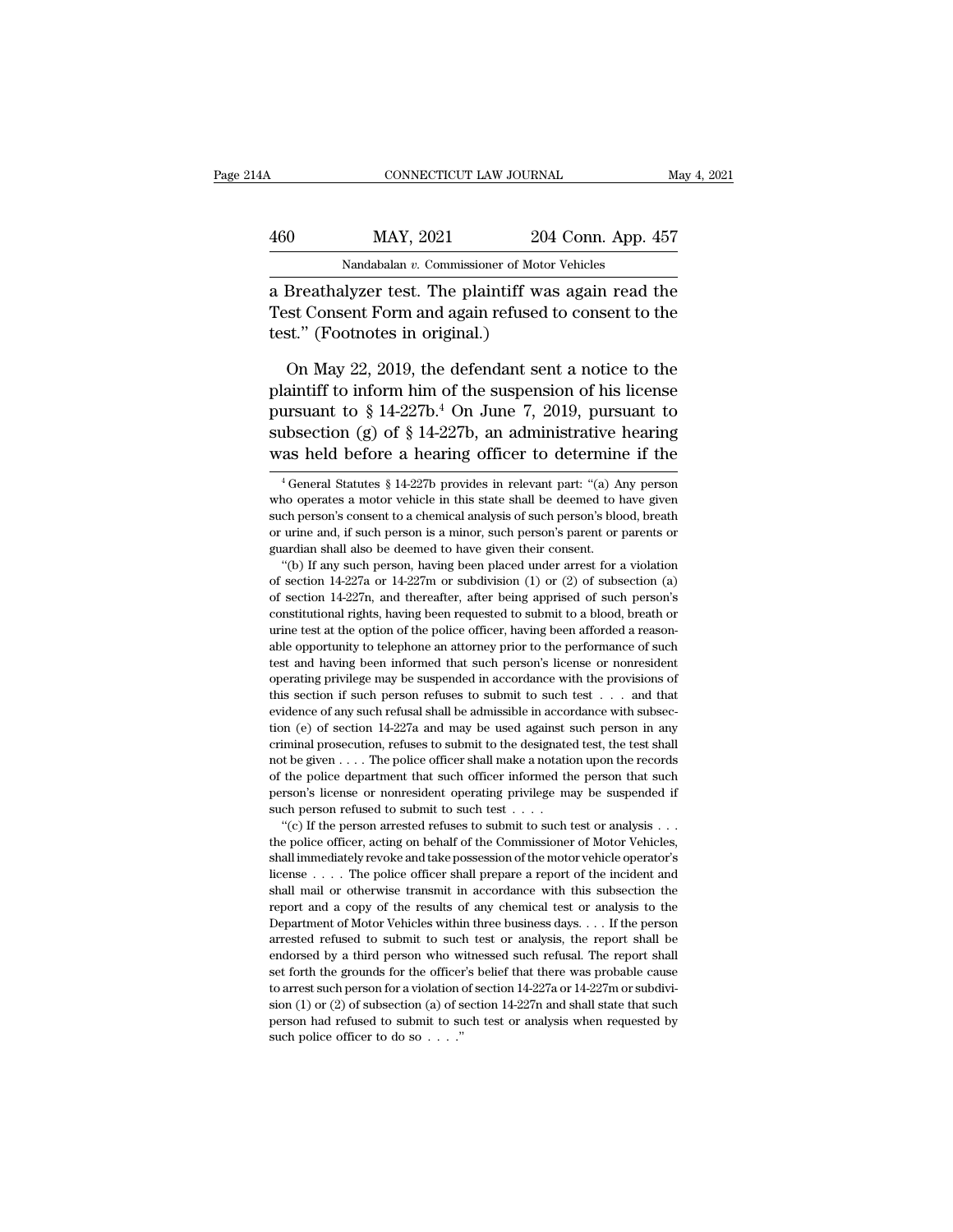a Breathalyzer test. The plaintiff was again read the Test Consent Form and again refused to consent to the test." (Footnotes in original.)

On May 22, 2019, the defendant sent a notice to the plaintiff to inform him of the suspension of his license pursuant to § 14-227b.[4] On June 7, 2019, pursuant to subsection (g) of § 14-227b, an administrative hearing was held before a hearing officer to determine if the

---

[4] General Statutes § 14-227b provides in relevant part: "(a) Any person who operates a motor vehicle in this state shall be deemed to have given such person's consent to a chemical analysis of such person's blood, breath or urine and, if such person is a minor, such person's parent or parents or guardian shall also be deemed to have given their consent.

"(b) If any such person, having been placed under arrest for a violation of section 14-227a or 14-227m or subdivision (1) or (2) of subsection (a) of section 14-227n, and thereafter, after being apprised of such person's constitutional rights, having been requested to submit to a blood, breath or urine test at the option of the police officer, having been afforded a reasonable opportunity to telephone an attorney prior to the performance of such test and having been informed that such person's license or nonresident operating privilege may be suspended in accordance with the provisions of this section if such person refuses to submit to such test . . . and that evidence of any such refusal shall be admissible in accordance with subsection (e) of section 14-227a and may be used against such person in any criminal prosecution, refuses to submit to the designated test, the test shall not be given . . . . The police officer shall make a notation upon the records of the police department that such officer informed the person that such person's license or nonresident operating privilege may be suspended if such person refused to submit to such test . . . .

"(c) If the person arrested refuses to submit to such test or analysis . . . the police officer, acting on behalf of the Commissioner of Motor Vehicles, shall immediately revoke and take possession of the motor vehicle operator's license . . . . The police officer shall prepare a report of the incident and shall mail or otherwise transmit in accordance with this subsection the report and a copy of the results of any chemical test or analysis to the Department of Motor Vehicles within three business days. . . . If the person arrested refused to submit to such test or analysis, the report shall be endorsed by a third person who witnessed such refusal. The report shall set forth the grounds for the officer's belief that there was probable cause to arrest such person for a violation of section 14-227a or 14-227m or subdivision (1) or (2) of subsection (a) of section 14-227n and shall state that such person had refused to submit to such test or analysis when requested by such police officer to do so . . . ."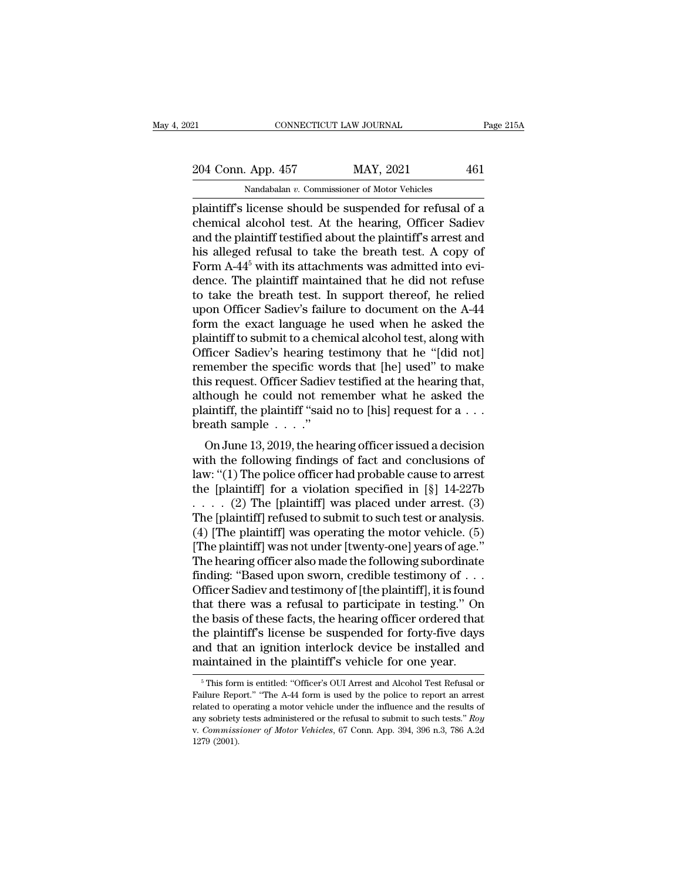plaintiff's license should be suspended for refusal of a chemical alcohol test. At the hearing, Officer Sadiev and the plaintiff testified about the plaintiff's arrest and his alleged refusal to take the breath test. A copy of Form A-44[5] with its attachments was admitted into evidence. The plaintiff maintained that he did not refuse to take the breath test. In support thereof, he relied upon Officer Sadiev's failure to document on the A-44 form the exact language he used when he asked the plaintiff to submit to a chemical alcohol test, along with Officer Sadiev's hearing testimony that he "[did not] remember the specific words that [he] used" to make this request. Officer Sadiev testified at the hearing that, although he could not remember what he asked the plaintiff, the plaintiff "said no to [his] request for a . . . breath sample . . . ."

On June 13, 2019, the hearing officer issued a decision with the following findings of fact and conclusions of law: "(1) The police officer had probable cause to arrest the [plaintiff] for a violation specified in [§] 14-227b . . . . (2) The [plaintiff] was placed under arrest. (3) The [plaintiff] refused to submit to such test or analysis. (4) [The plaintiff] was operating the motor vehicle. (5) [The plaintiff] was not under [twenty-one] years of age." The hearing officer also made the following subordinate finding: "Based upon sworn, credible testimony of . . . Officer Sadiev and testimony of [the plaintiff], it is found that there was a refusal to participate in testing." On the basis of these facts, the hearing officer ordered that the plaintiff's license be suspended for forty-five days and that an ignition interlock device be installed and maintained in the plaintiff's vehicle for one year.

[5] This form is entitled: "Officer's OUI Arrest and Alcohol Test Refusal or Failure Report." "The A-44 form is used by the police to report an arrest related to operating a motor vehicle under the influence and the results of any sobriety tests administered or the refusal to submit to such tests." *Roy v. Commissioner of Motor Vehicles*, 67 Conn. App. 394, 396 n.3, 786 A.2d 1279 (2001).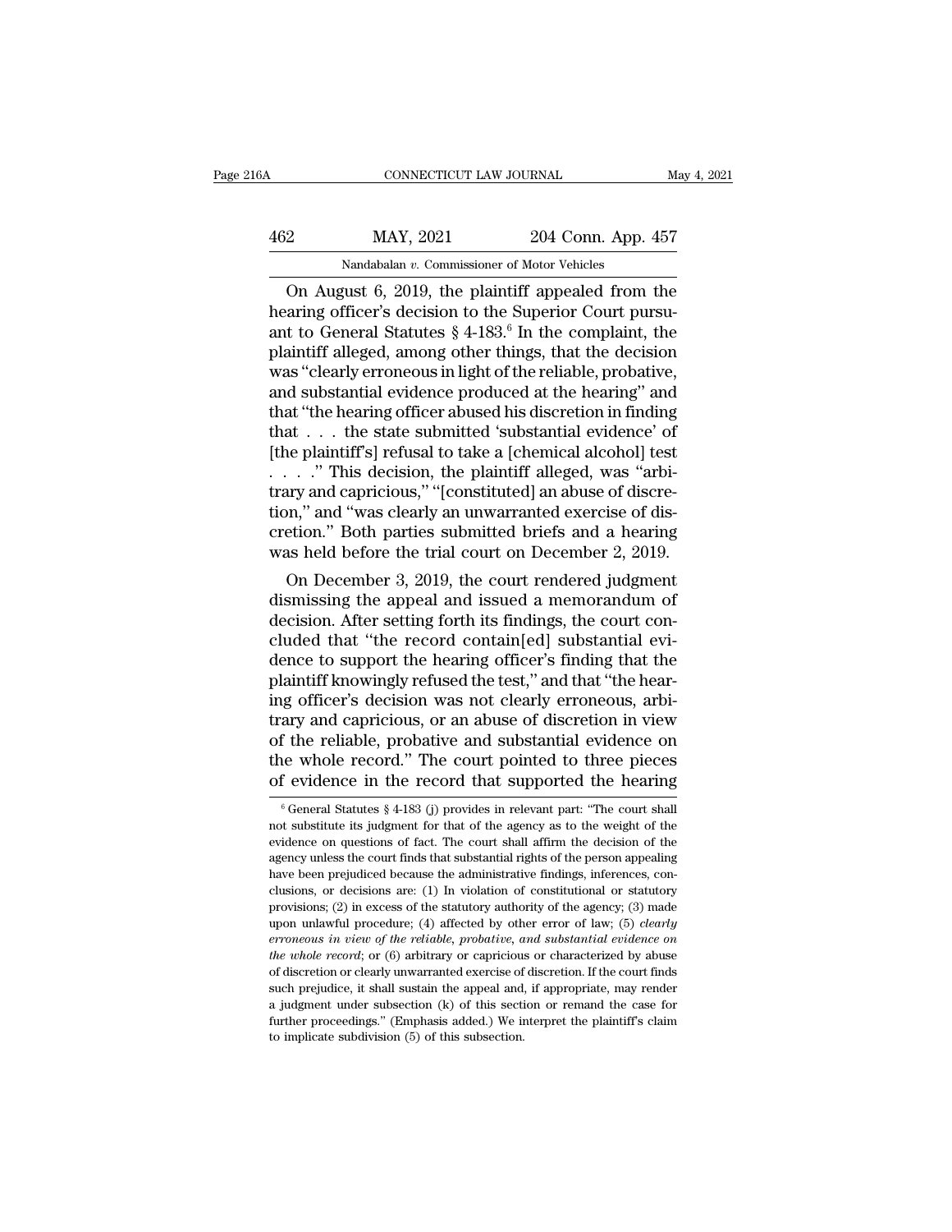On August 6, 2019, the plaintiff appealed from the hearing officer's decision to the Superior Court pursuant to General Statutes § 4-183.[6] In the complaint, the plaintiff alleged, among other things, that the decision was "clearly erroneous in light of the reliable, probative, and substantial evidence produced at the hearing" and that "the hearing officer abused his discretion in finding that . . . the state submitted 'substantial evidence' of [the plaintiff's] refusal to take a [chemical alcohol] test . . . ." This decision, the plaintiff alleged, was "arbitrary and capricious," "[constituted] an abuse of discretion," and "was clearly an unwarranted exercise of discretion." Both parties submitted briefs and a hearing was held before the trial court on December 2, 2019.

On December 3, 2019, the court rendered judgment dismissing the appeal and issued a memorandum of decision. After setting forth its findings, the court concluded that "the record contain[ed] substantial evidence to support the hearing officer's finding that the plaintiff knowingly refused the test," and that "the hearing officer's decision was not clearly erroneous, arbitrary and capricious, or an abuse of discretion in view of the reliable, probative and substantial evidence on the whole record." The court pointed to three pieces of evidence in the record that supported the hearing

[6] General Statutes § 4-183 (j) provides in relevant part: "The court shall not substitute its judgment for that of the agency as to the weight of the evidence on questions of fact. The court shall affirm the decision of the agency unless the court finds that substantial rights of the person appealing have been prejudiced because the administrative findings, inferences, conclusions, or decisions are: (1) In violation of constitutional or statutory provisions; (2) in excess of the statutory authority of the agency; (3) made upon unlawful procedure; (4) affected by other error of law; (5) *clearly erroneous in view of the reliable, probative, and substantial evidence on the whole record*; or (6) arbitrary or capricious or characterized by abuse of discretion or clearly unwarranted exercise of discretion. If the court finds such prejudice, it shall sustain the appeal and, if appropriate, may render a judgment under subsection (k) of this section or remand the case for further proceedings." (Emphasis added.) We interpret the plaintiff's claim to implicate subdivision (5) of this subsection.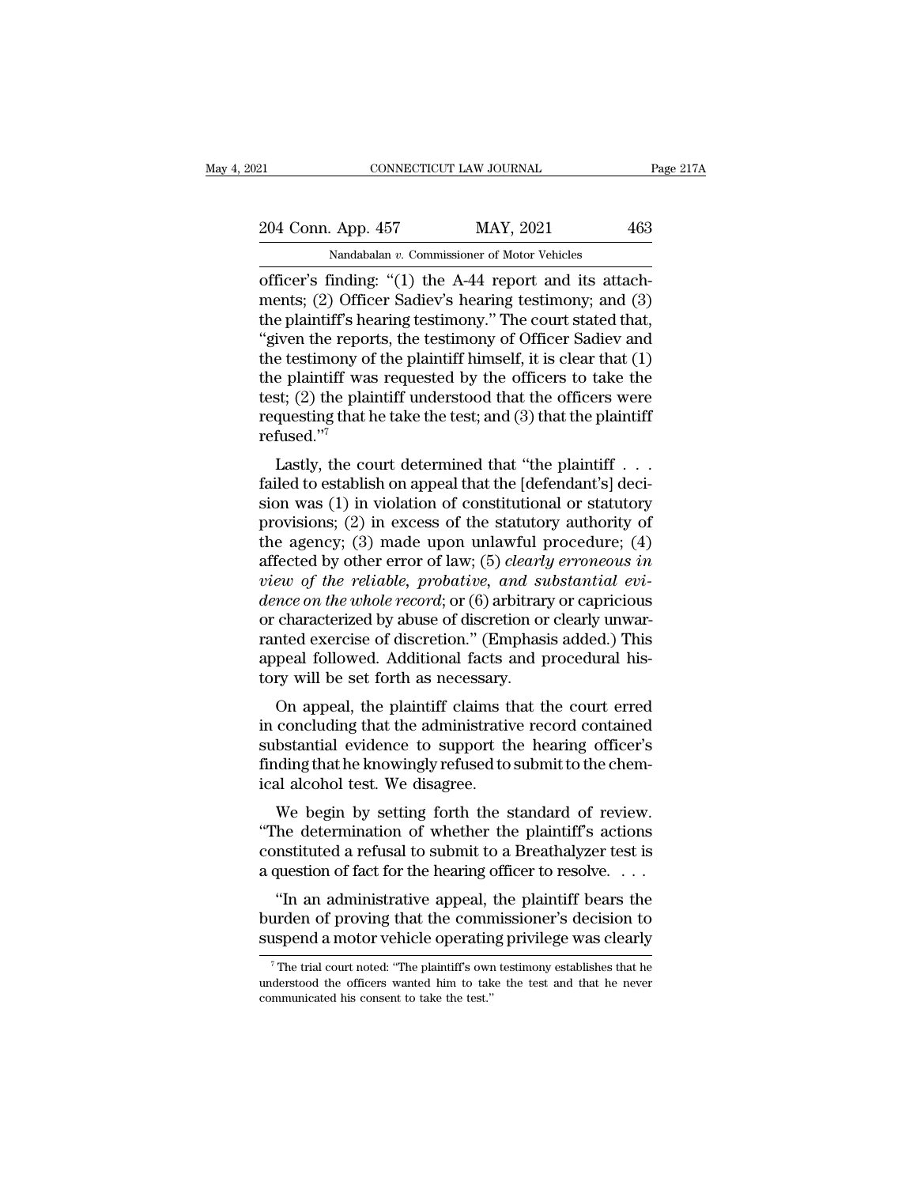officer's finding: "(1) the A-44 report and its attachments; (2) Officer Sadiev's hearing testimony; and (3) the plaintiff's hearing testimony." The court stated that, "given the reports, the testimony of Officer Sadiev and the testimony of the plaintiff himself, it is clear that (1) the plaintiff was requested by the officers to take the test; (2) the plaintiff understood that the officers were requesting that he take the test; and (3) that the plaintiff refused."[7]

Lastly, the court determined that "the plaintiff . . . failed to establish on appeal that the [defendant's] decision was (1) in violation of constitutional or statutory provisions; (2) in excess of the statutory authority of the agency; (3) made upon unlawful procedure; (4) affected by other error of law; (5) *clearly erroneous in view of the reliable, probative, and substantial evidence on the whole record*; or (6) arbitrary or capricious or characterized by abuse of discretion or clearly unwarranted exercise of discretion." (Emphasis added.) This appeal followed. Additional facts and procedural history will be set forth as necessary.

On appeal, the plaintiff claims that the court erred in concluding that the administrative record contained substantial evidence to support the hearing officer's finding that he knowingly refused to submit to the chemical alcohol test. We disagree.

We begin by setting forth the standard of review. "The determination of whether the plaintiff's actions constituted a refusal to submit to a Breathalyzer test is a question of fact for the hearing officer to resolve. . . .

"In an administrative appeal, the plaintiff bears the burden of proving that the commissioner's decision to suspend a motor vehicle operating privilege was clearly

[7] The trial court noted: "The plaintiff's own testimony establishes that he understood the officers wanted him to take the test and that he never communicated his consent to take the test."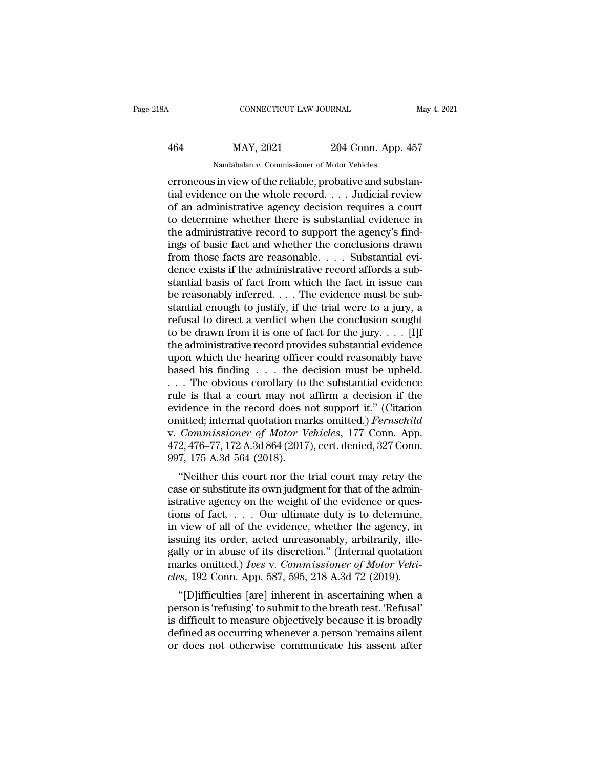erroneous in view of the reliable, probative and substantial evidence on the whole record. . . . Judicial review of an administrative agency decision requires a court to determine whether there is substantial evidence in the administrative record to support the agency's findings of basic fact and whether the conclusions drawn from those facts are reasonable. . . . Substantial evidence exists if the administrative record affords a substantial basis of fact from which the fact in issue can be reasonably inferred. . . . The evidence must be substantial enough to justify, if the trial were to a jury, a refusal to direct a verdict when the conclusion sought to be drawn from it is one of fact for the jury. . . . [I]f the administrative record provides substantial evidence upon which the hearing officer could reasonably have based his finding . . . the decision must be upheld. . . . The obvious corollary to the substantial evidence rule is that a court may not affirm a decision if the evidence in the record does not support it." (Citation omitted; internal quotation marks omitted.) *Fernschild* v. *Commissioner of Motor Vehicles*, 177 Conn. App. 472, 476–77, 172 A.3d 864 (2017), cert. denied, 327 Conn. 997, 175 A.3d 564 (2018).

"Neither this court nor the trial court may retry the case or substitute its own judgment for that of the administrative agency on the weight of the evidence or questions of fact. . . . Our ultimate duty is to determine, in view of all of the evidence, whether the agency, in issuing its order, acted unreasonably, arbitrarily, illegally or in abuse of its discretion." (Internal quotation marks omitted.) *Ives* v. *Commissioner of Motor Vehicles*, 192 Conn. App. 587, 595, 218 A.3d 72 (2019).

"[D]ifficulties [are] inherent in ascertaining when a person is 'refusing' to submit to the breath test. 'Refusal' is difficult to measure objectively because it is broadly defined as occurring whenever a person 'remains silent or does not otherwise communicate his assent after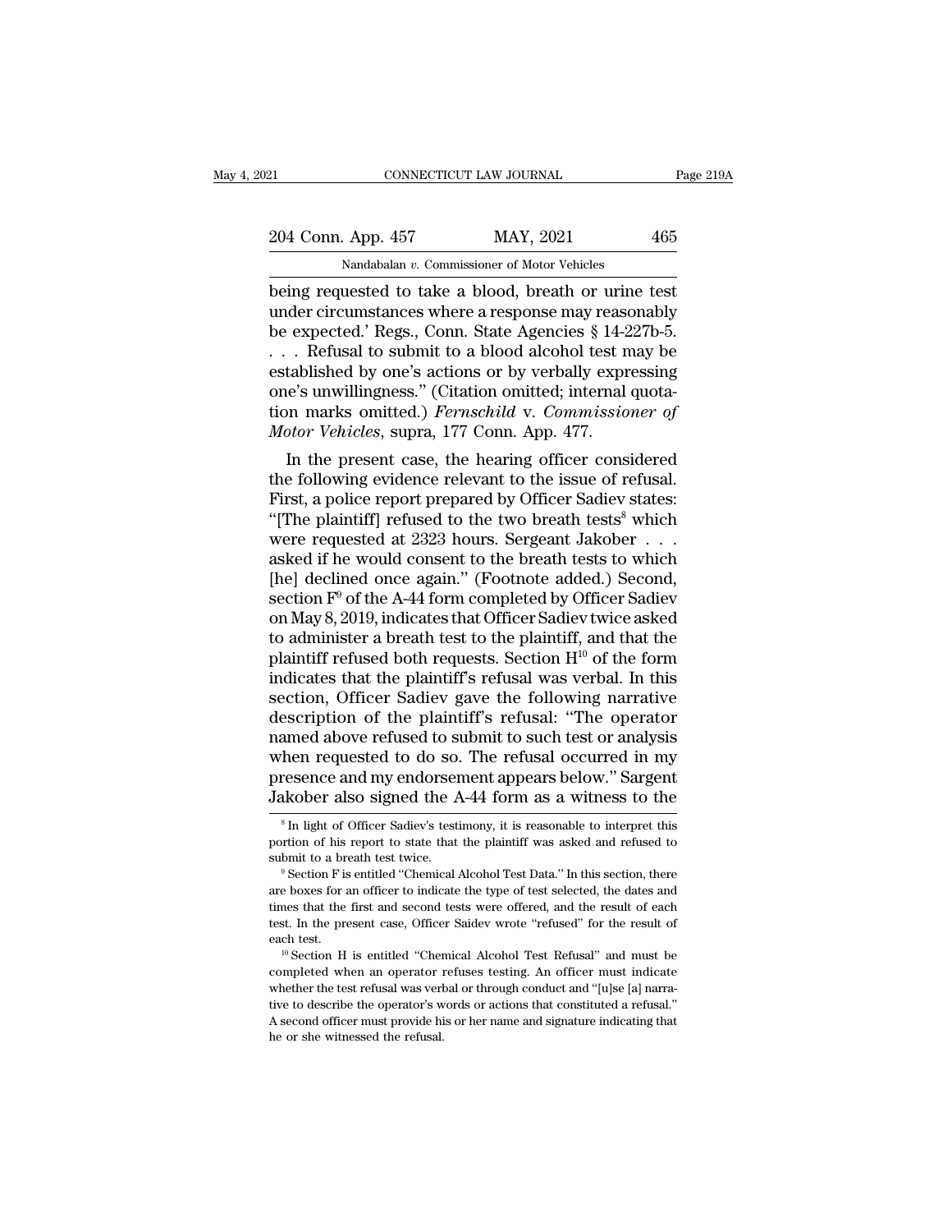being requested to take a blood, breath or urine test under circumstances where a response may reasonably be expected.' Regs., Conn. State Agencies § 14-227b-5. . . . Refusal to submit to a blood alcohol test may be established by one's actions or by verbally expressing one's unwillingness." (Citation omitted; internal quotation marks omitted.) *Fernschild* v. *Commissioner of Motor Vehicles*, supra, 177 Conn. App. 477.

In the present case, the hearing officer considered the following evidence relevant to the issue of refusal. First, a police report prepared by Officer Sadiev states: "[The plaintiff] refused to the two breath tests[8] which were requested at 2323 hours. Sergeant Jakober . . . asked if he would consent to the breath tests to which [he] declined once again." (Footnote added.) Second, section F[9] of the A-44 form completed by Officer Sadiev on May 8, 2019, indicates that Officer Sadiev twice asked to administer a breath test to the plaintiff, and that the plaintiff refused both requests. Section H[10] of the form indicates that the plaintiff's refusal was verbal. In this section, Officer Sadiev gave the following narrative description of the plaintiff's refusal: "The operator named above refused to submit to such test or analysis when requested to do so. The refusal occurred in my presence and my endorsement appears below." Sargent Jakober also signed the A-44 form as a witness to the

[8] In light of Officer Sadiev's testimony, it is reasonable to interpret this portion of his report to state that the plaintiff was asked and refused to submit to a breath test twice.

[9] Section F is entitled "Chemical Alcohol Test Data." In this section, there are boxes for an officer to indicate the type of test selected, the dates and times that the first and second tests were offered, and the result of each test. In the present case, Officer Saidev wrote "refused" for the result of each test.

[10] Section H is entitled "Chemical Alcohol Test Refusal" and must be completed when an operator refuses testing. An officer must indicate whether the test refusal was verbal or through conduct and "[u]se [a] narrative to describe the operator's words or actions that constituted a refusal." A second officer must provide his or her name and signature indicating that he or she witnessed the refusal.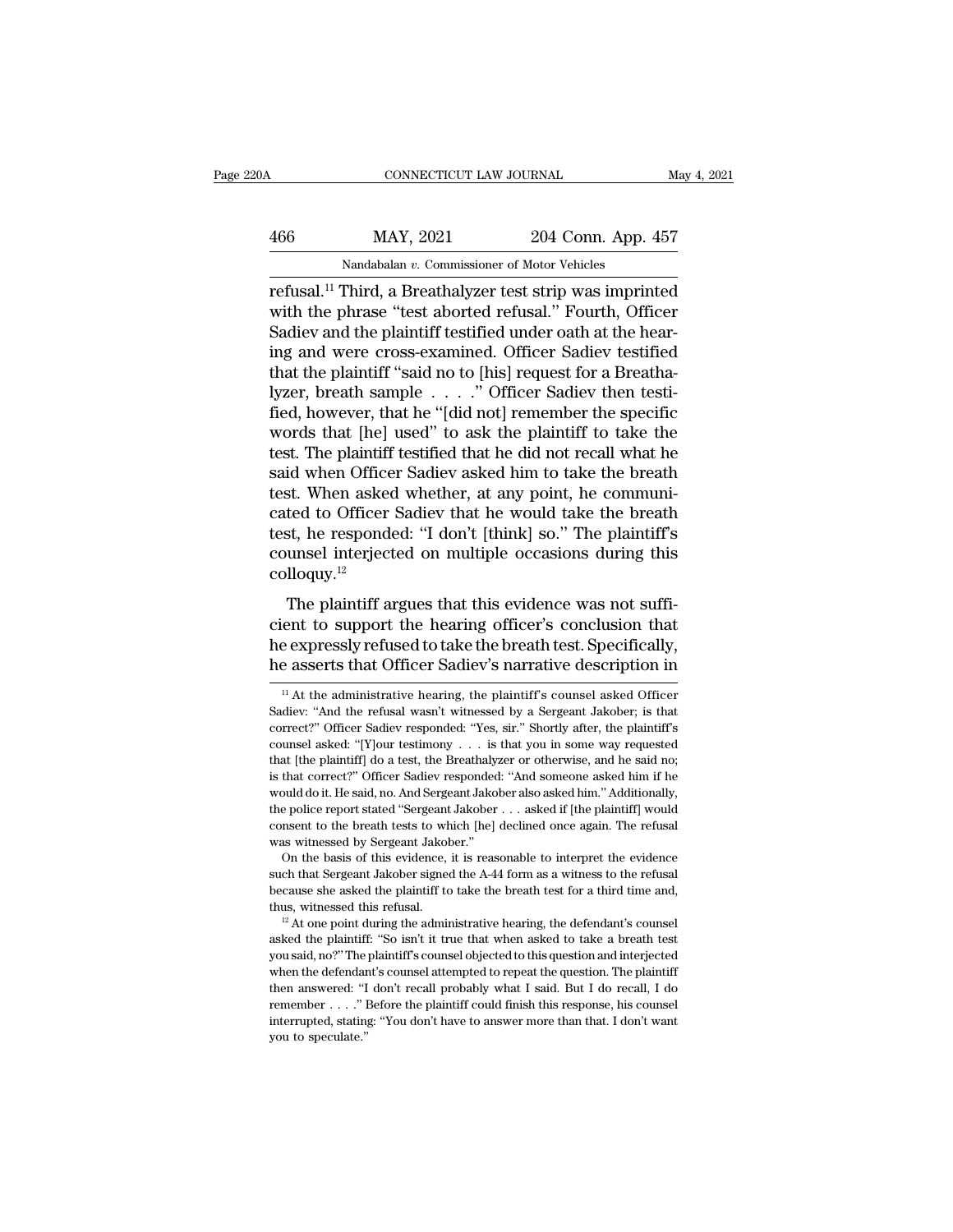refusal.[11] Third, a Breathalyzer test strip was imprinted with the phrase "test aborted refusal." Fourth, Officer Sadiev and the plaintiff testified under oath at the hearing and were cross-examined. Officer Sadiev testified that the plaintiff "said no to [his] request for a Breathalyzer, breath sample . . . ." Officer Sadiev then testified, however, that he "[did not] remember the specific words that [he] used" to ask the plaintiff to take the test. The plaintiff testified that he did not recall what he said when Officer Sadiev asked him to take the breath test. When asked whether, at any point, he communicated to Officer Sadiev that he would take the breath test, he responded: "I don't [think] so." The plaintiff's counsel interjected on multiple occasions during this colloquy.[12]

The plaintiff argues that this evidence was not sufficient to support the hearing officer's conclusion that he expressly refused to take the breath test. Specifically, he asserts that Officer Sadiev's narrative description in

[11] At the administrative hearing, the plaintiff's counsel asked Officer Sadiev: "And the refusal wasn't witnessed by a Sergeant Jakober; is that correct?" Officer Sadiev responded: "Yes, sir." Shortly after, the plaintiff's counsel asked: "[Y]our testimony . . . is that you in some way requested that [the plaintiff] do a test, the Breathalyzer or otherwise, and he said no; is that correct?" Officer Sadiev responded: "And someone asked him if he would do it. He said, no. And Sergeant Jakober also asked him." Additionally, the police report stated "Sergeant Jakober . . . asked if [the plaintiff] would consent to the breath tests to which [he] declined once again. The refusal was witnessed by Sergeant Jakober."

On the basis of this evidence, it is reasonable to interpret the evidence such that Sergeant Jakober signed the A-44 form as a witness to the refusal because she asked the plaintiff to take the breath test for a third time and, thus, witnessed this refusal.

[12] At one point during the administrative hearing, the defendant's counsel asked the plaintiff: "So isn't it true that when asked to take a breath test you said, no?" The plaintiff's counsel objected to this question and interjected when the defendant's counsel attempted to repeat the question. The plaintiff then answered: "I don't recall probably what I said. But I do recall, I do remember . . . ." Before the plaintiff could finish this response, his counsel interrupted, stating: "You don't have to answer more than that. I don't want you to speculate."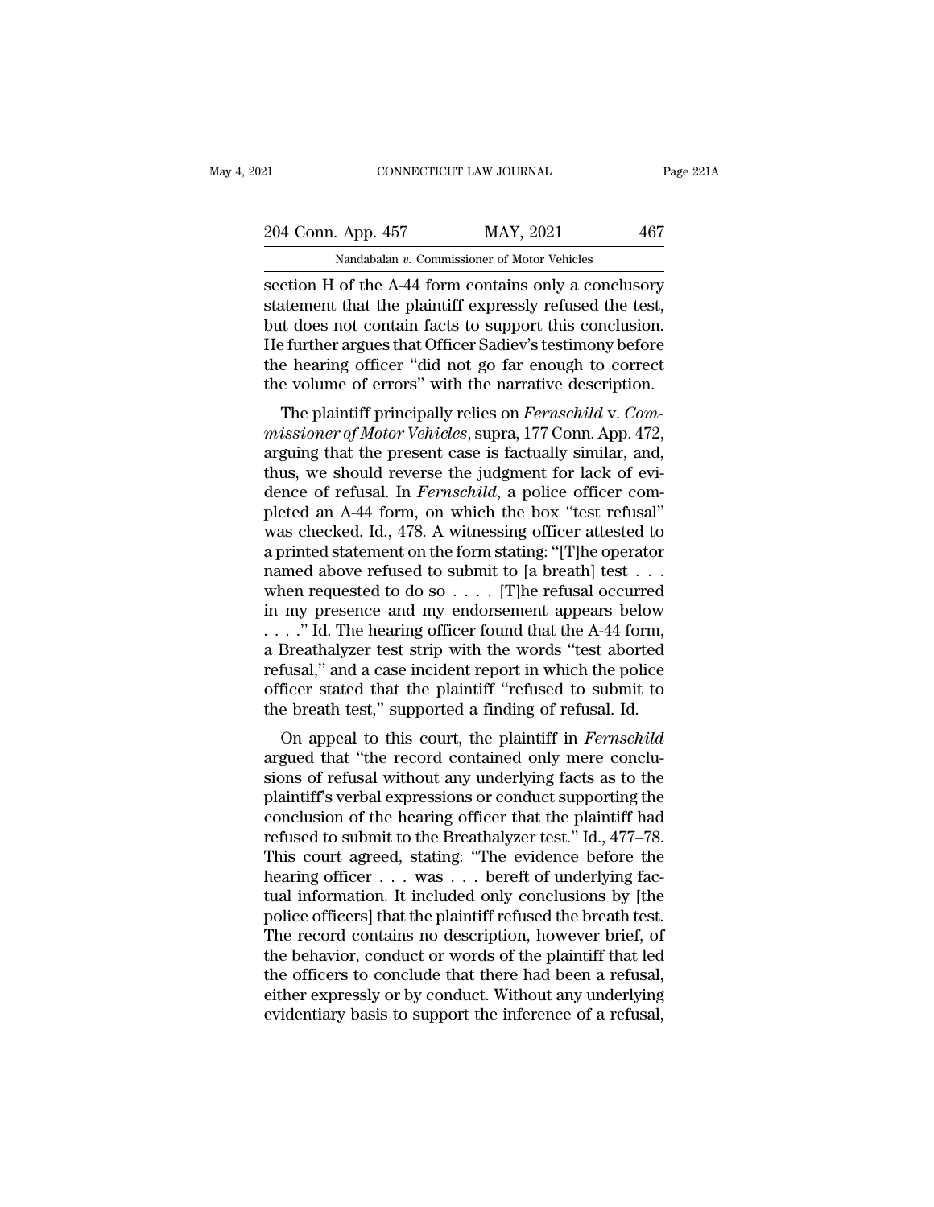section H of the A-44 form contains only a conclusory statement that the plaintiff expressly refused the test, but does not contain facts to support this conclusion. He further argues that Officer Sadiev's testimony before the hearing officer "did not go far enough to correct the volume of errors" with the narrative description.

The plaintiff principally relies on *Fernschild* v. *Commissioner of Motor Vehicles*, supra, 177 Conn. App. 472, arguing that the present case is factually similar, and, thus, we should reverse the judgment for lack of evidence of refusal. In *Fernschild*, a police officer completed an A-44 form, on which the box "test refusal" was checked. Id., 478. A witnessing officer attested to a printed statement on the form stating: "[T]he operator named above refused to submit to [a breath] test . . . when requested to do so . . . . [T]he refusal occurred in my presence and my endorsement appears below . . . ." Id. The hearing officer found that the A-44 form, a Breathalyzer test strip with the words "test aborted refusal," and a case incident report in which the police officer stated that the plaintiff "refused to submit to the breath test," supported a finding of refusal. Id.

On appeal to this court, the plaintiff in *Fernschild* argued that "the record contained only mere conclusions of refusal without any underlying facts as to the plaintiff's verbal expressions or conduct supporting the conclusion of the hearing officer that the plaintiff had refused to submit to the Breathalyzer test." Id., 477–78. This court agreed, stating: "The evidence before the hearing officer . . . was . . . bereft of underlying factual information. It included only conclusions by [the police officers] that the plaintiff refused the breath test. The record contains no description, however brief, of the behavior, conduct or words of the plaintiff that led the officers to conclude that there had been a refusal, either expressly or by conduct. Without any underlying evidentiary basis to support the inference of a refusal,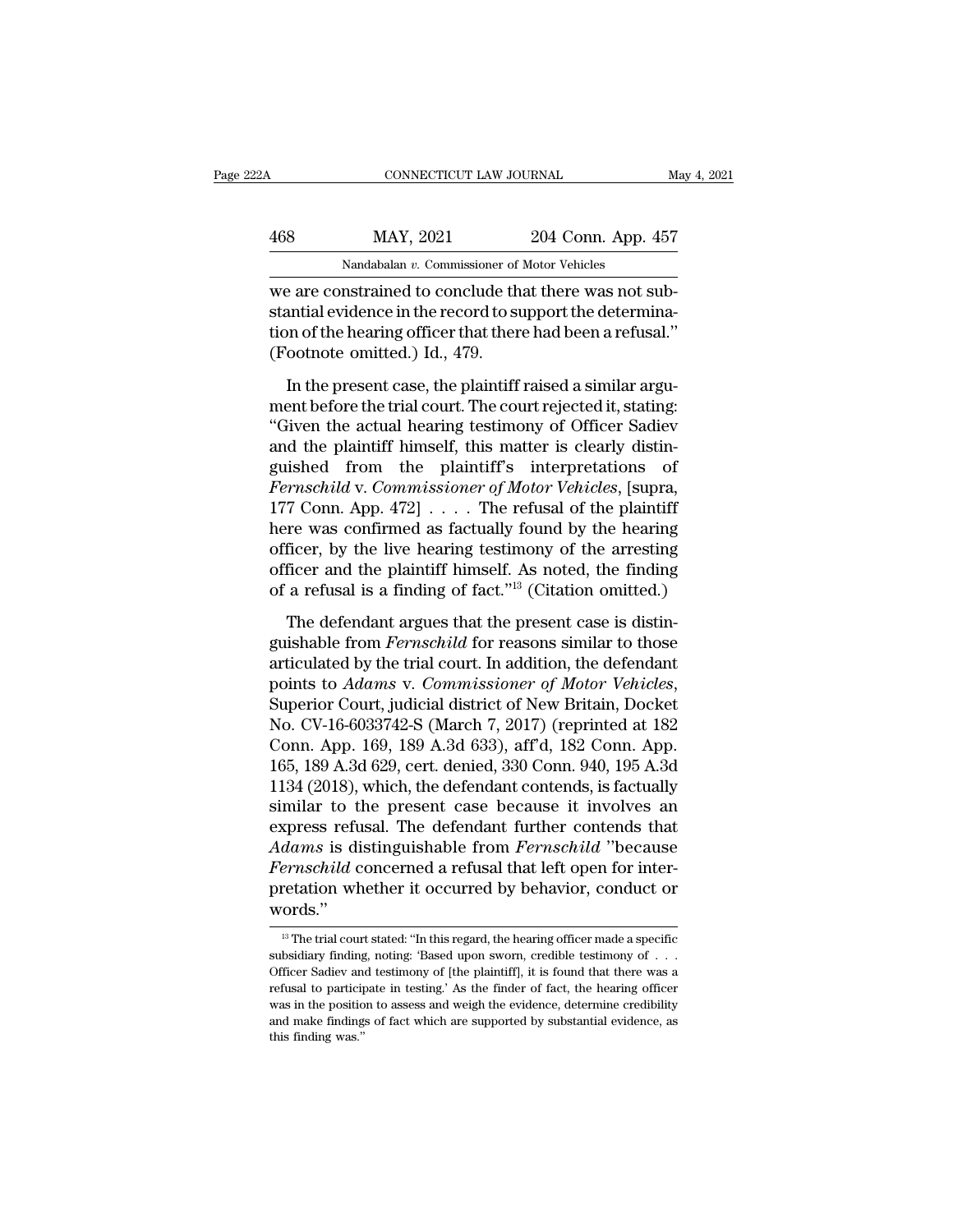we are constrained to conclude that there was not substantial evidence in the record to support the determination of the hearing officer that there had been a refusal." (Footnote omitted.) Id., 479.

In the present case, the plaintiff raised a similar argument before the trial court. The court rejected it, stating: "Given the actual hearing testimony of Officer Sadiev and the plaintiff himself, this matter is clearly distinguished from the plaintiff's interpretations of *Fernschild* v. *Commissioner of Motor Vehicles*, [supra, 177 Conn. App. 472] . . . . The refusal of the plaintiff here was confirmed as factually found by the hearing officer, by the live hearing testimony of the arresting officer and the plaintiff himself. As noted, the finding of a refusal is a finding of fact."[13] (Citation omitted.)

The defendant argues that the present case is distinguishable from *Fernschild* for reasons similar to those articulated by the trial court. In addition, the defendant points to *Adams* v. *Commissioner of Motor Vehicles*, Superior Court, judicial district of New Britain, Docket No. CV-16-6033742-S (March 7, 2017) (reprinted at 182 Conn. App. 169, 189 A.3d 633), aff'd, 182 Conn. App. 165, 189 A.3d 629, cert. denied, 330 Conn. 940, 195 A.3d 1134 (2018), which, the defendant contends, is factually similar to the present case because it involves an express refusal. The defendant further contends that *Adams* is distinguishable from *Fernschild* "because *Fernschild* concerned a refusal that left open for interpretation whether it occurred by behavior, conduct or words."

[13] The trial court stated: "In this regard, the hearing officer made a specific subsidiary finding, noting: 'Based upon sworn, credible testimony of . . . Officer Sadiev and testimony of [the plaintiff], it is found that there was a refusal to participate in testing.' As the finder of fact, the hearing officer was in the position to assess and weigh the evidence, determine credibility and make findings of fact which are supported by substantial evidence, as this finding was."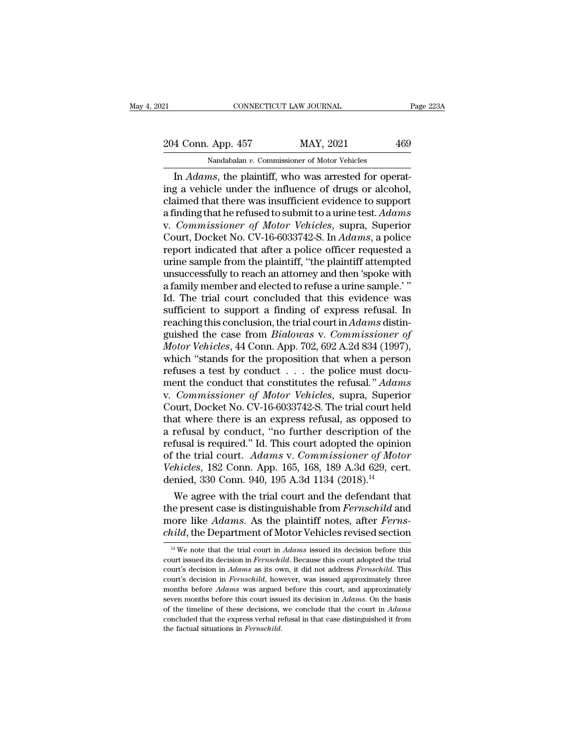In *Adams*, the plaintiff, who was arrested for operating a vehicle under the influence of drugs or alcohol, claimed that there was insufficient evidence to support a finding that he refused to submit to a urine test. *Adams* v. *Commissioner of Motor Vehicles*, supra, Superior Court, Docket No. CV-16-6033742-S. In *Adams*, a police report indicated that after a police officer requested a urine sample from the plaintiff, "the plaintiff attempted unsuccessfully to reach an attorney and then 'spoke with a family member and elected to refuse a urine sample.' " Id. The trial court concluded that this evidence was sufficient to support a finding of express refusal. In reaching this conclusion, the trial court in *Adams* distinguished the case from *Bialowas* v. *Commissioner of Motor Vehicles*, 44 Conn. App. 702, 692 A.2d 834 (1997), which "stands for the proposition that when a person refuses a test by conduct . . . the police must document the conduct that constitutes the refusal." *Adams* v. *Commissioner of Motor Vehicles*, supra, Superior Court, Docket No. CV-16-6033742-S. The trial court held that where there is an express refusal, as opposed to a refusal by conduct, "no further description of the refusal is required." Id. This court adopted the opinion of the trial court. *Adams* v. *Commissioner of Motor Vehicles*, 182 Conn. App. 165, 168, 189 A.3d 629, cert. denied, 330 Conn. 940, 195 A.3d 1134 (2018).[14]

We agree with the trial court and the defendant that the present case is distinguishable from *Fernschild* and more like *Adams*. As the plaintiff notes, after *Fernschild*, the Department of Motor Vehicles revised section

[14] We note that the trial court in *Adams* issued its decision before this court issued its decision in *Fernschild*. Because this court adopted the trial court's decision in *Adams* as its own, it did not address *Fernschild*. This court's decision in *Fernschild*, however, was issued approximately three months before *Adams* was argued before this court, and approximately seven months before this court issued its decision in *Adams*. On the basis of the timeline of these decisions, we conclude that the court in *Adams* concluded that the express verbal refusal in that case distinguished it from the factual situations in *Fernschild*.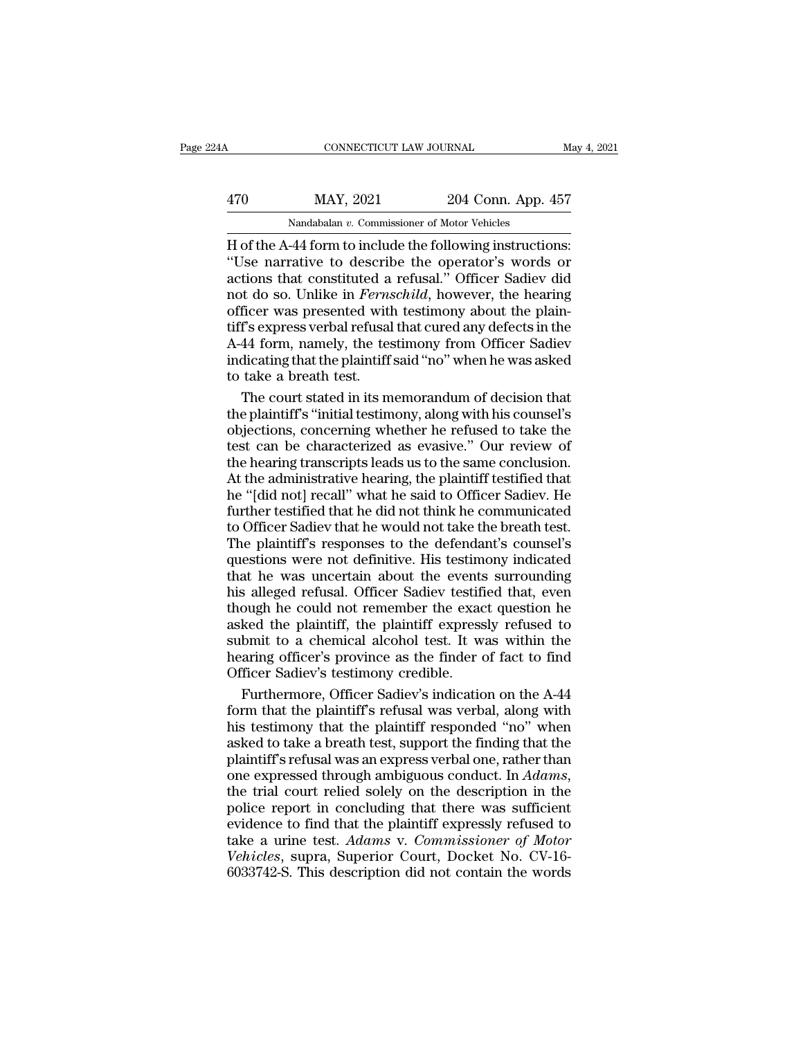H of the A-44 form to include the following instructions: "Use narrative to describe the operator's words or actions that constituted a refusal." Officer Sadiev did not do so. Unlike in *Fernschild*, however, the hearing officer was presented with testimony about the plaintiff's express verbal refusal that cured any defects in the A-44 form, namely, the testimony from Officer Sadiev indicating that the plaintiff said "no" when he was asked to take a breath test.

The court stated in its memorandum of decision that the plaintiff's "initial testimony, along with his counsel's objections, concerning whether he refused to take the test can be characterized as evasive." Our review of the hearing transcripts leads us to the same conclusion. At the administrative hearing, the plaintiff testified that he "[did not] recall" what he said to Officer Sadiev. He further testified that he did not think he communicated to Officer Sadiev that he would not take the breath test. The plaintiff's responses to the defendant's counsel's questions were not definitive. His testimony indicated that he was uncertain about the events surrounding his alleged refusal. Officer Sadiev testified that, even though he could not remember the exact question he asked the plaintiff, the plaintiff expressly refused to submit to a chemical alcohol test. It was within the hearing officer's province as the finder of fact to find Officer Sadiev's testimony credible.

Furthermore, Officer Sadiev's indication on the A-44 form that the plaintiff's refusal was verbal, along with his testimony that the plaintiff responded "no" when asked to take a breath test, support the finding that the plaintiff's refusal was an express verbal one, rather than one expressed through ambiguous conduct. In *Adams*, the trial court relied solely on the description in the police report in concluding that there was sufficient evidence to find that the plaintiff expressly refused to take a urine test. *Adams* v. *Commissioner of Motor Vehicles*, supra, Superior Court, Docket No. CV-16-6033742-S. This description did not contain the words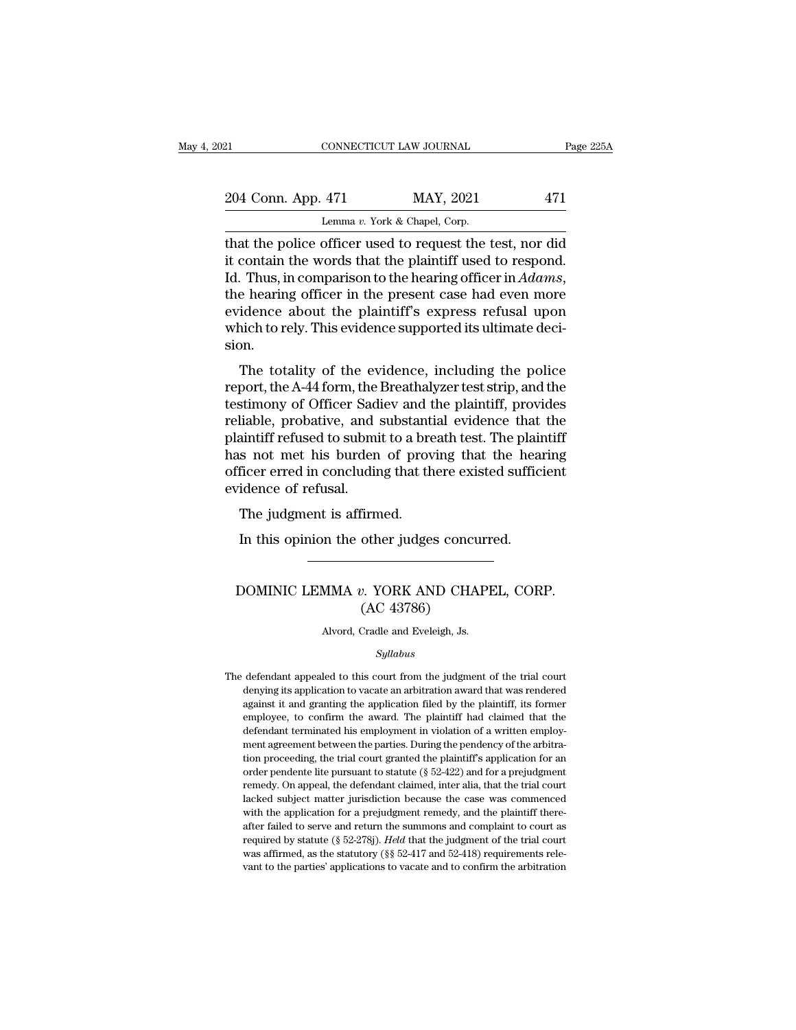that the police officer used to request the test, nor did it contain the words that the plaintiff used to respond. Id. Thus, in comparison to the hearing officer in *Adams*, the hearing officer in the present case had even more evidence about the plaintiff's express refusal upon which to rely. This evidence supported its ultimate decision.

The totality of the evidence, including the police report, the A-44 form, the Breathalyzer test strip, and the testimony of Officer Sadiev and the plaintiff, provides reliable, probative, and substantial evidence that the plaintiff refused to submit to a breath test. The plaintiff has not met his burden of proving that the hearing officer erred in concluding that there existed sufficient evidence of refusal.

The judgment is affirmed.

In this opinion the other judges concurred.

---

DOMINIC LEMMA *v.* YORK AND CHAPEL, CORP.
(AC 43786)

Alvord, Cradle and Eveleigh, Js.

*Syllabus*

The defendant appealed to this court from the judgment of the trial court denying its application to vacate an arbitration award that was rendered against it and granting the application filed by the plaintiff, its former employee, to confirm the award. The plaintiff had claimed that the defendant terminated his employment in violation of a written employment agreement between the parties. During the pendency of the arbitration proceeding, the trial court granted the plaintiff's application for an order pendente lite pursuant to statute (§ 52-422) and for a prejudgment remedy. On appeal, the defendant claimed, inter alia, that the trial court lacked subject matter jurisdiction because the case was commenced with the application for a prejudgment remedy, and the plaintiff thereafter failed to serve and return the summons and complaint to court as required by statute (§ 52-278j). *Held* that the judgment of the trial court was affirmed, as the statutory (§§ 52-417 and 52-418) requirements relevant to the parties' applications to vacate and to confirm the arbitration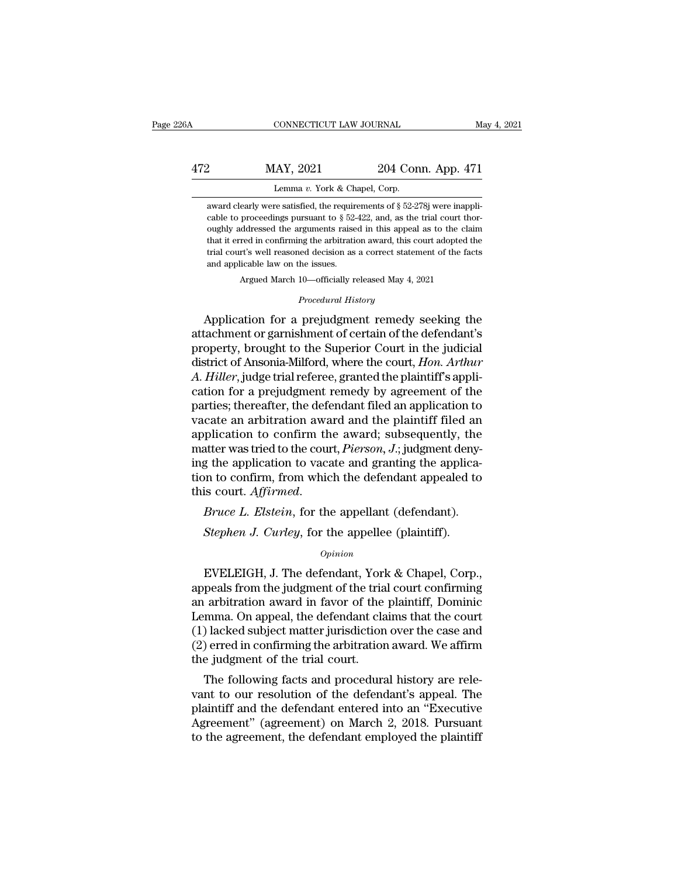award clearly were satisfied, the requirements of § 52-278j were inapplicable to proceedings pursuant to § 52-422, and, as the trial court thoroughly addressed the arguments raised in this appeal as to the claim that it erred in confirming the arbitration award, this court adopted the trial court's well reasoned decision as a correct statement of the facts and applicable law on the issues.

Argued March 10—officially released May 4, 2021

*Procedural History*

Application for a prejudgment remedy seeking the attachment or garnishment of certain of the defendant's property, brought to the Superior Court in the judicial district of Ansonia-Milford, where the court, *Hon. Arthur A. Hiller*, judge trial referee, granted the plaintiff's application for a prejudgment remedy by agreement of the parties; thereafter, the defendant filed an application to vacate an arbitration award and the plaintiff filed an application to confirm the award; subsequently, the matter was tried to the court, *Pierson, J.*; judgment denying the application to vacate and granting the application to confirm, from which the defendant appealed to this court. *Affirmed.*

*Bruce L. Elstein*, for the appellant (defendant).

*Stephen J. Curley*, for the appellee (plaintiff).

*Opinion*

EVELEIGH, J. The defendant, York & Chapel, Corp., appeals from the judgment of the trial court confirming an arbitration award in favor of the plaintiff, Dominic Lemma. On appeal, the defendant claims that the court (1) lacked subject matter jurisdiction over the case and (2) erred in confirming the arbitration award. We affirm the judgment of the trial court.

The following facts and procedural history are relevant to our resolution of the defendant's appeal. The plaintiff and the defendant entered into an "Executive Agreement" (agreement) on March 2, 2018. Pursuant to the agreement, the defendant employed the plaintiff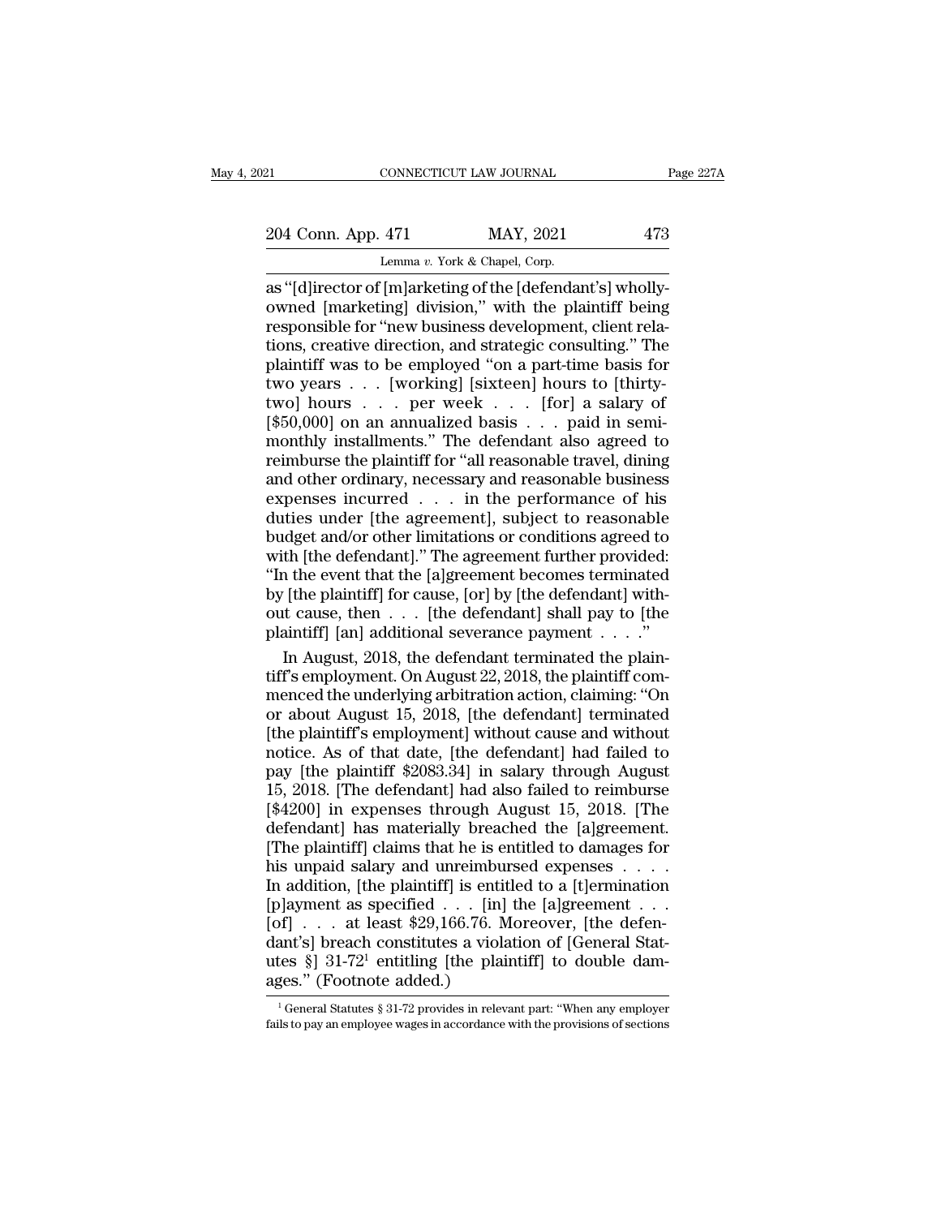as "[d]irector of [m]arketing of the [defendant's] wholly-owned [marketing] division," with the plaintiff being responsible for "new business development, client relations, creative direction, and strategic consulting." The plaintiff was to be employed "on a part-time basis for two years . . . [working] [sixteen] hours to [thirty-two] hours . . . per week . . . [for] a salary of [$50,000] on an annualized basis . . . paid in semi-monthly installments." The defendant also agreed to reimburse the plaintiff for "all reasonable travel, dining and other ordinary, necessary and reasonable business expenses incurred . . . in the performance of his duties under [the agreement], subject to reasonable budget and/or other limitations or conditions agreed to with [the defendant]." The agreement further provided: "In the event that the [a]greement becomes terminated by [the plaintiff] for cause, [or] by [the defendant] without cause, then . . . [the defendant] shall pay to [the plaintiff] [an] additional severance payment . . . ."

In August, 2018, the defendant terminated the plaintiff's employment. On August 22, 2018, the plaintiff commenced the underlying arbitration action, claiming: "On or about August 15, 2018, [the defendant] terminated [the plaintiff's employment] without cause and without notice. As of that date, [the defendant] had failed to pay [the plaintiff $2083.34] in salary through August 15, 2018. [The defendant] had also failed to reimburse [$4200] in expenses through August 15, 2018. [The defendant] has materially breached the [a]greement. [The plaintiff] claims that he is entitled to damages for his unpaid salary and unreimbursed expenses . . . . In addition, [the plaintiff] is entitled to a [t]ermination [p]ayment as specified . . . [in] the [a]greement . . . [of] . . . at least $29,166.76. Moreover, [the defendant's] breach constitutes a violation of [General Statutes §] 31-72[1] entitling [the plaintiff] to double damages." (Footnote added.)

[1] General Statutes § 31-72 provides in relevant part: "When any employer fails to pay an employee wages in accordance with the provisions of sections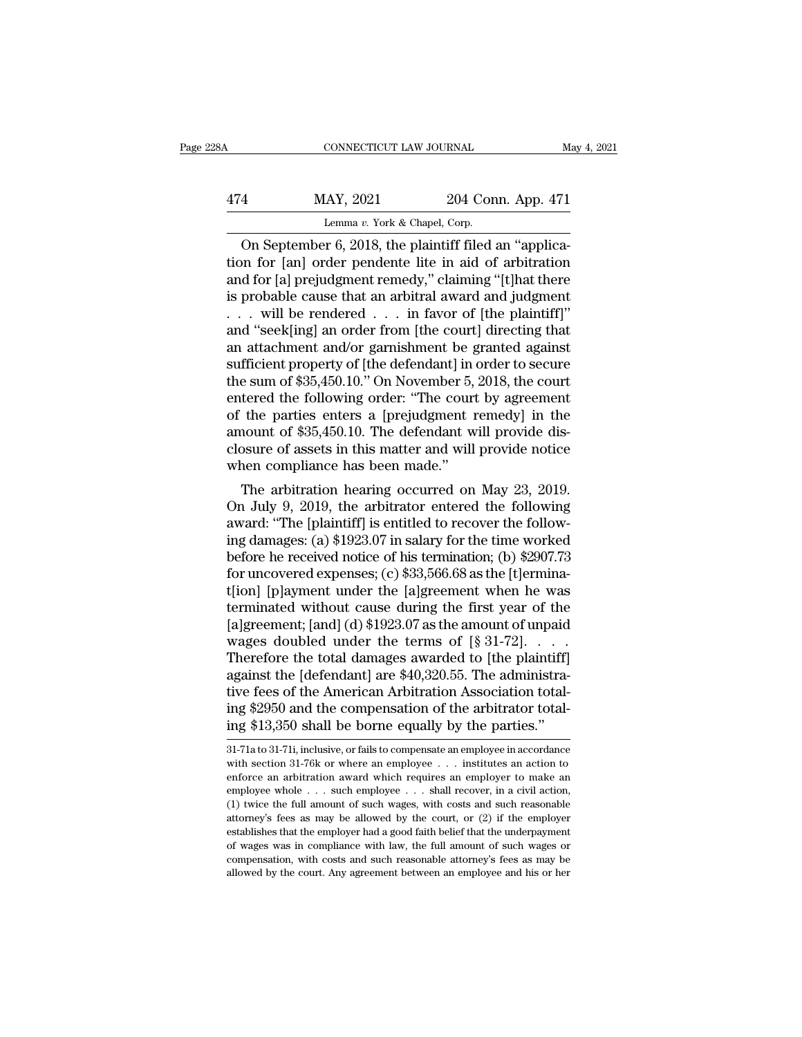On September 6, 2018, the plaintiff filed an "application for [an] order pendente lite in aid of arbitration and for [a] prejudgment remedy," claiming "[t]hat there is probable cause that an arbitral award and judgment . . . will be rendered . . . in favor of [the plaintiff]" and "seek[ing] an order from [the court] directing that an attachment and/or garnishment be granted against sufficient property of [the defendant] in order to secure the sum of $35,450.10." On November 5, 2018, the court entered the following order: "The court by agreement of the parties enters a [prejudgment remedy] in the amount of $35,450.10. The defendant will provide disclosure of assets in this matter and will provide notice when compliance has been made."

The arbitration hearing occurred on May 23, 2019. On July 9, 2019, the arbitrator entered the following award: "The [plaintiff] is entitled to recover the following damages: (a) $1923.07 in salary for the time worked before he received notice of his termination; (b) $2907.73 for uncovered expenses; (c) $33,566.68 as the [t]ermina-t[ion] [p]ayment under the [a]greement when he was terminated without cause during the first year of the [a]greement; [and] (d) $1923.07 as the amount of unpaid wages doubled under the terms of [§ 31-72]. . . . Therefore the total damages awarded to [the plaintiff] against the [defendant] are $40,320.55. The administrative fees of the American Arbitration Association totaling $2950 and the compensation of the arbitrator totaling $13,350 shall be borne equally by the parties."

---

31-71a to 31-71i, inclusive, or fails to compensate an employee in accordance with section 31-76k or where an employee . . . institutes an action to enforce an arbitration award which requires an employer to make an employee whole . . . such employee . . . shall recover, in a civil action, (1) twice the full amount of such wages, with costs and such reasonable attorney's fees as may be allowed by the court, or (2) if the employer establishes that the employer had a good faith belief that the underpayment of wages was in compliance with law, the full amount of such wages or compensation, with costs and such reasonable attorney's fees as may be allowed by the court. Any agreement between an employee and his or her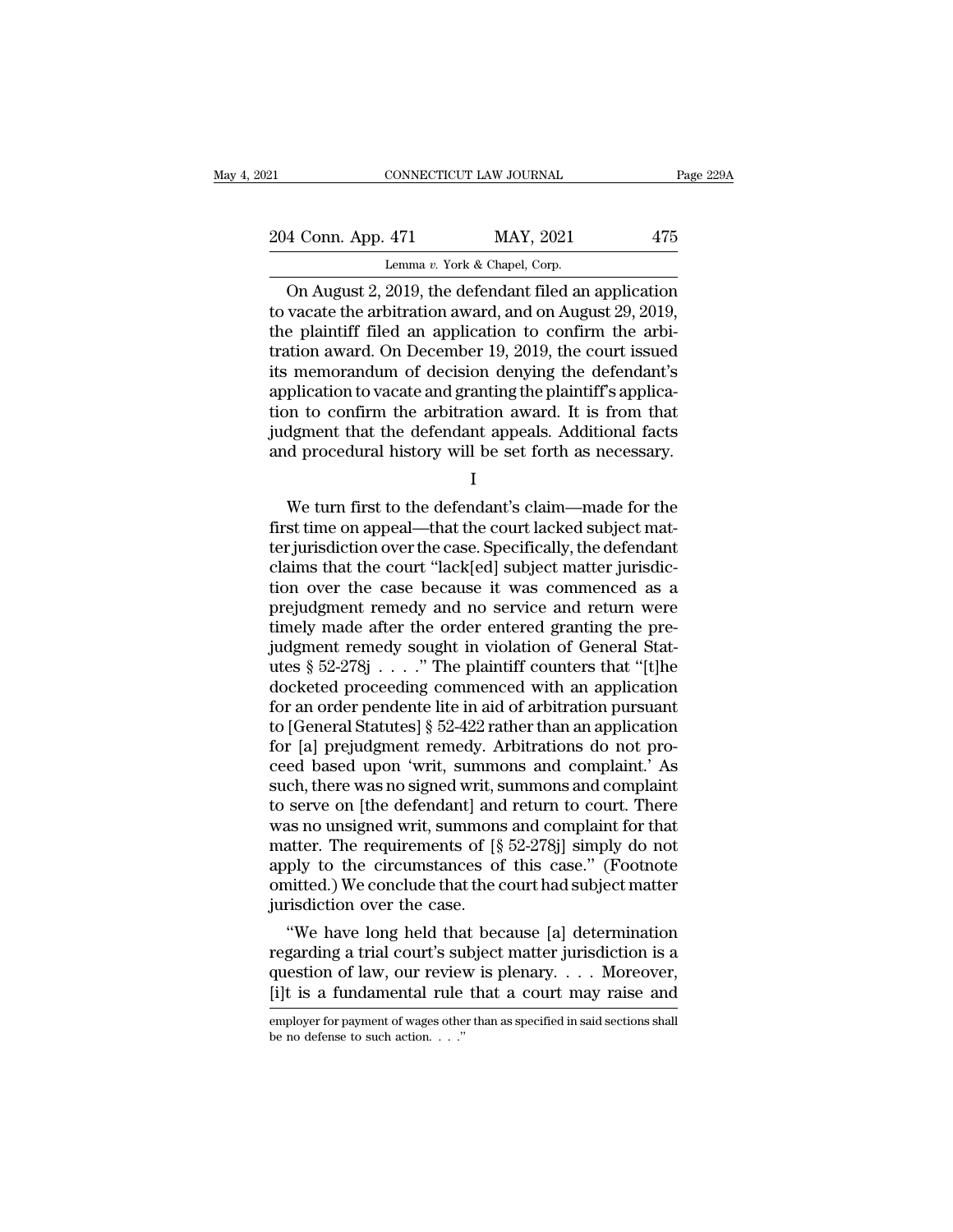On August 2, 2019, the defendant filed an application to vacate the arbitration award, and on August 29, 2019, the plaintiff filed an application to confirm the arbitration award. On December 19, 2019, the court issued its memorandum of decision denying the defendant's application to vacate and granting the plaintiff's application to confirm the arbitration award. It is from that judgment that the defendant appeals. Additional facts and procedural history will be set forth as necessary.

I

We turn first to the defendant's claim—made for the first time on appeal—that the court lacked subject matter jurisdiction over the case. Specifically, the defendant claims that the court "lack[ed] subject matter jurisdiction over the case because it was commenced as a prejudgment remedy and no service and return were timely made after the order entered granting the prejudgment remedy sought in violation of General Statutes § 52-278j . . . ." The plaintiff counters that "[t]he docketed proceeding commenced with an application for an order pendente lite in aid of arbitration pursuant to [General Statutes] § 52-422 rather than an application for [a] prejudgment remedy. Arbitrations do not proceed based upon 'writ, summons and complaint.' As such, there was no signed writ, summons and complaint to serve on [the defendant] and return to court. There was no unsigned writ, summons and complaint for that matter. The requirements of [§ 52-278j] simply do not apply to the circumstances of this case." (Footnote omitted.) We conclude that the court had subject matter jurisdiction over the case.

"We have long held that because [a] determination regarding a trial court's subject matter jurisdiction is a question of law, our review is plenary. . . . Moreover, [i]t is a fundamental rule that a court may raise and

employer for payment of wages other than as specified in said sections shall be no defense to such action. . . ."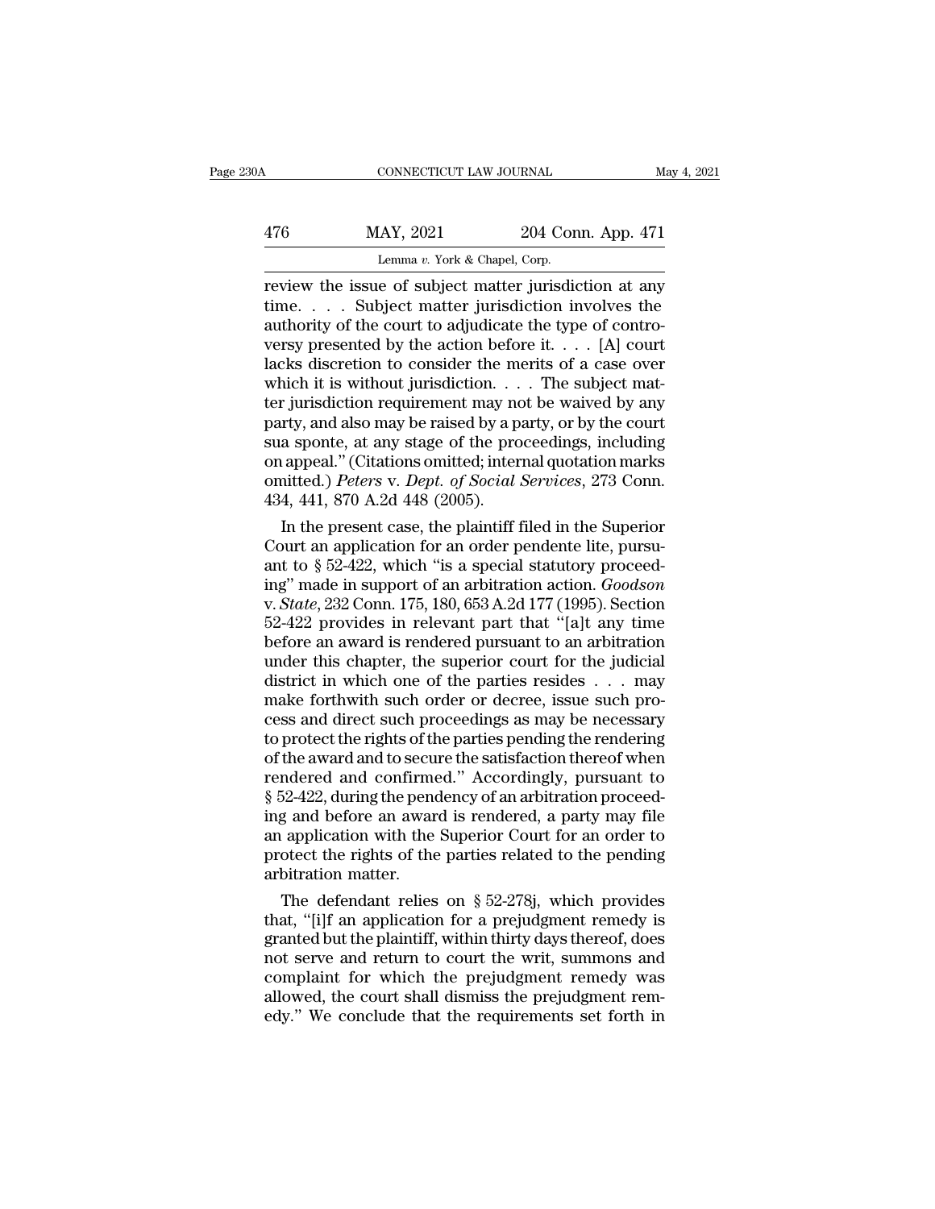review the issue of subject matter jurisdiction at any time. . . . Subject matter jurisdiction involves the authority of the court to adjudicate the type of controversy presented by the action before it. . . . [A] court lacks discretion to consider the merits of a case over which it is without jurisdiction. . . . The subject matter jurisdiction requirement may not be waived by any party, and also may be raised by a party, or by the court sua sponte, at any stage of the proceedings, including on appeal." (Citations omitted; internal quotation marks omitted.) *Peters* v. *Dept. of Social Services*, 273 Conn. 434, 441, 870 A.2d 448 (2005).

In the present case, the plaintiff filed in the Superior Court an application for an order pendente lite, pursuant to § 52-422, which "is a special statutory proceeding" made in support of an arbitration action. *Goodson* v. *State*, 232 Conn. 175, 180, 653 A.2d 177 (1995). Section 52-422 provides in relevant part that "[a]t any time before an award is rendered pursuant to an arbitration under this chapter, the superior court for the judicial district in which one of the parties resides . . . may make forthwith such order or decree, issue such process and direct such proceedings as may be necessary to protect the rights of the parties pending the rendering of the award and to secure the satisfaction thereof when rendered and confirmed." Accordingly, pursuant to § 52-422, during the pendency of an arbitration proceeding and before an award is rendered, a party may file an application with the Superior Court for an order to protect the rights of the parties related to the pending arbitration matter.

The defendant relies on § 52-278j, which provides that, "[i]f an application for a prejudgment remedy is granted but the plaintiff, within thirty days thereof, does not serve and return to court the writ, summons and complaint for which the prejudgment remedy was allowed, the court shall dismiss the prejudgment remedy." We conclude that the requirements set forth in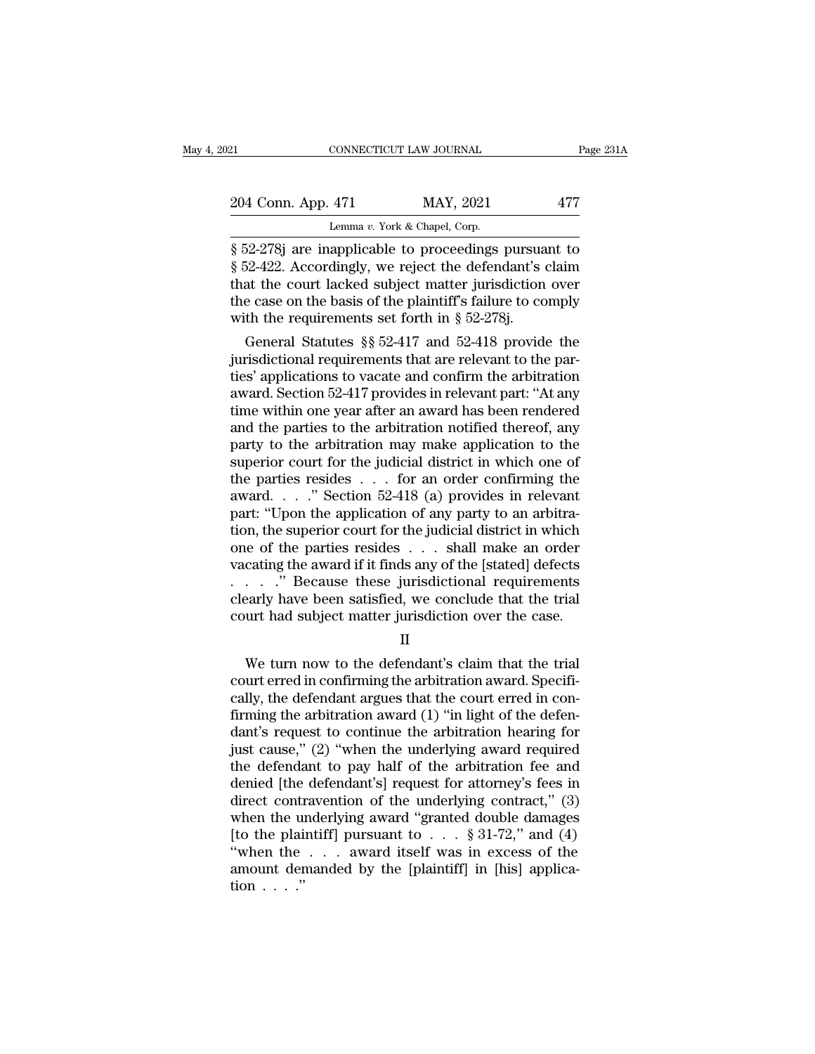§ 52-278j are inapplicable to proceedings pursuant to § 52-422. Accordingly, we reject the defendant's claim that the court lacked subject matter jurisdiction over the case on the basis of the plaintiff's failure to comply with the requirements set forth in § 52-278j.

General Statutes §§ 52-417 and 52-418 provide the jurisdictional requirements that are relevant to the parties' applications to vacate and confirm the arbitration award. Section 52-417 provides in relevant part: "At any time within one year after an award has been rendered and the parties to the arbitration notified thereof, any party to the arbitration may make application to the superior court for the judicial district in which one of the parties resides . . . for an order confirming the award. . . ." Section 52-418 (a) provides in relevant part: "Upon the application of any party to an arbitration, the superior court for the judicial district in which one of the parties resides . . . shall make an order vacating the award if it finds any of the [stated] defects . . . ." Because these jurisdictional requirements clearly have been satisfied, we conclude that the trial court had subject matter jurisdiction over the case.

II

We turn now to the defendant's claim that the trial court erred in confirming the arbitration award. Specifically, the defendant argues that the court erred in confirming the arbitration award (1) "in light of the defendant's request to continue the arbitration hearing for just cause," (2) "when the underlying award required the defendant to pay half of the arbitration fee and denied [the defendant's] request for attorney's fees in direct contravention of the underlying contract," (3) when the underlying award "granted double damages [to the plaintiff] pursuant to . . . § 31-72," and (4) "when the . . . award itself was in excess of the amount demanded by the [plaintiff] in [his] application . . . ."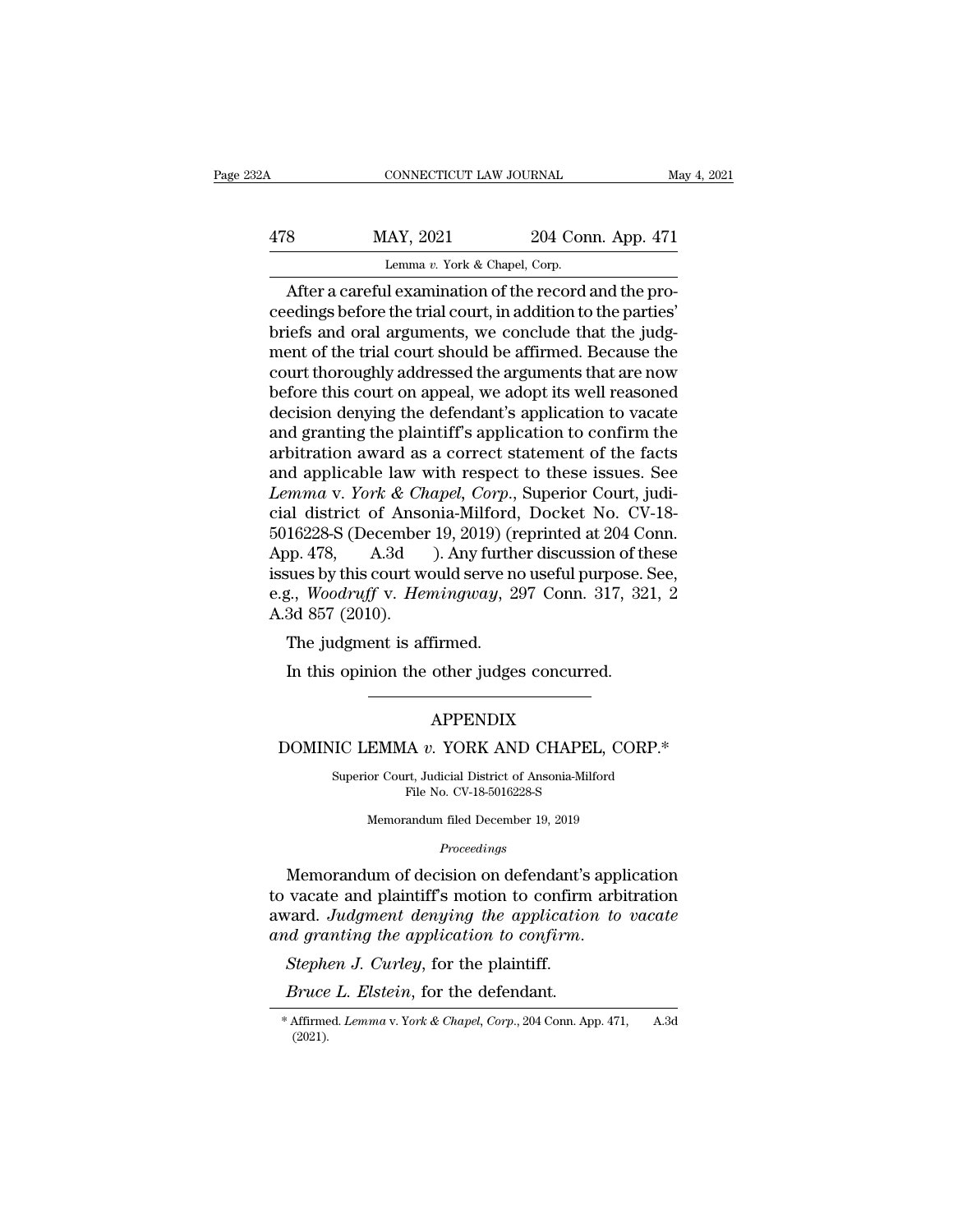After a careful examination of the record and the proceedings before the trial court, in addition to the parties' briefs and oral arguments, we conclude that the judgment of the trial court should be affirmed. Because the court thoroughly addressed the arguments that are now before this court on appeal, we adopt its well reasoned decision denying the defendant's application to vacate and granting the plaintiff's application to confirm the arbitration award as a correct statement of the facts and applicable law with respect to these issues. See *Lemma* v. *York & Chapel*, *Corp.*, Superior Court, judicial district of Ansonia-Milford, Docket No. CV-18-5016228-S (December 19, 2019) (reprinted at 204 Conn. App. 478, A.3d ). Any further discussion of these issues by this court would serve no useful purpose. See, e.g., *Woodruff* v. *Hemingway*, 297 Conn. 317, 321, 2 A.3d 857 (2010).

The judgment is affirmed.

In this opinion the other judges concurred.

---

## APPENDIX

## DOMINIC LEMMA *v.* YORK AND CHAPEL, CORP.*

Superior Court, Judicial District of Ansonia-Milford
File No. CV-18-5016228-S

Memorandum filed December 19, 2019

*Proceedings*

Memorandum of decision on defendant's application to vacate and plaintiff's motion to confirm arbitration award. *Judgment denying the application to vacate and granting the application to confirm.*

*Stephen J. Curley*, for the plaintiff.

*Bruce L. Elstein*, for the defendant.

* Affirmed. *Lemma* v. *York & Chapel*, *Corp.*, 204 Conn. App. 471, A.3d (2021).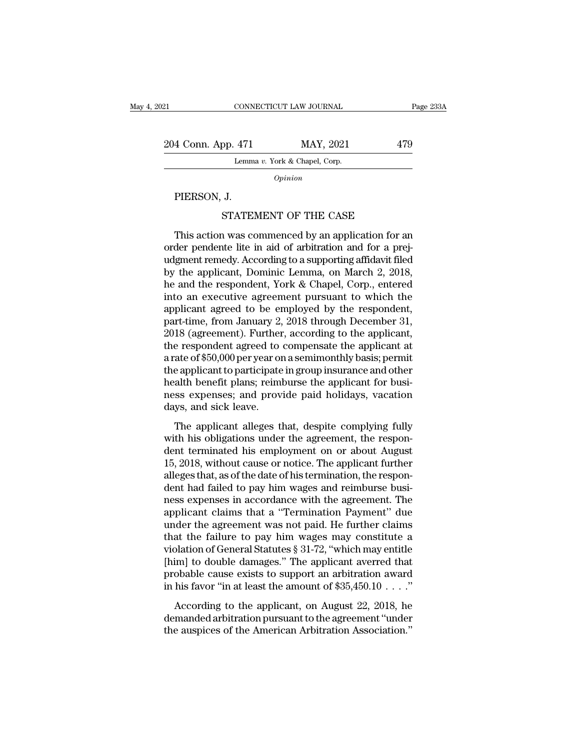*Opinion*

PIERSON, J.

STATEMENT OF THE CASE

This action was commenced by an application for an order pendente lite in aid of arbitration and for a prejudgment remedy. According to a supporting affidavit filed by the applicant, Dominic Lemma, on March 2, 2018, he and the respondent, York & Chapel, Corp., entered into an executive agreement pursuant to which the applicant agreed to be employed by the respondent, part-time, from January 2, 2018 through December 31, 2018 (agreement). Further, according to the applicant, the respondent agreed to compensate the applicant at a rate of $50,000 per year on a semimonthly basis; permit the applicant to participate in group insurance and other health benefit plans; reimburse the applicant for business expenses; and provide paid holidays, vacation days, and sick leave.

The applicant alleges that, despite complying fully with his obligations under the agreement, the respondent terminated his employment on or about August 15, 2018, without cause or notice. The applicant further alleges that, as of the date of his termination, the respondent had failed to pay him wages and reimburse business expenses in accordance with the agreement. The applicant claims that a "Termination Payment" due under the agreement was not paid. He further claims that the failure to pay him wages may constitute a violation of General Statutes § 31-72, "which may entitle [him] to double damages." The applicant averred that probable cause exists to support an arbitration award in his favor "in at least the amount of $35,450.10 . . . ."

According to the applicant, on August 22, 2018, he demanded arbitration pursuant to the agreement "under the auspices of the American Arbitration Association."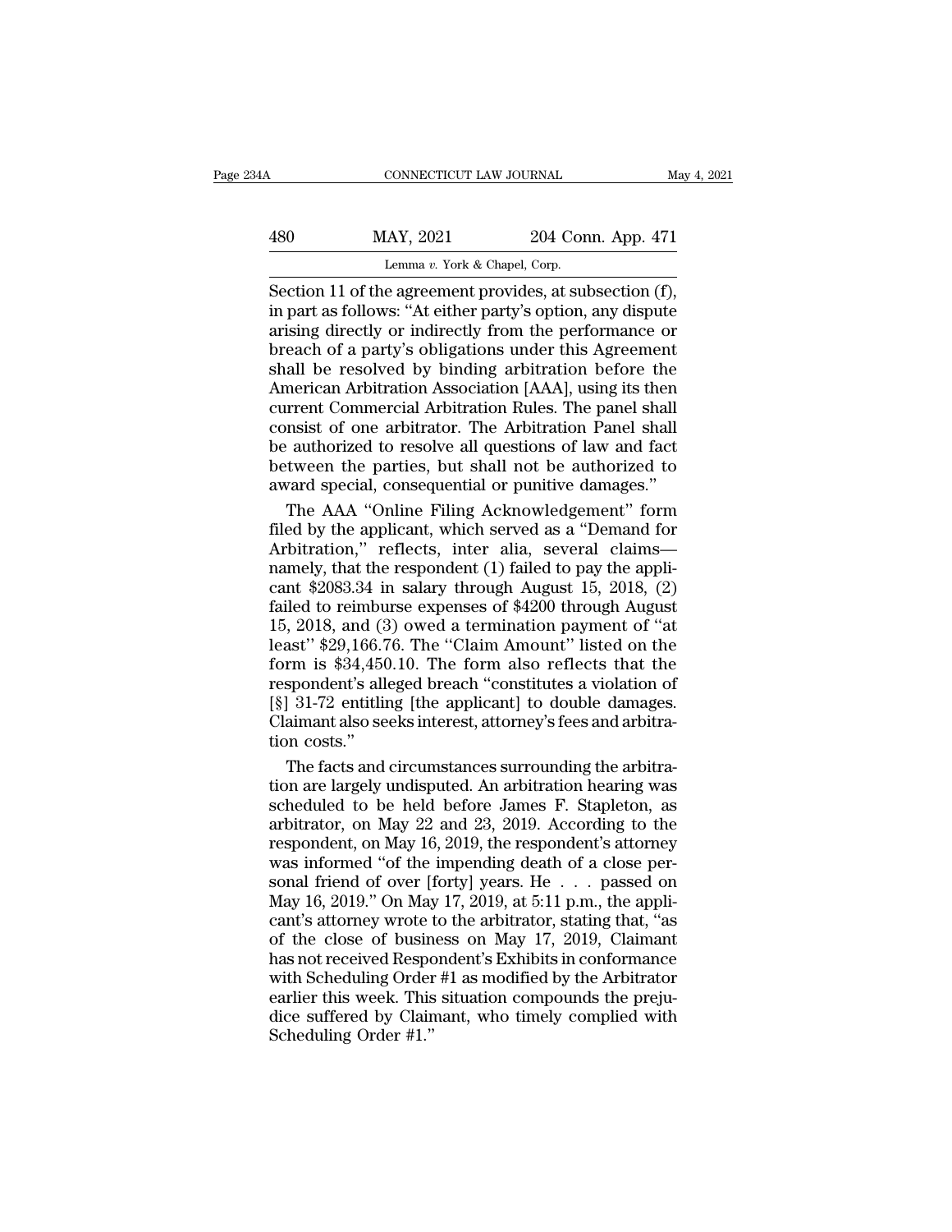Section 11 of the agreement provides, at subsection (f), in part as follows: "At either party's option, any dispute arising directly or indirectly from the performance or breach of a party's obligations under this Agreement shall be resolved by binding arbitration before the American Arbitration Association [AAA], using its then current Commercial Arbitration Rules. The panel shall consist of one arbitrator. The Arbitration Panel shall be authorized to resolve all questions of law and fact between the parties, but shall not be authorized to award special, consequential or punitive damages."

The AAA "Online Filing Acknowledgement" form filed by the applicant, which served as a "Demand for Arbitration," reflects, inter alia, several claims—namely, that the respondent (1) failed to pay the applicant $2083.34 in salary through August 15, 2018, (2) failed to reimburse expenses of $4200 through August 15, 2018, and (3) owed a termination payment of "at least" $29,166.76. The "Claim Amount" listed on the form is $34,450.10. The form also reflects that the respondent's alleged breach "constitutes a violation of [§] 31-72 entitling [the applicant] to double damages. Claimant also seeks interest, attorney's fees and arbitration costs."

The facts and circumstances surrounding the arbitration are largely undisputed. An arbitration hearing was scheduled to be held before James F. Stapleton, as arbitrator, on May 22 and 23, 2019. According to the respondent, on May 16, 2019, the respondent's attorney was informed "of the impending death of a close personal friend of over [forty] years. He . . . passed on May 16, 2019." On May 17, 2019, at 5:11 p.m., the applicant's attorney wrote to the arbitrator, stating that, "as of the close of business on May 17, 2019, Claimant has not received Respondent's Exhibits in conformance with Scheduling Order #1 as modified by the Arbitrator earlier this week. This situation compounds the prejudice suffered by Claimant, who timely complied with Scheduling Order #1."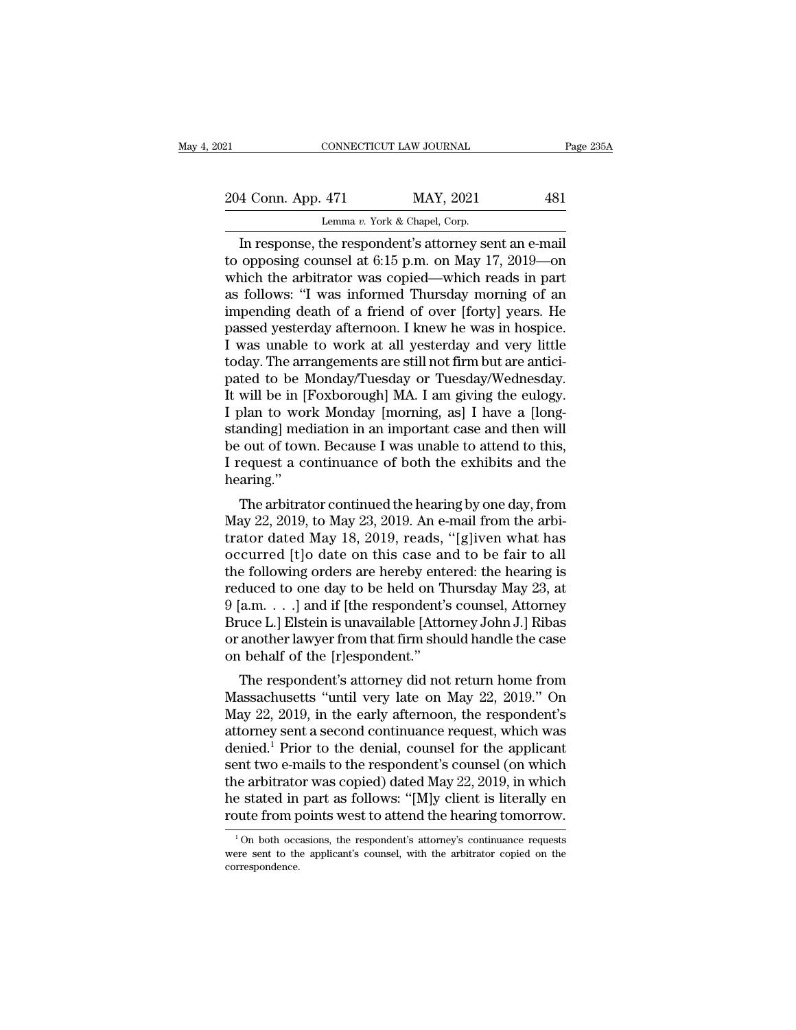In response, the respondent's attorney sent an e-mail to opposing counsel at 6:15 p.m. on May 17, 2019—on which the arbitrator was copied—which reads in part as follows: "I was informed Thursday morning of an impending death of a friend of over [forty] years. He passed yesterday afternoon. I knew he was in hospice. I was unable to work at all yesterday and very little today. The arrangements are still not firm but are anticipated to be Monday/Tuesday or Tuesday/Wednesday. It will be in [Foxborough] MA. I am giving the eulogy. I plan to work Monday [morning, as] I have a [long-standing] mediation in an important case and then will be out of town. Because I was unable to attend to this, I request a continuance of both the exhibits and the hearing."

The arbitrator continued the hearing by one day, from May 22, 2019, to May 23, 2019. An e-mail from the arbitrator dated May 18, 2019, reads, "[g]iven what has occurred [t]o date on this case and to be fair to all the following orders are hereby entered: the hearing is reduced to one day to be held on Thursday May 23, at 9 [a.m. . . .] and if [the respondent's counsel, Attorney Bruce L.] Elstein is unavailable [Attorney John J.] Ribas or another lawyer from that firm should handle the case on behalf of the [r]espondent."

The respondent's attorney did not return home from Massachusetts "until very late on May 22, 2019." On May 22, 2019, in the early afternoon, the respondent's attorney sent a second continuance request, which was denied.[1] Prior to the denial, counsel for the applicant sent two e-mails to the respondent's counsel (on which the arbitrator was copied) dated May 22, 2019, in which he stated in part as follows: "[M]y client is literally en route from points west to attend the hearing tomorrow.

[1] On both occasions, the respondent's attorney's continuance requests were sent to the applicant's counsel, with the arbitrator copied on the correspondence.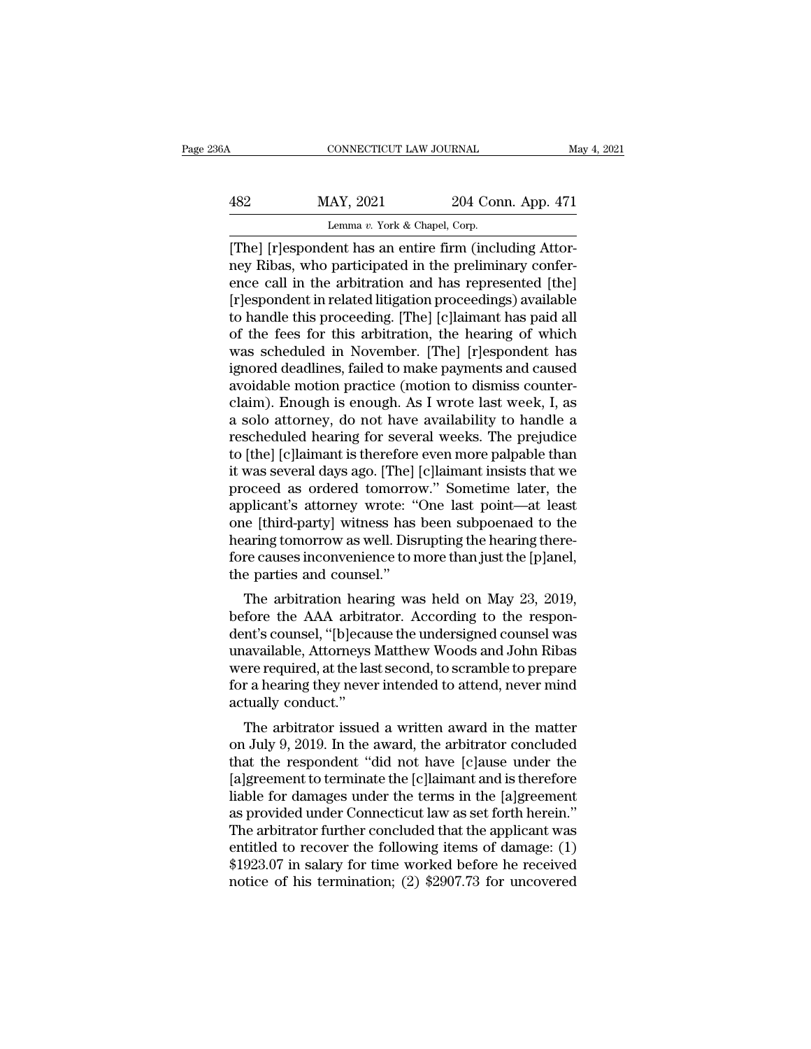[The] [r]espondent has an entire firm (including Attorney Ribas, who participated in the preliminary conference call in the arbitration and has represented [the] [r]espondent in related litigation proceedings) available to handle this proceeding. [The] [c]laimant has paid all of the fees for this arbitration, the hearing of which was scheduled in November. [The] [r]espondent has ignored deadlines, failed to make payments and caused avoidable motion practice (motion to dismiss counterclaim). Enough is enough. As I wrote last week, I, as a solo attorney, do not have availability to handle a rescheduled hearing for several weeks. The prejudice to [the] [c]laimant is therefore even more palpable than it was several days ago. [The] [c]laimant insists that we proceed as ordered tomorrow." Sometime later, the applicant's attorney wrote: "One last point—at least one [third-party] witness has been subpoenaed to the hearing tomorrow as well. Disrupting the hearing therefore causes inconvenience to more than just the [p]anel, the parties and counsel."

The arbitration hearing was held on May 23, 2019, before the AAA arbitrator. According to the respondent's counsel, "[b]ecause the undersigned counsel was unavailable, Attorneys Matthew Woods and John Ribas were required, at the last second, to scramble to prepare for a hearing they never intended to attend, never mind actually conduct."

The arbitrator issued a written award in the matter on July 9, 2019. In the award, the arbitrator concluded that the respondent "did not have [c]ause under the [a]greement to terminate the [c]laimant and is therefore liable for damages under the terms in the [a]greement as provided under Connecticut law as set forth herein." The arbitrator further concluded that the applicant was entitled to recover the following items of damage: (1) $1923.07 in salary for time worked before he received notice of his termination; (2) $2907.73 for uncovered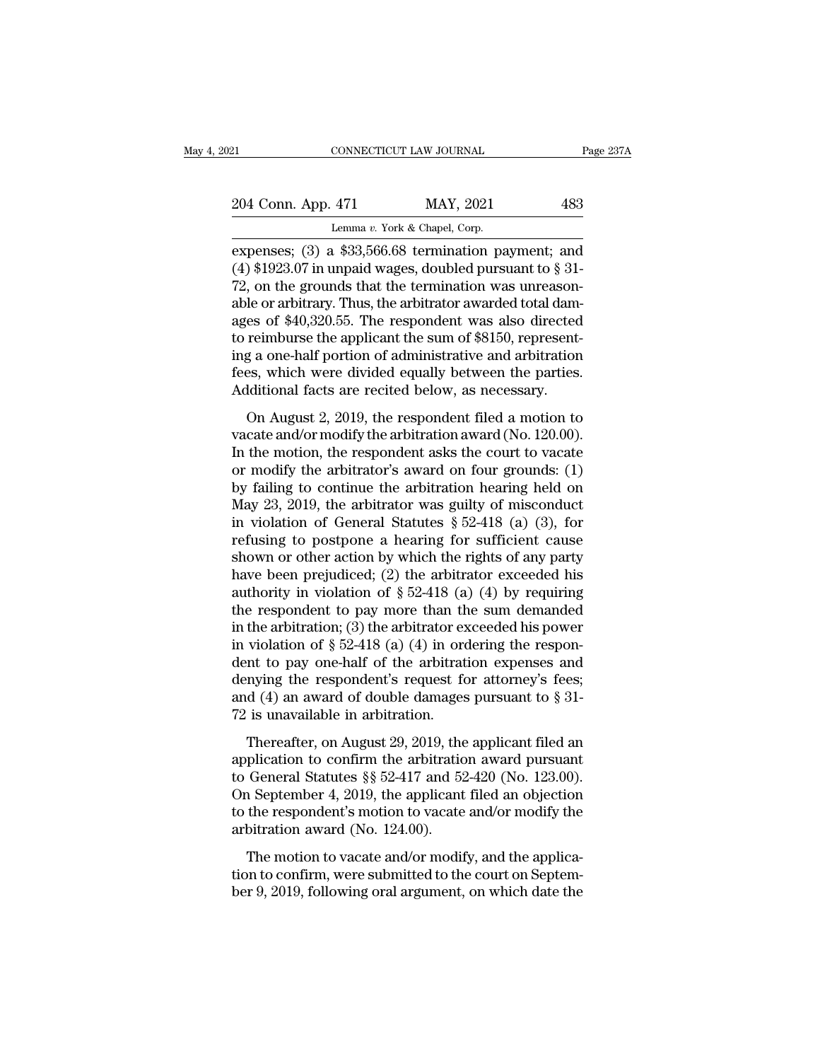expenses; (3) a $33,566.68 termination payment; and (4) $1923.07 in unpaid wages, doubled pursuant to § 31-72, on the grounds that the termination was unreasonable or arbitrary. Thus, the arbitrator awarded total damages of $40,320.55. The respondent was also directed to reimburse the applicant the sum of $8150, representing a one-half portion of administrative and arbitration fees, which were divided equally between the parties. Additional facts are recited below, as necessary.

On August 2, 2019, the respondent filed a motion to vacate and/or modify the arbitration award (No. 120.00). In the motion, the respondent asks the court to vacate or modify the arbitrator's award on four grounds: (1) by failing to continue the arbitration hearing held on May 23, 2019, the arbitrator was guilty of misconduct in violation of General Statutes § 52-418 (a) (3), for refusing to postpone a hearing for sufficient cause shown or other action by which the rights of any party have been prejudiced; (2) the arbitrator exceeded his authority in violation of § 52-418 (a) (4) by requiring the respondent to pay more than the sum demanded in the arbitration; (3) the arbitrator exceeded his power in violation of § 52-418 (a) (4) in ordering the respondent to pay one-half of the arbitration expenses and denying the respondent's request for attorney's fees; and (4) an award of double damages pursuant to § 31-72 is unavailable in arbitration.

Thereafter, on August 29, 2019, the applicant filed an application to confirm the arbitration award pursuant to General Statutes §§ 52-417 and 52-420 (No. 123.00). On September 4, 2019, the applicant filed an objection to the respondent's motion to vacate and/or modify the arbitration award (No. 124.00).

The motion to vacate and/or modify, and the application to confirm, were submitted to the court on September 9, 2019, following oral argument, on which date the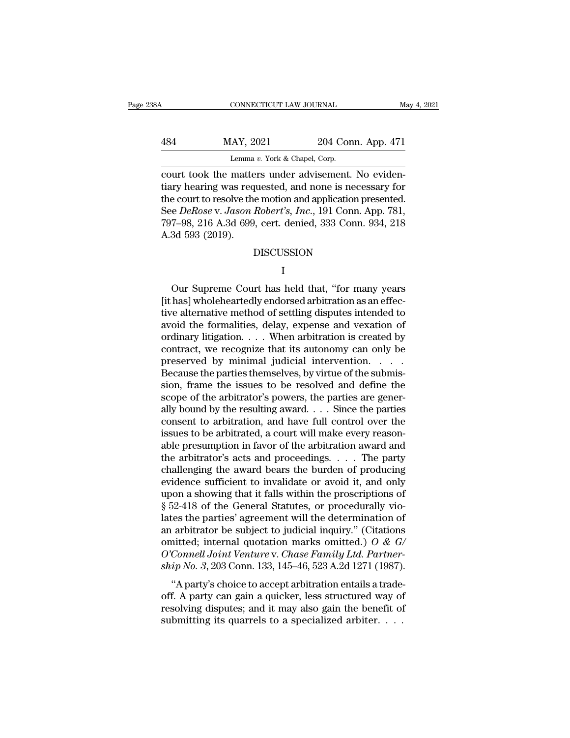court took the matters under advisement. No evidentiary hearing was requested, and none is necessary for the court to resolve the motion and application presented. See *DeRose* v. *Jason Robert's, Inc.*, 191 Conn. App. 781, 797–98, 216 A.3d 699, cert. denied, 333 Conn. 934, 218 A.3d 593 (2019).

## DISCUSSION

### I

Our Supreme Court has held that, "for many years [it has] wholeheartedly endorsed arbitration as an effective alternative method of settling disputes intended to avoid the formalities, delay, expense and vexation of ordinary litigation. . . . When arbitration is created by contract, we recognize that its autonomy can only be preserved by minimal judicial intervention. . . . Because the parties themselves, by virtue of the submission, frame the issues to be resolved and define the scope of the arbitrator's powers, the parties are generally bound by the resulting award. . . . Since the parties consent to arbitration, and have full control over the issues to be arbitrated, a court will make every reasonable presumption in favor of the arbitration award and the arbitrator's acts and proceedings. . . . The party challenging the award bears the burden of producing evidence sufficient to invalidate or avoid it, and only upon a showing that it falls within the proscriptions of § 52-418 of the General Statutes, or procedurally violates the parties' agreement will the determination of an arbitrator be subject to judicial inquiry." (Citations omitted; internal quotation marks omitted.) *O & G/O'Connell Joint Venture* v. *Chase Family Ltd. Partnership No. 3*, 203 Conn. 133, 145–46, 523 A.2d 1271 (1987).

"A party's choice to accept arbitration entails a tradeoff. A party can gain a quicker, less structured way of resolving disputes; and it may also gain the benefit of submitting its quarrels to a specialized arbiter. . . .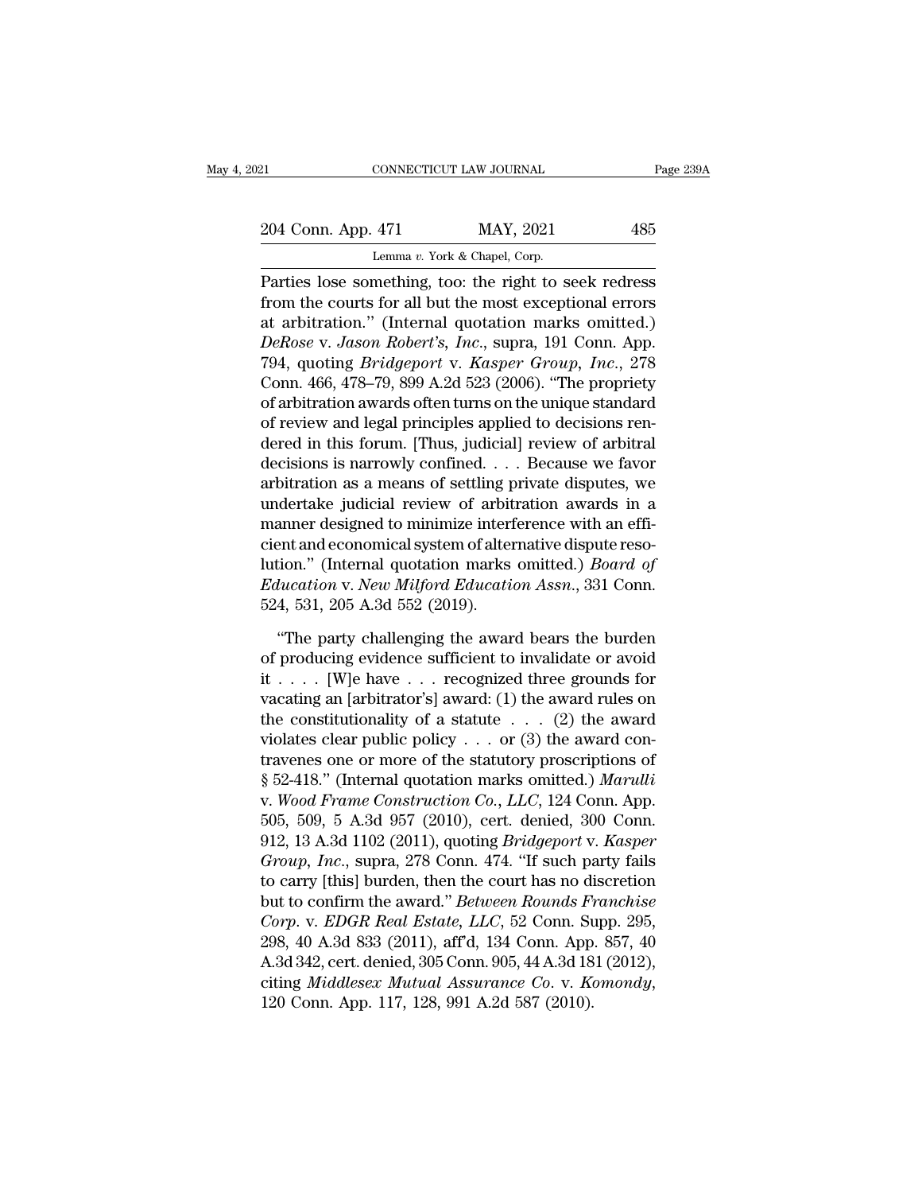Parties lose something, too: the right to seek redress from the courts for all but the most exceptional errors at arbitration." (Internal quotation marks omitted.) *DeRose* v. *Jason Robert's*, *Inc*., supra, 191 Conn. App. 794, quoting *Bridgeport* v. *Kasper Group*, *Inc*., 278 Conn. 466, 478–79, 899 A.2d 523 (2006). "The propriety of arbitration awards often turns on the unique standard of review and legal principles applied to decisions rendered in this forum. [Thus, judicial] review of arbitral decisions is narrowly confined. . . . Because we favor arbitration as a means of settling private disputes, we undertake judicial review of arbitration awards in a manner designed to minimize interference with an efficient and economical system of alternative dispute resolution." (Internal quotation marks omitted.) *Board of Education* v. *New Milford Education Assn*., 331 Conn. 524, 531, 205 A.3d 552 (2019).

"The party challenging the award bears the burden of producing evidence sufficient to invalidate or avoid it . . . . [W]e have . . . recognized three grounds for vacating an [arbitrator's] award: (1) the award rules on the constitutionality of a statute . . . (2) the award violates clear public policy . . . or (3) the award contravenes one or more of the statutory proscriptions of § 52-418." (Internal quotation marks omitted.) *Marulli* v. *Wood Frame Construction Co.*, *LLC*, 124 Conn. App. 505, 509, 5 A.3d 957 (2010), cert. denied, 300 Conn. 912, 13 A.3d 1102 (2011), quoting *Bridgeport* v. *Kasper Group*, *Inc*., supra, 278 Conn. 474. "If such party fails to carry [this] burden, then the court has no discretion but to confirm the award." *Between Rounds Franchise Corp*. v. *EDGR Real Estate*, *LLC*, 52 Conn. Supp. 295, 298, 40 A.3d 833 (2011), aff'd, 134 Conn. App. 857, 40 A.3d 342, cert. denied, 305 Conn. 905, 44 A.3d 181 (2012), citing *Middlesex Mutual Assurance Co*. v. *Komondy*, 120 Conn. App. 117, 128, 991 A.2d 587 (2010).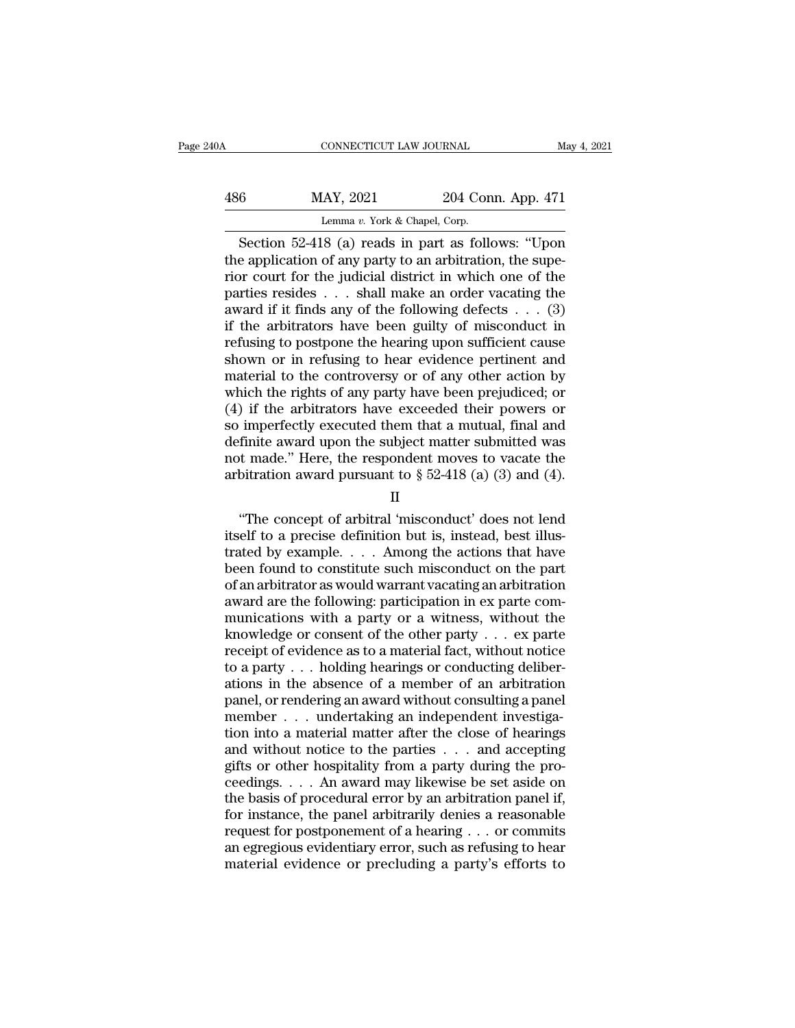Section 52-418 (a) reads in part as follows: "Upon the application of any party to an arbitration, the superior court for the judicial district in which one of the parties resides . . . shall make an order vacating the award if it finds any of the following defects . . . (3) if the arbitrators have been guilty of misconduct in refusing to postpone the hearing upon sufficient cause shown or in refusing to hear evidence pertinent and material to the controversy or of any other action by which the rights of any party have been prejudiced; or (4) if the arbitrators have exceeded their powers or so imperfectly executed them that a mutual, final and definite award upon the subject matter submitted was not made." Here, the respondent moves to vacate the arbitration award pursuant to § 52-418 (a) (3) and (4).

II

"The concept of arbitral 'misconduct' does not lend itself to a precise definition but is, instead, best illustrated by example. . . . Among the actions that have been found to constitute such misconduct on the part of an arbitrator as would warrant vacating an arbitration award are the following: participation in ex parte communications with a party or a witness, without the knowledge or consent of the other party . . . ex parte receipt of evidence as to a material fact, without notice to a party . . . holding hearings or conducting deliberations in the absence of a member of an arbitration panel, or rendering an award without consulting a panel member . . . undertaking an independent investigation into a material matter after the close of hearings and without notice to the parties . . . and accepting gifts or other hospitality from a party during the proceedings. . . . An award may likewise be set aside on the basis of procedural error by an arbitration panel if, for instance, the panel arbitrarily denies a reasonable request for postponement of a hearing . . . or commits an egregious evidentiary error, such as refusing to hear material evidence or precluding a party's efforts to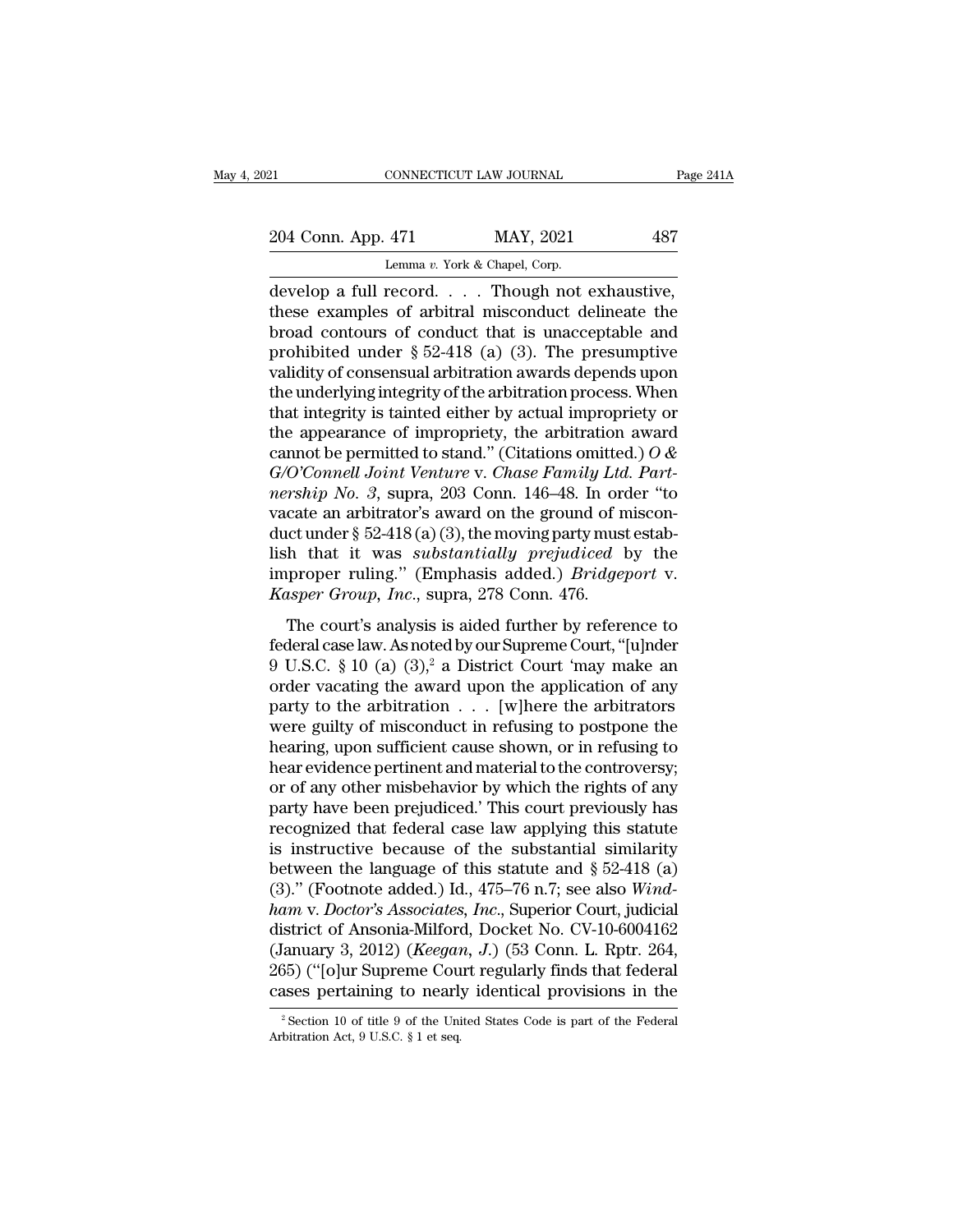develop a full record. . . . Though not exhaustive, these examples of arbitral misconduct delineate the broad contours of conduct that is unacceptable and prohibited under § 52-418 (a) (3). The presumptive validity of consensual arbitration awards depends upon the underlying integrity of the arbitration process. When that integrity is tainted either by actual impropriety or the appearance of impropriety, the arbitration award cannot be permitted to stand." (Citations omitted.) *O & G/O'Connell Joint Venture* v. *Chase Family Ltd. Partnership No. 3*, supra, 203 Conn. 146–48. In order "to vacate an arbitrator's award on the ground of misconduct under § 52-418 (a) (3), the moving party must establish that it was *substantially prejudiced* by the improper ruling." (Emphasis added.) *Bridgeport* v. *Kasper Group, Inc.*, supra, 278 Conn. 476.

The court's analysis is aided further by reference to federal case law. As noted by our Supreme Court, "[u]nder 9 U.S.C. § 10 (a) (3),[2] a District Court 'may make an order vacating the award upon the application of any party to the arbitration . . . [w]here the arbitrators were guilty of misconduct in refusing to postpone the hearing, upon sufficient cause shown, or in refusing to hear evidence pertinent and material to the controversy; or of any other misbehavior by which the rights of any party have been prejudiced.' This court previously has recognized that federal case law applying this statute is instructive because of the substantial similarity between the language of this statute and § 52-418 (a) (3)." (Footnote added.) Id., 475–76 n.7; see also *Windham* v. *Doctor's Associates, Inc.*, Superior Court, judicial district of Ansonia-Milford, Docket No. CV-10-6004162 (January 3, 2012) (*Keegan, J.*) (53 Conn. L. Rptr. 264, 265) ("[o]ur Supreme Court regularly finds that federal cases pertaining to nearly identical provisions in the

[2] Section 10 of title 9 of the United States Code is part of the Federal Arbitration Act, 9 U.S.C. § 1 et seq.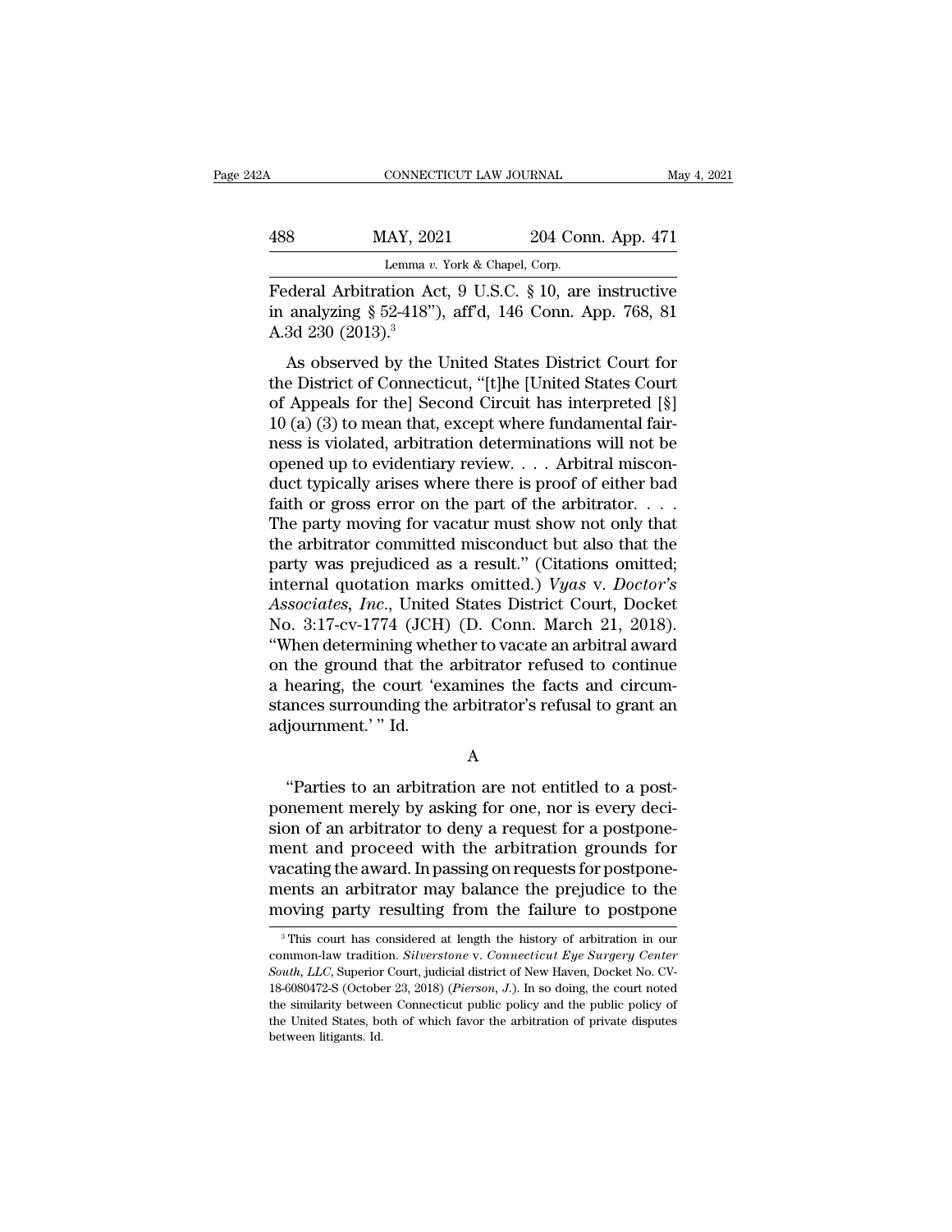Federal Arbitration Act, 9 U.S.C. § 10, are instructive in analyzing § 52-418"), aff'd, 146 Conn. App. 768, 81 A.3d 230 (2013).[3]

As observed by the United States District Court for the District of Connecticut, "[t]he [United States Court of Appeals for the] Second Circuit has interpreted [§] 10 (a) (3) to mean that, except where fundamental fairness is violated, arbitration determinations will not be opened up to evidentiary review. . . . Arbitral misconduct typically arises where there is proof of either bad faith or gross error on the part of the arbitrator. . . . The party moving for vacatur must show not only that the arbitrator committed misconduct but also that the party was prejudiced as a result." (Citations omitted; internal quotation marks omitted.) *Vyas* v. *Doctor's Associates, Inc.*, United States District Court, Docket No. 3:17-cv-1774 (JCH) (D. Conn. March 21, 2018). "When determining whether to vacate an arbitral award on the ground that the arbitrator refused to continue a hearing, the court 'examines the facts and circumstances surrounding the arbitrator's refusal to grant an adjournment.' " Id.

A

"Parties to an arbitration are not entitled to a postponement merely by asking for one, nor is every decision of an arbitrator to deny a request for a postponement and proceed with the arbitration grounds for vacating the award. In passing on requests for postponements an arbitrator may balance the prejudice to the moving party resulting from the failure to postpone

[3] This court has considered at length the history of arbitration in our common-law tradition. *Silverstone* v. *Connecticut Eye Surgery Center South, LLC*, Superior Court, judicial district of New Haven, Docket No. CV-18-6080472-S (October 23, 2018) (*Pierson, J.*). In so doing, the court noted the similarity between Connecticut public policy and the public policy of the United States, both of which favor the arbitration of private disputes between litigants. Id.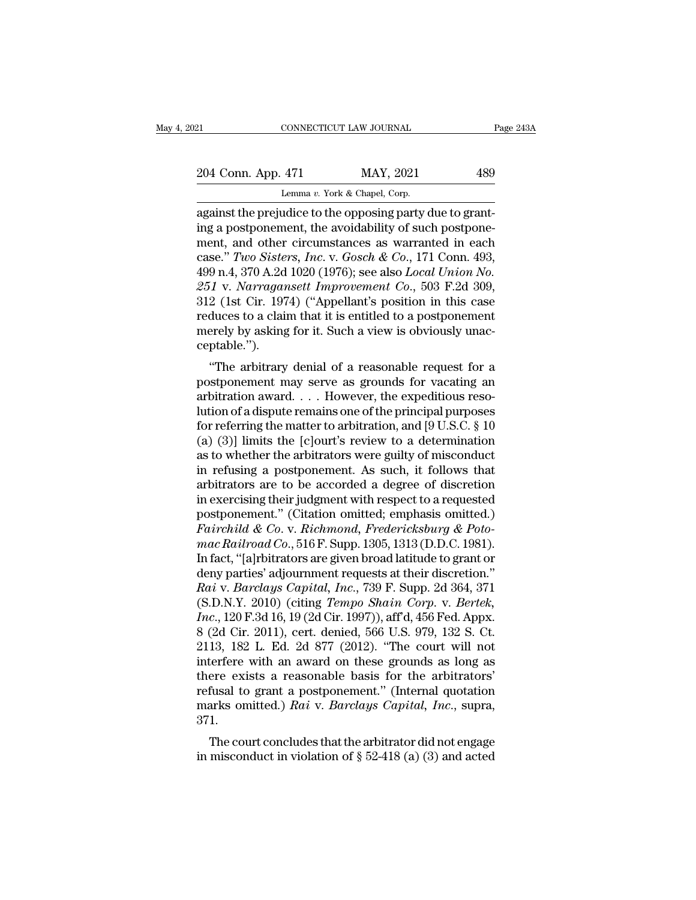against the prejudice to the opposing party due to granting a postponement, the avoidability of such postponement, and other circumstances as warranted in each case." *Two Sisters, Inc.* v. *Gosch & Co.*, 171 Conn. 493, 499 n.4, 370 A.2d 1020 (1976); see also *Local Union No. 251* v. *Narragansett Improvement Co.*, 503 F.2d 309, 312 (1st Cir. 1974) ("Appellant's position in this case reduces to a claim that it is entitled to a postponement merely by asking for it. Such a view is obviously unacceptable.").

"The arbitrary denial of a reasonable request for a postponement may serve as grounds for vacating an arbitration award. . . . However, the expeditious resolution of a dispute remains one of the principal purposes for referring the matter to arbitration, and [9 U.S.C. § 10 (a) (3)] limits the [c]ourt's review to a determination as to whether the arbitrators were guilty of misconduct in refusing a postponement. As such, it follows that arbitrators are to be accorded a degree of discretion in exercising their judgment with respect to a requested postponement." (Citation omitted; emphasis omitted.) *Fairchild & Co.* v. *Richmond, Fredericksburg & Potomac Railroad Co.*, 516 F. Supp. 1305, 1313 (D.D.C. 1981). In fact, "[a]rbitrators are given broad latitude to grant or deny parties' adjournment requests at their discretion." *Rai* v. *Barclays Capital, Inc.*, 739 F. Supp. 2d 364, 371 (S.D.N.Y. 2010) (citing *Tempo Shain Corp.* v. *Bertek, Inc.*, 120 F.3d 16, 19 (2d Cir. 1997)), aff'd, 456 Fed. Appx. 8 (2d Cir. 2011), cert. denied, 566 U.S. 979, 132 S. Ct. 2113, 182 L. Ed. 2d 877 (2012). "The court will not interfere with an award on these grounds as long as there exists a reasonable basis for the arbitrators' refusal to grant a postponement." (Internal quotation marks omitted.) *Rai* v. *Barclays Capital, Inc.*, supra, 371.

The court concludes that the arbitrator did not engage in misconduct in violation of § 52-418 (a) (3) and acted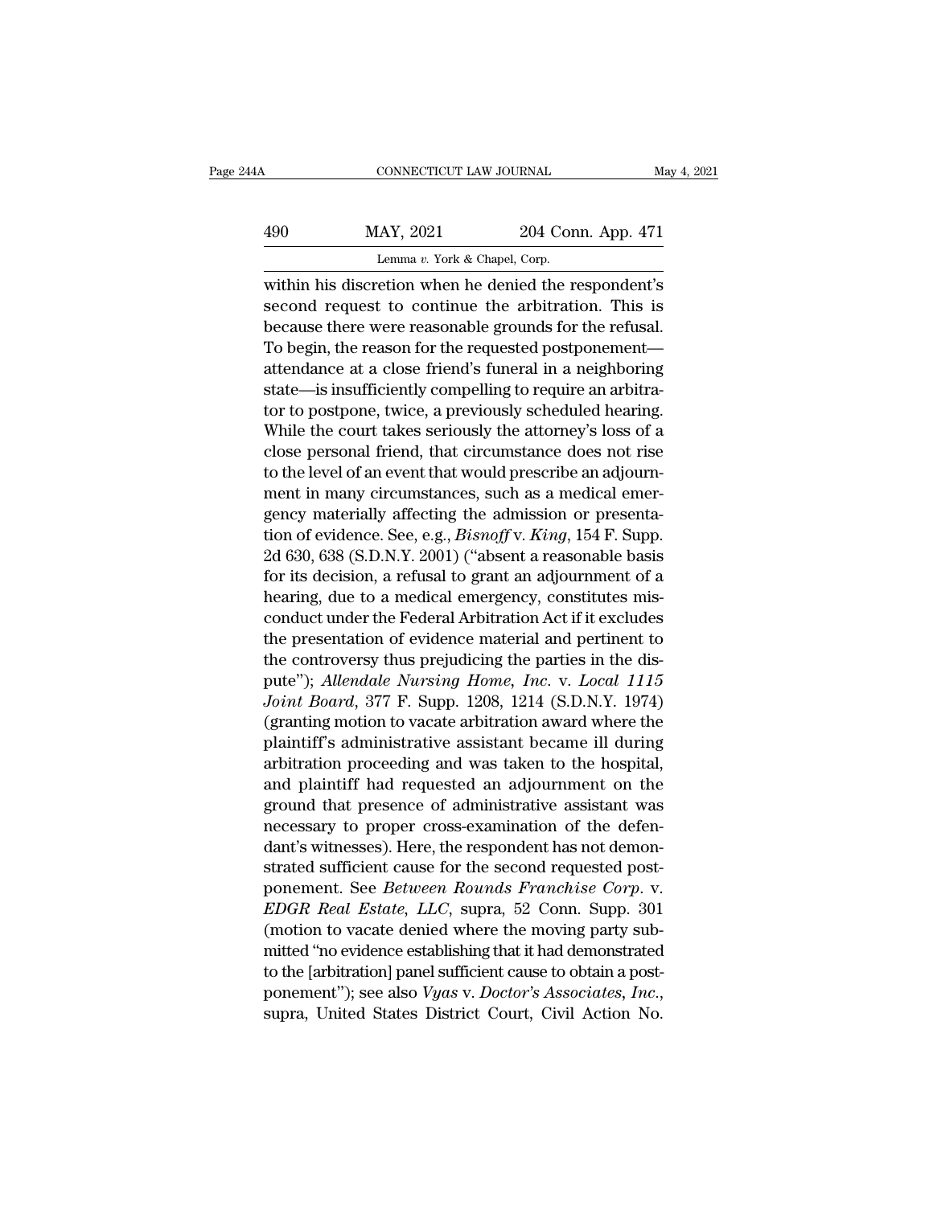within his discretion when he denied the respondent's second request to continue the arbitration. This is because there were reasonable grounds for the refusal. To begin, the reason for the requested postponement—attendance at a close friend's funeral in a neighboring state—is insufficiently compelling to require an arbitrator to postpone, twice, a previously scheduled hearing. While the court takes seriously the attorney's loss of a close personal friend, that circumstance does not rise to the level of an event that would prescribe an adjournment in many circumstances, such as a medical emergency materially affecting the admission or presentation of evidence. See, e.g., *Bisnoff* v. *King*, 154 F. Supp. 2d 630, 638 (S.D.N.Y. 2001) ("absent a reasonable basis for its decision, a refusal to grant an adjournment of a hearing, due to a medical emergency, constitutes misconduct under the Federal Arbitration Act if it excludes the presentation of evidence material and pertinent to the controversy thus prejudicing the parties in the dispute"); *Allendale Nursing Home, Inc.* v. *Local 1115 Joint Board*, 377 F. Supp. 1208, 1214 (S.D.N.Y. 1974) (granting motion to vacate arbitration award where the plaintiff's administrative assistant became ill during arbitration proceeding and was taken to the hospital, and plaintiff had requested an adjournment on the ground that presence of administrative assistant was necessary to proper cross-examination of the defendant's witnesses). Here, the respondent has not demonstrated sufficient cause for the second requested postponement. See *Between Rounds Franchise Corp.* v. *EDGR Real Estate, LLC*, supra, 52 Conn. Supp. 301 (motion to vacate denied where the moving party submitted "no evidence establishing that it had demonstrated to the [arbitration] panel sufficient cause to obtain a postponement"); see also *Vyas* v. *Doctor's Associates, Inc.*, supra, United States District Court, Civil Action No.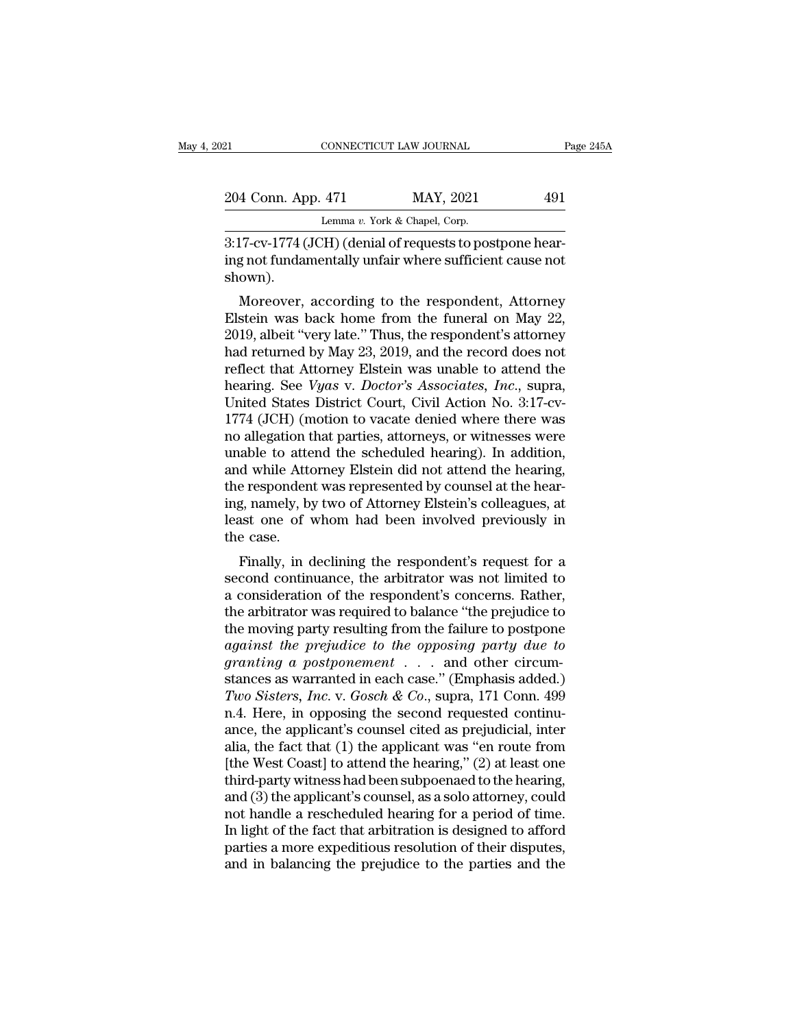3:17-cv-1774 (JCH) (denial of requests to postpone hearing not fundamentally unfair where sufficient cause not shown).

Moreover, according to the respondent, Attorney Elstein was back home from the funeral on May 22, 2019, albeit "very late." Thus, the respondent's attorney had returned by May 23, 2019, and the record does not reflect that Attorney Elstein was unable to attend the hearing. See *Vyas* v. *Doctor's Associates, Inc.*, supra, United States District Court, Civil Action No. 3:17-cv-1774 (JCH) (motion to vacate denied where there was no allegation that parties, attorneys, or witnesses were unable to attend the scheduled hearing). In addition, and while Attorney Elstein did not attend the hearing, the respondent was represented by counsel at the hearing, namely, by two of Attorney Elstein's colleagues, at least one of whom had been involved previously in the case.

Finally, in declining the respondent's request for a second continuance, the arbitrator was not limited to a consideration of the respondent's concerns. Rather, the arbitrator was required to balance "the prejudice to the moving party resulting from the failure to postpone *against the prejudice to the opposing party due to granting a postponement* . . . and other circumstances as warranted in each case." (Emphasis added.) *Two Sisters, Inc.* v. *Gosch & Co.*, supra, 171 Conn. 499 n.4. Here, in opposing the second requested continuance, the applicant's counsel cited as prejudicial, inter alia, the fact that (1) the applicant was "en route from [the West Coast] to attend the hearing," (2) at least one third-party witness had been subpoenaed to the hearing, and (3) the applicant's counsel, as a solo attorney, could not handle a rescheduled hearing for a period of time. In light of the fact that arbitration is designed to afford parties a more expeditious resolution of their disputes, and in balancing the prejudice to the parties and the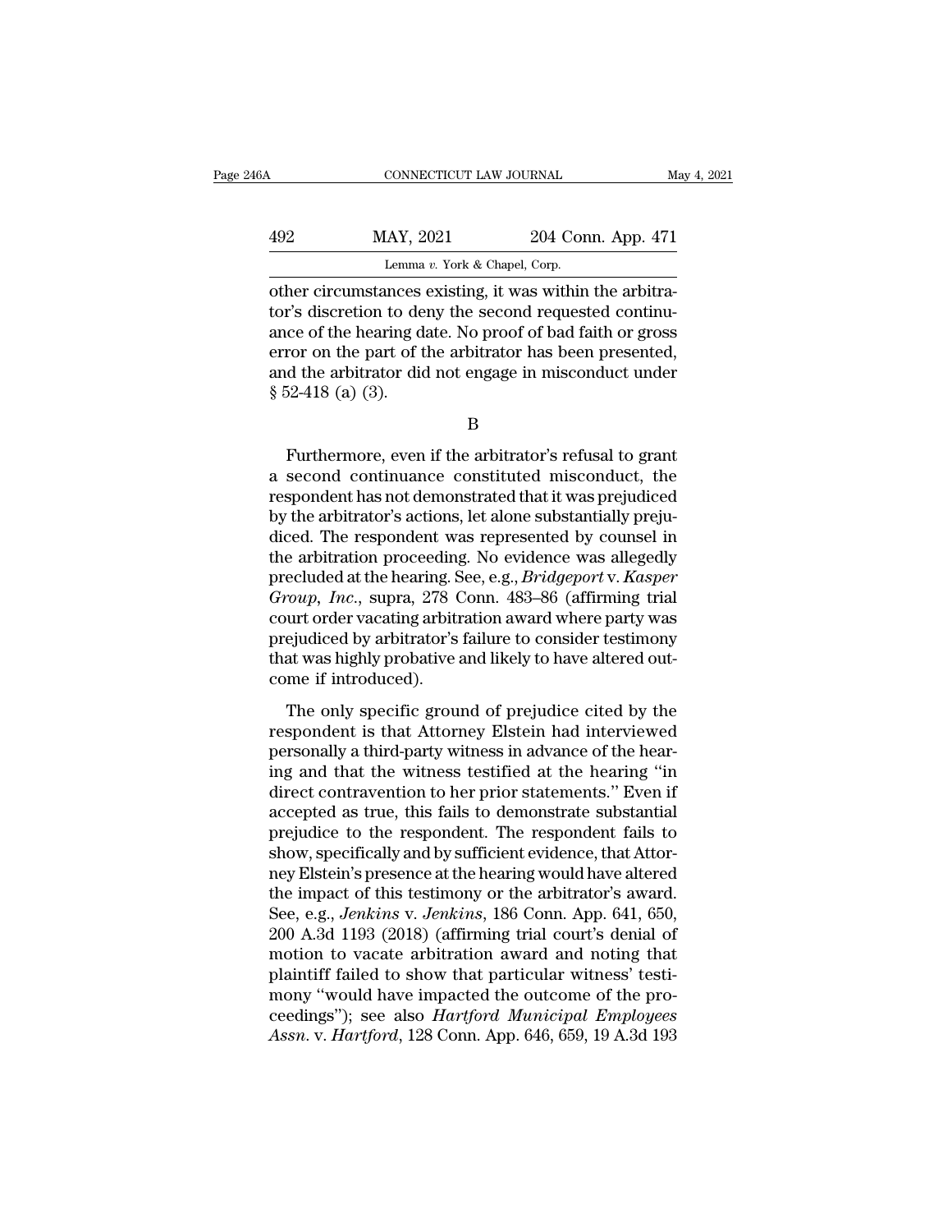other circumstances existing, it was within the arbitrator's discretion to deny the second requested continuance of the hearing date. No proof of bad faith or gross error on the part of the arbitrator has been presented, and the arbitrator did not engage in misconduct under § 52-418 (a) (3).

B

Furthermore, even if the arbitrator's refusal to grant a second continuance constituted misconduct, the respondent has not demonstrated that it was prejudiced by the arbitrator's actions, let alone substantially prejudiced. The respondent was represented by counsel in the arbitration proceeding. No evidence was allegedly precluded at the hearing. See, e.g., *Bridgeport* v. *Kasper Group, Inc.*, supra, 278 Conn. 483–86 (affirming trial court order vacating arbitration award where party was prejudiced by arbitrator's failure to consider testimony that was highly probative and likely to have altered outcome if introduced).

The only specific ground of prejudice cited by the respondent is that Attorney Elstein had interviewed personally a third-party witness in advance of the hearing and that the witness testified at the hearing "in direct contravention to her prior statements." Even if accepted as true, this fails to demonstrate substantial prejudice to the respondent. The respondent fails to show, specifically and by sufficient evidence, that Attorney Elstein's presence at the hearing would have altered the impact of this testimony or the arbitrator's award. See, e.g., *Jenkins* v. *Jenkins*, 186 Conn. App. 641, 650, 200 A.3d 1193 (2018) (affirming trial court's denial of motion to vacate arbitration award and noting that plaintiff failed to show that particular witness' testimony "would have impacted the outcome of the proceedings"); see also *Hartford Municipal Employees Assn.* v. *Hartford*, 128 Conn. App. 646, 659, 19 A.3d 193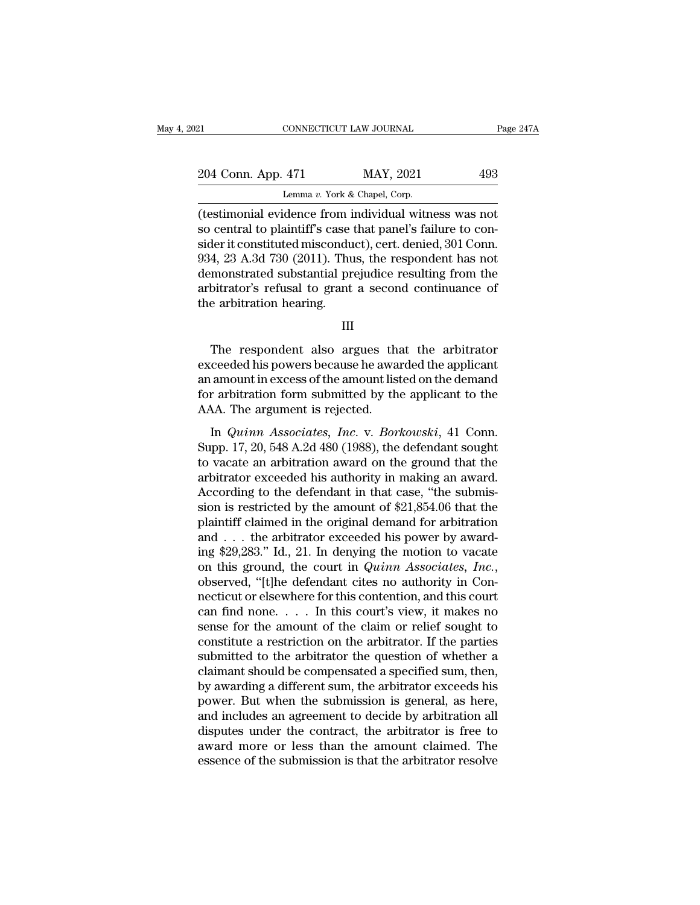(testimonial evidence from individual witness was not so central to plaintiff's case that panel's failure to consider it constituted misconduct), cert. denied, 301 Conn. 934, 23 A.3d 730 (2011). Thus, the respondent has not demonstrated substantial prejudice resulting from the arbitrator's refusal to grant a second continuance of the arbitration hearing.

III

The respondent also argues that the arbitrator exceeded his powers because he awarded the applicant an amount in excess of the amount listed on the demand for arbitration form submitted by the applicant to the AAA. The argument is rejected.

In *Quinn Associates, Inc.* v. *Borkowski*, 41 Conn. Supp. 17, 20, 548 A.2d 480 (1988), the defendant sought to vacate an arbitration award on the ground that the arbitrator exceeded his authority in making an award. According to the defendant in that case, "the submission is restricted by the amount of $21,854.06 that the plaintiff claimed in the original demand for arbitration and . . . the arbitrator exceeded his power by awarding $29,283." Id., 21. In denying the motion to vacate on this ground, the court in *Quinn Associates, Inc.*, observed, "[t]he defendant cites no authority in Connecticut or elsewhere for this contention, and this court can find none. . . . In this court's view, it makes no sense for the amount of the claim or relief sought to constitute a restriction on the arbitrator. If the parties submitted to the arbitrator the question of whether a claimant should be compensated a specified sum, then, by awarding a different sum, the arbitrator exceeds his power. But when the submission is general, as here, and includes an agreement to decide by arbitration all disputes under the contract, the arbitrator is free to award more or less than the amount claimed. The essence of the submission is that the arbitrator resolve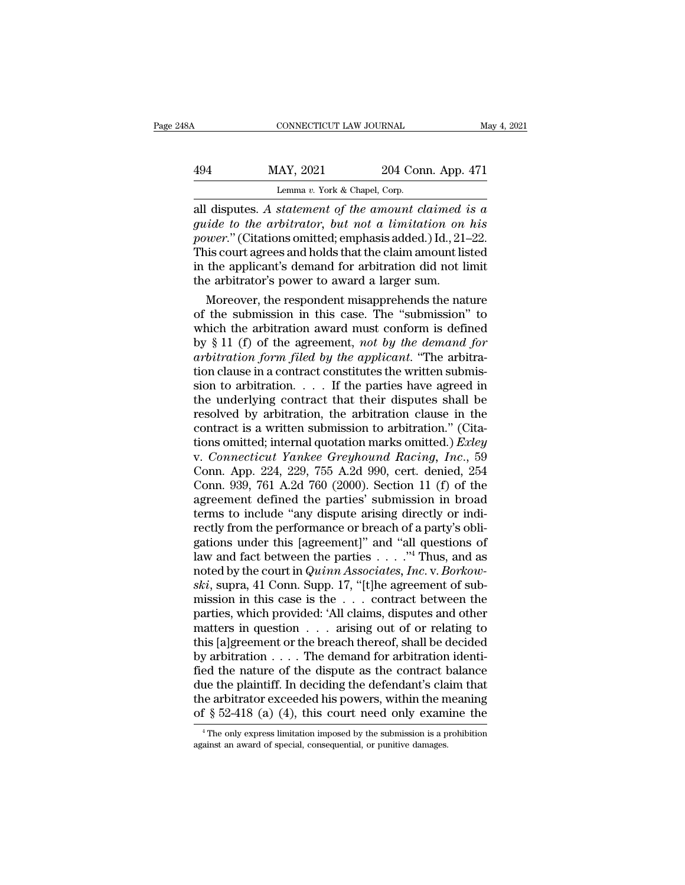all disputes. *A statement of the amount claimed is a guide to the arbitrator, but not a limitation on his power*." (Citations omitted; emphasis added.) Id., 21–22. This court agrees and holds that the claim amount listed in the applicant's demand for arbitration did not limit the arbitrator's power to award a larger sum.

Moreover, the respondent misapprehends the nature of the submission in this case. The "submission" to which the arbitration award must conform is defined by § 11 (f) of the agreement, *not by the demand for arbitration form filed by the applicant*. "The arbitration clause in a contract constitutes the written submission to arbitration. . . . If the parties have agreed in the underlying contract that their disputes shall be resolved by arbitration, the arbitration clause in the contract is a written submission to arbitration." (Citations omitted; internal quotation marks omitted.) *Exley* v. *Connecticut Yankee Greyhound Racing, Inc.*, 59 Conn. App. 224, 229, 755 A.2d 990, cert. denied, 254 Conn. 939, 761 A.2d 760 (2000). Section 11 (f) of the agreement defined the parties' submission in broad terms to include "any dispute arising directly or indirectly from the performance or breach of a party's obligations under this [agreement]" and "all questions of law and fact between the parties . . . ."[4] Thus, and as noted by the court in *Quinn Associates, Inc.* v. *Borkowski*, supra, 41 Conn. Supp. 17, "[t]he agreement of submission in this case is the . . . contract between the parties, which provided: 'All claims, disputes and other matters in question . . . arising out of or relating to this [a]greement or the breach thereof, shall be decided by arbitration . . . . The demand for arbitration identified the nature of the dispute as the contract balance due the plaintiff. In deciding the defendant's claim that the arbitrator exceeded his powers, within the meaning of § 52-418 (a) (4), this court need only examine the

[4] The only express limitation imposed by the submission is a prohibition against an award of special, consequential, or punitive damages.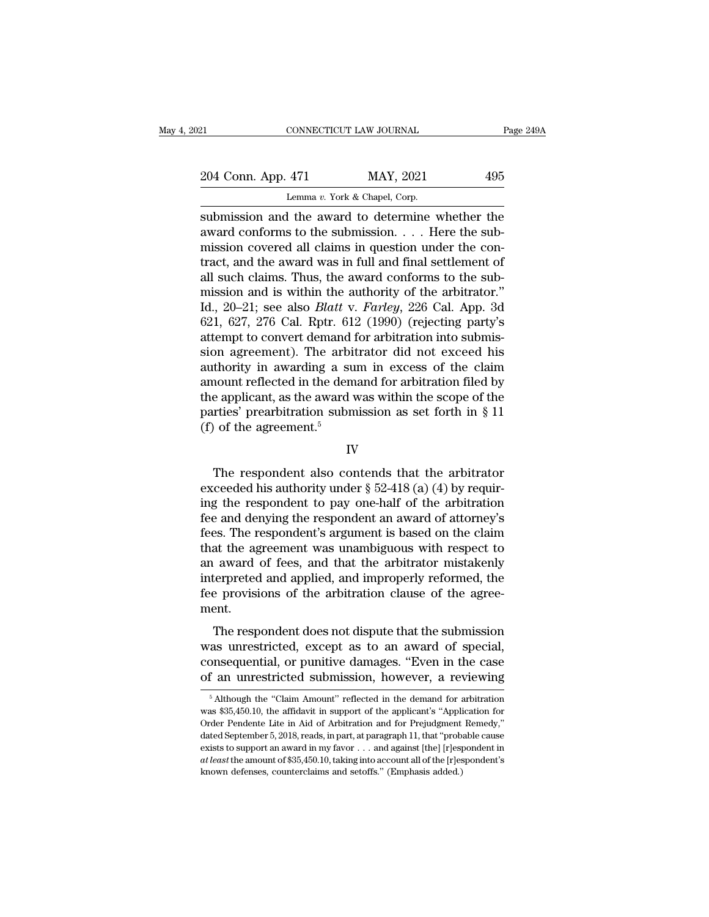submission and the award to determine whether the award conforms to the submission. . . . Here the submission covered all claims in question under the contract, and the award was in full and final settlement of all such claims. Thus, the award conforms to the submission and is within the authority of the arbitrator." Id., 20–21; see also *Blatt* v. *Farley*, 226 Cal. App. 3d 621, 627, 276 Cal. Rptr. 612 (1990) (rejecting party's attempt to convert demand for arbitration into submission agreement). The arbitrator did not exceed his authority in awarding a sum in excess of the claim amount reflected in the demand for arbitration filed by the applicant, as the award was within the scope of the parties' prearbitration submission as set forth in § 11 (f) of the agreement.[5]

IV

The respondent also contends that the arbitrator exceeded his authority under § 52-418 (a) (4) by requiring the respondent to pay one-half of the arbitration fee and denying the respondent an award of attorney's fees. The respondent's argument is based on the claim that the agreement was unambiguous with respect to an award of fees, and that the arbitrator mistakenly interpreted and applied, and improperly reformed, the fee provisions of the arbitration clause of the agreement.

The respondent does not dispute that the submission was unrestricted, except as to an award of special, consequential, or punitive damages. "Even in the case of an unrestricted submission, however, a reviewing

[5] Although the "Claim Amount" reflected in the demand for arbitration was $35,450.10, the affidavit in support of the applicant's "Application for Order Pendente Lite in Aid of Arbitration and for Prejudgment Remedy," dated September 5, 2018, reads, in part, at paragraph 11, that "probable cause exists to support an award in my favor . . . and against [the] [r]espondent in *at least* the amount of $35,450.10, taking into account all of the [r]espondent's known defenses, counterclaims and setoffs." (Emphasis added.)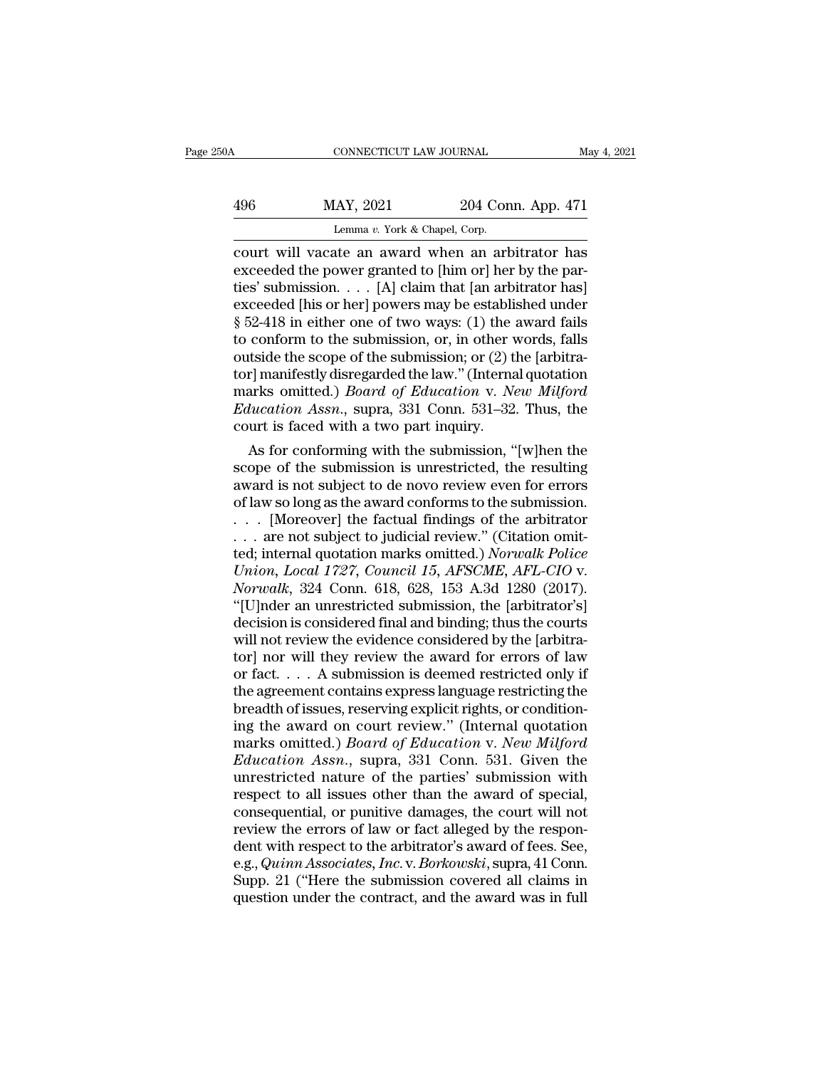court will vacate an award when an arbitrator has exceeded the power granted to [him or] her by the parties' submission. . . . [A] claim that [an arbitrator has] exceeded [his or her] powers may be established under § 52-418 in either one of two ways: (1) the award fails to conform to the submission, or, in other words, falls outside the scope of the submission; or (2) the [arbitrator] manifestly disregarded the law." (Internal quotation marks omitted.) *Board of Education* v. *New Milford Education Assn.*, supra, 331 Conn. 531–32. Thus, the court is faced with a two part inquiry.

As for conforming with the submission, "[w]hen the scope of the submission is unrestricted, the resulting award is not subject to de novo review even for errors of law so long as the award conforms to the submission. . . . [Moreover] the factual findings of the arbitrator . . . are not subject to judicial review." (Citation omitted; internal quotation marks omitted.) *Norwalk Police Union, Local 1727, Council 15, AFSCME, AFL-CIO* v. *Norwalk*, 324 Conn. 618, 628, 153 A.3d 1280 (2017). "[U]nder an unrestricted submission, the [arbitrator's] decision is considered final and binding; thus the courts will not review the evidence considered by the [arbitrator] nor will they review the award for errors of law or fact. . . . A submission is deemed restricted only if the agreement contains express language restricting the breadth of issues, reserving explicit rights, or conditioning the award on court review." (Internal quotation marks omitted.) *Board of Education* v. *New Milford Education Assn.*, supra, 331 Conn. 531. Given the unrestricted nature of the parties' submission with respect to all issues other than the award of special, consequential, or punitive damages, the court will not review the errors of law or fact alleged by the respondent with respect to the arbitrator's award of fees. See, e.g., *Quinn Associates, Inc.* v. *Borkowski*, supra, 41 Conn. Supp. 21 ("Here the submission covered all claims in question under the contract, and the award was in full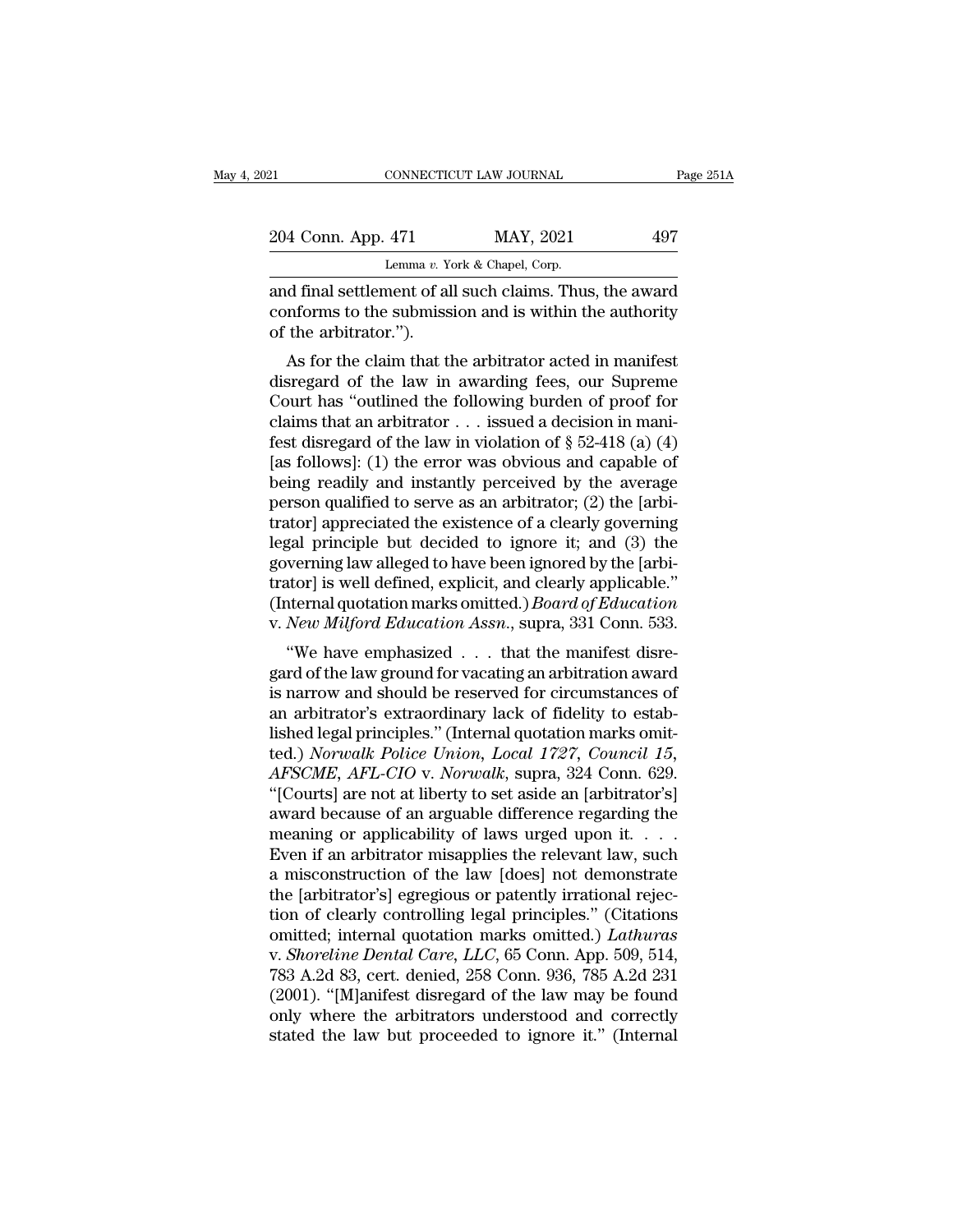and final settlement of all such claims. Thus, the award conforms to the submission and is within the authority of the arbitrator.").

As for the claim that the arbitrator acted in manifest disregard of the law in awarding fees, our Supreme Court has "outlined the following burden of proof for claims that an arbitrator . . . issued a decision in manifest disregard of the law in violation of § 52-418 (a) (4) [as follows]: (1) the error was obvious and capable of being readily and instantly perceived by the average person qualified to serve as an arbitrator; (2) the [arbitrator] appreciated the existence of a clearly governing legal principle but decided to ignore it; and (3) the governing law alleged to have been ignored by the [arbitrator] is well defined, explicit, and clearly applicable." (Internal quotation marks omitted.) *Board of Education* v. *New Milford Education Assn.*, supra, 331 Conn. 533.

"We have emphasized . . . that the manifest disregard of the law ground for vacating an arbitration award is narrow and should be reserved for circumstances of an arbitrator's extraordinary lack of fidelity to established legal principles." (Internal quotation marks omitted.) *Norwalk Police Union, Local 1727, Council 15, AFSCME, AFL-CIO* v. *Norwalk*, supra, 324 Conn. 629. "[Courts] are not at liberty to set aside an [arbitrator's] award because of an arguable difference regarding the meaning or applicability of laws urged upon it. . . . Even if an arbitrator misapplies the relevant law, such a misconstruction of the law [does] not demonstrate the [arbitrator's] egregious or patently irrational rejection of clearly controlling legal principles." (Citations omitted; internal quotation marks omitted.) *Lathuras* v. *Shoreline Dental Care, LLC*, 65 Conn. App. 509, 514, 783 A.2d 83, cert. denied, 258 Conn. 936, 785 A.2d 231 (2001). "[M]anifest disregard of the law may be found only where the arbitrators understood and correctly stated the law but proceeded to ignore it." (Internal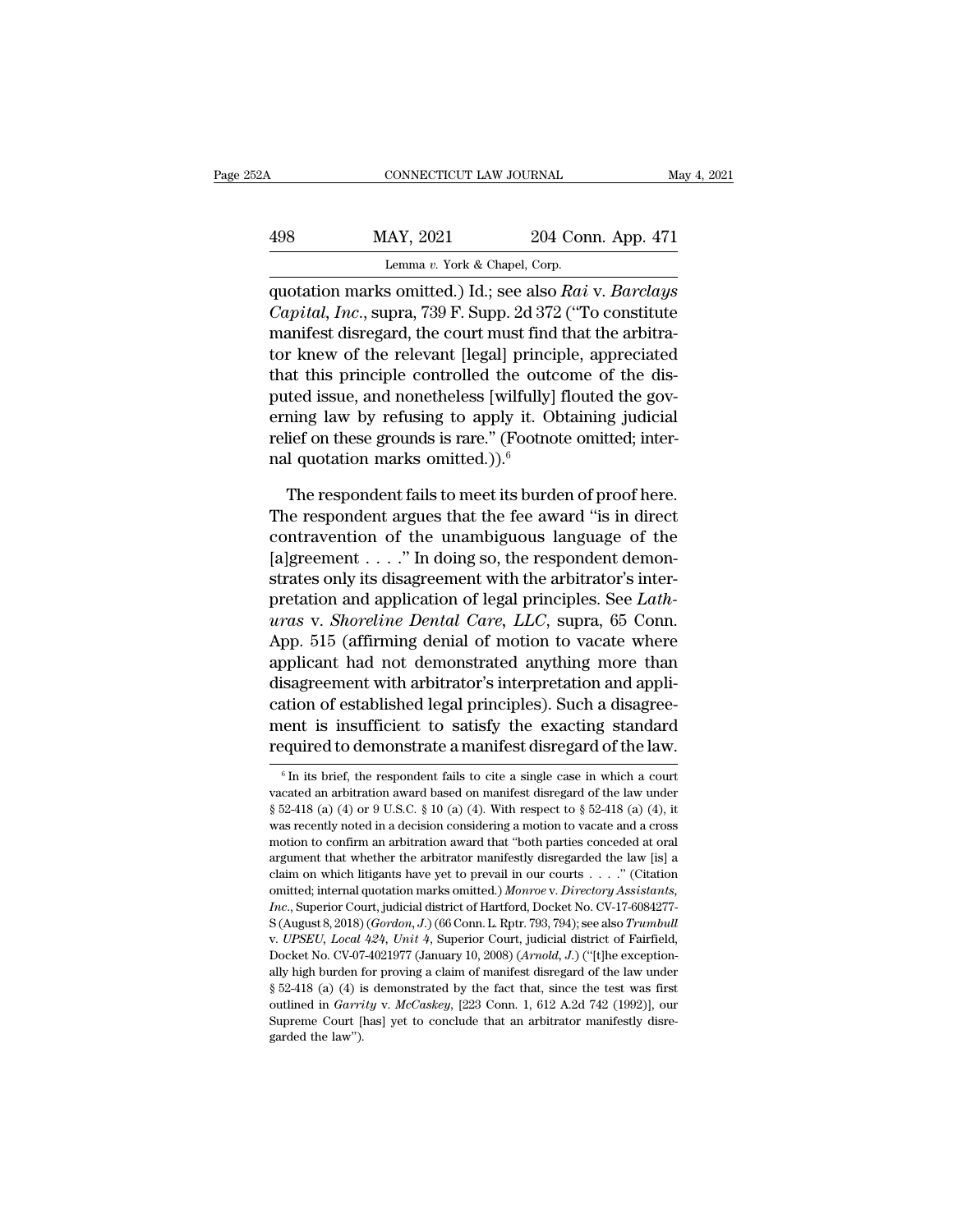quotation marks omitted.) Id.; see also *Rai* v. *Barclays Capital*, *Inc*., supra, 739 F. Supp. 2d 372 ("To constitute manifest disregard, the court must find that the arbitrator knew of the relevant [legal] principle, appreciated that this principle controlled the outcome of the disputed issue, and nonetheless [wilfully] flouted the governing law by refusing to apply it. Obtaining judicial relief on these grounds is rare." (Footnote omitted; internal quotation marks omitted.)).[6]

The respondent fails to meet its burden of proof here. The respondent argues that the fee award "is in direct contravention of the unambiguous language of the [a]greement . . . ." In doing so, the respondent demonstrates only its disagreement with the arbitrator's interpretation and application of legal principles. See *Lathuras* v. *Shoreline Dental Care, LLC*, supra, 65 Conn. App. 515 (affirming denial of motion to vacate where applicant had not demonstrated anything more than disagreement with arbitrator's interpretation and application of established legal principles). Such a disagreement is insufficient to satisfy the exacting standard required to demonstrate a manifest disregard of the law.

[6] In its brief, the respondent fails to cite a single case in which a court vacated an arbitration award based on manifest disregard of the law under § 52-418 (a) (4) or 9 U.S.C. § 10 (a) (4). With respect to § 52-418 (a) (4), it was recently noted in a decision considering a motion to vacate and a cross motion to confirm an arbitration award that "both parties conceded at oral argument that whether the arbitrator manifestly disregarded the law [is] a claim on which litigants have yet to prevail in our courts . . . ." (Citation omitted; internal quotation marks omitted.) *Monroe* v. *Directory Assistants, Inc.*, Superior Court, judicial district of Hartford, Docket No. CV-17-6084277-S (August 8, 2018) (*Gordon, J.*) (66 Conn. L. Rptr. 793, 794); see also *Trumbull* v. *UPSEU, Local 424, Unit 4*, Superior Court, judicial district of Fairfield, Docket No. CV-07-4021977 (January 10, 2008) (*Arnold, J.*) ("[t]he exceptionally high burden for proving a claim of manifest disregard of the law under § 52-418 (a) (4) is demonstrated by the fact that, since the test was first outlined in *Garrity* v. *McCaskey*, [223 Conn. 1, 612 A.2d 742 (1992)], our Supreme Court [has] yet to conclude that an arbitrator manifestly disregarded the law").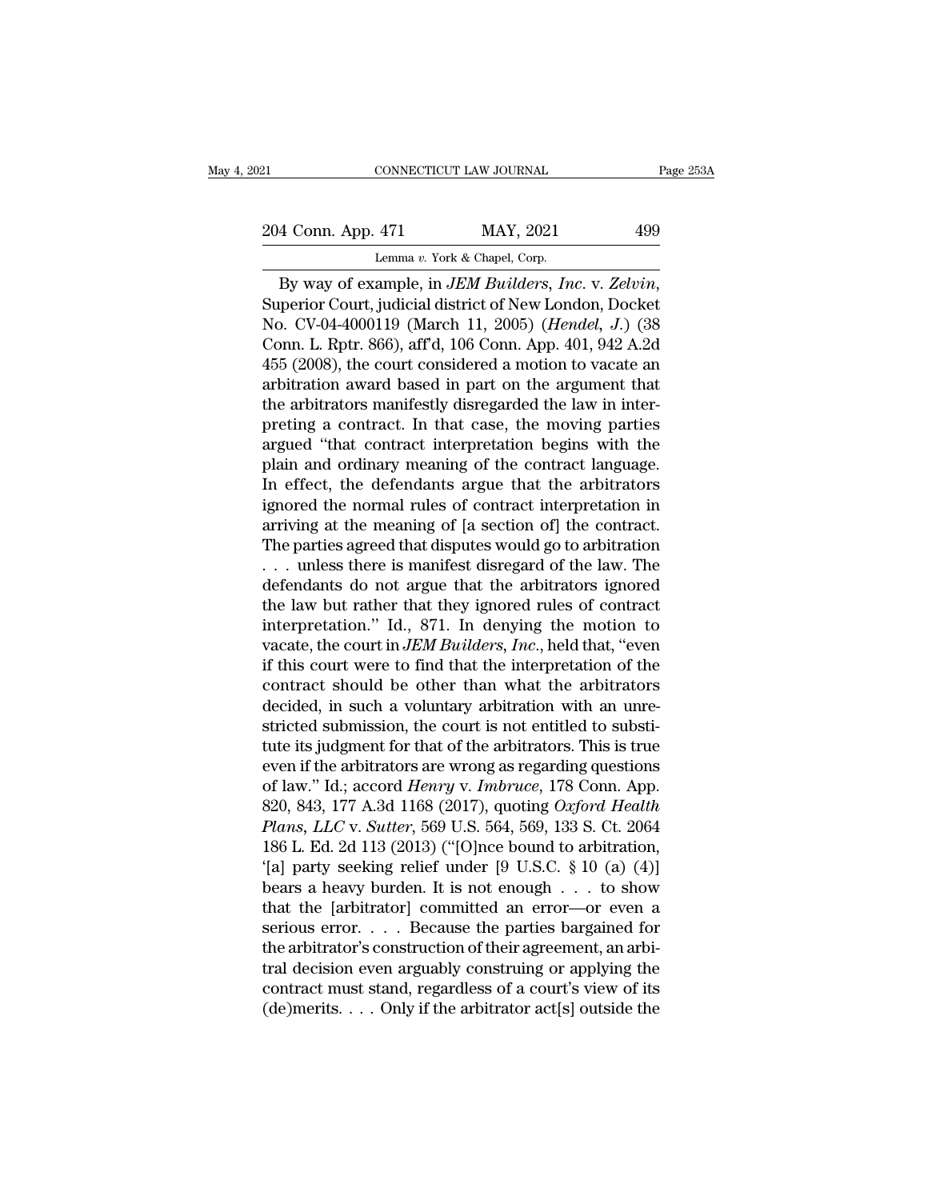By way of example, in *JEM Builders, Inc.* v. *Zelvin*, Superior Court, judicial district of New London, Docket No. CV-04-4000119 (March 11, 2005) (*Hendel, J.*) (38 Conn. L. Rptr. 866), aff'd, 106 Conn. App. 401, 942 A.2d 455 (2008), the court considered a motion to vacate an arbitration award based in part on the argument that the arbitrators manifestly disregarded the law in interpreting a contract. In that case, the moving parties argued "that contract interpretation begins with the plain and ordinary meaning of the contract language. In effect, the defendants argue that the arbitrators ignored the normal rules of contract interpretation in arriving at the meaning of [a section of] the contract. The parties agreed that disputes would go to arbitration . . . unless there is manifest disregard of the law. The defendants do not argue that the arbitrators ignored the law but rather that they ignored rules of contract interpretation." Id., 871. In denying the motion to vacate, the court in *JEM Builders, Inc.*, held that, "even if this court were to find that the interpretation of the contract should be other than what the arbitrators decided, in such a voluntary arbitration with an unrestricted submission, the court is not entitled to substitute its judgment for that of the arbitrators. This is true even if the arbitrators are wrong as regarding questions of law." Id.; accord *Henry* v. *Imbruce*, 178 Conn. App. 820, 843, 177 A.3d 1168 (2017), quoting *Oxford Health Plans, LLC* v. *Sutter*, 569 U.S. 564, 569, 133 S. Ct. 2064 186 L. Ed. 2d 113 (2013) ("[O]nce bound to arbitration, '[a] party seeking relief under [9 U.S.C. § 10 (a) (4)] bears a heavy burden. It is not enough . . . to show that the [arbitrator] committed an error—or even a serious error. . . . Because the parties bargained for the arbitrator's construction of their agreement, an arbitral decision even arguably construing or applying the contract must stand, regardless of a court's view of its (de)merits. . . . Only if the arbitrator act[s] outside the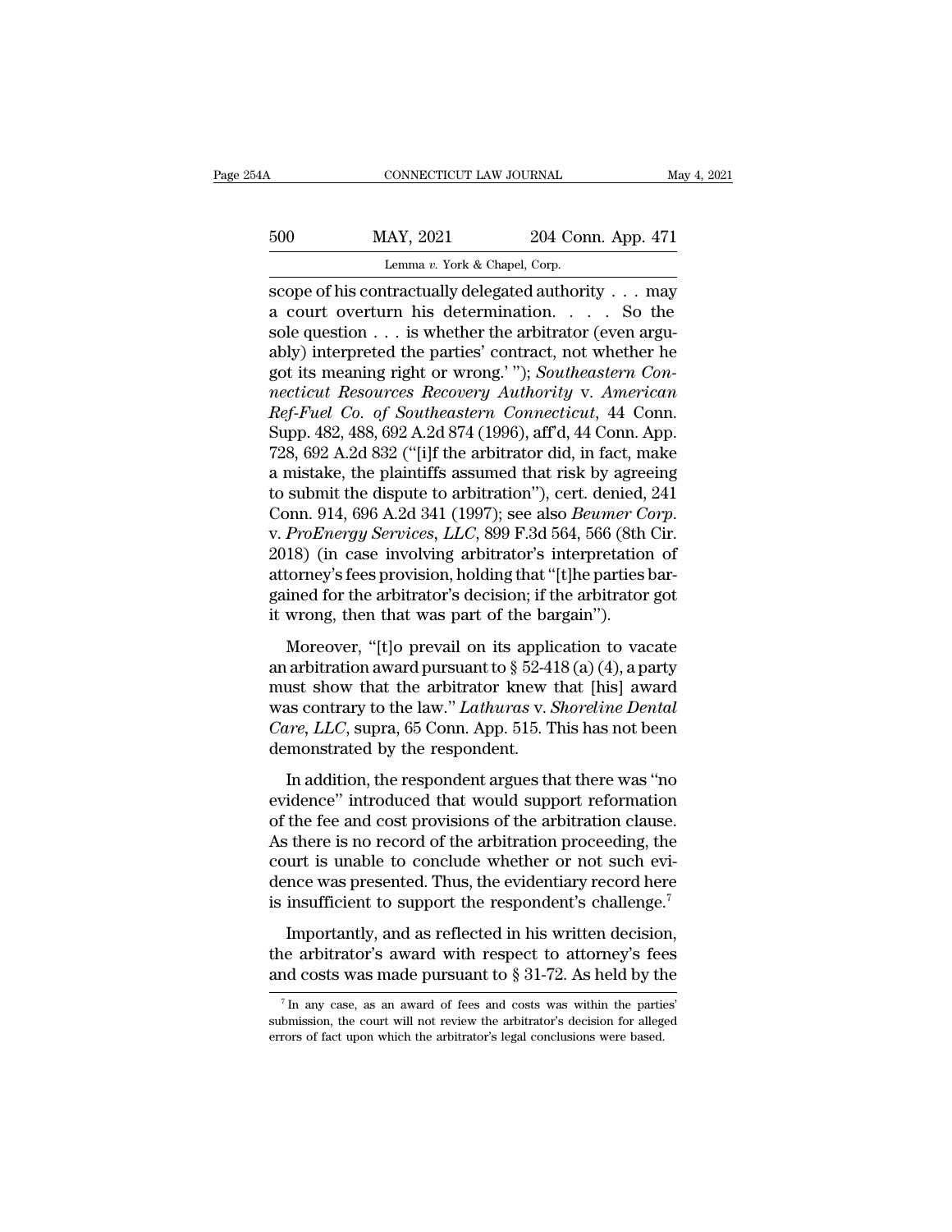scope of his contractually delegated authority . . . may a court overturn his determination. . . . So the sole question . . . is whether the arbitrator (even arguably) interpreted the parties' contract, not whether he got its meaning right or wrong.' "); *Southeastern Connecticut Resources Recovery Authority* v. *American Ref-Fuel Co. of Southeastern Connecticut*, 44 Conn. Supp. 482, 488, 692 A.2d 874 (1996), aff'd, 44 Conn. App. 728, 692 A.2d 832 ("[i]f the arbitrator did, in fact, make a mistake, the plaintiffs assumed that risk by agreeing to submit the dispute to arbitration"), cert. denied, 241 Conn. 914, 696 A.2d 341 (1997); see also *Beumer Corp.* v. *ProEnergy Services, LLC*, 899 F.3d 564, 566 (8th Cir. 2018) (in case involving arbitrator's interpretation of attorney's fees provision, holding that "[t]he parties bargained for the arbitrator's decision; if the arbitrator got it wrong, then that was part of the bargain").

Moreover, "[t]o prevail on its application to vacate an arbitration award pursuant to § 52-418 (a) (4), a party must show that the arbitrator knew that [his] award was contrary to the law." *Lathuras* v. *Shoreline Dental Care, LLC*, supra, 65 Conn. App. 515. This has not been demonstrated by the respondent.

In addition, the respondent argues that there was "no evidence" introduced that would support reformation of the fee and cost provisions of the arbitration clause. As there is no record of the arbitration proceeding, the court is unable to conclude whether or not such evidence was presented. Thus, the evidentiary record here is insufficient to support the respondent's challenge.[7]

Importantly, and as reflected in his written decision, the arbitrator's award with respect to attorney's fees and costs was made pursuant to § 31-72. As held by the

[7] In any case, as an award of fees and costs was within the parties' submission, the court will not review the arbitrator's decision for alleged errors of fact upon which the arbitrator's legal conclusions were based.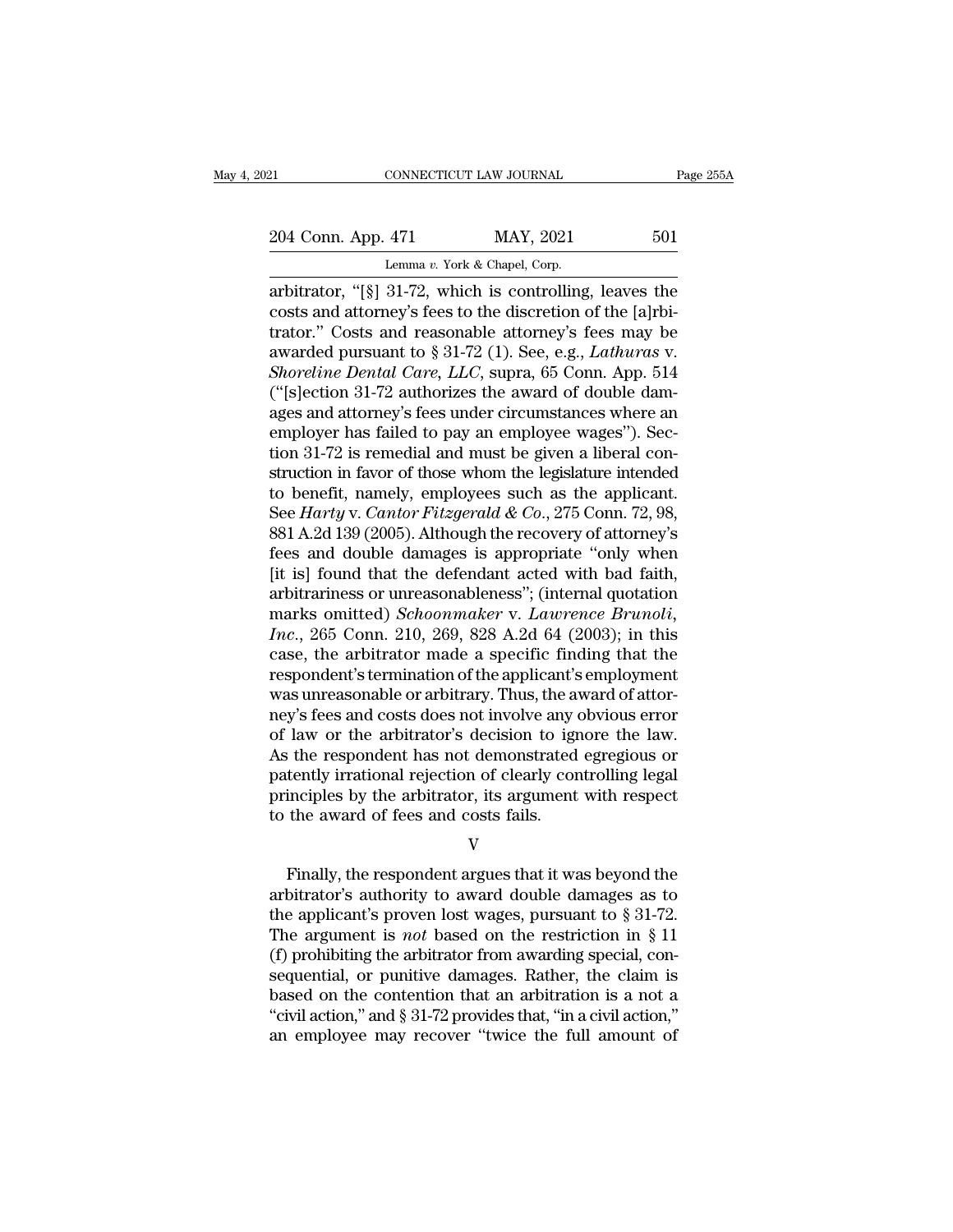arbitrator, "[§] 31-72, which is controlling, leaves the costs and attorney's fees to the discretion of the [a]rbitrator." Costs and reasonable attorney's fees may be awarded pursuant to § 31-72 (1). See, e.g., *Lathuras* v. *Shoreline Dental Care, LLC*, supra, 65 Conn. App. 514 ("[s]ection 31-72 authorizes the award of double damages and attorney's fees under circumstances where an employer has failed to pay an employee wages"). Section 31-72 is remedial and must be given a liberal construction in favor of those whom the legislature intended to benefit, namely, employees such as the applicant. See *Harty* v. *Cantor Fitzgerald & Co.*, 275 Conn. 72, 98, 881 A.2d 139 (2005). Although the recovery of attorney's fees and double damages is appropriate "only when [it is] found that the defendant acted with bad faith, arbitrariness or unreasonableness"; (internal quotation marks omitted) *Schoonmaker* v. *Lawrence Brunoli, Inc.*, 265 Conn. 210, 269, 828 A.2d 64 (2003); in this case, the arbitrator made a specific finding that the respondent's termination of the applicant's employment was unreasonable or arbitrary. Thus, the award of attorney's fees and costs does not involve any obvious error of law or the arbitrator's decision to ignore the law. As the respondent has not demonstrated egregious or patently irrational rejection of clearly controlling legal principles by the arbitrator, its argument with respect to the award of fees and costs fails.

V

Finally, the respondent argues that it was beyond the arbitrator's authority to award double damages as to the applicant's proven lost wages, pursuant to § 31-72. The argument is *not* based on the restriction in § 11 (f) prohibiting the arbitrator from awarding special, consequential, or punitive damages. Rather, the claim is based on the contention that an arbitration is a not a "civil action," and § 31-72 provides that, "in a civil action," an employee may recover "twice the full amount of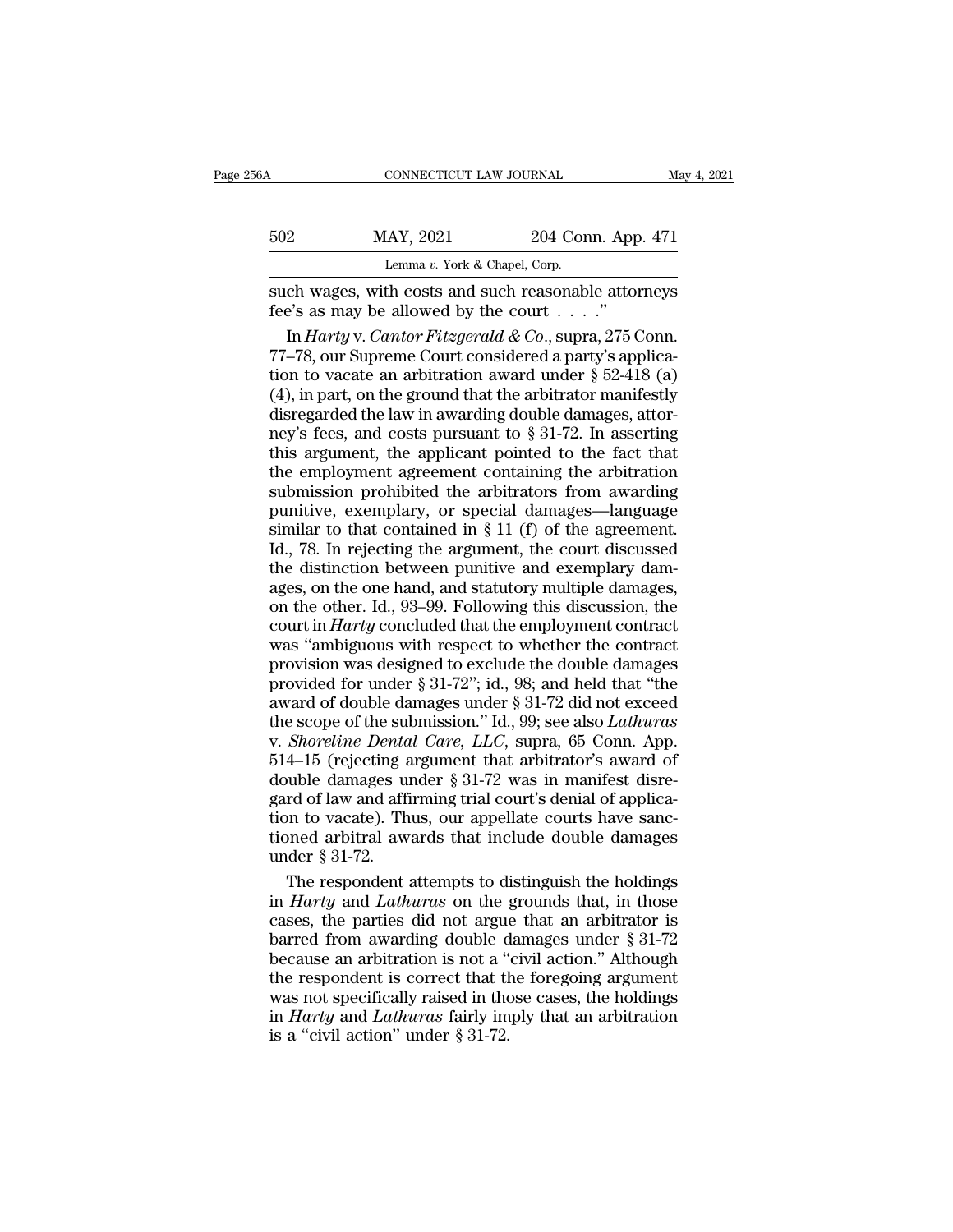such wages, with costs and such reasonable attorneys fee's as may be allowed by the court . . . ."

In *Harty* v. *Cantor Fitzgerald & Co.*, supra, 275 Conn. 77–78, our Supreme Court considered a party's application to vacate an arbitration award under § 52-418 (a) (4), in part, on the ground that the arbitrator manifestly disregarded the law in awarding double damages, attorney's fees, and costs pursuant to § 31-72. In asserting this argument, the applicant pointed to the fact that the employment agreement containing the arbitration submission prohibited the arbitrators from awarding punitive, exemplary, or special damages—language similar to that contained in § 11 (f) of the agreement. Id., 78. In rejecting the argument, the court discussed the distinction between punitive and exemplary damages, on the one hand, and statutory multiple damages, on the other. Id., 93–99. Following this discussion, the court in *Harty* concluded that the employment contract was "ambiguous with respect to whether the contract provision was designed to exclude the double damages provided for under § 31-72"; id., 98; and held that "the award of double damages under § 31-72 did not exceed the scope of the submission." Id., 99; see also *Lathuras* v. *Shoreline Dental Care, LLC*, supra, 65 Conn. App. 514–15 (rejecting argument that arbitrator's award of double damages under § 31-72 was in manifest disregard of law and affirming trial court's denial of application to vacate). Thus, our appellate courts have sanctioned arbitral awards that include double damages under § 31-72.

The respondent attempts to distinguish the holdings in *Harty* and *Lathuras* on the grounds that, in those cases, the parties did not argue that an arbitrator is barred from awarding double damages under § 31-72 because an arbitration is not a "civil action." Although the respondent is correct that the foregoing argument was not specifically raised in those cases, the holdings in *Harty* and *Lathuras* fairly imply that an arbitration is a "civil action" under § 31-72.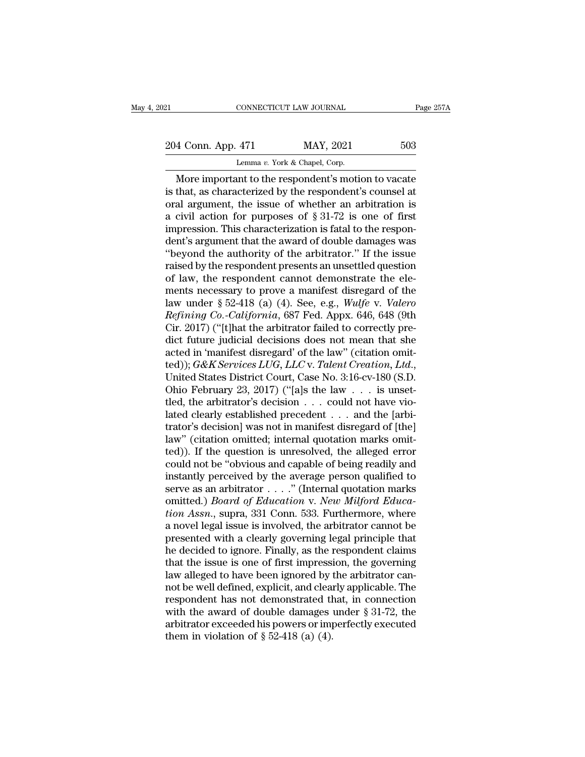More important to the respondent's motion to vacate is that, as characterized by the respondent's counsel at oral argument, the issue of whether an arbitration is a civil action for purposes of § 31-72 is one of first impression. This characterization is fatal to the respondent's argument that the award of double damages was "beyond the authority of the arbitrator." If the issue raised by the respondent presents an unsettled question of law, the respondent cannot demonstrate the elements necessary to prove a manifest disregard of the law under § 52-418 (a) (4). See, e.g., *Wulfe* v. *Valero Refining Co.-California*, 687 Fed. Appx. 646, 648 (9th Cir. 2017) ("[t]hat the arbitrator failed to correctly predict future judicial decisions does not mean that she acted in 'manifest disregard' of the law" (citation omitted)); *G&K Services LUG, LLC* v. *Talent Creation, Ltd.*, United States District Court, Case No. 3:16-cv-180 (S.D. Ohio February 23, 2017) ("[a]s the law . . . is unsettled, the arbitrator's decision . . . could not have violated clearly established precedent . . . and the [arbitrator's decision] was not in manifest disregard of [the] law" (citation omitted; internal quotation marks omitted)). If the question is unresolved, the alleged error could not be "obvious and capable of being readily and instantly perceived by the average person qualified to serve as an arbitrator . . . ." (Internal quotation marks omitted.) *Board of Education* v. *New Milford Education Assn.*, supra, 331 Conn. 533. Furthermore, where a novel legal issue is involved, the arbitrator cannot be presented with a clearly governing legal principle that he decided to ignore. Finally, as the respondent claims that the issue is one of first impression, the governing law alleged to have been ignored by the arbitrator cannot be well defined, explicit, and clearly applicable. The respondent has not demonstrated that, in connection with the award of double damages under § 31-72, the arbitrator exceeded his powers or imperfectly executed them in violation of § 52-418 (a) (4).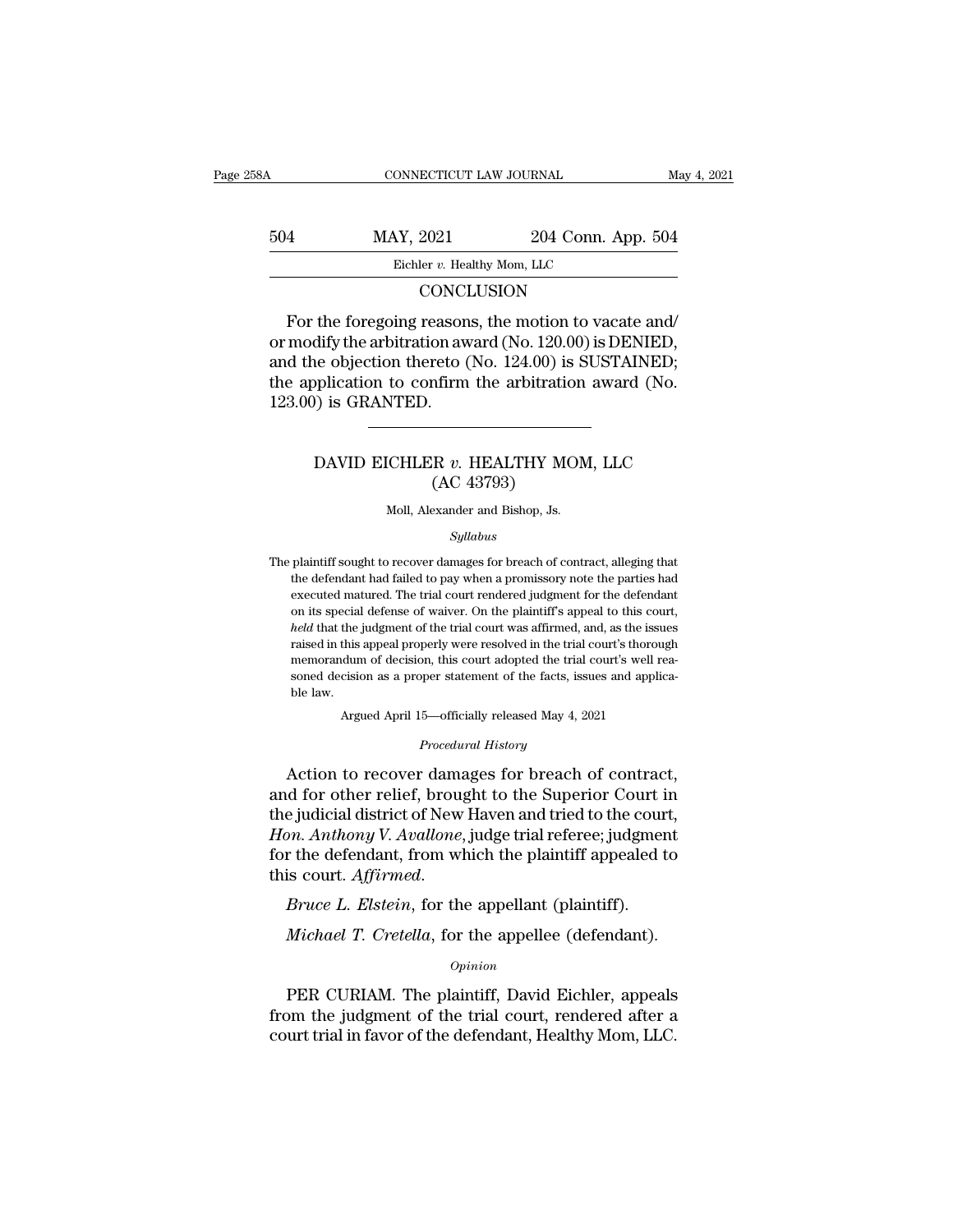## CONCLUSION

For the foregoing reasons, the motion to vacate and/or modify the arbitration award (No. 120.00) is DENIED, and the objection thereto (No. 124.00) is SUSTAINED; the application to confirm the arbitration award (No. 123.00) is GRANTED.

---

# DAVID EICHLER *v.* HEALTHY MOM, LLC
(AC 43793)

Moll, Alexander and Bishop, Js.

*Syllabus*

The plaintiff sought to recover damages for breach of contract, alleging that the defendant had failed to pay when a promissory note the parties had executed matured. The trial court rendered judgment for the defendant on its special defense of waiver. On the plaintiff's appeal to this court, *held* that the judgment of the trial court was affirmed, and, as the issues raised in this appeal properly were resolved in the trial court's thorough memorandum of decision, this court adopted the trial court's well reasoned decision as a proper statement of the facts, issues and applicable law.

Argued April 15—officially released May 4, 2021

*Procedural History*

Action to recover damages for breach of contract, and for other relief, brought to the Superior Court in the judicial district of New Haven and tried to the court, *Hon. Anthony V. Avallone*, judge trial referee; judgment for the defendant, from which the plaintiff appealed to this court. *Affirmed*.

*Bruce L. Elstein*, for the appellant (plaintiff).

*Michael T. Cretella*, for the appellee (defendant).

*Opinion*

PER CURIAM. The plaintiff, David Eichler, appeals from the judgment of the trial court, rendered after a court trial in favor of the defendant, Healthy Mom, LLC.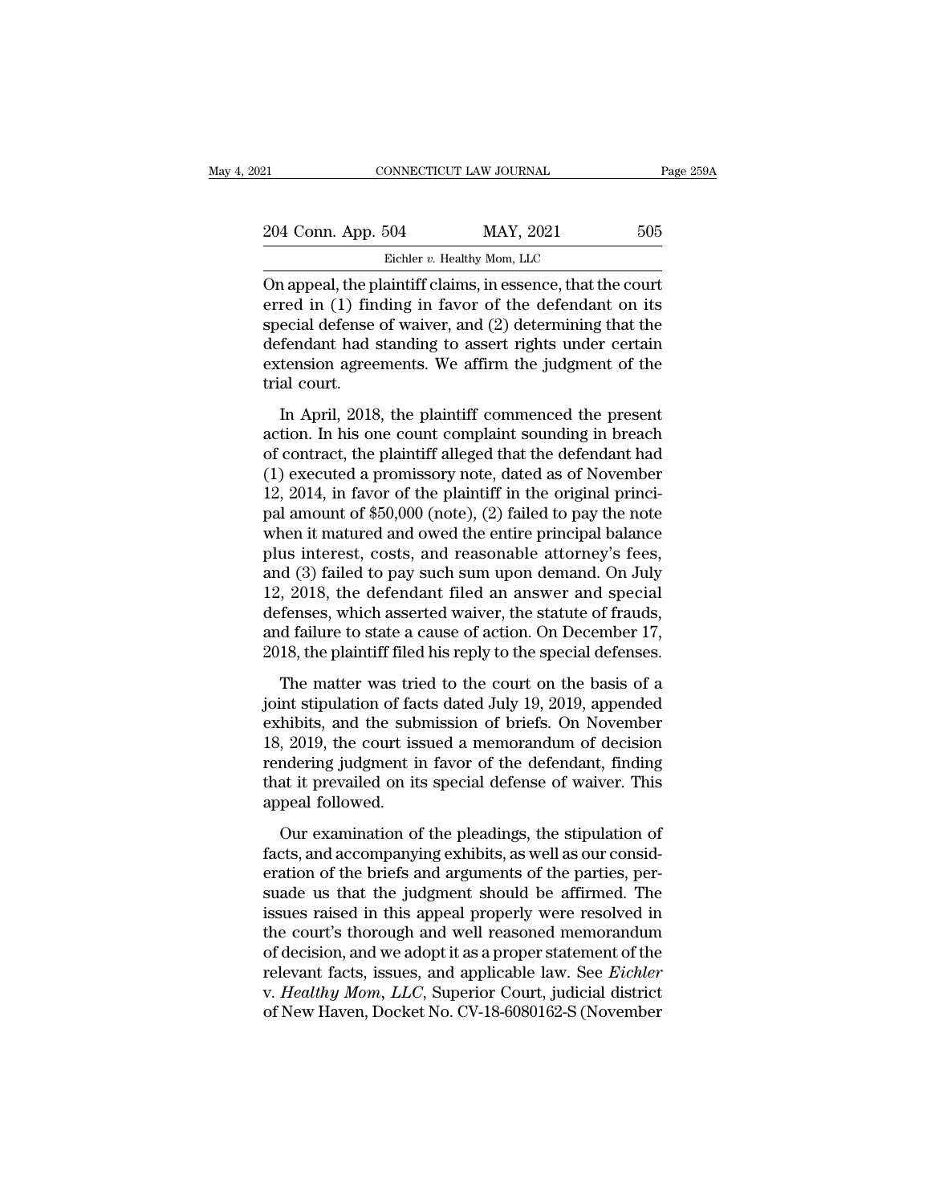On appeal, the plaintiff claims, in essence, that the court erred in (1) finding in favor of the defendant on its special defense of waiver, and (2) determining that the defendant had standing to assert rights under certain extension agreements. We affirm the judgment of the trial court.

In April, 2018, the plaintiff commenced the present action. In his one count complaint sounding in breach of contract, the plaintiff alleged that the defendant had (1) executed a promissory note, dated as of November 12, 2014, in favor of the plaintiff in the original principal amount of $50,000 (note), (2) failed to pay the note when it matured and owed the entire principal balance plus interest, costs, and reasonable attorney's fees, and (3) failed to pay such sum upon demand. On July 12, 2018, the defendant filed an answer and special defenses, which asserted waiver, the statute of frauds, and failure to state a cause of action. On December 17, 2018, the plaintiff filed his reply to the special defenses.

The matter was tried to the court on the basis of a joint stipulation of facts dated July 19, 2019, appended exhibits, and the submission of briefs. On November 18, 2019, the court issued a memorandum of decision rendering judgment in favor of the defendant, finding that it prevailed on its special defense of waiver. This appeal followed.

Our examination of the pleadings, the stipulation of facts, and accompanying exhibits, as well as our consideration of the briefs and arguments of the parties, persuade us that the judgment should be affirmed. The issues raised in this appeal properly were resolved in the court's thorough and well reasoned memorandum of decision, and we adopt it as a proper statement of the relevant facts, issues, and applicable law. See *Eichler* v. *Healthy Mom, LLC*, Superior Court, judicial district of New Haven, Docket No. CV-18-6080162-S (November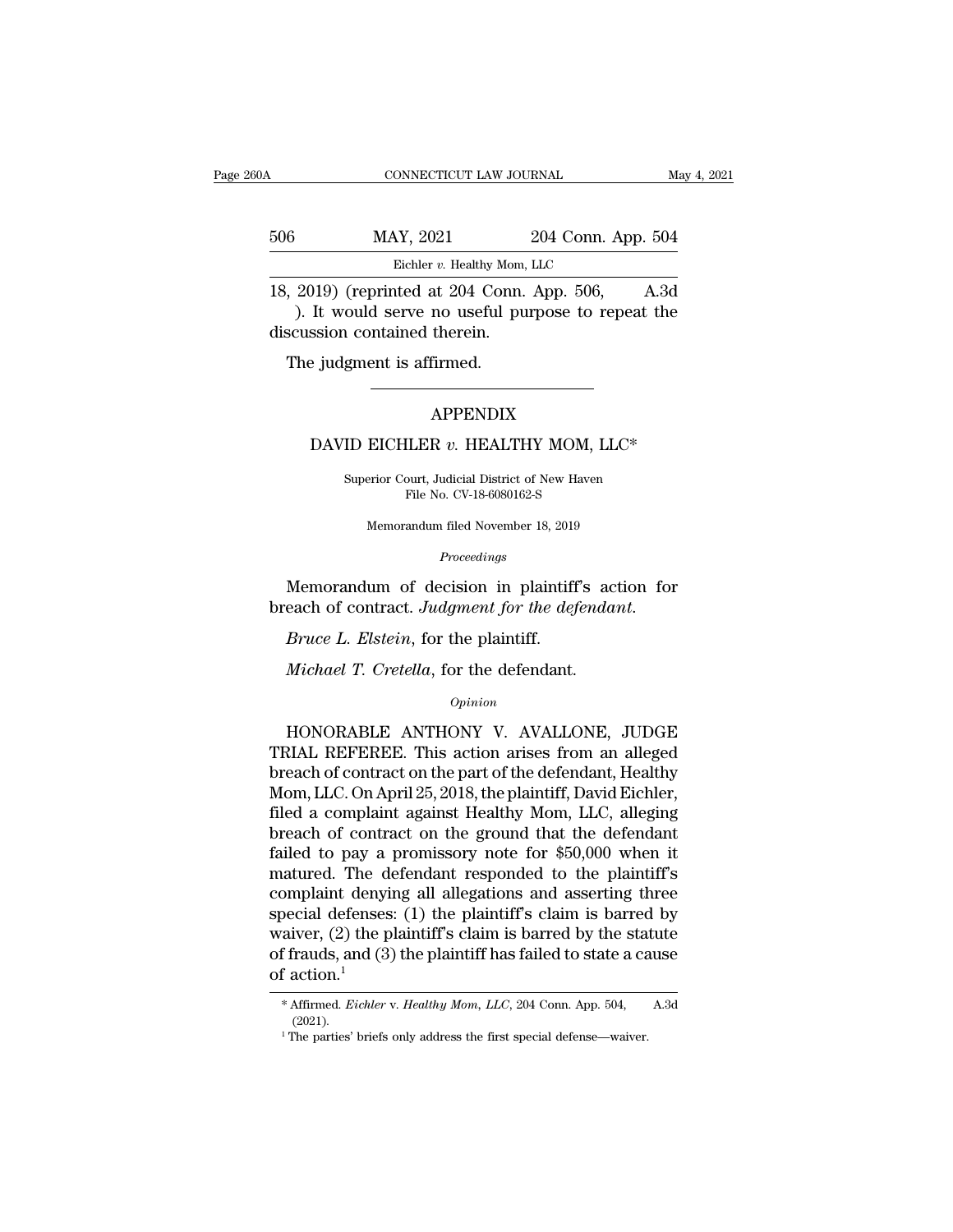18, 2019) (reprinted at 204 Conn. App. 506, A.3d ). It would serve no useful purpose to repeat the discussion contained therein.

The judgment is affirmed.

---

# APPENDIX

## DAVID EICHLER *v.* HEALTHY MOM, LLC*

Superior Court, Judicial District of New Haven
File No. CV-18-6080162-S

Memorandum filed November 18, 2019

*Proceedings*

Memorandum of decision in plaintiff's action for breach of contract. *Judgment for the defendant.*

*Bruce L. Elstein*, for the plaintiff.

*Michael T. Cretella*, for the defendant.

*Opinion*

HONORABLE ANTHONY V. AVALLONE, JUDGE TRIAL REFEREE. This action arises from an alleged breach of contract on the part of the defendant, Healthy Mom, LLC. On April 25, 2018, the plaintiff, David Eichler, filed a complaint against Healthy Mom, LLC, alleging breach of contract on the ground that the defendant failed to pay a promissory note for $50,000 when it matured. The defendant responded to the plaintiff's complaint denying all allegations and asserting three special defenses: (1) the plaintiff's claim is barred by waiver, (2) the plaintiff's claim is barred by the statute of frauds, and (3) the plaintiff has failed to state a cause of action.[1]

---

\* Affirmed. *Eichler* v. *Healthy Mom, LLC*, 204 Conn. App. 504, A.3d (2021).

[1] The parties' briefs only address the first special defense—waiver.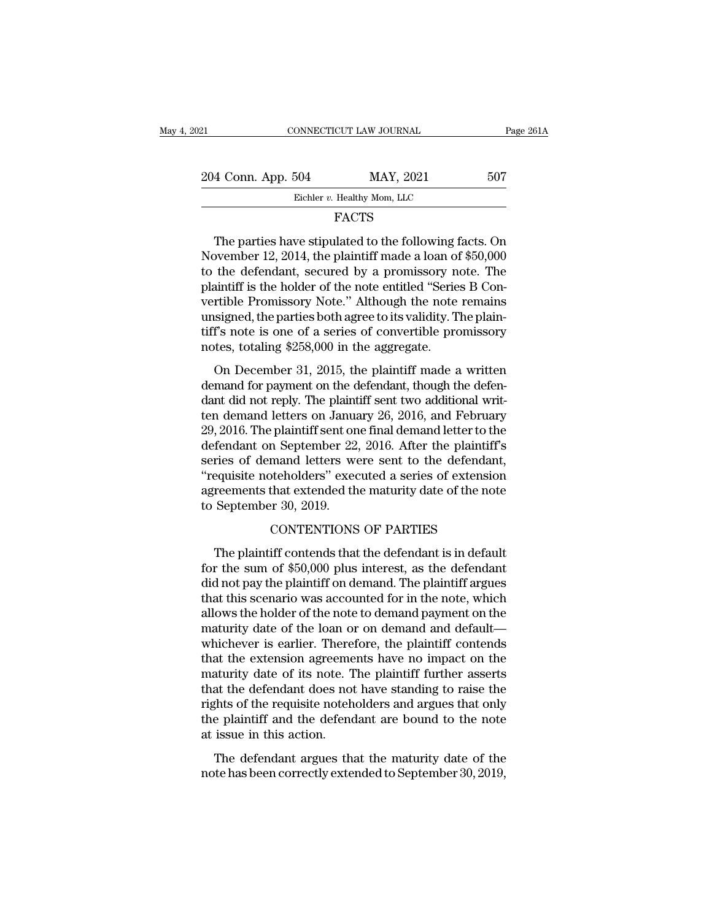## FACTS

The parties have stipulated to the following facts. On November 12, 2014, the plaintiff made a loan of $50,000 to the defendant, secured by a promissory note. The plaintiff is the holder of the note entitled "Series B Convertible Promissory Note." Although the note remains unsigned, the parties both agree to its validity. The plaintiff's note is one of a series of convertible promissory notes, totaling $258,000 in the aggregate.

On December 31, 2015, the plaintiff made a written demand for payment on the defendant, though the defendant did not reply. The plaintiff sent two additional written demand letters on January 26, 2016, and February 29, 2016. The plaintiff sent one final demand letter to the defendant on September 22, 2016. After the plaintiff's series of demand letters were sent to the defendant, "requisite noteholders" executed a series of extension agreements that extended the maturity date of the note to September 30, 2019.

## CONTENTIONS OF PARTIES

The plaintiff contends that the defendant is in default for the sum of $50,000 plus interest, as the defendant did not pay the plaintiff on demand. The plaintiff argues that this scenario was accounted for in the note, which allows the holder of the note to demand payment on the maturity date of the loan or on demand and default—whichever is earlier. Therefore, the plaintiff contends that the extension agreements have no impact on the maturity date of its note. The plaintiff further asserts that the defendant does not have standing to raise the rights of the requisite noteholders and argues that only the plaintiff and the defendant are bound to the note at issue in this action.

The defendant argues that the maturity date of the note has been correctly extended to September 30, 2019,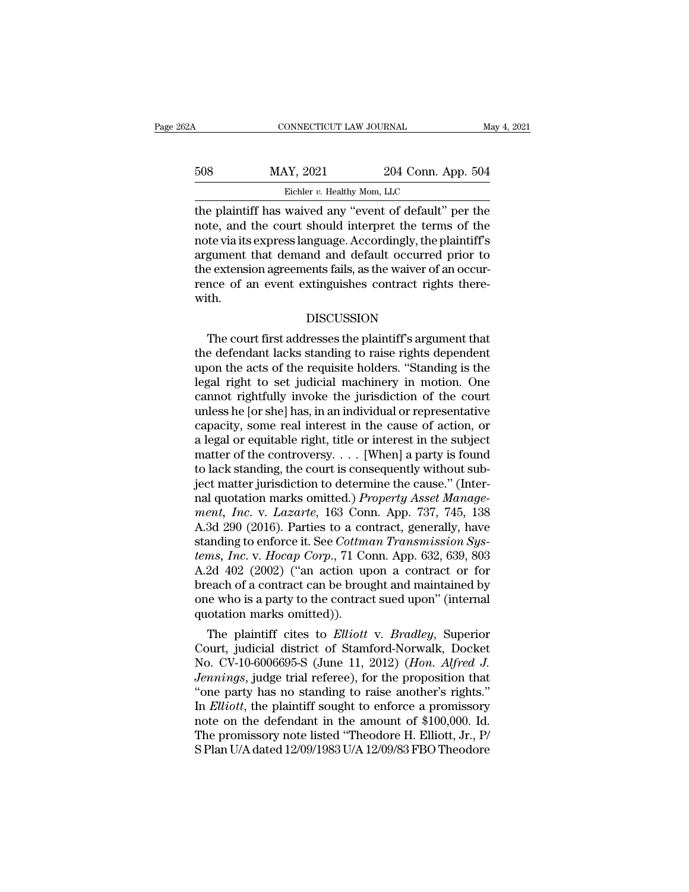the plaintiff has waived any "event of default" per the note, and the court should interpret the terms of the note via its express language. Accordingly, the plaintiff's argument that demand and default occurred prior to the extension agreements fails, as the waiver of an occurrence of an event extinguishes contract rights therewith.

DISCUSSION

The court first addresses the plaintiff's argument that the defendant lacks standing to raise rights dependent upon the acts of the requisite holders. "Standing is the legal right to set judicial machinery in motion. One cannot rightfully invoke the jurisdiction of the court unless he [or she] has, in an individual or representative capacity, some real interest in the cause of action, or a legal or equitable right, title or interest in the subject matter of the controversy. . . . [When] a party is found to lack standing, the court is consequently without subject matter jurisdiction to determine the cause." (Internal quotation marks omitted.) *Property Asset Management, Inc.* v. *Lazarte*, 163 Conn. App. 737, 745, 138 A.3d 290 (2016). Parties to a contract, generally, have standing to enforce it. See *Cottman Transmission Systems, Inc.* v. *Hocap Corp.*, 71 Conn. App. 632, 639, 803 A.2d 402 (2002) ("an action upon a contract or for breach of a contract can be brought and maintained by one who is a party to the contract sued upon" (internal quotation marks omitted)).

The plaintiff cites to *Elliott* v. *Bradley*, Superior Court, judicial district of Stamford-Norwalk, Docket No. CV-10-6006695-S (June 11, 2012) (*Hon. Alfred J. Jennings*, judge trial referee), for the proposition that "one party has no standing to raise another's rights." In *Elliott*, the plaintiff sought to enforce a promissory note on the defendant in the amount of $100,000. Id. The promissory note listed "Theodore H. Elliott, Jr., P/S Plan U/A dated 12/09/1983 U/A 12/09/83 FBO Theodore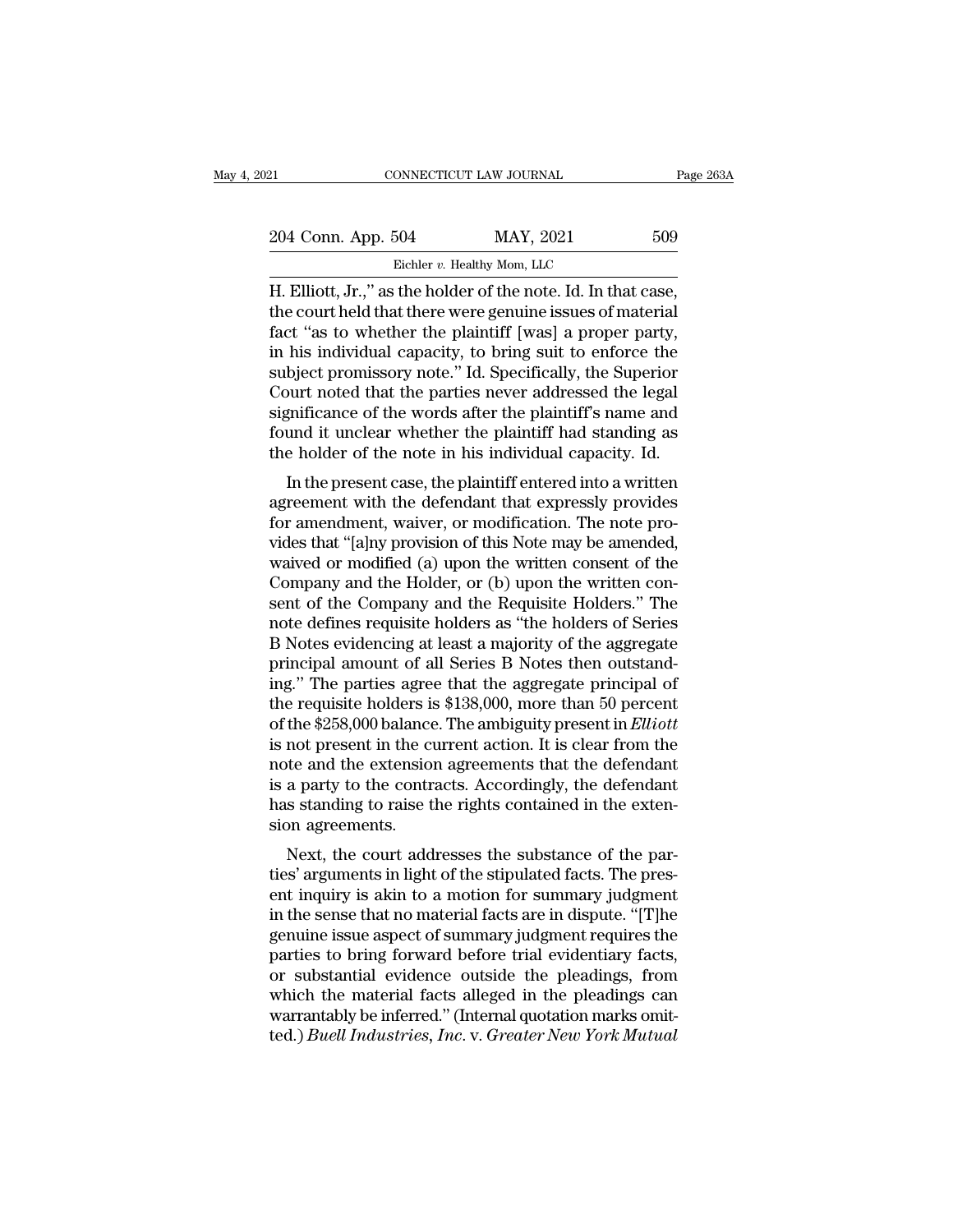H. Elliott, Jr.," as the holder of the note. Id. In that case, the court held that there were genuine issues of material fact "as to whether the plaintiff [was] a proper party, in his individual capacity, to bring suit to enforce the subject promissory note." Id. Specifically, the Superior Court noted that the parties never addressed the legal significance of the words after the plaintiff's name and found it unclear whether the plaintiff had standing as the holder of the note in his individual capacity. Id.

In the present case, the plaintiff entered into a written agreement with the defendant that expressly provides for amendment, waiver, or modification. The note provides that "[a]ny provision of this Note may be amended, waived or modified (a) upon the written consent of the Company and the Holder, or (b) upon the written consent of the Company and the Requisite Holders." The note defines requisite holders as "the holders of Series B Notes evidencing at least a majority of the aggregate principal amount of all Series B Notes then outstanding." The parties agree that the aggregate principal of the requisite holders is $138,000, more than 50 percent of the $258,000 balance. The ambiguity present in *Elliott* is not present in the current action. It is clear from the note and the extension agreements that the defendant is a party to the contracts. Accordingly, the defendant has standing to raise the rights contained in the extension agreements.

Next, the court addresses the substance of the parties' arguments in light of the stipulated facts. The present inquiry is akin to a motion for summary judgment in the sense that no material facts are in dispute. "[T]he genuine issue aspect of summary judgment requires the parties to bring forward before trial evidentiary facts, or substantial evidence outside the pleadings, from which the material facts alleged in the pleadings can warrantably be inferred." (Internal quotation marks omitted.) *Buell Industries, Inc.* v. *Greater New York Mutual*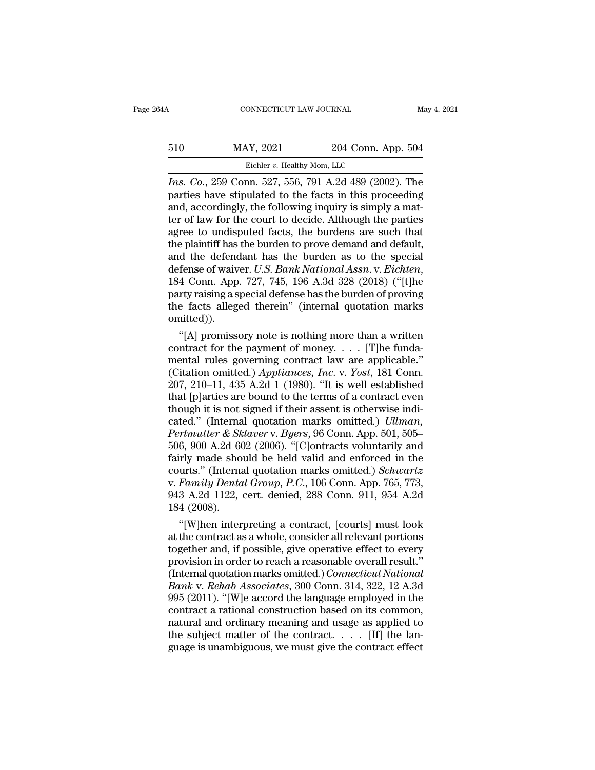*Ins. Co.*, 259 Conn. 527, 556, 791 A.2d 489 (2002). The parties have stipulated to the facts in this proceeding and, accordingly, the following inquiry is simply a matter of law for the court to decide. Although the parties agree to undisputed facts, the burdens are such that the plaintiff has the burden to prove demand and default, and the defendant has the burden as to the special defense of waiver. *U.S. Bank National Assn.* v. *Eichten*, 184 Conn. App. 727, 745, 196 A.3d 328 (2018) ("[t]he party raising a special defense has the burden of proving the facts alleged therein" (internal quotation marks omitted)).

"[A] promissory note is nothing more than a written contract for the payment of money. . . . [T]he fundamental rules governing contract law are applicable." (Citation omitted.) *Appliances, Inc.* v. *Yost*, 181 Conn. 207, 210–11, 435 A.2d 1 (1980). "It is well established that [p]arties are bound to the terms of a contract even though it is not signed if their assent is otherwise indicated." (Internal quotation marks omitted.) *Ullman, Perlmutter & Sklaver* v. *Byers*, 96 Conn. App. 501, 505–506, 900 A.2d 602 (2006). "[C]ontracts voluntarily and fairly made should be held valid and enforced in the courts." (Internal quotation marks omitted.) *Schwartz* v. *Family Dental Group, P.C.*, 106 Conn. App. 765, 773, 943 A.2d 1122, cert. denied, 288 Conn. 911, 954 A.2d 184 (2008).

"[W]hen interpreting a contract, [courts] must look at the contract as a whole, consider all relevant portions together and, if possible, give operative effect to every provision in order to reach a reasonable overall result." (Internal quotation marks omitted.) *Connecticut National Bank* v. *Rehab Associates*, 300 Conn. 314, 322, 12 A.3d 995 (2011). "[W]e accord the language employed in the contract a rational construction based on its common, natural and ordinary meaning and usage as applied to the subject matter of the contract. . . . [If] the language is unambiguous, we must give the contract effect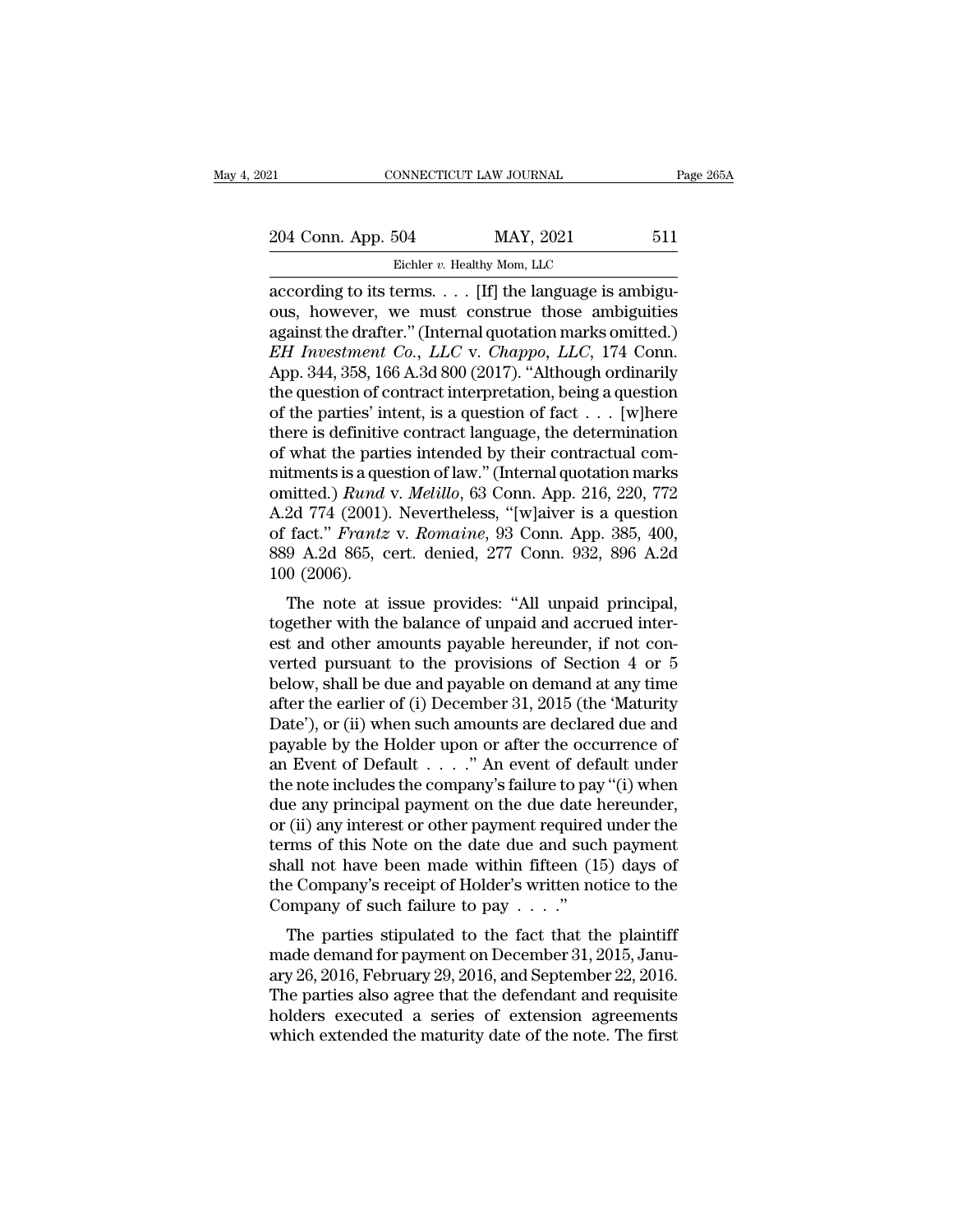according to its terms. . . . [If] the language is ambiguous, however, we must construe those ambiguities against the drafter." (Internal quotation marks omitted.) *EH Investment Co., LLC* v. *Chappo, LLC*, 174 Conn. App. 344, 358, 166 A.3d 800 (2017). "Although ordinarily the question of contract interpretation, being a question of the parties' intent, is a question of fact . . . [w]here there is definitive contract language, the determination of what the parties intended by their contractual commitments is a question of law." (Internal quotation marks omitted.) *Rund* v. *Melillo*, 63 Conn. App. 216, 220, 772 A.2d 774 (2001). Nevertheless, "[w]aiver is a question of fact." *Frantz* v. *Romaine*, 93 Conn. App. 385, 400, 889 A.2d 865, cert. denied, 277 Conn. 932, 896 A.2d 100 (2006).

The note at issue provides: "All unpaid principal, together with the balance of unpaid and accrued interest and other amounts payable hereunder, if not converted pursuant to the provisions of Section 4 or 5 below, shall be due and payable on demand at any time after the earlier of (i) December 31, 2015 (the 'Maturity Date'), or (ii) when such amounts are declared due and payable by the Holder upon or after the occurrence of an Event of Default . . . ." An event of default under the note includes the company's failure to pay "(i) when due any principal payment on the due date hereunder, or (ii) any interest or other payment required under the terms of this Note on the date due and such payment shall not have been made within fifteen (15) days of the Company's receipt of Holder's written notice to the Company of such failure to pay . . . ."

The parties stipulated to the fact that the plaintiff made demand for payment on December 31, 2015, January 26, 2016, February 29, 2016, and September 22, 2016. The parties also agree that the defendant and requisite holders executed a series of extension agreements which extended the maturity date of the note. The first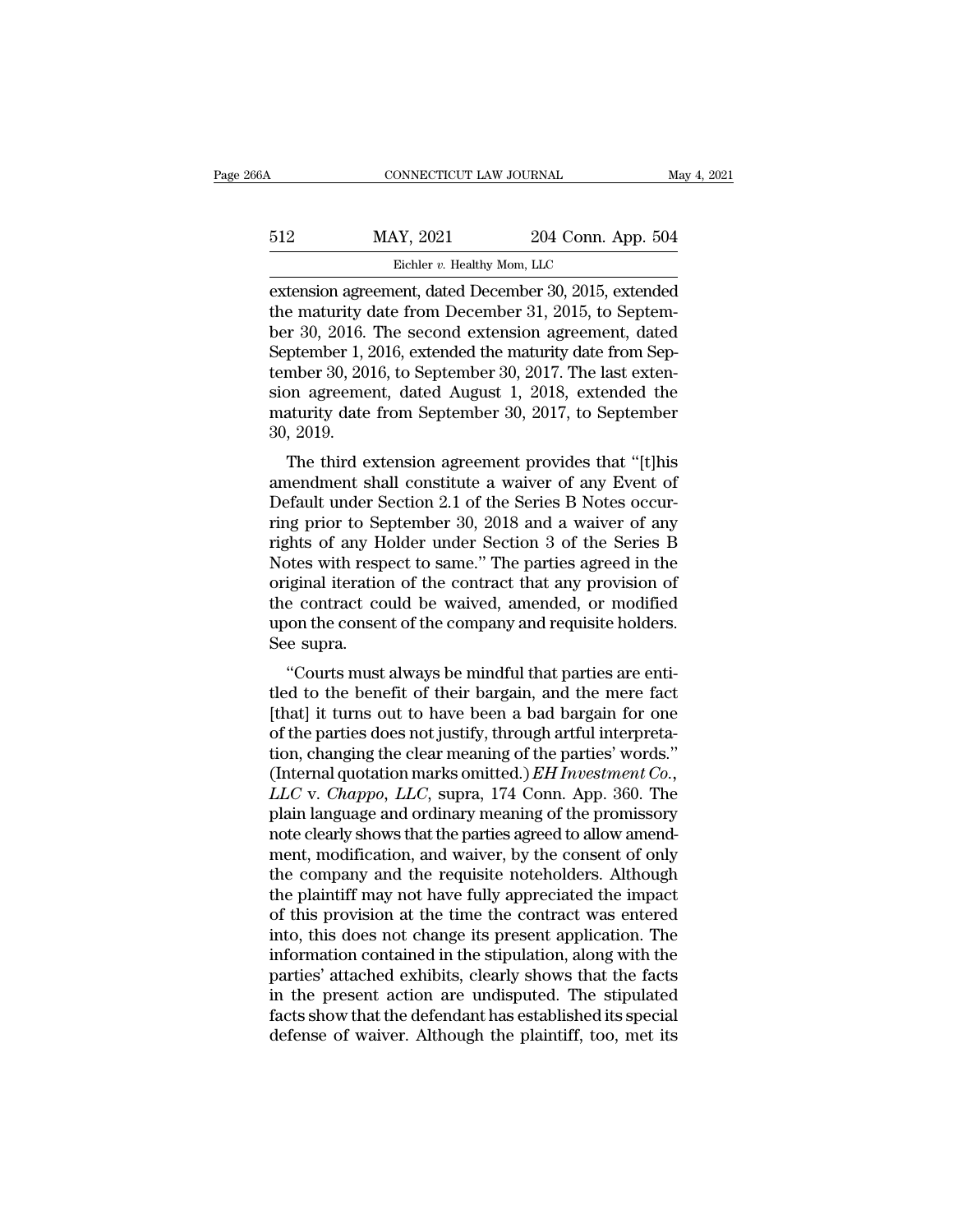extension agreement, dated December 30, 2015, extended the maturity date from December 31, 2015, to September 30, 2016. The second extension agreement, dated September 1, 2016, extended the maturity date from September 30, 2016, to September 30, 2017. The last extension agreement, dated August 1, 2018, extended the maturity date from September 30, 2017, to September 30, 2019.

The third extension agreement provides that "[t]his amendment shall constitute a waiver of any Event of Default under Section 2.1 of the Series B Notes occurring prior to September 30, 2018 and a waiver of any rights of any Holder under Section 3 of the Series B Notes with respect to same." The parties agreed in the original iteration of the contract that any provision of the contract could be waived, amended, or modified upon the consent of the company and requisite holders. See supra.

"Courts must always be mindful that parties are entitled to the benefit of their bargain, and the mere fact [that] it turns out to have been a bad bargain for one of the parties does not justify, through artful interpretation, changing the clear meaning of the parties' words." (Internal quotation marks omitted.) *EH Investment Co., LLC* v. *Chappo, LLC*, supra, 174 Conn. App. 360. The plain language and ordinary meaning of the promissory note clearly shows that the parties agreed to allow amendment, modification, and waiver, by the consent of only the company and the requisite noteholders. Although the plaintiff may not have fully appreciated the impact of this provision at the time the contract was entered into, this does not change its present application. The information contained in the stipulation, along with the parties' attached exhibits, clearly shows that the facts in the present action are undisputed. The stipulated facts show that the defendant has established its special defense of waiver. Although the plaintiff, too, met its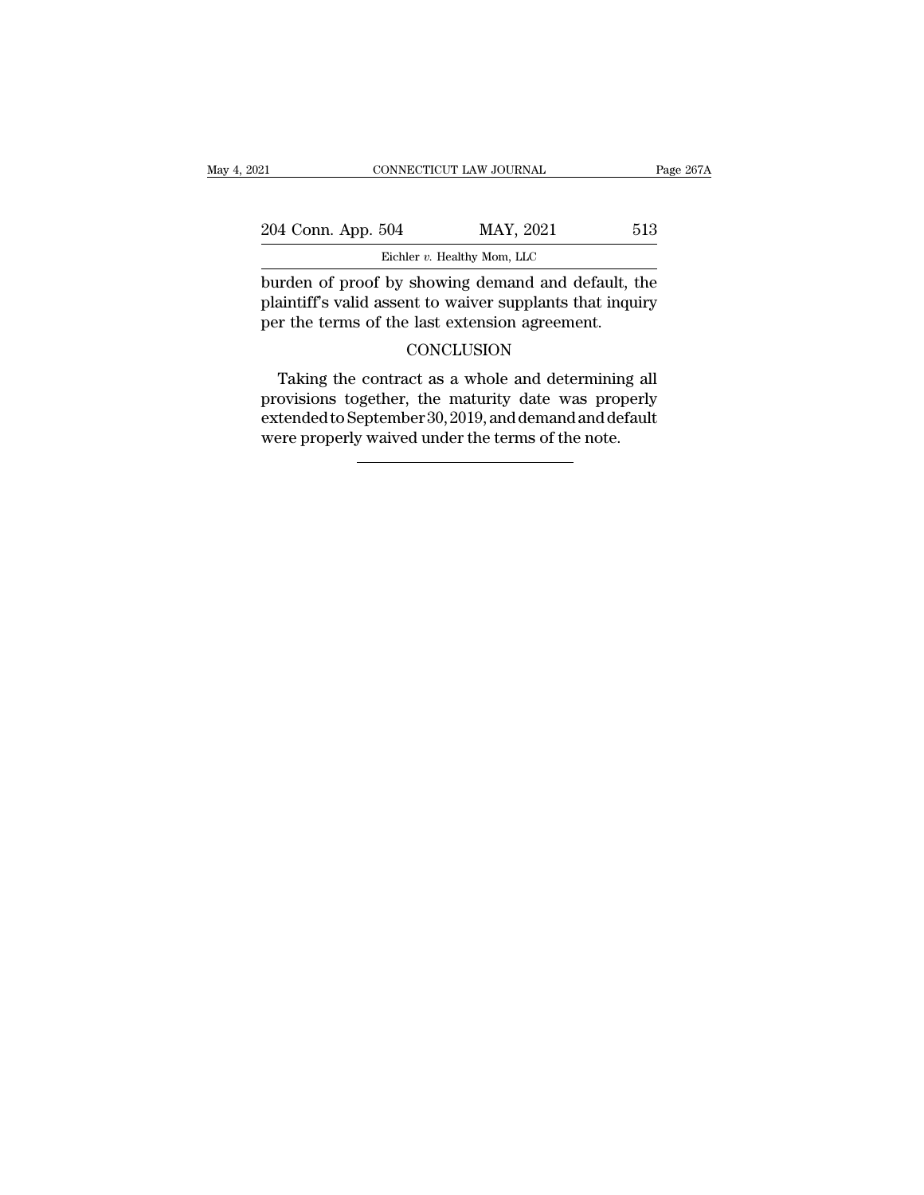burden of proof by showing demand and default, the plaintiff's valid assent to waiver supplants that inquiry per the terms of the last extension agreement.

## CONCLUSION

Taking the contract as a whole and determining all provisions together, the maturity date was properly extended to September 30, 2019, and demand and default were properly waived under the terms of the note.